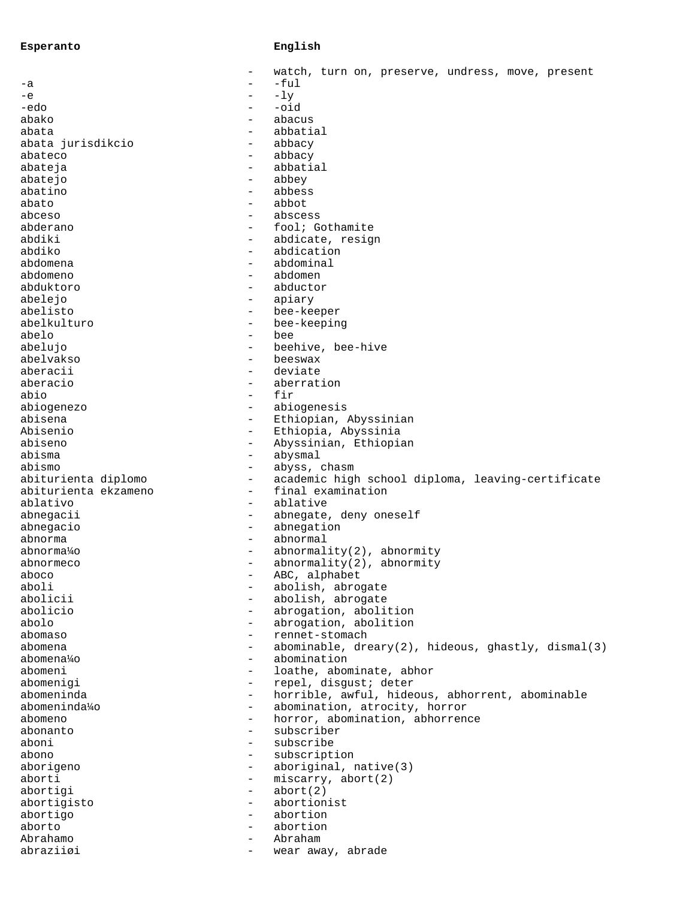| Esperanto | | English |
|---|---|---|
| | - | watch, turn on, preserve, undress, move, present |
| -a | - | -ful |
| -e | - | -ly |
| -edo | - | -oid |
| abako | - | abacus |
| abata | - | abbatial |
| abata jurisdikcio | - | abbacy |
| abateco | - | abbacy |
| abateja | - | abbatial |
| abatejo | - | abbey |
| abatino | - | abbess |
| abato | - | abbot |
| abceso | - | abscess |
| abderano | - | fool; Gothamite |
| abdiki | - | abdicate, resign |
| abdiko | - | abdication |
| abdomena | - | abdominal |
| abdomeno | - | abdomen |
| abduktoro | - | abductor |
| abelejo | - | apiary |
| abelisto | - | bee-keeper |
| abelkulturo | - | bee-keeping |
| abelo | - | bee |
| abelujo | - | beehive, bee-hive |
| abelvakso | - | beeswax |
| aberacii | - | deviate |
| aberacio | - | aberration |
| abio | - | fir |
| abiogenezo | - | abiogenesis |
| abisena | - | Ethiopian, Abyssinian |
| Abisenio | - | Ethiopia, Abyssinia |
| abiseno | - | Abyssinian, Ethiopian |
| abisma | - | abysmal |
| abismo | - | abyss, chasm |
| abiturienta diplomo | - | academic high school diploma, leaving-certificate |
| abiturienta ekzameno | - | final examination |
| ablativo | - | ablative |
| abnegacii | - | abnegate, deny oneself |
| abnegacio | - | abnegation |
| abnorma | - | abnormal |
| abnorma¼o | - | abnormality(2), abnormity |
| abnormeco | - | abnormality(2), abnormity |
| aboco | - | ABC, alphabet |
| aboli | - | abolish, abrogate |
| abolicii | - | abolish, abrogate |
| abolicio | - | abrogation, abolition |
| abolo | - | abrogation, abolition |
| abomaso | - | rennet-stomach |
| abomena | - | abominable, dreary(2), hideous, ghastly, dismal(3) |
| abomena¼o | - | abomination |
| abomeni | - | loathe, abominate, abhor |
| abomenigi | - | repel, disgust; deter |
| abomeninda | - | horrible, awful, hideous, abhorrent, abominable |
| abomeninda¼o | - | abomination, atrocity, horror |
| abomeno | - | horror, abomination, abhorrence |
| abonanto | - | subscriber |
| aboni | - | subscribe |
| abono | - | subscription |
| aborigeno | - | aboriginal, native(3) |
| aborti | - | miscarry, abort(2) |
| abortigi | - | abort(2) |
| abortigisto | - | abortionist |
| abortigo | - | abortion |
| aborto | - | abortion |
| Abrahamo | - | Abraham |
| abraziiøi | - | wear away, abrade |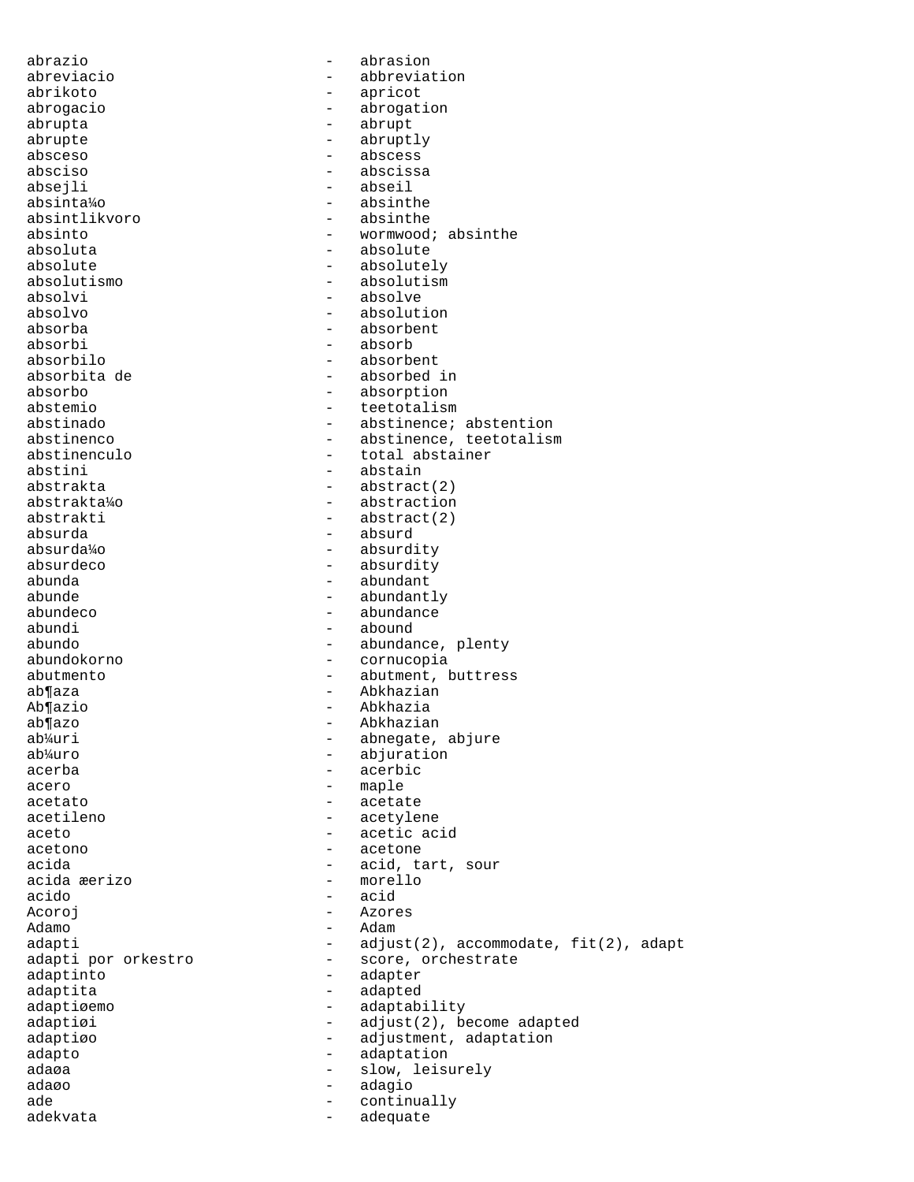abrazio - abrasion
abreviacio - abbreviation
abrikoto - apricot
abrogacio - abrogation
abrupta - abrupt
abrupte - abruptly
absceso - abscess
absciso - abscissa
absejli - abseil
absinta¼o - absinthe
absintlikvoro - absinthe
absinto - wormwood; absinthe
absoluta - absolute
absolute - absolutely
absolutismo - absolutism
absolvi - absolve
absolvo - absolution
absorba - absorbent
absorbi - absorb
absorbilo - absorbent
absorbita de - absorbed in
absorbo - absorption
abstemio - teetotalism
abstinado - abstinence; abstention
abstinenco - abstinence, teetotalism
abstinenculo - total abstainer
abstini - abstain
abstrakta - abstract(2)
abstrakta¼o - abstraction
abstrakti - abstract(2)
absurda - absurd
absurda¼o - absurdity
absurdeco - absurdity
abunda - abundant
abunde - abundantly
abundeco - abundance
abundi - abound
abundo - abundance, plenty
abundokorno - cornucopia
abutmento - abutment, buttress
ab¶aza - Abkhazian
Ab¶azio - Abkhazia
ab¶azo - Abkhazian
ab¼uri - abnegate, abjure
ab¼uro - abjuration
acerba - acerbic
acero - maple
acetato - acetate
acetileno - acetylene
aceto - acetic acid
acetono - acetone
acida - acid, tart, sour
acida æerizo - morello
acido - acid
Acoroj - Azores
Adamo - Adam
adapti - adjust(2), accommodate, fit(2), adapt
adapti por orkestro - score, orchestrate
adaptinto - adapter
adaptita - adapted
adaptiøemo - adaptability
adaptiøi - adjust(2), become adapted
adaptiøo - adjustment, adaptation
adapto - adaptation
adaøa - slow, leisurely
adaøo - adagio
ade - continually
adekvata - adequate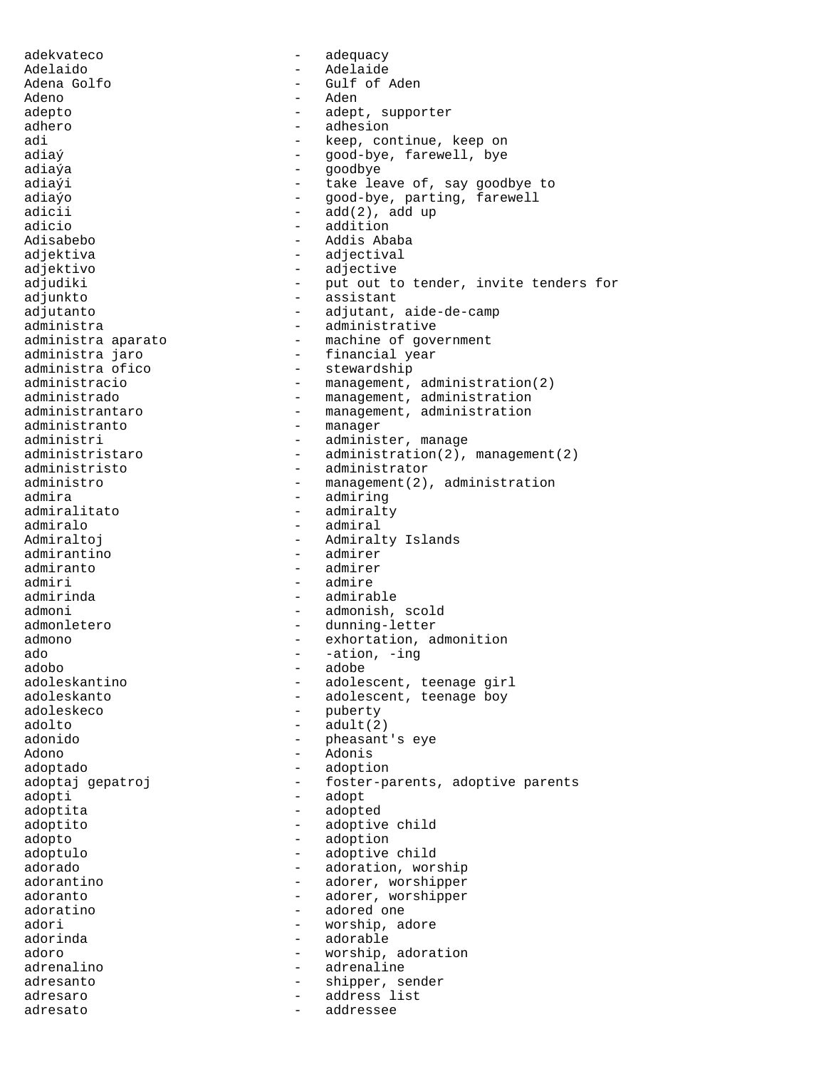adekvateco - adequacy
Adelaido - Adelaide
Adena Golfo - Gulf of Aden
Adeno - Aden
adepto - adept, supporter
adhero - adhesion
adi - keep, continue, keep on
adiaŭ - good-bye, farewell, bye
adiaŭa - goodbye
adiaŭi - take leave of, say goodbye to
adiaŭo - good-bye, parting, farewell
adicii - add(2), add up
adicio - addition
Adisabebo - Addis Ababa
adjektiva - adjectival
adjektivo - adjective
adjudiki - put out to tender, invite tenders for
adjunkto - assistant
adjutanto - adjutant, aide-de-camp
administra - administrative
administra aparato - machine of government
administra jaro - financial year
administra ofico - stewardship
administracio - management, administration(2)
administrado - management, administration
administrantaro - management, administration
administranto - manager
administri - administer, manage
administristaro - administration(2), management(2)
administristo - administrator
administro - management(2), administration
admira - admiring
admiralitato - admiralty
admiralo - admiral
Admiraltoj - Admiralty Islands
admirantino - admirer
admiranto - admirer
admiri - admire
admirinda - admirable
admoni - admonish, scold
admonletero - dunning-letter
admono - exhortation, admonition
ado - -ation, -ing
adobo - adobe
adoleskantino - adolescent, teenage girl
adoleskanto - adolescent, teenage boy
adoleskeco - puberty
adolto - adult(2)
adonido - pheasant's eye
Adono - Adonis
adoptado - adoption
adoptaj gepatroj - foster-parents, adoptive parents
adopti - adopt
adoptita - adopted
adoptito - adoptive child
adopto - adoption
adoptulo - adoptive child
adorado - adoration, worship
adorantino - adorer, worshipper
adoranto - adorer, worshipper
adoratino - adored one
adori - worship, adore
adorinda - adorable
adoro - worship, adoration
adrenalino - adrenaline
adresanto - shipper, sender
adresaro - address list
adresato - addressee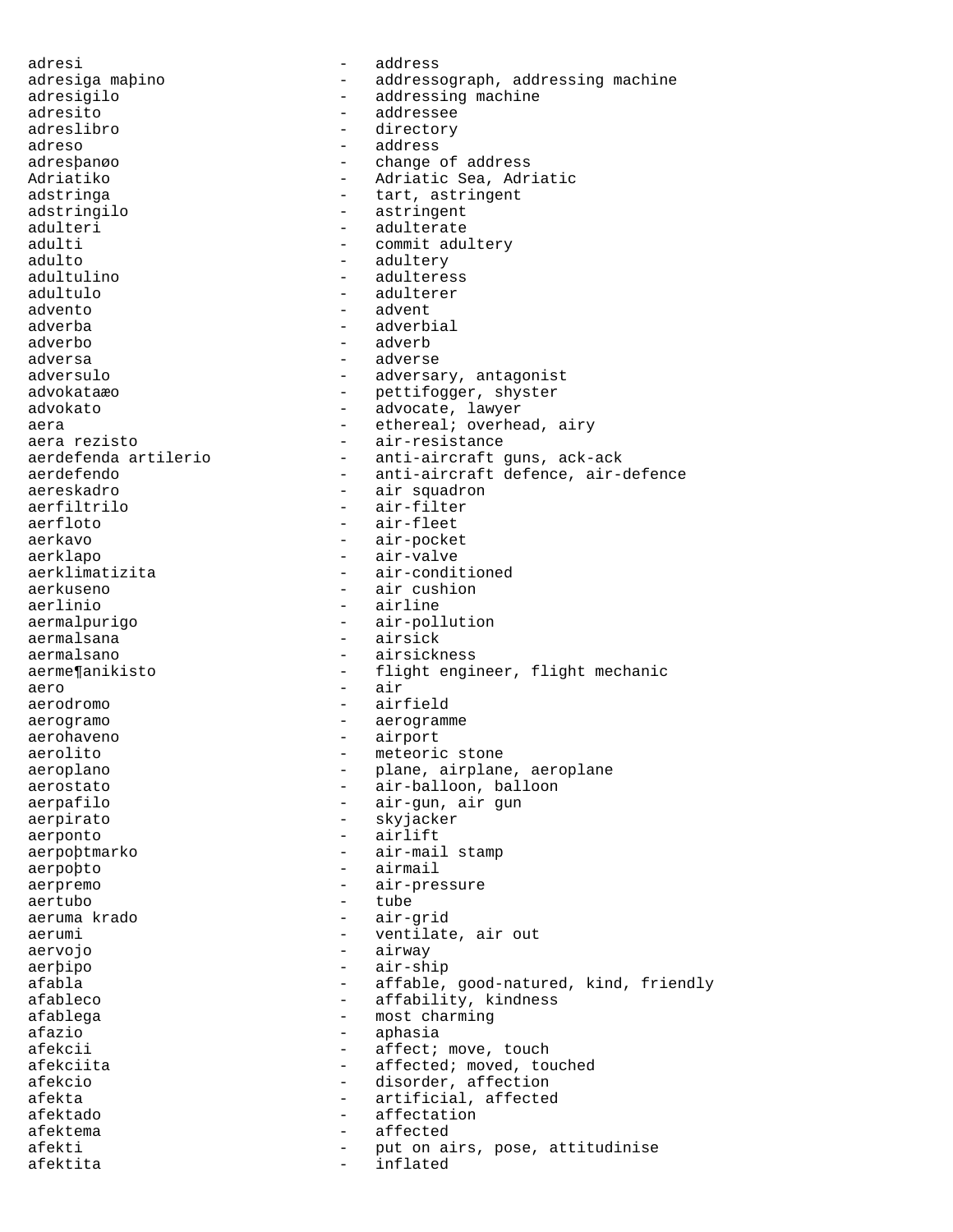adresi - address
adresiga maþino - addressograph, addressing machine
adresigilo - addressing machine
adresito - addressee
adreslibro - directory
adreso - address
adresþanøo - change of address
Adriatiko - Adriatic Sea, Adriatic
adstringa - tart, astringent
adstringilo - astringent
adulteri - adulterate
adulti - commit adultery
adulto - adultery
adultulino - adulteress
adultulo - adulterer
advento - advent
adverba - adverbial
adverbo - adverb
adversa - adverse
adversulo - adversary, antagonist
advokataæo - pettifogger, shyster
advokato - advocate, lawyer
aera - ethereal; overhead, airy
aera rezisto - air-resistance
aerdefenda artilerio - anti-aircraft guns, ack-ack
aerdefendo - anti-aircraft defence, air-defence
aereskadro - air squadron
aerfiltrilo - air-filter
aerfloto - air-fleet
aerkavo - air-pocket
aerklapo - air-valve
aerklimatizita - air-conditioned
aerkuseno - air cushion
aerlinio - airline
aermalpurigo - air-pollution
aermalsana - airsick
aermalsano - airsickness
aerme¶anikisto - flight engineer, flight mechanic
aero - air
aerodromo - airfield
aerogramo - aerogramme
aerohaveno - airport
aerolito - meteoric stone
aeroplano - plane, airplane, aeroplane
aerostato - air-balloon, balloon
aerpafilo - air-gun, air gun
aerpirato - skyjacker
aerponto - airlift
aerpoþtmarko - air-mail stamp
aerpoþto - airmail
aerpremo - air-pressure
aertubo - tube
aeruma krado - air-grid
aerumi - ventilate, air out
aervojo - airway
aerþipo - air-ship
afabla - affable, good-natured, kind, friendly
afableco - affability, kindness
afablega - most charming
afazio - aphasia
afekcii - affect; move, touch
afekciita - affected; moved, touched
afekcio - disorder, affection
afekta - artificial, affected
afektado - affectation
afektema - affected
afekti - put on airs, pose, attitudinise
afektita - inflated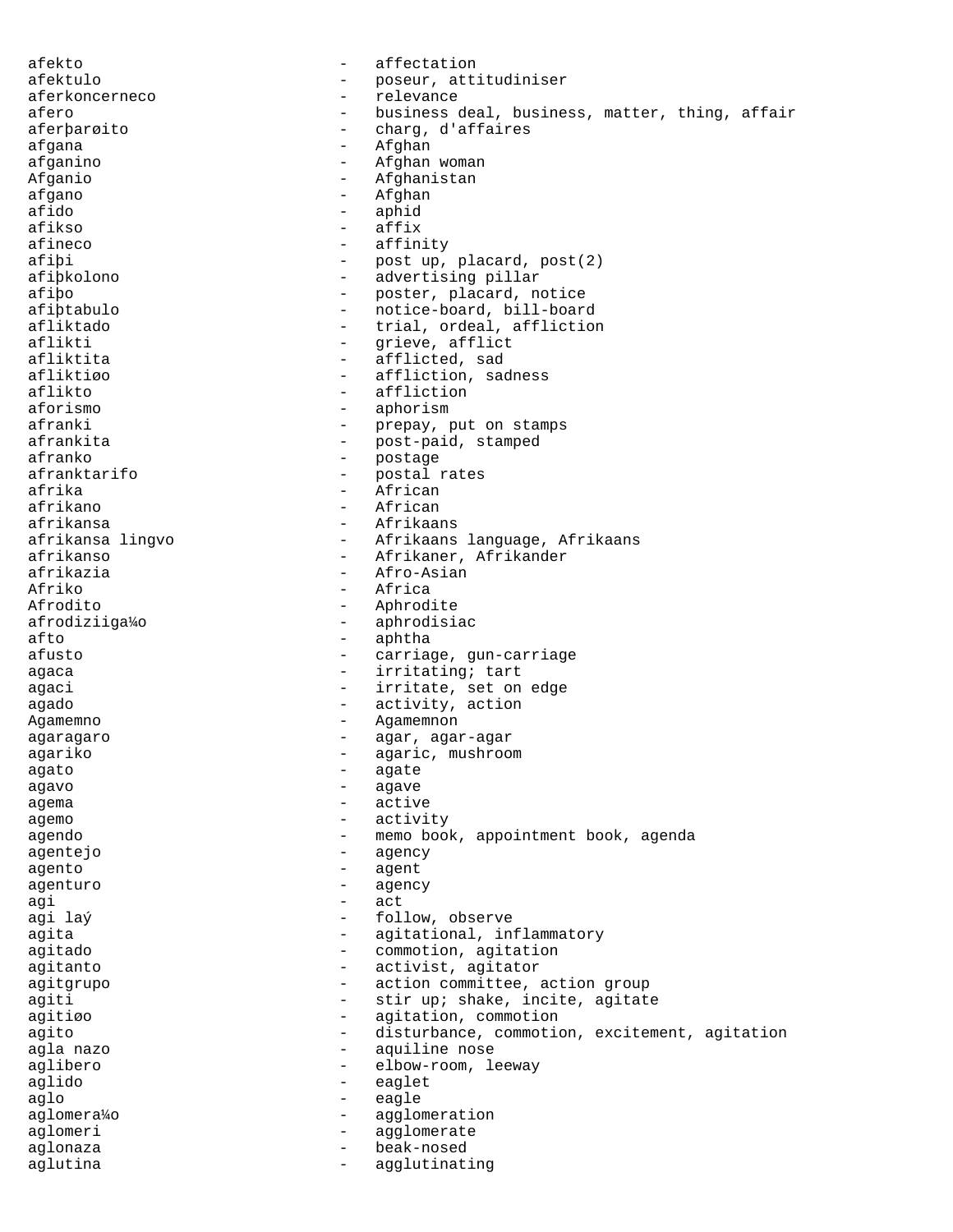```
afekto                    -   affectation
afektulo                  -   poseur, attitudiniser
aferkoncerneco            -   relevance
afero                     -   business deal, business, matter, thing, affair
aferþarøito               -   charg, d'affaires
afgana                    -   Afghan
afganino                  -   Afghan woman
Afganio                   -   Afghanistan
afgano                    -   Afghan
afido                     -   aphid
afikso                    -   affix
afineco                   -   affinity
afiþi                     -   post up, placard, post(2)
afiþkolono                -   advertising pillar
afiþo                     -   poster, placard, notice
afiþtabulo                -   notice-board, bill-board
afliktado                 -   trial, ordeal, affliction
aflikti                   -   grieve, afflict
afliktita                 -   afflicted, sad
afliktiøo                 -   affliction, sadness
aflikto                   -   affliction
aforismo                  -   aphorism
afranki                   -   prepay, put on stamps
afrankita                 -   post-paid, stamped
afranko                   -   postage
afranktarifo              -   postal rates
afrika                    -   African
afrikano                  -   African
afrikansa                 -   Afrikaans
afrikansa lingvo          -   Afrikaans language, Afrikaans
afrikanso                 -   Afrikaner, Afrikander
afrikazia                 -   Afro-Asian
Afriko                    -   Africa
Afrodito                  -   Aphrodite
afrodiziiga¼o             -   aphrodisiac
afto                      -   aphtha
afusto                    -   carriage, gun-carriage
agaca                     -   irritating; tart
agaci                     -   irritate, set on edge
agado                     -   activity, action
Agamemno                  -   Agamemnon
agaragaro                 -   agar, agar-agar
agariko                   -   agaric, mushroom
agato                     -   agate
agavo                     -   agave
agema                     -   active
agemo                     -   activity
agendo                    -   memo book, appointment book, agenda
agentejo                  -   agency
agento                    -   agent
agenturo                  -   agency
agi                       -   act
agi laý                   -   follow, observe
agita                     -   agitational, inflammatory
agitado                   -   commotion, agitation
agitanto                  -   activist, agitator
agitgrupo                 -   action committee, action group
agiti                     -   stir up; shake, incite, agitate
agitiøo                   -   agitation, commotion
agito                     -   disturbance, commotion, excitement, agitation
agla nazo                 -   aquiline nose
aglibero                  -   elbow-room, leeway
aglido                    -   eaglet
aglo                      -   eagle
aglomera¼o                -   agglomeration
aglomeri                  -   agglomerate
aglonaza                  -   beak-nosed
aglutina                  -   agglutinating
```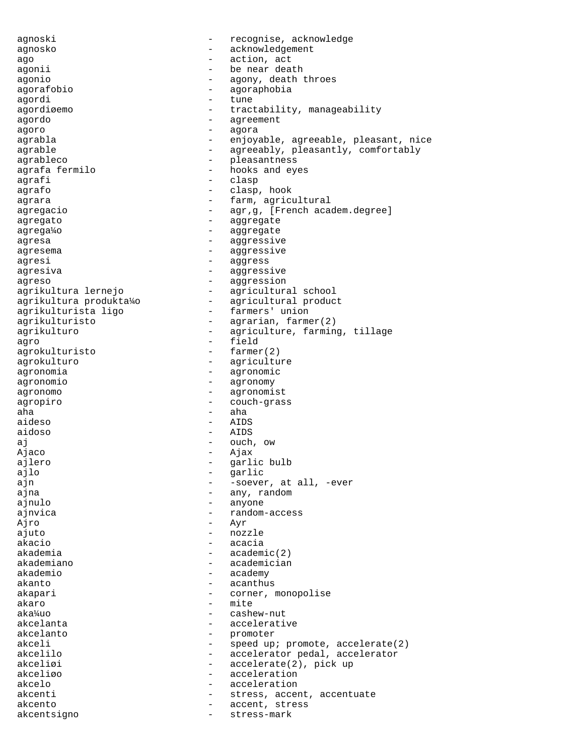agnoski - recognise, acknowledge
agnosko - acknowledgement
ago - action, act
agonii - be near death
agonio - agony, death throes
agorafobio - agoraphobia
agordi - tune
agordiøemo - tractability, manageability
agordo - agreement
agoro - agora
agrabla - enjoyable, agreeable, pleasant, nice
agrable - agreeably, pleasantly, comfortably
agrableco - pleasantness
agrafa fermilo - hooks and eyes
agrafi - clasp
agrafo - clasp, hook
agrara - farm, agricultural
agregacio - agr,g, [French academ.degree]
agregato - aggregate
agrega¼o - aggregate
agresa - aggressive
agresema - aggressive
agresi - aggress
agresiva - aggressive
agreso - aggression
agrikultura lernejo - agricultural school
agrikultura produkta¼o - agricultural product
agrikulturista ligo - farmers' union
agrikulturisto - agrarian, farmer(2)
agrikulturo - agriculture, farming, tillage
agro - field
agrokulturisto - farmer(2)
agrokulturo - agriculture
agronomia - agronomic
agronomio - agronomy
agronomo - agronomist
agropiro - couch-grass
aha - aha
aideso - AIDS
aidoso - AIDS
aj - ouch, ow
Ajaco - Ajax
ajlero - garlic bulb
ajlo - garlic
ajn - -soever, at all, -ever
ajna - any, random
ajnulo - anyone
ajnvica - random-access
Ajro - Ayr
ajuto - nozzle
akacio - acacia
akademia - academic(2)
akademiano - academician
akademio - academy
akanto - acanthus
akapari - corner, monopolise
akaro - mite
aka¼uo - cashew-nut
akcelanta - accelerative
akcelanto - promoter
akceli - speed up; promote, accelerate(2)
akcelilo - accelerator pedal, accelerator
akceliøi - accelerate(2), pick up
akceliøo - acceleration
akcelo - acceleration
akcenti - stress, accent, accentuate
akcento - accent, stress
akcentsigno - stress-mark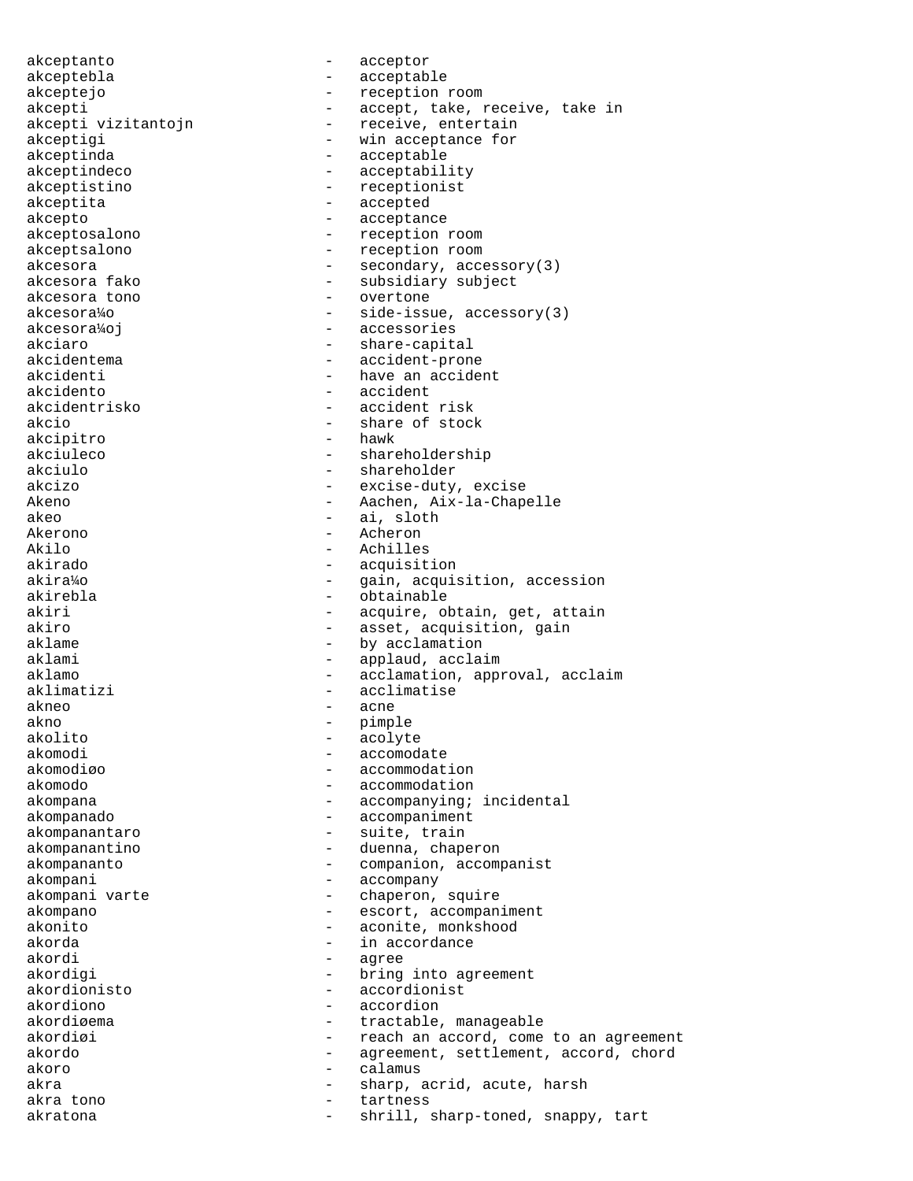akceptanto - acceptor
akceptebla - acceptable
akceptejo - reception room
akcepti - accept, take, receive, take in
akcepti vizitantojn - receive, entertain
akceptigi - win acceptance for
akceptinda - acceptable
akceptindeco - acceptability
akceptistino - receptionist
akceptita - accepted
akcepto - acceptance
akceptosalono - reception room
akceptsalono - reception room
akcesora - secondary, accessory(3)
akcesora fako - subsidiary subject
akcesora tono - overtone
akcesora¼o - side-issue, accessory(3)
akcesora¼oj - accessories
akciaro - share-capital
akcidentema - accident-prone
akcidenti - have an accident
akcidento - accident
akcidentrisko - accident risk
akcio - share of stock
akcipitro - hawk
akciuleco - shareholdership
akciulo - shareholder
akcizo - excise-duty, excise
Akeno - Aachen, Aix-la-Chapelle
akeo - ai, sloth
Akerono - Acheron
Akilo - Achilles
akirado - acquisition
akira¼o - gain, acquisition, accession
akirebla - obtainable
akiri - acquire, obtain, get, attain
akiro - asset, acquisition, gain
aklame - by acclamation
aklami - applaud, acclaim
aklamo - acclamation, approval, acclaim
aklimatizi - acclimatise
akneo - acne
akno - pimple
akolito - acolyte
akomodi - accomodate
akomodiøo - accommodation
akomodo - accommodation
akompana - accompanying; incidental
akompanado - accompaniment
akompanantaro - suite, train
akompanantino - duenna, chaperon
akompananto - companion, accompanist
akompani - accompany
akompani varte - chaperon, squire
akompano - escort, accompaniment
akonito - aconite, monkshood
akorda - in accordance
akordi - agree
akordigi - bring into agreement
akordionisto - accordionist
akordiono - accordion
akordiøema - tractable, manageable
akordiøi - reach an accord, come to an agreement
akordo - agreement, settlement, accord, chord
akoro - calamus
akra - sharp, acrid, acute, harsh
akra tono - tartness
akratona - shrill, sharp-toned, snappy, tart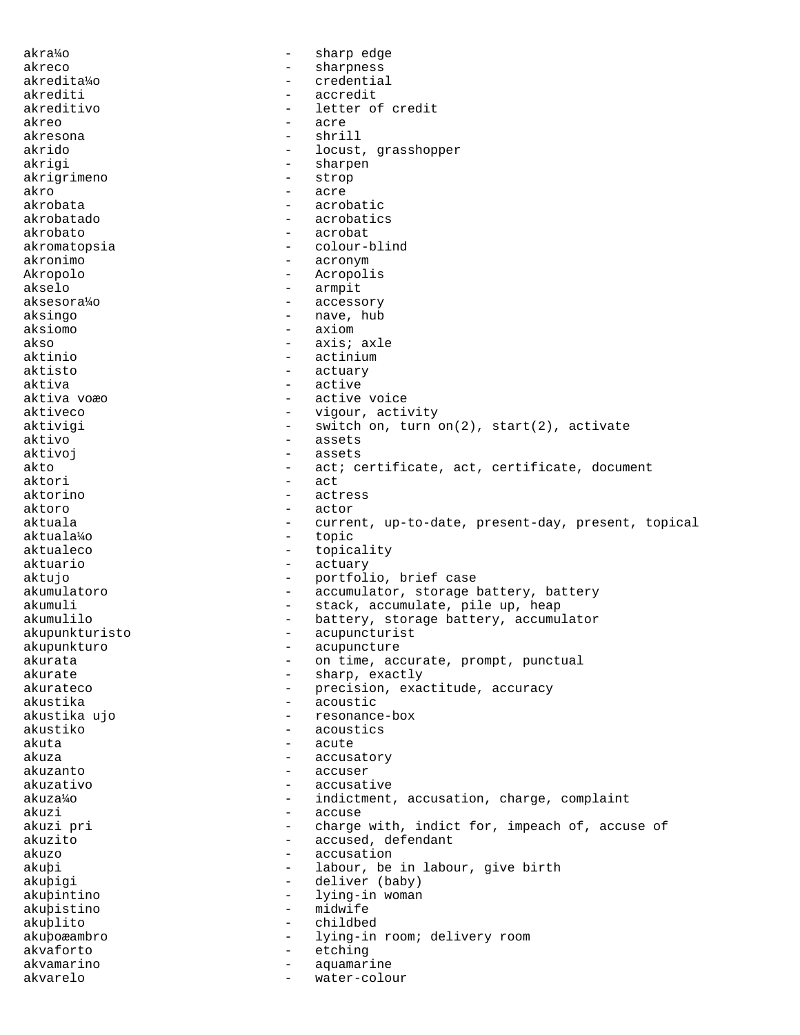akra¼o - sharp edge
akreco - sharpness
akredita¼o - credential
akrediti - accredit
akreditivo - letter of credit
akreo - acre
akresona - shrill
akrido - locust, grasshopper
akrigi - sharpen
akrigrimeno - strop
akro - acre
akrobata - acrobatic
akrobatado - acrobatics
akrobato - acrobat
akromatopsia - colour-blind
akronimo - acronym
Akropolo - Acropolis
akselo - armpit
aksesora¼o - accessory
aksingo - nave, hub
aksiomo - axiom
akso - axis; axle
aktinio - actinium
aktisto - actuary
aktiva - active
aktiva voæo - active voice
aktiveco - vigour, activity
aktivigi - switch on, turn on(2), start(2), activate
aktivo - assets
aktivoj - assets
akto - act; certificate, act, certificate, document
aktori - act
aktorino - actress
aktoro - actor
aktuala - current, up-to-date, present-day, present, topical
aktuala¼o - topic
aktualeco - topicality
aktuario - actuary
aktujo - portfolio, brief case
akumulatoro - accumulator, storage battery, battery
akumuli - stack, accumulate, pile up, heap
akumulilo - battery, storage battery, accumulator
akupunkturisto - acupuncturist
akupunkturo - acupuncture
akurata - on time, accurate, prompt, punctual
akurate - sharp, exactly
akurateco - precision, exactitude, accuracy
akustika - acoustic
akustika ujo - resonance-box
akustiko - acoustics
akuta - acute
akuza - accusatory
akuzanto - accuser
akuzativo - accusative
akuza¼o - indictment, accusation, charge, complaint
akuzi - accuse
akuzi pri - charge with, indict for, impeach of, accuse of
akuzito - accused, defendant
akuzo - accusation
akuþi - labour, be in labour, give birth
akuþigi - deliver (baby)
akuþintino - lying-in woman
akuþistino - midwife
akuþlito - childbed
akuþoæambro - lying-in room; delivery room
akvaforto - etching
akvamarino - aquamarine
akvarelo - water-colour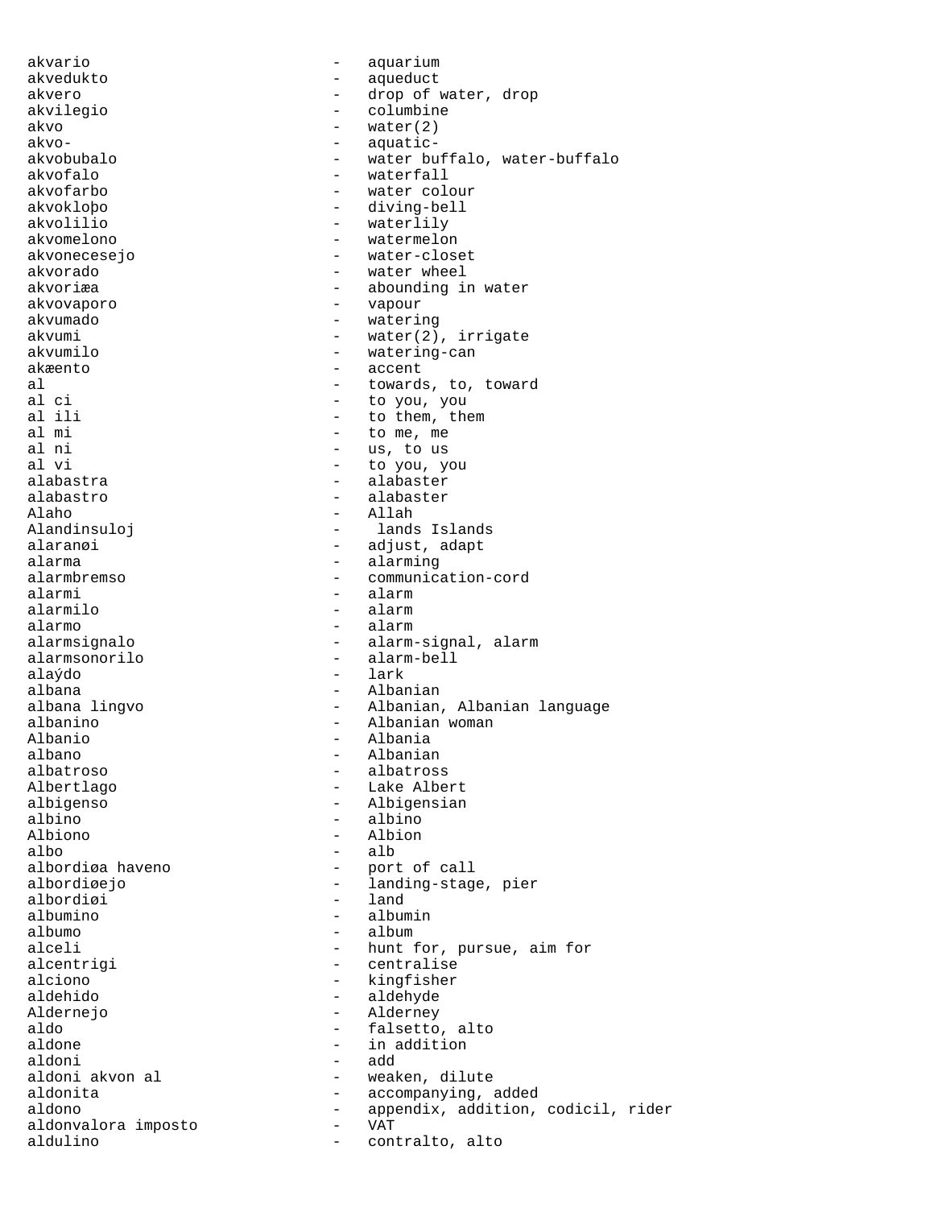akvario - aquarium
akvedukto - aqueduct
akvero - drop of water, drop
akvilegio - columbine
akvo - water(2)
akvo- - aquatic-
akvobubalo - water buffalo, water-buffalo
akvofalo - waterfall
akvofarbo - water colour
akvokloþo - diving-bell
akvolilio - waterlily
akvomelono - watermelon
akvonecesejo - water-closet
akvorado - water wheel
akvoriæa - abounding in water
akvovaporo - vapour
akvumado - watering
akvumi - water(2), irrigate
akvumilo - watering-can
akæento - accent
al - towards, to, toward
al ci - to you, you
al ili - to them, them
al mi - to me, me
al ni - us, to us
al vi - to you, you
alabastra - alabaster
alabastro - alabaster
Alaho - Allah
Alandinsuloj - lands Islands
alaranøi - adjust, adapt
alarma - alarming
alarmbremso - communication-cord
alarmi - alarm
alarmilo - alarm
alarmo - alarm
alarmsignalo - alarm-signal, alarm
alarmsonorilo - alarm-bell
alaýdo - lark
albana - Albanian
albana lingvo - Albanian, Albanian language
albanino - Albanian woman
Albanio - Albania
albano - Albanian
albatroso - albatross
Albertlago - Lake Albert
albigenso - Albigensian
albino - albino
Albiono - Albion
albo - alb
albordiøa haveno - port of call
albordiøejo - landing-stage, pier
albordiøi - land
albumino - albumin
albumo - album
alceli - hunt for, pursue, aim for
alcentrigi - centralise
alciono - kingfisher
aldehido - aldehyde
Aldernejo - Alderney
aldo - falsetto, alto
aldone - in addition
aldoni - add
aldoni akvon al - weaken, dilute
aldonita - accompanying, added
aldono - appendix, addition, codicil, rider
aldonvalora imposto - VAT
aldulino - contralto, alto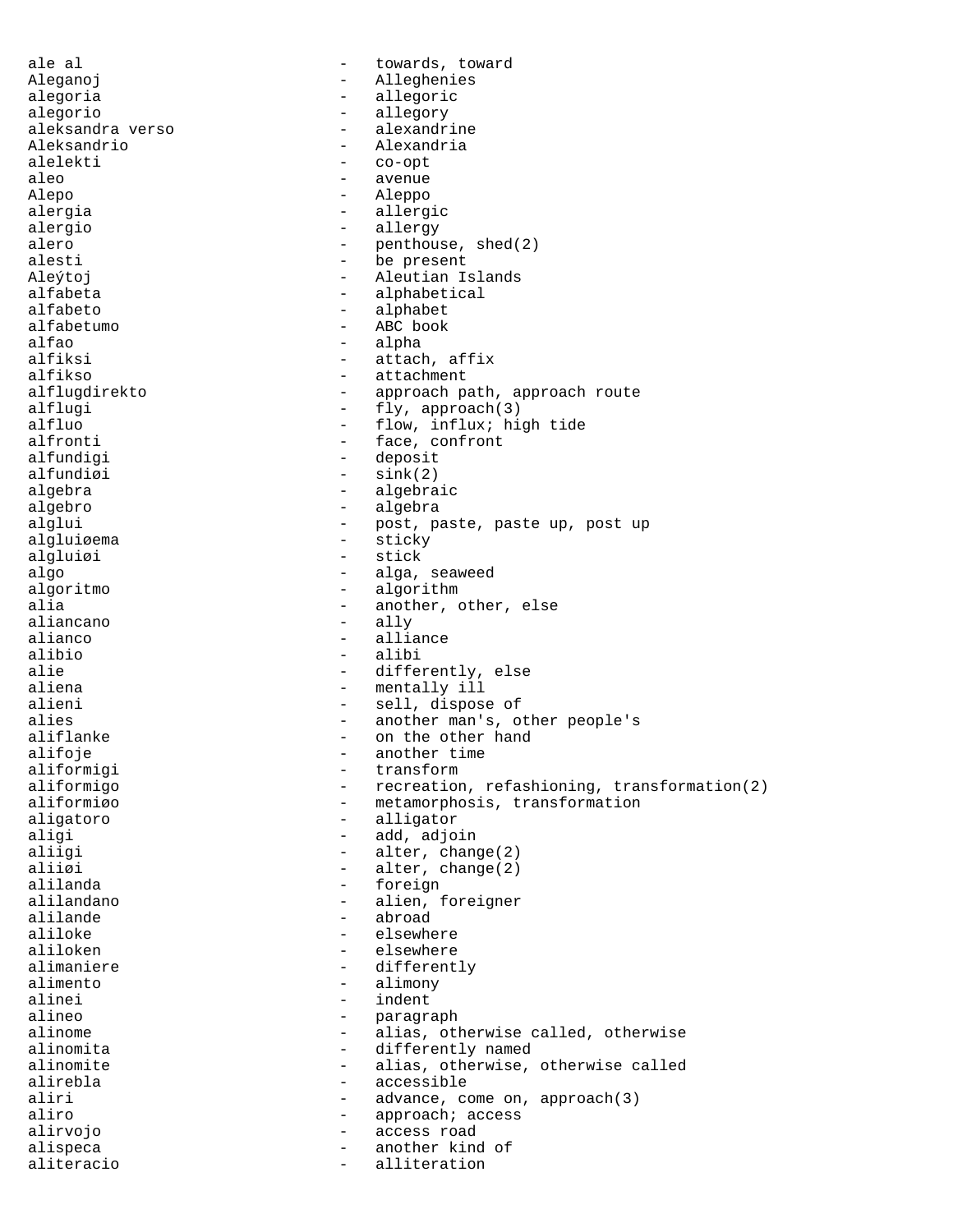```
ale al                    -   towards, toward
Aleganoj                  -   Alleghenies
alegoria                  -   allegoric
alegorio                  -   allegory
aleksandra verso          -   alexandrine
Aleksandrio               -   Alexandria
alelekti                  -   co-opt
aleo                      -   avenue
Alepo                     -   Aleppo
alergia                   -   allergic
alergio                   -   allergy
alero                     -   penthouse, shed(2)
alesti                    -   be present
Aleýtoj                   -   Aleutian Islands
alfabeta                  -   alphabetical
alfabeto                  -   alphabet
alfabetumo                -   ABC book
alfao                     -   alpha
alfiksi                   -   attach, affix
alfikso                   -   attachment
alflugdirekto             -   approach path, approach route
alflugi                   -   fly, approach(3)
alfluo                    -   flow, influx; high tide
alfronti                  -   face, confront
alfundigi                 -   deposit
alfundiøi                 -   sink(2)
algebra                   -   algebraic
algebro                   -   algebra
alglui                    -   post, paste, paste up, post up
algluiøema                -   sticky
algluiøi                  -   stick
algo                      -   alga, seaweed
algoritmo                 -   algorithm
alia                      -   another, other, else
aliancano                 -   ally
alianco                   -   alliance
alibio                    -   alibi
alie                      -   differently, else
aliena                    -   mentally ill
alieni                    -   sell, dispose of
alies                     -   another man's, other people's
aliflanke                 -   on the other hand
alifoje                   -   another time
aliformigi                -   transform
aliformigo                -   recreation, refashioning, transformation(2)
aliformiøo                -   metamorphosis, transformation
aligatoro                 -   alligator
aligi                     -   add, adjoin
aliigi                    -   alter, change(2)
aliiøi                    -   alter, change(2)
alilanda                  -   foreign
alilandano                -   alien, foreigner
alilande                  -   abroad
aliloke                   -   elsewhere
aliloken                  -   elsewhere
alimaniere                -   differently
alimento                  -   alimony
alinei                    -   indent
alineo                    -   paragraph
alinome                   -   alias, otherwise called, otherwise
alinomita                 -   differently named
alinomite                 -   alias, otherwise, otherwise called
alirebla                  -   accessible
aliri                     -   advance, come on, approach(3)
aliro                     -   approach; access
alirvojo                  -   access road
alispeca                  -   another kind of
aliteracio                -   alliteration
```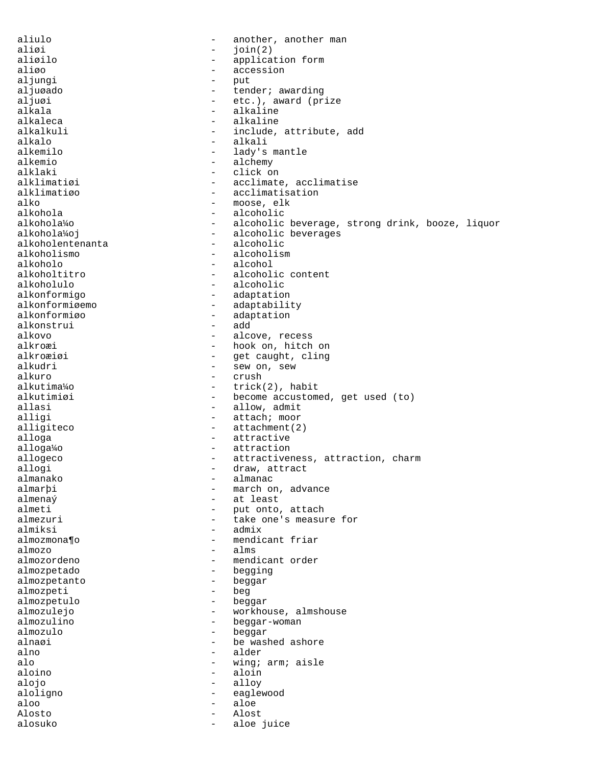aliulo - another, another man
aliøi - join(2)
aliøilo - application form
aliøo - accession
aljungi - put
aljuøado - tender; awarding
aljuøi - etc.), award (prize
alkala - alkaline
alkaleca - alkaline
alkalkuli - include, attribute, add
alkalo - alkali
alkemilo - lady's mantle
alkemio - alchemy
alklaki - click on
alklimatiøi - acclimate, acclimatise
alklimatiøo - acclimatisation
alko - moose, elk
alkohola - alcoholic
alkohola¼o - alcoholic beverage, strong drink, booze, liquor
alkohola¼oj - alcoholic beverages
alkoholentenanta - alcoholic
alkoholismo - alcoholism
alkoholo - alcohol
alkoholtitro - alcoholic content
alkoholulo - alcoholic
alkonformigo - adaptation
alkonformiøemo - adaptability
alkonformiøo - adaptation
alkonstrui - add
alkovo - alcove, recess
alkroæi - hook on, hitch on
alkroæiøi - get caught, cling
alkudri - sew on, sew
alkuro - crush
alkutima¼o - trick(2), habit
alkutimiøi - become accustomed, get used (to)
allasi - allow, admit
alligi - attach; moor
alligiteco - attachment(2)
alloga - attractive
alloga¼o - attraction
allogeco - attractiveness, attraction, charm
allogi - draw, attract
almanako - almanac
almarþi - march on, advance
almenaý - at least
almeti - put onto, attach
almezuri - take one's measure for
almiksi - admix
almozmona¶o - mendicant friar
almozo - alms
almozordeno - mendicant order
almozpetado - begging
almozpetanto - beggar
almozpeti - beg
almozpetulo - beggar
almozulejo - workhouse, almshouse
almozulino - beggar-woman
almozulo - beggar
alnaøi - be washed ashore
alno - alder
alo - wing; arm; aisle
aloino - aloin
alojo - alloy
aloligno - eaglewood
aloo - aloe
Alosto - Alost
alosuko - aloe juice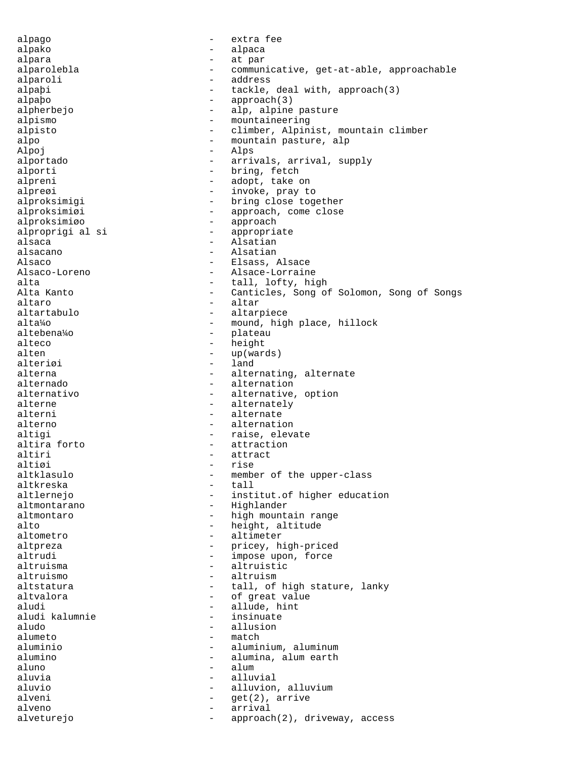alpago - extra fee
alpako - alpaca
alpara - at par
alparolebla - communicative, get-at-able, approachable
alparoli - address
alpaþi - tackle, deal with, approach(3)
alpaþo - approach(3)
alpherbejo - alp, alpine pasture
alpismo - mountaineering
alpisto - climber, Alpinist, mountain climber
alpo - mountain pasture, alp
Alpoj - Alps
alportado - arrivals, arrival, supply
alporti - bring, fetch
alpreni - adopt, take on
alpreøi - invoke, pray to
alproksimigi - bring close together
alproksimiøi - approach, come close
alproksimiøo - approach
alproprigi al si - appropriate
alsaca - Alsatian
alsacano - Alsatian
Alsaco - Elsass, Alsace
Alsaco-Loreno - Alsace-Lorraine
alta - tall, lofty, high
Alta Kanto - Canticles, Song of Solomon, Song of Songs
altaro - altar
altartabulo - altarpiece
alta¼o - mound, high place, hillock
altebena¼o - plateau
alteco - height
alten - up(wards)
alteriøi - land
alterna - alternating, alternate
alternado - alternation
alternativo - alternative, option
alterne - alternately
alterni - alternate
alterno - alternation
altigi - raise, elevate
altira forto - attraction
altiri - attract
altiøi - rise
altklasulo - member of the upper-class
altkreska - tall
altlernejo - institut.of higher education
altmontarano - Highlander
altmontaro - high mountain range
alto - height, altitude
altometro - altimeter
altpreza - pricey, high-priced
altrudi - impose upon, force
altruisma - altruistic
altruismo - altruism
altstatura - tall, of high stature, lanky
altvalora - of great value
aludi - allude, hint
aludi kalumnie - insinuate
aludo - allusion
alumeto - match
aluminio - aluminium, aluminum
alumino - alumina, alum earth
aluno - alum
aluvia - alluvial
aluvio - alluvion, alluvium
alveni - get(2), arrive
alveno - arrival
alveturejo - approach(2), driveway, access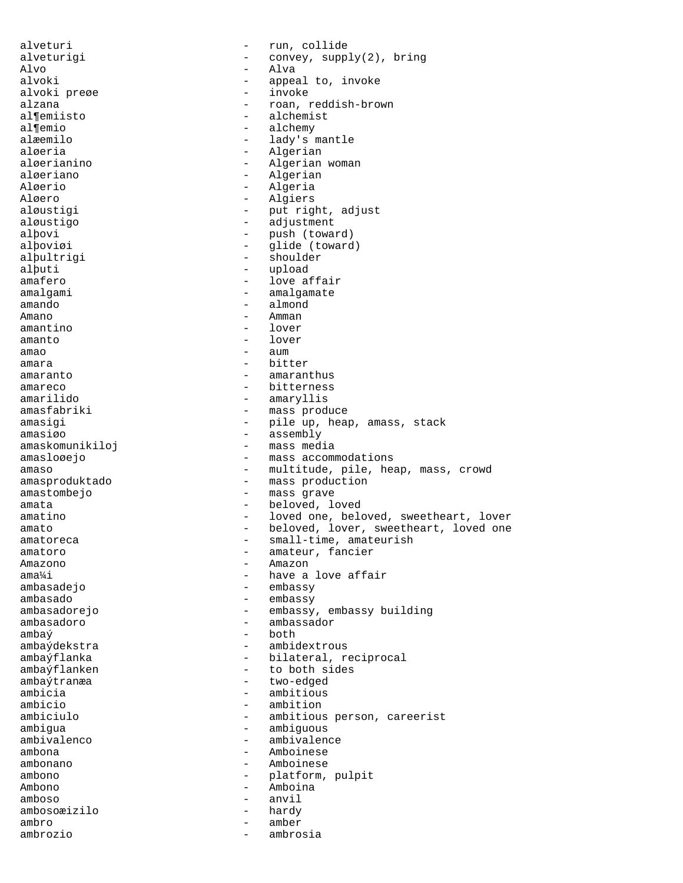alveturi - run, collide
alveturigi - convey, supply(2), bring
Alvo - Alva
alvoki - appeal to, invoke
alvoki preøe - invoke
alzana - roan, reddish-brown
al¶emiisto - alchemist
al¶emio - alchemy
alæemilo - lady's mantle
aløeria - Algerian
aløerianino - Algerian woman
aløeriano - Algerian
Aløerio - Algeria
Aløero - Algiers
aløustigi - put right, adjust
aløustigo - adjustment
alþovi - push (toward)
alþoviøi - glide (toward)
alþultrigi - shoulder
alþuti - upload
amafero - love affair
amalgami - amalgamate
amando - almond
Amano - Amman
amantino - lover
amanto - lover
amao - aum
amara - bitter
amaranto - amaranthus
amareco - bitterness
amarilido - amaryllis
amasfabriki - mass produce
amasigi - pile up, heap, amass, stack
amasiøo - assembly
amaskomunikiloj - mass media
amasloøejo - mass accommodations
amaso - multitude, pile, heap, mass, crowd
amasproduktado - mass production
amastombejo - mass grave
amata - beloved, loved
amatino - loved one, beloved, sweetheart, lover
amato - beloved, lover, sweetheart, loved one
amatoreca - small-time, amateurish
amatoro - amateur, fancier
Amazono - Amazon
ama¼i - have a love affair
ambasadejo - embassy
ambasado - embassy
ambasadorejo - embassy, embassy building
ambasadoro - ambassador
ambaý - both
ambaýdekstra - ambidextrous
ambaýflanka - bilateral, reciprocal
ambaýflanken - to both sides
ambaýtranæa - two-edged
ambicia - ambitious
ambicio - ambition
ambiciulo - ambitious person, careerist
ambigua - ambiguous
ambivalenco - ambivalence
ambona - Amboinese
ambonano - Amboinese
ambono - platform, pulpit
Ambono - Amboina
amboso - anvil
ambosoæizilo - hardy
ambro - amber
ambrozio - ambrosia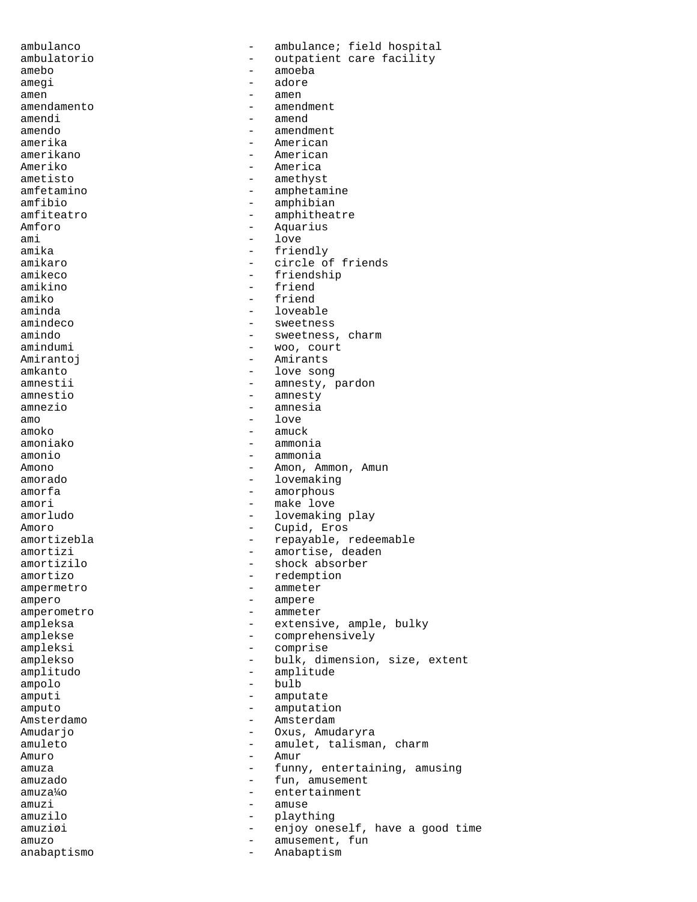ambulanco - ambulance; field hospital
ambulatorio - outpatient care facility
amebo - amoeba
amegi - adore
amen - amen
amendamento - amendment
amendi - amend
amendo - amendment
amerika - American
amerikano - American
Ameriko - America
ametisto - amethyst
amfetamino - amphetamine
amfibio - amphibian
amfiteatro - amphitheatre
Amforo - Aquarius
ami - love
amika - friendly
amikaro - circle of friends
amikeco - friendship
amikino - friend
amiko - friend
aminda - loveable
amindeco - sweetness
amindo - sweetness, charm
amindumi - woo, court
Amirantoj - Amirants
amkanto - love song
amnestii - amnesty, pardon
amnestio - amnesty
amnezio - amnesia
amo - love
amoko - amuck
amoniako - ammonia
amonio - ammonia
Amono - Amon, Ammon, Amun
amorado - lovemaking
amorfa - amorphous
amori - make love
amorludo - lovemaking play
Amoro - Cupid, Eros
amortizebla - repayable, redeemable
amortizi - amortise, deaden
amortizilo - shock absorber
amortizo - redemption
ampermetro - ammeter
ampero - ampere
amperometro - ammeter
ampleksa - extensive, ample, bulky
amplekse - comprehensively
ampleksi - comprise
amplekso - bulk, dimension, size, extent
amplitudo - amplitude
ampolo - bulb
amputi - amputate
amputo - amputation
Amsterdamo - Amsterdam
Amudarjo - Oxus, Amudaryra
amuleto - amulet, talisman, charm
Amuro - Amur
amuza - funny, entertaining, amusing
amuzado - fun, amusement
amuza¼o - entertainment
amuzi - amuse
amuzilo - plaything
amuziøi - enjoy oneself, have a good time
amuzo - amusement, fun
anabaptismo - Anabaptism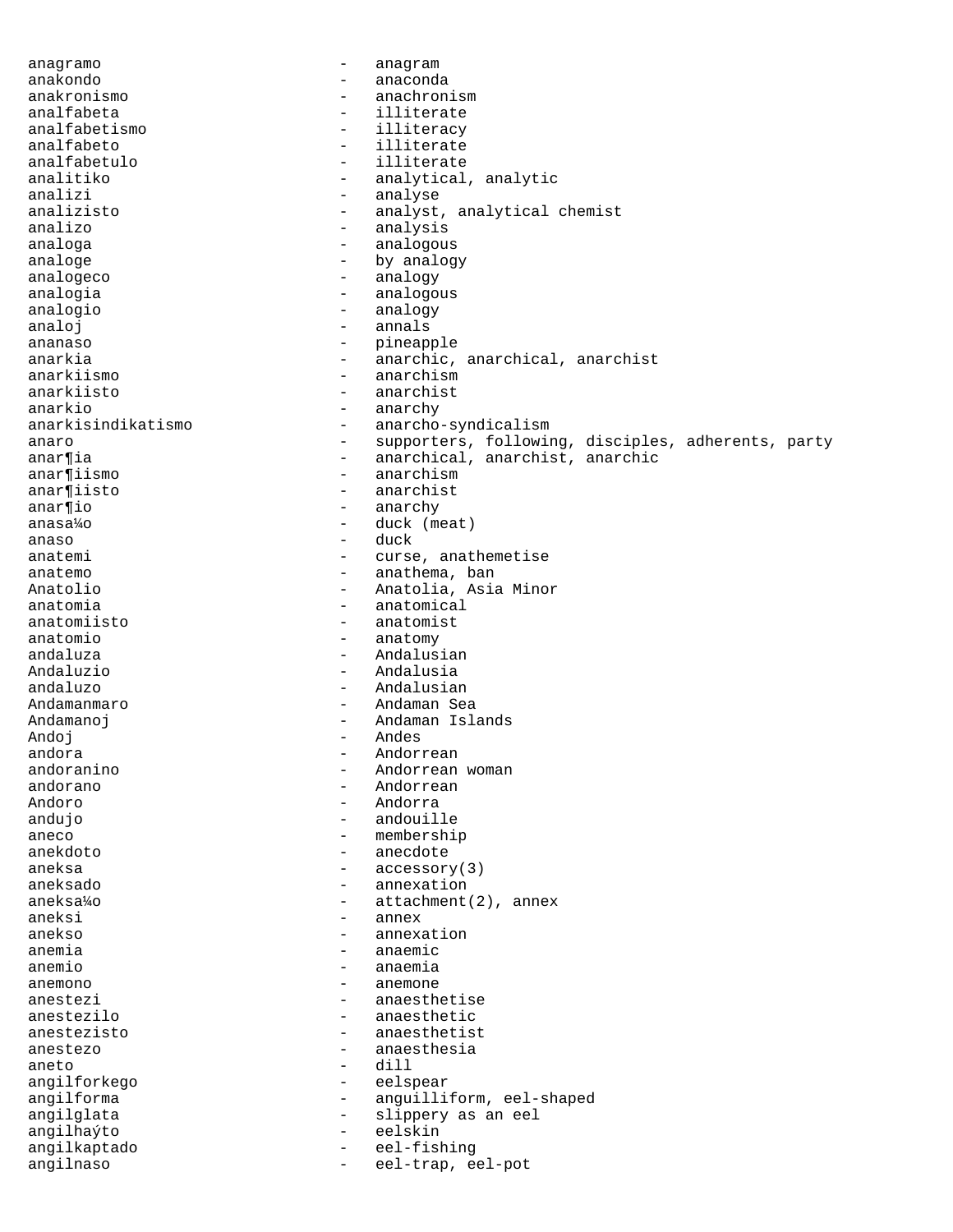anagramo - anagram
anakondo - anaconda
anakronismo - anachronism
analfabeta - illiterate
analfabetismo - illiteracy
analfabeto - illiterate
analfabetulo - illiterate
analitiko - analytical, analytic
analizi - analyse
analizisto - analyst, analytical chemist
analizo - analysis
analoga - analogous
analoge - by analogy
analogeco - analogy
analogia - analogous
analogio - analogy
analoj - annals
ananaso - pineapple
anarkia - anarchic, anarchical, anarchist
anarkiismo - anarchism
anarkiisto - anarchist
anarkio - anarchy
anarkisindikatismo - anarcho-syndicalism
anaro - supporters, following, disciples, adherents, party
anar¶ia - anarchical, anarchist, anarchic
anar¶iismo - anarchism
anar¶iisto - anarchist
anar¶io - anarchy
anasa¼o - duck (meat)
anaso - duck
anatemi - curse, anathemetise
anatemo - anathema, ban
Anatolio - Anatolia, Asia Minor
anatomia - anatomical
anatomiisto - anatomist
anatomio - anatomy
andaluza - Andalusian
Andaluzio - Andalusia
andaluzo - Andalusian
Andamanmaro - Andaman Sea
Andamanoj - Andaman Islands
Andoj - Andes
andora - Andorrean
andoranino - Andorrean woman
andorano - Andorrean
Andoro - Andorra
andujo - andouille
aneco - membership
anekdoto - anecdote
aneksa - accessory(3)
aneksado - annexation
aneksa¼o - attachment(2), annex
aneksi - annex
anekso - annexation
anemia - anaemic
anemio - anaemia
anemono - anemone
anestezi - anaesthetise
anestezilo - anaesthetic
anestezisto - anaesthetist
anestezo - anaesthesia
aneto - dill
angilforkego - eelspear
angilforma - anguilliform, eel-shaped
angilglata - slippery as an eel
angilhaýto - eelskin
angilkaptado - eel-fishing
angilnaso - eel-trap, eel-pot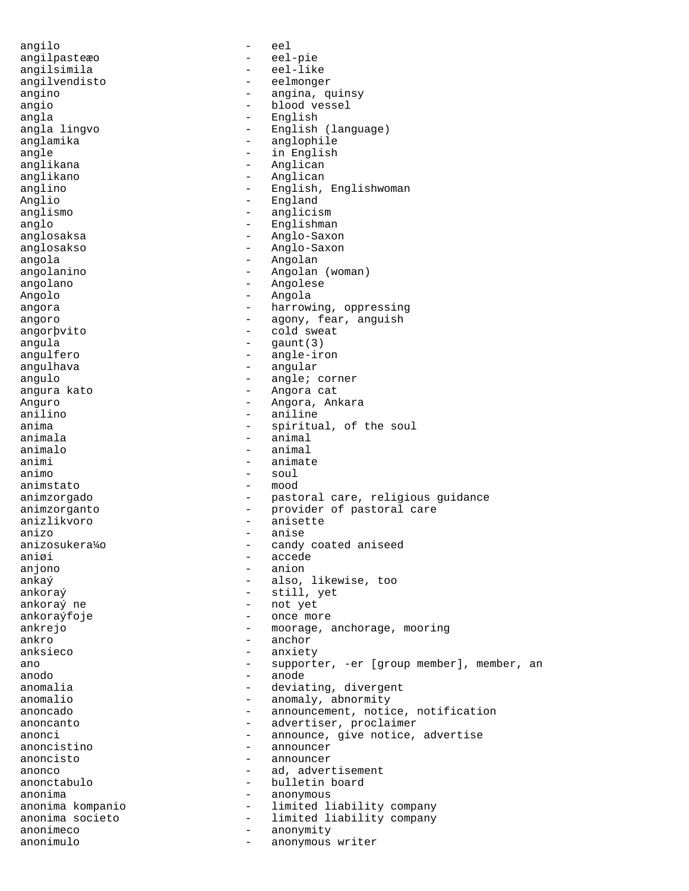angilo - eel
angilpasteæo - eel-pie
angilsimila - eel-like
angilvendisto - eelmonger
angino - angina, quinsy
angio - blood vessel
angla - English
angla lingvo - English (language)
anglamika - anglophile
angle - in English
anglikana - Anglican
anglikano - Anglican
anglino - English, Englishwoman
Anglio - England
anglismo - anglicism
anglo - Englishman
anglosaksa - Anglo-Saxon
anglosakso - Anglo-Saxon
angola - Angolan
angolanino - Angolan (woman)
angolano - Angolese
Angolo - Angola
angora - harrowing, oppressing
angoro - agony, fear, anguish
angorþvito - cold sweat
angula - gaunt(3)
angulfero - angle-iron
angulhava - angular
angulo - angle; corner
angura kato - Angora cat
Anguro - Angora, Ankara
anilino - aniline
anima - spiritual, of the soul
animala - animal
animalo - animal
animi - animate
animo - soul
animstato - mood
animzorgado - pastoral care, religious guidance
animzorganto - provider of pastoral care
anizlikvoro - anisette
anizo - anise
anizosukera¼o - candy coated aniseed
aniøi - accede
anjono - anion
ankaý - also, likewise, too
ankoraý - still, yet
ankoraý ne - not yet
ankoraýfoje - once more
ankrejo - moorage, anchorage, mooring
ankro - anchor
anksieco - anxiety
ano - supporter, -er [group member], member, an
anodo - anode
anomalia - deviating, divergent
anomalio - anomaly, abnormity
anoncado - announcement, notice, notification
anoncanto - advertiser, proclaimer
anonci - announce, give notice, advertise
anoncistino - announcer
anoncisto - announcer
anonco - ad, advertisement
anonctabulo - bulletin board
anonima - anonymous
anonima kompanio - limited liability company
anonima societo - limited liability company
anonimeco - anonymity
anonimulo - anonymous writer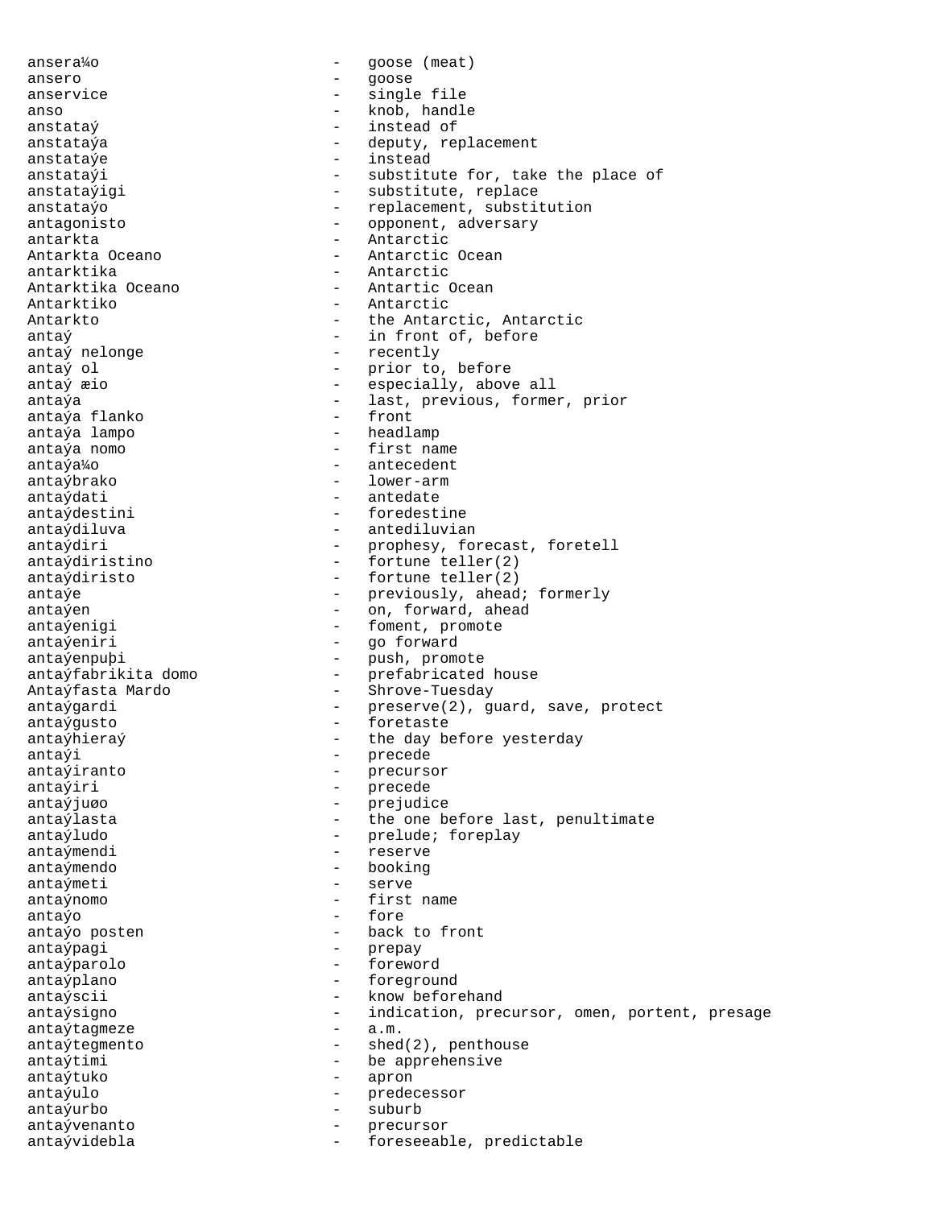anseraĵo - goose (meat)
ansero - goose
anservice - single file
anso - knob, handle
anstataŭ - instead of
anstataŭa - deputy, replacement
anstataŭe - instead
anstataŭi - substitute for, take the place of
anstataŭigi - substitute, replace
anstataŭo - replacement, substitution
antagonisto - opponent, adversary
antarkta - Antarctic
Antarkta Oceano - Antarctic Ocean
antarktika - Antarctic
Antarktika Oceano - Antartic Ocean
Antarktiko - Antarctic
Antarkto - the Antarctic, Antarctic
antaŭ - in front of, before
antaŭ nelonge - recently
antaŭ ol - prior to, before
antaŭ ĉio - especially, above all
antaŭa - last, previous, former, prior
antaŭa flanko - front
antaŭa lampo - headlamp
antaŭa nomo - first name
antaŭaĵo - antecedent
antaŭbrako - lower-arm
antaŭdati - antedate
antaŭdestini - foredestine
antaŭdiluva - antediluvian
antaŭdiri - prophesy, forecast, foretell
antaŭdiristino - fortune teller(2)
antaŭdiristo - fortune teller(2)
antaŭe - previously, ahead; formerly
antaŭen - on, forward, ahead
antaŭenigi - foment, promote
antaŭeniri - go forward
antaŭenpuŝi - push, promote
antaŭfabrikita domo - prefabricated house
Antaŭfasta Mardo - Shrove-Tuesday
antaŭgardi - preserve(2), guard, save, protect
antaŭgusto - foretaste
antaŭhieraŭ - the day before yesterday
antaŭi - precede
antaŭiranto - precursor
antaŭiri - precede
antaŭjuĝo - prejudice
antaŭlasta - the one before last, penultimate
antaŭludo - prelude; foreplay
antaŭmendi - reserve
antaŭmendo - booking
antaŭmeti - serve
antaŭnomo - first name
antaŭo - fore
antaŭo posten - back to front
antaŭpagi - prepay
antaŭparolo - foreword
antaŭplano - foreground
antaŭscii - know beforehand
antaŭsigno - indication, precursor, omen, portent, presage
antaŭtagmeze - a.m.
antaŭtegmento - shed(2), penthouse
antaŭtimi - be apprehensive
antaŭtuko - apron
antaŭulo - predecessor
antaŭurbo - suburb
antaŭvenanto - precursor
antaŭvidebla - foreseeable, predictable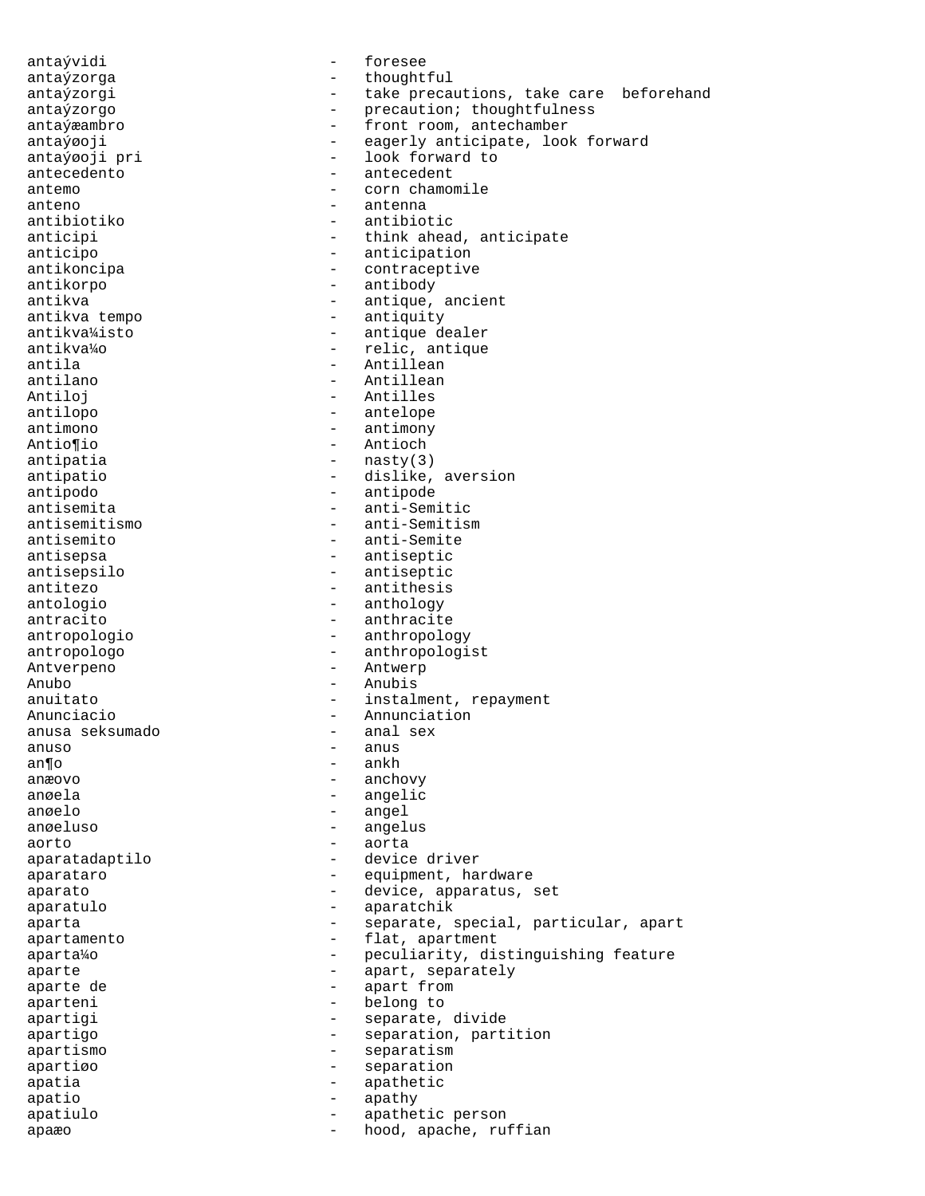antaývidi - foresee
antaýzorga - thoughtful
antaýzorgi - take precautions, take care beforehand
antaýzorgo - precaution; thoughtfulness
antaýæambro - front room, antechamber
antaýøoji - eagerly anticipate, look forward
antaýøoji pri - look forward to
antecedento - antecedent
antemo - corn chamomile
anteno - antenna
antibiotiko - antibiotic
anticipi - think ahead, anticipate
anticipo - anticipation
antikoncipa - contraceptive
antikorpo - antibody
antikva - antique, ancient
antikva tempo - antiquity
antikva¼isto - antique dealer
antikva¼o - relic, antique
antila - Antillean
antilano - Antillean
Antiloj - Antilles
antilopo - antelope
antimono - antimony
Antio¶io - Antioch
antipatia - nasty(3)
antipatio - dislike, aversion
antipodo - antipode
antisemita - anti-Semitic
antisemitismo - anti-Semitism
antisemito - anti-Semite
antisepsa - antiseptic
antisepsilo - antiseptic
antitezo - antithesis
antologio - anthology
antracito - anthracite
antropologio - anthropology
antropologo - anthropologist
Antverpeno - Antwerp
Anubo - Anubis
anuitato - instalment, repayment
Anunciacio - Annunciation
anusa seksumado - anal sex
anuso - anus
an¶o - ankh
anæovo - anchovy
anøela - angelic
anøelo - angel
anøeluso - angelus
aorto - aorta
aparatadaptilo - device driver
aparataro - equipment, hardware
aparato - device, apparatus, set
aparatulo - aparatchik
aparta - separate, special, particular, apart
apartamento - flat, apartment
aparta¼o - peculiarity, distinguishing feature
aparte - apart, separately
aparte de - apart from
aparteni - belong to
apartigi - separate, divide
apartigo - separation, partition
apartismo - separatism
apartiøo - separation
apatia - apathetic
apatio - apathy
apatiulo - apathetic person
apaæo - hood, apache, ruffian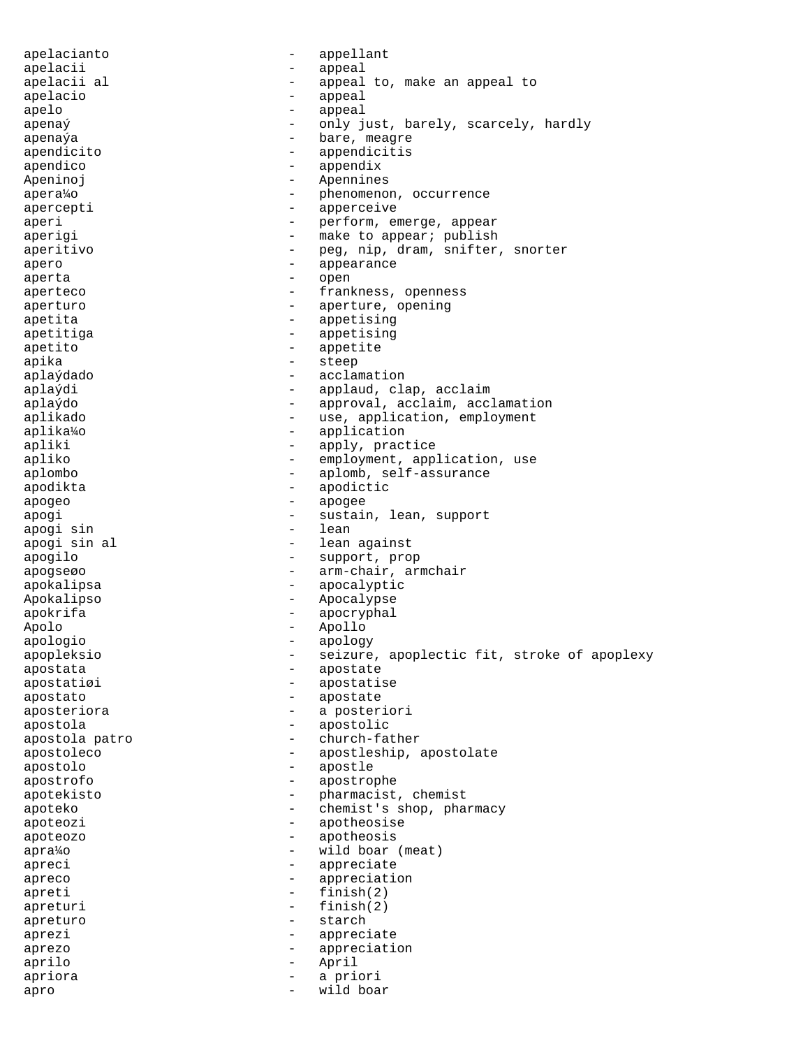apelacianto - appellant
apelacii - appeal
apelacii al - appeal to, make an appeal to
apelacio - appeal
apelo - appeal
apenaý - only just, barely, scarcely, hardly
apenaýa - bare, meagre
apendicito - appendicitis
apendico - appendix
Apeninoj - Apennines
apera¼o - phenomenon, occurrence
apercepti - apperceive
aperi - perform, emerge, appear
aperigi - make to appear; publish
aperitivo - peg, nip, dram, snifter, snorter
apero - appearance
aperta - open
aperteco - frankness, openness
aperturo - aperture, opening
apetita - appetising
apetitiga - appetising
apetito - appetite
apika - steep
aplaýdado - acclamation
aplaýdi - applaud, clap, acclaim
aplaýdo - approval, acclaim, acclamation
aplikado - use, application, employment
aplika¼o - application
apliki - apply, practice
apliko - employment, application, use
aplombo - aplomb, self-assurance
apodikta - apodictic
apogeo - apogee
apogi - sustain, lean, support
apogi sin - lean
apogi sin al - lean against
apogilo - support, prop
apogseøo - arm-chair, armchair
apokalipsa - apocalyptic
Apokalipso - Apocalypse
apokrifa - apocryphal
Apolo - Apollo
apologio - apology
apopleksio - seizure, apoplectic fit, stroke of apoplexy
apostata - apostate
apostatiøi - apostatise
apostato - apostate
aposteriora - a posteriori
apostola - apostolic
apostola patro - church-father
apostoleco - apostleship, apostolate
apostolo - apostle
apostrofo - apostrophe
apotekisto - pharmacist, chemist
apoteko - chemist's shop, pharmacy
apoteozi - apotheosise
apoteozo - apotheosis
apra¼o - wild boar (meat)
apreci - appreciate
apreco - appreciation
apreti - finish(2)
appreturi - finish(2)
apreturo - starch
aprezi - appreciate
aprezo - appreciation
aprilo - April
apriora - a priori
apro - wild boar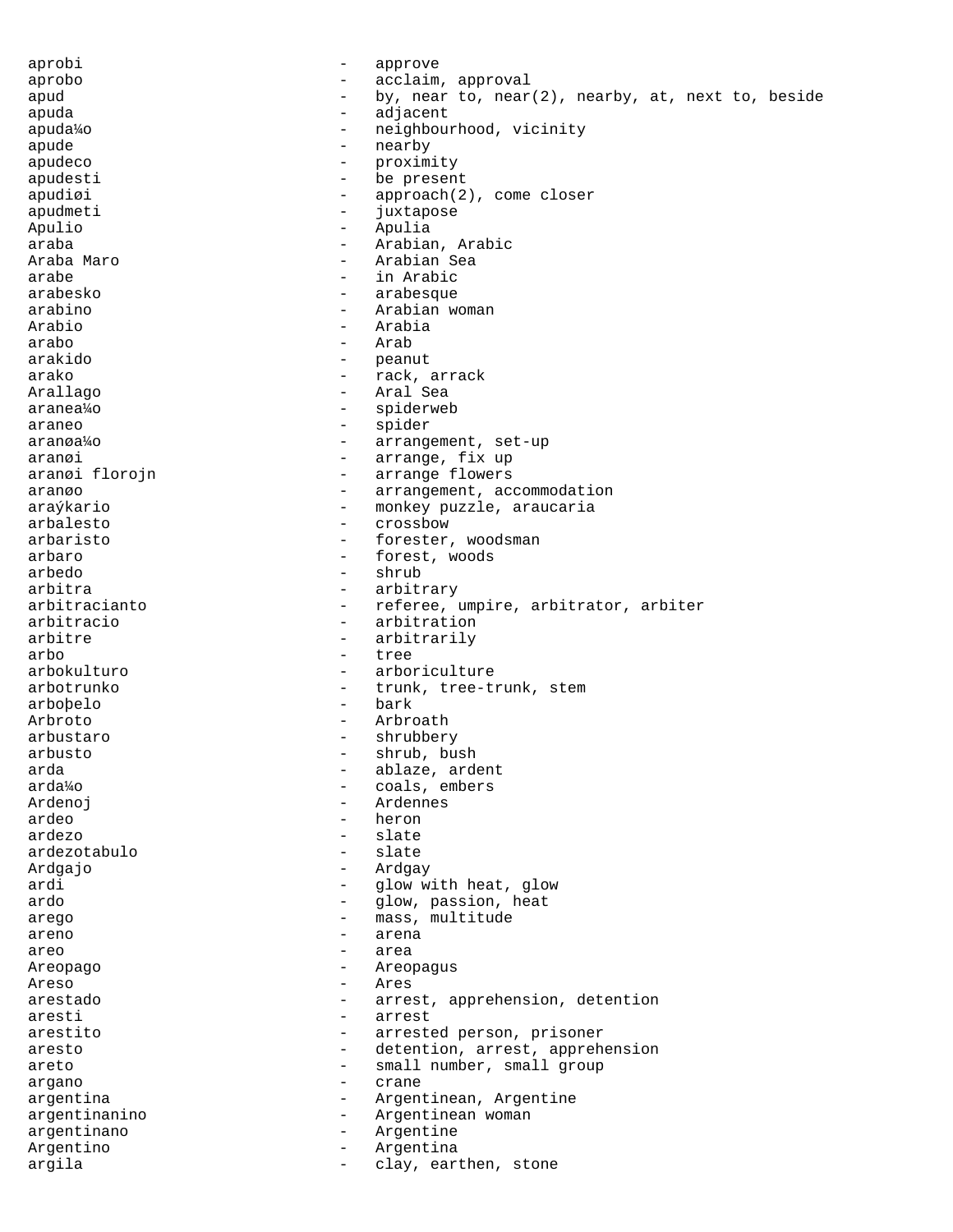aprobi - approve
aprobo - acclaim, approval
apud - by, near to, near(2), nearby, at, next to, beside
apuda - adjacent
apuda¼o - neighbourhood, vicinity
apude - nearby
apudeco - proximity
apudesti - be present
apudiøi - approach(2), come closer
apudmeti - juxtapose
Apulio - Apulia
araba - Arabian, Arabic
Araba Maro - Arabian Sea
arabe - in Arabic
arabesko - arabesque
arabino - Arabian woman
Arabio - Arabia
arabo - Arab
arakido - peanut
arako - rack, arrack
Arallago - Aral Sea
aranea¼o - spiderweb
araneo - spider
aranøa¼o - arrangement, set-up
aranøi - arrange, fix up
aranøi florojn - arrange flowers
aranøo - arrangement, accommodation
araýkario - monkey puzzle, araucaria
arbalesto - crossbow
arbaristo - forester, woodsman
arbaro - forest, woods
arbedo - shrub
arbitra - arbitrary
arbitracianto - referee, umpire, arbitrator, arbiter
arbitracio - arbitration
arbitre - arbitrarily
arbo - tree
arbokulturo - arboriculture
arbotrunko - trunk, tree-trunk, stem
arboþelo - bark
Arbroto - Arbroath
arbustaro - shrubbery
arbusto - shrub, bush
arda - ablaze, ardent
arda¼o - coals, embers
Ardenoj - Ardennes
ardeo - heron
ardezo - slate
ardezotabulo - slate
Ardgajo - Ardgay
ardi - glow with heat, glow
ardo - glow, passion, heat
arego - mass, multitude
areno - arena
areo - area
Areopago - Areopagus
Areso - Ares
arestado - arrest, apprehension, detention
aresti - arrest
arestito - arrested person, prisoner
aresto - detention, arrest, apprehension
areto - small number, small group
argano - crane
argentina - Argentinean, Argentine
argentinanino - Argentinean woman
argentinano - Argentine
Argentino - Argentina
argila - clay, earthen, stone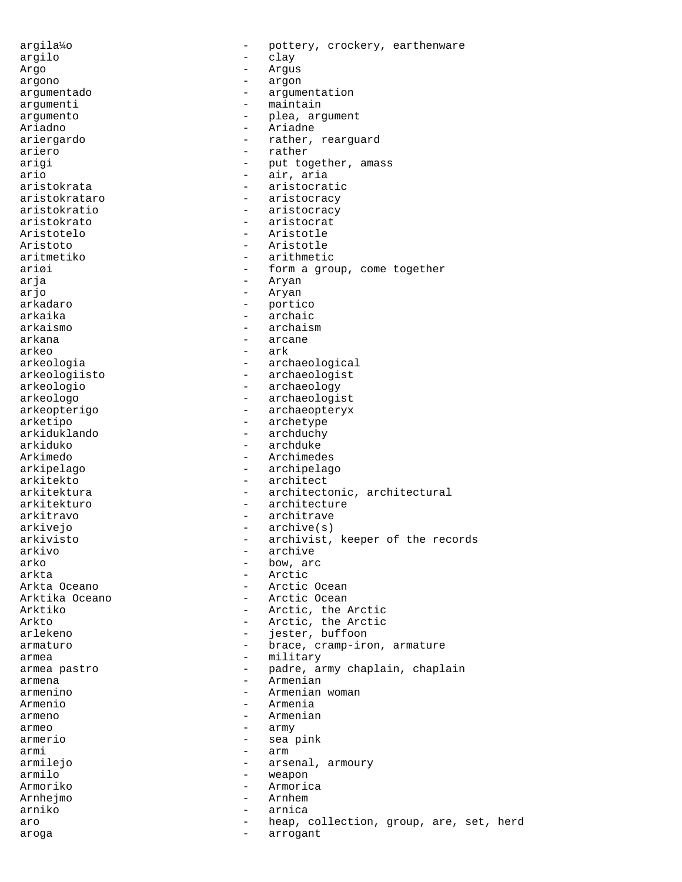argila¼o - pottery, crockery, earthenware
argilo - clay
Argo - Argus
argono - argon
argumentado - argumentation
argumenti - maintain
argumento - plea, argument
Ariadno - Ariadne
ariergardo - rather, rearguard
ariero - rather
arigi - put together, amass
ario - air, aria
aristokrata - aristocratic
aristokrataro - aristocracy
aristokratio - aristocracy
aristokrato - aristocrat
Aristotelo - Aristotle
Aristoto - Aristotle
aritmetiko - arithmetic
ariøi - form a group, come together
arja - Aryan
arjo - Aryan
arkadaro - portico
arkaika - archaic
arkaismo - archaism
arkana - arcane
arkeo - ark
arkeologia - archaeological
arkeologiisto - archaeologist
arkeologio - archaeology
arkeologo - archaeologist
arkeopterigo - archaeopteryx
arketipo - archetype
arkiduklando - archduchy
arkiduko - archduke
Arkimedo - Archimedes
arkipelago - archipelago
arkitekto - architect
arkitektura - architectonic, architectural
arkitekturo - architecture
arkitravo - architrave
arkivejo - archive(s)
arkivisto - archivist, keeper of the records
arkivo - archive
arko - bow, arc
arkta - Arctic
Arkta Oceano - Arctic Ocean
Arktika Oceano - Arctic Ocean
Arktiko - Arctic, the Arctic
Arkto - Arctic, the Arctic
arlekeno - jester, buffoon
armaturo - brace, cramp-iron, armature
armea - military
armea pastro - padre, army chaplain, chaplain
armena - Armenian
armenino - Armenian woman
Armenio - Armenia
armeno - Armenian
armeo - army
armerio - sea pink
armi - arm
armilejo - arsenal, armoury
armilo - weapon
Armoriko - Armorica
Arnhejmo - Arnhem
arniko - arnica
aro - heap, collection, group, are, set, herd
aroga - arrogant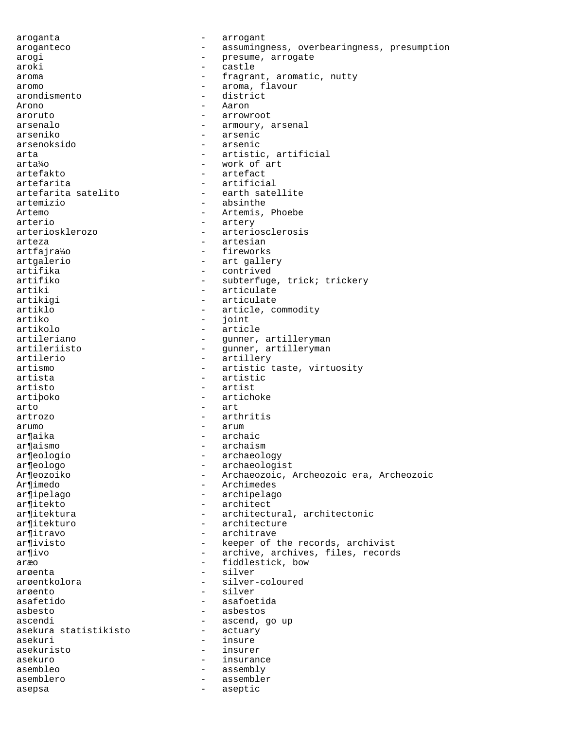aroganta - arrogant
aroganteco - assumingness, overbearingness, presumption
arogi - presume, arrogate
aroki - castle
aroma - fragrant, aromatic, nutty
aromo - aroma, flavour
arondismento - district
Arono - Aaron
aroruto - arrowroot
arsenalo - armoury, arsenal
arseniko - arsenic
arsenoksido - arsenic
arta - artistic, artificial
arta¼o - work of art
artefakto - artefact
artefarita - artificial
artefarita satelito - earth satellite
artemizio - absinthe
Artemo - Artemis, Phoebe
arterio - artery
arteriosklerozo - arteriosclerosis
arteza - artesian
artfajra¼o - fireworks
artgalerio - art gallery
artifika - contrived
artifiko - subterfuge, trick; trickery
artiki - articulate
artikigi - articulate
artiklo - article, commodity
artiko - joint
artikolo - article
artileriano - gunner, artilleryman
artileriisto - gunner, artilleryman
artilerio - artillery
artismo - artistic taste, virtuosity
artista - artistic
artisto - artist
artiþoko - artichoke
arto - art
artrozo - arthritis
arumo - arum
ar¶aika - archaic
ar¶aismo - archaism
ar¶eologio - archaeology
ar¶eologo - archaeologist
Ar¶eozoiko - Archaeozoic, Archeozoic era, Archeozoic
Ar¶imedo - Archimedes
ar¶ipelago - archipelago
ar¶itekto - architect
ar¶itektura - architectural, architectonic
ar¶itekturo - architecture
ar¶itravo - architrave
ar¶ivisto - keeper of the records, archivist
ar¶ivo - archive, archives, files, records
aræo - fiddlestick, bow
arøenta - silver
arøentkolora - silver-coloured
arøento - silver
asafetido - asafoetida
asbesto - asbestos
ascendi - ascend, go up
asekura statistikisto - actuary
asekuri - insure
asekuristo - insurer
asekuro - insurance
asembleo - assembly
asemblero - assembler
asepsa - aseptic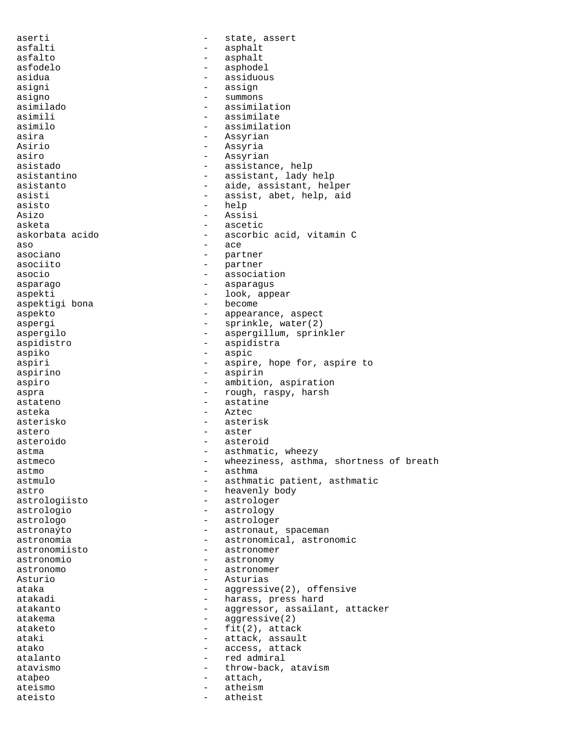aserti - state, assert
asfalti - asphalt
asfalto - asphalt
asfodelo - asphodel
asidua - assiduous
asigni - assign
asigno - summons
asimilado - assimilation
asimili - assimilate
asimilo - assimilation
asira - Assyrian
Asirio - Assyria
asiro - Assyrian
asistado - assistance, help
asistantino - assistant, lady help
asistanto - aide, assistant, helper
asisti - assist, abet, help, aid
asisto - help
Asizo - Assisi
asketa - ascetic
askorbata acido - ascorbic acid, vitamin C
aso - ace
asociano - partner
asociito - partner
asocio - association
asparago - asparagus
aspekti - look, appear
aspektigi bona - become
aspekto - appearance, aspect
aspergi - sprinkle, water(2)
aspergilo - aspergillum, sprinkler
aspidistro - aspidistra
aspiko - aspic
aspiri - aspire, hope for, aspire to
aspirino - aspirin
aspiro - ambition, aspiration
aspra - rough, raspy, harsh
astateno - astatine
asteka - Aztec
asterisko - asterisk
astero - aster
asteroido - asteroid
astma - asthmatic, wheezy
astmeco - wheeziness, asthma, shortness of breath
astmo - asthma
astmulo - asthmatic patient, asthmatic
astro - heavenly body
astrologiisto - astrologer
astrologio - astrology
astrologo - astrologer
astronaŭto - astronaut, spaceman
astronomia - astronomical, astronomic
astronomiisto - astronomer
astronomio - astronomy
astronomo - astronomer
Asturio - Asturias
ataka - aggressive(2), offensive
atakadi - harass, press hard
atakanto - aggressor, assailant, attacker
atakema - aggressive(2)
ataketo - fit(2), attack
ataki - attack, assault
atako - access, attack
atalanto - red admiral
atavismo - throw-back, atavism
ataŝeo - attach,
ateismo - atheism
ateisto - atheist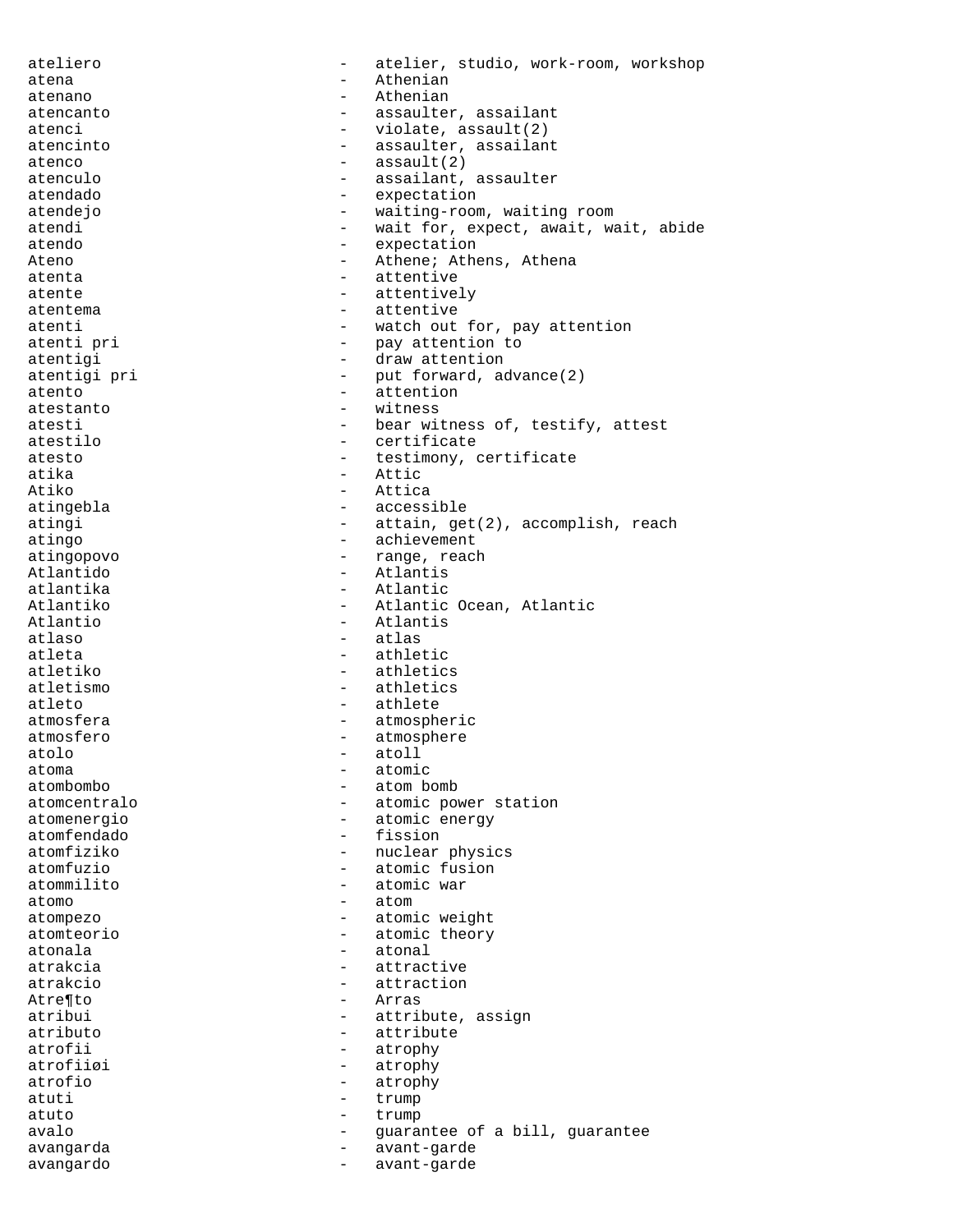ateliero - atelier, studio, work-room, workshop
atena - Athenian
atenano - Athenian
atencanto - assaulter, assailant
atenci - violate, assault(2)
atencinto - assaulter, assailant
atenco - assault(2)
atenculo - assailant, assaulter
atendado - expectation
atendejo - waiting-room, waiting room
atendi - wait for, expect, await, wait, abide
atendo - expectation
Ateno - Athene; Athens, Athena
atenta - attentive
atente - attentively
atentema - attentive
atenti - watch out for, pay attention
atenti pri - pay attention to
atentigi - draw attention
atentigi pri - put forward, advance(2)
atento - attention
atestanto - witness
atesti - bear witness of, testify, attest
atestilo - certificate
atesto - testimony, certificate
atika - Attic
Atiko - Attica
atingebla - accessible
atingi - attain, get(2), accomplish, reach
atingo - achievement
atingopovo - range, reach
Atlantido - Atlantis
atlantika - Atlantic
Atlantiko - Atlantic Ocean, Atlantic
Atlantio - Atlantis
atlaso - atlas
atleta - athletic
atletiko - athletics
atletismo - athletics
atleto - athlete
atmosfera - atmospheric
atmosfero - atmosphere
atolo - atoll
atoma - atomic
atombombo - atom bomb
atomcentralo - atomic power station
atomenergio - atomic energy
atomfendado - fission
atomfiziko - nuclear physics
atomfuzio - atomic fusion
atommilito - atomic war
atomo - atom
atompezo - atomic weight
atomteorio - atomic theory
atonala - atonal
atrakcia - attractive
atrakcio - attraction
Atre¶to - Arras
atribui - attribute, assign
atributo - attribute
atrofii - atrophy
atrofiiøi - atrophy
atrofio - atrophy
atuti - trump
atuto - trump
avalo - guarantee of a bill, guarantee
avangarda - avant-garde
avangardo - avant-garde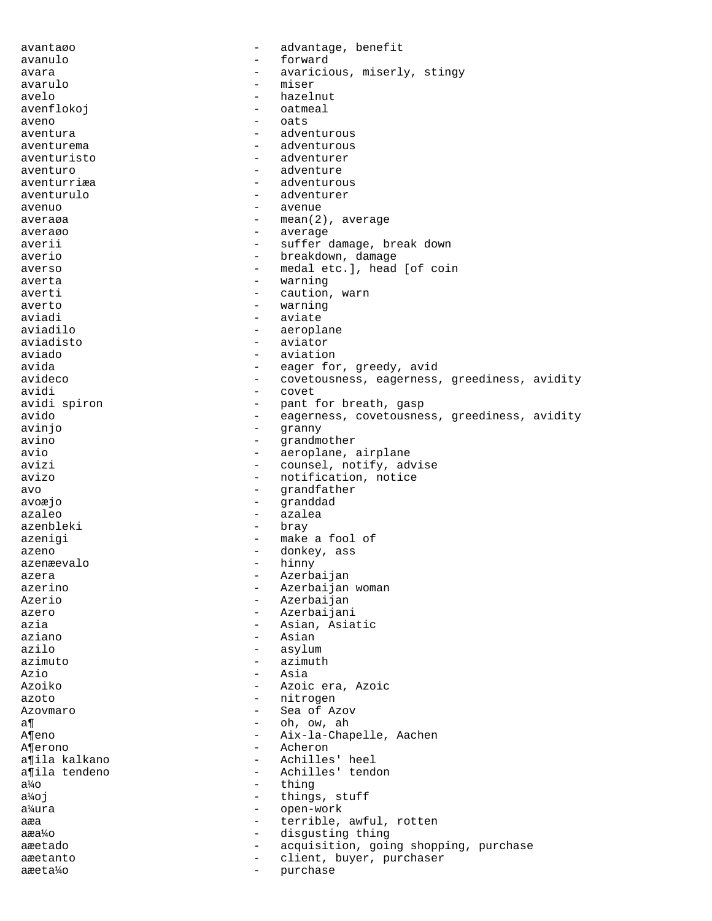avantaøo - advantage, benefit
avanulo - forward
avara - avaricious, miserly, stingy
avarulo - miser
avelo - hazelnut
avenflokoj - oatmeal
aveno - oats
aventura - adventurous
aventurema - adventurous
aventuristo - adventurer
aventuro - adventure
aventurriæa - adventurous
aventurulo - adventurer
avenuo - avenue
averaøa - mean(2), average
averaøo - average
averii - suffer damage, break down
averio - breakdown, damage
averso - medal etc.], head [of coin
averta - warning
averti - caution, warn
averto - warning
aviadi - aviate
aviadilo - aeroplane
aviadisto - aviator
aviado - aviation
avida - eager for, greedy, avid
avideco - covetousness, eagerness, greediness, avidity
avidi - covet
avidi spiron - pant for breath, gasp
avido - eagerness, covetousness, greediness, avidity
avinjo - granny
avino - grandmother
avio - aeroplane, airplane
avizi - counsel, notify, advise
avizo - notification, notice
avo - grandfather
avoæjo - granddad
azaleo - azalea
azenbleki - bray
azenigi - make a fool of
azeno - donkey, ass
azenæevalo - hinny
azera - Azerbaijan
azerino - Azerbaijan woman
Azerio - Azerbaijan
azero - Azerbaijani
azia - Asian, Asiatic
aziano - Asian
azilo - asylum
azimuto - azimuth
Azio - Asia
Azoiko - Azoic era, Azoic
azoto - nitrogen
Azovmaro - Sea of Azov
a¶ - oh, ow, ah
A¶eno - Aix-la-Chapelle, Aachen
A¶erono - Acheron
a¶ila kalkano - Achilles' heel
a¶ila tendeno - Achilles' tendon
a¼o - thing
a¼oj - things, stuff
a¼ura - open-work
aæa - terrible, awful, rotten
aæa¼o - disgusting thing
aæetado - acquisition, going shopping, purchase
aæetanto - client, buyer, purchaser
aæeta¼o - purchase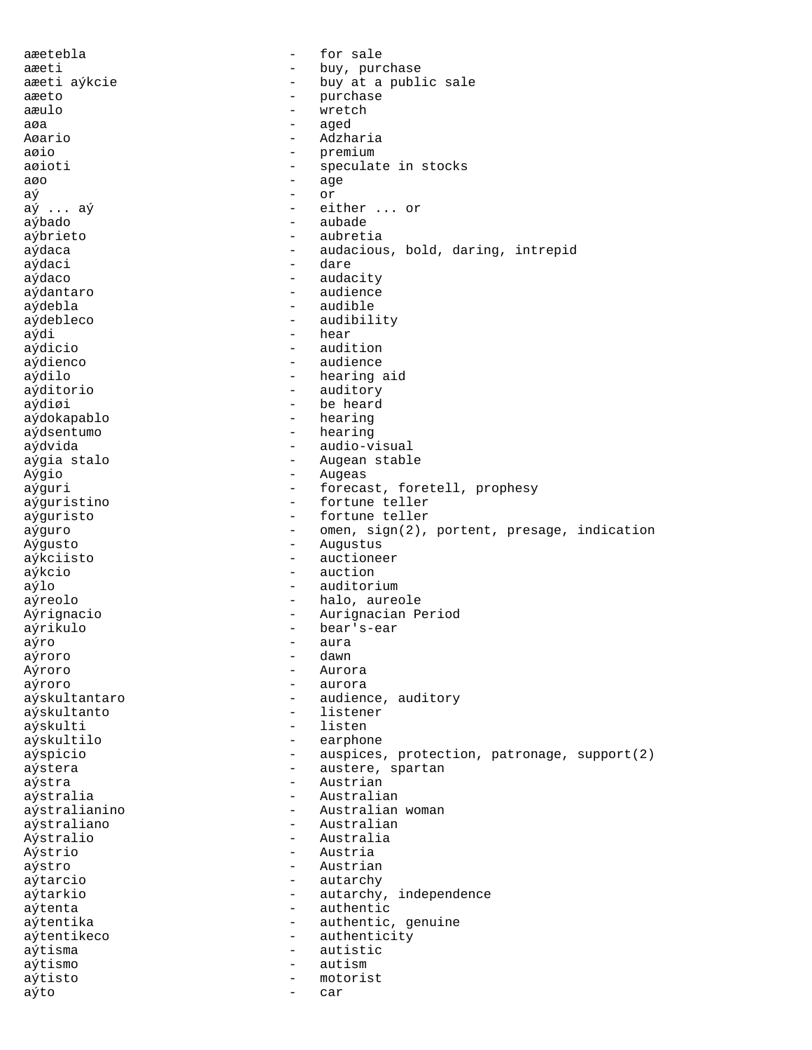aæetebla - for sale
aæeti - buy, purchase
aæeti aýkcie - buy at a public sale
aæeto - purchase
aæulo - wretch
aøa - aged
Aøario - Adzharia
aøio - premium
aøioti - speculate in stocks
aøo - age
aý - or
aý ... aý - either ... or
aýbado - aubade
aýbrieto - aubretia
aýdaca - audacious, bold, daring, intrepid
aýdaci - dare
aýdaco - audacity
aýdantaro - audience
aýdebla - audible
aýdebleco - audibility
aýdi - hear
aýdicio - audition
aýdienco - audience
aýdilo - hearing aid
aýditorio - auditory
aýdiøi - be heard
aýdokapablo - hearing
aýdsentumo - hearing
aýdvida - audio-visual
aýgia stalo - Augean stable
Aýgio - Augeas
aýguri - forecast, foretell, prophesy
aýguristino - fortune teller
aýguristo - fortune teller
aýguro - omen, sign(2), portent, presage, indication
Aýgusto - Augustus
aýkciisto - auctioneer
aýkcio - auction
aýlo - auditorium
aýreolo - halo, aureole
Aýrignacio - Aurignacian Period
aýrikulo - bear's-ear
aýro - aura
aýroro - dawn
Aýroro - Aurora
aýroro - aurora
aýskultantaro - audience, auditory
aýskultanto - listener
aýskulti - listen
aýskultilo - earphone
aýspicio - auspices, protection, patronage, support(2)
aýstera - austere, spartan
aýstra - Austrian
aýstralia - Australian
aýstralianino - Australian woman
aýstraliano - Australian
Aýstralio - Australia
Aýstrio - Austria
aýstro - Austrian
aýtarcio - autarchy
aýtarkio - autarchy, independence
aýtenta - authentic
aýtentika - authentic, genuine
aýtentikeco - authenticity
aýtisma - autistic
aýtismo - autism
aýtisto - motorist
aýto - car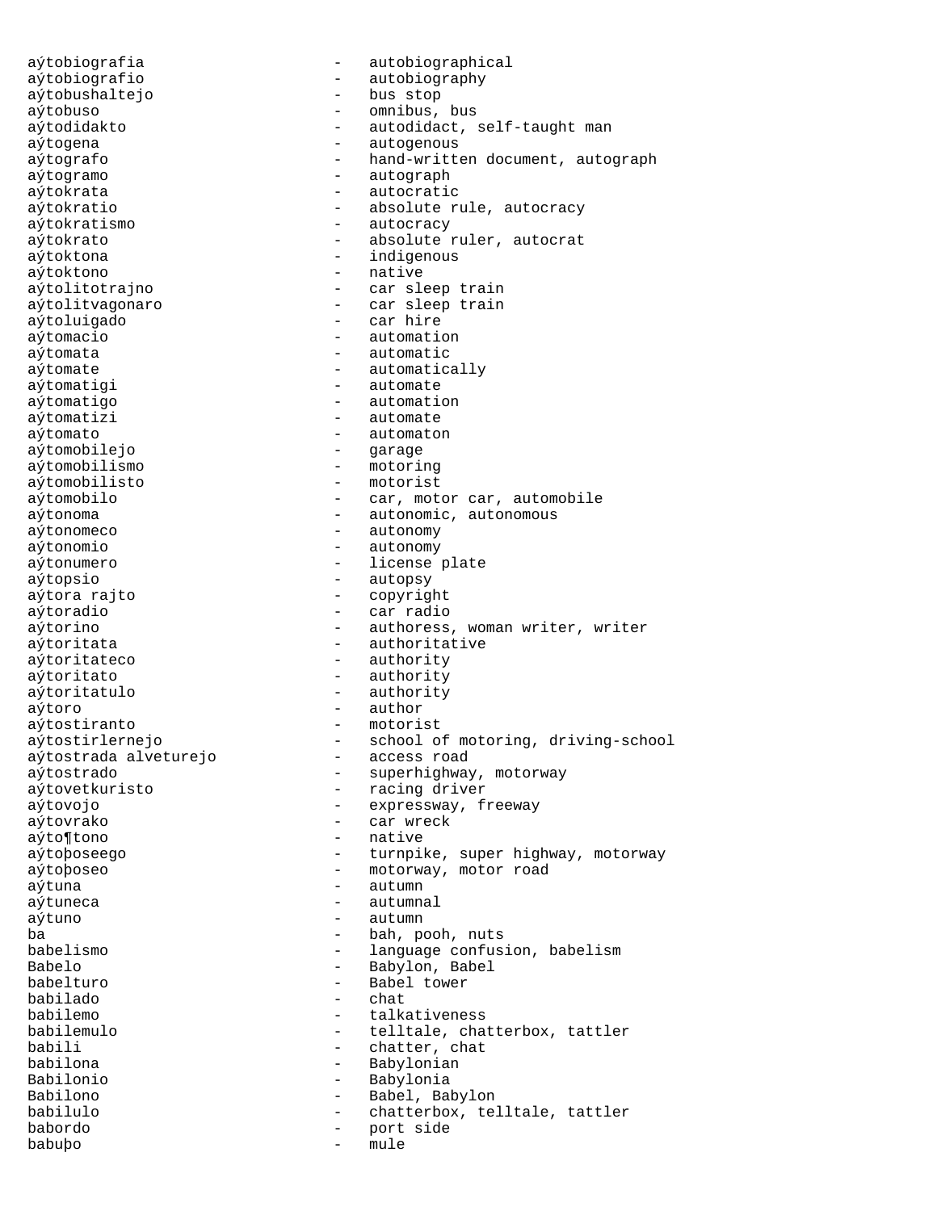aýtobiografia - autobiographical
aýtobiografio - autobiography
aýtobushaltejo - bus stop
aýtobuso - omnibus, bus
aýtodidakto - autodidact, self-taught man
aýtogena - autogenous
aýtografo - hand-written document, autograph
aýtogramo - autograph
aýtokrata - autocratic
aýtokratio - absolute rule, autocracy
aýtokratismo - autocracy
aýtokrato - absolute ruler, autocrat
aýtoktona - indigenous
aýtoktono - native
aýtolitotrajno - car sleep train
aýtolitvagonaro - car sleep train
aýtoluigado - car hire
aýtomacio - automation
aýtomata - automatic
aýtomate - automatically
aýtomatigi - automate
aýtomatigo - automation
aýtomatizi - automate
aýtomato - automaton
aýtomobilejo - garage
aýtomobilismo - motoring
aýtomobilisto - motorist
aýtomobilo - car, motor car, automobile
aýtonoma - autonomic, autonomous
aýtonomeco - autonomy
aýtonomio - autonomy
aýtonumero - license plate
aýtopsio - autopsy
aýtora rajto - copyright
aýtoradio - car radio
aýtorino - authoress, woman writer, writer
aýtoritata - authoritative
aýtoritateco - authority
aýtoritato - authority
aýtoritatulo - authority
aýtoro - author
aýtostiranto - motorist
aýtostirlernejo - school of motoring, driving-school
aýtostrada alveturejo - access road
aýtostrado - superhighway, motorway
aýtovetkuristo - racing driver
aýtovojo - expressway, freeway
aýtovrako - car wreck
aýto¶tono - native
aýtoþoseego - turnpike, super highway, motorway
aýtoþoseo - motorway, motor road
aýtuna - autumn
aýtuneca - autumnal
aýtuno - autumn
ba - bah, pooh, nuts
babelismo - language confusion, babelism
Babelo - Babylon, Babel
babelturo - Babel tower
babilado - chat
babilemo - talkativeness
babilemulo - telltale, chatterbox, tattler
babili - chatter, chat
babilona - Babylonian
Babilonio - Babylonia
Babilono - Babel, Babylon
babilulo - chatterbox, telltale, tattler
babordo - port side
babuþo - mule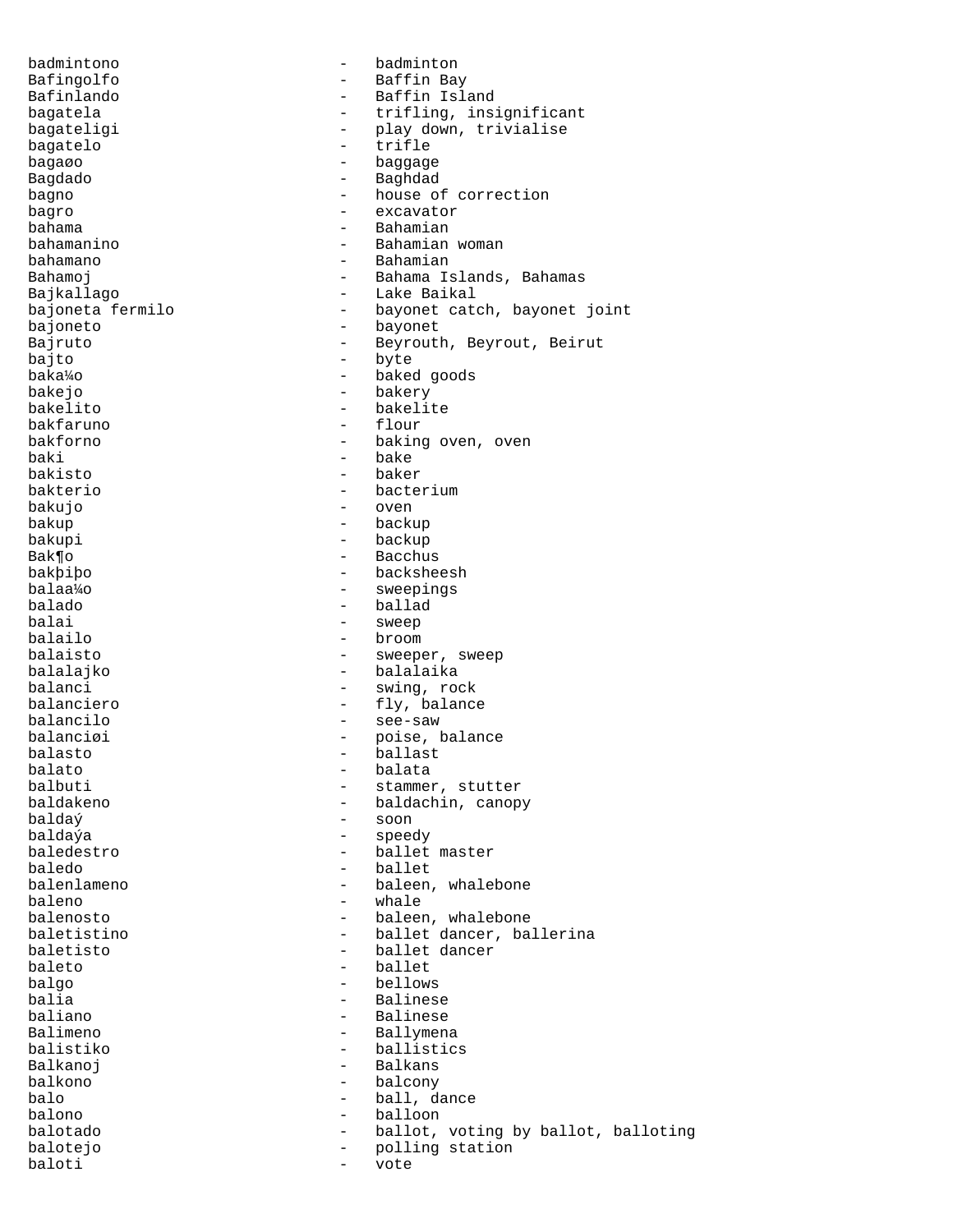badmintono - badminton
Bafingolfo - Baffin Bay
Bafinlando - Baffin Island
bagatela - trifling, insignificant
bagateligi - play down, trivialise
bagatelo - trifle
bagaøo - baggage
Bagdado - Baghdad
bagno - house of correction
bagro - excavator
bahama - Bahamian
bahamanino - Bahamian woman
bahamano - Bahamian
Bahamoj - Bahama Islands, Bahamas
Bajkallago - Lake Baikal
bajoneta fermilo - bayonet catch, bayonet joint
bajoneto - bayonet
Bajruto - Beyrouth, Beyrout, Beirut
bajto - byte
baka¼o - baked goods
bakejo - bakery
bakelito - bakelite
bakfaruno - flour
bakforno - baking oven, oven
baki - bake
bakisto - baker
bakterio - bacterium
bakujo - oven
bakup - backup
bakupi - backup
Bak¶o - Bacchus
bakþiþo - backsheesh
balaa¼o - sweepings
balado - ballad
balai - sweep
balailo - broom
balaisto - sweeper, sweep
balalajko - balalaika
balanci - swing, rock
balanciero - fly, balance
balancilo - see-saw
balanciøi - poise, balance
balasto - ballast
balato - balata
balbuti - stammer, stutter
baldakeno - baldachin, canopy
baldaý - soon
baldaýa - speedy
baledestro - ballet master
baledo - ballet
balenlameno - baleen, whalebone
baleno - whale
balenosto - baleen, whalebone
baletistino - ballet dancer, ballerina
baletisto - ballet dancer
baleto - ballet
balgo - bellows
balia - Balinese
baliano - Balinese
Balimeno - Ballymena
balistiko - ballistics
Balkanoj - Balkans
balkono - balcony
balo - ball, dance
balono - balloon
balotado - ballot, voting by ballot, balloting
balotejo - polling station
baloti - vote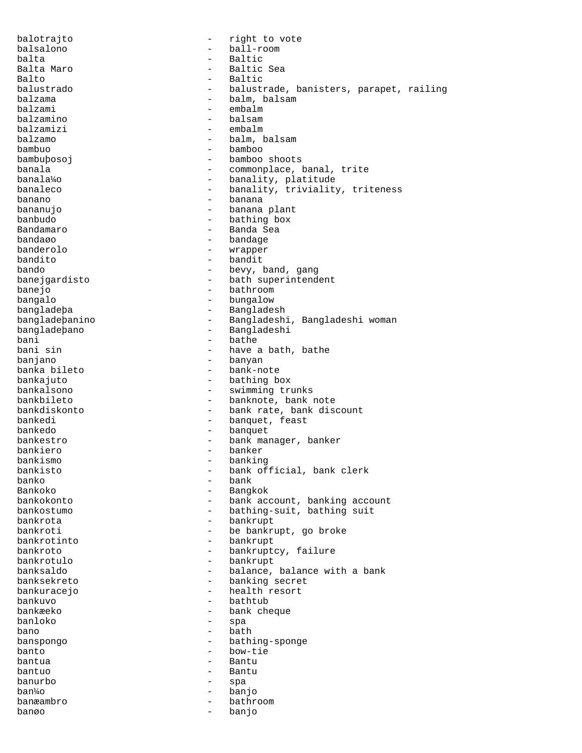balotrajto - right to vote
balsalono - ball-room
balta - Baltic
Balta Maro - Baltic Sea
Balto - Baltic
balustrado - balustrade, banisters, parapet, railing
balzama - balm, balsam
balzami - embalm
balzamino - balsam
balzamizi - embalm
balzamo - balm, balsam
bambuo - bamboo
bambuþosoj - bamboo shoots
banala - commonplace, banal, trite
banala¼o - banality, platitude
banaleco - banality, triviality, triteness
banano - banana
bananujo - banana plant
banbudo - bathing box
Bandamaro - Banda Sea
bandaøo - bandage
banderolo - wrapper
bandito - bandit
bando - bevy, band, gang
banejgardisto - bath superintendent
banejo - bathroom
bangalo - bungalow
bangladeþa - Bangladesh
bangladeþanino - Bangladeshi, Bangladeshi woman
bangladeþano - Bangladeshi
bani - bathe
bani sin - have a bath, bathe
banjano - banyan
banka bileto - bank-note
bankajuto - bathing box
bankalsono - swimming trunks
bankbileto - banknote, bank note
bankdiskonto - bank rate, bank discount
bankedi - banquet, feast
bankedo - banquet
bankestro - bank manager, banker
bankiero - banker
bankismo - banking
bankisto - bank official, bank clerk
banko - bank
Bankoko - Bangkok
bankokonto - bank account, banking account
bankostumo - bathing-suit, bathing suit
bankrota - bankrupt
bankroti - be bankrupt, go broke
bankrotinto - bankrupt
bankroto - bankruptcy, failure
bankrotulo - bankrupt
banksaldo - balance, balance with a bank
banksekreto - banking secret
bankuracejo - health resort
bankuvo - bathtub
bankæeko - bank cheque
banloko - spa
bano - bath
banspongo - bathing-sponge
banto - bow-tie
bantua - Bantu
bantuo - Bantu
banurbo - spa
ban¼o - banjo
banæambro - bathroom
banøo - banjo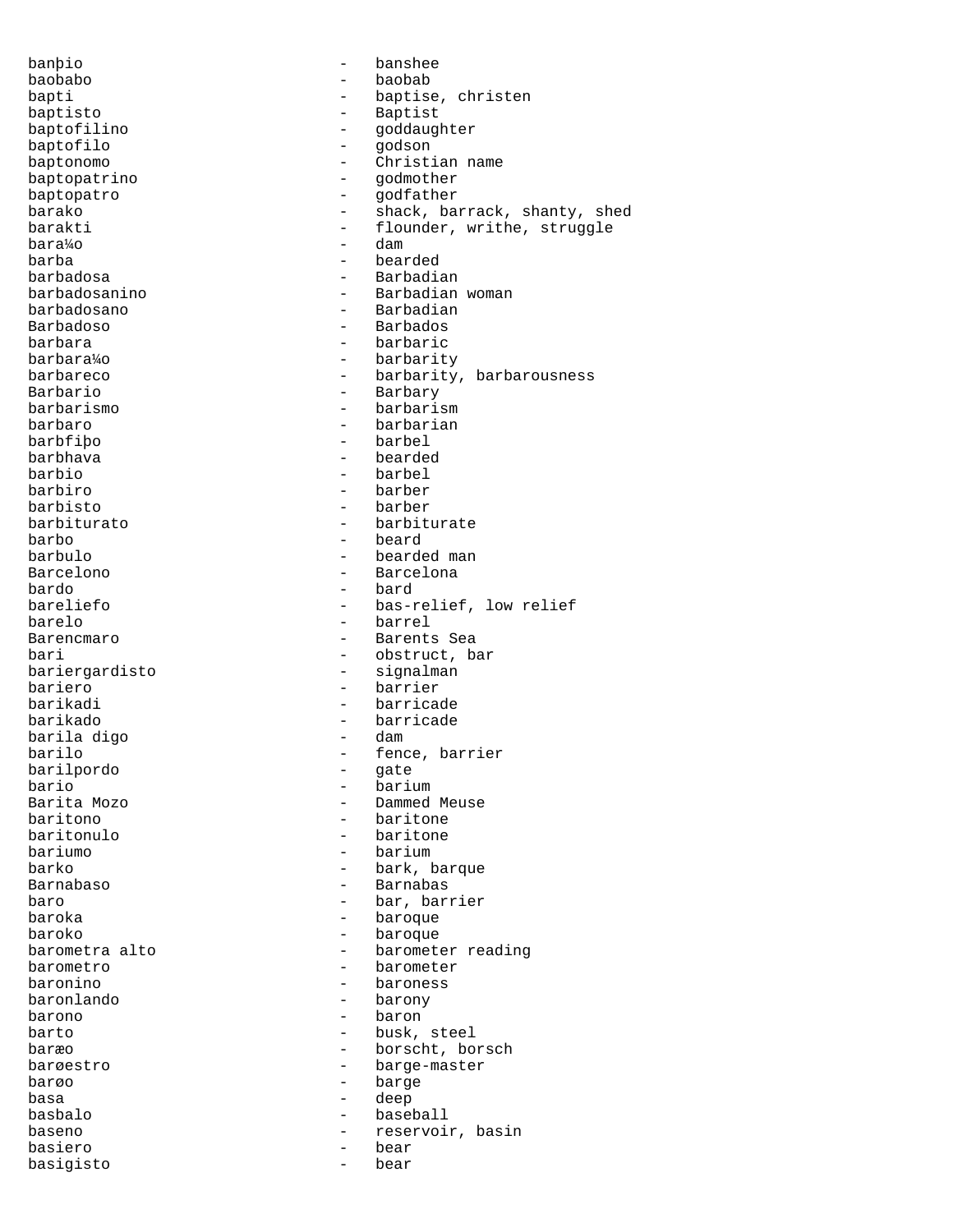banþio - banshee
baobabo - baobab
bapti - baptise, christen
baptisto - Baptist
baptofilino - goddaughter
baptofilo - godson
baptonomo - Christian name
baptopatrino - godmother
baptopatro - godfather
barako - shack, barrack, shanty, shed
barakti - flounder, writhe, struggle
bara¼o - dam
barba - bearded
barbadosa - Barbadian
barbadosanino - Barbadian woman
barbadosano - Barbadian
Barbadoso - Barbados
barbara - barbaric
barbara¼o - barbarity
barbareco - barbarity, barbarousness
Barbario - Barbary
barbarismo - barbarism
barbaro - barbarian
barbfiþo - barbel
barbhava - bearded
barbio - barbel
barbiro - barber
barbisto - barber
barbiturato - barbiturate
barbo - beard
barbulo - bearded man
Barcelono - Barcelona
bardo - bard
bareliefo - bas-relief, low relief
barelo - barrel
Barencmaro - Barents Sea
bari - obstruct, bar
bariergardisto - signalman
bariero - barrier
barikadi - barricade
barikado - barricade
barila digo - dam
barilo - fence, barrier
barilpordo - gate
bario - barium
Barita Mozo - Dammed Meuse
baritono - baritone
baritonulo - baritone
bariumo - barium
barko - bark, barque
Barnabaso - Barnabas
baro - bar, barrier
baroka - baroque
baroko - baroque
barometra alto - barometer reading
barometro - barometer
baronino - baroness
baronlando - barony
barono - baron
barto - busk, steel
baræo - borscht, borsch
barøestro - barge-master
barøo - barge
basa - deep
basbalo - baseball
baseno - reservoir, basin
basiero - bear
basigisto - bear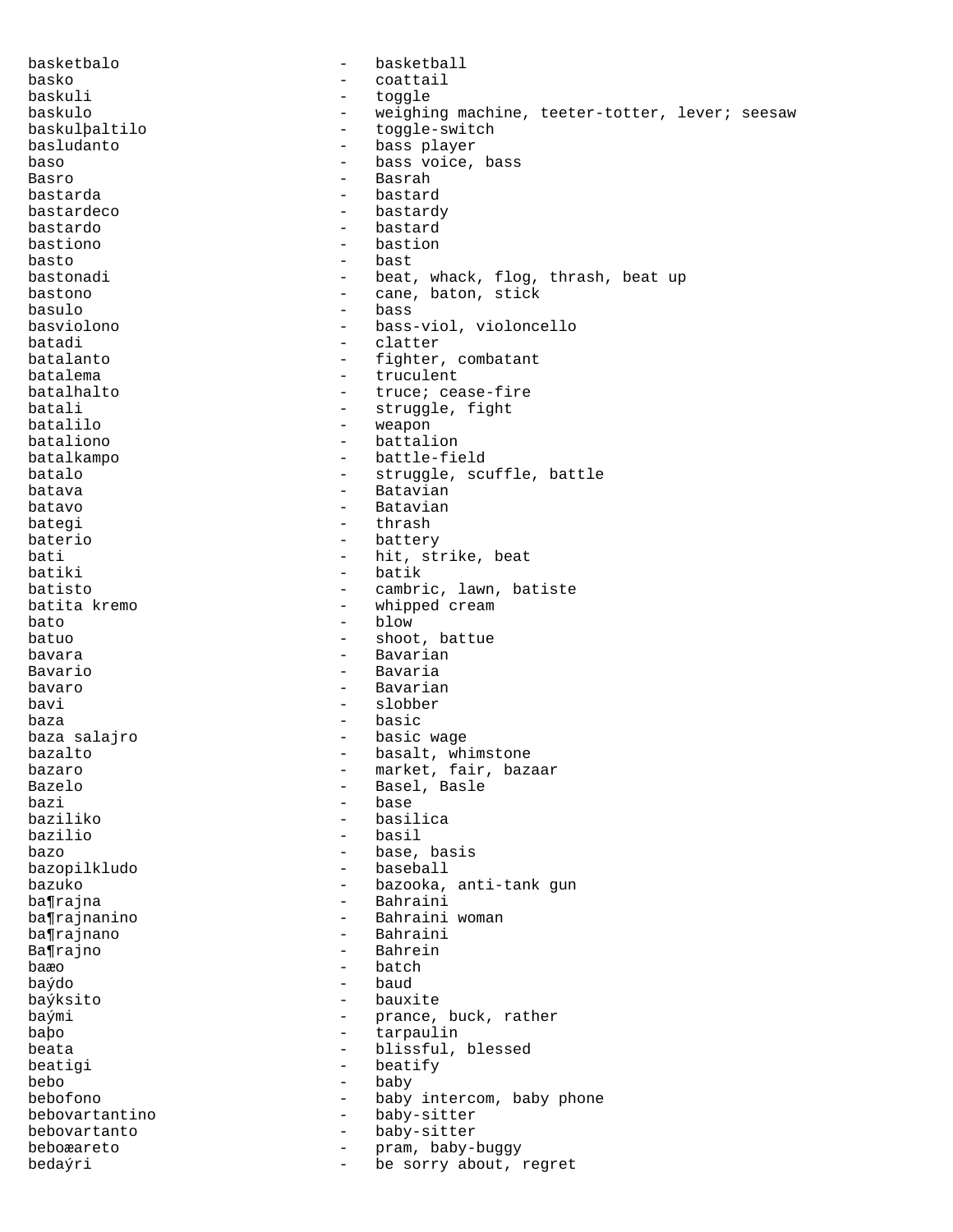basketbalo - basketball
basko - coattail
baskuli - toggle
baskulo - weighing machine, teeter-totter, lever; seesaw
baskulþaltilo - toggle-switch
basludanto - bass player
baso - bass voice, bass
Basro - Basrah
bastarda - bastard
bastardeco - bastardy
bastardo - bastard
bastiono - bastion
basto - bast
bastonadi - beat, whack, flog, thrash, beat up
bastono - cane, baton, stick
basulo - bass
basviolono - bass-viol, violoncello
batadi - clatter
batalanto - fighter, combatant
batalema - truculent
batalhalto - truce; cease-fire
batali - struggle, fight
batalilo - weapon
bataliono - battalion
batalkampo - battle-field
batalo - struggle, scuffle, battle
batava - Batavian
batavo - Batavian
bategi - thrash
baterio - battery
bati - hit, strike, beat
batiki - batik
batisto - cambric, lawn, batiste
batita kremo - whipped cream
bato - blow
batuo - shoot, battue
bavara - Bavarian
Bavario - Bavaria
bavaro - Bavarian
bavi - slobber
baza - basic
baza salajro - basic wage
bazalto - basalt, whimstone
bazaro - market, fair, bazaar
Bazelo - Basel, Basle
bazi - base
baziliko - basilica
bazilio - basil
bazo - base, basis
bazopilkludo - baseball
bazuko - bazooka, anti-tank gun
ba¶rajna - Bahraini
ba¶rajnanino - Bahraini woman
ba¶rajnano - Bahraini
Ba¶rajno - Bahrein
baæo - batch
baýdo - baud
baýksito - bauxite
baými - prance, buck, rather
baþo - tarpaulin
beata - blissful, blessed
beatigi - beatify
bebo - baby
bebofono - baby intercom, baby phone
bebovartantino - baby-sitter
bebovartanto - baby-sitter
beboæareto - pram, baby-buggy
bedaýri - be sorry about, regret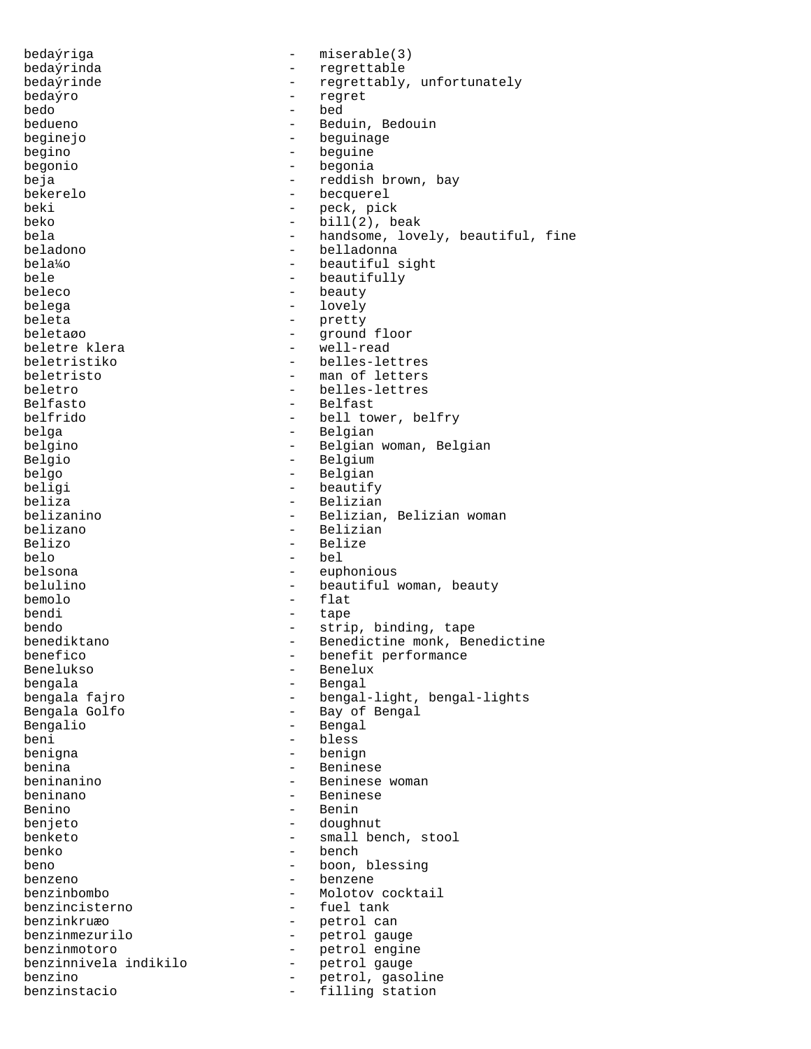bedaŷriga - miserable(3)
bedaŷrinda - regrettable
bedaŷrinde - regrettably, unfortunately
bedaŷro - regret
bedo - bed
bedueno - Beduin, Bedouin
beginejo - beguinage
begino - beguine
begonio - begonia
beja - reddish brown, bay
bekerelo - becquerel
beki - peck, pick
beko - bill(2), beak
bela - handsome, lovely, beautiful, fine
beladono - belladonna
bela¼o - beautiful sight
bele - beautifully
beleco - beauty
belega - lovely
beleta - pretty
beletaøo - ground floor
beletre klera - well-read
beletristiko - belles-lettres
beletristo - man of letters
beletro - belles-lettres
Belfasto - Belfast
belfrido - bell tower, belfry
belga - Belgian
belgino - Belgian woman, Belgian
Belgio - Belgium
belgo - Belgian
beligi - beautify
beliza - Belizian
belizanino - Belizian, Belizian woman
belizano - Belizian
Belizo - Belize
belo - bel
belsona - euphonious
belulino - beautiful woman, beauty
bemolo - flat
bendi - tape
bendo - strip, binding, tape
benediktano - Benedictine monk, Benedictine
benefico - benefit performance
Benelukso - Benelux
bengala - Bengal
bengala fajro - bengal-light, bengal-lights
Bengala Golfo - Bay of Bengal
Bengalio - Bengal
beni - bless
benigna - benign
benina - Beninese
beninanino - Beninese woman
beninano - Beninese
Benino - Benin
benjeto - doughnut
benketo - small bench, stool
benko - bench
beno - boon, blessing
benzeno - benzene
benzinbombo - Molotov cocktail
benzincisterno - fuel tank
benzinkruæo - petrol can
benzinmezurilo - petrol gauge
benzinmotoro - petrol engine
benzinnivela indikilo - petrol gauge
benzino - petrol, gasoline
benzinstacio - filling station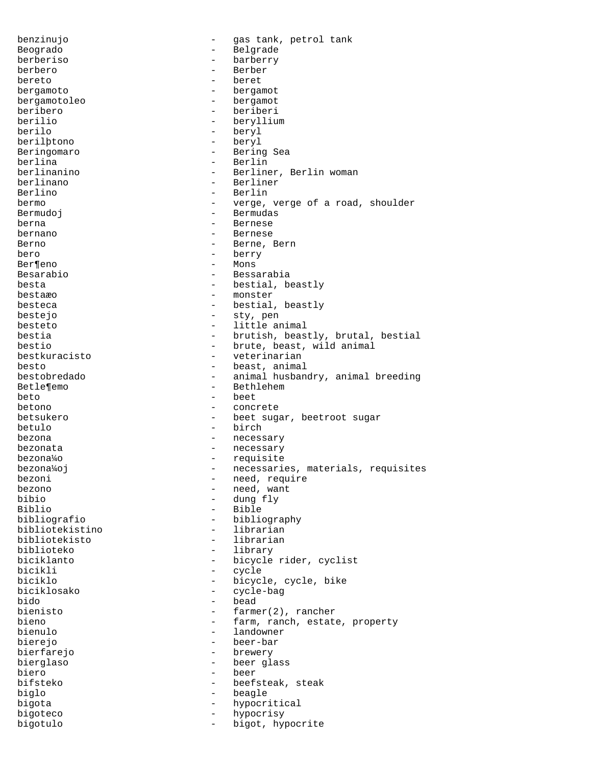benzinujo - gas tank, petrol tank
Beogrado - Belgrade
berberiso - barberry
berbero - Berber
bereto - beret
bergamoto - bergamot
bergamotoleo - bergamot
beribero - beriberi
berilio - beryllium
berilo - beryl
berilþtono - beryl
Beringomaro - Bering Sea
berlina - Berlin
berlinanino - Berliner, Berlin woman
berlinano - Berliner
Berlino - Berlin
bermo - verge, verge of a road, shoulder
Bermudoj - Bermudas
berna - Bernese
bernano - Bernese
Berno - Berne, Bern
bero - berry
Ber¶eno - Mons
Besarabio - Bessarabia
besta - bestial, beastly
bestaæo - monster
besteca - bestial, beastly
bestejo - sty, pen
besteto - little animal
bestia - brutish, beastly, brutal, bestial
bestio - brute, beast, wild animal
bestkuracisto - veterinarian
besto - beast, animal
bestobredado - animal husbandry, animal breeding
Betle¶emo - Bethlehem
beto - beet
betono - concrete
betsukero - beet sugar, beetroot sugar
betulo - birch
bezona - necessary
bezonata - necessary
bezona¼o - requisite
bezona¼oj - necessaries, materials, requisites
bezoni - need, require
bezono - need, want
bibio - dung fly
Biblio - Bible
bibliografio - bibliography
bibliotekistino - librarian
bibliotekisto - librarian
biblioteko - library
biciklanto - bicycle rider, cyclist
bicikli - cycle
biciklo - bicycle, cycle, bike
biciklosako - cycle-bag
bido - bead
bienisto - farmer(2), rancher
bieno - farm, ranch, estate, property
bienulo - landowner
bierejo - beer-bar
bierfarejo - brewery
bierglaso - beer glass
biero - beer
bifsteko - beefsteak, steak
biglo - beagle
bigota - hypocritical
bigoteco - hypocrisy
bigotulo - bigot, hypocrite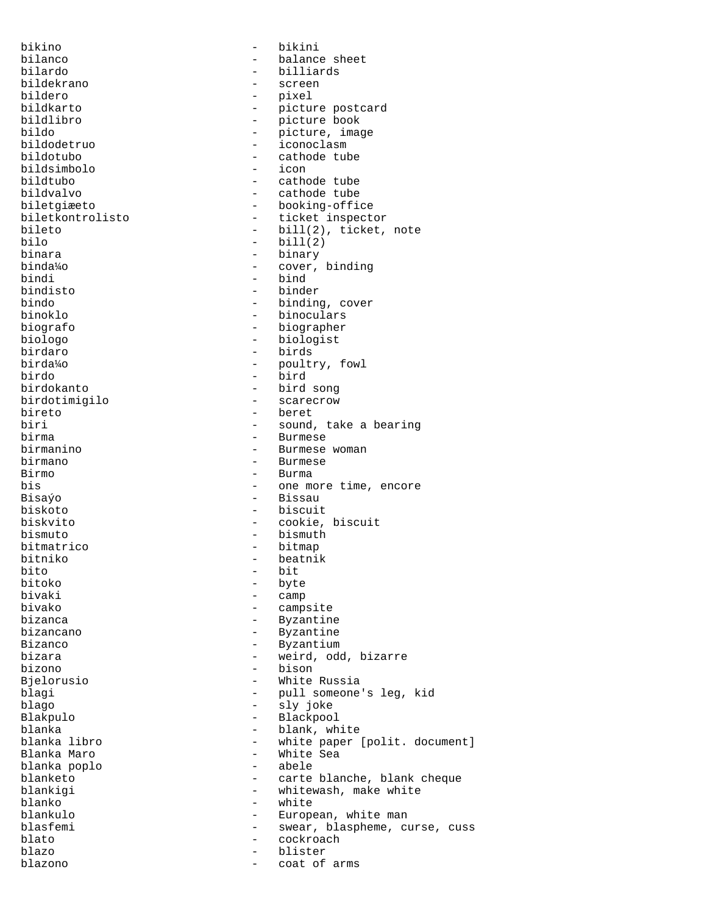bikino - bikini
bilanco - balance sheet
bilardo - billiards
bildekrano - screen
bildero - pixel
bildkarto - picture postcard
bildlibro - picture book
bildo - picture, image
bildodetruo - iconoclasm
bildotubo - cathode tube
bildsimbolo - icon
bildtubo - cathode tube
bildvalvo - cathode tube
biletgiæeto - booking-office
biletkontrolisto - ticket inspector
bileto - bill(2), ticket, note
bilo - bill(2)
binara - binary
binda¼o - cover, binding
bindi - bind
bindisto - binder
bindo - binding, cover
binoklo - binoculars
biografo - biographer
biologo - biologist
birdaro - birds
birda¼o - poultry, fowl
birdo - bird
birdokanto - bird song
birdotimigilo - scarecrow
bireto - beret
biri - sound, take a bearing
birma - Burmese
birmanino - Burmese woman
birmano - Burmese
Birmo - Burma
bis - one more time, encore
Bisaýo - Bissau
biskoto - biscuit
biskvito - cookie, biscuit
bismuto - bismuth
bitmatrico - bitmap
bitniko - beatnik
bito - bit
bitoko - byte
bivaki - camp
bivako - campsite
bizanca - Byzantine
bizancano - Byzantine
Bizanco - Byzantium
bizara - weird, odd, bizarre
bizono - bison
Bjelorusio - White Russia
blagi - pull someone's leg, kid
blago - sly joke
Blakpulo - Blackpool
blanka - blank, white
blanka libro - white paper [polit. document]
Blanka Maro - White Sea
blanka poplo - abele
blanketo - carte blanche, blank cheque
blankigi - whitewash, make white
blanko - white
blankulo - European, white man
blasfemi - swear, blaspheme, curse, cuss
blato - cockroach
blazo - blister
blazono - coat of arms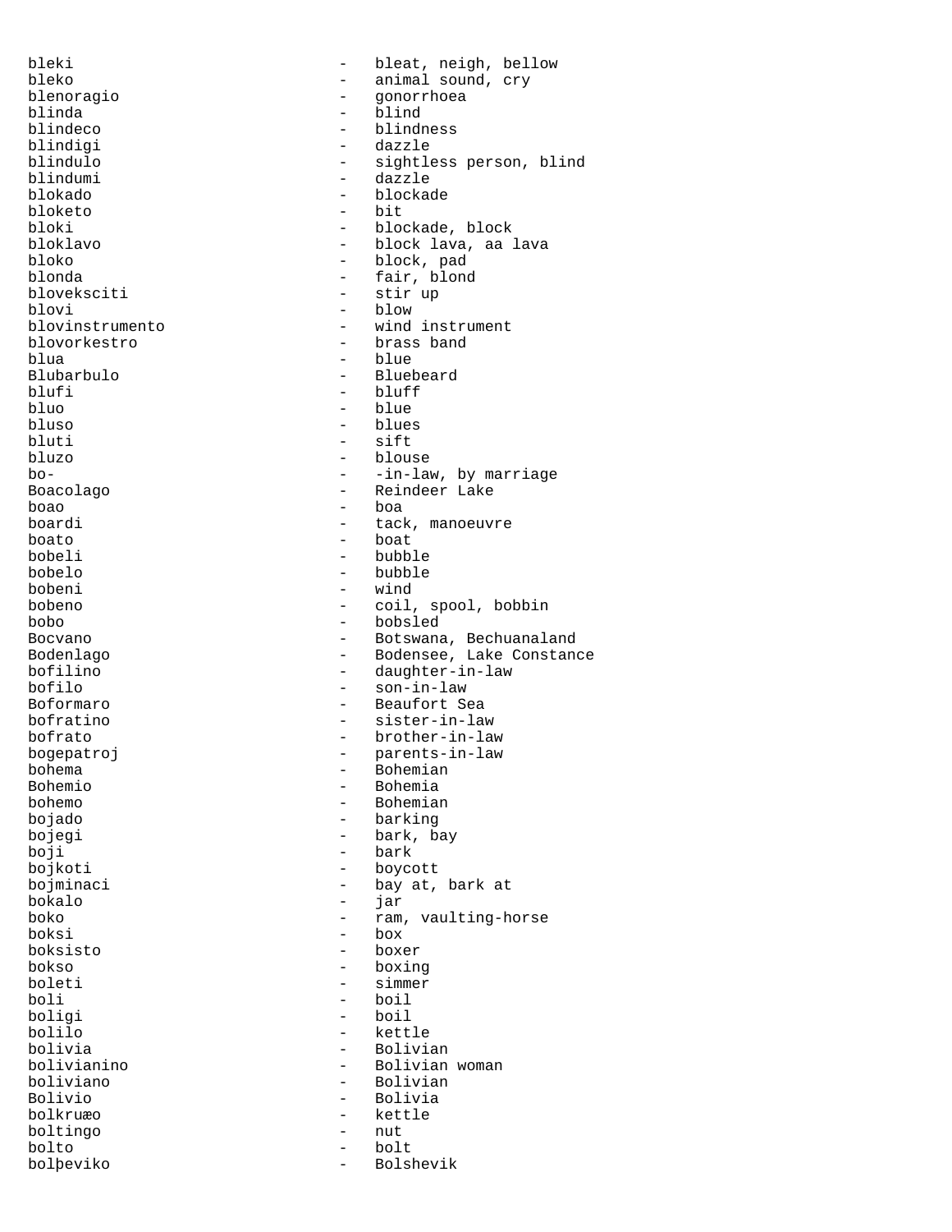bleki - bleat, neigh, bellow
bleko - animal sound, cry
blenoragio - gonorrhoea
blinda - blind
blindeco - blindness
blindigi - dazzle
blindulo - sightless person, blind
blindumi - dazzle
blokado - blockade
bloketo - bit
bloki - blockade, block
bloklavo - block lava, aa lava
bloko - block, pad
blonda - fair, blond
blovekscit i - stir up
blovi - blow
blovinstrumento - wind instrument
blovorkestro - brass band
blua - blue
Blubarbulo - Bluebeard
blufi - bluff
bluo - blue
bluso - blues
bluti - sift
bluzo - blouse
bo- - -in-law, by marriage
Boacolago - Reindeer Lake
boao - boa
boardi - tack, manoeuvre
boato - boat
bobeli - bubble
bobelo - bubble
bobeni - wind
bobeno - coil, spool, bobbin
bobo - bobsled
Bocvano - Botswana, Bechuanaland
Bodenlago - Bodensee, Lake Constance
bofilino - daughter-in-law
bofilo - son-in-law
Boformaro - Beaufort Sea
bofratino - sister-in-law
bofrato - brother-in-law
bogepatroj - parents-in-law
bohema - Bohemian
Bohemio - Bohemia
bohemo - Bohemian
bojado - barking
bojegi - bark, bay
boji - bark
bojkoti - boycott
bojminaci - bay at, bark at
bokalo - jar
boko - ram, vaulting-horse
boksi - box
boksisto - boxer
bokso - boxing
boleti - simmer
boli - boil
boligi - boil
bolilo - kettle
bolivia - Bolivian
bolivianino - Bolivian woman
boliviano - Bolivian
Bolivio - Bolivia
bolkruæo - kettle
boltingo - nut
bolto - bolt
bolþeviko - Bolshevik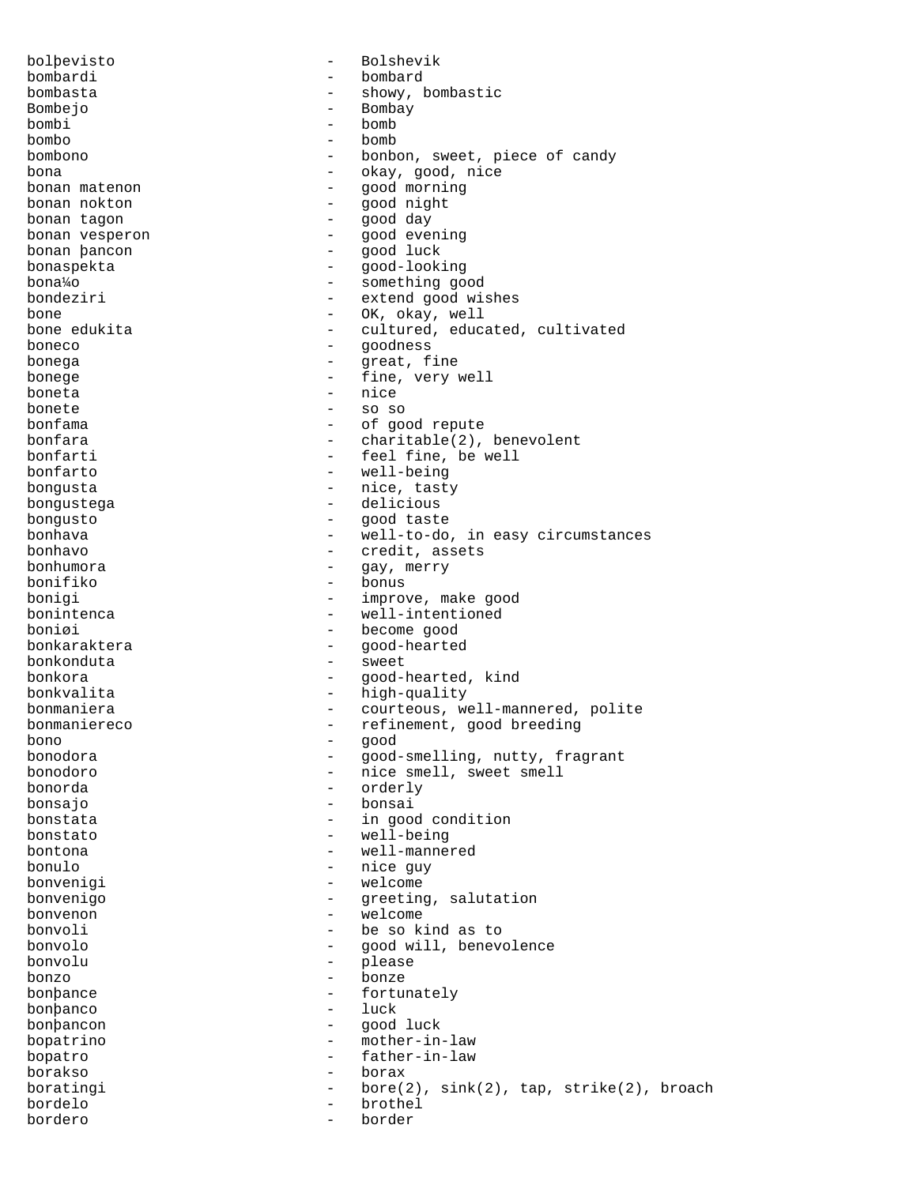bolþevisto - Bolshevik
bombardi - bombard
bombasta - showy, bombastic
Bombejo - Bombay
bombi - bomb
bombo - bomb
bombono - bonbon, sweet, piece of candy
bona - okay, good, nice
bonan matenon - good morning
bonan nokton - good night
bonan tagon - good day
bonan vesperon - good evening
bonan þancon - good luck
bonaspekta - good-looking
bona¼o - something good
bondeziri - extend good wishes
bone - OK, okay, well
bone edukita - cultured, educated, cultivated
boneco - goodness
bonega - great, fine
bonege - fine, very well
boneta - nice
bonete - so so
bonfama - of good repute
bonfara - charitable(2), benevolent
bonfarti - feel fine, be well
bonfarto - well-being
bongusta - nice, tasty
bongustega - delicious
bongusto - good taste
bonhava - well-to-do, in easy circumstances
bonhavo - credit, assets
bonhumora - gay, merry
bonifiko - bonus
bonigi - improve, make good
bonintenca - well-intentioned
boniøi - become good
bonkaraktera - good-hearted
bonkonduta - sweet
bonkora - good-hearted, kind
bonkvalita - high-quality
bonmaniera - courteous, well-mannered, polite
bonmaniereco - refinement, good breeding
bono - good
bonodora - good-smelling, nutty, fragrant
bonodoro - nice smell, sweet smell
bonorda - orderly
bonsajo - bonsai
bonstata - in good condition
bonstato - well-being
bontona - well-mannered
bonulo - nice guy
bonvenigi - welcome
bonvenigo - greeting, salutation
bonvenon - welcome
bonvoli - be so kind as to
bonvolo - good will, benevolence
bonvolu - please
bonzo - bonze
bonþance - fortunately
bonþanco - luck
bonþancon - good luck
bopatrino - mother-in-law
bopatro - father-in-law
borakso - borax
boratingi - bore(2), sink(2), tap, strike(2), broach
bordelo - brothel
bordero - border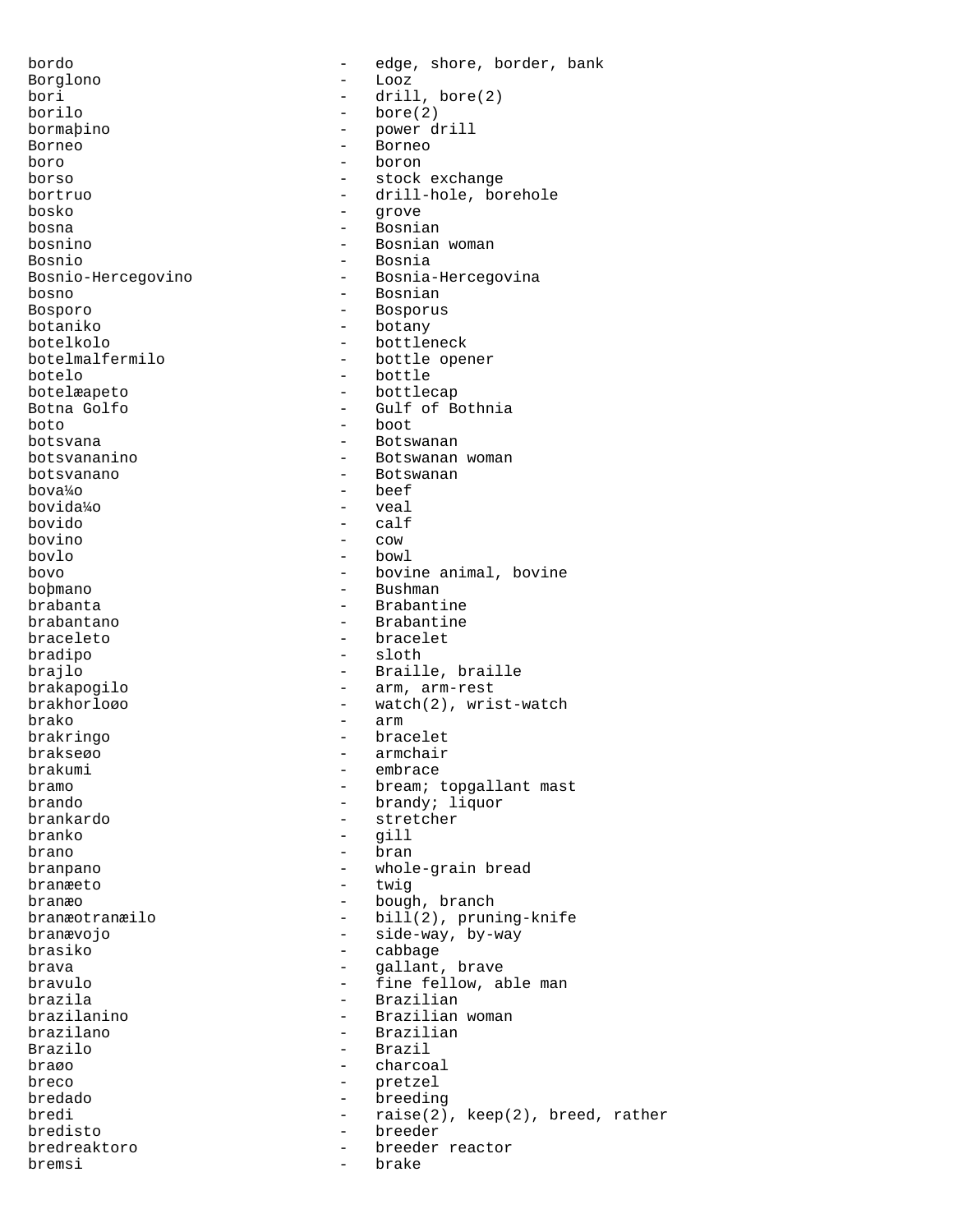bordo - edge, shore, border, bank
Borglono - Looz
bori - drill, bore(2)
borilo - bore(2)
bormaþino - power drill
Borneo - Borneo
boro - boron
borso - stock exchange
bortruo - drill-hole, borehole
bosko - grove
bosna - Bosnian
bosnino - Bosnian woman
Bosnio - Bosnia
Bosnio-Hercegovino - Bosnia-Hercegovina
bosno - Bosnian
Bosporo - Bosporus
botaniko - botany
botelkolo - bottleneck
botelmalfermilo - bottle opener
botelo - bottle
botelæapeto - bottlecap
Botna Golfo - Gulf of Bothnia
boto - boot
botsvana - Botswanan
botsvananino - Botswanan woman
botsvanano - Botswanan
bova¼o - beef
bovida¼o - veal
bovido - calf
bovino - cow
bovlo - bowl
bovo - bovine animal, bovine
boþmano - Bushman
brabanta - Brabantine
brabantano - Brabantine
braceleto - bracelet
bradipo - sloth
brajlo - Braille, braille
brakapogilo - arm, arm-rest
brakhorloøo - watch(2), wrist-watch
brako - arm
brakringo - bracelet
brakseøo - armchair
brakumi - embrace
bramo - bream; topgallant mast
brando - brandy; liquor
brankardo - stretcher
branko - gill
brano - bran
branpano - whole-grain bread
branæeto - twig
branæo - bough, branch
branæotranæilo - bill(2), pruning-knife
branævojo - side-way, by-way
brasiko - cabbage
brava - gallant, brave
bravulo - fine fellow, able man
brazila - Brazilian
brazilanino - Brazilian woman
brazilano - Brazilian
Brazilo - Brazil
braøo - charcoal
breco - pretzel
bredado - breeding
bredi - raise(2), keep(2), breed, rather
bredisto - breeder
bredreaktoro - breeder reactor
bremsi - brake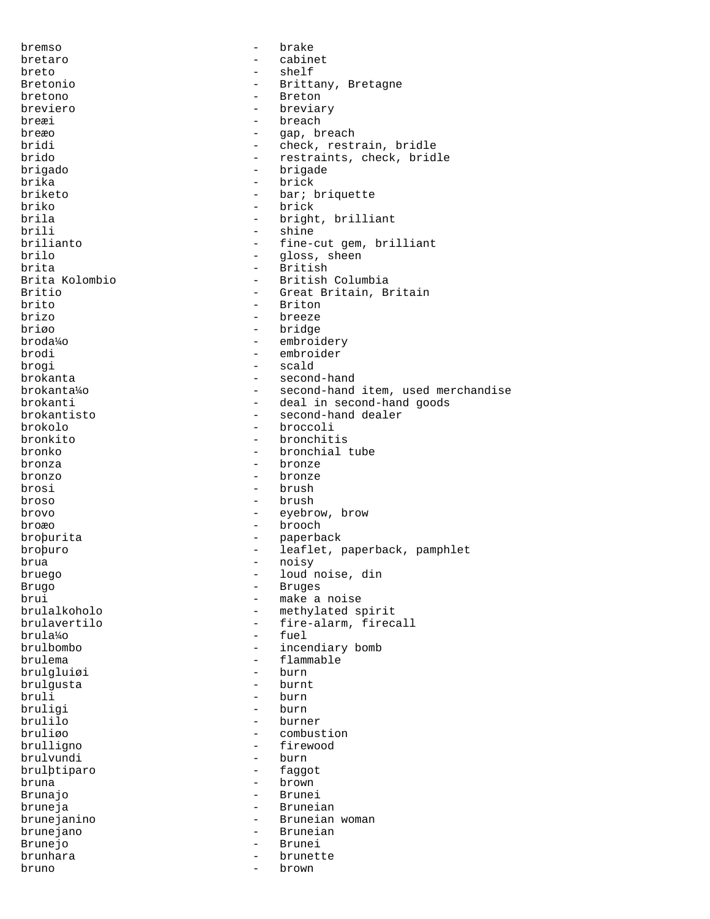bremso - brake
bretaro - cabinet
breto - shelf
Bretonio - Brittany, Bretagne
bretono - Breton
breviero - breviary
breæi - breach
breæo - gap, breach
bridi - check, restrain, bridle
brido - restraints, check, bridle
brigado - brigade
brika - brick
briketo - bar; briquette
briko - brick
brila - bright, brilliant
brili - shine
brilianto - fine-cut gem, brilliant
brilo - gloss, sheen
brita - British
Brita Kolombio - British Columbia
Britio - Great Britain, Britain
brito - Briton
brizo - breeze
briøo - bridge
broda¼o - embroidery
brodi - embroider
brogi - scald
brokanta - second-hand
brokanta¼o - second-hand item, used merchandise
brokanti - deal in second-hand goods
brokantisto - second-hand dealer
brokolo - broccoli
bronkito - bronchitis
bronko - bronchial tube
bronza - bronze
bronzo - bronze
brosi - brush
broso - brush
brovo - eyebrow, brow
broæo - brooch
broþurita - paperback
broþuro - leaflet, paperback, pamphlet
brua - noisy
bruego - loud noise, din
Brugo - Bruges
brui - make a noise
brulalkoholo - methylated spirit
brulavertilo - fire-alarm, firecall
brula¼o - fuel
brulbombo - incendiary bomb
brulema - flammable
brulgluiøi - burn
brulgusta - burnt
bruli - burn
bruligi - burn
brulilo - burner
bruliøo - combustion
brulligno - firewood
brulvundi - burn
brulþtiparo - faggot
bruna - brown
Brunajo - Brunei
bruneja - Bruneian
brunejanino - Bruneian woman
brunejano - Bruneian
Brunejo - Brunei
brunhara - brunette
bruno - brown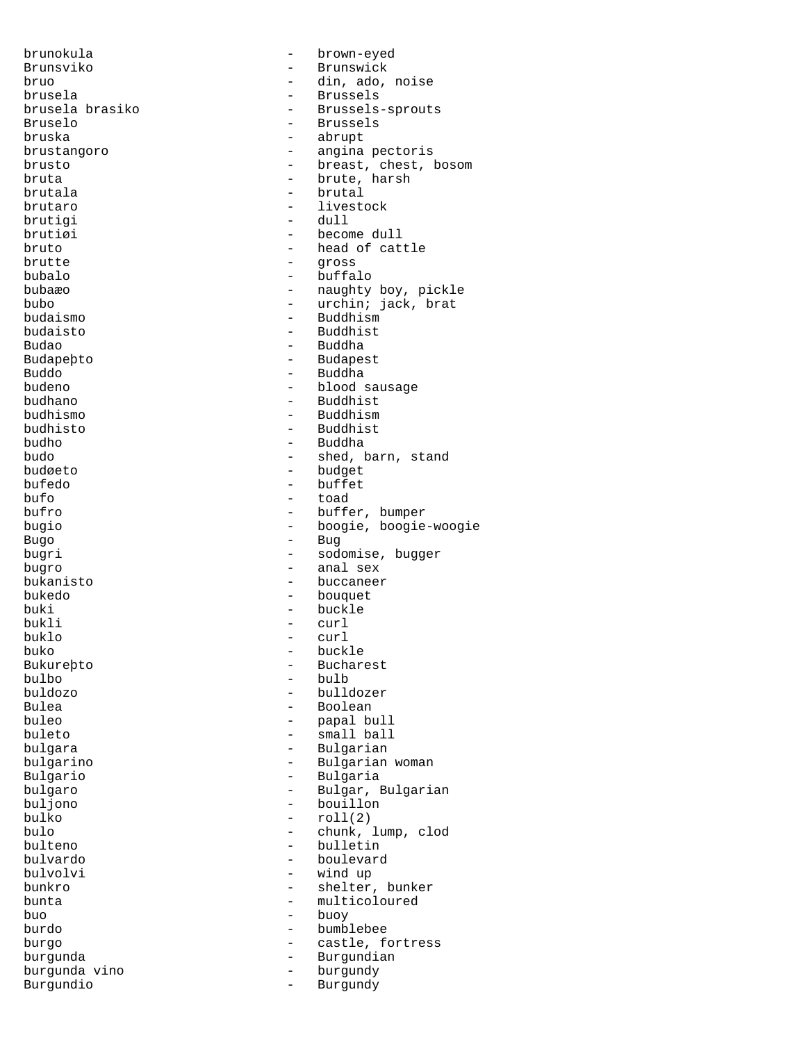brunokula - brown-eyed
Brunsviko - Brunswick
bruo - din, ado, noise
brusela - Brussels
brusela brasiko - Brussels-sprouts
Bruselo - Brussels
bruska - abrupt
brustangoro - angina pectoris
brusto - breast, chest, bosom
bruta - brute, harsh
brutala - brutal
brutaro - livestock
brutigi - dull
brutiøi - become dull
bruto - head of cattle
brutte - gross
bubalo - buffalo
bubaæo - naughty boy, pickle
bubo - urchin; jack, brat
budaismo - Buddhism
budaisto - Buddhist
Budao - Buddha
Budapeþto - Budapest
Buddo - Buddha
budeno - blood sausage
budhano - Buddhist
budhismo - Buddhism
budhisto - Buddhist
budho - Buddha
budo - shed, barn, stand
budøeto - budget
bufedo - buffet
bufo - toad
bufro - buffer, bumper
bugio - boogie, boogie-woogie
Bugo - Bug
bugri - sodomise, bugger
bugro - anal sex
bukanisto - buccaneer
bukedo - bouquet
buki - buckle
bukli - curl
buklo - curl
buko - buckle
Bukureþto - Bucharest
bulbo - bulb
buldozo - bulldozer
Bulea - Boolean
buleo - papal bull
buleto - small ball
bulgara - Bulgarian
bulgarino - Bulgarian woman
Bulgario - Bulgaria
bulgaro - Bulgar, Bulgarian
buljono - bouillon
bulko - roll(2)
bulo - chunk, lump, clod
bulteno - bulletin
bulvardo - boulevard
bulvolvi - wind up
bunkro - shelter, bunker
bunta - multicoloured
buo - buoy
burdo - bumblebee
burgo - castle, fortress
burgunda - Burgundian
burgunda vino - burgundy
Burgundio - Burgundy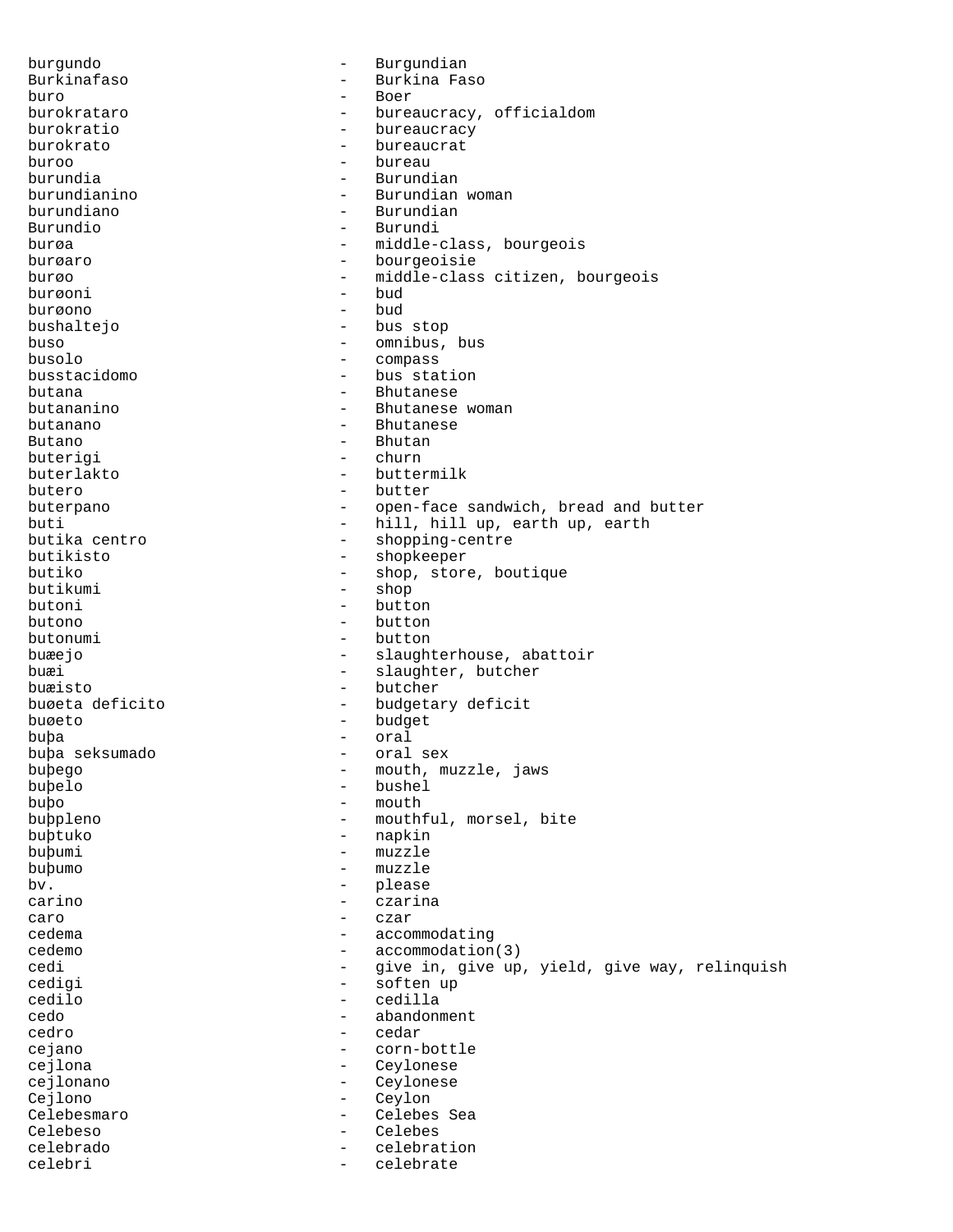burgundo - Burgundian
Burkinafaso - Burkina Faso
buro - Boer
burokrataro - bureaucracy, officialdom
burokratio - bureaucracy
burokrato - bureaucrat
buroo - bureau
burundia - Burundian
burundianino - Burundian woman
burundiano - Burundian
Burundio - Burundi
burøa - middle-class, bourgeois
burøaro - bourgeoisie
burøo - middle-class citizen, bourgeois
burøoni - bud
burøono - bud
bushaltejo - bus stop
buso - omnibus, bus
busolo - compass
busstacidomo - bus station
butana - Bhutanese
butananino - Bhutanese woman
butanano - Bhutanese
Butano - Bhutan
buterigi - churn
buterlakto - buttermilk
butero - butter
buterpano - open-face sandwich, bread and butter
buti - hill, hill up, earth up, earth
butika centro - shopping-centre
butikisto - shopkeeper
butiko - shop, store, boutique
butikumi - shop
butoni - button
butono - button
butonumi - button
buæejo - slaughterhouse, abattoir
buæi - slaughter, butcher
buæisto - butcher
buøeta deficito - budgetary deficit
buøeto - budget
buþa - oral
buþa seksumado - oral sex
buþego - mouth, muzzle, jaws
buþelo - bushel
buþo - mouth
buþpleno - mouthful, morsel, bite
buþtuko - napkin
buþumi - muzzle
buþumo - muzzle
bv. - please
carino - czarina
caro - czar
cedema - accommodating
cedemo - accommodation(3)
cedi - give in, give up, yield, give way, relinquish
cedigi - soften up
cedilo - cedilla
cedo - abandonment
cedro - cedar
cejano - corn-bottle
cejlona - Ceylonese
cejlonano - Ceylonese
Cejlono - Ceylon
Celebesmaro - Celebes Sea
Celebeso - Celebes
celebrado - celebration
celebri - celebrate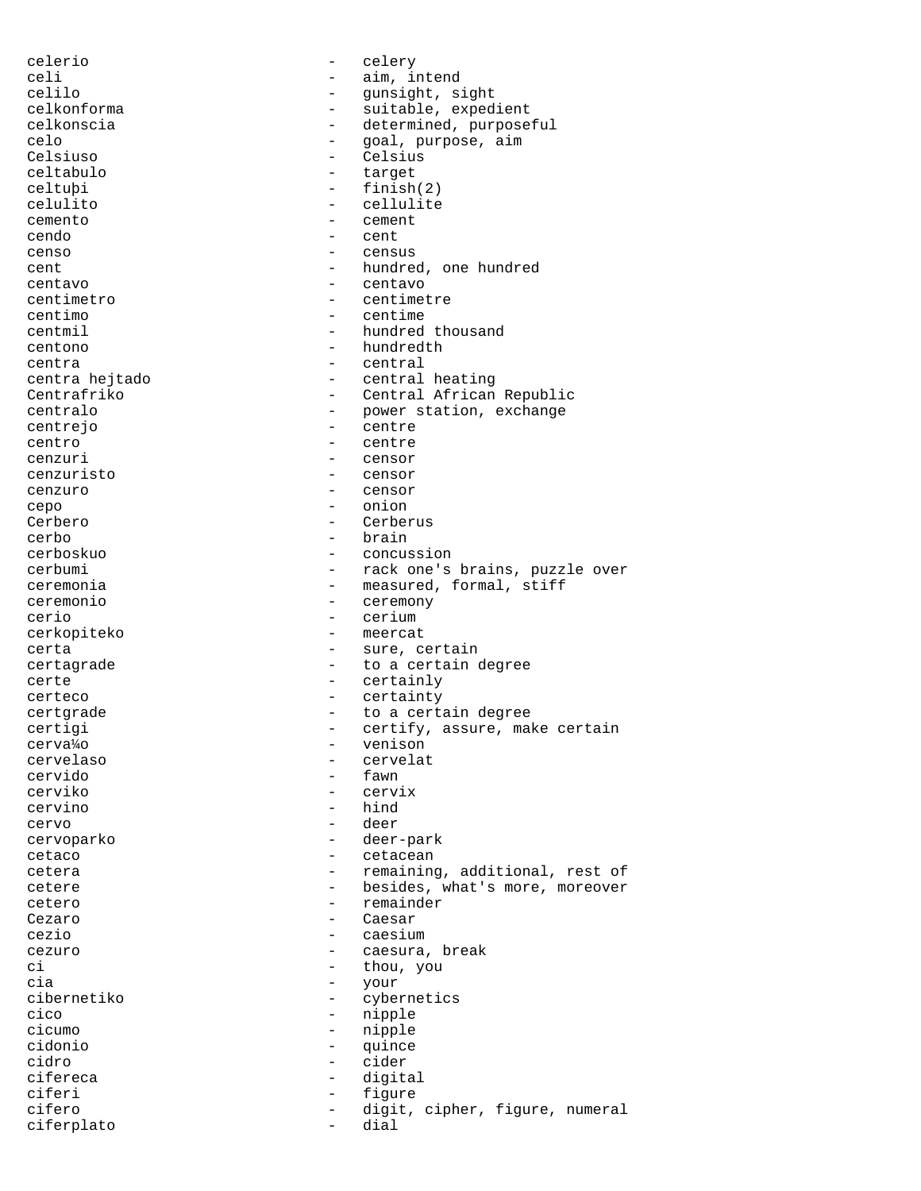celerio - celery
celi - aim, intend
celilo - gunsight, sight
celkonforma - suitable, expedient
celkonscia - determined, purposeful
celo - goal, purpose, aim
Celsiuso - Celsius
celtabulo - target
celtuþi - finish(2)
celulito - cellulite
cemento - cement
cendo - cent
censo - census
cent - hundred, one hundred
centavo - centavo
centimetro - centimetre
centimo - centime
centmil - hundred thousand
centono - hundredth
centra - central
centra hejtado - central heating
Centrafriko - Central African Republic
centralo - power station, exchange
centrejo - centre
centro - centre
cenzuri - censor
cenzuristo - censor
cenzuro - censor
cepo - onion
Cerbero - Cerberus
cerbo - brain
cerboskuo - concussion
cerbumi - rack one's brains, puzzle over
ceremonia - measured, formal, stiff
ceremonio - ceremony
cerio - cerium
cerkopiteko - meercat
certa - sure, certain
certagrade - to a certain degree
certe - certainly
certeco - certainty
certgrade - to a certain degree
certigi - certify, assure, make certain
cerva¼o - venison
cervelaso - cervelat
cervido - fawn
cerviko - cervix
cervino - hind
cervo - deer
cervoparko - deer-park
cetaco - cetacean
cetera - remaining, additional, rest of
cetere - besides, what's more, moreover
cetero - remainder
Cezaro - Caesar
cezio - caesium
cezuro - caesura, break
ci - thou, you
cia - your
cibernetiko - cybernetics
cico - nipple
cicumo - nipple
cidonio - quince
cidro - cider
cifereca - digital
ciferi - figure
cifero - digit, cipher, figure, numeral
ciferplato - dial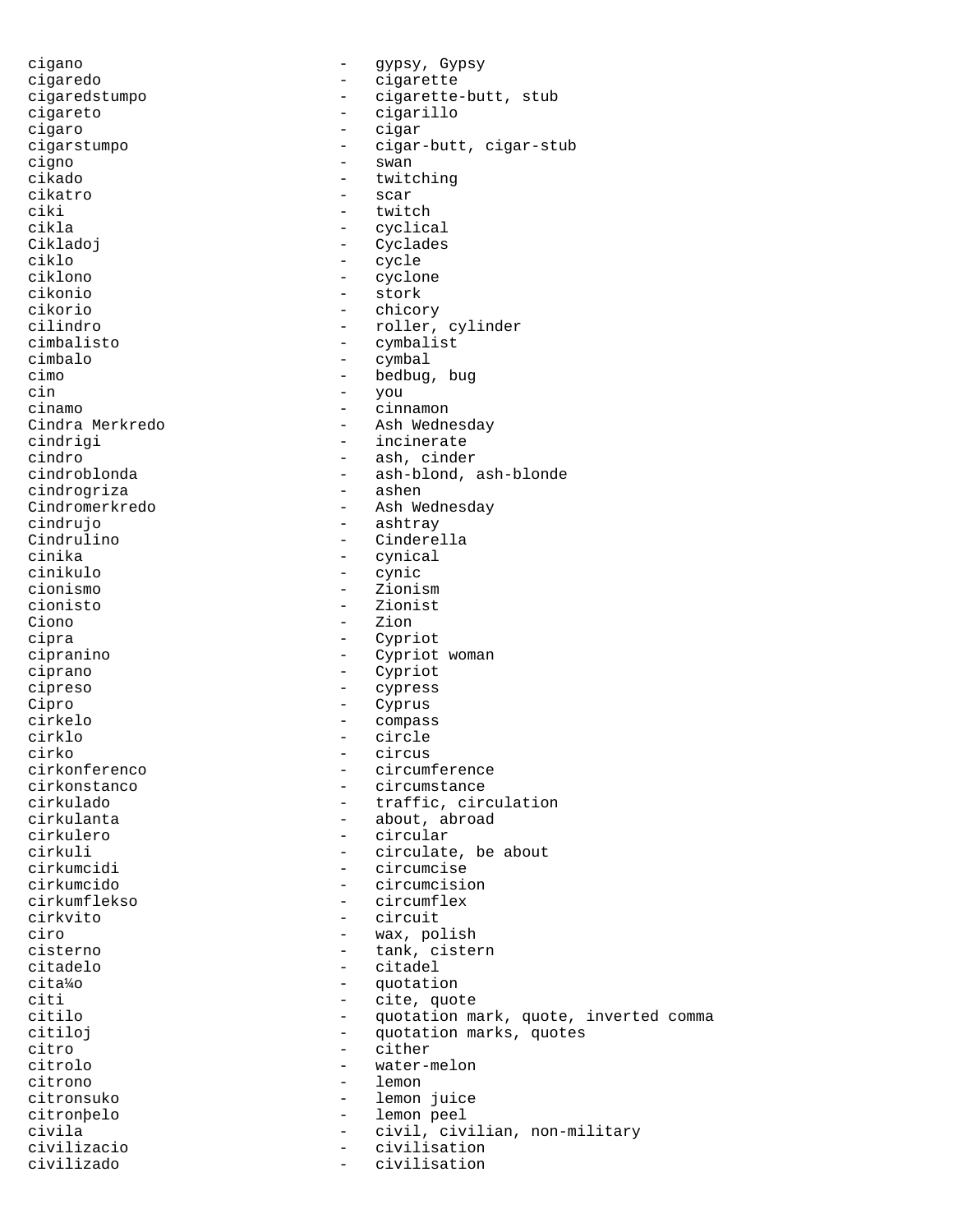cigano - gypsy, Gypsy
cigaredo - cigarette
cigaredstumpo - cigarette-butt, stub
cigareto - cigarillo
cigaro - cigar
cigarstumpo - cigar-butt, cigar-stub
cigno - swan
cikado - twitching
cikatro - scar
ciki - twitch
cikla - cyclical
Cikladoj - Cyclades
ciklo - cycle
ciklono - cyclone
cikonio - stork
cikorio - chicory
cilindro - roller, cylinder
cimbalisto - cymbalist
cimbalo - cymbal
cimo - bedbug, bug
cin - you
cinamo - cinnamon
Cindra Merkredo - Ash Wednesday
cindrigi - incinerate
cindro - ash, cinder
cindroblonda - ash-blond, ash-blonde
cindrogriza - ashen
Cindromerkredo - Ash Wednesday
cindrujo - ashtray
Cindrulino - Cinderella
cinika - cynical
cinikulo - cynic
cionismo - Zionism
cionisto - Zionist
Ciono - Zion
cipra - Cypriot
cipranino - Cypriot woman
ciprano - Cypriot
cipreso - cypress
Cipro - Cyprus
cirkelo - compass
cirklo - circle
cirko - circus
cirkonferenco - circumference
cirkonstanco - circumstance
cirkulado - traffic, circulation
cirkulanta - about, abroad
cirkulero - circular
cirkuli - circulate, be about
cirkumcidi - circumcise
cirkumcido - circumcision
cirkumflekso - circumflex
cirkvito - circuit
ciro - wax, polish
cisterno - tank, cistern
citadelo - citadel
cita¼o - quotation
citi - cite, quote
citilo - quotation mark, quote, inverted comma
citiloj - quotation marks, quotes
citro - cither
citrolo - water-melon
citrono - lemon
citronsuko - lemon juice
citronþelo - lemon peel
civila - civil, civilian, non-military
civilizacio - civilisation
civilizado - civilisation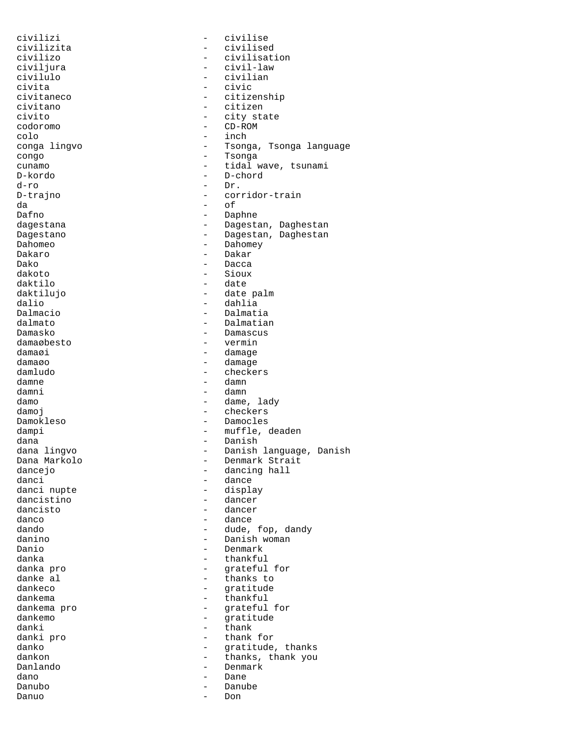civilizi - civilise
civilizita - civilised
civilizo - civilisation
civiljura - civil-law
civilulo - civilian
civita - civic
civitaneco - citizenship
civitano - citizen
civito - city state
codoromo - CD-ROM
colo - inch
conga lingvo - Tsonga, Tsonga language
congo - Tsonga
cunamo - tidal wave, tsunami
D-kordo - D-chord
d-ro - Dr.
D-trajno - corridor-train
da - of
Dafno - Daphne
dagestana - Dagestan, Daghestan
Dagestano - Dagestan, Daghestan
Dahomeo - Dahomey
Dakaro - Dakar
Dako - Dacca
dakoto - Sioux
daktilo - date
daktilujo - date palm
dalio - dahlia
Dalmacio - Dalmatia
dalmato - Dalmatian
Damasko - Damascus
damaøbesto - vermin
damaøi - damage
damaøo - damage
damludo - checkers
damne - damn
damni - damn
damo - dame, lady
damoj - checkers
Damokleso - Damocles
dampi - muffle, deaden
dana - Danish
dana lingvo - Danish language, Danish
Dana Markolo - Denmark Strait
dancejo - dancing hall
danci - dance
danci nupte - display
dancistino - dancer
dancisto - dancer
danco - dance
dando - dude, fop, dandy
danino - Danish woman
Danio - Denmark
danka - thankful
danka pro - grateful for
danke al - thanks to
dankeco - gratitude
dankema - thankful
dankema pro - grateful for
dankemo - gratitude
danki - thank
danki pro - thank for
danko - gratitude, thanks
dankon - thanks, thank you
Danlando - Denmark
dano - Dane
Danubo - Danube
Danuo - Don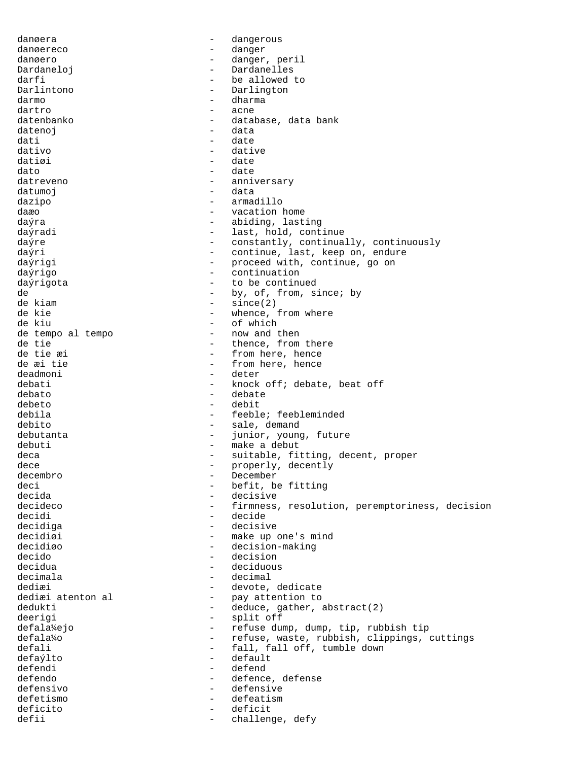danøera - dangerous
danøereco - danger
danøero - danger, peril
Dardaneloj - Dardanelles
darfi - be allowed to
Darlintono - Darlington
darmo - dharma
dartro - acne
datenbanko - database, data bank
datenoj - data
dati - date
dativo - dative
datiøi - date
dato - date
datreveno - anniversary
datumoj - data
dazipo - armadillo
daæo - vacation home
daýra - abiding, lasting
daýradi - last, hold, continue
daýre - constantly, continually, continuously
daýri - continue, last, keep on, endure
daýrigi - proceed with, continue, go on
daýrigo - continuation
daýrigota - to be continued
de - by, of, from, since; by
de kiam - since(2)
de kie - whence, from where
de kiu - of which
de tempo al tempo - now and then
de tie - thence, from there
de tie æi - from here, hence
de æi tie - from here, hence
deadmoni - deter
debati - knock off; debate, beat off
debato - debate
debeto - debit
debila - feeble; feebleminded
debito - sale, demand
debutanta - junior, young, future
debuti - make a debut
deca - suitable, fitting, decent, proper
dece - properly, decently
decembro - December
deci - befit, be fitting
decida - decisive
decideco - firmness, resolution, peremptoriness, decision
decidi - decide
decidiga - decisive
decidiøi - make up one's mind
decidiøo - decision-making
decido - decision
decidua - deciduous
decimala - decimal
dediæi - devote, dedicate
dediæi atenton al - pay attention to
dedukti - deduce, gather, abstract(2)
deerigi - split off
defala¼ejo - refuse dump, dump, tip, rubbish tip
defala¼o - refuse, waste, rubbish, clippings, cuttings
defali - fall, fall off, tumble down
defaýlto - default
defendi - defend
defendo - defence, defense
defensivo - defensive
defetismo - defeatism
deficito - deficit
defii - challenge, defy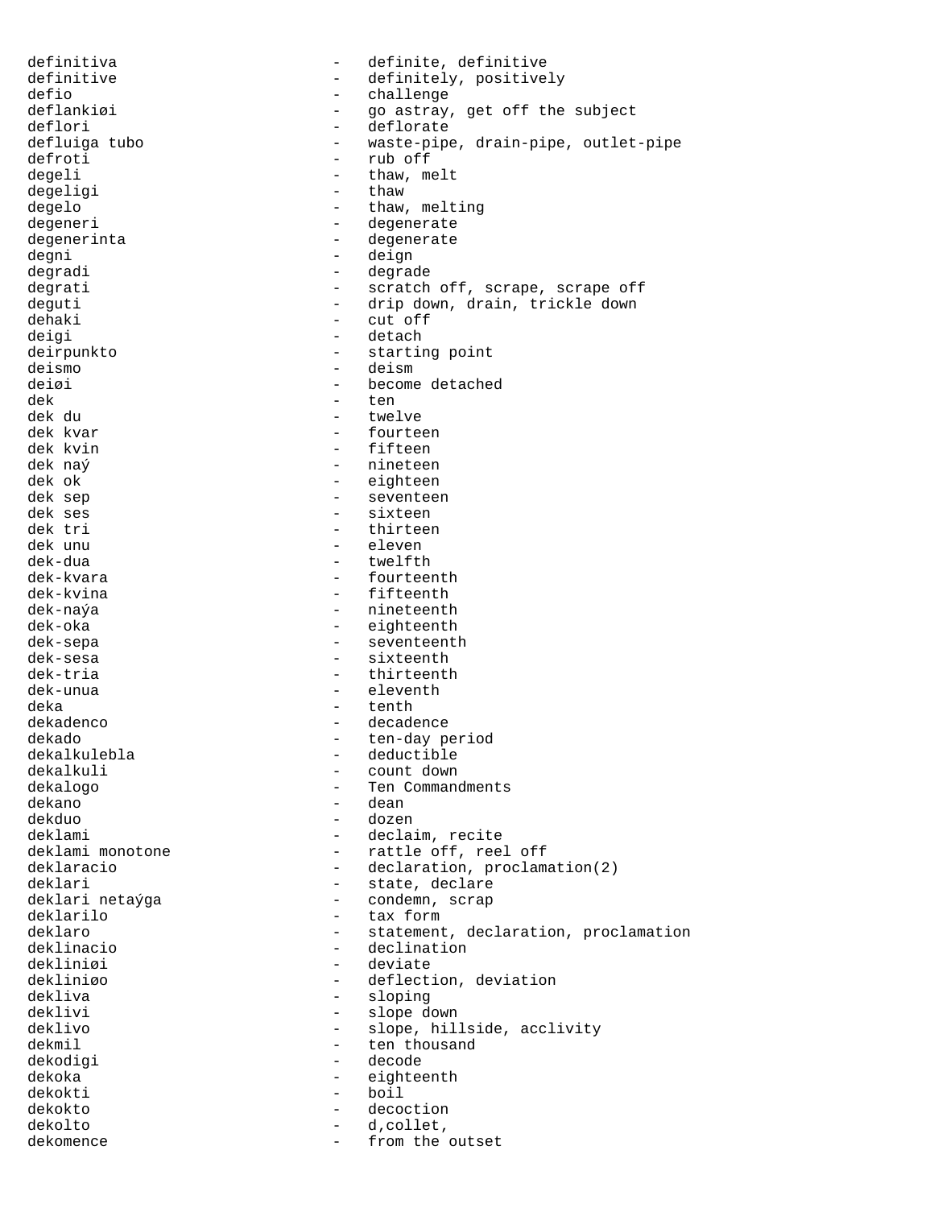definitiva - definite, definitive
definitive - definitely, positively
defio - challenge
deflankiøi - go astray, get off the subject
deflori - deflorate
defluiga tubo - waste-pipe, drain-pipe, outlet-pipe
defroti - rub off
degeli - thaw, melt
degeligi - thaw
degelo - thaw, melting
degeneri - degenerate
degenerinta - degenerate
degni - deign
degradi - degrade
degrati - scratch off, scrape, scrape off
deguti - drip down, drain, trickle down
dehaki - cut off
deigi - detach
deirpunkto - starting point
deismo - deism
deiøi - become detached
dek - ten
dek du - twelve
dek kvar - fourteen
dek kvin - fifteen
dek naý - nineteen
dek ok - eighteen
dek sep - seventeen
dek ses - sixteen
dek tri - thirteen
dek unu - eleven
dek-dua - twelfth
dek-kvara - fourteenth
dek-kvina - fifteenth
dek-naýa - nineteenth
dek-oka - eighteenth
dek-sepa - seventeenth
dek-sesa - sixteenth
dek-tria - thirteenth
dek-unua - eleventh
deka - tenth
dekadenco - decadence
dekado - ten-day period
dekalkulebla - deductible
dekalkuli - count down
dekalogo - Ten Commandments
dekano - dean
dekduo - dozen
deklami - declaim, recite
deklami monotone - rattle off, reel off
deklaracio - declaration, proclamation(2)
deklari - state, declare
deklari netaýga - condemn, scrap
deklarilo - tax form
deklaro - statement, declaration, proclamation
deklinacio - declination
dekliniøi - deviate
dekliniøo - deflection, deviation
dekliva - sloping
deklivi - slope down
deklivo - slope, hillside, acclivity
dekmil - ten thousand
dekodigi - decode
dekoka - eighteenth
dekokti - boil
dekokto - decoction
dekolto - d,collet,
dekomence - from the outset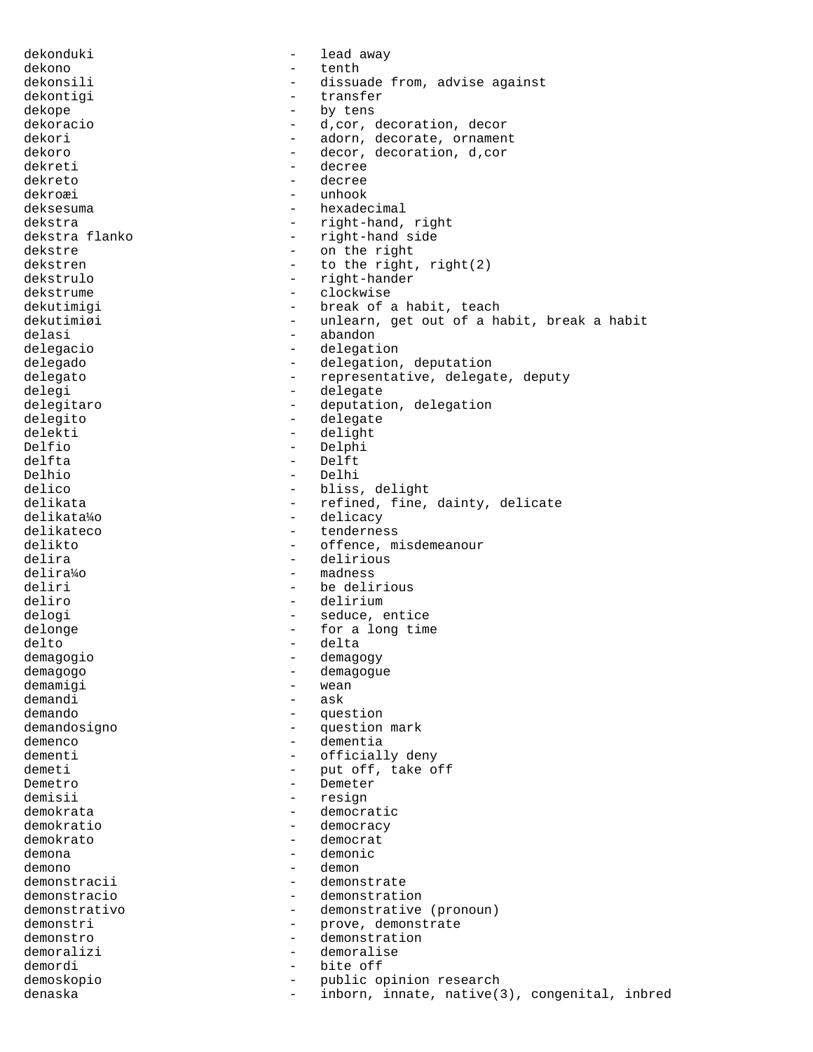dekonduki - lead away
dekono - tenth
dekonsili - dissuade from, advise against
dekontigi - transfer
dekope - by tens
dekoracio - d,cor, decoration, decor
dekori - adorn, decorate, ornament
dekoro - decor, decoration, d,cor
dekreti - decree
dekreto - decree
dekroæi - unhook
deksesuma - hexadecimal
dekstra - right-hand, right
dekstra flanko - right-hand side
dekstre - on the right
dekstren - to the right, right(2)
dekstrulo - right-hander
dekstrume - clockwise
dekutimigi - break of a habit, teach
dekutimiøi - unlearn, get out of a habit, break a habit
delasi - abandon
delegacio - delegation
delegado - delegation, deputation
delegato - representative, delegate, deputy
delegi - delegate
delegitaro - deputation, delegation
delegito - delegate
delekti - delight
Delfio - Delphi
delfta - Delft
Delhio - Delhi
delico - bliss, delight
delikata - refined, fine, dainty, delicate
delikata¼o - delicacy
delikateco - tenderness
delikto - offence, misdemeanour
delira - delirious
delira¼o - madness
deliri - be delirious
deliro - delirium
delogi - seduce, entice
delonge - for a long time
delto - delta
demagogio - demagogy
demagogo - demagogue
demamigi - wean
demandi - ask
demando - question
demandosigno - question mark
demenco - dementia
dementi - officially deny
demeti - put off, take off
Demetro - Demeter
demisii - resign
demokrata - democratic
demokratio - democracy
demokrato - democrat
demona - demonic
demono - demon
demonstracii - demonstrate
demonstracio - demonstration
demonstrativo - demonstrative (pronoun)
demonstri - prove, demonstrate
demonstro - demonstration
demoralizi - demoralise
demordi - bite off
demoskopio - public opinion research
denaska - inborn, innate, native(3), congenital, inbred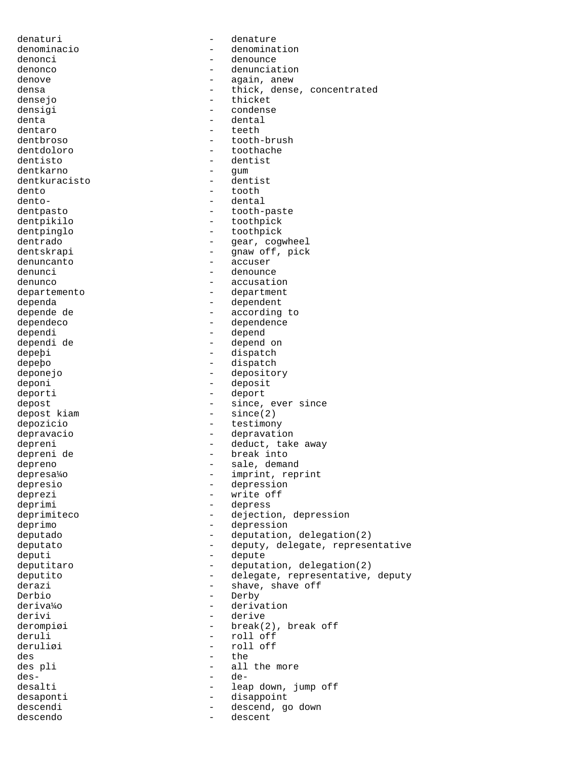denaturi - denature
denominacio - denomination
denonci - denounce
denonco - denunciation
denove - again, anew
densa - thick, dense, concentrated
densejo - thicket
densigi - condense
denta - dental
dentaro - teeth
dentbroso - tooth-brush
dentdoloro - toothache
dentisto - dentist
dentkarno - gum
dentkuracisto - dentist
dento - tooth
dento- - dental
dentpasto - tooth-paste
dentpikilo - toothpick
dentpinglo - toothpick
dentrado - gear, cogwheel
dentskrapi - gnaw off, pick
denuncanto - accuser
denunci - denounce
denunco - accusation
departemento - department
dependa - dependent
depende de - according to
dependeco - dependence
dependi - depend
dependi de - depend on
depeþi - dispatch
depeþo - dispatch
deponejo - depository
deponi - deposit
deporti - deport
depost - since, ever since
depost kiam - since(2)
depozicio - testimony
depravacio - depravation
depreni - deduct, take away
depreni de - break into
depreno - sale, demand
depresa¼o - imprint, reprint
depresio - depression
deprezi - write off
deprimi - depress
deprimiteco - dejection, depression
deprimo - depression
deputado - deputation, delegation(2)
deputato - deputy, delegate, representative
deputi - depute
deputitaro - deputation, delegation(2)
deputito - delegate, representative, deputy
derazi - shave, shave off
Derbio - Derby
deriva¼o - derivation
derivi - derive
derompiøi - break(2), break off
deruli - roll off
deruliøi - roll off
des - the
des pli - all the more
des- - de-
desalti - leap down, jump off
desaponti - disappoint
descendi - descend, go down
descendo - descent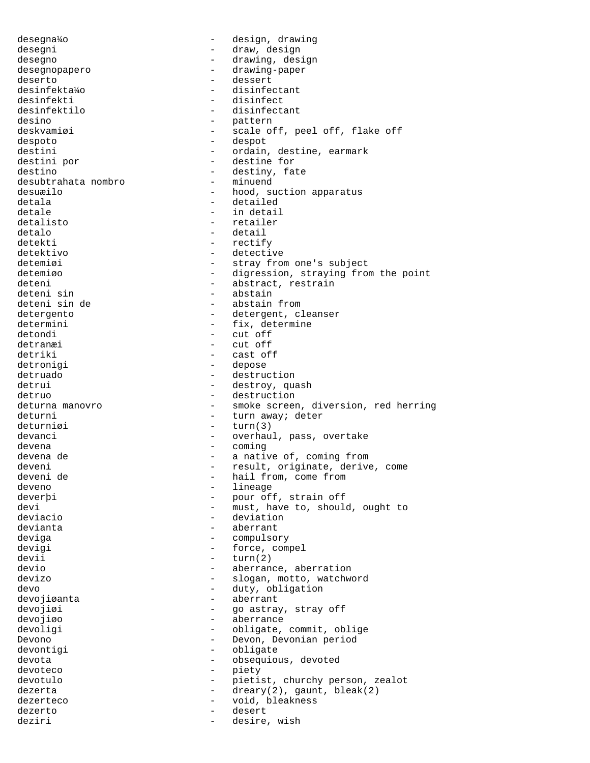```
desegna¼o                    -   design, drawing
desegni                      -   draw, design
desegno                      -   drawing, design
desegnopapero                -   drawing-paper
deserto                      -   dessert
desinfekta¼o                 -   disinfectant
desinfekti                   -   disinfect
desinfektilo                 -   disinfectant
desino                       -   pattern
deskvamiøi                   -   scale off, peel off, flake off
despoto                      -   despot
destini                      -   ordain, destine, earmark
destini por                  -   destine for
destino                      -   destiny, fate
desubtrahata nombro          -   minuend
desuæilo                     -   hood, suction apparatus
detala                       -   detailed
detale                       -   in detail
detalisto                    -   retailer
detalo                       -   detail
detekti                      -   rectify
detektivo                    -   detective
detemiøi                     -   stray from one's subject
detemiøo                     -   digression, straying from the point
deteni                       -   abstract, restrain
deteni sin                   -   abstain
deteni sin de                -   abstain from
detergento                   -   detergent, cleanser
determini                    -   fix, determine
detondi                      -   cut off
detranæi                     -   cut off
detriki                      -   cast off
detronigi                    -   depose
detruado                     -   destruction
detrui                       -   destroy, quash
detruo                       -   destruction
deturna manovro              -   smoke screen, diversion, red herring
deturni                      -   turn away; deter
deturniøi                    -   turn(3)
devanci                      -   overhaul, pass, overtake
devena                       -   coming
devena de                    -   a native of, coming from
deveni                       -   result, originate, derive, come
deveni de                    -   hail from, come from
deveno                       -   lineage
deverþi                      -   pour off, strain off
devi                         -   must, have to, should, ought to
deviacio                     -   deviation
devianta                     -   aberrant
deviga                       -   compulsory
devigi                       -   force, compel
devii                        -   turn(2)
devio                        -   aberrance, aberration
devizo                       -   slogan, motto, watchword
devo                         -   duty, obligation
devojiøanta                  -   aberrant
devojiøi                     -   go astray, stray off
devojiøo                     -   aberrance
devoligi                     -   obligate, commit, oblige
Devono                       -   Devon, Devonian period
devontigi                    -   obligate
devota                       -   obsequious, devoted
devoteco                     -   piety
devotulo                     -   pietist, churchy person, zealot
dezerta                      -   dreary(2), gaunt, bleak(2)
dezerteco                    -   void, bleakness
dezerto                      -   desert
deziri                       -   desire, wish
```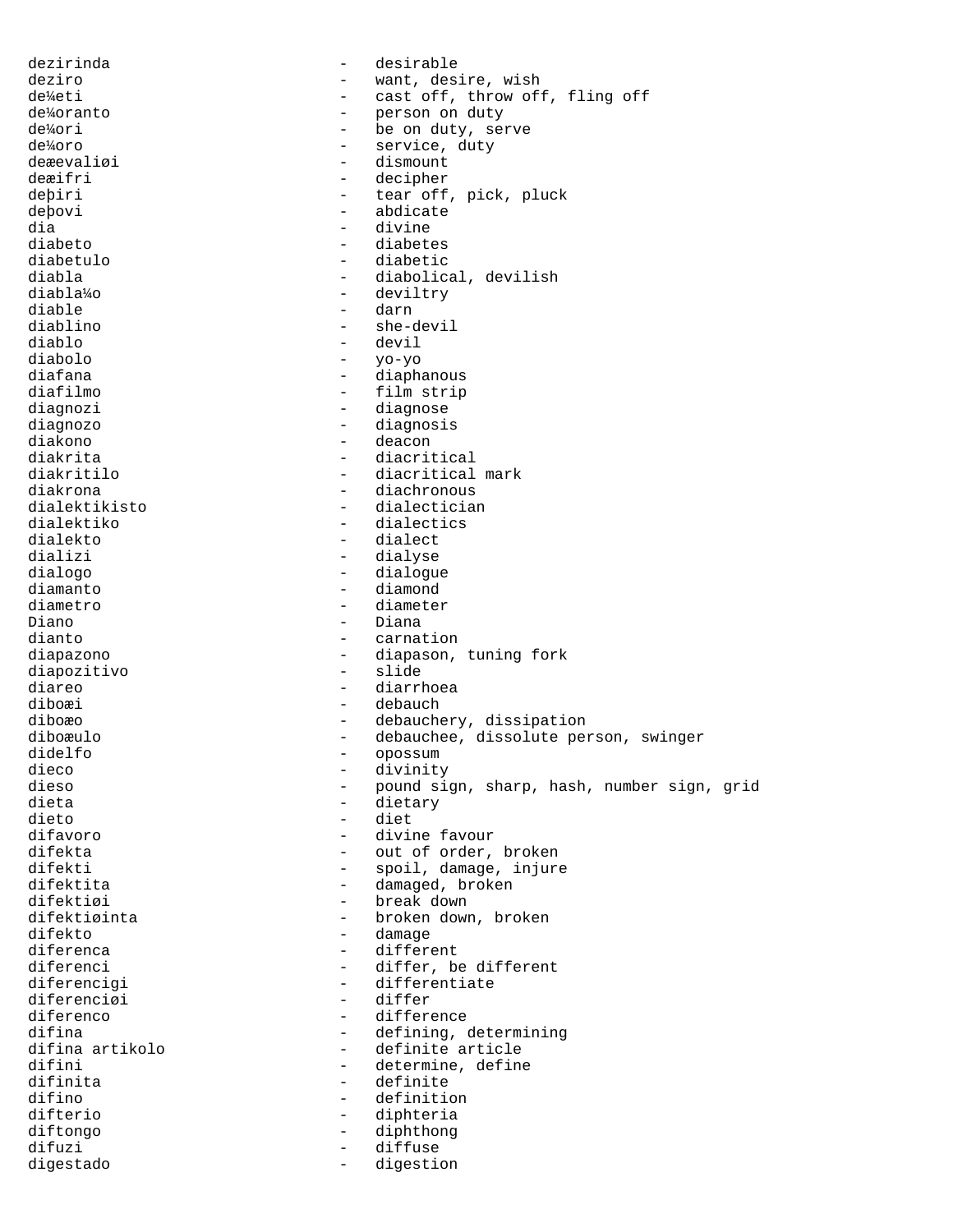dezirinda - desirable
deziro - want, desire, wish
de¼eti - cast off, throw off, fling off
de¼oranto - person on duty
de¼ori - be on duty, serve
de¼oro - service, duty
deæevaliøi - dismount
deæifri - decipher
deþiri - tear off, pick, pluck
deþovi - abdicate
dia - divine
diabeto - diabetes
diabetulo - diabetic
diabla - diabolical, devilish
diabla¼o - deviltry
diable - darn
diablino - she-devil
diablo - devil
diabolo - yo-yo
diafana - diaphanous
diafilmo - film strip
diagnozi - diagnose
diagnozo - diagnosis
diakono - deacon
diakrita - diacritical
diakritilo - diacritical mark
diakrona - diachronous
dialektikisto - dialectician
dialektiko - dialectics
dialekto - dialect
dializi - dialyse
dialogo - dialogue
diamanto - diamond
diametro - diameter
Diano - Diana
dianto - carnation
diapazono - diapason, tuning fork
diapozitivo - slide
diareo - diarrhoea
diboæi - debauch
diboæo - debauchery, dissipation
diboæulo - debauchee, dissolute person, swinger
didelfo - opossum
dieco - divinity
dieso - pound sign, sharp, hash, number sign, grid
dieta - dietary
dieto - diet
difavoro - divine favour
difekta - out of order, broken
difekti - spoil, damage, injure
difektita - damaged, broken
difektiøi - break down
difektiøinta - broken down, broken
difekto - damage
diferenca - different
diferenci - differ, be different
diferencigi - differentiate
diferenciøi - differ
diferenco - difference
difina - defining, determining
difina artikolo - definite article
difini - determine, define
difinita - definite
difino - definition
difterio - diphteria
diftongo - diphthong
difuzi - diffuse
digestado - digestion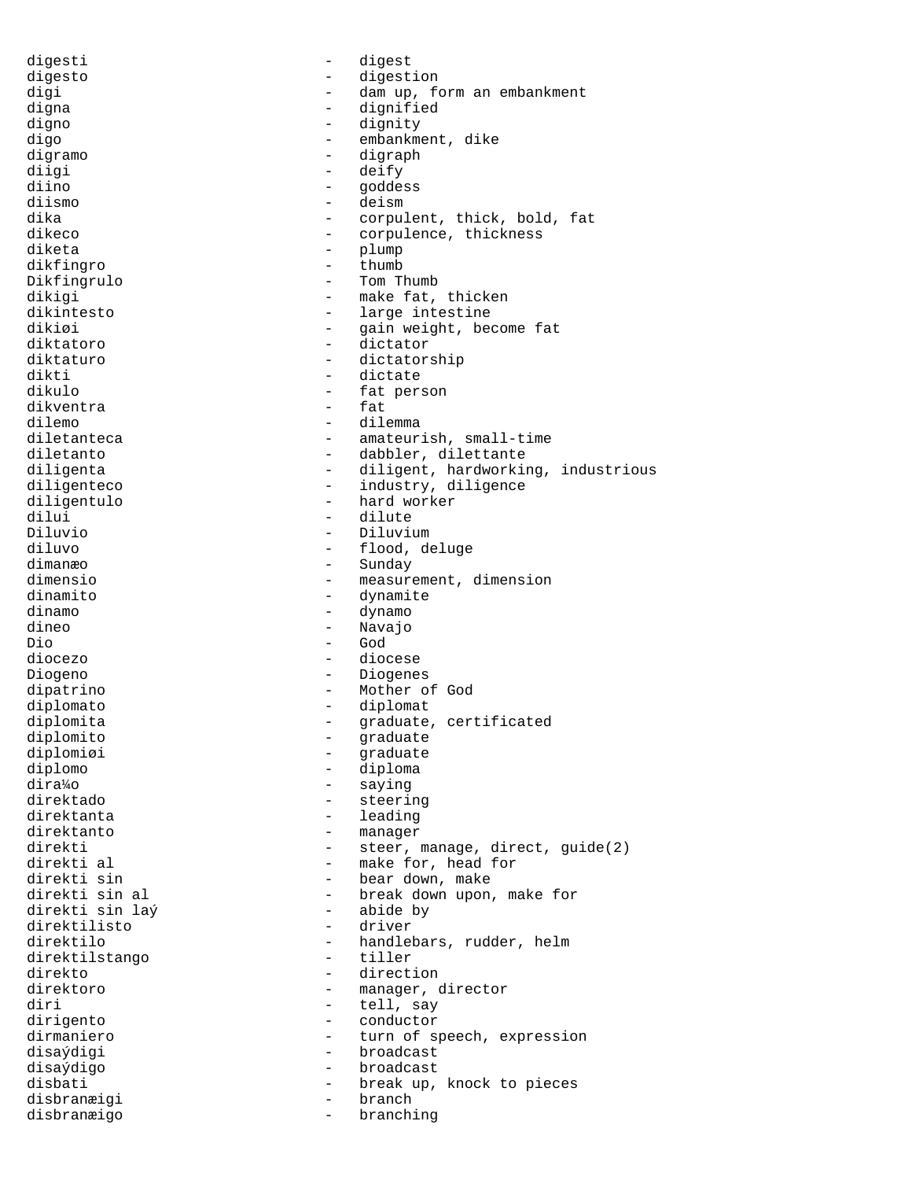digesti - digest
digesto - digestion
digi - dam up, form an embankment
digna - dignified
digno - dignity
digo - embankment, dike
digramo - digraph
diigi - deify
diino - goddess
diismo - deism
dika - corpulent, thick, bold, fat
dikeco - corpulence, thickness
diketa - plump
dikfingro - thumb
Dikfingrulo - Tom Thumb
dikigi - make fat, thicken
dikintesto - large intestine
dikiøi - gain weight, become fat
diktatoro - dictator
diktaturo - dictatorship
dikti - dictate
dikulo - fat person
dikventra - fat
dilemo - dilemma
diletanteca - amateurish, small-time
diletanto - dabbler, dilettante
diligenta - diligent, hardworking, industrious
diligenteco - industry, diligence
diligentulo - hard worker
dilui - dilute
Diluvio - Diluvium
diluvo - flood, deluge
dimanæo - Sunday
dimensio - measurement, dimension
dinamito - dynamite
dinamo - dynamo
dineo - Navajo
Dio - God
diocezo - diocese
Diogeno - Diogenes
dipatrino - Mother of God
diplomato - diplomat
diplomita - graduate, certificated
diplomito - graduate
diplomiøi - graduate
diplomo - diploma
dira¼o - saying
direktado - steering
direktanta - leading
direktanto - manager
direkti - steer, manage, direct, guide(2)
direkti al - make for, head for
direkti sin - bear down, make
direkti sin al - break down upon, make for
direkti sin laý - abide by
direktilisto - driver
direktilo - handlebars, rudder, helm
direktilstango - tiller
direkto - direction
direktoro - manager, director
diri - tell, say
dirigento - conductor
dirmaniero - turn of speech, expression
disaýdigi - broadcast
disaýdigo - broadcast
disbati - break up, knock to pieces
disbranæigi - branch
disbranæigo - branching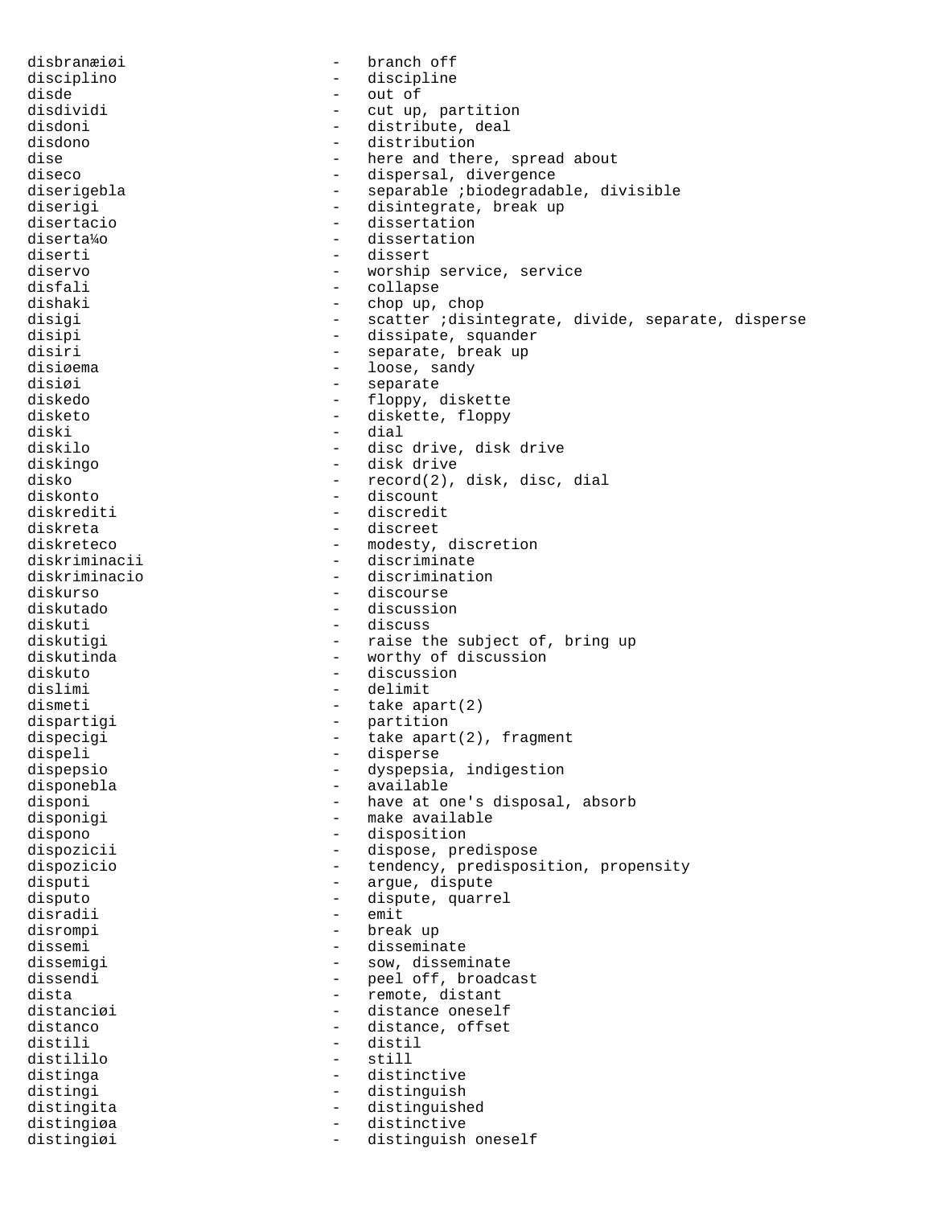disbranæiøi - branch off
disciplino - discipline
disde - out of
disdividi - cut up, partition
disdoni - distribute, deal
disdono - distribution
dise - here and there, spread about
diseco - dispersal, divergence
diserigebla - separable ;biodegradable, divisible
diserigi - disintegrate, break up
disertacio - dissertation
diserta¼o - dissertation
diserti - dissert
diservo - worship service, service
disfali - collapse
dishaki - chop up, chop
disigi - scatter ;disintegrate, divide, separate, disperse
disipi - dissipate, squander
disiri - separate, break up
disiøema - loose, sandy
disiøi - separate
diskedo - floppy, diskette
disketo - diskette, floppy
diski - dial
diskilo - disc drive, disk drive
diskingo - disk drive
disko - record(2), disk, disc, dial
diskonto - discount
diskrediti - discredit
diskreta - discreet
diskreteco - modesty, discretion
diskriminacii - discriminate
diskriminacio - discrimination
diskurso - discourse
diskutado - discussion
diskuti - discuss
diskutigi - raise the subject of, bring up
diskutinda - worthy of discussion
diskuto - discussion
dislimi - delimit
dismeti - take apart(2)
dispartigi - partition
dispecigi - take apart(2), fragment
dispeli - disperse
dispepsio - dyspepsia, indigestion
disponebla - available
disponi - have at one's disposal, absorb
disponigi - make available
dispono - disposition
dispozicii - dispose, predispose
dispozicio - tendency, predisposition, propensity
disputi - argue, dispute
disputo - dispute, quarrel
disradii - emit
disrompi - break up
dissemi - disseminate
dissemigi - sow, disseminate
dissendi - peel off, broadcast
dista - remote, distant
distanciøi - distance oneself
distanco - distance, offset
distili - distil
distililo - still
distinga - distinctive
distingi - distinguish
distingita - distinguished
distingiøa - distinctive
distingiøi - distinguish oneself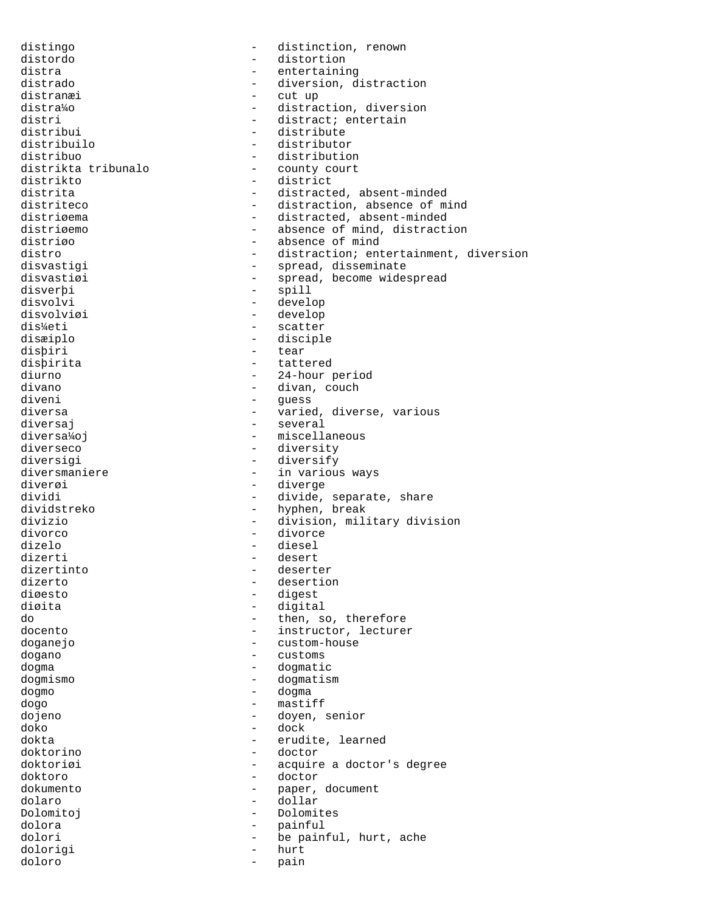distingo - distinction, renown
distordo - distortion
distra - entertaining
distrado - diversion, distraction
distranæi - cut up
distra¼o - distraction, diversion
distri - distract; entertain
distribui - distribute
distribuilo - distributor
distribuo - distribution
distrikta tribunalo - county court
distrikto - district
distrita - distracted, absent-minded
distriteco - distraction, absence of mind
distriøema - distracted, absent-minded
distriøemo - absence of mind, distraction
distriøo - absence of mind
distro - distraction; entertainment, diversion
disvastigi - spread, disseminate
disvastiøi - spread, become widespread
disverþi - spill
disvolvi - develop
disvolviøi - develop
dis¼eti - scatter
disæiplo - disciple
disþiri - tear
disþirita - tattered
diurno - 24-hour period
divano - divan, couch
diveni - guess
diversa - varied, diverse, various
diversaj - several
diversa¼oj - miscellaneous
diverseco - diversity
diversigi - diversify
diversmaniere - in various ways
diverøi - diverge
dividi - divide, separate, share
dividstreko - hyphen, break
divizio - division, military division
divorco - divorce
dizelo - diesel
dizerti - desert
dizertinto - deserter
dizerto - desertion
diøesto - digest
diøita - digital
do - then, so, therefore
docento - instructor, lecturer
doganejo - custom-house
dogano - customs
dogma - dogmatic
dogmismo - dogmatism
dogmo - dogma
dogo - mastiff
dojeno - doyen, senior
doko - dock
dokta - erudite, learned
doktorino - doctor
doktoriøi - acquire a doctor's degree
doktoro - doctor
dokumento - paper, document
dolaro - dollar
Dolomitoj - Dolomites
dolora - painful
dolori - be painful, hurt, ache
dolorigi - hurt
doloro - pain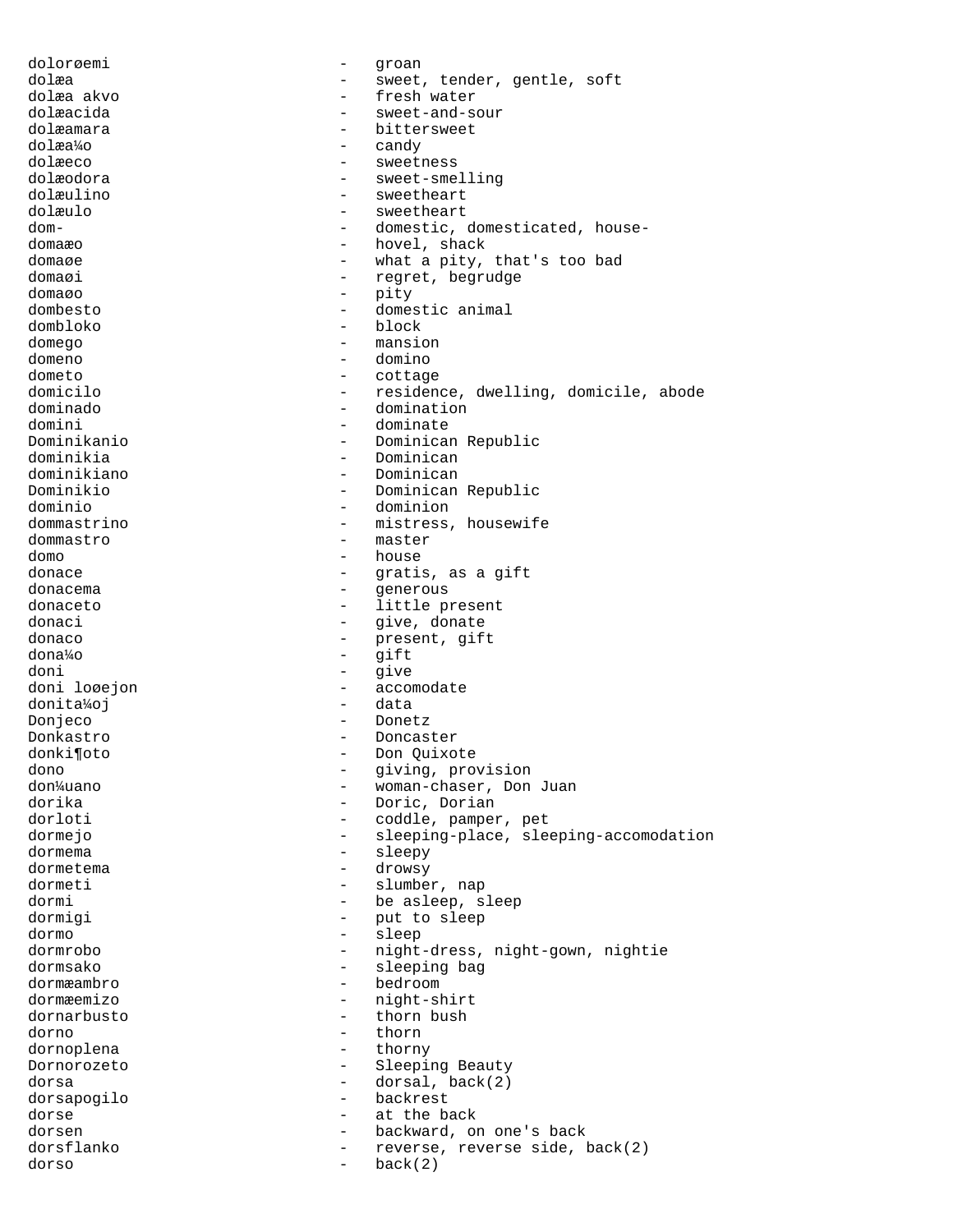dolorøemi - groan
dolæa - sweet, tender, gentle, soft
dolæa akvo - fresh water
dolæacida - sweet-and-sour
dolæamara - bittersweet
dolæa¼o - candy
dolæeco - sweetness
dolæodora - sweet-smelling
dolæulino - sweetheart
dolæulo - sweetheart
dom- - domestic, domesticated, house-
domaæo - hovel, shack
domaøe - what a pity, that's too bad
domaøi - regret, begrudge
domaøo - pity
dombesto - domestic animal
dombloko - block
domego - mansion
domeno - domino
dometo - cottage
domicilo - residence, dwelling, domicile, abode
dominado - domination
domini - dominate
Dominikanio - Dominican Republic
dominikia - Dominican
dominikiano - Dominican
Dominikio - Dominican Republic
dominio - dominion
dommastrino - mistress, housewife
dommastro - master
domo - house
donace - gratis, as a gift
donacema - generous
donaceto - little present
donaci - give, donate
donaco - present, gift
dona¼o - gift
doni - give
doni loøejon - accomodate
donita¼oj - data
Donjeco - Donetz
Donkastro - Doncaster
donki¶oto - Don Quixote
dono - giving, provision
don¼uano - woman-chaser, Don Juan
dorika - Doric, Dorian
dorloti - coddle, pamper, pet
dormejo - sleeping-place, sleeping-accomodation
dormema - sleepy
dormetema - drowsy
dormeti - slumber, nap
dormi - be asleep, sleep
dormigi - put to sleep
dormo - sleep
dormrobo - night-dress, night-gown, nightie
dormsako - sleeping bag
dormæambro - bedroom
dormæemizo - night-shirt
dornarbusto - thorn bush
dorno - thorn
dornoplena - thorny
Dornorozeto - Sleeping Beauty
dorsa - dorsal, back(2)
dorsapogilo - backrest
dorse - at the back
dorsen - backward, on one's back
dorsflanko - reverse, reverse side, back(2)
dorso - back(2)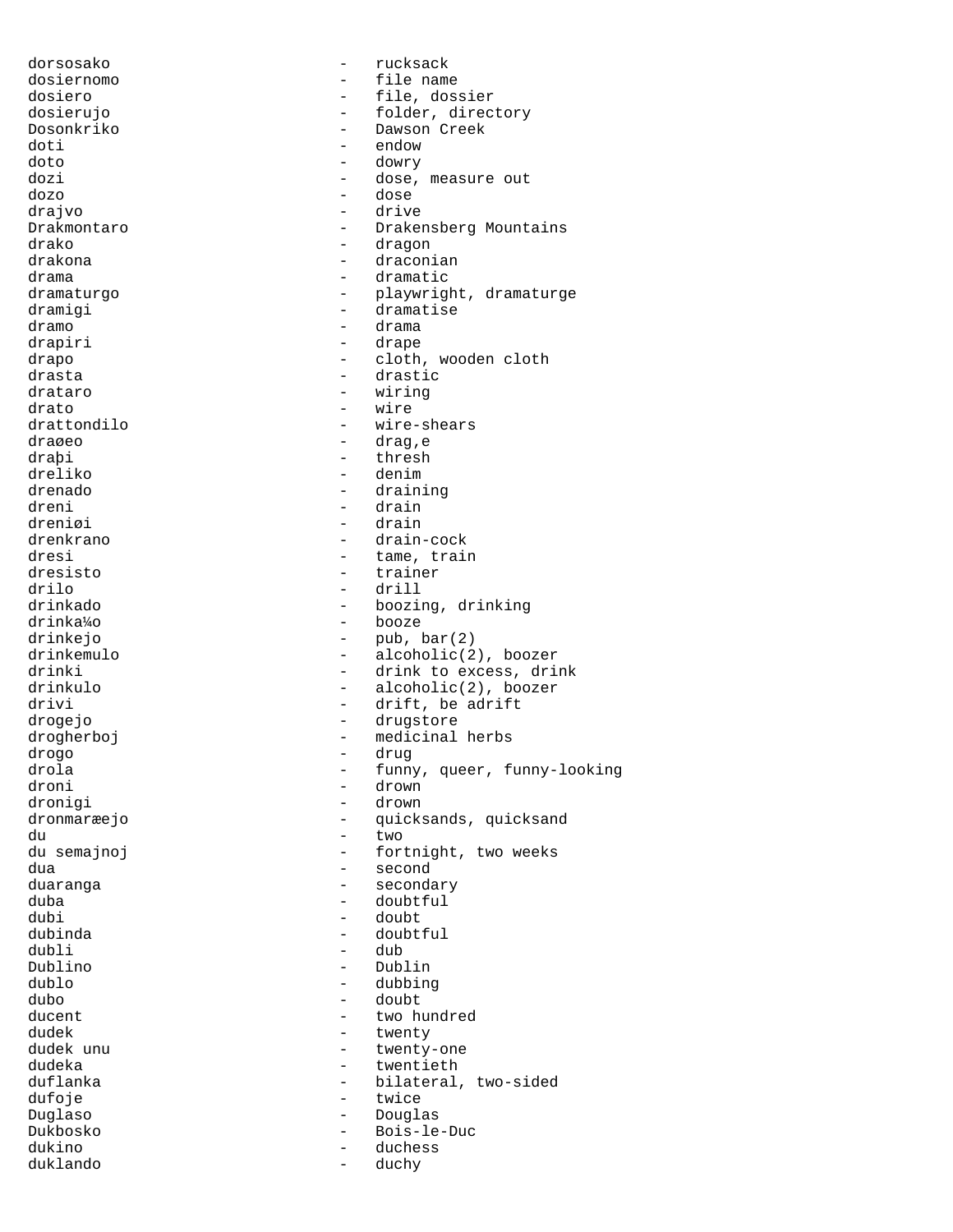dorsosako - rucksack
dosiernomo - file name
dosiero - file, dossier
dosierujo - folder, directory
Dosonkriko - Dawson Creek
doti - endow
doto - dowry
dozi - dose, measure out
dozo - dose
drajvo - drive
Drakmontaro - Drakensberg Mountains
drako - dragon
drakona - draconian
drama - dramatic
dramaturgo - playwright, dramaturge
dramigi - dramatise
dramo - drama
drapiri - drape
drapo - cloth, wooden cloth
drasta - drastic
drataro - wiring
drato - wire
drattondilo - wire-shears
draøeo - drag,e
draþi - thresh
dreliko - denim
drenado - draining
dreni - drain
dreniøi - drain
drenkrano - drain-cock
dresi - tame, train
dresisto - trainer
drilo - drill
drinkado - boozing, drinking
drinka¼o - booze
drinkejo - pub, bar(2)
drinkemulo - alcoholic(2), boozer
drinki - drink to excess, drink
drinkulo - alcoholic(2), boozer
drivi - drift, be adrift
drogejo - drugstore
drogherboj - medicinal herbs
drogo - drug
drola - funny, queer, funny-looking
droni - drown
dronigi - drown
dronmaræejo - quicksands, quicksand
du - two
du semajnoj - fortnight, two weeks
dua - second
duaranga - secondary
duba - doubtful
dubi - doubt
dubinda - doubtful
dubli - dub
Dublino - Dublin
dublo - dubbing
dubo - doubt
ducent - two hundred
dudek - twenty
dudek unu - twenty-one
dudeka - twentieth
duflanka - bilateral, two-sided
dufoje - twice
Duglaso - Douglas
Dukbosko - Bois-le-Duc
dukino - duchess
duklando - duchy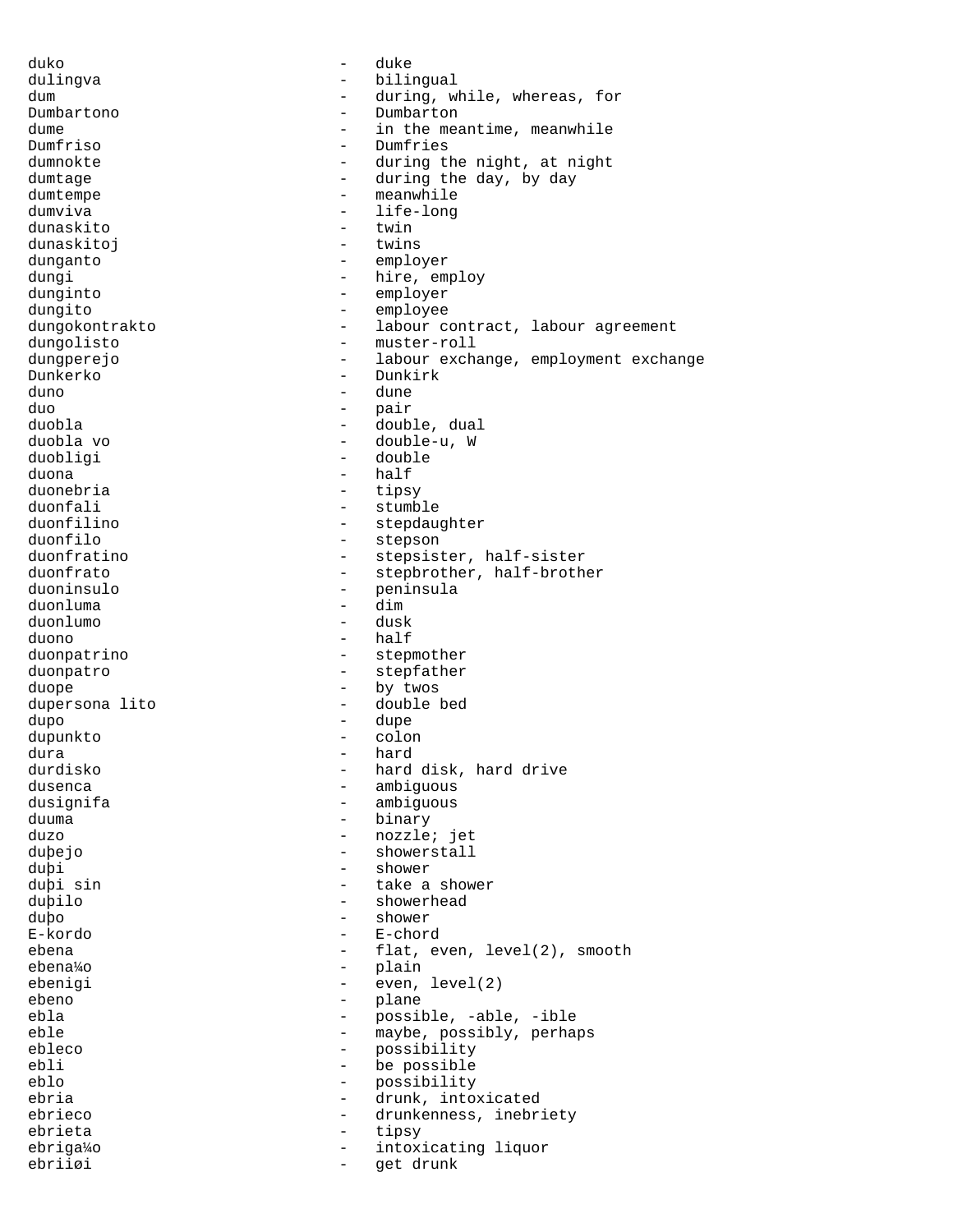duko - duke
dulingva - bilingual
dum - during, while, whereas, for
Dumbartono - Dumbarton
dume - in the meantime, meanwhile
Dumfriso - Dumfries
dumnokte - during the night, at night
dumtage - during the day, by day
dumtempe - meanwhile
dumviva - life-long
dunaskito - twin
dunaskitoj - twins
dunganto - employer
dungi - hire, employ
dunginto - employer
dungito - employee
dungokontrakto - labour contract, labour agreement
dungolisto - muster-roll
dungperejo - labour exchange, employment exchange
Dunkerko - Dunkirk
duno - dune
duo - pair
duobla - double, dual
duobla vo - double-u, W
duobligi - double
duona - half
duonebria - tipsy
duonfali - stumble
duonfilino - stepdaughter
duonfilo - stepson
duonfratino - stepsister, half-sister
duonfrato - stepbrother, half-brother
duoninsulo - peninsula
duonluma - dim
duonlumo - dusk
duono - half
duonpatrino - stepmother
duonpatro - stepfather
duope - by twos
dupersona lito - double bed
dupo - dupe
dupunkto - colon
dura - hard
durdisko - hard disk, hard drive
dusenca - ambiguous
dusignifa - ambiguous
duuma - binary
duzo - nozzle; jet
duþejo - showerstall
duþi - shower
duþi sin - take a shower
duþilo - showerhead
duþo - shower
E-kordo - E-chord
ebena - flat, even, level(2), smooth
ebena¼o - plain
ebenigi - even, level(2)
ebeno - plane
ebla - possible, -able, -ible
eble - maybe, possibly, perhaps
ebleco - possibility
ebli - be possible
eblo - possibility
ebria - drunk, intoxicated
ebrieco - drunkenness, inebriety
ebrieta - tipsy
ebriga¼o - intoxicating liquor
ebriiøi - get drunk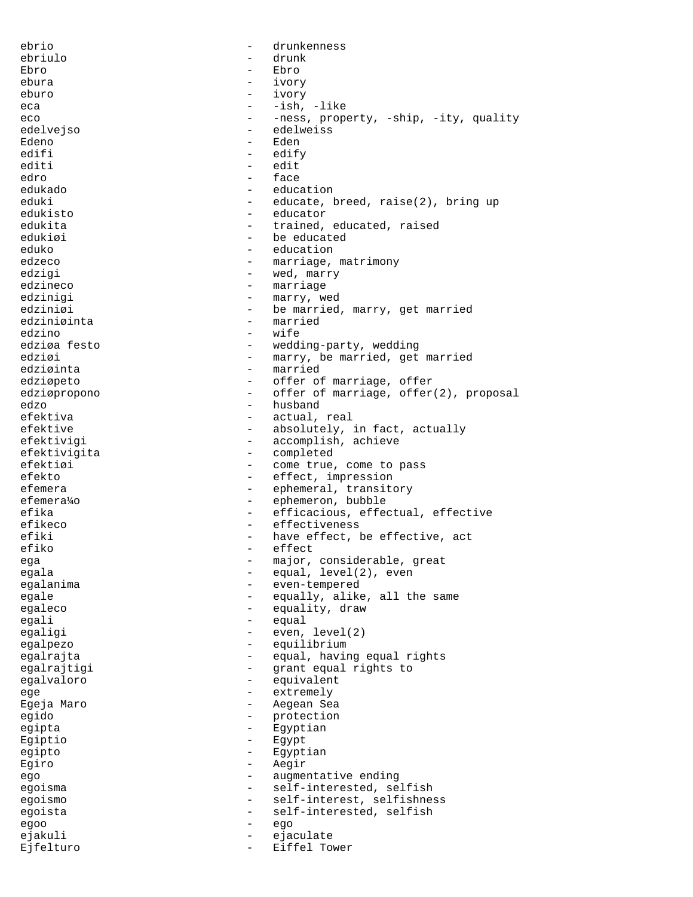ebrio - drunkenness
ebriulo - drunk
Ebro - Ebro
ebura - ivory
eburo - ivory
eca - -ish, -like
eco - -ness, property, -ship, -ity, quality
edelvejso - edelweiss
Edeno - Eden
edifi - edify
editi - edit
edro - face
edukado - education
eduki - educate, breed, raise(2), bring up
edukisto - educator
edukita - trained, educated, raised
edukiøi - be educated
eduko - education
edzeco - marriage, matrimony
edzigi - wed, marry
edzineco - marriage
edzinigi - marry, wed
edziniøi - be married, marry, get married
edziniøinta - married
edzino - wife
edziøa festo - wedding-party, wedding
edziøi - marry, be married, get married
edziøinta - married
edziøpeto - offer of marriage, offer
edziøpropono - offer of marriage, offer(2), proposal
edzo - husband
efektiva - actual, real
efektive - absolutely, in fact, actually
efektivigi - accomplish, achieve
efektivigita - completed
efektiøi - come true, come to pass
efekto - effect, impression
efemera - ephemeral, transitory
efemera¼o - ephemeron, bubble
efika - efficacious, effectual, effective
efikeco - effectiveness
efiki - have effect, be effective, act
efiko - effect
ega - major, considerable, great
egala - equal, level(2), even
egalanima - even-tempered
egale - equally, alike, all the same
egaleco - equality, draw
egali - equal
egaligi - even, level(2)
egalpezo - equilibrium
egalrajta - equal, having equal rights
egalrajtigi - grant equal rights to
egalvaloro - equivalent
ege - extremely
Egeja Maro - Aegean Sea
egido - protection
egipta - Egyptian
Egiptio - Egypt
egipto - Egyptian
Egiro - Aegir
ego - augmentative ending
egoisma - self-interested, selfish
egoismo - self-interest, selfishness
egoista - self-interested, selfish
egoo - ego
ejakuli - ejaculate
Ejfelturo - Eiffel Tower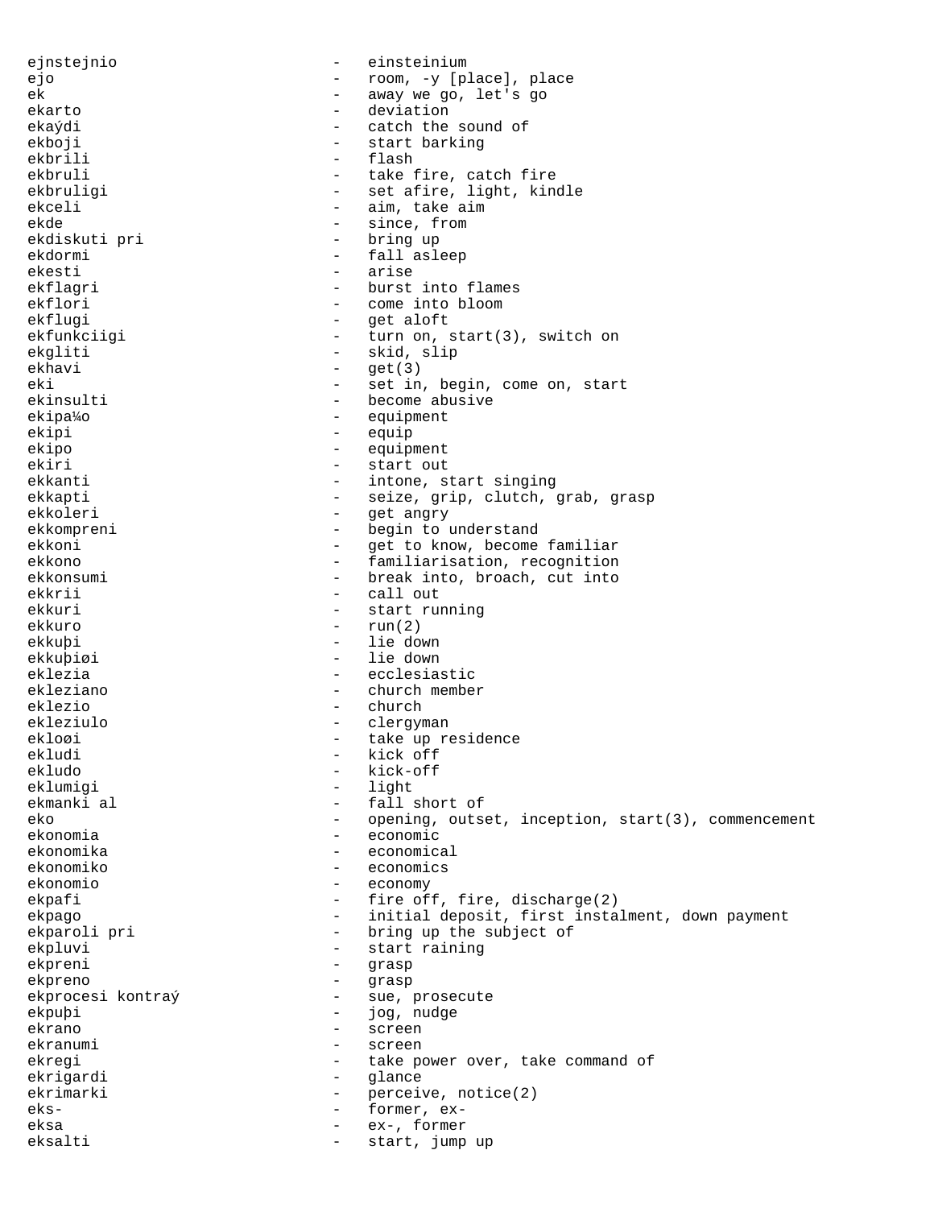ejnstejnio - einsteinium
ejo - room, -y [place], place
ek - away we go, let's go
ekarto - deviation
ekaýdi - catch the sound of
ekboji - start barking
ekbrili - flash
ekbruli - take fire, catch fire
ekbruligi - set afire, light, kindle
ekceli - aim, take aim
ekde - since, from
ekdiskuti pri - bring up
ekdormi - fall asleep
ekesti - arise
ekflagri - burst into flames
ekflori - come into bloom
ekflugi - get aloft
ekfunkciigi - turn on, start(3), switch on
ekgliti - skid, slip
ekhavi - get(3)
eki - set in, begin, come on, start
ekinsulti - become abusive
ekipa¼o - equipment
ekipi - equip
ekipo - equipment
ekiri - start out
ekkanti - intone, start singing
ekkapti - seize, grip, clutch, grab, grasp
ekkoleri - get angry
ekkompreni - begin to understand
ekkoni - get to know, become familiar
ekkono - familiarisation, recognition
ekkonsumi - break into, broach, cut into
ekkrii - call out
ekkuri - start running
ekkuro - run(2)
ekkuþi - lie down
ekkuþiøi - lie down
eklezia - ecclesiastic
ekleziano - church member
eklezio - church
ekleziulo - clergyman
ekloøi - take up residence
ekludi - kick off
ekludo - kick-off
eklumigi - light
ekmanki al - fall short of
eko - opening, outset, inception, start(3), commencement
ekonomia - economic
ekonomika - economical
ekonomiko - economics
ekonomio - economy
ekpafi - fire off, fire, discharge(2)
ekpago - initial deposit, first instalment, down payment
ekparoli pri - bring up the subject of
ekpluvi - start raining
ekpreni - grasp
ekpreno - grasp
ekprocesi kontraý - sue, prosecute
ekpuþi - jog, nudge
ekrano - screen
ekranumi - screen
ekregi - take power over, take command of
ekrigardi - glance
ekrimarki - perceive, notice(2)
eks- - former, ex-
eksa - ex-, former
eksalti - start, jump up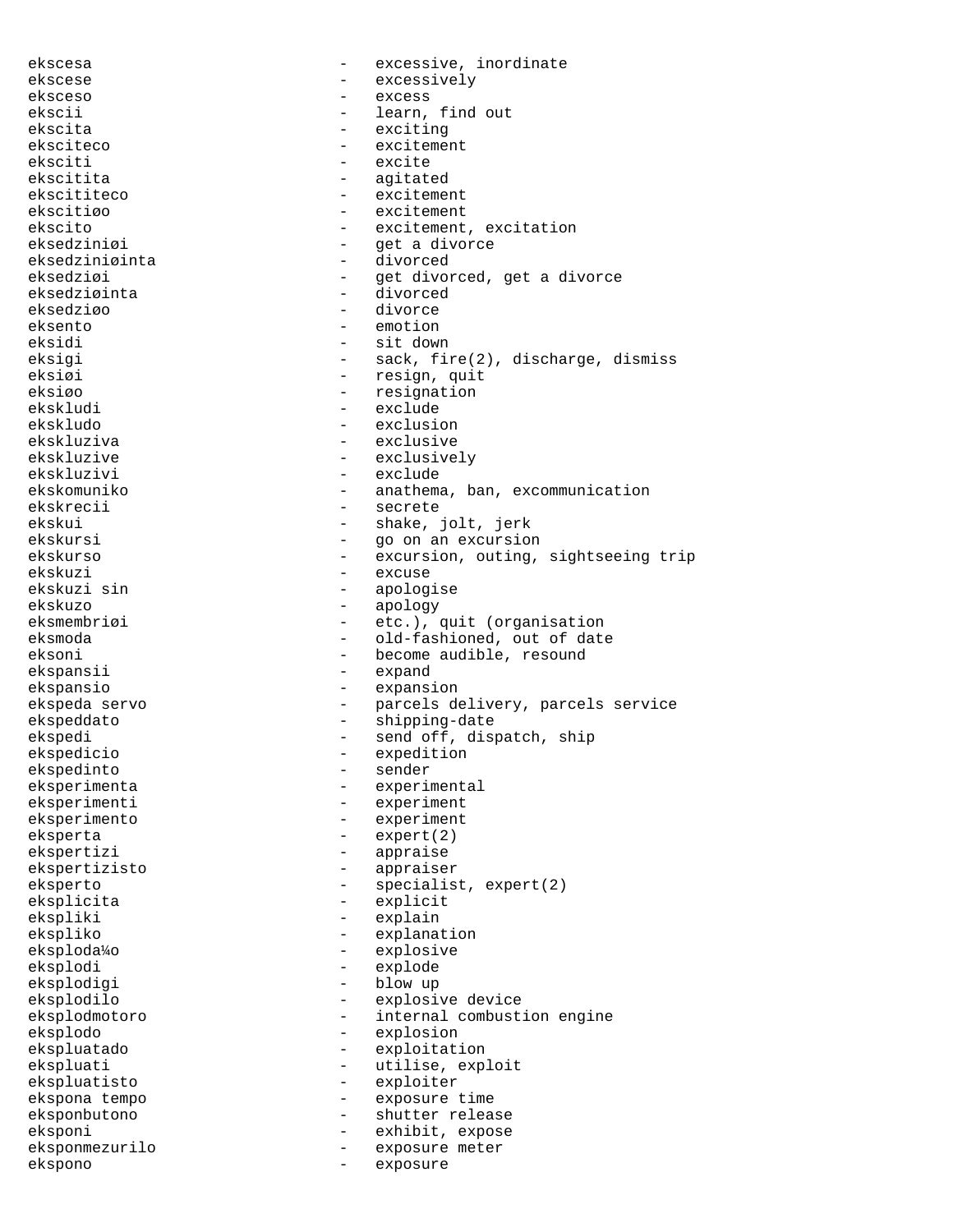ekscesa - excessive, inordinate
ekscese - excessively
eksceso - excess
ekscii - learn, find out
ekscita - exciting
eksciteco - excitement
eksciti - excite
ekscitita - agitated
ekscititeco - excitement
ekscitiøo - excitement
ekscito - excitement, excitation
eksedziniøi - get a divorce
eksedziniøinta - divorced
eksedziøi - get divorced, get a divorce
eksedziøinta - divorced
eksedziøo - divorce
eksento - emotion
eksidi - sit down
eksigi - sack, fire(2), discharge, dismiss
eksiøi - resign, quit
eksiøo - resignation
ekskludi - exclude
ekskludo - exclusion
ekskluziva - exclusive
ekskluzive - exclusively
ekskluzivi - exclude
ekskomuniko - anathema, ban, excommunication
ekskrecii - secrete
ekskui - shake, jolt, jerk
ekskursi - go on an excursion
ekskurso - excursion, outing, sightseeing trip
ekskuzi - excuse
ekskuzi sin - apologise
ekskuzo - apology
eksmembriøi - etc.), quit (organisation
eksmoda - old-fashioned, out of date
eksoni - become audible, resound
ekspansii - expand
ekspansio - expansion
ekspeda servo - parcels delivery, parcels service
ekspeddato - shipping-date
ekspedi - send off, dispatch, ship
ekspedicio - expedition
ekspedinto - sender
eksperimenta - experimental
eksperimenti - experiment
eksperimento - experiment
eksperta - expert(2)
ekspertizi - appraise
ekspertizisto - appraiser
eksperto - specialist, expert(2)
eksplicita - explicit
ekspliki - explain
eksplikо - explanation
eksploda¼o - explosive
eksplodi - explode
eksplodigi - blow up
eksplodilo - explosive device
eksplodmotoro - internal combustion engine
eksplodo - explosion
ekspluatado - exploitation
ekspluati - utilise, exploit
ekspluatisto - exploiter
ekspona tempo - exposure time
eksponbutono - shutter release
eksponi - exhibit, expose
eksponmezurilo - exposure meter
ekspono - exposure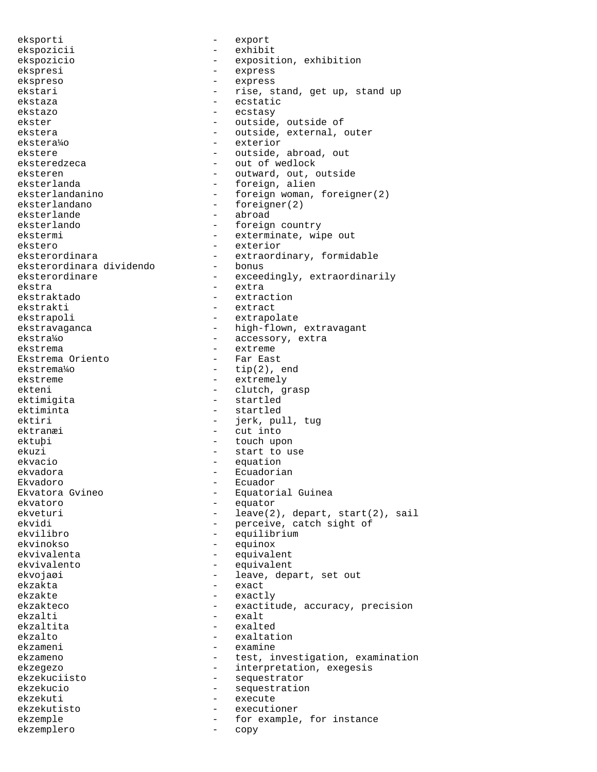eksporti - export
ekspozicii - exhibit
ekspozicio - exposition, exhibition
ekspresi - express
ekspreso - express
ekstari - rise, stand, get up, stand up
ekstaza - ecstatic
ekstazo - ecstasy
ekster - outside, outside of
ekstera - outside, external, outer
ekstera¼o - exterior
ekstere - outside, abroad, out
eksteredzeca - out of wedlock
eksteren - outward, out, outside
eksterlanda - foreign, alien
eksterlandanino - foreign woman, foreigner(2)
eksterlandano - foreigner(2)
eksterlande - abroad
eksterlando - foreign country
ekstermi - exterminate, wipe out
ekstero - exterior
eksterordinara - extraordinary, formidable
eksterordinara dividendo - bonus
eksterordinare - exceedingly, extraordinarily
ekstra - extra
ekstraktado - extraction
ekstrakti - extract
ekstrapoli - extrapolate
ekstravaganca - high-flown, extravagant
ekstra¼o - accessory, extra
ekstrema - extreme
Ekstrema Oriento - Far East
ekstrema¼o - tip(2), end
ekstreme - extremely
ekteni - clutch, grasp
ektimigita - startled
ektiminta - startled
ektiri - jerk, pull, tug
ektranæi - cut into
ektuþi - touch upon
ekuzi - start to use
ekvacio - equation
ekvadora - Ecuadorian
Ekvadoro - Ecuador
Ekvatora Gvineo - Equatorial Guinea
ekvatoro - equator
ekveturi - leave(2), depart, start(2), sail
ekvidi - perceive, catch sight of
ekvilibro - equilibrium
ekvinokso - equinox
ekvivalenta - equivalent
ekvivalento - equivalent
ekvojaøi - leave, depart, set out
ekzakta - exact
ekzakte - exactly
ekzakteco - exactitude, accuracy, precision
ekzalti - exalt
ekzaltita - exalted
ekzalto - exaltation
ekzameni - examine
ekzameno - test, investigation, examination
ekzegezo - interpretation, exegesis
ekzekuciisto - sequestrator
ekzekucio - sequestration
ekzekuti - execute
ekzekutisto - executioner
ekzemple - for example, for instance
ekzemplero - copy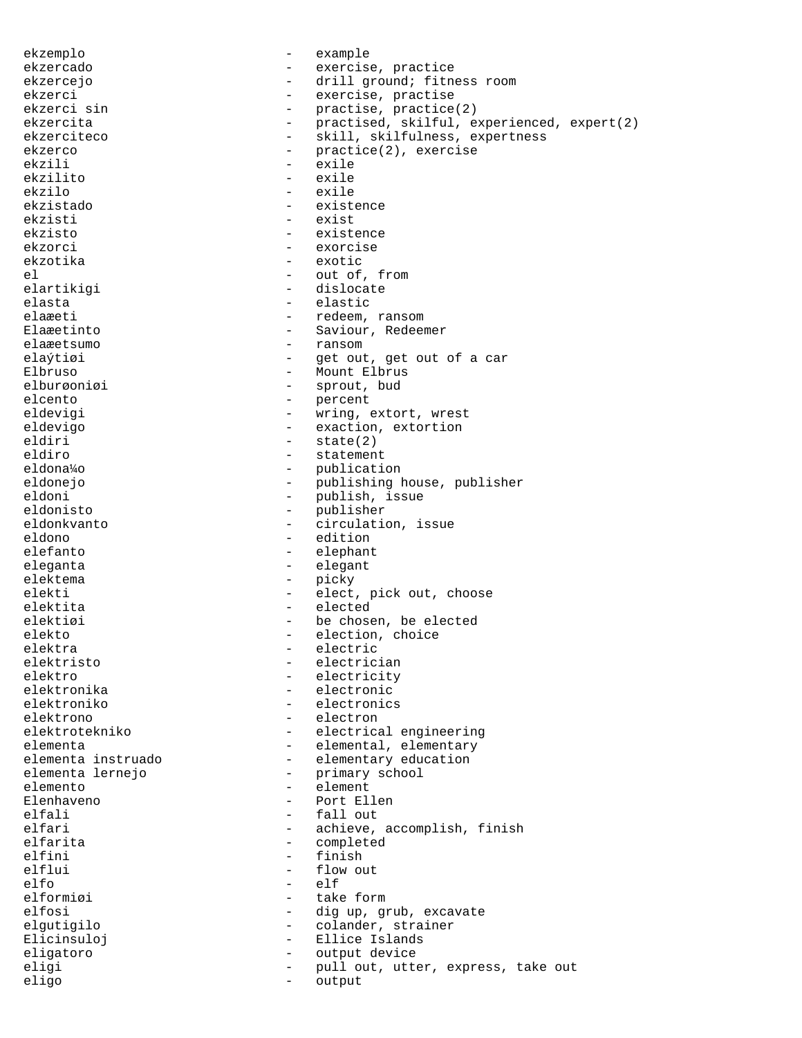ekzemplo - example
ekzercado - exercise, practice
ekzercejo - drill ground; fitness room
ekzerci - exercise, practise
ekzerci sin - practise, practice(2)
ekzercita - practised, skilful, experienced, expert(2)
ekzerciteco - skill, skilfulness, expertness
ekzerco - practice(2), exercise
ekzili - exile
ekzilito - exile
ekzilo - exile
ekzistado - existence
ekzisti - exist
ekzisto - existence
ekzorci - exorcise
ekzotika - exotic
el - out of, from
elartikigi - dislocate
elasta - elastic
elaæeti - redeem, ransom
Elaæetinto - Saviour, Redeemer
elaæetsumo - ransom
elaýtiøi - get out, get out of a car
Elbruso - Mount Elbrus
elburøoniøi - sprout, bud
elcento - percent
eldevigi - wring, extort, wrest
eldevigo - exaction, extortion
eldiri - state(2)
eldiro - statement
eldona¼o - publication
eldonejo - publishing house, publisher
eldoni - publish, issue
eldonisto - publisher
eldonkvanto - circulation, issue
eldono - edition
elefanto - elephant
eleganta - elegant
elektema - picky
elekti - elect, pick out, choose
elektita - elected
elektiøi - be chosen, be elected
elekto - election, choice
elektra - electric
elektristo - electrician
elektro - electricity
elektronika - electronic
elektroniko - electronics
elektrono - electron
elektrotekniko - electrical engineering
elementa - elemental, elementary
elementa instruado - elementary education
elementa lernejo - primary school
elemento - element
Elenhaveno - Port Ellen
elfali - fall out
elfari - achieve, accomplish, finish
elfarita - completed
elfini - finish
elflui - flow out
elfo - elf
elformiøi - take form
elfosi - dig up, grub, excavate
elgutigilo - colander, strainer
Elicinsuloj - Ellice Islands
eligatoro - output device
eligi - pull out, utter, express, take out
eligo - output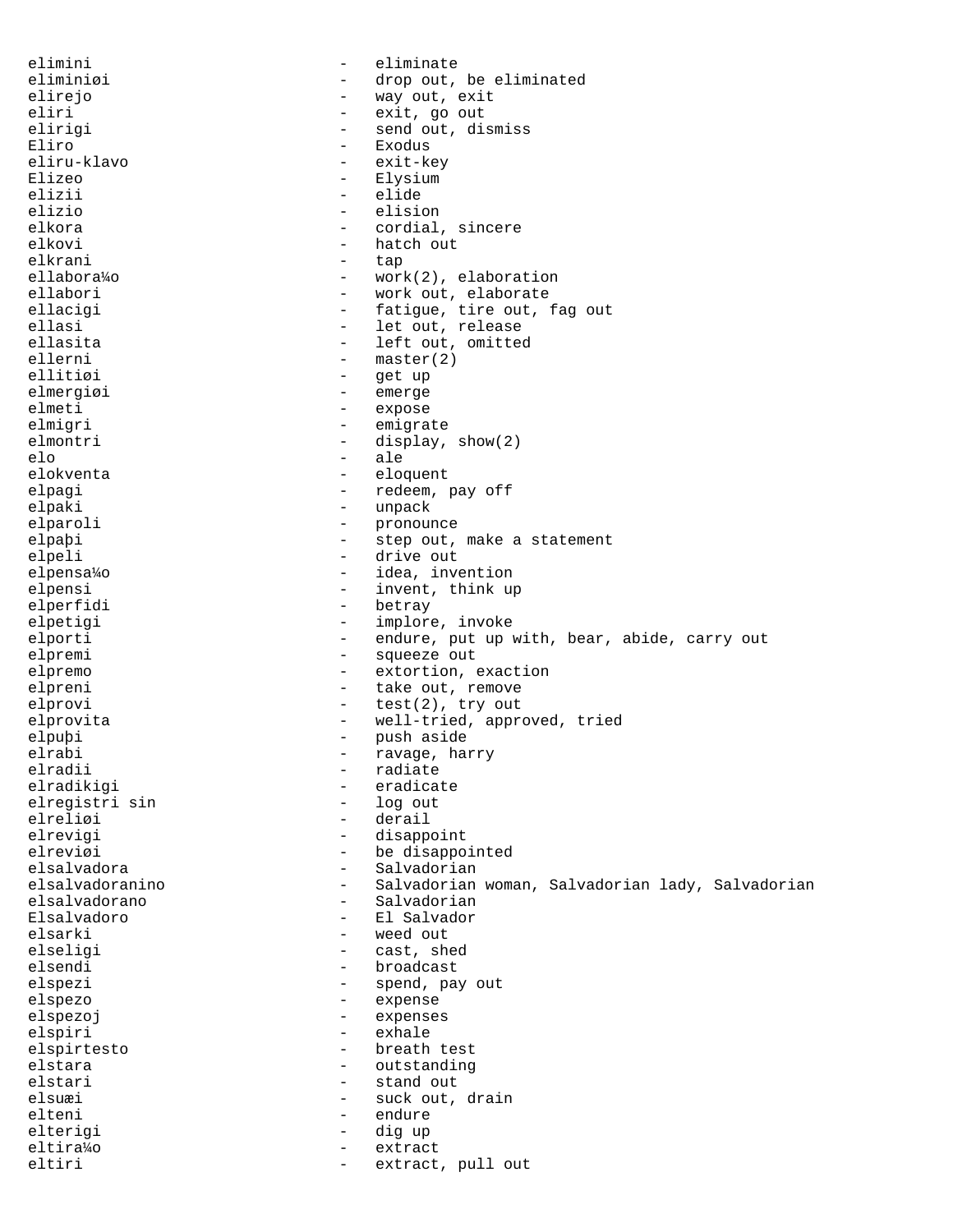elimini - eliminate
eliminiøi - drop out, be eliminated
elirejo - way out, exit
eliri - exit, go out
elirigi - send out, dismiss
Eliro - Exodus
eliru-klavo - exit-key
Elizeo - Elysium
elizii - elide
elizio - elision
elkora - cordial, sincere
elkovi - hatch out
elkrani - tap
ellabora¼o - work(2), elaboration
ellabori - work out, elaborate
ellacigi - fatigue, tire out, fag out
ellasi - let out, release
ellasita - left out, omitted
ellerni - master(2)
ellitiøi - get up
elmergiøi - emerge
elmeti - expose
elmigri - emigrate
elmontri - display, show(2)
elo - ale
elokventa - eloquent
elpagi - redeem, pay off
elpaki - unpack
elparoli - pronounce
elpaþi - step out, make a statement
elpeli - drive out
elpensa¼o - idea, invention
elpensi - invent, think up
elperfidi - betray
elpetigi - implore, invoke
elporti - endure, put up with, bear, abide, carry out
elpremi - squeeze out
elpremo - extortion, exaction
elpreni - take out, remove
elprovi - test(2), try out
elprovita - well-tried, approved, tried
elpuþi - push aside
elrabi - ravage, harry
elradii - radiate
elradikigi - eradicate
elregistri sin - log out
elreliøi - derail
elrevigi - disappoint
elreviøi - be disappointed
elsalvadora - Salvadorian
elsalvadoranino - Salvadorian woman, Salvadorian lady, Salvadorian
elsalvadorano - Salvadorian
Elsalvadoro - El Salvador
elsarki - weed out
elseligi - cast, shed
elsendi - broadcast
elspezi - spend, pay out
elspezo - expense
elspezoj - expenses
elspiri - exhale
elspirtesto - breath test
elstara - outstanding
elstari - stand out
elsuæi - suck out, drain
elteni - endure
elterigi - dig up
eltira¼o - extract
eltiri - extract, pull out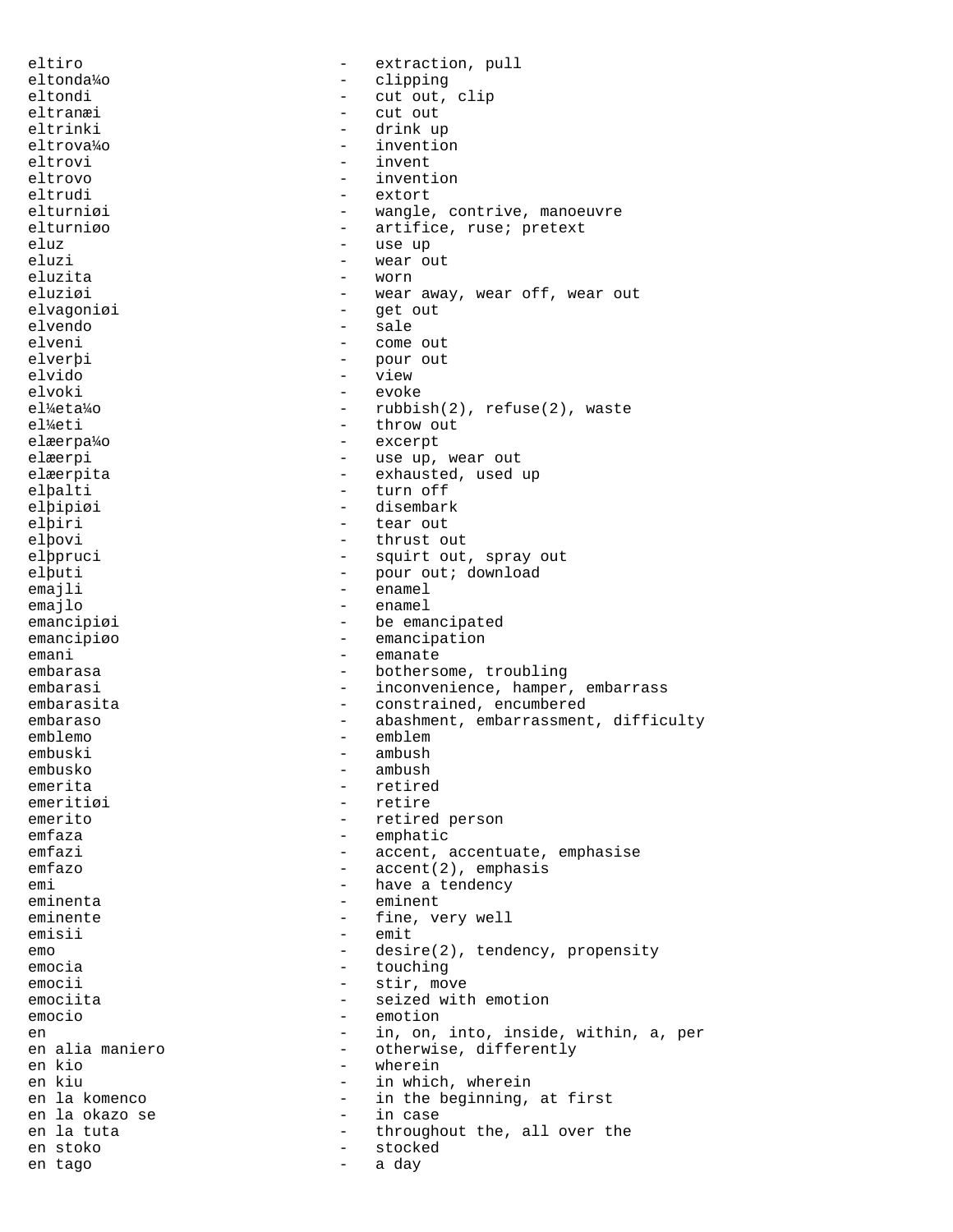eltiro - extraction, pull
eltonda¼o - clipping
eltondi - cut out, clip
eltranæi - cut out
eltrinki - drink up
eltrova¼o - invention
eltrovi - invent
eltrovo - invention
eltrudi - extort
elturniøi - wangle, contrive, manoeuvre
elturniøo - artifice, ruse; pretext
eluz - use up
eluzi - wear out
eluzita - worn
eluziøi - wear away, wear off, wear out
elvagoniøi - get out
elvendo - sale
elveni - come out
elverþi - pour out
elvido - view
elvoki - evoke
el¼eta¼o - rubbish(2), refuse(2), waste
el¼eti - throw out
elæerpa¼o - excerpt
elæerpi - use up, wear out
elæerpita - exhausted, used up
elþalti - turn off
elþipiøi - disembark
elþiri - tear out
elþovi - thrust out
elþpruci - squirt out, spray out
elþuti - pour out; download
emajli - enamel
emajlo - enamel
emancipiøi - be emancipated
emancipiøo - emancipation
emani - emanate
embarasa - bothersome, troubling
embarasi - inconvenience, hamper, embarrass
embarasita - constrained, encumbered
embaraso - abashment, embarrassment, difficulty
emblemo - emblem
embuski - ambush
embusko - ambush
emerita - retired
emeritiøi - retire
emerito - retired person
emfaza - emphatic
emfazi - accent, accentuate, emphasise
emfazo - accent(2), emphasis
emi - have a tendency
eminenta - eminent
eminente - fine, very well
emisii - emit
emo - desire(2), tendency, propensity
emocia - touching
emocii - stir, move
emociita - seized with emotion
emocio - emotion
en - in, on, into, inside, within, a, per
en alia maniero - otherwise, differently
en kio - wherein
en kiu - in which, wherein
en la komenco - in the beginning, at first
en la okazo se - in case
en la tuta - throughout the, all over the
en stoko - stocked
en tago - a day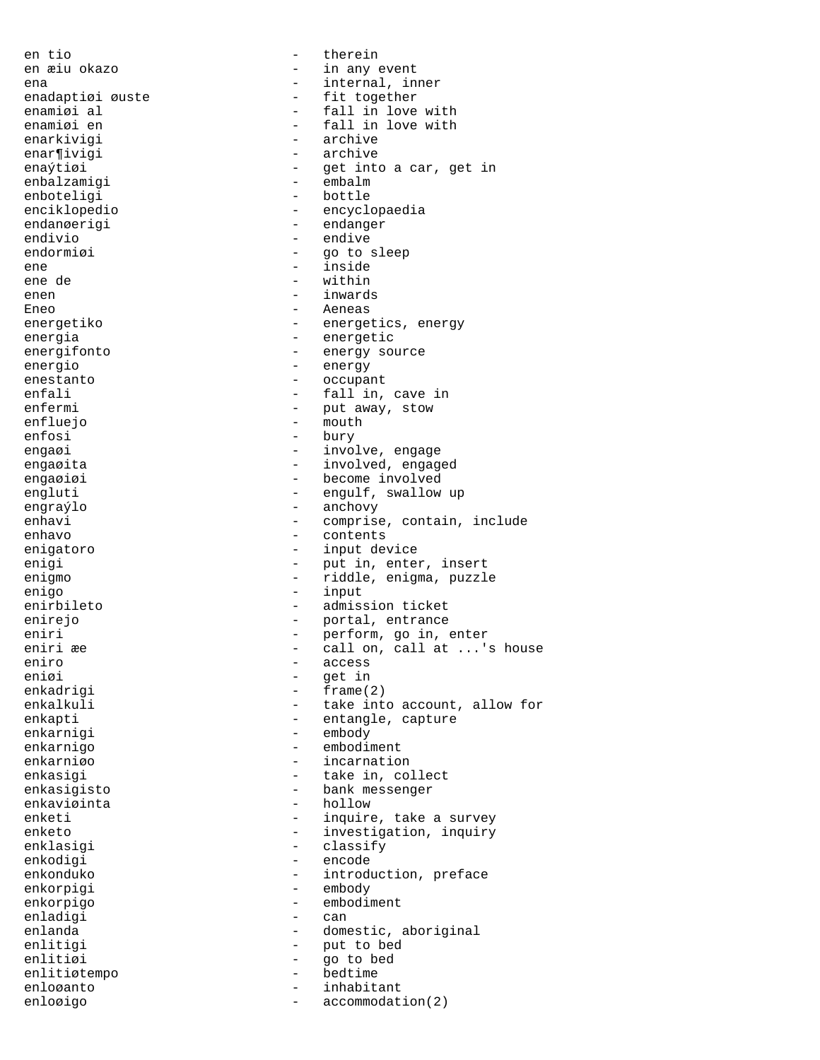en tio - therein
en æiu okazo - in any event
ena - internal, inner
enadaptiøi øuste - fit together
enamiøi al - fall in love with
enamiøi en - fall in love with
enarkivigi - archive
enar¶ivigi - archive
enaýtiøi - get into a car, get in
enbalzamigi - embalm
enboteligi - bottle
enciklopedio - encyclopaedia
endanøerigi - endanger
endivio - endive
endormiøi - go to sleep
ene - inside
ene de - within
enen - inwards
Eneo - Aeneas
energetiko - energetics, energy
energia - energetic
energifonto - energy source
energio - energy
enestanto - occupant
enfali - fall in, cave in
enfermi - put away, stow
enfluejo - mouth
enfosi - bury
engaøi - involve, engage
engaøita - involved, engaged
engaøiøi - become involved
engluti - engulf, swallow up
engraýlo - anchovy
enhavi - comprise, contain, include
enhavo - contents
enigatoro - input device
enigi - put in, enter, insert
enigmo - riddle, enigma, puzzle
enigo - input
enirbileto - admission ticket
enirejo - portal, entrance
eniri - perform, go in, enter
eniri æe - call on, call at ...'s house
eniro - access
eniøi - get in
enkadrigi - frame(2)
enkalkuli - take into account, allow for
enkapti - entangle, capture
enkarnigi - embody
enkarnigo - embodiment
enkarniøo - incarnation
enkasigi - take in, collect
enkasigisto - bank messenger
enkaviøinta - hollow
enketi - inquire, take a survey
enketo - investigation, inquiry
enklasigi - classify
enkodigi - encode
enkonduko - introduction, preface
enkorpigi - embody
enkorpigo - embodiment
enladigi - can
enlanda - domestic, aboriginal
enlitigi - put to bed
enlitiøi - go to bed
enlitiøtempo - bedtime
enloøanto - inhabitant
enloøigo - accommodation(2)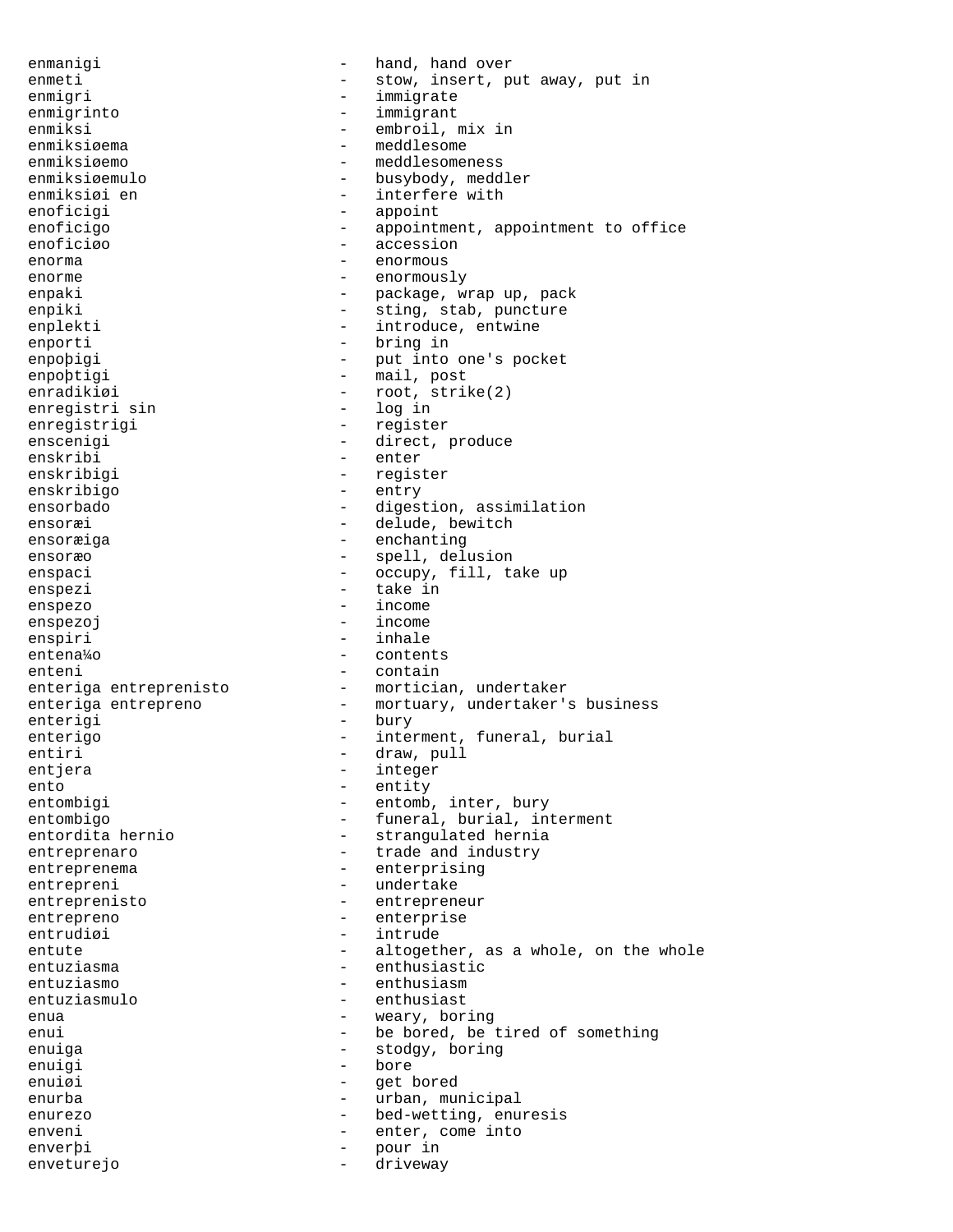enmanigi - hand, hand over
enmeti - stow, insert, put away, put in
enmigri - immigrate
enmigrinto - immigrant
enmiksi - embroil, mix in
enmiksiøema - meddlesome
enmiksiøemo - meddlesomeness
enmiksiøemulo - busybody, meddler
enmiksiøi en - interfere with
enoficigi - appoint
enoficigo - appointment, appointment to office
enoficiøo - accession
enorma - enormous
enorme - enormously
enpaki - package, wrap up, pack
enpiki - sting, stab, puncture
enplekti - introduce, entwine
enporti - bring in
enpoþigi - put into one's pocket
enpoþtigi - mail, post
enradikiøi - root, strike(2)
enregistri sin - log in
enregistrigi - register
enscenigi - direct, produce
enskribi - enter
enskribigi - register
enskribigo - entry
ensorbado - digestion, assimilation
ensoræi - delude, bewitch
ensoræiga - enchanting
ensoræo - spell, delusion
enspaci - occupy, fill, take up
enspezi - take in
enspezo - income
enspezoj - income
enspiri - inhale
entena¼o - contents
enteni - contain
enteriga entreprenisto - mortician, undertaker
enteriga entrepreno - mortuary, undertaker's business
enterigi - bury
enterigo - interment, funeral, burial
entiri - draw, pull
entjera - integer
ento - entity
entombigi - entomb, inter, bury
entombigo - funeral, burial, interment
entordita hernio - strangulated hernia
entreprenaro - trade and industry
entreprenema - enterprising
entrepreni - undertake
entreprenisto - entrepreneur
entrepreno - enterprise
entrudiøi - intrude
entute - altogether, as a whole, on the whole
entuziasma - enthusiastic
entuziasmo - enthusiasm
entuziasmulo - enthusiast
enua - weary, boring
enui - be bored, be tired of something
enuiga - stodgy, boring
enuigi - bore
enuiøi - get bored
enurba - urban, municipal
enurezo - bed-wetting, enuresis
enveni - enter, come into
enverþi - pour in
enveturejo - driveway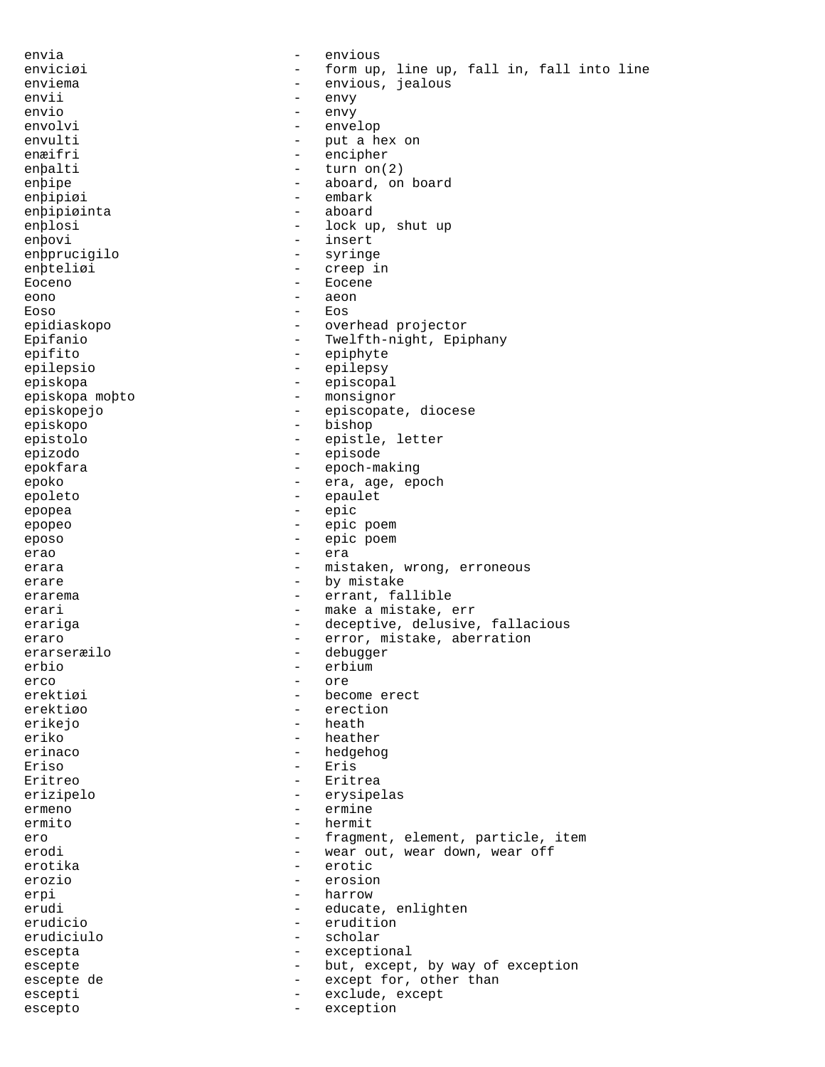envia - envious
enviciøi - form up, line up, fall in, fall into line
enviema - envious, jealous
envii - envy
envio - envy
envolvi - envelop
envulti - put a hex on
enæifri - encipher
enþalti - turn on(2)
enþipe - aboard, on board
enþipiøi - embark
enþipiøinta - aboard
enþlosi - lock up, shut up
enþovi - insert
enþprucigilo - syringe
enþteliøi - creep in
Eoceno - Eocene
eono - aeon
Eoso - Eos
epidiaskopo - overhead projector
Epifanio - Twelfth-night, Epiphany
epifito - epiphyte
epilepsio - epilepsy
episkopa - episcopal
episkopa moþto - monsignor
episkopejo - episcopate, diocese
episkopo - bishop
epistolo - epistle, letter
epizodo - episode
epokfara - epoch-making
epoko - era, age, epoch
epoleto - epaulet
epopea - epic
epopeo - epic poem
eposo - epic poem
erao - era
erara - mistaken, wrong, erroneous
erare - by mistake
erarema - errant, fallible
erari - make a mistake, err
erariga - deceptive, delusive, fallacious
eraro - error, mistake, aberration
erarseræilo - debugger
erbio - erbium
erco - ore
erektiøi - become erect
erektiøo - erection
erikejo - heath
eriko - heather
erinaco - hedgehog
Eriso - Eris
Eritreo - Eritrea
erizipelo - erysipelas
ermeno - ermine
ermito - hermit
ero - fragment, element, particle, item
erodi - wear out, wear down, wear off
erotika - erotic
erozio - erosion
erpi - harrow
erudi - educate, enlighten
erudicio - erudition
erudiciulo - scholar
escepta - exceptional
escepte - but, except, by way of exception
escepte de - except for, other than
escepti - exclude, except
escepto - exception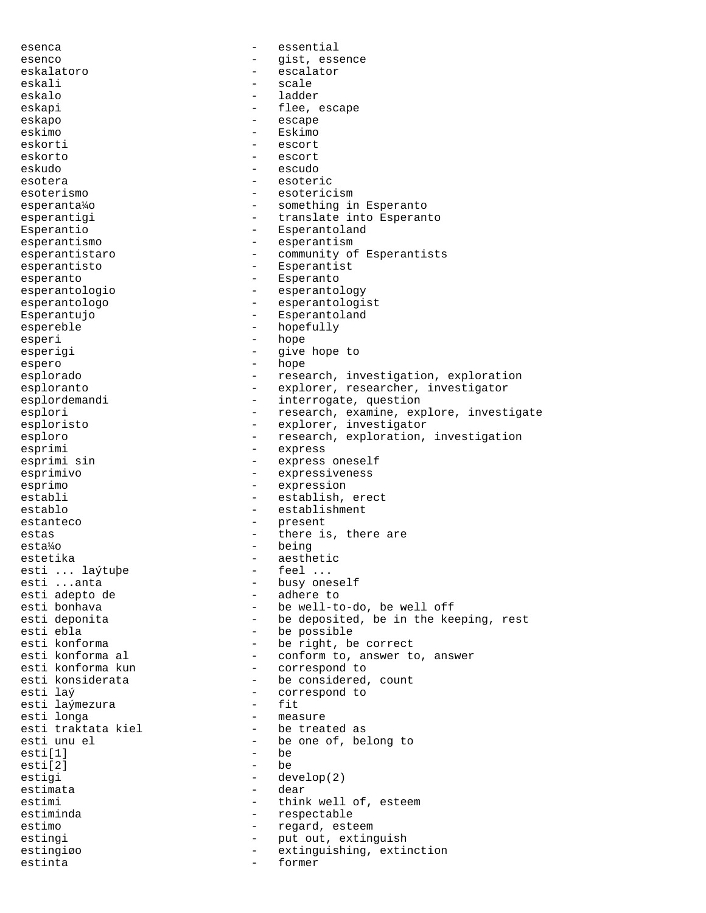esenca - essential
esenco - gist, essence
eskalatoro - escalator
eskali - scale
eskalo - ladder
eskapi - flee, escape
eskapo - escape
eskimo - Eskimo
eskorti - escort
eskorto - escort
eskudo - escudo
esotera - esoteric
esoterismo - esotericism
esperanta¼o - something in Esperanto
esperantigi - translate into Esperanto
Esperantio - Esperantoland
esperantismo - esperantism
esperantistaro - community of Esperantists
esperantisto - Esperantist
esperanto - Esperanto
esperantologio - esperantology
esperantologo - esperantologist
Esperantujo - Esperantoland
espereble - hopefully
esperi - hope
esperigi - give hope to
espero - hope
esplorado - research, investigation, exploration
esploranto - explorer, researcher, investigator
esplordemandi - interrogate, question
esplori - research, examine, explore, investigate
esploristo - explorer, investigator
esploro - research, exploration, investigation
esprimi - express
esprimi sin - express oneself
esprimivo - expressiveness
esprimo - expression
establi - establish, erect
establo - establishment
estanteco - present
estas - there is, there are
esta¼o - being
estetika - aesthetic
esti ... laýtuþe - feel ...
esti ...anta - busy oneself
esti adepto de - adhere to
esti bonhava - be well-to-do, be well off
esti deponita - be deposited, be in the keeping, rest
esti ebla - be possible
esti konforma - be right, be correct
esti konforma al - conform to, answer to, answer
esti konforma kun - correspond to
esti konsiderata - be considered, count
esti laý - correspond to
esti laýmezura - fit
esti longa - measure
esti traktata kiel - be treated as
esti unu el - be one of, belong to
esti[1] - be
esti[2] - be
estigi - develop(2)
estimata - dear
estimi - think well of, esteem
estiminda - respectable
estimo - regard, esteem
estingi - put out, extinguish
estingiøo - extinguishing, extinction
estinta - former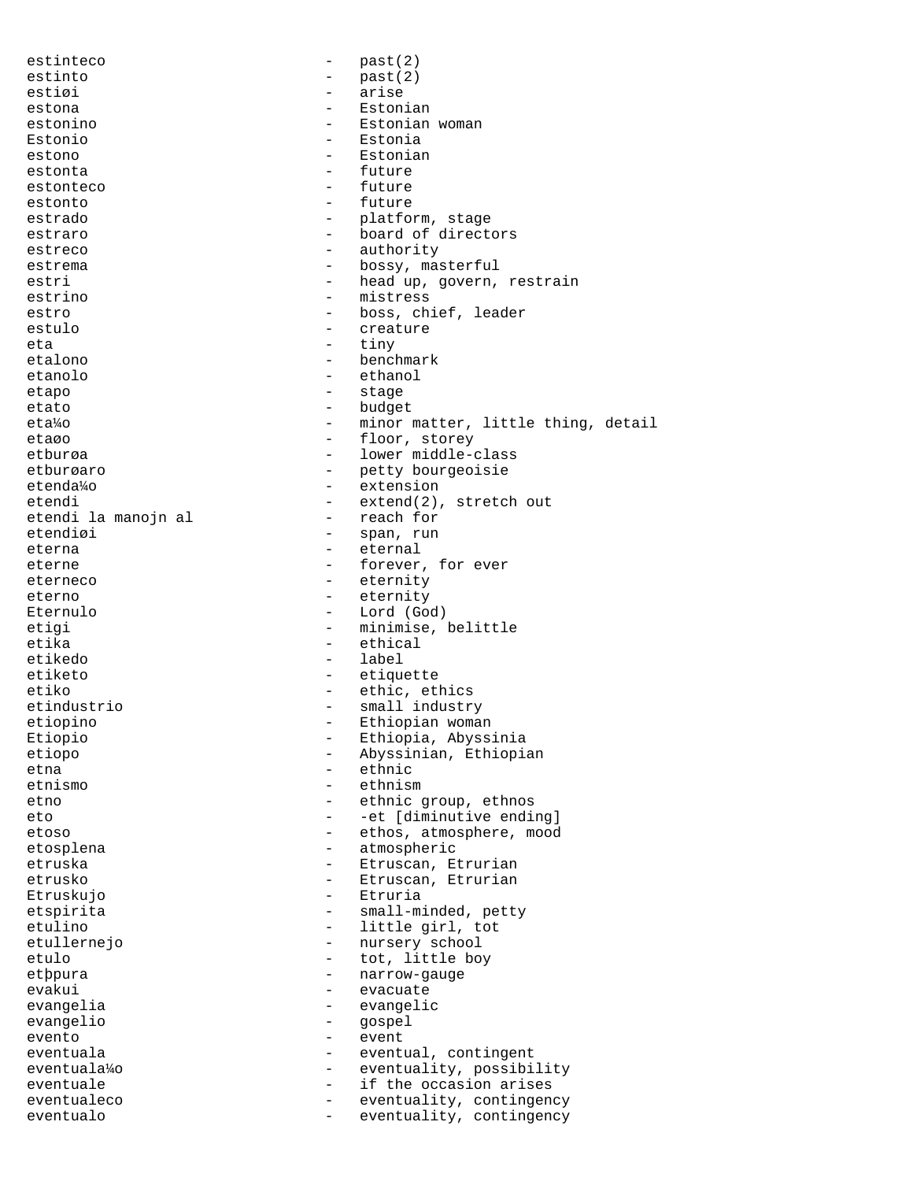estinteco - past(2)
estinto - past(2)
estiøi - arise
estona - Estonian
estonino - Estonian woman
Estonio - Estonia
estono - Estonian
estonta - future
estonteco - future
estonto - future
estrado - platform, stage
estraro - board of directors
estreco - authority
estrema - bossy, masterful
estri - head up, govern, restrain
estrino - mistress
estro - boss, chief, leader
estulo - creature
eta - tiny
etalono - benchmark
etanolo - ethanol
etapo - stage
etato - budget
eta¼o - minor matter, little thing, detail
etaøo - floor, storey
etburøa - lower middle-class
etburøaro - petty bourgeoisie
etenda¼o - extension
etendi - extend(2), stretch out
etendi la manojn al - reach for
etendiøi - span, run
eterna - eternal
eterne - forever, for ever
eterneco - eternity
eterno - eternity
Eternulo - Lord (God)
etigi - minimise, belittle
etika - ethical
etikedo - label
etiketo - etiquette
etiko - ethic, ethics
etindustrio - small industry
etiopino - Ethiopian woman
Etiopio - Ethiopia, Abyssinia
etiopo - Abyssinian, Ethiopian
etna - ethnic
etnismo - ethnism
etno - ethnic group, ethnos
eto - -et [diminutive ending]
etoso - ethos, atmosphere, mood
etosplena - atmospheric
etruska - Etruscan, Etrurian
etrusko - Etruscan, Etrurian
Etruskujo - Etruria
etspirita - small-minded, petty
etulino - little girl, tot
etullernejo - nursery school
etulo - tot, little boy
etþpura - narrow-gauge
evakui - evacuate
evangelia - evangelic
evangelio - gospel
evento - event
eventuala - eventual, contingent
eventuala¼o - eventuality, possibility
eventuale - if the occasion arises
eventualeco - eventuality, contingency
eventualo - eventuality, contingency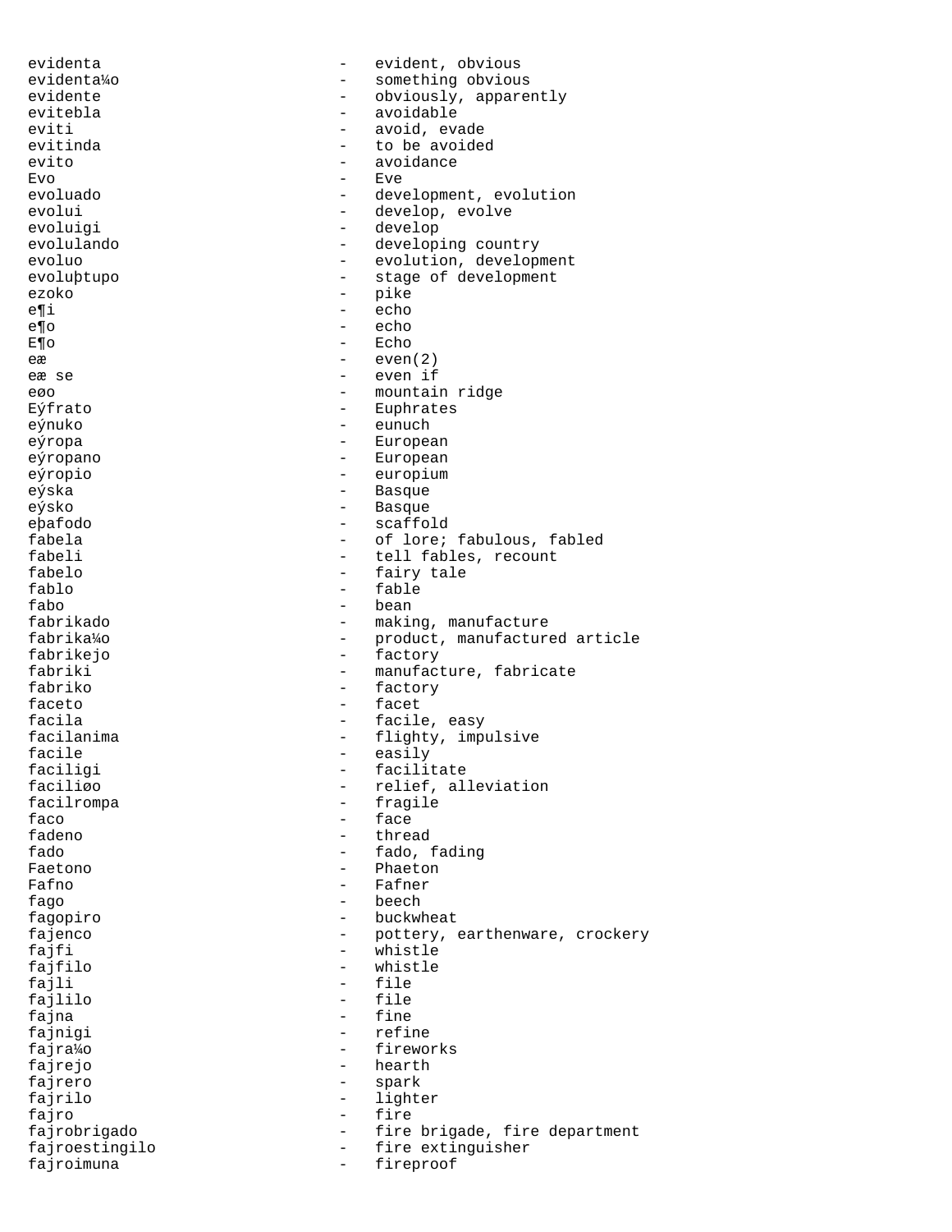evidenta - evident, obvious
evidenta¼o - something obvious
evidente - obviously, apparently
evitebla - avoidable
eviti - avoid, evade
evitinda - to be avoided
evito - avoidance
Evo - Eve
evoluado - development, evolution
evolui - develop, evolve
evoluigi - develop
evolulando - developing country
evoluo - evolution, development
evoluþtupo - stage of development
ezoko - pike
e¶i - echo
e¶o - echo
E¶o - Echo
eæ - even(2)
eæ se - even if
eøo - mountain ridge
Eýfrato - Euphrates
eýnuko - eunuch
eýropa - European
eýropano - European
eýropio - europium
eýska - Basque
eýsko - Basque
eþafodo - scaffold
fabela - of lore; fabulous, fabled
fabeli - tell fables, recount
fabelo - fairy tale
fablo - fable
fabo - bean
fabrikado - making, manufacture
fabrika¼o - product, manufactured article
fabrikejo - factory
fabriki - manufacture, fabricate
fabriko - factory
faceto - facet
facila - facile, easy
facilanima - flighty, impulsive
facile - easily
faciligi - facilitate
faciliøo - relief, alleviation
facilrompa - fragile
faco - face
fadeno - thread
fado - fado, fading
Faetono - Phaeton
Fafno - Fafner
fago - beech
fagopiro - buckwheat
fajenco - pottery, earthenware, crockery
fajfi - whistle
fajfilo - whistle
fajli - file
fajlilo - file
fajna - fine
fajnigi - refine
fajra¼o - fireworks
fajrejo - hearth
fajrero - spark
fajrilo - lighter
fajro - fire
fajrobrigado - fire brigade, fire department
fajroestingilo - fire extinguisher
fajroimuna - fireproof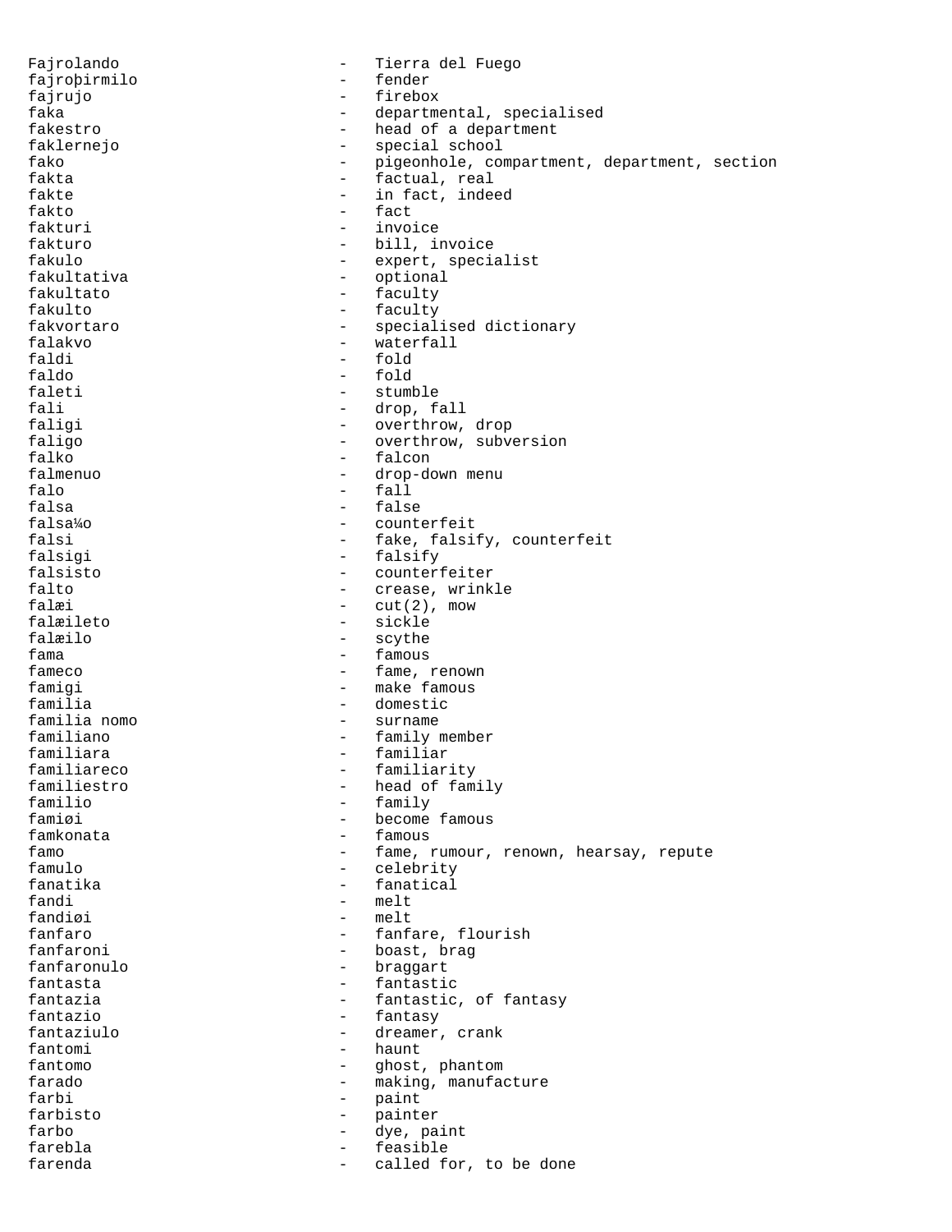Fajrolando - Tierra del Fuego
fajroþirmilo - fender
fajrujo - firebox
faka - departmental, specialised
fakestro - head of a department
faklernejo - special school
fako - pigeonhole, compartment, department, section
fakta - factual, real
fakte - in fact, indeed
fakto - fact
fakturi - invoice
fakturo - bill, invoice
fakulo - expert, specialist
fakultativa - optional
fakultato - faculty
fakulto - faculty
fakvortaro - specialised dictionary
falakvo - waterfall
faldi - fold
faldo - fold
faleti - stumble
fali - drop, fall
faligi - overthrow, drop
faligo - overthrow, subversion
falko - falcon
falmenuo - drop-down menu
falo - fall
falsa - false
falsa¼o - counterfeit
falsi - fake, falsify, counterfeit
falsigi - falsify
falsisto - counterfeiter
falto - crease, wrinkle
falæi - cut(2), mow
falæileto - sickle
falæilo - scythe
fama - famous
fameco - fame, renown
famigi - make famous
familia - domestic
familia nomo - surname
familiano - family member
familiara - familiar
familiareco - familiarity
familiestro - head of family
familio - family
famiøi - become famous
famkonata - famous
famo - fame, rumour, renown, hearsay, repute
famulo - celebrity
fanatika - fanatical
fandi - melt
fandiøi - melt
fanfaro - fanfare, flourish
fanfaroni - boast, brag
fanfaronulo - braggart
fantasta - fantastic
fantazia - fantastic, of fantasy
fantazio - fantasy
fantaziulo - dreamer, crank
fantomi - haunt
fantomo - ghost, phantom
farado - making, manufacture
farbi - paint
farbisto - painter
farbo - dye, paint
farebla - feasible
farenda - called for, to be done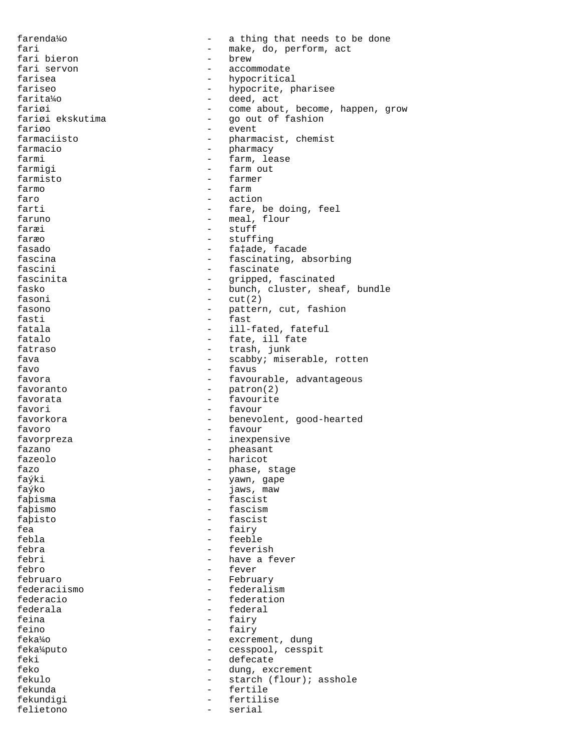```
farenda¼o                    -   a thing that needs to be done
fari                         -   make, do, perform, act
fari bieron                  -   brew
fari servon                  -   accommodate
farisea                      -   hypocritical
fariseo                      -   hypocrite, pharisee
farita¼o                     -   deed, act
fariøi                       -   come about, become, happen, grow
fariøi ekskutima             -   go out of fashion
fariøo                       -   event
farmaciisto                  -   pharmacist, chemist
farmacio                     -   pharmacy
farmi                        -   farm, lease
farmigi                      -   farm out
farmisto                     -   farmer
farmo                        -   farm
faro                         -   action
farti                        -   fare, be doing, feel
faruno                       -   meal, flour
faræi                        -   stuff
faræo                        -   stuffing
fasado                       -   fa‡ade, facade
fascina                      -   fascinating, absorbing
fascini                      -   fascinate
fascinita                    -   gripped, fascinated
fasko                        -   bunch, cluster, sheaf, bundle
fasoni                       -   cut(2)
fasono                       -   pattern, cut, fashion
fasti                        -   fast
fatala                       -   ill-fated, fateful
fatalo                       -   fate, ill fate
fatraso                      -   trash, junk
fava                         -   scabby; miserable, rotten
favo                         -   favus
favora                       -   favourable, advantageous
favoranto                    -   patron(2)
favorata                     -   favourite
favori                       -   favour
favorkora                    -   benevolent, good-hearted
favoro                       -   favour
favorpreza                   -   inexpensive
fazano                       -   pheasant
fazeolo                      -   haricot
fazo                         -   phase, stage
faýki                        -   yawn, gape
faýko                        -   jaws, maw
faþisma                      -   fascist
faþismo                      -   fascism
faþisto                      -   fascist
fea                          -   fairy
febla                        -   feeble
febra                        -   feverish
febri                        -   have a fever
febro                        -   fever
februaro                     -   February
federaciismo                 -   federalism
federacio                    -   federation
federala                     -   federal
feina                        -   fairy
feino                        -   fairy
feka¼o                       -   excrement, dung
feka¼puto                    -   cesspool, cesspit
feki                         -   defecate
feko                         -   dung, excrement
fekulo                       -   starch (flour); asshole
fekunda                      -   fertile
fekundigi                    -   fertilise
felietono                    -   serial
```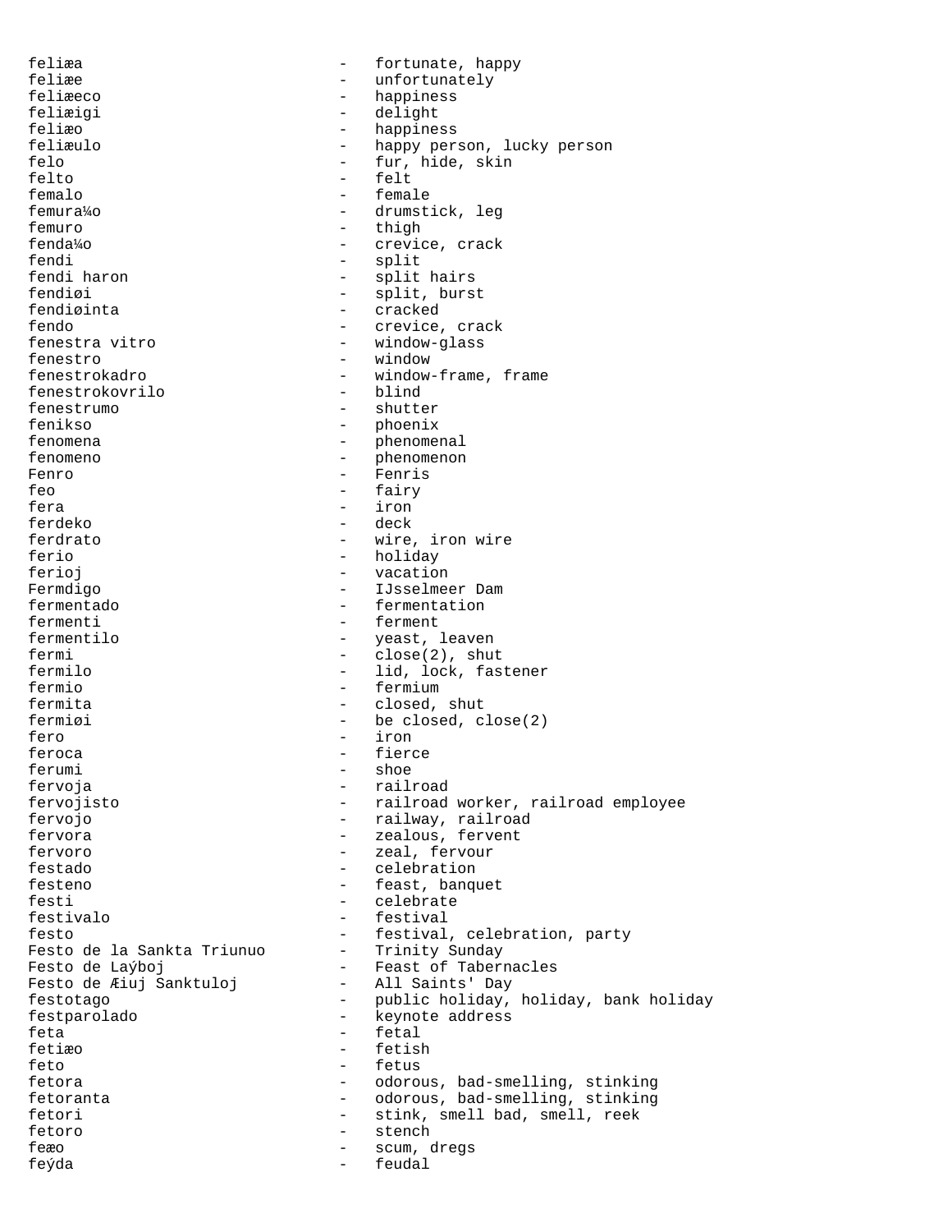feliæa - fortunate, happy
feliæe - unfortunately
feliæeco - happiness
feliæigi - delight
feliæo - happiness
feliæulo - happy person, lucky person
felo - fur, hide, skin
felto - felt
femalo - female
femura¼o - drumstick, leg
femuro - thigh
fenda¼o - crevice, crack
fendi - split
fendi haron - split hairs
fendiøi - split, burst
fendiøinta - cracked
fendo - crevice, crack
fenestra vitro - window-glass
fenestro - window
fenestrokadro - window-frame, frame
fenestrokovrilo - blind
fenestrumo - shutter
fenikso - phoenix
fenomena - phenomenal
fenomeno - phenomenon
Fenro - Fenris
feo - fairy
fera - iron
ferdeko - deck
ferdrato - wire, iron wire
ferio - holiday
ferioj - vacation
Fermdigo - IJsselmeer Dam
fermentado - fermentation
fermenti - ferment
fermentilo - yeast, leaven
fermi - close(2), shut
fermilo - lid, lock, fastener
fermio - fermium
fermita - closed, shut
fermiøi - be closed, close(2)
fero - iron
feroca - fierce
ferumi - shoe
fervoja - railroad
fervojisto - railroad worker, railroad employee
fervojo - railway, railroad
fervora - zealous, fervent
fervoro - zeal, fervour
festado - celebration
festeno - feast, banquet
festi - celebrate
festivalo - festival
festo - festival, celebration, party
Festo de la Sankta Triunuo - Trinity Sunday
Festo de Laýboj - Feast of Tabernacles
Festo de Æiuj Sanktuloj - All Saints' Day
festotago - public holiday, holiday, bank holiday
festparolado - keynote address
feta - fetal
fetiæo - fetish
feto - fetus
fetora - odorous, bad-smelling, stinking
fetoranta - odorous, bad-smelling, stinking
fetori - stink, smell bad, smell, reek
fetoro - stench
feæo - scum, dregs
feýda - feudal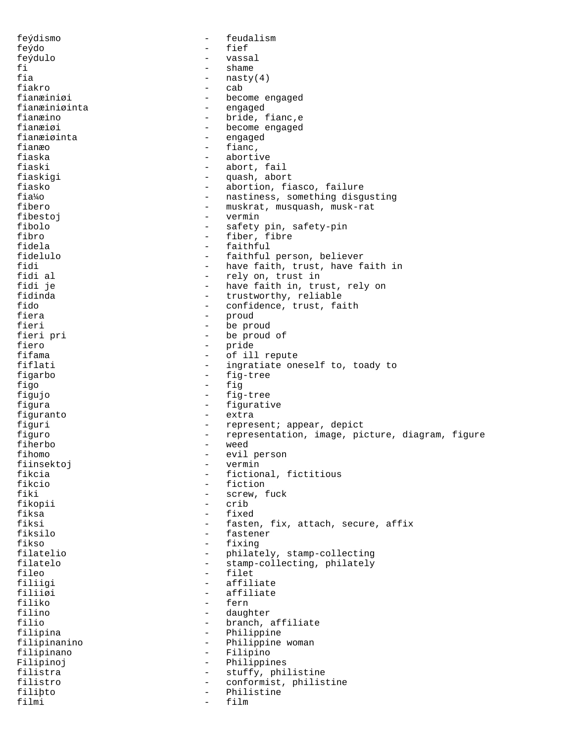feýdismo - feudalism
feýdo - fief
feýdulo - vassal
fi - shame
fia - nasty(4)
fiakro - cab
fianæiniøi - become engaged
fianæiniøinta - engaged
fianæino - bride, fianc,e
fianæiøi - become engaged
fianæiøinta - engaged
fianæo - fianc,
fiaska - abortive
fiaski - abort, fail
fiaskigi - quash, abort
fiasko - abortion, fiasco, failure
fia¼o - nastiness, something disgusting
fibero - muskrat, musquash, musk-rat
fibestoj - vermin
fibolo - safety pin, safety-pin
fibro - fiber, fibre
fidela - faithful
fidelulo - faithful person, believer
fidi - have faith, trust, have faith in
fidi al - rely on, trust in
fidi je - have faith in, trust, rely on
fidinda - trustworthy, reliable
fido - confidence, trust, faith
fiera - proud
fieri - be proud
fieri pri - be proud of
fiero - pride
fifama - of ill repute
fiflati - ingratiate oneself to, toady to
figarbo - fig-tree
figo - fig
figujo - fig-tree
figura - figurative
figuranto - extra
figuri - represent; appear, depict
figuro - representation, image, picture, diagram, figure
fiherbo - weed
fihomo - evil person
fiinsektoj - vermin
fikcia - fictional, fictitious
fikcio - fiction
fiki - screw, fuck
fikopii - crib
fiksa - fixed
fiksi - fasten, fix, attach, secure, affix
fiksilo - fastener
fikso - fixing
filatelio - philately, stamp-collecting
filatelo - stamp-collecting, philately
fileo - filet
filiigi - affiliate
filiiøi - affiliate
filiko - fern
filino - daughter
filio - branch, affiliate
filipina - Philippine
filipinanino - Philippine woman
filipinano - Filipino
Filipinoj - Philippines
filistra - stuffy, philistine
filistro - conformist, philistine
filiþto - Philistine
filmi - film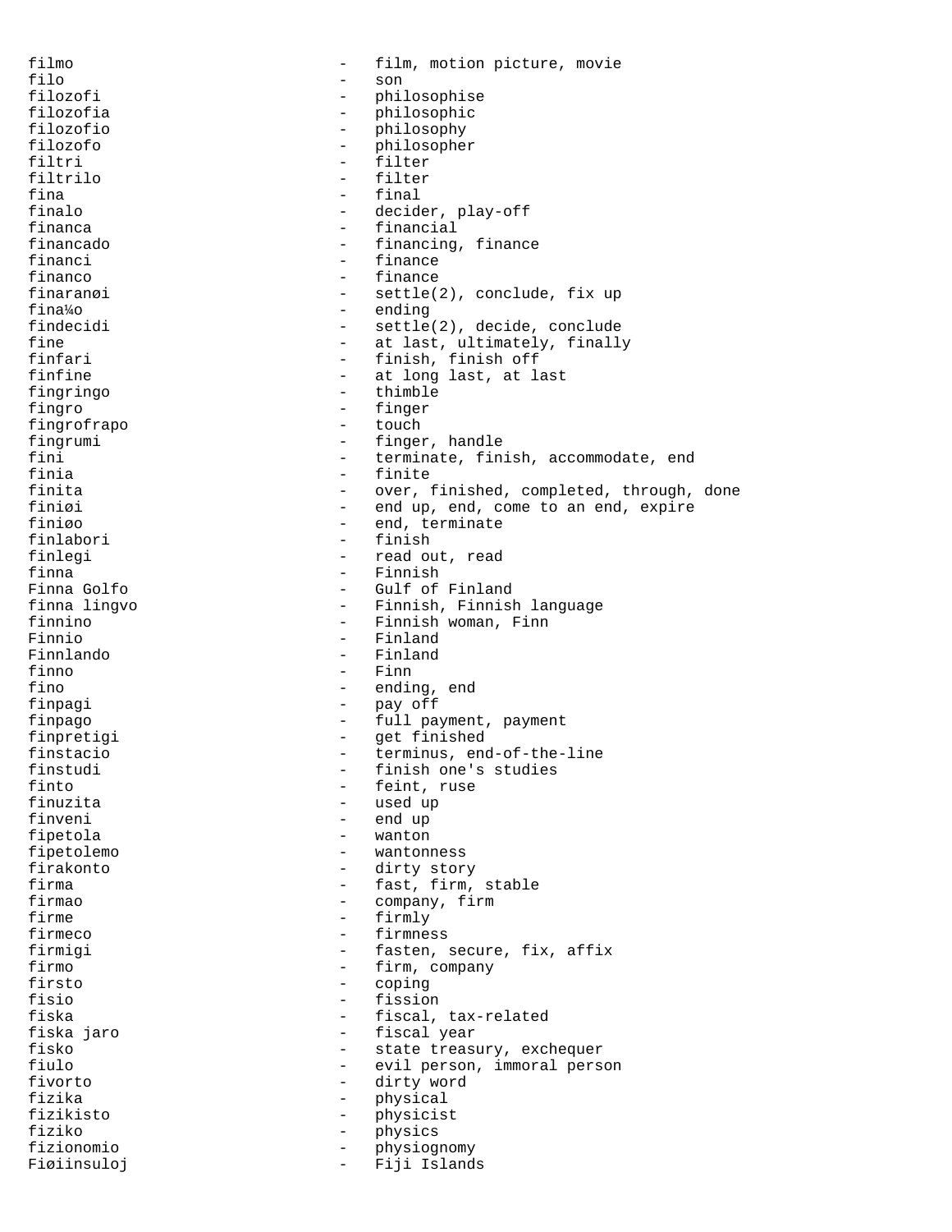filmo - film, motion picture, movie
filo - son
filozofi - philosophise
filozofia - philosophic
filozofio - philosophy
filozofo - philosopher
filtri - filter
filtrilo - filter
fina - final
finalo - decider, play-off
financa - financial
financado - financing, finance
financi - finance
financo - finance
finaranøi - settle(2), conclude, fix up
fina¼o - ending
findecidi - settle(2), decide, conclude
fine - at last, ultimately, finally
finfari - finish, finish off
finfine - at long last, at last
fingringo - thimble
fingro - finger
fingrofrapo - touch
fingrumi - finger, handle
fini - terminate, finish, accommodate, end
finia - finite
finita - over, finished, completed, through, done
finiøi - end up, end, come to an end, expire
finiøo - end, terminate
finlabori - finish
finlegi - read out, read
finna - Finnish
Finna Golfo - Gulf of Finland
finna lingvo - Finnish, Finnish language
finnino - Finnish woman, Finn
Finnio - Finland
Finnlando - Finland
finno - Finn
fino - ending, end
finpagi - pay off
finpago - full payment, payment
finpretigi - get finished
finstacio - terminus, end-of-the-line
finstudi - finish one's studies
finto - feint, ruse
finuzita - used up
finveni - end up
fipetola - wanton
fipetolemo - wantonness
firakonto - dirty story
firma - fast, firm, stable
firmao - company, firm
firme - firmly
firmeco - firmness
firmigi - fasten, secure, fix, affix
firmo - firm, company
firsto - coping
fisio - fission
fiska - fiscal, tax-related
fiska jaro - fiscal year
fisko - state treasury, exchequer
fiulo - evil person, immoral person
fivorto - dirty word
fizika - physical
fizikisto - physicist
fiziko - physics
fizionomio - physiognomy
Fiøiinsuloj - Fiji Islands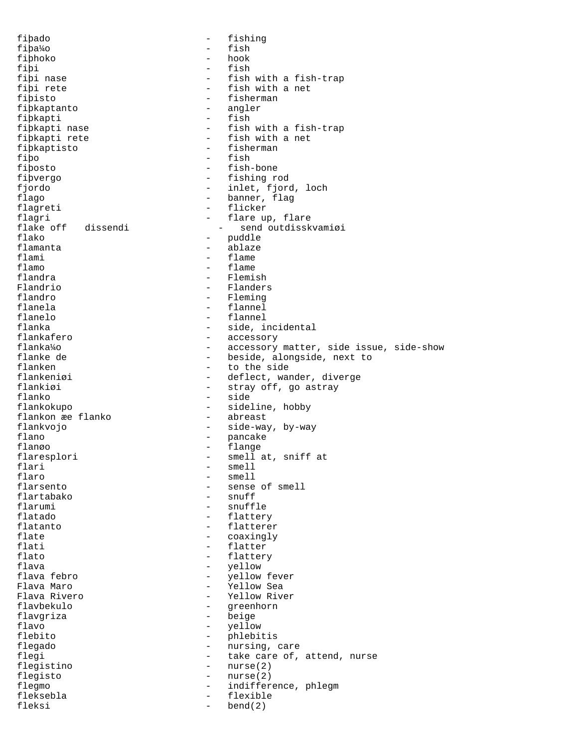```
fiþado                          -   fishing
fiþa¼o                          -   fish
fiþhoko                         -   hook
fiþi                            -   fish
fiþi nase                       -   fish with a fish-trap
fiþi rete                       -   fish with a net
fiþisto                         -   fisherman
fiþkaptanto                     -   angler
fiþkapti                        -   fish
fiþkapti nase                   -   fish with a fish-trap
fiþkapti rete                   -   fish with a net
fiþkaptisto                     -   fisherman
fiþo                            -   fish
fiþosto                         -   fish-bone
fiþvergo                        -   fishing rod
fjordo                          -   inlet, fjord, loch
flago                           -   banner, flag
flagreti                        -   flicker
flagri                          -   flare up, flare
flake off   dissendi              -   send outdisskvamiøi
flako                           -   puddle
flamanta                        -   ablaze
flami                           -   flame
flamo                           -   flame
flandra                         -   Flemish
Flandrio                        -   Flanders
flandro                         -   Fleming
flanela                         -   flannel
flanelo                         -   flannel
flanka                          -   side, incidental
flankafero                      -   accessory
flanka¼o                        -   accessory matter, side issue, side-show
flanke de                       -   beside, alongside, next to
flanken                         -   to the side
flankeniøi                      -   deflect, wander, diverge
flankiøi                        -   stray off, go astray
flanko                          -   side
flankokupo                      -   sideline, hobby
flankon æe flanko               -   abreast
flankvojo                       -   side-way, by-way
flano                           -   pancake
flanøo                          -   flange
flaresplori                     -   smell at, sniff at
flari                           -   smell
flaro                           -   smell
flarsento                       -   sense of smell
flartabako                      -   snuff
flarumi                         -   snuffle
flatado                         -   flattery
flatanto                        -   flatterer
flate                           -   coaxingly
flati                           -   flatter
flato                           -   flattery
flava                           -   yellow
flava febro                     -   yellow fever
Flava Maro                      -   Yellow Sea
Flava Rivero                    -   Yellow River
flavbekulo                      -   greenhorn
flavgriza                       -   beige
flavo                           -   yellow
flebito                         -   phlebitis
flegado                         -   nursing, care
flegi                           -   take care of, attend, nurse
flegistino                      -   nurse(2)
flegisto                        -   nurse(2)
flegmo                          -   indifference, phlegm
fleksebla                       -   flexible
fleksi                          -   bend(2)
```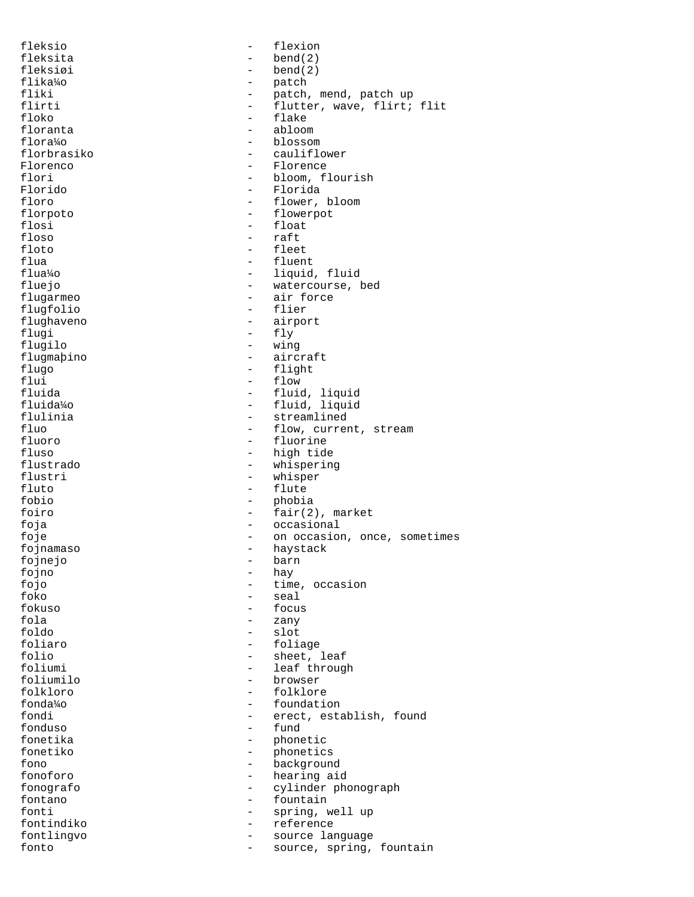```
fleksio                        -   flexion
fleksita                       -   bend(2)
fleksiøi                       -   bend(2)
flika¼o                        -   patch
fliki                          -   patch, mend, patch up
flirti                         -   flutter, wave, flirt; flit
floko                          -   flake
floranta                       -   abloom
flora¼o                        -   blossom
florbrasiko                    -   cauliflower
Florenco                       -   Florence
flori                          -   bloom, flourish
Florido                        -   Florida
floro                          -   flower, bloom
florpoto                       -   flowerpot
flosi                          -   float
floso                          -   raft
floto                          -   fleet
flua                           -   fluent
flua¼o                         -   liquid, fluid
fluejo                         -   watercourse, bed
flugarmeo                      -   air force
flugfolio                      -   flier
flughaveno                     -   airport
flugi                          -   fly
flugilo                        -   wing
flugmaþino                     -   aircraft
flugo                          -   flight
flui                           -   flow
fluida                         -   fluid, liquid
fluida¼o                       -   fluid, liquid
flulinia                       -   streamlined
fluo                           -   flow, current, stream
fluoro                         -   fluorine
fluso                          -   high tide
flustrado                      -   whispering
flustri                        -   whisper
fluto                          -   flute
fobio                          -   phobia
foiro                          -   fair(2), market
foja                           -   occasional
foje                           -   on occasion, once, sometimes
fojnamaso                      -   haystack
fojnejo                        -   barn
fojno                          -   hay
fojo                           -   time, occasion
foko                           -   seal
fokuso                         -   focus
fola                           -   zany
foldo                          -   slot
foliaro                        -   foliage
folio                          -   sheet, leaf
foliumi                        -   leaf through
foliumilo                      -   browser
folkloro                       -   folklore
fonda¼o                        -   foundation
fondi                          -   erect, establish, found
fonduso                        -   fund
fonetika                       -   phonetic
fonetiko                       -   phonetics
fono                           -   background
fonoforo                       -   hearing aid
fonografo                      -   cylinder phonograph
fontano                        -   fountain
fonti                          -   spring, well up
fontindiko                     -   reference
fontlingvo                     -   source language
fonto                          -   source, spring, fountain
```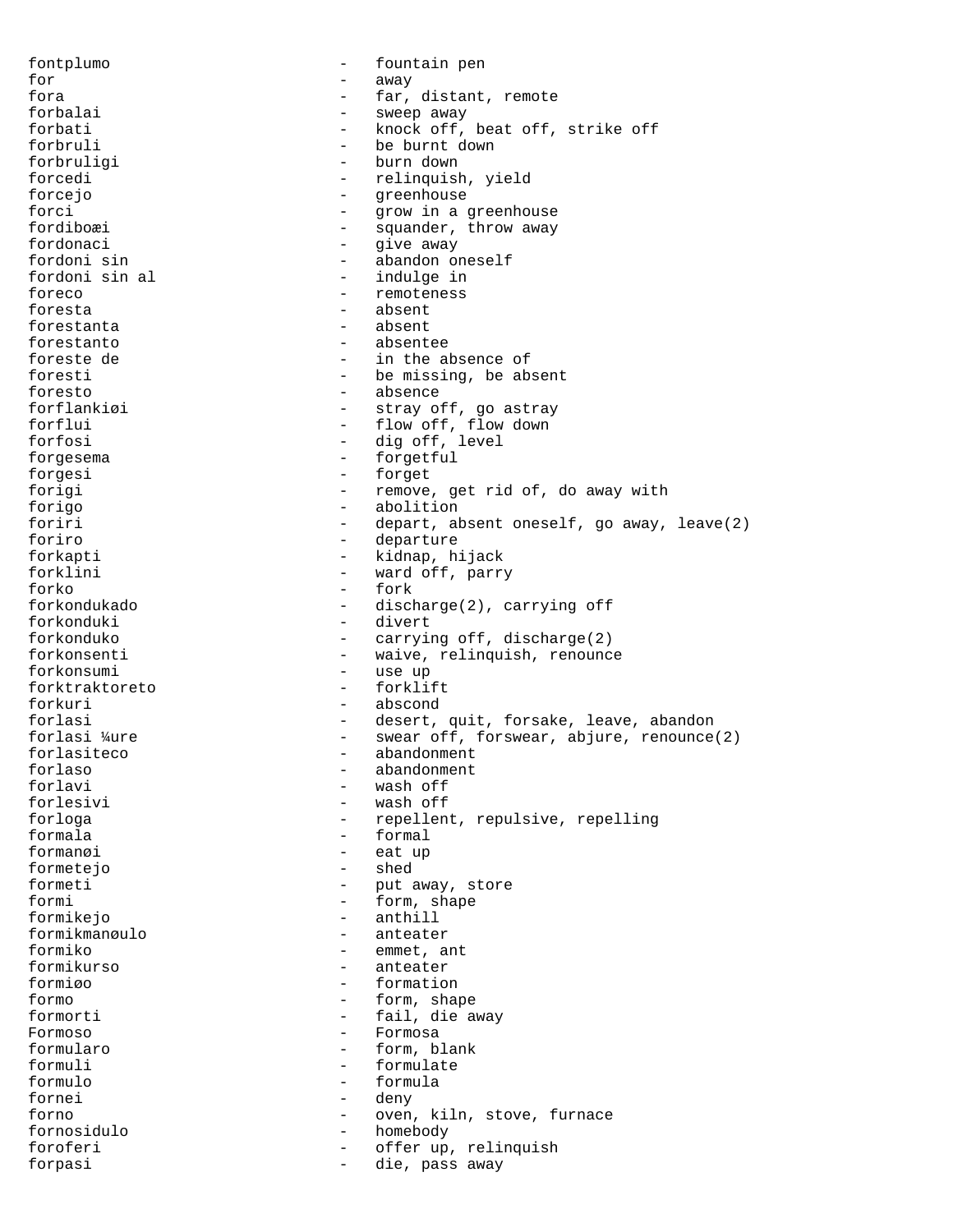fontplumo - fountain pen
for - away
fora - far, distant, remote
forbalai - sweep away
forbati - knock off, beat off, strike off
forbruli - be burnt down
forbruligi - burn down
forcedi - relinquish, yield
forcejo - greenhouse
forci - grow in a greenhouse
fordiboæi - squander, throw away
fordonaci - give away
fordoni sin - abandon oneself
fordoni sin al - indulge in
foreco - remoteness
foresta - absent
forestanta - absent
forestanto - absentee
foreste de - in the absence of
foresti - be missing, be absent
foresto - absence
forflankiøi - stray off, go astray
forflui - flow off, flow down
forfosi - dig off, level
forgesema - forgetful
forgesi - forget
forigi - remove, get rid of, do away with
forigo - abolition
foriri - depart, absent oneself, go away, leave(2)
foriro - departure
forkapti - kidnap, hijack
forklini - ward off, parry
forko - fork
forkondukado - discharge(2), carrying off
forkonduki - divert
forkonduko - carrying off, discharge(2)
forkonsenti - waive, relinquish, renounce
forkonsumi - use up
forktraktoreto - forklift
forkuri - abscond
forlasi - desert, quit, forsake, leave, abandon
forlasi ¼ure - swear off, forswear, abjure, renounce(2)
forlasiteco - abandonment
forlaso - abandonment
forlavi - wash off
forlesivi - wash off
forloga - repellent, repulsive, repelling
formala - formal
formanøi - eat up
formetejo - shed
formeti - put away, store
formi - form, shape
formikejo - anthill
formikmanøulo - anteater
formiko - emmet, ant
formikurso - anteater
formiøo - formation
formo - form, shape
formorti - fail, die away
Formoso - Formosa
formularo - form, blank
formuli - formulate
formulo - formula
fornei - deny
forno - oven, kiln, stove, furnace
fornosidulo - homebody
foroferi - offer up, relinquish
forpasi - die, pass away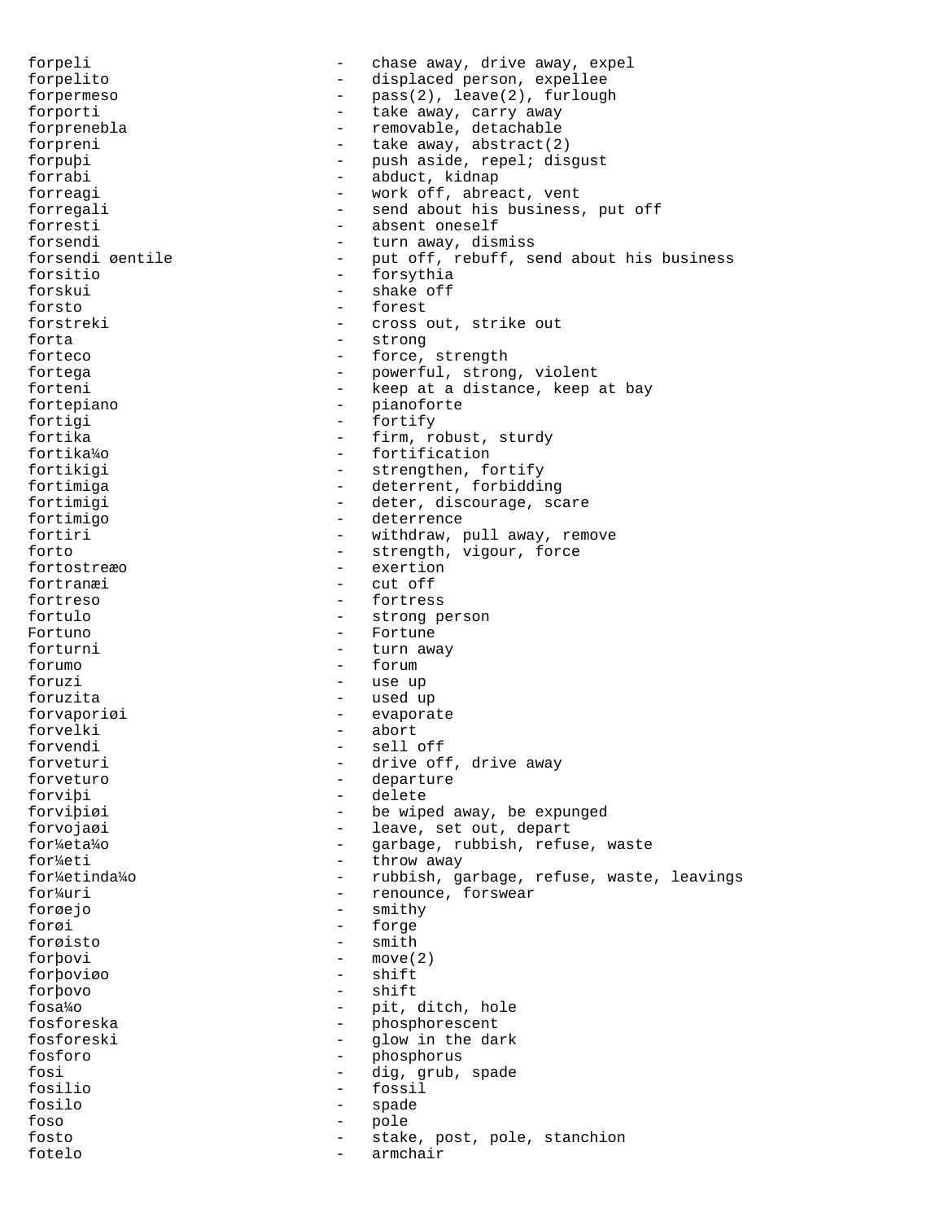forpeli - chase away, drive away, expel
forpelito - displaced person, expellee
forpermeso - pass(2), leave(2), furlough
forporti - take away, carry away
forprenebla - removable, detachable
forpreni - take away, abstract(2)
forpuþi - push aside, repel; disgust
forrabi - abduct, kidnap
forreagi - work off, abreact, vent
forregali - send about his business, put off
forresti - absent oneself
forsendi - turn away, dismiss
forsendi øentile - put off, rebuff, send about his business
forsitio - forsythia
forskui - shake off
forsto - forest
forstreki - cross out, strike out
forta - strong
forteco - force, strength
fortega - powerful, strong, violent
forteni - keep at a distance, keep at bay
fortepiano - pianoforte
fortigi - fortify
fortika - firm, robust, sturdy
fortika¼o - fortification
fortikigi - strengthen, fortify
fortimiga - deterrent, forbidding
fortimigi - deter, discourage, scare
fortimigo - deterrence
fortiri - withdraw, pull away, remove
forto - strength, vigour, force
fortostreæo - exertion
fortranæi - cut off
fortreso - fortress
fortulo - strong person
Fortuno - Fortune
forturni - turn away
forumo - forum
foruzi - use up
foruzita - used up
forvaporiøi - evaporate
forvelki - abort
forvendi - sell off
forveturi - drive off, drive away
forveturo - departure
forviþi - delete
forviþiøi - be wiped away, be expunged
forvojaøi - leave, set out, depart
for¼eta¼o - garbage, rubbish, refuse, waste
for¼eti - throw away
for¼etinda¼o - rubbish, garbage, refuse, waste, leavings
for¼uri - renounce, forswear
forøejo - smithy
forøi - forge
forøisto - smith
forþovi - move(2)
forþoviøo - shift
forþovo - shift
fosa¼o - pit, ditch, hole
fosforeska - phosphorescent
fosforeski - glow in the dark
fosforo - phosphorus
fosi - dig, grub, spade
fosilio - fossil
fosilo - spade
foso - pole
fosto - stake, post, pole, stanchion
fotelo - armchair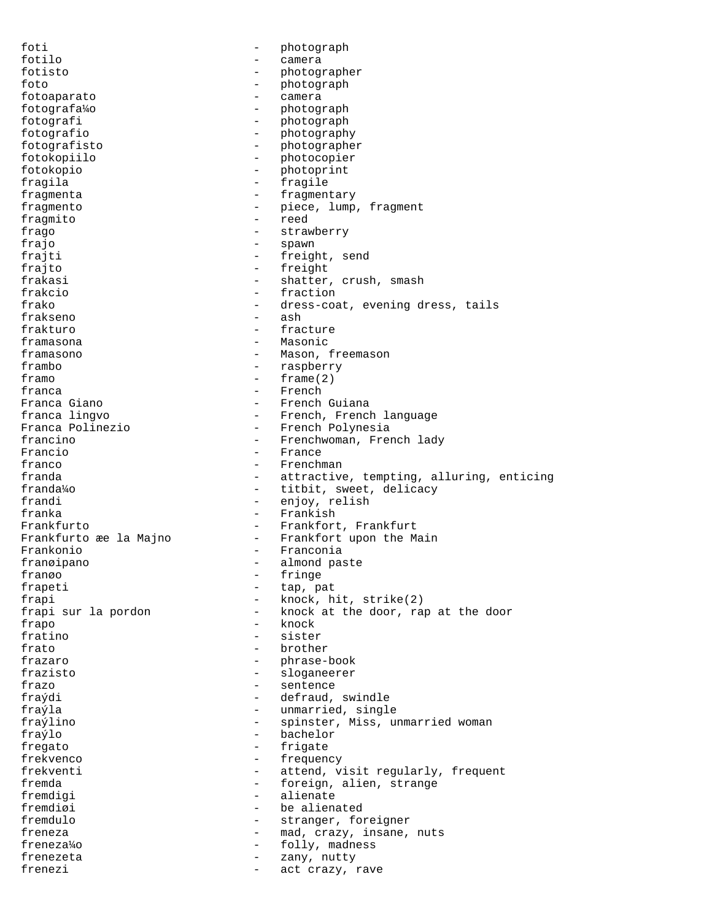foti - photograph
fotilo - camera
fotisto - photographer
foto - photograph
fotoaparato - camera
fotografa¼o - photograph
fotografi - photograph
fotografio - photography
fotografisto - photographer
fotokopiilo - photocopier
fotokopio - photoprint
fragila - fragile
fragmenta - fragmentary
fragmento - piece, lump, fragment
fragmito - reed
frago - strawberry
frajo - spawn
frajti - freight, send
frajto - freight
frakasi - shatter, crush, smash
frakcio - fraction
frako - dress-coat, evening dress, tails
frakseno - ash
frakturo - fracture
framasona - Masonic
framasono - Mason, freemason
frambo - raspberry
framo - frame(2)
franca - French
Franca Giano - French Guiana
franca lingvo - French, French language
Franca Polinezio - French Polynesia
francino - Frenchwoman, French lady
Francio - France
franco - Frenchman
franda - attractive, tempting, alluring, enticing
franda¼o - titbit, sweet, delicacy
frandi - enjoy, relish
franka - Frankish
Frankfurto - Frankfort, Frankfurt
Frankfurto æe la Majno - Frankfort upon the Main
Frankonio - Franconia
franøipano - almond paste
franøo - fringe
frapeti - tap, pat
frapi - knock, hit, strike(2)
frapi sur la pordon - knock at the door, rap at the door
frapo - knock
fratino - sister
frato - brother
frazaro - phrase-book
frazisto - sloganeerer
frazo - sentence
fraýdi - defraud, swindle
fraýla - unmarried, single
fraýlino - spinster, Miss, unmarried woman
fraýlo - bachelor
fregato - frigate
frekvenco - frequency
frekventi - attend, visit regularly, frequent
fremda - foreign, alien, strange
fremdigi - alienate
fremdiøi - be alienated
fremdulo - stranger, foreigner
freneza - mad, crazy, insane, nuts
freneza¼o - folly, madness
frenezeta - zany, nutty
frenezi - act crazy, rave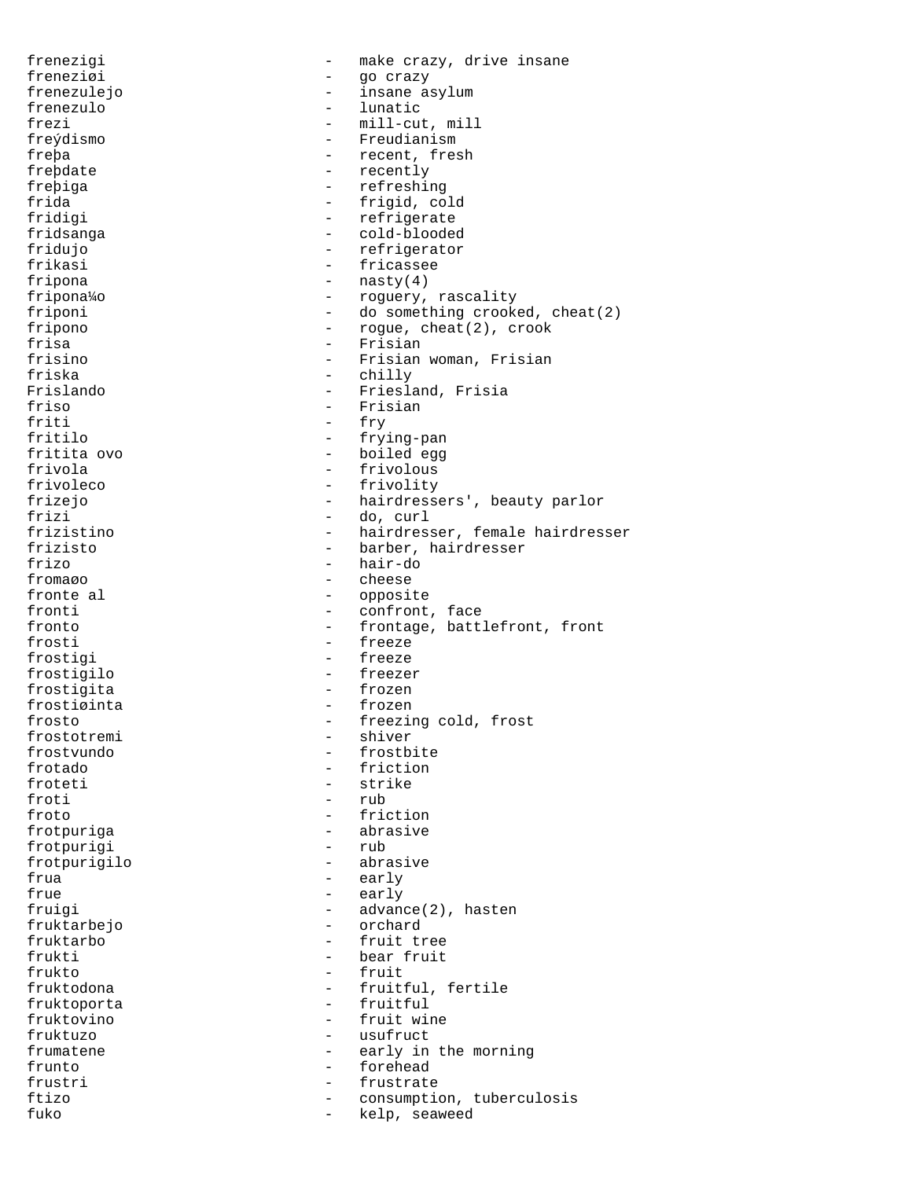frenezigi - make crazy, drive insane
freneziøi - go crazy
frenezulejo - insane asylum
frenezulo - lunatic
frezi - mill-cut, mill
freýdismo - Freudianism
freþa - recent, fresh
freþdate - recently
freþiga - refreshing
frida - frigid, cold
fridigi - refrigerate
fridsanga - cold-blooded
fridujo - refrigerator
frikasi - fricassee
fripona - nasty(4)
fripona¼o - roguery, rascality
friponi - do something crooked, cheat(2)
fripono - rogue, cheat(2), crook
frisa - Frisian
frisino - Frisian woman, Frisian
friska - chilly
Frislando - Friesland, Frisia
friso - Frisian
friti - fry
fritilo - frying-pan
fritita ovo - boiled egg
frivola - frivolous
frivoleco - frivolity
frizejo - hairdressers', beauty parlor
frizi - do, curl
frizistino - hairdresser, female hairdresser
frizisto - barber, hairdresser
frizo - hair-do
fromaøo - cheese
fronte al - opposite
fronti - confront, face
fronto - frontage, battlefront, front
frosti - freeze
frostigi - freeze
frostigilo - freezer
frostigita - frozen
frostiøinta - frozen
frosto - freezing cold, frost
frostotremi - shiver
frostvundo - frostbite
frotado - friction
froteti - strike
froti - rub
froto - friction
frotpuriga - abrasive
frotpurigi - rub
frotpurigilo - abrasive
frua - early
frue - early
fruigi - advance(2), hasten
fruktarbejo - orchard
fruktarbo - fruit tree
frukti - bear fruit
frukto - fruit
fruktodona - fruitful, fertile
fruktoporta - fruitful
fruktovino - fruit wine
fruktuzo - usufruct
frumatene - early in the morning
frunto - forehead
frustri - frustrate
ftizo - consumption, tuberculosis
fuko - kelp, seaweed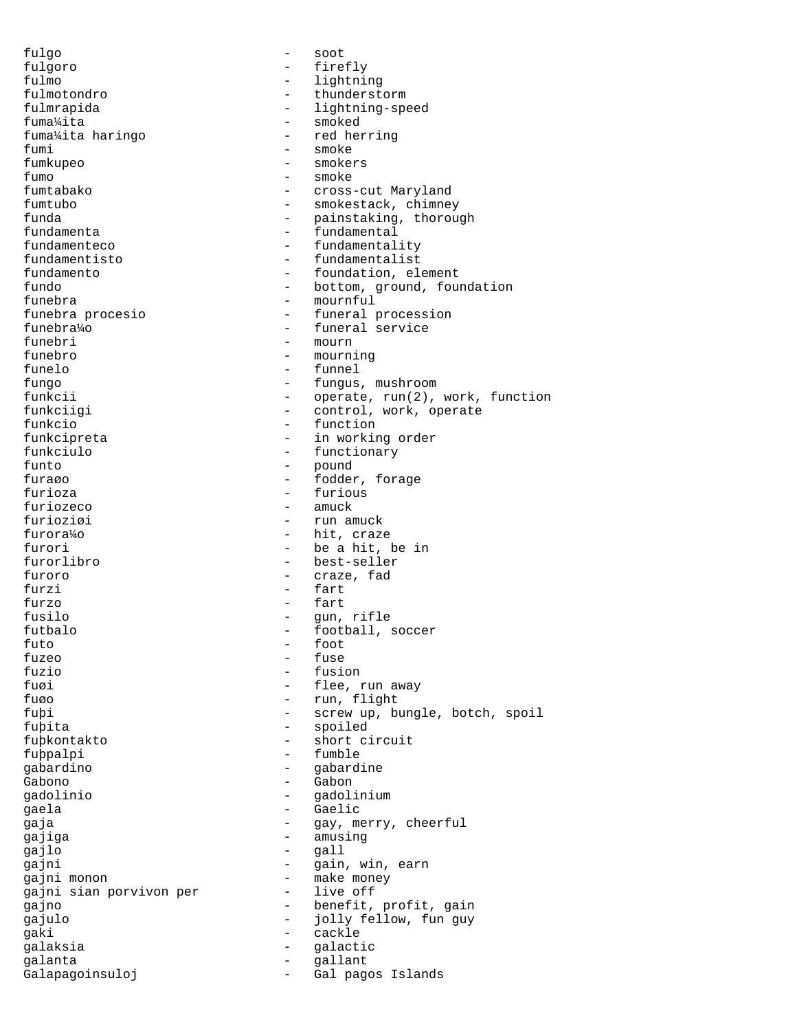```
fulgo                          -   soot
fulgoro                        -   firefly
fulmo                          -   lightning
fulmotondro                    -   thunderstorm
fulmrapida                     -   lightning-speed
fuma¼ita                       -   smoked
fuma¼ita haringo               -   red herring
fumi                           -   smoke
fumkupeo                       -   smokers
fumo                           -   smoke
fumtabako                      -   cross-cut Maryland
fumtubo                        -   smokestack, chimney
funda                          -   painstaking, thorough
fundamenta                     -   fundamental
fundamenteco                   -   fundamentality
fundamentisto                  -   fundamentalist
fundamento                     -   foundation, element
fundo                          -   bottom, ground, foundation
funebra                        -   mournful
funebra procesio               -   funeral procession
funebra¼o                      -   funeral service
funebri                        -   mourn
funebro                        -   mourning
funelo                         -   funnel
fungo                          -   fungus, mushroom
funkcii                        -   operate, run(2), work, function
funkciigi                      -   control, work, operate
funkcio                        -   function
funkcipreta                    -   in working order
funkciulo                      -   functionary
funto                          -   pound
furaøo                         -   fodder, forage
furioza                        -   furious
furiozeco                      -   amuck
furioziøi                      -   run amuck
furora¼o                       -   hit, craze
furori                         -   be a hit, be in
furorlibro                     -   best-seller
furoro                         -   craze, fad
furzi                          -   fart
furzo                          -   fart
fusilo                         -   gun, rifle
futbalo                        -   football, soccer
futo                           -   foot
fuzeo                          -   fuse
fuzio                          -   fusion
fuøi                           -   flee, run away
fuøo                           -   run, flight
fuþi                           -   screw up, bungle, botch, spoil
fuþita                         -   spoiled
fuþkontakto                    -   short circuit
fuþpalpi                       -   fumble
gabardino                      -   gabardine
Gabono                         -   Gabon
gadolinio                      -   gadolinium
gaela                          -   Gaelic
gaja                           -   gay, merry, cheerful
gajiga                         -   amusing
gajlo                          -   gall
gajni                          -   gain, win, earn
gajni monon                    -   make money
gajni sian porvivon per        -   live off
gajno                          -   benefit, profit, gain
gajulo                         -   jolly fellow, fun guy
gaki                           -   cackle
galaksia                       -   galactic
galanta                        -   gallant
Galapagoinsuloj                -   Gal pagos Islands
```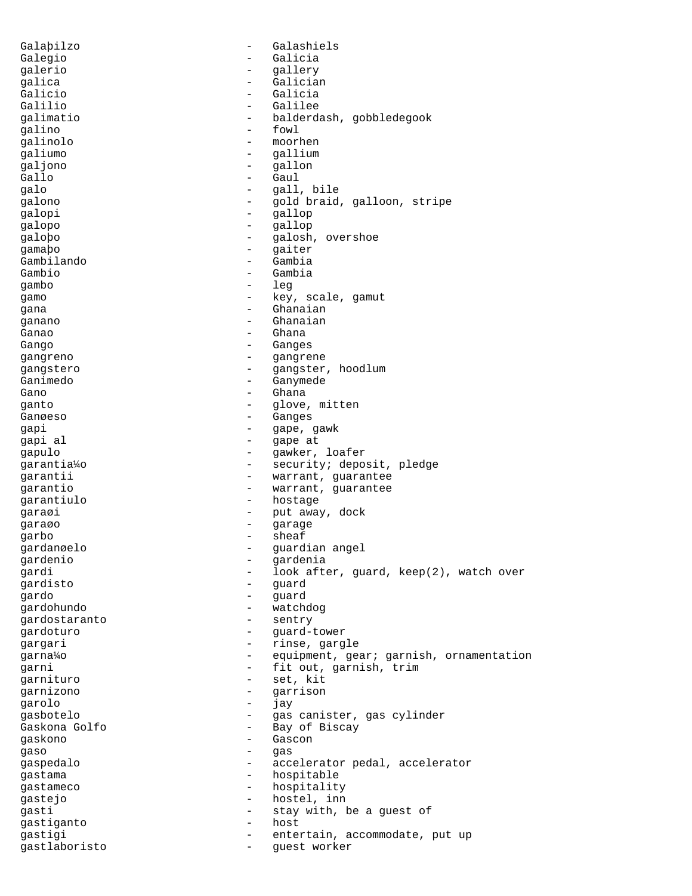Galaþilzo - Galashiels
Galegio - Galicia
galerio - gallery
galica - Galician
Galicio - Galicia
Galilio - Galilee
galimatio - balderdash, gobbledegook
galino - fowl
galinolo - moorhen
galiumo - gallium
galjono - gallon
Gallo - Gaul
galo - gall, bile
galono - gold braid, galloon, stripe
galopi - gallop
galopo - gallop
galoþo - galosh, overshoe
gamaþo - gaiter
Gambilando - Gambia
Gambio - Gambia
gambo - leg
gamo - key, scale, gamut
gana - Ghanaian
ganano - Ghanaian
Ganao - Ghana
Gango - Ganges
gangreno - gangrene
gangstero - gangster, hoodlum
Ganimedo - Ganymede
Gano - Ghana
ganto - glove, mitten
Ganøeso - Ganges
gapi - gape, gawk
gapi al - gape at
gapulo - gawker, loafer
garantia¼o - security; deposit, pledge
garantii - warrant, guarantee
garantio - warrant, guarantee
garantiulo - hostage
garaøi - put away, dock
garaøo - garage
garbo - sheaf
gardanøelo - guardian angel
gardenio - gardenia
gardi - look after, guard, keep(2), watch over
gardisto - guard
gardo - guard
gardohundo - watchdog
gardostaranto - sentry
gardoturo - guard-tower
gargari - rinse, gargle
garna¼o - equipment, gear; garnish, ornamentation
garni - fit out, garnish, trim
garnituro - set, kit
garnizono - garrison
garolo - jay
gasbotelo - gas canister, gas cylinder
Gaskona Golfo - Bay of Biscay
gaskono - Gascon
gaso - gas
gaspedalo - accelerator pedal, accelerator
gastama - hospitable
gastameco - hospitality
gastejo - hostel, inn
gasti - stay with, be a guest of
gastiganto - host
gastigi - entertain, accommodate, put up
gastlaboristo - guest worker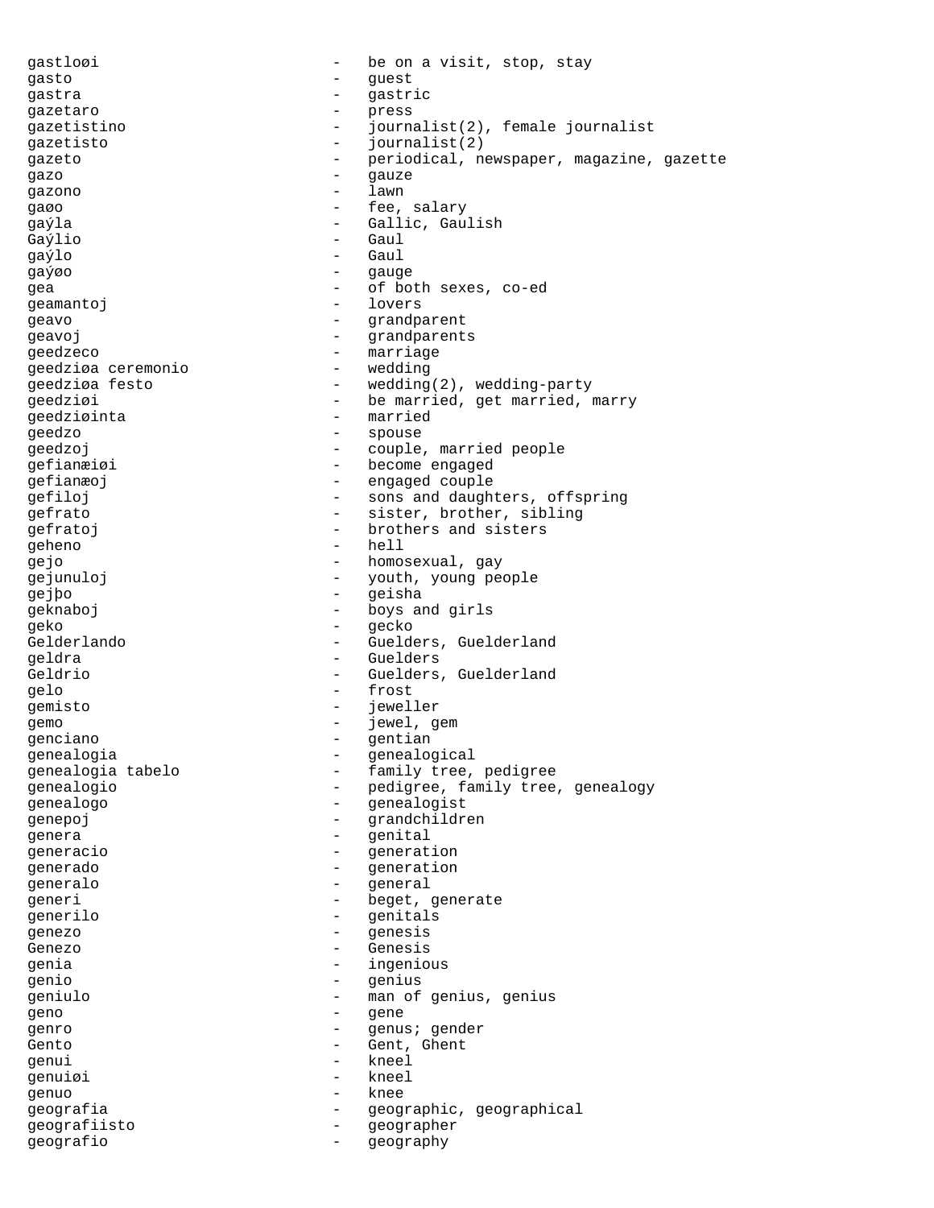gastloøi - be on a visit, stop, stay
gasto - guest
gastra - gastric
gazetaro - press
gazetistino - journalist(2), female journalist
gazetisto - journalist(2)
gazeto - periodical, newspaper, magazine, gazette
gazo - gauze
gazono - lawn
gaøo - fee, salary
gaýla - Gallic, Gaulish
Gaýlio - Gaul
gaýlo - Gaul
gaýøo - gauge
gea - of both sexes, co-ed
geamantoj - lovers
geavo - grandparent
geavoj - grandparents
geedzeco - marriage
geedziøa ceremonio - wedding
geedziøa festo - wedding(2), wedding-party
geedziøi - be married, get married, marry
geedziøinta - married
geedzo - spouse
geedzoj - couple, married people
gefianæiøi - become engaged
gefianæoj - engaged couple
gefiloj - sons and daughters, offspring
gefrato - sister, brother, sibling
gefratoj - brothers and sisters
geheno - hell
gejo - homosexual, gay
gejunuloj - youth, young people
gejþo - geisha
geknaboj - boys and girls
geko - gecko
Gelderlando - Guelders, Guelderland
geldra - Guelders
Geldrio - Guelders, Guelderland
gelo - frost
gemisto - jeweller
gemo - jewel, gem
genciano - gentian
genealogia - genealogical
genealogia tabelo - family tree, pedigree
genealogio - pedigree, family tree, genealogy
genealogo - genealogist
genepoj - grandchildren
genera - genital
generacio - generation
generado - generation
generalo - general
generi - beget, generate
generilo - genitals
genezo - genesis
Genezo - Genesis
genia - ingenious
genio - genius
geniulo - man of genius, genius
geno - gene
genro - genus; gender
Gento - Gent, Ghent
genui - kneel
genuiøi - kneel
genuo - knee
geografia - geographic, geographical
geografiisto - geographer
geografio - geography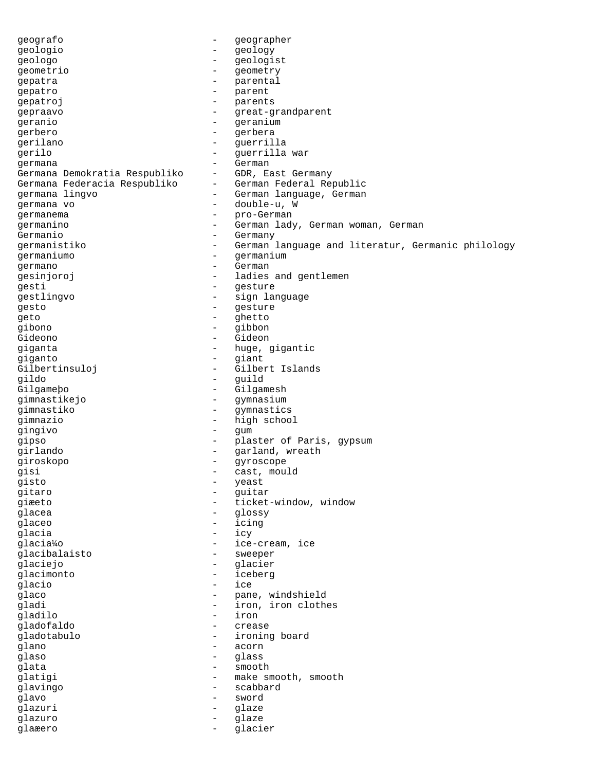| | | |
|---|---|---|
| geografo | - | geographer |
| geologio | - | geology |
| geologo | - | geologist |
| geometrio | - | geometry |
| gepatra | - | parental |
| gepatro | - | parent |
| gepatroj | - | parents |
| gepraavo | - | great-grandparent |
| geranio | - | geranium |
| gerbero | - | gerbera |
| gerilano | - | guerrilla |
| gerilo | - | guerrilla war |
| germana | - | German |
| Germana Demokratia Respubliko | - | GDR, East Germany |
| Germana Federacia Respubliko | - | German Federal Republic |
| germana lingvo | - | German language, German |
| germana vo | - | double-u, W |
| germanema | - | pro-German |
| germanino | - | German lady, German woman, German |
| Germanio | - | Germany |
| germanistiko | - | German language and literatur, Germanic philology |
| germaniumo | - | germanium |
| germano | - | German |
| gesinjoroj | - | ladies and gentlemen |
| gesti | - | gesture |
| gestlingvo | - | sign language |
| gesto | - | gesture |
| geto | - | ghetto |
| gibono | - | gibbon |
| Gideono | - | Gideon |
| giganta | - | huge, gigantic |
| giganto | - | giant |
| Gilbertinsuloj | - | Gilbert Islands |
| gildo | - | guild |
| Gilgameþo | - | Gilgamesh |
| gimnastikejo | - | gymnasium |
| gimnastiko | - | gymnastics |
| gimnazio | - | high school |
| gingivo | - | gum |
| gipso | - | plaster of Paris, gypsum |
| girlando | - | garland, wreath |
| giroskopo | - | gyroscope |
| gisi | - | cast, mould |
| gisto | - | yeast |
| gitaro | - | guitar |
| giæeto | - | ticket-window, window |
| glacea | - | glossy |
| glaceo | - | icing |
| glacia | - | icy |
| glacia¼o | - | ice-cream, ice |
| glacibalaisto | - | sweeper |
| glaciejo | - | glacier |
| glacimonto | - | iceberg |
| glacio | - | ice |
| glaco | - | pane, windshield |
| gladi | - | iron, iron clothes |
| gladilo | - | iron |
| gladofaldo | - | crease |
| gladotabulo | - | ironing board |
| glano | - | acorn |
| glaso | - | glass |
| glata | - | smooth |
| glatigi | - | make smooth, smooth |
| glavingo | - | scabbard |
| glavo | - | sword |
| glazuri | - | glaze |
| glazuro | - | glaze |
| glaæero | - | glacier |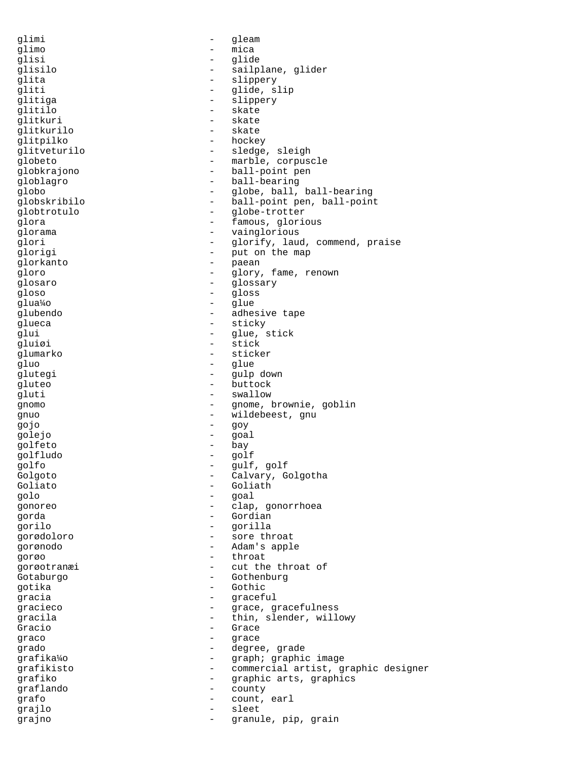glimi - gleam
glimo - mica
glisi - glide
glisilo - sailplane, glider
glita - slippery
gliti - glide, slip
glitiga - slippery
glitilo - skate
glitkuri - skate
glitkurilo - skate
glitpilko - hockey
glitveturilo - sledge, sleigh
globeto - marble, corpuscle
globkrajono - ball-point pen
globlagro - ball-bearing
globo - globe, ball, ball-bearing
globskribilo - ball-point pen, ball-point
globtrotulo - globe-trotter
glora - famous, glorious
glorama - vainglorious
glori - glorify, laud, commend, praise
glorigi - put on the map
glorkanto - paean
gloro - glory, fame, renown
glosaro - glossary
gloso - gloss
glua¼o - glue
glubendo - adhesive tape
glueca - sticky
glui - glue, stick
gluiøi - stick
glumarko - sticker
gluo - glue
glutegi - gulp down
gluteo - buttock
gluti - swallow
gnomo - gnome, brownie, goblin
gnuo - wildebeest, gnu
gojo - goy
golejo - goal
golfeto - bay
golfludo - golf
golfo - gulf, golf
Golgoto - Calvary, Golgotha
Goliato - Goliath
golo - goal
gonoreo - clap, gonorrhoea
gorda - Gordian
gorilo - gorilla
gorødoloro - sore throat
gorønodo - Adam's apple
gorøo - throat
gorøotranæi - cut the throat of
Gotaburgo - Gothenburg
gotika - Gothic
gracia - graceful
gracieco - grace, gracefulness
gracila - thin, slender, willowy
Gracio - Grace
graco - grace
grado - degree, grade
grafika¼o - graph; graphic image
grafikisto - commercial artist, graphic designer
grafiko - graphic arts, graphics
graflando - county
grafo - count, earl
grajlo - sleet
grajno - granule, pip, grain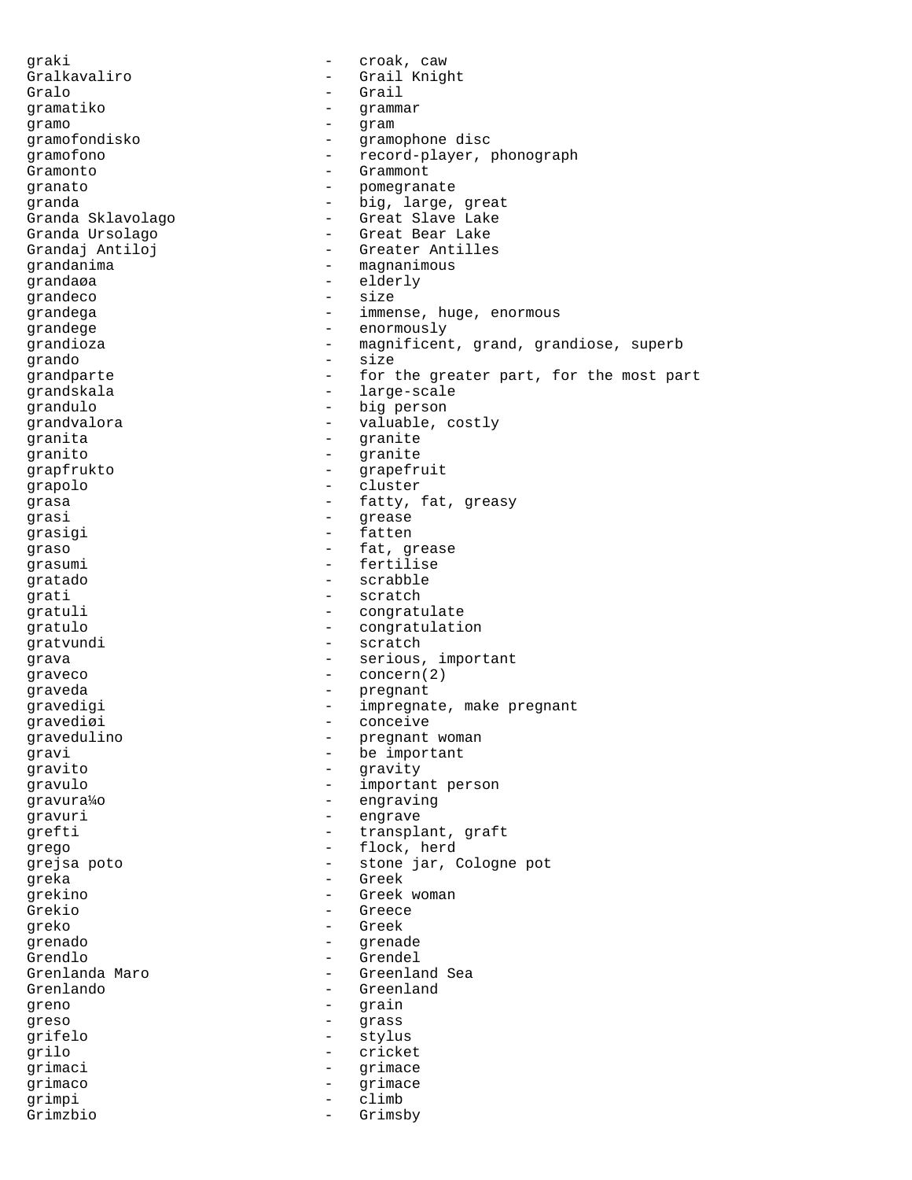graki - croak, caw
Gralkavaliro - Grail Knight
Gralo - Grail
gramatiko - grammar
gramo - gram
gramofondisko - gramophone disc
gramofono - record-player, phonograph
Gramonto - Grammont
granato - pomegranate
granda - big, large, great
Granda Sklavolago - Great Slave Lake
Granda Ursolago - Great Bear Lake
Grandaj Antiloj - Greater Antilles
grandanima - magnanimous
grandaøa - elderly
grandeco - size
grandega - immense, huge, enormous
grandege - enormously
grandioza - magnificent, grand, grandiose, superb
grando - size
grandparte - for the greater part, for the most part
grandskala - large-scale
grandulo - big person
grandvalora - valuable, costly
granita - granite
granito - granite
grapfrukto - grapefruit
grapolo - cluster
grasa - fatty, fat, greasy
grasi - grease
grasigi - fatten
graso - fat, grease
grasumi - fertilise
gratado - scrabble
grati - scratch
gratuli - congratulate
gratulo - congratulation
gratvundi - scratch
grava - serious, important
graveco - concern(2)
graveda - pregnant
gravedigi - impregnate, make pregnant
gravediøi - conceive
gravedulino - pregnant woman
gravi - be important
gravito - gravity
gravulo - important person
gravura¼o - engraving
gravuri - engrave
grefti - transplant, graft
grego - flock, herd
grejsa poto - stone jar, Cologne pot
greka - Greek
grekino - Greek woman
Grekio - Greece
greko - Greek
grenado - grenade
Grendlo - Grendel
Grenlanda Maro - Greenland Sea
Grenlando - Greenland
greno - grain
greso - grass
grifelo - stylus
grilo - cricket
grimaci - grimace
grimaco - grimace
grimpi - climb
Grimzbio - Grimsby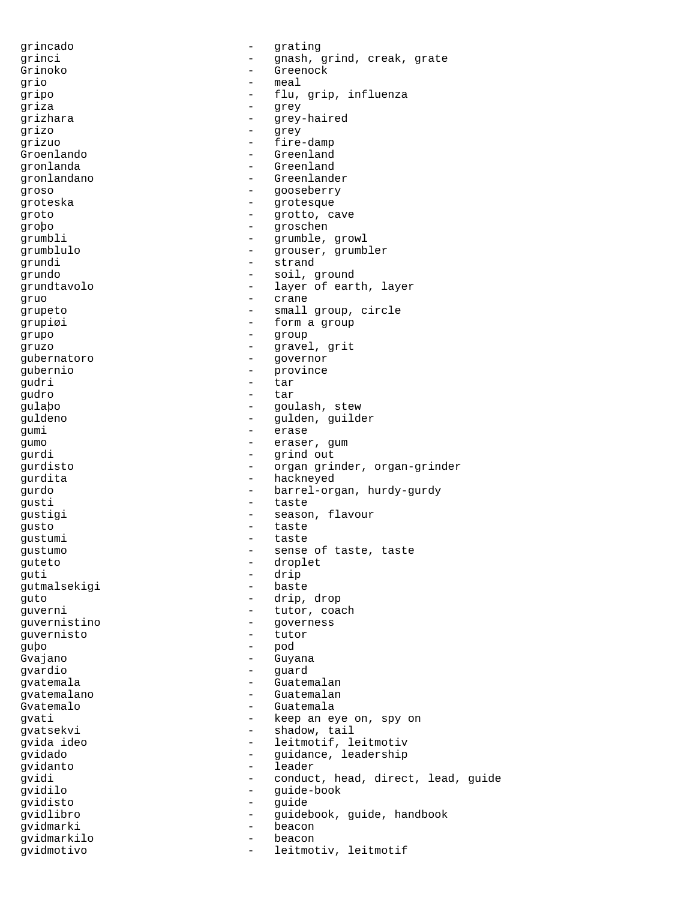grincado - grating
grinci - gnash, grind, creak, grate
Grinoko - Greenock
grio - meal
gripo - flu, grip, influenza
griza - grey
grizhara - grey-haired
grizo - grey
grizuo - fire-damp
Groenlando - Greenland
gronlanda - Greenland
gronlandano - Greenlander
groso - gooseberry
groteska - grotesque
groto - grotto, cave
groþo - groschen
grumbli - grumble, growl
grumblulo - grouser, grumbler
grundi - strand
grundo - soil, ground
grundtavolo - layer of earth, layer
gruo - crane
grupeto - small group, circle
grupiøi - form a group
grupo - group
gruzo - gravel, grit
gubernatoro - governor
gubernio - province
gudri - tar
gudro - tar
gulaþo - goulash, stew
guldeno - gulden, guilder
gumi - erase
gumo - eraser, gum
gurdi - grind out
gurdisto - organ grinder, organ-grinder
gurdita - hackneyed
gurdo - barrel-organ, hurdy-gurdy
gusti - taste
gustigi - season, flavour
gusto - taste
gustumi - taste
gustumo - sense of taste, taste
guteto - droplet
guti - drip
gutmalsekigi - baste
guto - drip, drop
guverni - tutor, coach
guvernistino - governess
guvernisto - tutor
guþo - pod
Gvajano - Guyana
gvardio - guard
gvatemala - Guatemalan
gvatemalano - Guatemalan
Gvatemalo - Guatemala
gvati - keep an eye on, spy on
gvatsekvi - shadow, tail
gvida ideo - leitmotif, leitmotiv
gvidado - guidance, leadership
gvidanto - leader
gvidi - conduct, head, direct, lead, guide
gvidilo - guide-book
gvidisto - guide
gvidlibro - guidebook, guide, handbook
gvidmarki - beacon
gvidmarkilo - beacon
gvidmotivo - leitmotiv, leitmotif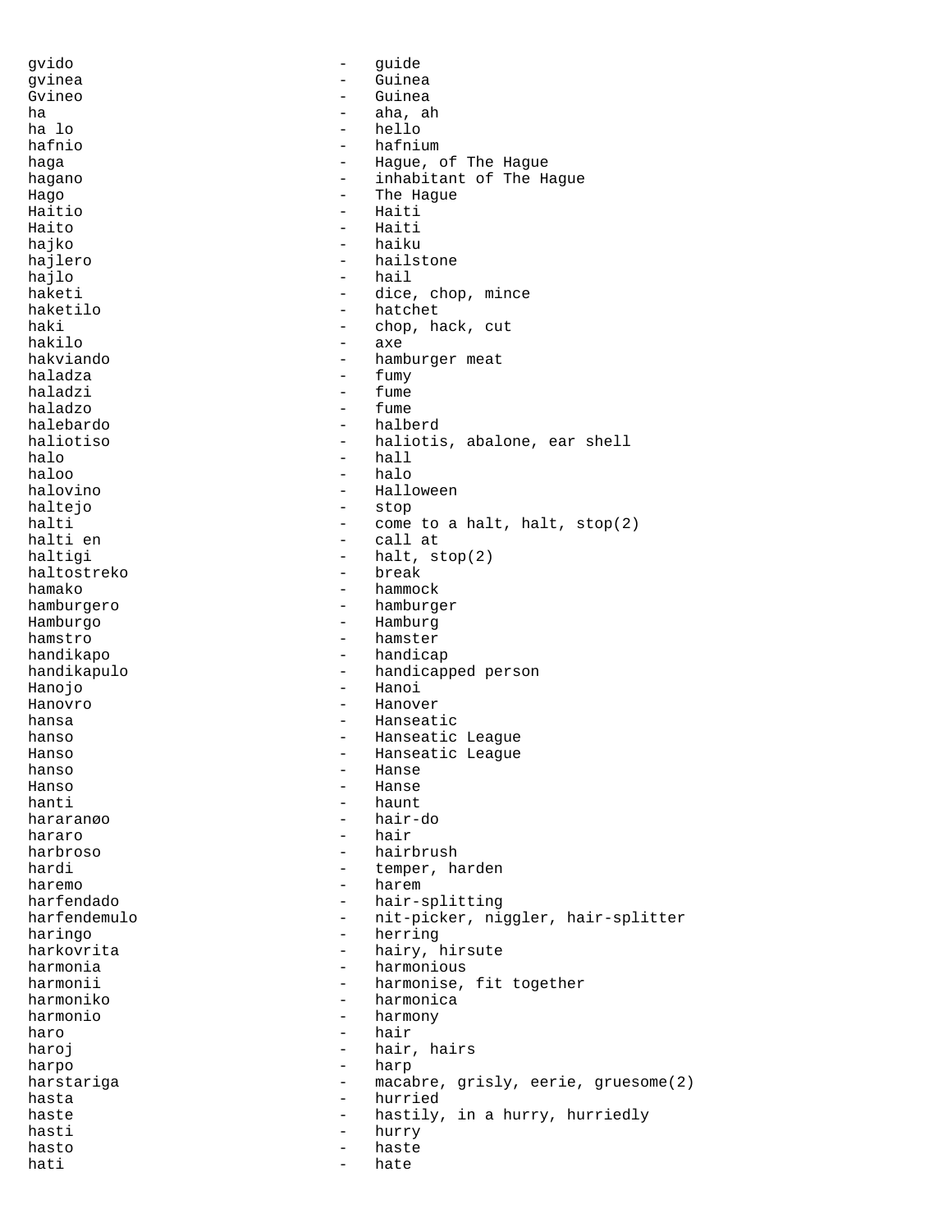gvido - guide
gvinea - Guinea
Gvineo - Guinea
ha - aha, ah
ha lo - hello
hafnio - hafnium
haga - Hague, of The Hague
hagano - inhabitant of The Hague
Hago - The Hague
Haitio - Haiti
Haito - Haiti
hajko - haiku
hajlero - hailstone
hajlo - hail
haketi - dice, chop, mince
haketilo - hatchet
haki - chop, hack, cut
hakilo - axe
hakviando - hamburger meat
haladza - fumy
haladzi - fume
haladzo - fume
halebardo - halberd
haliotiso - haliotis, abalone, ear shell
halo - hall
haloo - halo
halovino - Halloween
haltejo - stop
halti - come to a halt, halt, stop(2)
halti en - call at
haltigi - halt, stop(2)
haltostreko - break
hamako - hammock
hamburgero - hamburger
Hamburgo - Hamburg
hamstro - hamster
handikapo - handicap
handikapulo - handicapped person
Hanojo - Hanoi
Hanovro - Hanover
hansa - Hanseatic
hanso - Hanseatic League
Hanso - Hanseatic League
hanso - Hanse
Hanso - Hanse
hanti - haunt
hararanøo - hair-do
hararo - hair
harbroso - hairbrush
hardi - temper, harden
haremo - harem
harfendado - hair-splitting
harfendemulo - nit-picker, niggler, hair-splitter
haringo - herring
harkovrita - hairy, hirsute
harmonia - harmonious
harmonii - harmonise, fit together
harmoniko - harmonica
harmonio - harmony
haro - hair
haroj - hair, hairs
harpo - harp
harstariga - macabre, grisly, eerie, gruesome(2)
hasta - hurried
haste - hastily, in a hurry, hurriedly
hasti - hurry
hasto - haste
hati - hate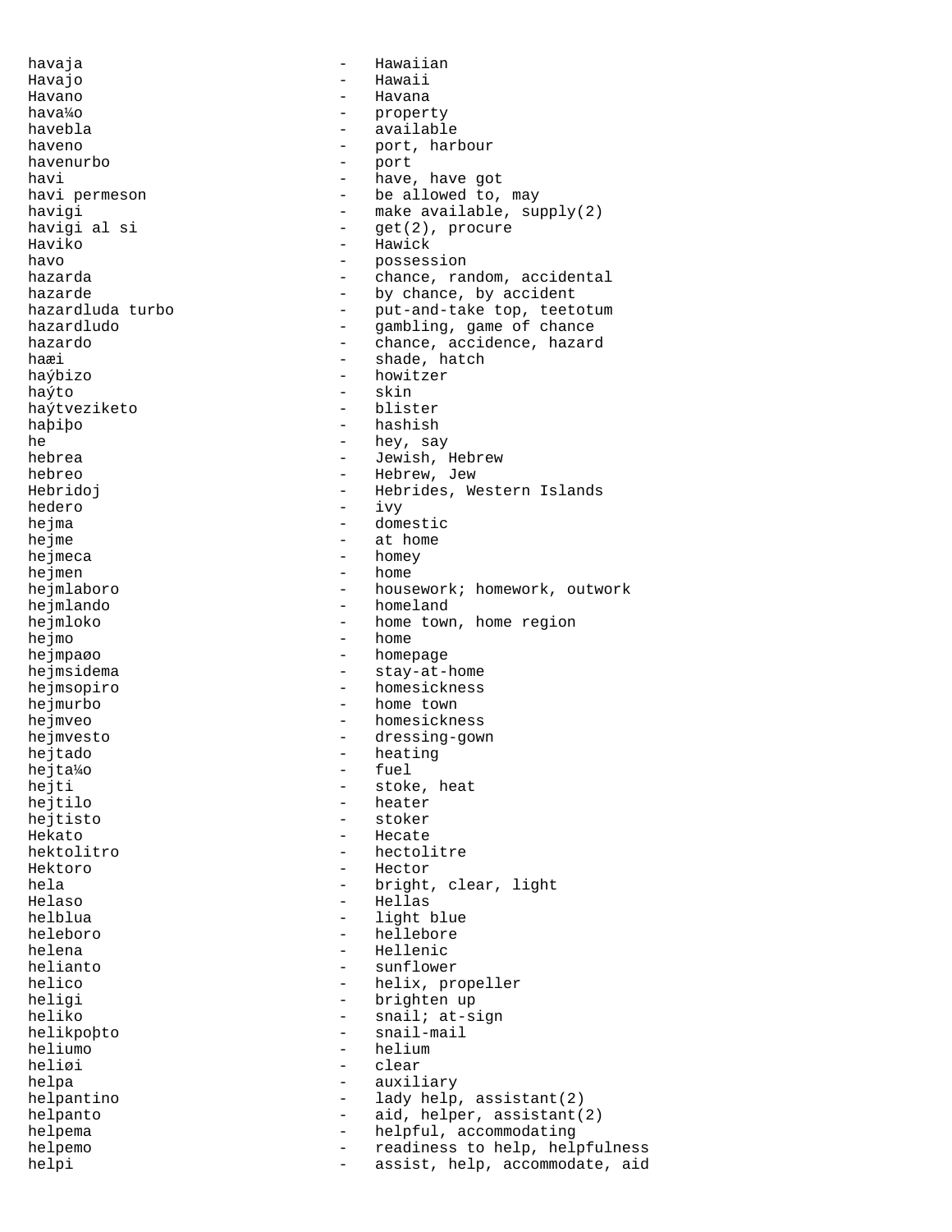havaja - Hawaiian
Havajo - Hawaii
Havano - Havana
hava¼o - property
havebla - available
haveno - port, harbour
havenurbo - port
havi - have, have got
havi permeson - be allowed to, may
havigi - make available, supply(2)
havigi al si - get(2), procure
Haviko - Hawick
havo - possession
hazarda - chance, random, accidental
hazarde - by chance, by accident
hazardluda turbo - put-and-take top, teetotum
hazardludo - gambling, game of chance
hazardo - chance, accidence, hazard
haæi - shade, hatch
haýbizo - howitzer
haýto - skin
haýtveziketo - blister
haþiþo - hashish
he - hey, say
hebrea - Jewish, Hebrew
hebreo - Hebrew, Jew
Hebridoj - Hebrides, Western Islands
hedero - ivy
hejma - domestic
hejme - at home
hejmeca - homey
hejmen - home
hejmlaboro - housework; homework, outwork
hejmlando - homeland
hejmloko - home town, home region
hejmo - home
hejmpaøo - homepage
hejmsidema - stay-at-home
hejmsopiro - homesickness
hejmurbo - home town
hejmveo - homesickness
hejmvesto - dressing-gown
hejtado - heating
hejta¼o - fuel
hejti - stoke, heat
hejtilo - heater
hejtisto - stoker
Hekato - Hecate
hektolitro - hectolitre
Hektoro - Hector
hela - bright, clear, light
Helaso - Hellas
helblua - light blue
heleboro - hellebore
helena - Hellenic
helianto - sunflower
helico - helix, propeller
heligi - brighten up
heliko - snail; at-sign
helikpoþto - snail-mail
heliumo - helium
heliøi - clear
helpa - auxiliary
helpantino - lady help, assistant(2)
helpanto - aid, helper, assistant(2)
helpema - helpful, accommodating
helpemo - readiness to help, helpfulness
helpi - assist, help, accommodate, aid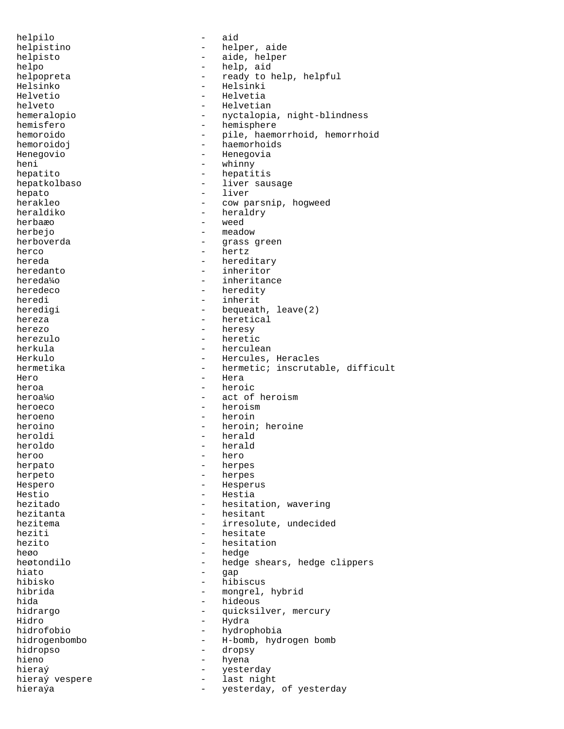helpilo - aid
helpistino - helper, aide
helpisto - aide, helper
helpo - help, aid
helpopreta - ready to help, helpful
Helsinko - Helsinki
Helvetio - Helvetia
helveto - Helvetian
hemeralopio - nyctalopia, night-blindness
hemisfero - hemisphere
hemoroido - pile, haemorrhoid, hemorrhoid
hemoroidoj - haemorhoids
Henegovio - Henegovia
heni - whinny
hepatito - hepatitis
hepatkolbaso - liver sausage
hepato - liver
herakleo - cow parsnip, hogweed
heraldiko - heraldry
herbaæo - weed
herbejo - meadow
herboverda - grass green
herco - hertz
hereda - hereditary
heredanto - inheritor
hereda¼o - inheritance
heredeco - heredity
heredi - inherit
heredigi - bequeath, leave(2)
hereza - heretical
herezo - heresy
herezulo - heretic
herkula - herculean
Herkulo - Hercules, Heracles
hermetika - hermetic; inscrutable, difficult
Hero - Hera
heroa - heroic
heroa¼o - act of heroism
heroeco - heroism
heroeno - heroin
heroino - heroin; heroine
heroldi - herald
heroldo - herald
heroo - hero
herpato - herpes
herpeto - herpes
Hespero - Hesperus
Hestio - Hestia
hezitado - hesitation, wavering
hezitanta - hesitant
hezitema - irresolute, undecided
heziti - hesitate
hezito - hesitation
heøo - hedge
heøtondilo - hedge shears, hedge clippers
hiato - gap
hibisko - hibiscus
hibrida - mongrel, hybrid
hida - hideous
hidrargo - quicksilver, mercury
Hidro - Hydra
hidrofobio - hydrophobia
hidrogenbombo - H-bomb, hydrogen bomb
hidropso - dropsy
hieno - hyena
hieraý - yesterday
hieraý vespere - last night
hieraýa - yesterday, of yesterday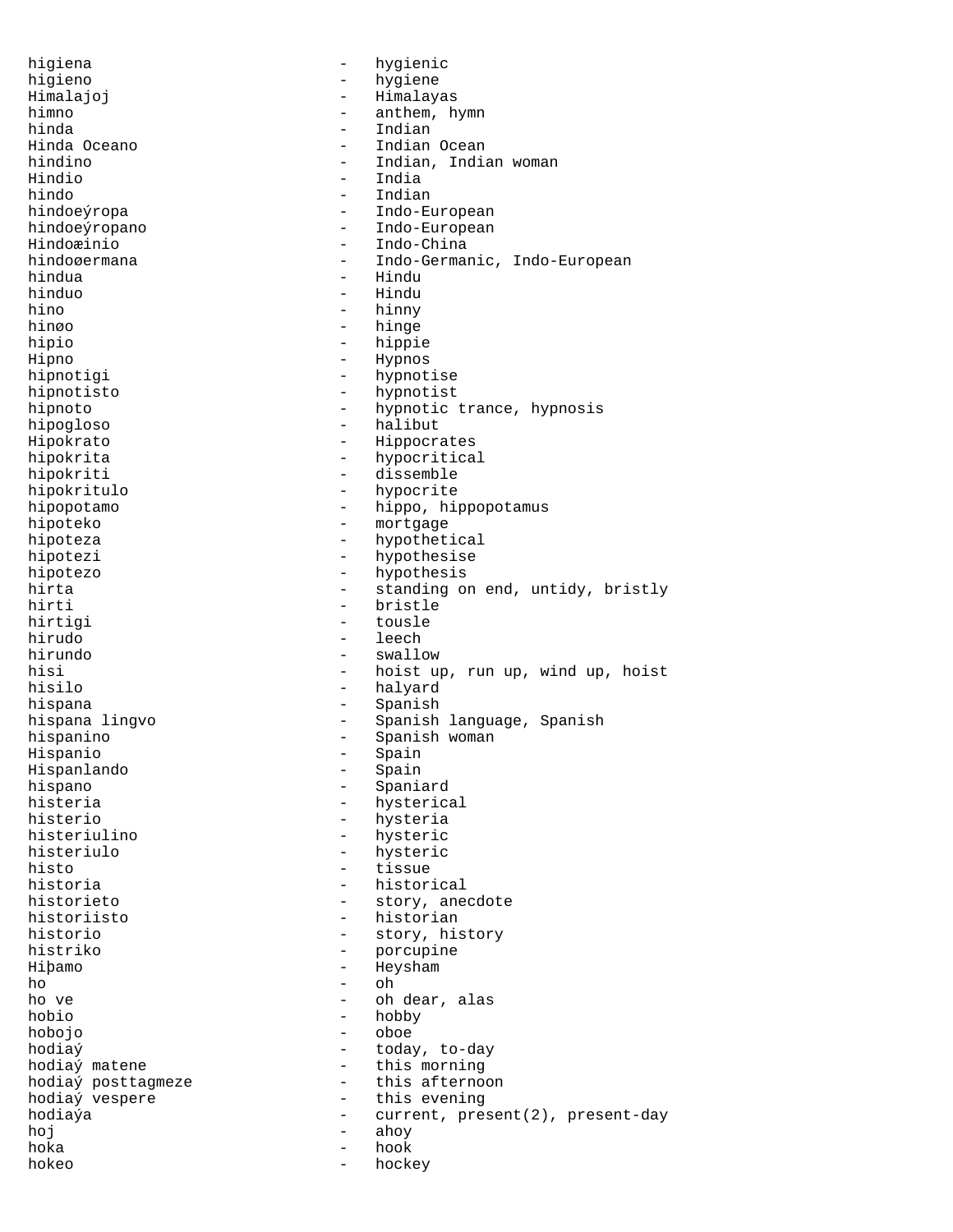| | | |
|---|---|---|
| higiena | - | hygienic |
| higieno | - | hygiene |
| Himalajoj | - | Himalayas |
| himno | - | anthem, hymn |
| hinda | - | Indian |
| Hinda Oceano | - | Indian Ocean |
| hindino | - | Indian, Indian woman |
| Hindio | - | India |
| hindo | - | Indian |
| hindoeŭropa | - | Indo-European |
| hindoeŭropano | - | Indo-European |
| Hindoæinio | - | Indo-China |
| hindoøermana | - | Indo-Germanic, Indo-European |
| hindua | - | Hindu |
| hinduo | - | Hindu |
| hino | - | hinny |
| hinøo | - | hinge |
| hipio | - | hippie |
| Hipno | - | Hypnos |
| hipnotigi | - | hypnotise |
| hipnotisto | - | hypnotist |
| hipnoto | - | hypnotic trance, hypnosis |
| hipogloso | - | halibut |
| Hipokrato | - | Hippocrates |
| hipokrita | - | hypocritical |
| hipokriti | - | dissemble |
| hipokritulo | - | hypocrite |
| hipopotamo | - | hippo, hippopotamus |
| hipoteko | - | mortgage |
| hipoteza | - | hypothetical |
| hipotezi | - | hypothesise |
| hipotezo | - | hypothesis |
| hirta | - | standing on end, untidy, bristly |
| hirti | - | bristle |
| hirtigi | - | tousle |
| hirudo | - | leech |
| hirundo | - | swallow |
| hisi | - | hoist up, run up, wind up, hoist |
| hisilo | - | halyard |
| hispana | - | Spanish |
| hispana lingvo | - | Spanish language, Spanish |
| hispanino | - | Spanish woman |
| Hispanio | - | Spain |
| Hispanlando | - | Spain |
| hispano | - | Spaniard |
| histeria | - | hysterical |
| histerio | - | hysteria |
| histeriulino | - | hysteric |
| histeriulo | - | hysteric |
| histo | - | tissue |
| historia | - | historical |
| historieto | - | story, anecdote |
| historiisto | - | historian |
| historio | - | story, history |
| histriko | - | porcupine |
| Hiþamo | - | Heysham |
| ho | - | oh |
| ho ve | - | oh dear, alas |
| hobio | - | hobby |
| hobojo | - | oboe |
| hodiaŭ | - | today, to-day |
| hodiaŭ matene | - | this morning |
| hodiaŭ posttagmeze | - | this afternoon |
| hodiaŭ vespere | - | this evening |
| hodiaŭa | - | current, present(2), present-day |
| hoj | - | ahoy |
| hoka | - | hook |
| hokeo | - | hockey |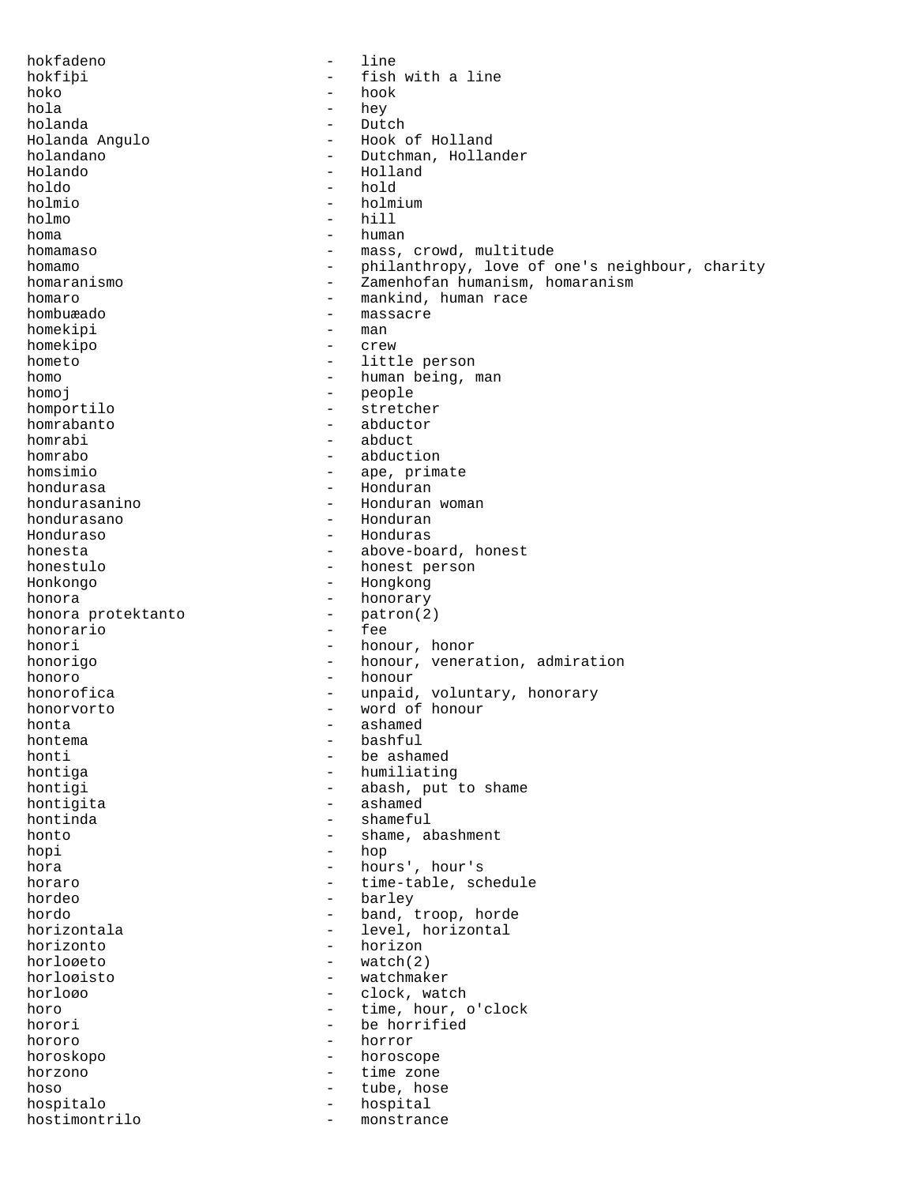hokfadeno - line
hokfiþi - fish with a line
hoko - hook
hola - hey
holanda - Dutch
Holanda Angulo - Hook of Holland
holandano - Dutchman, Hollander
Holando - Holland
holdo - hold
holmio - holmium
holmo - hill
homa - human
homamaso - mass, crowd, multitude
homamo - philanthropy, love of one's neighbour, charity
homaranismo - Zamenhofan humanism, homaranism
homaro - mankind, human race
hombuæado - massacre
homekipi - man
homekipo - crew
hometo - little person
homo - human being, man
homoj - people
homportilo - stretcher
homrabanto - abductor
homrabi - abduct
homrabo - abduction
homsimio - ape, primate
hondurasa - Honduran
hondurasanino - Honduran woman
hondurasano - Honduran
Honduraso - Honduras
honesta - above-board, honest
honestulo - honest person
Honkongo - Hongkong
honora - honorary
honora protektanto - patron(2)
honorario - fee
honori - honour, honor
honorigo - honour, veneration, admiration
honoro - honour
honorofica - unpaid, voluntary, honorary
honorvorto - word of honour
honta - ashamed
hontema - bashful
honti - be ashamed
hontiga - humiliating
hontigi - abash, put to shame
hontigita - ashamed
hontinda - shameful
honto - shame, abashment
hopi - hop
hora - hours', hour's
horaro - time-table, schedule
hordeo - barley
hordo - band, troop, horde
horizontala - level, horizontal
horizonto - horizon
horloøeto - watch(2)
horloøisto - watchmaker
horloøo - clock, watch
horo - time, hour, o'clock
horori - be horrified
hororo - horror
horoskopo - horoscope
horzono - time zone
hoso - tube, hose
hospitalo - hospital
hostimontrilo - monstrance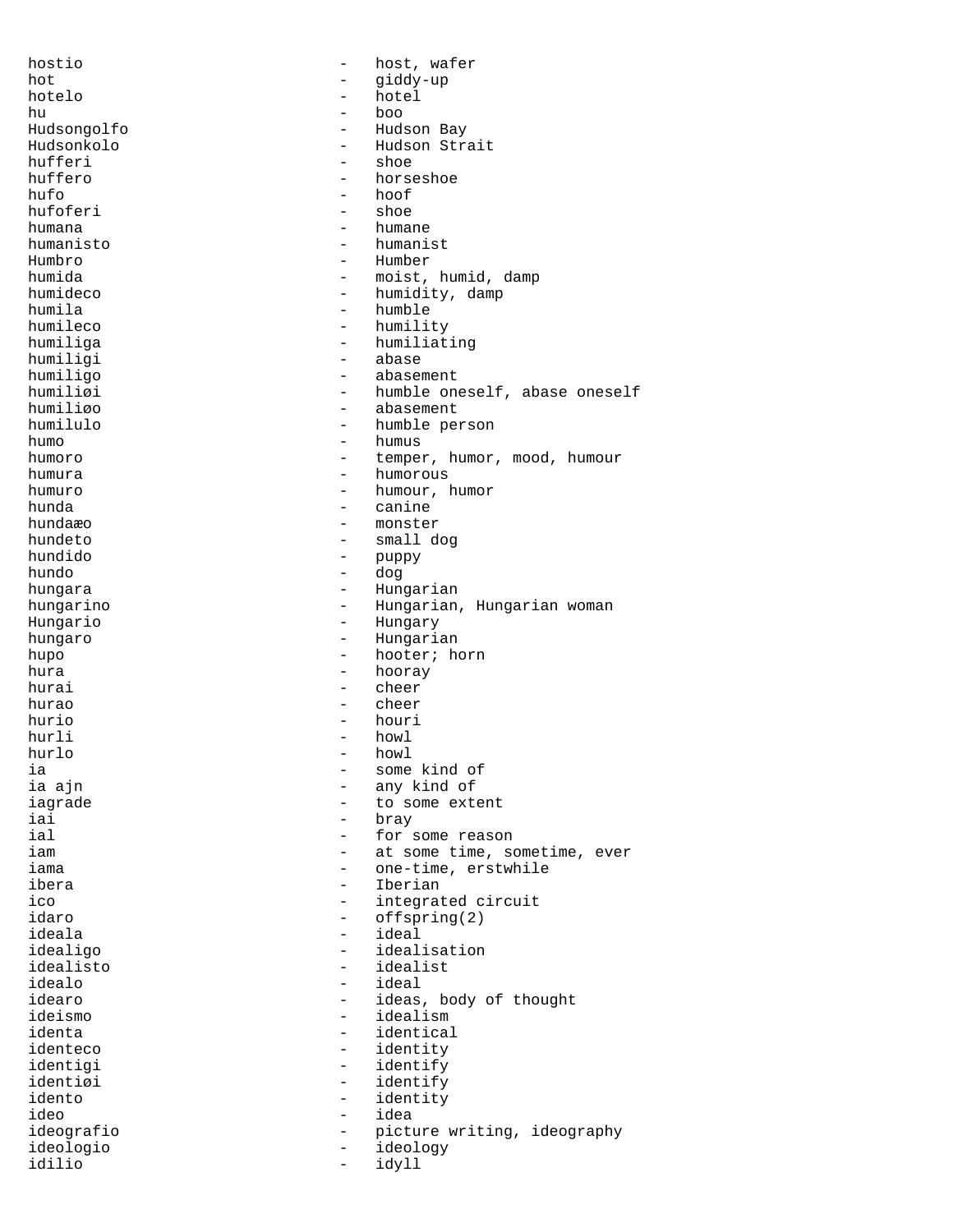hostio - host, wafer
hot - giddy-up
hotelo - hotel
hu - boo
Hudsongolfo - Hudson Bay
Hudsonkolo - Hudson Strait
hufferi - shoe
huffero - horseshoe
hufo - hoof
hufoferi - shoe
humana - humane
humanisto - humanist
Humbro - Humber
humida - moist, humid, damp
humideco - humidity, damp
humila - humble
humileco - humility
humiliga - humiliating
humiligi - abase
humiligo - abasement
humiliøi - humble oneself, abase oneself
humiliøo - abasement
humilulo - humble person
humo - humus
humoro - temper, humor, mood, humour
humura - humorous
humuro - humour, humor
hunda - canine
hundaæo - monster
hundeto - small dog
hundido - puppy
hundo - dog
hungara - Hungarian
hungarino - Hungarian, Hungarian woman
Hungario - Hungary
hungaro - Hungarian
hupo - hooter; horn
hura - hooray
hurai - cheer
hurao - cheer
hurio - houri
hurli - howl
hurlo - howl
ia - some kind of
ia ajn - any kind of
iagrade - to some extent
iai - bray
ial - for some reason
iam - at some time, sometime, ever
iama - one-time, erstwhile
ibera - Iberian
ico - integrated circuit
idaro - offspring(2)
ideala - ideal
idealigo - idealisation
idealisto - idealist
idealo - ideal
idearo - ideas, body of thought
ideismo - idealism
identa - identical
identeco - identity
identigi - identify
identiøi - identify
idento - identity
ideo - idea
ideografio - picture writing, ideography
ideologio - ideology
idilio - idyll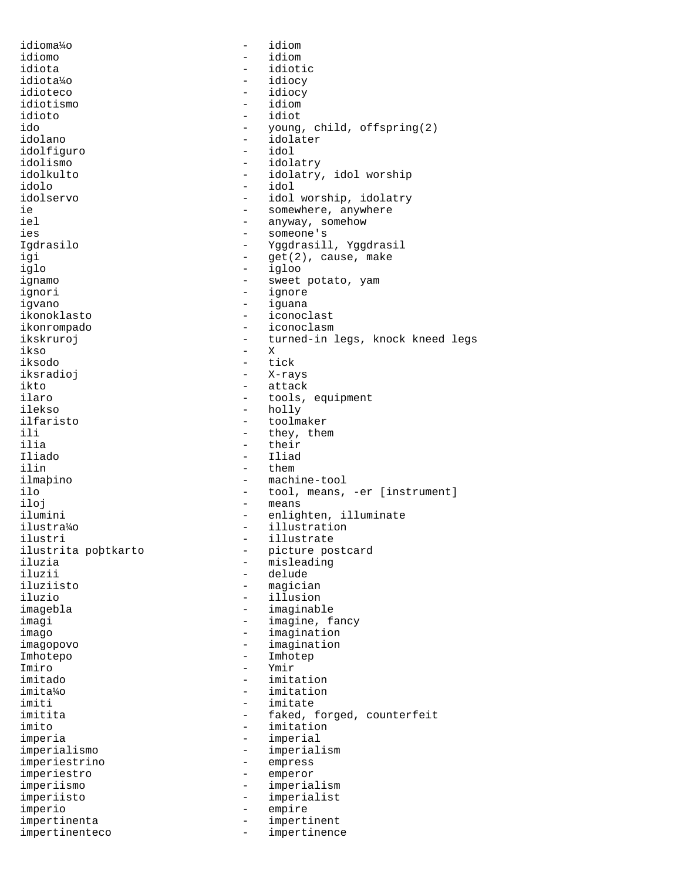idioma¼o - idiom
idiomo - idiom
idiota - idiotic
idiota¼o - idiocy
idioteco - idiocy
idiotismo - idiom
idioto - idiot
ido - young, child, offspring(2)
idolano - idolater
idolfiguro - idol
idolismo - idolatry
idolkulto - idolatry, idol worship
idolo - idol
idolservo - idol worship, idolatry
ie - somewhere, anywhere
iel - anyway, somehow
ies - someone's
Igdrasilo - Yggdrasill, Yggdrasil
igi - get(2), cause, make
iglo - igloo
ignamo - sweet potato, yam
ignori - ignore
igvano - iguana
ikonoklasto - iconoclast
ikonrompado - iconoclasm
ikskruroj - turned-in legs, knock kneed legs
ikso - X
iksodo - tick
iksradioj - X-rays
ikto - attack
ilaro - tools, equipment
ilekso - holly
ilfaristo - toolmaker
ili - they, them
ilia - their
Iliado - Iliad
ilin - them
ilmaþino - machine-tool
ilo - tool, means, -er [instrument]
iloj - means
ilumini - enlighten, illuminate
ilustra¼o - illustration
ilustri - illustrate
ilustrita poþtkarto - picture postcard
iluzia - misleading
iluzii - delude
iluziisto - magician
iluzio - illusion
imagebla - imaginable
imagi - imagine, fancy
imago - imagination
imagopovo - imagination
Imhotepo - Imhotep
Imiro - Ymir
imitado - imitation
imita¼o - imitation
imiti - imitate
imitita - faked, forged, counterfeit
imito - imitation
imperia - imperial
imperialismo - imperialism
imperiestrino - empress
imperiestro - emperor
imperiismo - imperialism
imperiisto - imperialist
imperio - empire
impertinenta - impertinent
impertinenteco - impertinence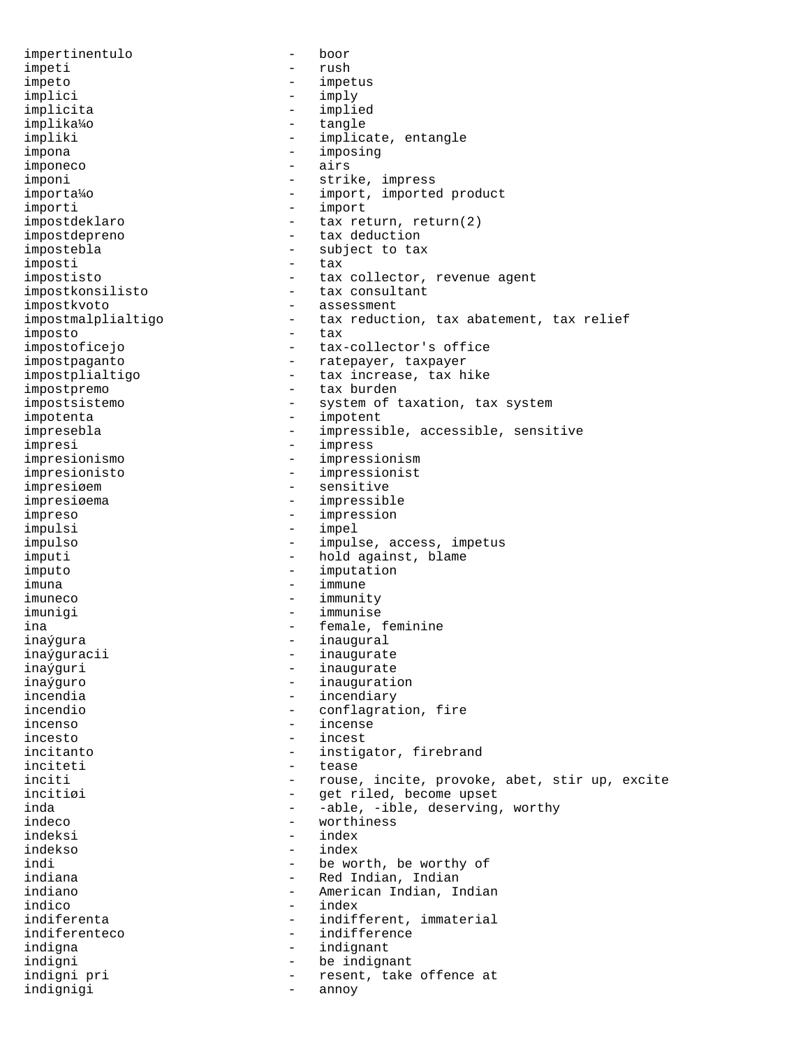impertinentulo - boor
impeti - rush
impeto - impetus
implici - imply
implicita - implied
implika¼o - tangle
impliki - implicate, entangle
impona - imposing
imponeco - airs
imponi - strike, impress
importa¼o - import, imported product
importi - import
impostdeklaro - tax return, return(2)
impostdepreno - tax deduction
impostebla - subject to tax
imposti - tax
impostisto - tax collector, revenue agent
impostkonsilisto - tax consultant
impostkvoto - assessment
impostmalplialtigo - tax reduction, tax abatement, tax relief
imposto - tax
impostoficejo - tax-collector's office
impostpaganto - ratepayer, taxpayer
impostplialtigo - tax increase, tax hike
impostpremo - tax burden
impostsistemo - system of taxation, tax system
impotenta - impotent
impresebla - impressible, accessible, sensitive
impresi - impress
impresionismo - impressionism
impresionisto - impressionist
impresiøem - sensitive
impresiøema - impressible
impreso - impression
impulsi - impel
impulso - impulse, access, impetus
imputi - hold against, blame
imputo - imputation
imuna - immune
imuneco - immunity
imunigi - immunise
ina - female, feminine
inaýgura - inaugural
inaýguracii - inaugurate
inaýguri - inaugurate
inaýguro - inauguration
incendia - incendiary
incendio - conflagration, fire
incenso - incense
incesto - incest
incitanto - instigator, firebrand
inciteti - tease
inciti - rouse, incite, provoke, abet, stir up, excite
incitiøi - get riled, become upset
inda - -able, -ible, deserving, worthy
indeco - worthiness
indeksi - index
indekso - index
indi - be worth, be worthy of
indiana - Red Indian, Indian
indiano - American Indian, Indian
indico - index
indiferenta - indifferent, immaterial
indiferenteco - indifference
indigna - indignant
indigni - be indignant
indigni pri - resent, take offence at
indignigi - annoy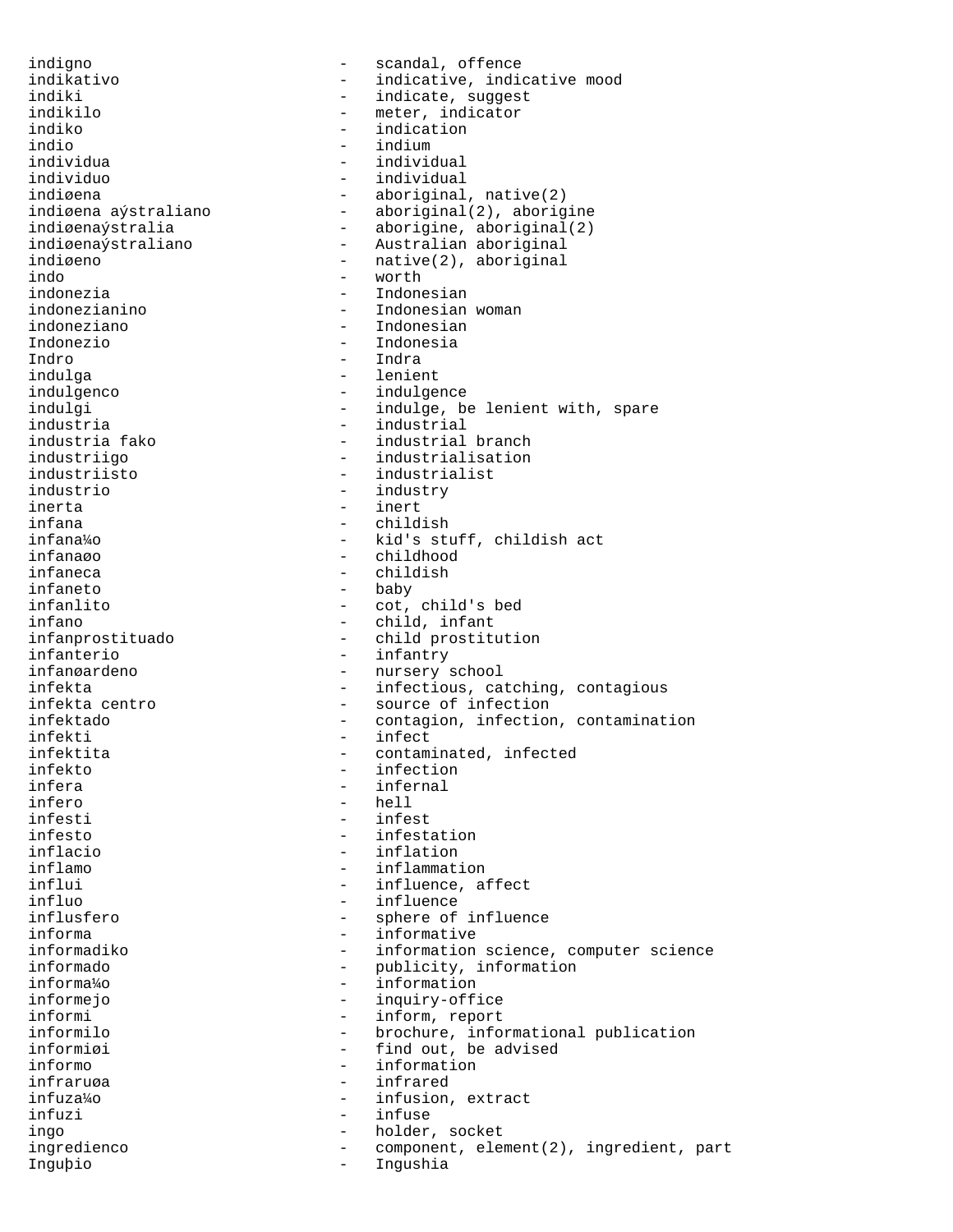indigno - scandal, offence
indikativo - indicative, indicative mood
indiki - indicate, suggest
indikilo - meter, indicator
indiko - indication
indio - indium
individua - individual
individuo - individual
indiøena - aboriginal, native(2)
indiøena aýstraliano - aboriginal(2), aborigine
indiøenaýstralia - aborigine, aboriginal(2)
indiøenaýstraliano - Australian aboriginal
indiøeno - native(2), aboriginal
indo - worth
indonezia - Indonesian
indonezianino - Indonesian woman
indoneziano - Indonesian
Indonezio - Indonesia
Indro - Indra
indulga - lenient
indulgenco - indulgence
indulgi - indulge, be lenient with, spare
industria - industrial
industria fako - industrial branch
industriigo - industrialisation
industriisto - industrialist
industrio - industry
inerta - inert
infana - childish
infana¼o - kid's stuff, childish act
infanaøo - childhood
infaneca - childish
infaneto - baby
infanlito - cot, child's bed
infano - child, infant
infanprostituado - child prostitution
infanterio - infantry
infanøardeno - nursery school
infekta - infectious, catching, contagious
infekta centro - source of infection
infektado - contagion, infection, contamination
infekti - infect
infektita - contaminated, infected
infekto - infection
infera - infernal
infero - hell
infesti - infest
infesto - infestation
inflacio - inflation
inflamo - inflammation
influi - influence, affect
influo - influence
influsfero - sphere of influence
informa - informative
informadiko - information science, computer science
informado - publicity, information
informa¼o - information
informejo - inquiry-office
informi - inform, report
informilo - brochure, informational publication
informiøi - find out, be advised
informo - information
infraruøa - infrared
infuza¼o - infusion, extract
infuzi - infuse
ingo - holder, socket
ingredienco - component, element(2), ingredient, part
Inguþio - Ingushia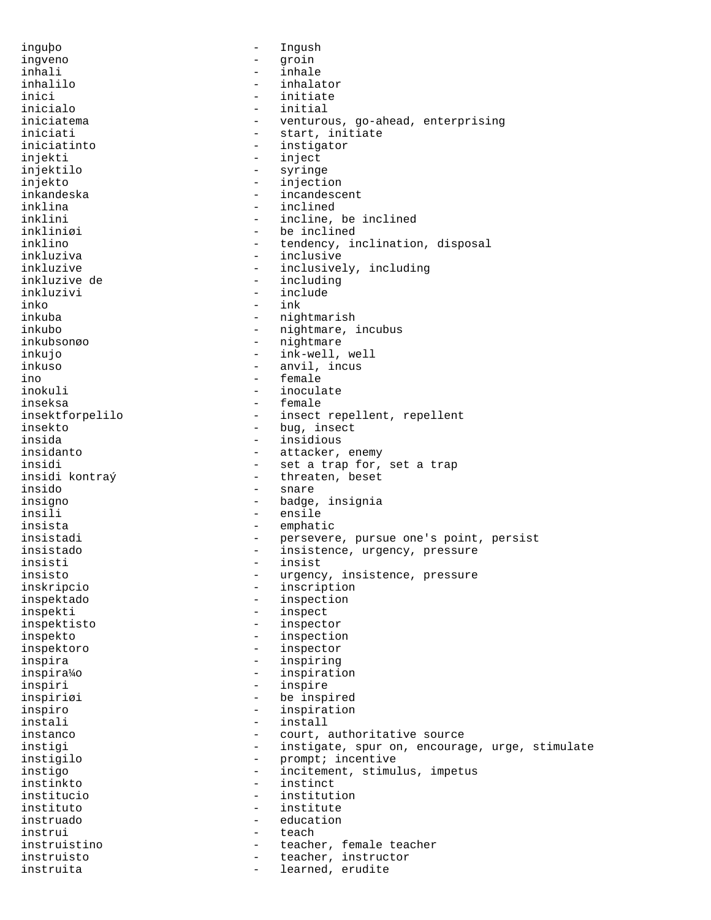inguþo - Ingush
ingveno - groin
inhali - inhale
inhalilo - inhalator
inici - initiate
inicialo - initial
iniciatema - venturous, go-ahead, enterprising
iniciati - start, initiate
iniciatinto - instigator
injekti - inject
injektilo - syringe
injekto - injection
inkandeska - incandescent
inklina - inclined
inklini - incline, be inclined
inkliniøi - be inclined
inklino - tendency, inclination, disposal
inkluziva - inclusive
inkluzive - inclusively, including
inkluzive de - including
inkluzivi - include
inko - ink
inkuba - nightmarish
inkubo - nightmare, incubus
inkubsonøo - nightmare
inkujo - ink-well, well
inkuso - anvil, incus
ino - female
inokuli - inoculate
inseksa - female
insektforpelilo - insect repellent, repellent
insekto - bug, insect
insida - insidious
insidanto - attacker, enemy
insidi - set a trap for, set a trap
insidi kontraý - threaten, beset
insido - snare
insigno - badge, insignia
insili - ensile
insista - emphatic
insistadi - persevere, pursue one's point, persist
insistado - insistence, urgency, pressure
insisti - insist
insisto - urgency, insistence, pressure
inskripcio - inscription
inspektado - inspection
inspekti - inspect
inspektisto - inspector
inspekto - inspection
inspektoro - inspector
inspira - inspiring
inspira¼o - inspiration
inspiri - inspire
inspiriøi - be inspired
inspiro - inspiration
instali - install
instanco - court, authoritative source
instigi - instigate, spur on, encourage, urge, stimulate
instigilo - prompt; incentive
instigo - incitement, stimulus, impetus
instinkto - instinct
institucio - institution
instituto - institute
instruado - education
instrui - teach
instruistino - teacher, female teacher
instruisto - teacher, instructor
instruita - learned, erudite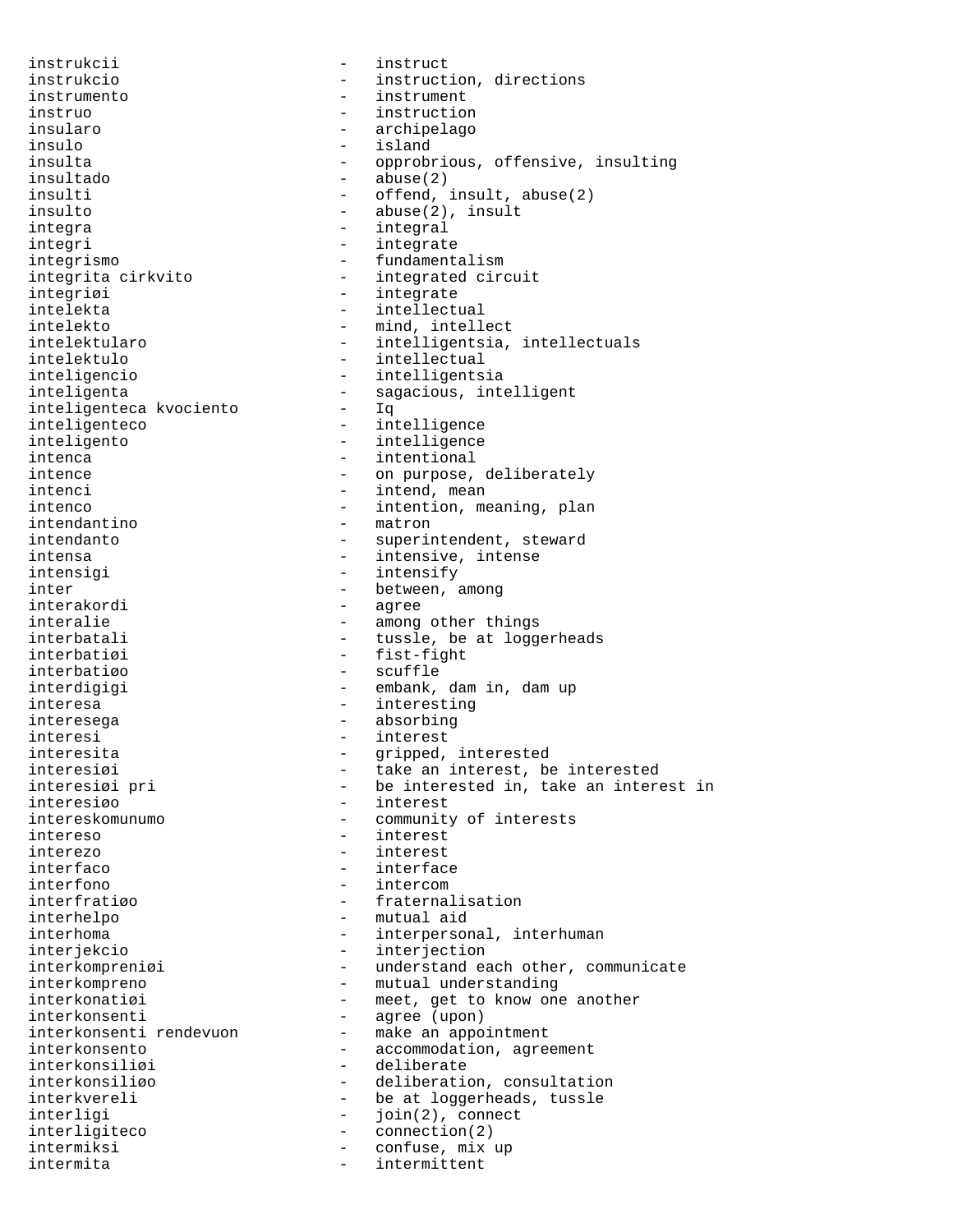instrukcii - instruct
instrukcio - instruction, directions
instrumento - instrument
instruo - instruction
insularo - archipelago
insulo - island
insulta - opprobrious, offensive, insulting
insultado - abuse(2)
insulti - offend, insult, abuse(2)
insulto - abuse(2), insult
integra - integral
integri - integrate
integrismo - fundamentalism
integrita cirkvito - integrated circuit
integriøi - integrate
intelekta - intellectual
intelekto - mind, intellect
intelektularo - intelligentsia, intellectuals
intelektulo - intellectual
inteligencio - intelligentsia
inteligenta - sagacious, intelligent
inteligenteca kvociento - Iq
inteligenteco - intelligence
inteligento - intelligence
intenca - intentional
intence - on purpose, deliberately
intenci - intend, mean
intenco - intention, meaning, plan
intendantino - matron
intendanto - superintendent, steward
intensa - intensive, intense
intensigi - intensify
inter - between, among
interakordi - agree
interalie - among other things
interbatali - tussle, be at loggerheads
interbatiøi - fist-fight
interbatiøo - scuffle
interdigigi - embank, dam in, dam up
interesa - interesting
interesega - absorbing
interesi - interest
interesita - gripped, interested
interesiøi - take an interest, be interested
interesiøi pri - be interested in, take an interest in
interesiøo - interest
intereskomunumo - community of interests
intereso - interest
interezo - interest
interfaco - interface
interfono - intercom
interfratiøo - fraternalisation
interhelpo - mutual aid
interhoma - interpersonal, interhuman
interjekcio - interjection
interkompreniøi - understand each other, communicate
interkompreno - mutual understanding
interkonatiøi - meet, get to know one another
interkonsenti - agree (upon)
interkonsenti rendevuon - make an appointment
interkonsento - accommodation, agreement
interkonsiliøi - deliberate
interkonsiliøo - deliberation, consultation
interkvereli - be at loggerheads, tussle
interligi - join(2), connect
interligiteco - connection(2)
intermiksi - confuse, mix up
intermita - intermittent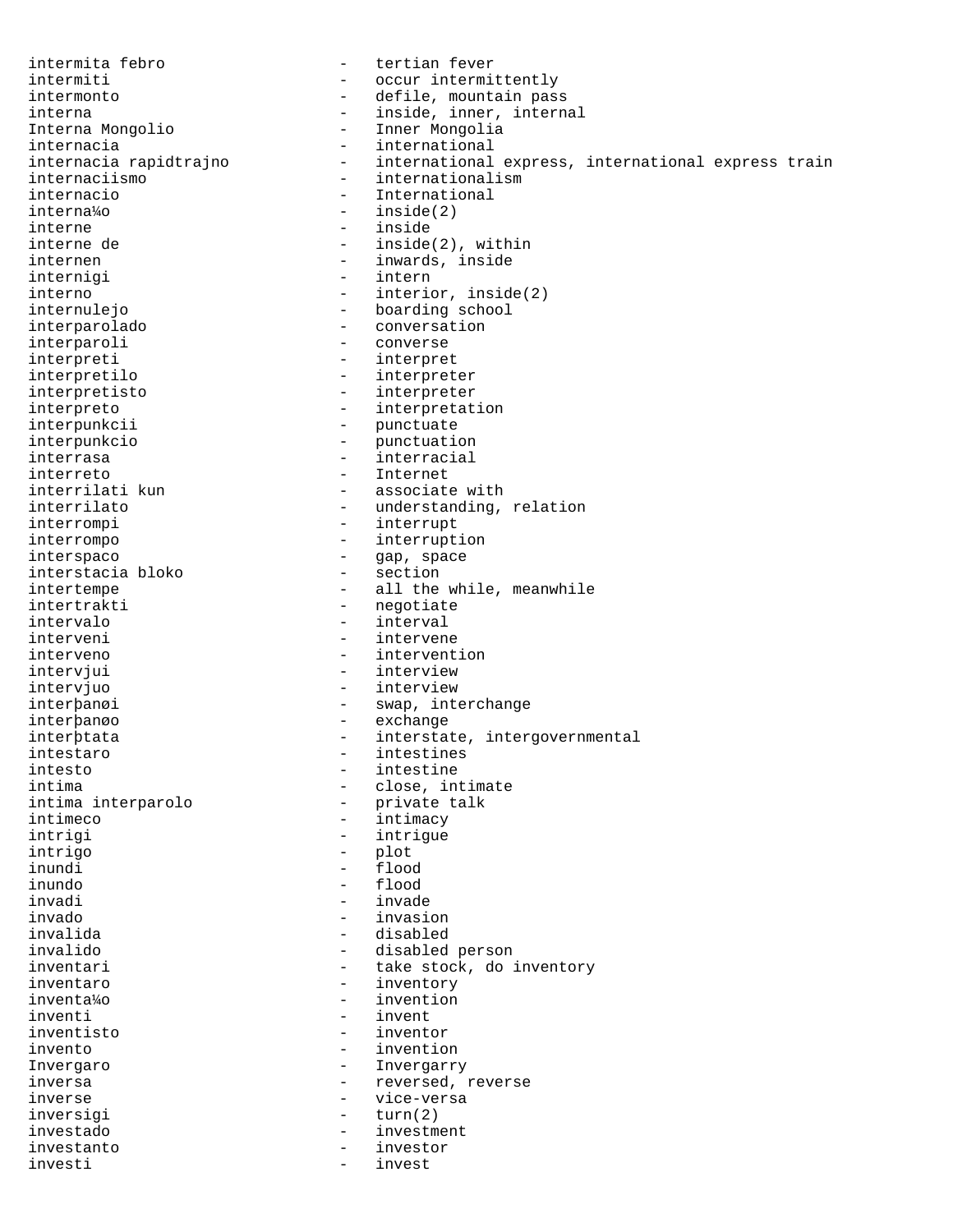intermita febro - tertian fever
intermiti - occur intermittently
intermonto - defile, mountain pass
interna - inside, inner, internal
Interna Mongolio - Inner Mongolia
internacia - international
internacia rapidtrajno - international express, international express train
internaciismo - internationalism
internacio - International
interna¼o - inside(2)
interne - inside
interne de - inside(2), within
internen - inwards, inside
internigi - intern
interno - interior, inside(2)
internulejo - boarding school
interparolado - conversation
interparoli - converse
interpreti - interpret
interpretilo - interpreter
interpretisto - interpreter
interpreto - interpretation
interpunkcii - punctuate
interpunkcio - punctuation
interrasa - interracial
interreto - Internet
interrilati kun - associate with
interrilato - understanding, relation
interrompi - interrupt
interrompo - interruption
interspaco - gap, space
interstacia bloko - section
intertempe - all the while, meanwhile
intertrakti - negotiate
intervalo - interval
interveni - intervene
interveno - intervention
intervjui - interview
intervjuo - interview
interþanøi - swap, interchange
interþanøo - exchange
interþtata - interstate, intergovernmental
intestaro - intestines
intesto - intestine
intima - close, intimate
intima interparolo - private talk
intimeco - intimacy
intrigi - intrigue
intrigo - plot
inundi - flood
inundo - flood
invadi - invade
invado - invasion
invalida - disabled
invalido - disabled person
inventari - take stock, do inventory
inventaro - inventory
inventa¼o - invention
inventi - invent
inventisto - inventor
invento - invention
Invergaro - Invergarry
inversa - reversed, reverse
inverse - vice-versa
inversigi - turn(2)
investado - investment
investanto - investor
investi - invest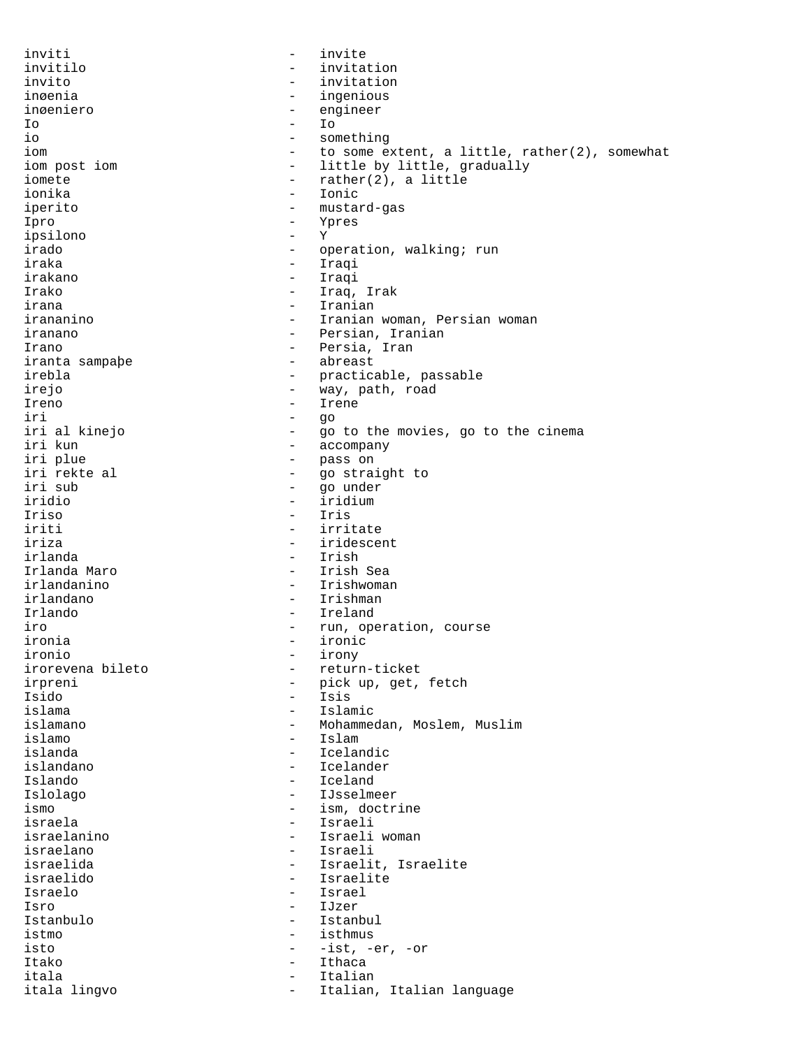inviti - invite
invitilo - invitation
invito - invitation
inøenia - ingenious
inøeniero - engineer
Io - Io
io - something
iom - to some extent, a little, rather(2), somewhat
iom post iom - little by little, gradually
iomete - rather(2), a little
ionika - Ionic
iperito - mustard-gas
Ipro - Ypres
ipsilono - Y
irado - operation, walking; run
iraka - Iraqi
irakano - Iraqi
Irako - Iraq, Irak
irana - Iranian
irananino - Iranian woman, Persian woman
iranano - Persian, Iranian
Irano - Persia, Iran
iranta sampaþe - abreast
irebla - practicable, passable
irejo - way, path, road
Ireno - Irene
iri - go
iri al kinejo - go to the movies, go to the cinema
iri kun - accompany
iri plue - pass on
iri rekte al - go straight to
iri sub - go under
iridio - iridium
Iriso - Iris
iriti - irritate
iriza - iridescent
irlanda - Irish
Irlanda Maro - Irish Sea
irlandanino - Irishwoman
irlandano - Irishman
Irlando - Ireland
iro - run, operation, course
ironia - ironic
ironio - irony
irorevena bileto - return-ticket
irpreni - pick up, get, fetch
Isido - Isis
islama - Islamic
islamano - Mohammedan, Moslem, Muslim
islamo - Islam
islanda - Icelandic
islandano - Icelander
Islando - Iceland
Islolago - IJsselmeer
ismo - ism, doctrine
israela - Israeli
israelanino - Israeli woman
israelano - Israeli
israelida - Israelit, Israelite
israelido - Israelite
Israelo - Israel
Isro - IJzer
Istanbulo - Istanbul
istmo - isthmus
isto - -ist, -er, -or
Itako - Ithaca
itala - Italian
itala lingvo - Italian, Italian language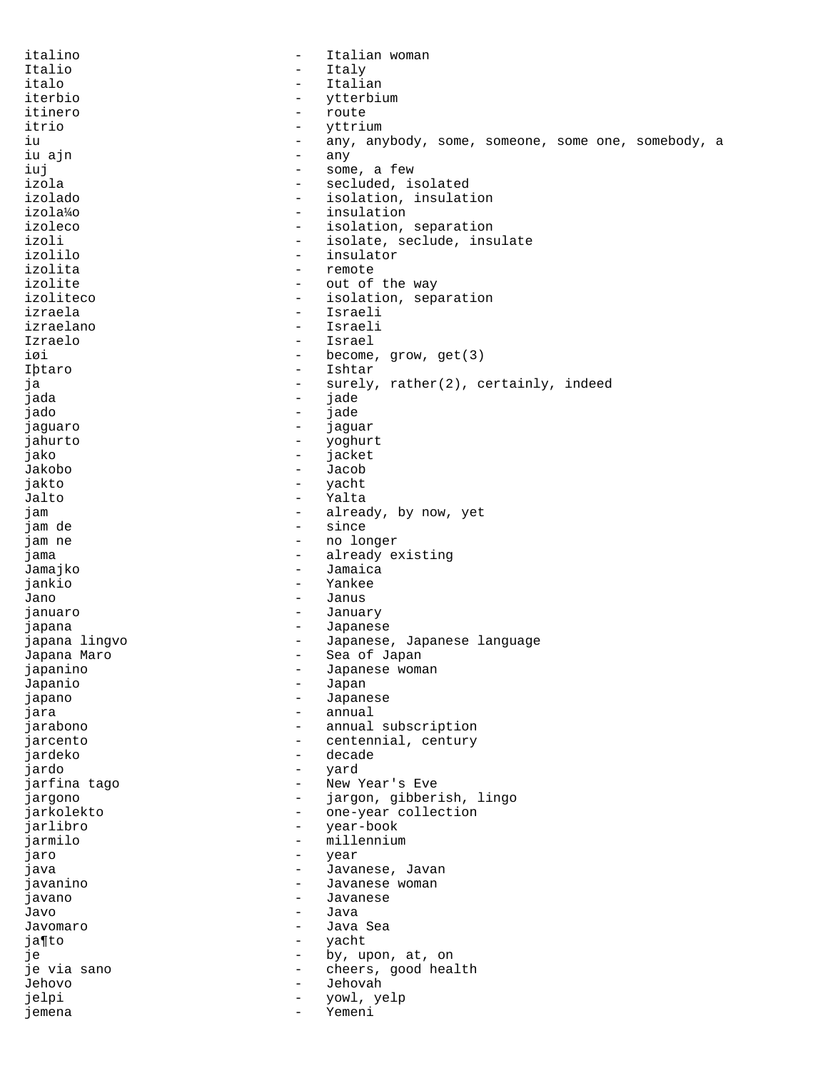italino - Italian woman
Italio - Italy
italo - Italian
iterbio - ytterbium
itinero - route
itrio - yttrium
iu - any, anybody, some, someone, some one, somebody, a
iu ajn - any
iuj - some, a few
izola - secluded, isolated
izolado - isolation, insulation
izola¼o - insulation
izoleco - isolation, separation
izoli - isolate, seclude, insulate
izolilo - insulator
izolita - remote
izolite - out of the way
izoliteco - isolation, separation
izraela - Israeli
izraelano - Israeli
Izraelo - Israel
iøi - become, grow, get(3)
Iþtaro - Ishtar
ja - surely, rather(2), certainly, indeed
jada - jade
jado - jade
jaguaro - jaguar
jahurto - yoghurt
jako - jacket
Jakobo - Jacob
jakto - yacht
Jalto - Yalta
jam - already, by now, yet
jam de - since
jam ne - no longer
jama - already existing
Jamajko - Jamaica
jankio - Yankee
Jano - Janus
januaro - January
japana - Japanese
japana lingvo - Japanese, Japanese language
Japana Maro - Sea of Japan
japanino - Japanese woman
Japanio - Japan
japano - Japanese
jara - annual
jarabono - annual subscription
jarcento - centennial, century
jardeko - decade
jardo - yard
jarfina tago - New Year's Eve
jargono - jargon, gibberish, lingo
jarkolekto - one-year collection
jarlibro - year-book
jarmilo - millennium
jaro - year
java - Javanese, Javan
javanino - Javanese woman
javano - Javanese
Javo - Java
Javomaro - Java Sea
ja¶to - yacht
je - by, upon, at, on
je via sano - cheers, good health
Jehovo - Jehovah
jelpi - yowl, yelp
jemena - Yemeni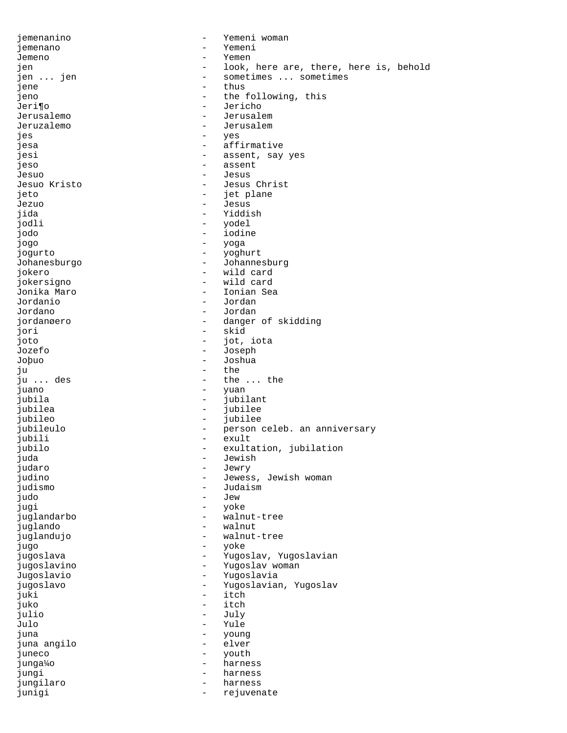jemenanino - Yemeni woman
jemenano - Yemeni
Jemeno - Yemen
jen - look, here are, there, here is, behold
jen ... jen - sometimes ... sometimes
jene - thus
jeno - the following, this
Jeri¶o - Jericho
Jerusalemo - Jerusalem
Jeruzalemo - Jerusalem
jes - yes
jesa - affirmative
jesi - assent, say yes
jeso - assent
Jesuo - Jesus
Jesuo Kristo - Jesus Christ
jeto - jet plane
Jezuo - Jesus
jida - Yiddish
jodli - yodel
jodo - iodine
jogo - yoga
jogurto - yoghurt
Johanesburgo - Johannesburg
jokero - wild card
jokersigno - wild card
Jonika Maro - Ionian Sea
Jordanio - Jordan
Jordano - Jordan
jordanøero - danger of skidding
jori - skid
joto - jot, iota
Jozefo - Joseph
Joþuo - Joshua
ju - the
ju ... des - the ... the
juano - yuan
jubila - jubilant
jubilea - jubilee
jubileo - jubilee
jubileulo - person celeb. an anniversary
jubili - exult
jubilo - exultation, jubilation
juda - Jewish
judaro - Jewry
judino - Jewess, Jewish woman
judismo - Judaism
judo - Jew
jugi - yoke
juglandarbo - walnut-tree
juglando - walnut
juglandujo - walnut-tree
jugo - yoke
jugoslava - Yugoslav, Yugoslavian
jugoslavino - Yugoslav woman
Jugoslavio - Yugoslavia
jugoslavo - Yugoslavian, Yugoslav
juki - itch
juko - itch
julio - July
Julo - Yule
juna - young
juna angilo - elver
juneco - youth
junga¼o - harness
jungi - harness
jungilaro - harness
junigi - rejuvenate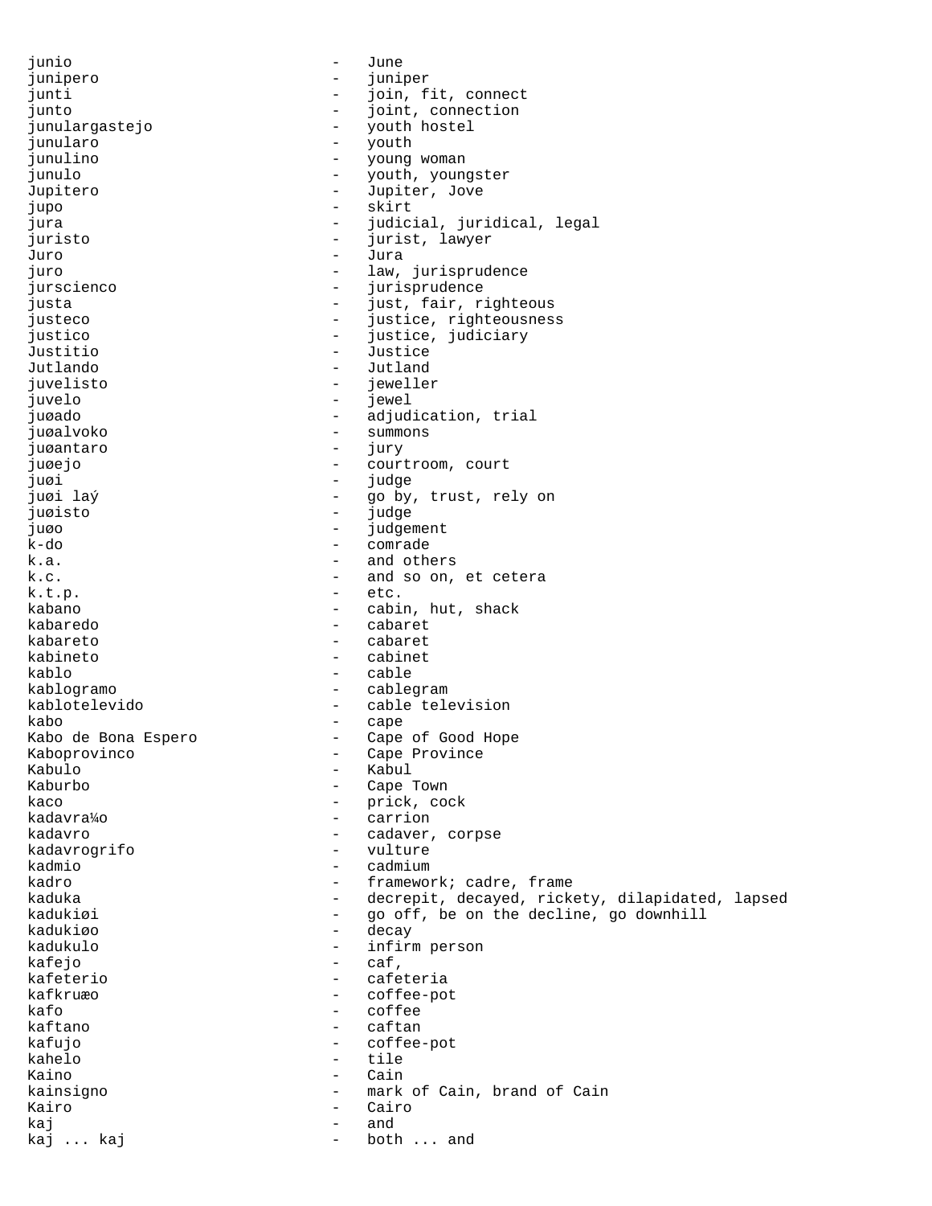junio - June
junipero - juniper
junti - join, fit, connect
junto - joint, connection
junulargastejo - youth hostel
junularo - youth
junulino - young woman
junulo - youth, youngster
Jupitero - Jupiter, Jove
jupo - skirt
jura - judicial, juridical, legal
juristo - jurist, lawyer
Juro - Jura
juro - law, jurisprudence
jurscienco - jurisprudence
justa - just, fair, righteous
justeco - justice, righteousness
justico - justice, judiciary
Justitio - Justice
Jutlando - Jutland
juvelisto - jeweller
juvelo - jewel
juøado - adjudication, trial
juøalvoko - summons
juøantaro - jury
juøejo - courtroom, court
juøi - judge
juøi laý - go by, trust, rely on
juøisto - judge
juøo - judgement
k-do - comrade
k.a. - and others
k.c. - and so on, et cetera
k.t.p. - etc.
kabano - cabin, hut, shack
kabaredo - cabaret
kabareto - cabaret
kabineto - cabinet
kablo - cable
kablogramo - cablegram
kablotelevido - cable television
kabo - cape
Kabo de Bona Espero - Cape of Good Hope
Kaboprovinco - Cape Province
Kabulo - Kabul
Kaburbo - Cape Town
kaco - prick, cock
kadavra¼o - carrion
kadavro - cadaver, corpse
kadavrogrifo - vulture
kadmio - cadmium
kadro - framework; cadre, frame
kaduka - decrepit, decayed, rickety, dilapidated, lapsed
kadukiøi - go off, be on the decline, go downhill
kadukiøo - decay
kadukulo - infirm person
kafejo - caf,
kafeterio - cafeteria
kafkruæo - coffee-pot
kafo - coffee
kaftano - caftan
kafujo - coffee-pot
kahelo - tile
Kaino - Cain
kainsigno - mark of Cain, brand of Cain
Kairo - Cairo
kaj - and
kaj ... kaj - both ... and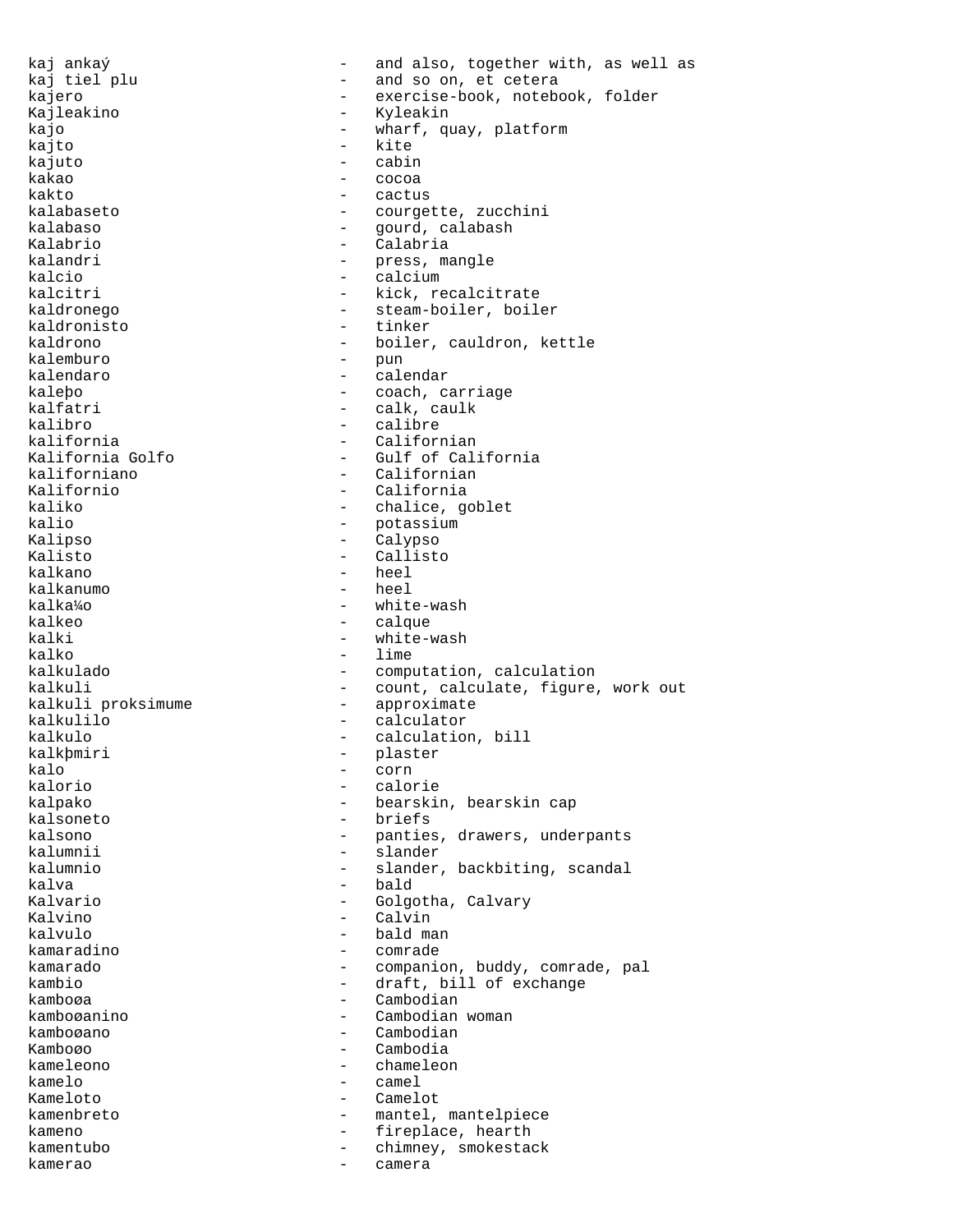kaj ankaŭ - and also, together with, as well as
kaj tiel plu - and so on, et cetera
kajero - exercise-book, notebook, folder
Kajleakino - Kyleakin
kajo - wharf, quay, platform
kajto - kite
kajuto - cabin
kakao - cocoa
kakto - cactus
kalabaseto - courgette, zucchini
kalabaso - gourd, calabash
Kalabrio - Calabria
kalandri - press, mangle
kalcio - calcium
kalcitri - kick, recalcitrate
kaldronego - steam-boiler, boiler
kaldronisto - tinker
kaldrono - boiler, cauldron, kettle
kalemburo - pun
kalendaro - calendar
kaleþo - coach, carriage
kalfatri - calk, caulk
kalibro - calibre
kalifornia - Californian
Kalifornia Golfo - Gulf of California
kaliforniano - Californian
Kalifornio - California
kaliko - chalice, goblet
kalio - potassium
Kalipso - Calypso
Kalisto - Callisto
kalkano - heel
kalkanumo - heel
kalka¼o - white-wash
kalkeo - calque
kalki - white-wash
kalko - lime
kalkulado - computation, calculation
kalkuli - count, calculate, figure, work out
kalkuli proksimume - approximate
kalkulilo - calculator
kalkulo - calculation, bill
kalkþmiri - plaster
kalo - corn
kalorio - calorie
kalpako - bearskin, bearskin cap
kalsoneto - briefs
kalsono - panties, drawers, underpants
kalumnii - slander
kalumnio - slander, backbiting, scandal
kalva - bald
Kalvario - Golgotha, Calvary
Kalvino - Calvin
kalvulo - bald man
kamaradino - comrade
kamarado - companion, buddy, comrade, pal
kambio - draft, bill of exchange
kamboøa - Cambodian
kamboøanino - Cambodian woman
kamboøano - Cambodian
Kamboøo - Cambodia
kameleono - chameleon
kamelo - camel
Kameloto - Camelot
kamenbreto - mantel, mantelpiece
kameno - fireplace, hearth
kamentubo - chimney, smokestack
kamerao - camera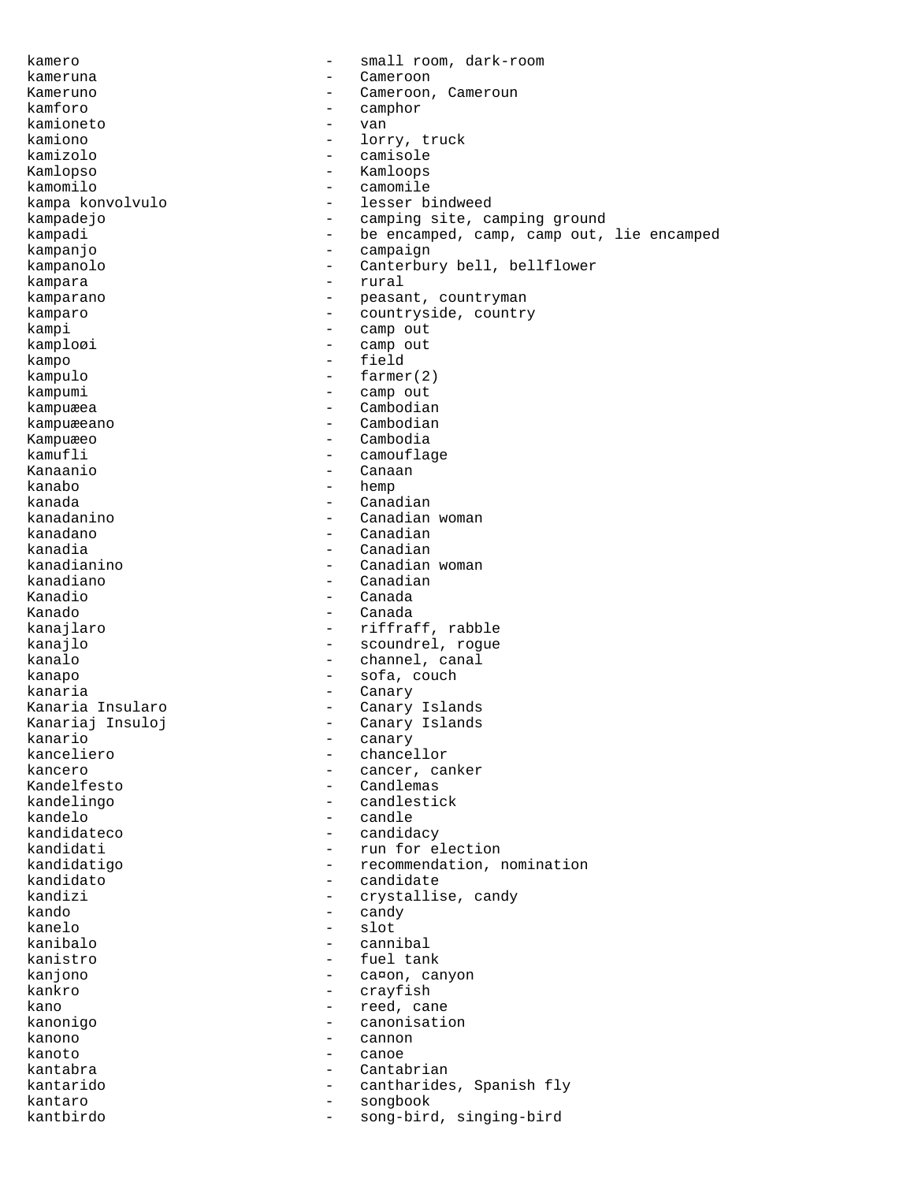kamero - small room, dark-room
kameruna - Cameroon
Kameruno - Cameroon, Cameroun
kamforo - camphor
kamioneto - van
kamiono - lorry, truck
kamizolo - camisole
Kamlopso - Kamloops
kamomilo - camomile
kampa konvolvulo - lesser bindweed
kampadejo - camping site, camping ground
kampadi - be encamped, camp, camp out, lie encamped
kampanjo - campaign
kampanolo - Canterbury bell, bellflower
kampara - rural
kamparano - peasant, countryman
kamparo - countryside, country
kampi - camp out
kamploøi - camp out
kampo - field
kampulo - farmer(2)
kampumi - camp out
kampuæea - Cambodian
kampuæeano - Cambodian
Kampuæeo - Cambodia
kamufli - camouflage
Kanaanio - Canaan
kanabo - hemp
kanada - Canadian
kanadanino - Canadian woman
kanadano - Canadian
kanadia - Canadian
kanadianino - Canadian woman
kanadiano - Canadian
Kanadio - Canada
Kanado - Canada
kanajlaro - riffraff, rabble
kanajlo - scoundrel, rogue
kanalo - channel, canal
kanapo - sofa, couch
kanaria - Canary
Kanaria Insularo - Canary Islands
Kanariaj Insuloj - Canary Islands
kanario - canary
kanceliero - chancellor
kancero - cancer, canker
Kandelfesto - Candlemas
kandelingo - candlestick
kandelo - candle
kandidateco - candidacy
kandidati - run for election
kandidatigo - recommendation, nomination
kandidato - candidate
kandizi - crystallise, candy
kando - candy
kanelo - slot
kanibalo - cannibal
kanistro - fuel tank
kanjono - ca¤on, canyon
kankro - crayfish
kano - reed, cane
kanonigo - canonisation
kanono - cannon
kanoto - canoe
kantabra - Cantabrian
kantarido - cantharides, Spanish fly
kantaro - songbook
kantbirdo - song-bird, singing-bird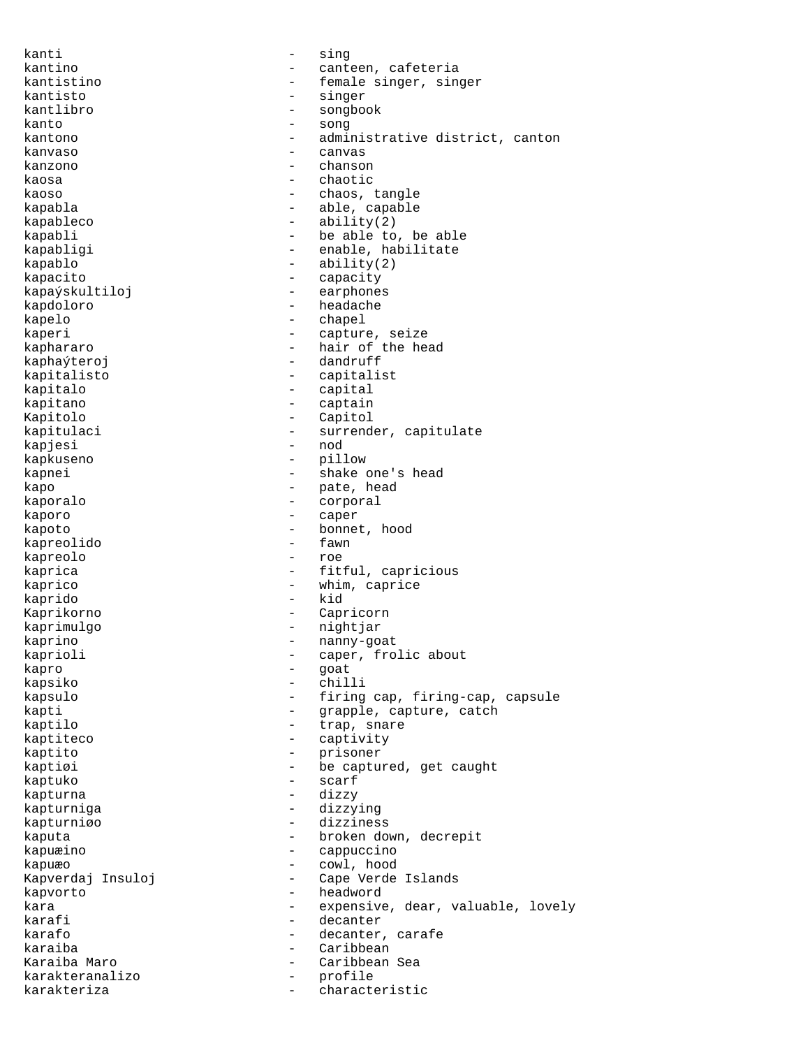kanti - sing
kantino - canteen, cafeteria
kantistino - female singer, singer
kantisto - singer
kantlibro - songbook
kanto - song
kantono - administrative district, canton
kanvaso - canvas
kanzono - chanson
kaosa - chaotic
kaoso - chaos, tangle
kapabla - able, capable
kapableco - ability(2)
kapabli - be able to, be able
kapabligi - enable, habilitate
kapablo - ability(2)
kapacito - capacity
kapaŭskultiloj - earphones
kapdoloro - headache
kapelo - chapel
kaperi - capture, seize
kaphararo - hair of the head
kaphaŭteroj - dandruff
kapitalisto - capitalist
kapitalo - capital
kapitano - captain
Kapitolo - Capitol
kapitulaci - surrender, capitulate
kapjesi - nod
kapkuseno - pillow
kapnei - shake one's head
kapo - pate, head
kaporalo - corporal
kaporo - caper
kapoto - bonnet, hood
kapreolido - fawn
kapreolo - roe
kaprica - fitful, capricious
kaprico - whim, caprice
kaprido - kid
Kaprikorno - Capricorn
kaprimulgo - nightjar
kaprino - nanny-goat
kaprioli - caper, frolic about
kapro - goat
kapsiko - chilli
kapsulo - firing cap, firing-cap, capsule
kapti - grapple, capture, catch
kaptilo - trap, snare
kaptiteco - captivity
kaptito - prisoner
kaptiøi - be captured, get caught
kaptuko - scarf
kapturna - dizzy
kapturniga - dizzying
kapturniøo - dizziness
kaputa - broken down, decrepit
kapuæino - cappuccino
kapuæo - cowl, hood
Kapverdaj Insuloj - Cape Verde Islands
kapvorto - headword
kara - expensive, dear, valuable, lovely
karafi - decanter
karafo - decanter, carafe
karaiba - Caribbean
Karaiba Maro - Caribbean Sea
karakteranalizo - profile
karakteriza - characteristic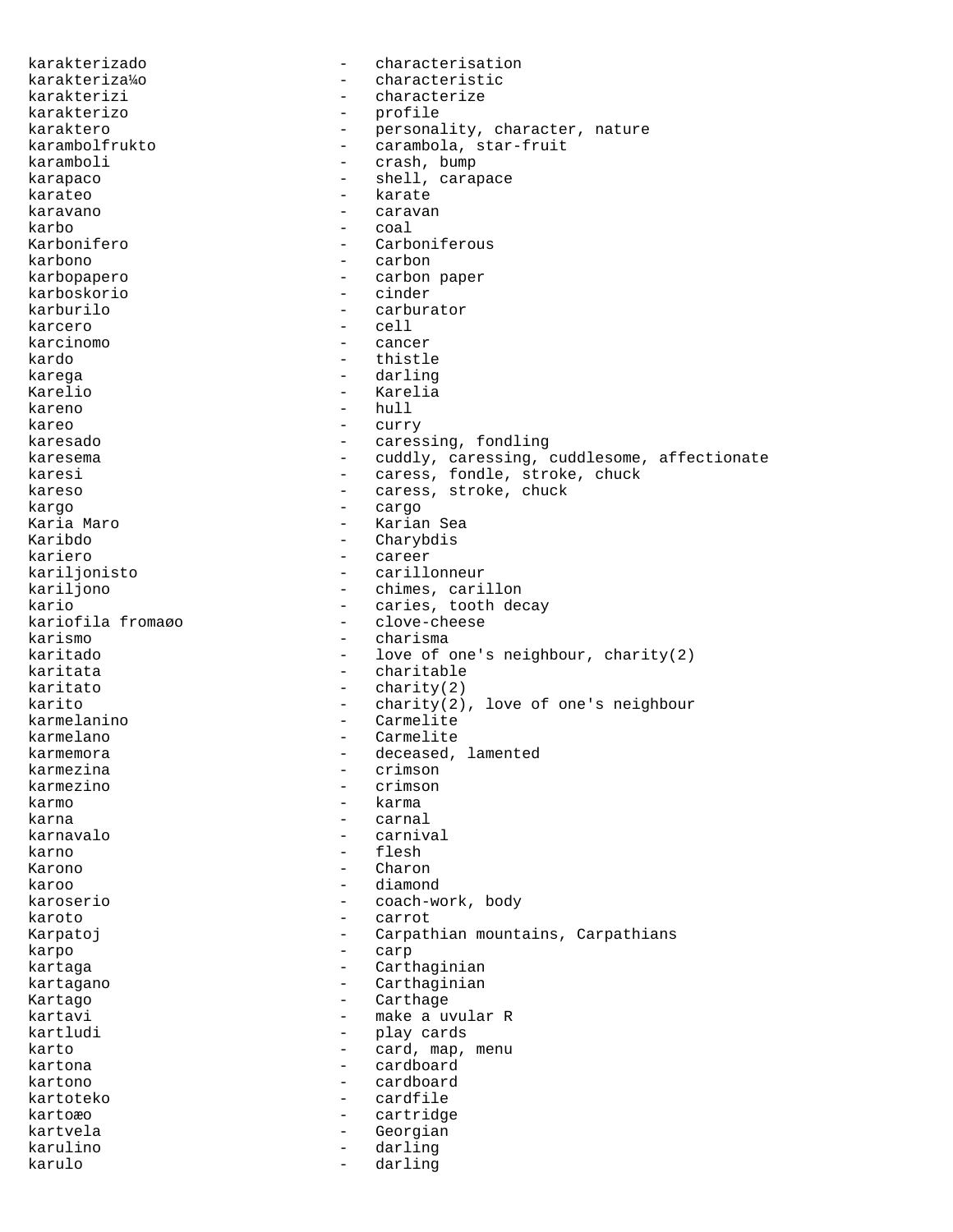karakterizado - characterisation
karakteriza¼o - characteristic
karakterizi - characterize
karakterizo - profile
karaktero - personality, character, nature
karambolfrukto - carambola, star-fruit
karamboli - crash, bump
karapaco - shell, carapace
karateo - karate
karavano - caravan
karbo - coal
Karbonifero - Carboniferous
karbono - carbon
karbopapero - carbon paper
karboskorio - cinder
karburilo - carburator
karcero - cell
karcinomo - cancer
kardo - thistle
karega - darling
Karelio - Karelia
kareno - hull
kareo - curry
karesado - caressing, fondling
karesema - cuddly, caressing, cuddlesome, affectionate
karesi - caress, fondle, stroke, chuck
kareso - caress, stroke, chuck
kargo - cargo
Karia Maro - Karian Sea
Karibdo - Charybdis
kariero - career
kariljonisto - carillonneur
kariljono - chimes, carillon
kario - caries, tooth decay
kariofila fromaøo - clove-cheese
karismo - charisma
karitado - love of one's neighbour, charity(2)
karitata - charitable
karitato - charity(2)
karito - charity(2), love of one's neighbour
karmelanino - Carmelite
karmelano - Carmelite
karmemora - deceased, lamented
karmezina - crimson
karmezino - crimson
karmo - karma
karna - carnal
karnavalo - carnival
karno - flesh
Karono - Charon
karoo - diamond
karoserio - coach-work, body
karoto - carrot
Karpatoj - Carpathian mountains, Carpathians
karpo - carp
kartaga - Carthaginian
kartagano - Carthaginian
Kartago - Carthage
kartavi - make a uvular R
kartludi - play cards
karto - card, map, menu
kartona - cardboard
kartono - cardboard
kartoteko - cardfile
kartoæo - cartridge
kartvela - Georgian
karulino - darling
karulo - darling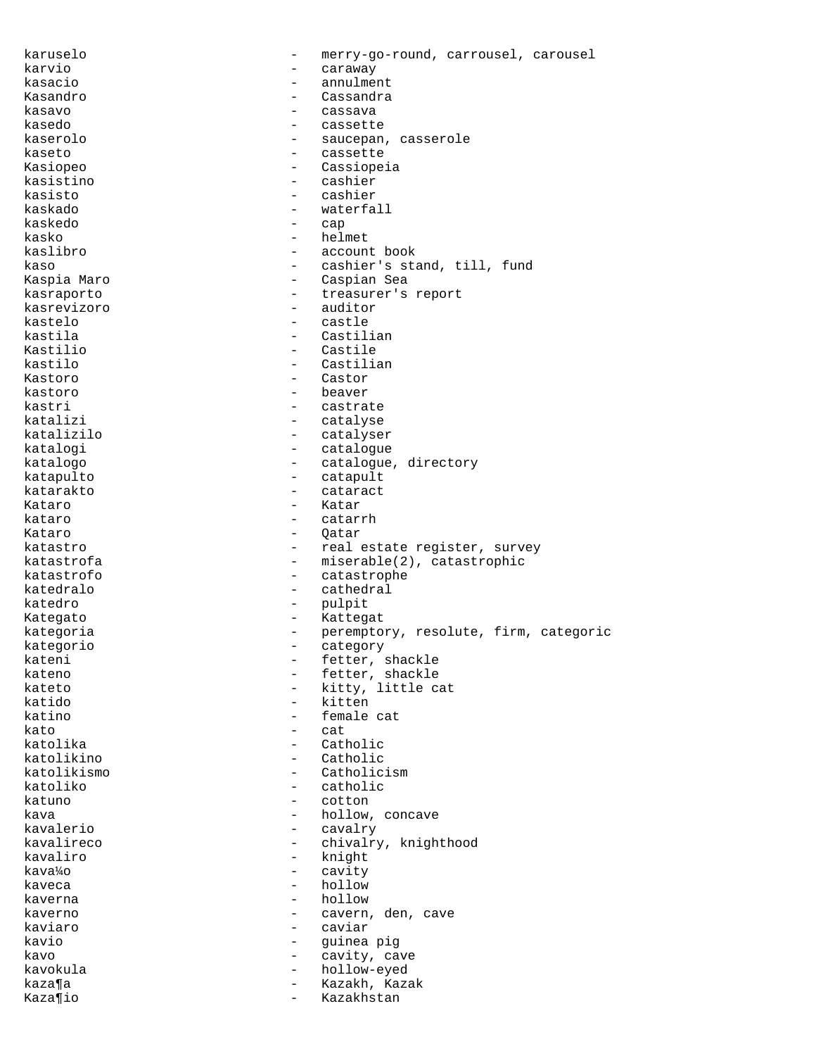karuselo - merry-go-round, carrousel, carousel
karvio - caraway
kasacio - annulment
Kasandro - Cassandra
kasavo - cassava
kasedo - cassette
kaserolo - saucepan, casserole
kaseto - cassette
Kasiopeo - Cassiopeia
kasistino - cashier
kasisto - cashier
kaskado - waterfall
kaskedo - cap
kasko - helmet
kaslibro - account book
kaso - cashier's stand, till, fund
Kaspia Maro - Caspian Sea
kasraporto - treasurer's report
kasrevizoro - auditor
kastelo - castle
kastila - Castilian
Kastilio - Castile
kastilo - Castilian
Kastoro - Castor
kastoro - beaver
kastri - castrate
katalizi - catalyse
katalizilo - catalyser
katalogi - catalogue
katalogo - catalogue, directory
katapulto - catapult
katarakto - cataract
Kataro - Katar
kataro - catarrh
Kataro - Qatar
katastro - real estate register, survey
katastrofa - miserable(2), catastrophic
katastrofo - catastrophe
katedralo - cathedral
katedro - pulpit
Kategato - Kattegat
kategoria - peremptory, resolute, firm, categoric
kategorio - category
kateni - fetter, shackle
kateno - fetter, shackle
kateto - kitty, little cat
katido - kitten
katino - female cat
kato - cat
katolika - Catholic
katolikino - Catholic
katolikismo - Catholicism
katoliko - catholic
katuno - cotton
kava - hollow, concave
kavalerio - cavalry
kavalireco - chivalry, knighthood
kavaliro - knight
kava¼o - cavity
kaveca - hollow
kaverna - hollow
kaverno - cavern, den, cave
kaviaro - caviar
kavio - guinea pig
kavo - cavity, cave
kavokula - hollow-eyed
kaza¶a - Kazakh, Kazak
Kaza¶io - Kazakhstan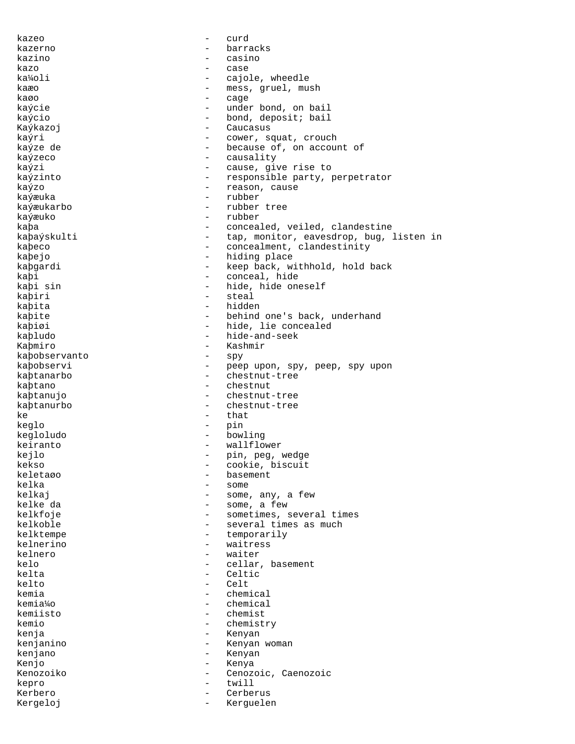kazeo - curd
kazerno - barracks
kazino - casino
kazo - case
ka¼oli - cajole, wheedle
kaæo - mess, gruel, mush
kaøo - cage
kaýcie - under bond, on bail
kaýcio - bond, deposit; bail
Kaýkazoj - Caucasus
kaýri - cower, squat, crouch
kaýze de - because of, on account of
kaýzeco - causality
kaýzi - cause, give rise to
kaýzinto - responsible party, perpetrator
kaýzo - reason, cause
kaýæuka - rubber
kaýæukarbo - rubber tree
kaýæuko - rubber
kaþa - concealed, veiled, clandestine
kaþaýskulti - tap, monitor, eavesdrop, bug, listen in
kaþeco - concealment, clandestinity
kaþejo - hiding place
kaþgardi - keep back, withhold, hold back
kaþi - conceal, hide
kaþi sin - hide, hide oneself
kaþiri - steal
kaþita - hidden
kaþite - behind one's back, underhand
kaþiøi - hide, lie concealed
kaþludo - hide-and-seek
Kaþmiro - Kashmir
kaþobservanto - spy
kaþobservi - peep upon, spy, peep, spy upon
kaþtanarbo - chestnut-tree
kaþtano - chestnut
kaþtanujo - chestnut-tree
kaþtanurbo - chestnut-tree
ke - that
keglo - pin
kegloludo - bowling
keiranto - wallflower
kejlo - pin, peg, wedge
kekso - cookie, biscuit
keletaøo - basement
kelka - some
kelkaj - some, any, a few
kelke da - some, a few
kelkfoje - sometimes, several times
kelkoble - several times as much
kelktempe - temporarily
kelnerino - waitress
kelnero - waiter
kelo - cellar, basement
kelta - Celtic
kelto - Celt
kemia - chemical
kemia¼o - chemical
kemiisto - chemist
kemio - chemistry
kenja - Kenyan
kenjanino - Kenyan woman
kenjano - Kenyan
Kenjo - Kenya
Kenozoiko - Cenozoic, Caenozoic
kepro - twill
Kerbero - Cerberus
Kergeloj - Kerguelen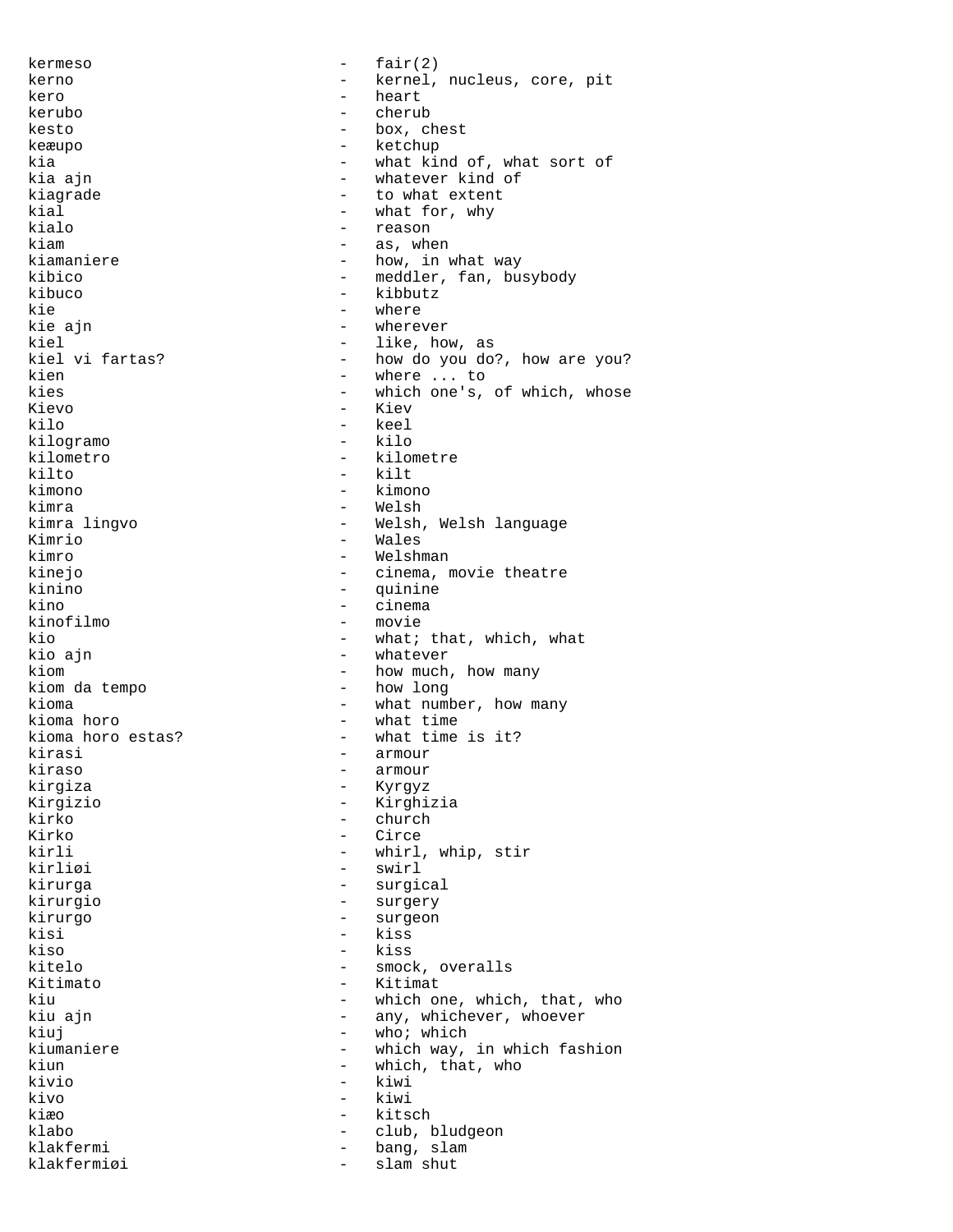kermeso - fair(2)
kerno - kernel, nucleus, core, pit
kero - heart
kerubo - cherub
kesto - box, chest
keæupo - ketchup
kia - what kind of, what sort of
kia ajn - whatever kind of
kiagrade - to what extent
kial - what for, why
kialo - reason
kiam - as, when
kiamaniere - how, in what way
kibico - meddler, fan, busybody
kibuco - kibbutz
kie - where
kie ajn - wherever
kiel - like, how, as
kiel vi fartas? - how do you do?, how are you?
kien - where ... to
kies - which one's, of which, whose
Kievo - Kiev
kilo - keel
kilogramo - kilo
kilometro - kilometre
kilto - kilt
kimono - kimono
kimra - Welsh
kimra lingvo - Welsh, Welsh language
Kimrio - Wales
kimro - Welshman
kinejo - cinema, movie theatre
kinino - quinine
kino - cinema
kinofilmo - movie
kio - what; that, which, what
kio ajn - whatever
kiom - how much, how many
kiom da tempo - how long
kioma - what number, how many
kioma horo - what time
kioma horo estas? - what time is it?
kirasi - armour
kiraso - armour
kirgiza - Kyrgyz
Kirgizio - Kirghizia
kirko - church
Kirko - Circe
kirli - whirl, whip, stir
kirliøi - swirl
kirurga - surgical
kirurgio - surgery
kirurgo - surgeon
kisi - kiss
kiso - kiss
kitelo - smock, overalls
Kitimato - Kitimat
kiu - which one, which, that, who
kiu ajn - any, whichever, whoever
kiuj - who; which
kiumaniere - which way, in which fashion
kiun - which, that, who
kivio - kiwi
kivo - kiwi
kiæo - kitsch
klabo - club, bludgeon
klakfermi - bang, slam
klakfermiøi - slam shut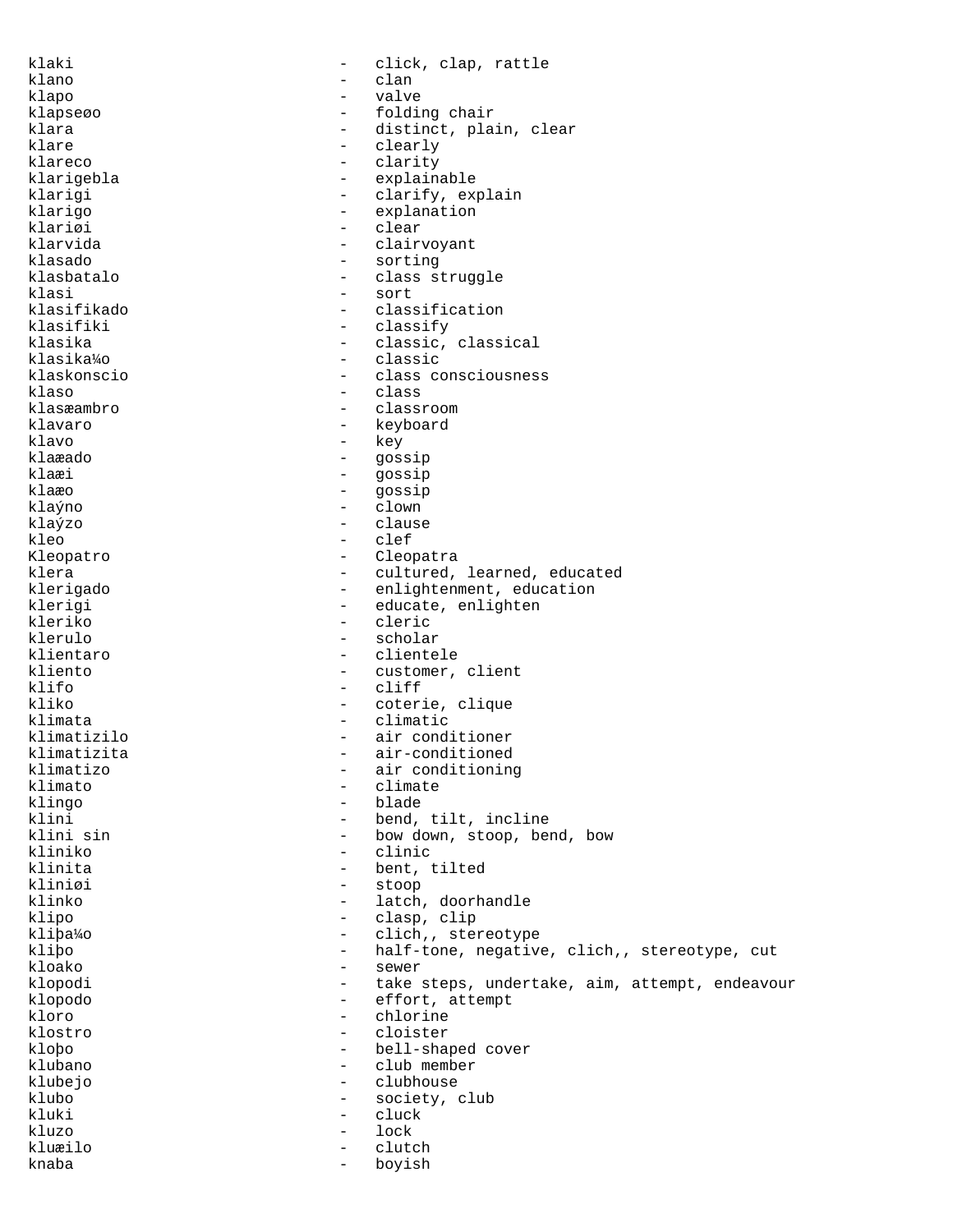klaki - click, clap, rattle
klano - clan
klapo - valve
klapseøo - folding chair
klara - distinct, plain, clear
klare - clearly
klareco - clarity
klarigebla - explainable
klarigi - clarify, explain
klarigo - explanation
klariøi - clear
klarvida - clairvoyant
klasado - sorting
klasbatalo - class struggle
klasi - sort
klasifikado - classification
klasifiki - classify
klasika - classic, classical
klasika¼o - classic
klaskonscio - class consciousness
klaso - class
klasæambro - classroom
klavaro - keyboard
klavo - key
klaæado - gossip
klaæi - gossip
klaæo - gossip
klaýno - clown
klaýzo - clause
kleo - clef
Kleopatro - Cleopatra
klera - cultured, learned, educated
klerigado - enlightenment, education
klerigi - educate, enlighten
kleriko - cleric
klerulo - scholar
klientaro - clientele
kliento - customer, client
klifo - cliff
kliko - coterie, clique
klimata - climatic
klimatizilo - air conditioner
klimatizita - air-conditioned
klimatizo - air conditioning
klimato - climate
klingo - blade
klini - bend, tilt, incline
klini sin - bow down, stoop, bend, bow
kliniko - clinic
klinita - bent, tilted
kliniøi - stoop
klinko - latch, doorhandle
klipo - clasp, clip
kliþa¼o - clich,, stereotype
kliþo - half-tone, negative, clich,, stereotype, cut
kloako - sewer
klopodi - take steps, undertake, aim, attempt, endeavour
klopodo - effort, attempt
kloro - chlorine
klostro - cloister
kloþo - bell-shaped cover
klubano - club member
klubejo - clubhouse
klubo - society, club
kluki - cluck
kluzo - lock
kluæilo - clutch
knaba - boyish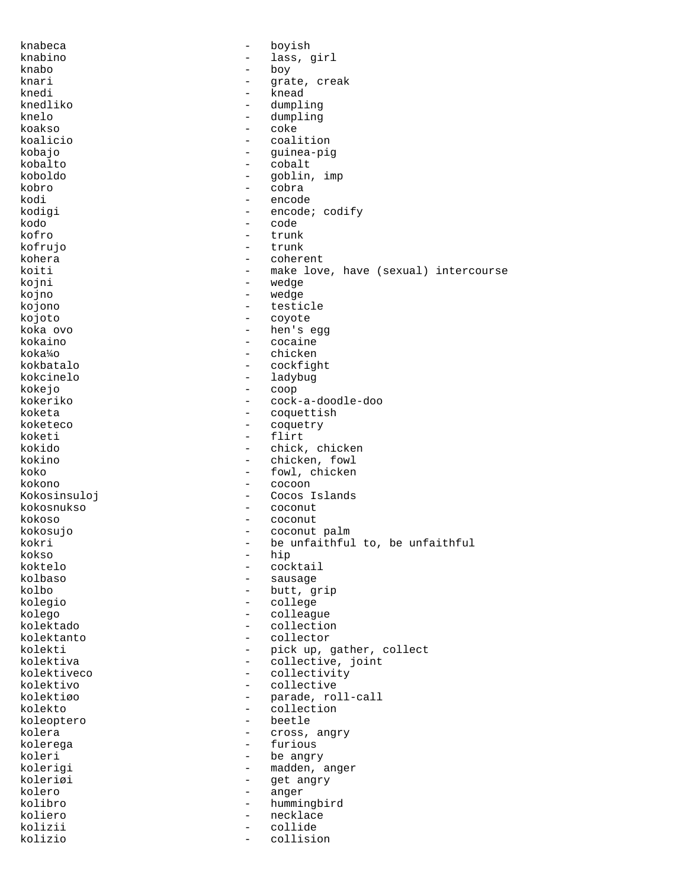knabeca - boyish
knabino - lass, girl
knabo - boy
knari - grate, creak
knedi - knead
knedliko - dumpling
knelo - dumpling
koakso - coke
koalicio - coalition
kobajo - guinea-pig
kobalto - cobalt
koboldo - goblin, imp
kobro - cobra
kodi - encode
kodigi - encode; codify
kodo - code
kofro - trunk
kofrujo - trunk
kohera - coherent
koiti - make love, have (sexual) intercourse
kojni - wedge
kojno - wedge
kojono - testicle
kojoto - coyote
koka ovo - hen's egg
kokaino - cocaine
koka¼o - chicken
kokbatalo - cockfight
kokcinelo - ladybug
kokejo - coop
kokeriko - cock-a-doodle-doo
koketa - coquettish
koketeco - coquetry
koketi - flirt
kokido - chick, chicken
kokino - chicken, fowl
koko - fowl, chicken
kokono - cocoon
Kokosinsuloj - Cocos Islands
kokosnukso - coconut
kokoso - coconut
kokosujo - coconut palm
kokri - be unfaithful to, be unfaithful
kokso - hip
koktelo - cocktail
kolbaso - sausage
kolbo - butt, grip
kolegio - college
kolego - colleague
kolektado - collection
kolektanto - collector
kolekti - pick up, gather, collect
kolektiva - collective, joint
kolektiveco - collectivity
kolektivo - collective
kolektiøo - parade, roll-call
kolekto - collection
koleoptero - beetle
kolera - cross, angry
kolerega - furious
koleri - be angry
kolerigi - madden, anger
koleriøi - get angry
kolero - anger
kolibro - hummingbird
koliero - necklace
kolizii - collide
kolizio - collision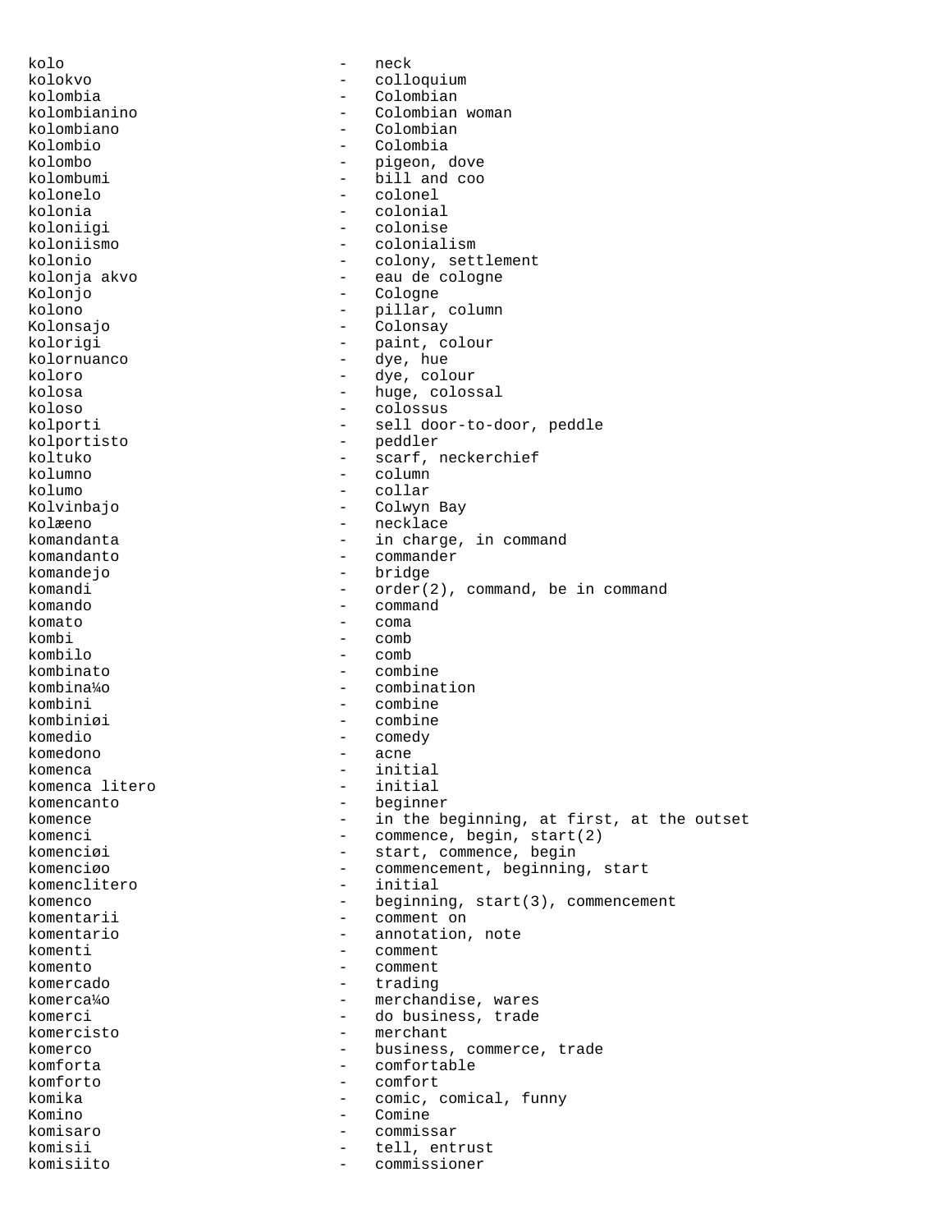kolo - neck
kolokvo - colloquium
kolombia - Colombian
kolombianino - Colombian woman
kolombiano - Colombian
Kolombio - Colombia
kolombo - pigeon, dove
kolombumi - bill and coo
kolonelo - colonel
kolonia - colonial
koloniigi - colonise
koloniismo - colonialism
kolonio - colony, settlement
kolonja akvo - eau de cologne
Kolonjo - Cologne
kolono - pillar, column
Kolonsajo - Colonsay
kolorigi - paint, colour
kolornuanco - dye, hue
koloro - dye, colour
kolosa - huge, colossal
koloso - colossus
kolporti - sell door-to-door, peddle
kolportisto - peddler
koltuko - scarf, neckerchief
kolumno - column
kolumo - collar
Kolvinbajo - Colwyn Bay
kolæeno - necklace
komandanta - in charge, in command
komandanto - commander
komandejo - bridge
komandi - order(2), command, be in command
komando - command
komato - coma
kombi - comb
kombilo - comb
kombinato - combine
kombina¼o - combination
kombini - combine
kombiniøi - combine
komedio - comedy
komedono - acne
komenca - initial
komenca litero - initial
komencanto - beginner
komence - in the beginning, at first, at the outset
komenci - commence, begin, start(2)
komenciøi - start, commence, begin
komenciøo - commencement, beginning, start
komenclitero - initial
komenco - beginning, start(3), commencement
komentarii - comment on
komentario - annotation, note
komenti - comment
komento - comment
komercado - trading
komerca¼o - merchandise, wares
komerci - do business, trade
komercisto - merchant
komerco - business, commerce, trade
komforta - comfortable
komforto - comfort
komika - comic, comical, funny
Komino - Comine
komisaro - commissar
komisii - tell, entrust
komisiito - commissioner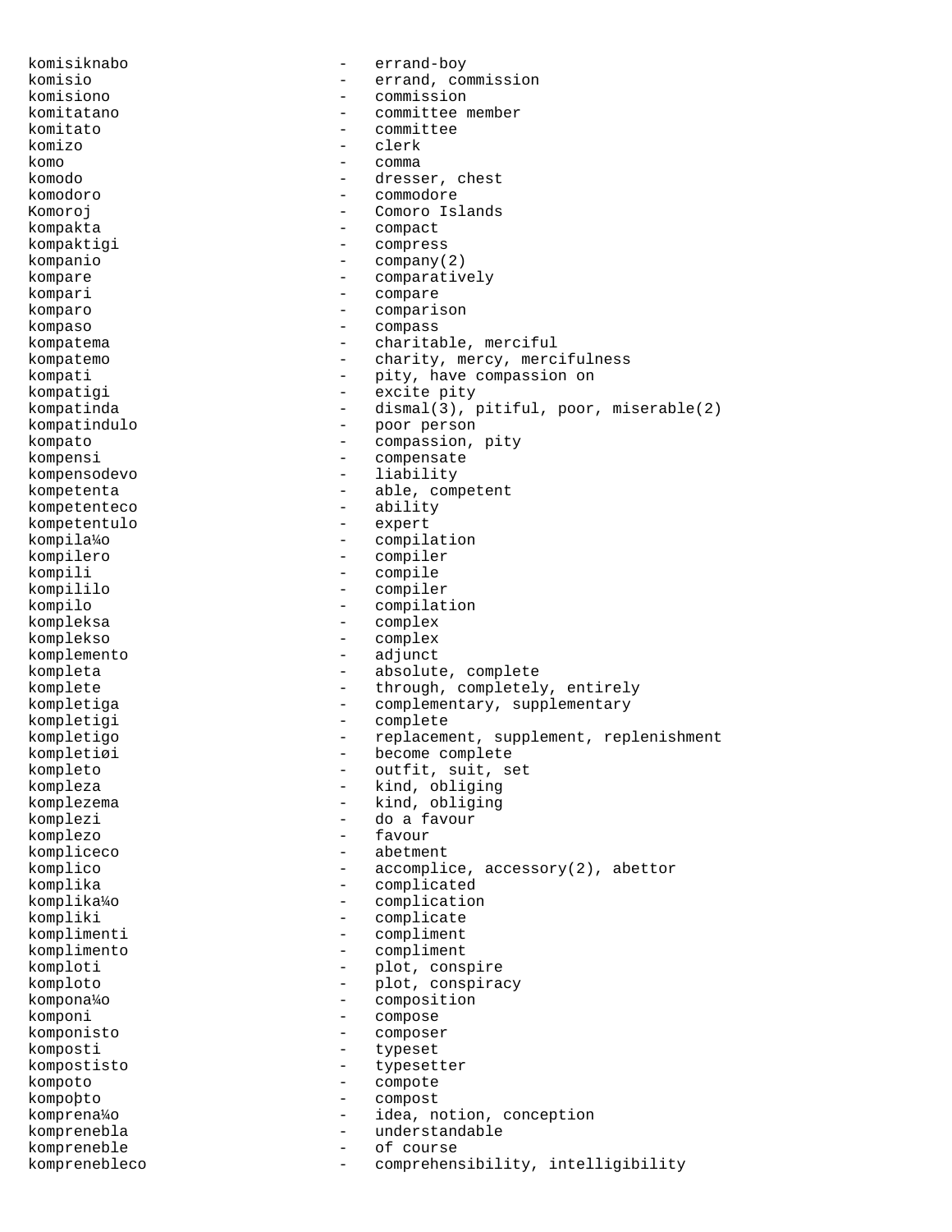komisiknabo - errand-boy
komisio - errand, commission
komisiono - commission
komitatano - committee member
komitato - committee
komizo - clerk
komo - comma
komodo - dresser, chest
komodoro - commodore
Komoroj - Comoro Islands
kompakta - compact
kompaktigi - compress
kompanio - company(2)
kompare - comparatively
kompari - compare
komparo - comparison
kompaso - compass
kompatema - charitable, merciful
kompatemo - charity, mercy, mercifulness
kompati - pity, have compassion on
kompatigi - excite pity
kompatinda - dismal(3), pitiful, poor, miserable(2)
kompatindulo - poor person
kompato - compassion, pity
kompensi - compensate
kompensodevo - liability
kompetenta - able, competent
kompetenteco - ability
kompetentulo - expert
kompila¼o - compilation
kompilero - compiler
kompili - compile
kompililo - compiler
kompilo - compilation
kompleksa - complex
komplekso - complex
komplemento - adjunct
kompleta - absolute, complete
komplete - through, completely, entirely
kompletiga - complementary, supplementary
kompletigi - complete
kompletigo - replacement, supplement, replenishment
kompletiøi - become complete
kompleto - outfit, suit, set
kompleza - kind, obliging
komplezema - kind, obliging
komplezi - do a favour
komplezo - favour
kompliceco - abetment
komplico - accomplice, accessory(2), abettor
komplika - complicated
komplika¼o - complication
kompliki - complicate
komplimenti - compliment
komplimento - compliment
komploti - plot, conspire
komploto - plot, conspiracy
kompona¼o - composition
komponi - compose
komponisto - composer
komposti - typeset
kompostisto - typesetter
kompoto - compote
kompoþto - compost
komprena¼o - idea, notion, conception
komprenebla - understandable
kompreneble - of course
komprenebleco - comprehensibility, intelligibility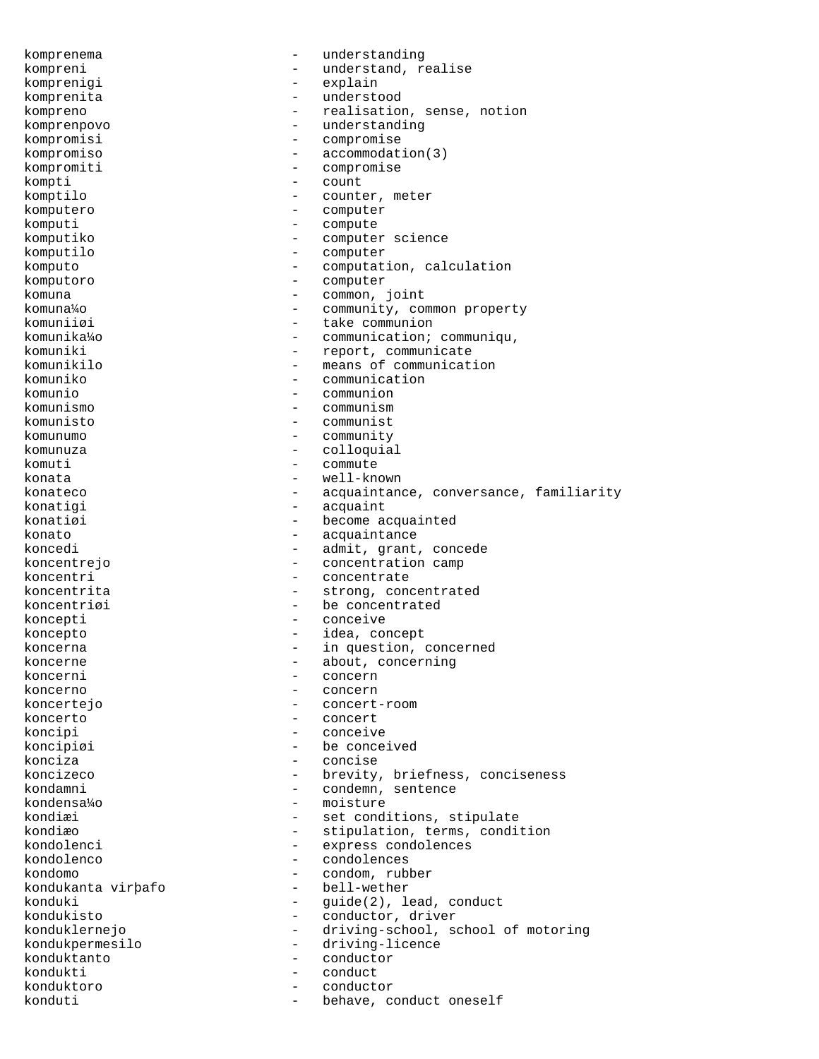komprenema - understanding
kompreni - understand, realise
komprenigi - explain
komprenita - understood
kompreno - realisation, sense, notion
komprenpovo - understanding
kompromisi - compromise
kompromiso - accommodation(3)
kompromiti - compromise
kompti - count
komptilo - counter, meter
komputero - computer
komputi - compute
komputiko - computer science
komputilo - computer
komputo - computation, calculation
komputoro - computer
komuna - common, joint
komuna¼o - community, common property
komuniiøi - take communion
komunika¼o - communication; communiqu,
komuniki - report, communicate
komunikilo - means of communication
komuniko - communication
komunio - communion
komunismo - communism
komunisto - communist
komunumo - community
komunuza - colloquial
komuti - commute
konata - well-known
konateco - acquaintance, conversance, familiarity
konatigi - acquaint
konatiøi - become acquainted
konato - acquaintance
koncedi - admit, grant, concede
koncentrejo - concentration camp
koncentri - concentrate
koncentrita - strong, concentrated
koncentriøi - be concentrated
koncepti - conceive
koncepto - idea, concept
koncerna - in question, concerned
koncerne - about, concerning
koncerni - concern
koncerno - concern
koncertejo - concert-room
koncerto - concert
koncipi - conceive
koncipiøi - be conceived
konciza - concise
koncizeco - brevity, briefness, conciseness
kondamni - condemn, sentence
kondensa¼o - moisture
kondiæi - set conditions, stipulate
kondiæo - stipulation, terms, condition
kondolenci - express condolences
kondolenco - condolences
kondomo - condom, rubber
kondukanta virþafo - bell-wether
konduki - guide(2), lead, conduct
kondukisto - conductor, driver
konduklernejo - driving-school, school of motoring
kondukpermesilo - driving-licence
konduktanto - conductor
kondukti - conduct
konduktoro - conductor
konduti - behave, conduct oneself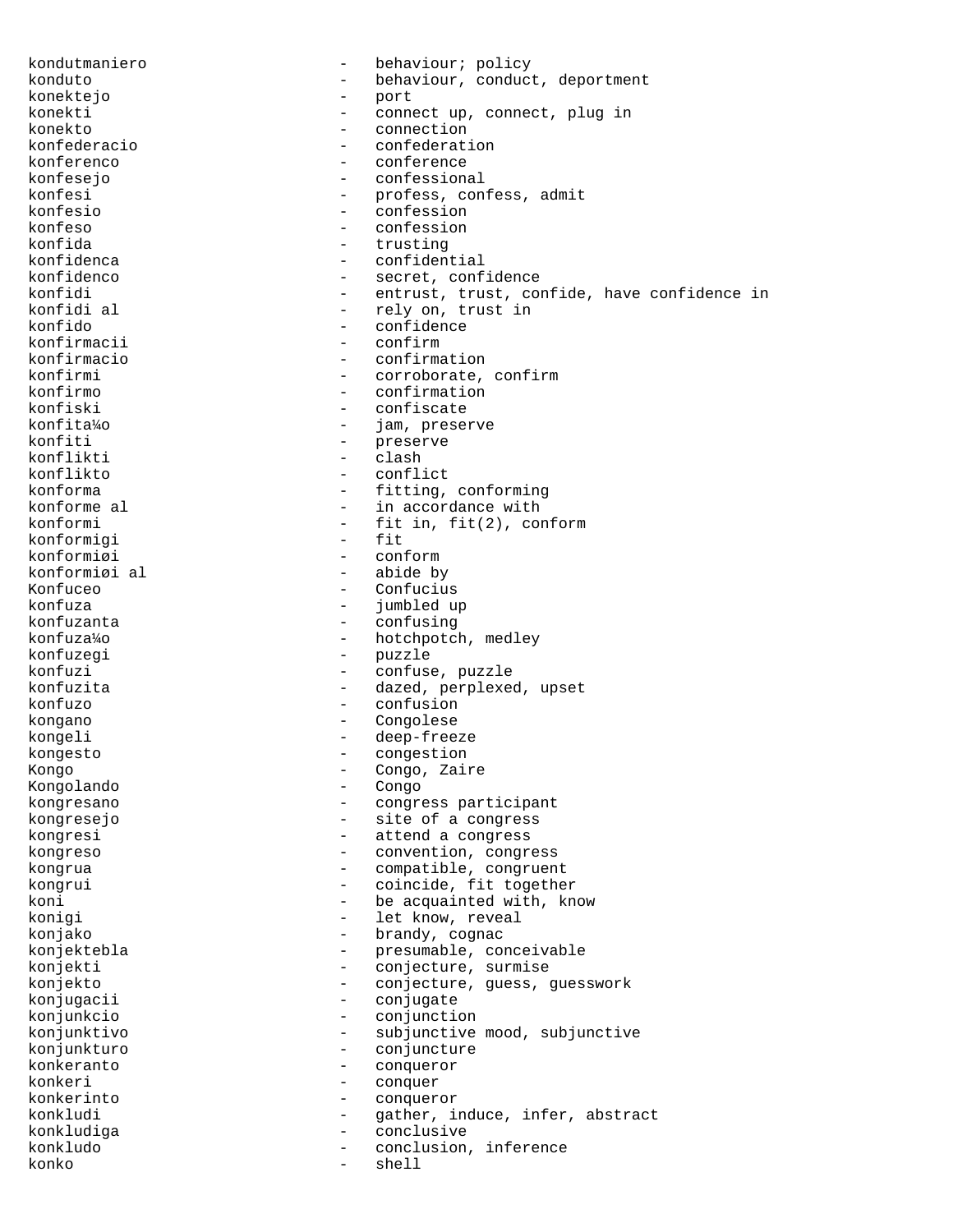kondutmaniero - behaviour; policy
konduto - behaviour, conduct, deportment
konektejo - port
konekti - connect up, connect, plug in
konekto - connection
konfederacio - confederation
konferenco - conference
konfesejo - confessional
konfesi - profess, confess, admit
konfesio - confession
konfeso - confession
konfida - trusting
konfidenca - confidential
konfidenco - secret, confidence
konfidi - entrust, trust, confide, have confidence in
konfidi al - rely on, trust in
konfido - confidence
konfirmacii - confirm
konfirmacio - confirmation
konfirmi - corroborate, confirm
konfirmo - confirmation
konfiski - confiscate
konfita¼o - jam, preserve
konfiti - preserve
konflikti - clash
konflikto - conflict
konforma - fitting, conforming
konforme al - in accordance with
konformi - fit in, fit(2), conform
konformigi - fit
konformiøi - conform
konformiøi al - abide by
Konfuceo - Confucius
konfuza - jumbled up
konfuzanta - confusing
konfuza¼o - hotchpotch, medley
konfuzegi - puzzle
konfuzi - confuse, puzzle
konfuzita - dazed, perplexed, upset
konfuzo - confusion
kongano - Congolese
kongeli - deep-freeze
kongesto - congestion
Kongo - Congo, Zaire
Kongolando - Congo
kongresano - congress participant
kongresejo - site of a congress
kongresi - attend a congress
kongreso - convention, congress
kongrua - compatible, congruent
kongrui - coincide, fit together
koni - be acquainted with, know
konigi - let know, reveal
konjako - brandy, cognac
konjektebla - presumable, conceivable
konjekti - conjecture, surmise
konjekto - conjecture, guess, guesswork
konjugacii - conjugate
konjunkcio - conjunction
konjunktivo - subjunctive mood, subjunctive
konjunkturo - conjuncture
konkeranto - conqueror
konkeri - conquer
konkerinto - conqueror
konkludi - gather, induce, infer, abstract
konkludiga - conclusive
konkludo - conclusion, inference
konko - shell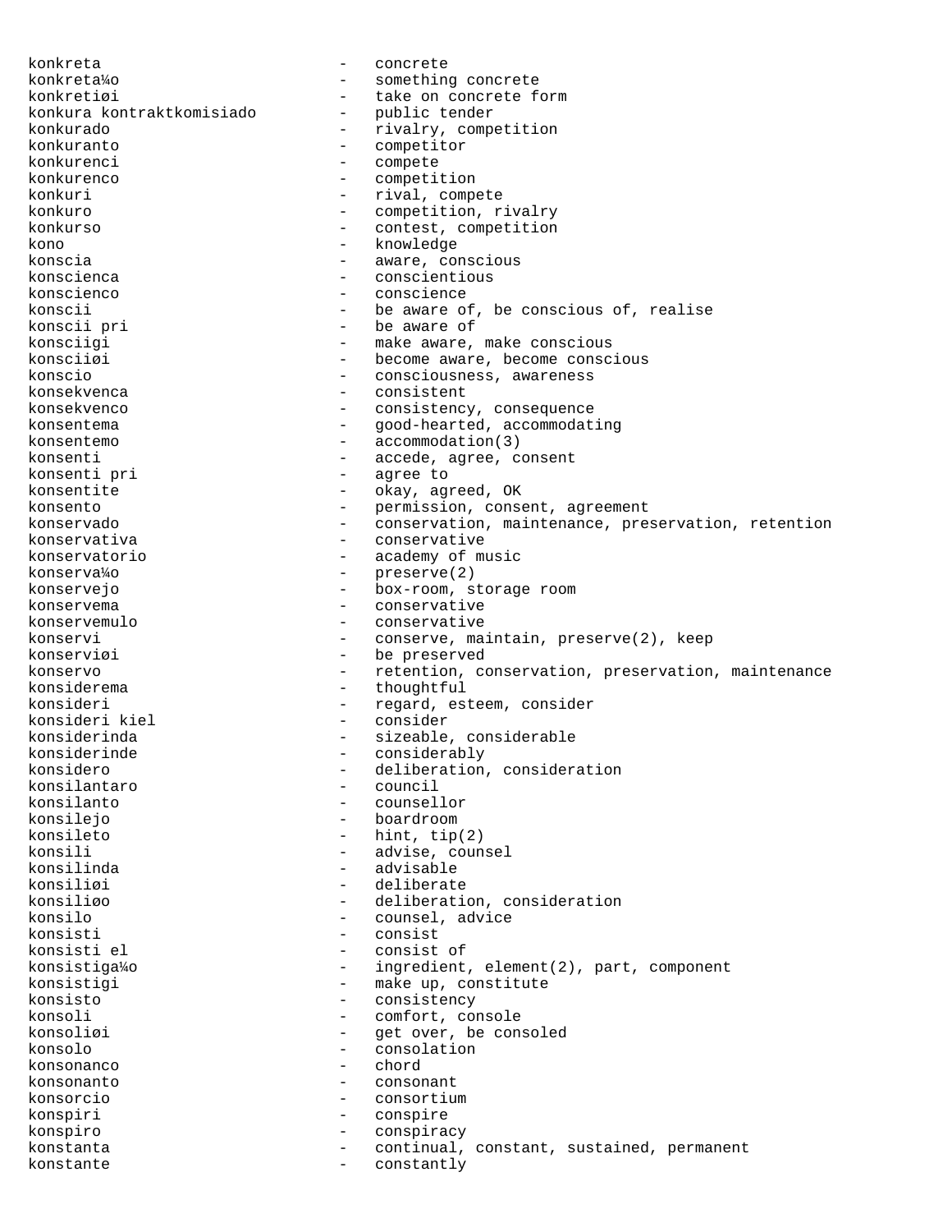konkreta - concrete
konkreta¼o - something concrete
konkretiøi - take on concrete form
konkura kontraktkomisiado - public tender
konkurado - rivalry, competition
konkuranto - competitor
konkurenci - compete
konkurenco - competition
konkuri - rival, compete
konkuro - competition, rivalry
konkurso - contest, competition
kono - knowledge
konscia - aware, conscious
konscienca - conscientious
konscienco - conscience
konscii - be aware of, be conscious of, realise
konscii pri - be aware of
konsciigi - make aware, make conscious
konsciiøi - become aware, become conscious
konscio - consciousness, awareness
konsekvenca - consistent
konsekvenco - consistency, consequence
konsentema - good-hearted, accommodating
konsentemo - accommodation(3)
konsenti - accede, agree, consent
konsenti pri - agree to
konsentite - okay, agreed, OK
konsento - permission, consent, agreement
konservado - conservation, maintenance, preservation, retention
konservativa - conservative
konservatorio - academy of music
konserva¼o - preserve(2)
konservejo - box-room, storage room
konservema - conservative
konservemulo - conservative
konservi - conserve, maintain, preserve(2), keep
konserviøi - be preserved
konservo - retention, conservation, preservation, maintenance
konsiderema - thoughtful
konsideri - regard, esteem, consider
konsideri kiel - consider
konsiderinda - sizeable, considerable
konsiderinde - considerably
konsidero - deliberation, consideration
konsilantaro - council
konsilanto - counsellor
konsilejo - boardroom
konsileto - hint, tip(2)
konsili - advise, counsel
konsilinda - advisable
konsiliøi - deliberate
konsiliøo - deliberation, consideration
konsilo - counsel, advice
konsisti - consist
konsisti el - consist of
konsistiga¼o - ingredient, element(2), part, component
konsistigi - make up, constitute
konsisto - consistency
konsoli - comfort, console
konsoliøi - get over, be consoled
konsolo - consolation
konsonanco - chord
konsonanto - consonant
konsorcio - consortium
konspiri - conspire
konspiro - conspiracy
konstanta - continual, constant, sustained, permanent
konstante - constantly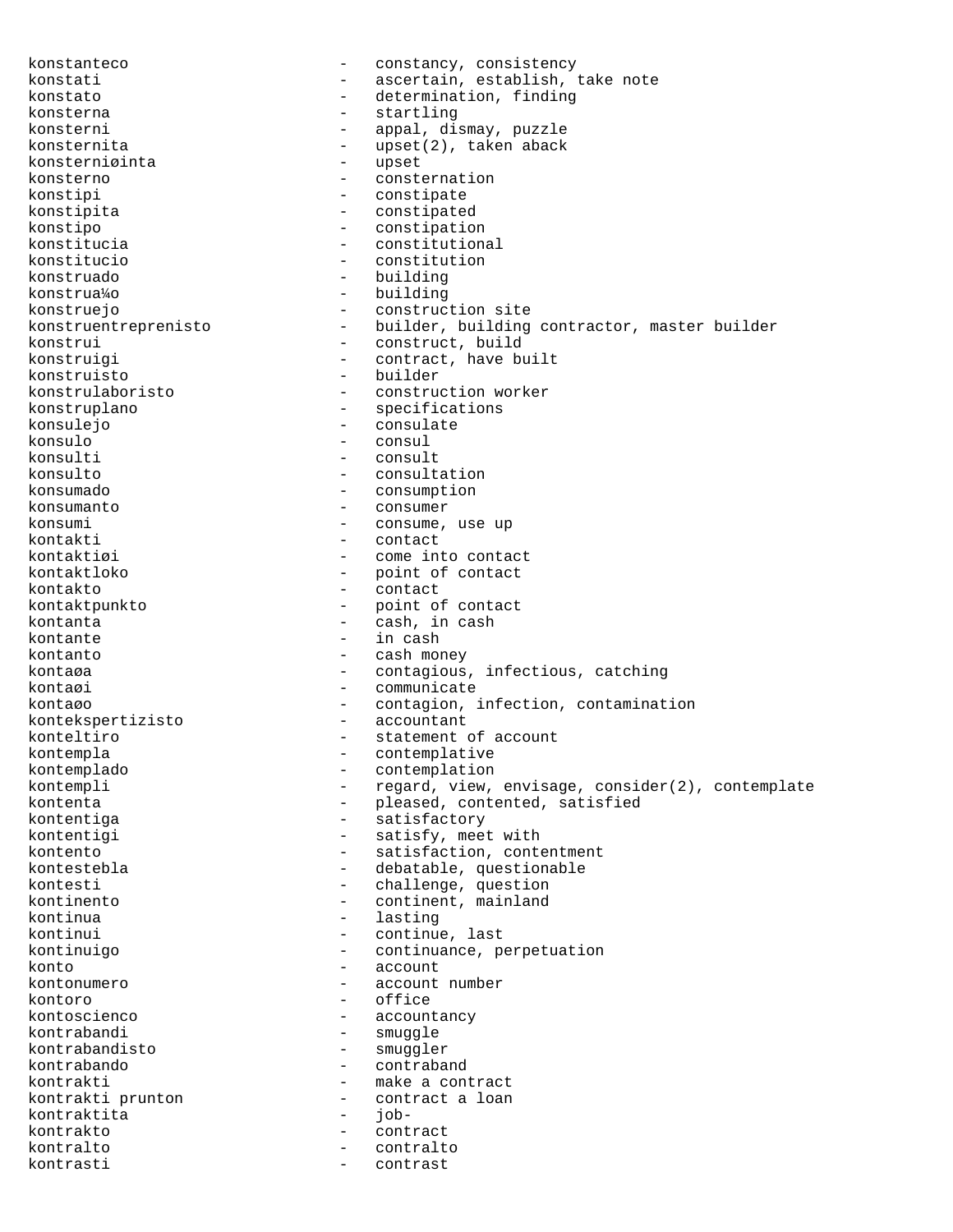```
konstanteco                 -   constancy, consistency
konstati                    -   ascertain, establish, take note
konstato                    -   determination, finding
konsterna                   -   startling
konsterni                   -   appal, dismay, puzzle
konsternita                 -   upset(2), taken aback
konsterniøinta              -   upset
konsterno                   -   consternation
konstipi                    -   constipate
konstipita                  -   constipated
konstipo                    -   constipation
konstitucia                 -   constitutional
konstitucio                 -   constitution
konstruado                  -   building
konstrua¼o                  -   building
konstruejo                  -   construction site
konstruentreprenisto        -   builder, building contractor, master builder
konstrui                    -   construct, build
konstruigi                  -   contract, have built
konstruisto                 -   builder
konstrulaboristo            -   construction worker
konstruplano                -   specifications
konsulejo                   -   consulate
konsulo                     -   consul
konsulti                    -   consult
konsulto                    -   consultation
konsumado                   -   consumption
konsumanto                  -   consumer
konsumi                     -   consume, use up
kontakti                    -   contact
kontaktiøi                  -   come into contact
kontaktloko                 -   point of contact
kontakto                    -   contact
kontaktpunkto               -   point of contact
kontanta                    -   cash, in cash
kontante                    -   in cash
kontanto                    -   cash money
kontaøa                     -   contagious, infectious, catching
kontaøi                     -   communicate
kontaøo                     -   contagion, infection, contamination
kontekspertizisto           -   accountant
konteltiro                  -   statement of account
kontempla                   -   contemplative
kontemplado                 -   contemplation
kontempli                   -   regard, view, envisage, consider(2), contemplate
kontenta                    -   pleased, contented, satisfied
kontentiga                  -   satisfactory
kontentigi                  -   satisfy, meet with
kontento                    -   satisfaction, contentment
kontestebla                 -   debatable, questionable
kontesti                    -   challenge, question
kontinento                  -   continent, mainland
kontinua                    -   lasting
kontinui                    -   continue, last
kontinuigo                  -   continuance, perpetuation
konto                       -   account
kontonumero                 -   account number
kontoro                     -   office
kontoscienco                -   accountancy
kontrabandi                 -   smuggle
kontrabandisto              -   smuggler
kontrabando                 -   contraband
kontrakti                   -   make a contract
kontrakti prunton           -   contract a loan
kontraktita                 -   job-
kontrakto                   -   contract
kontralto                   -   contralto
kontrasti                   -   contrast
```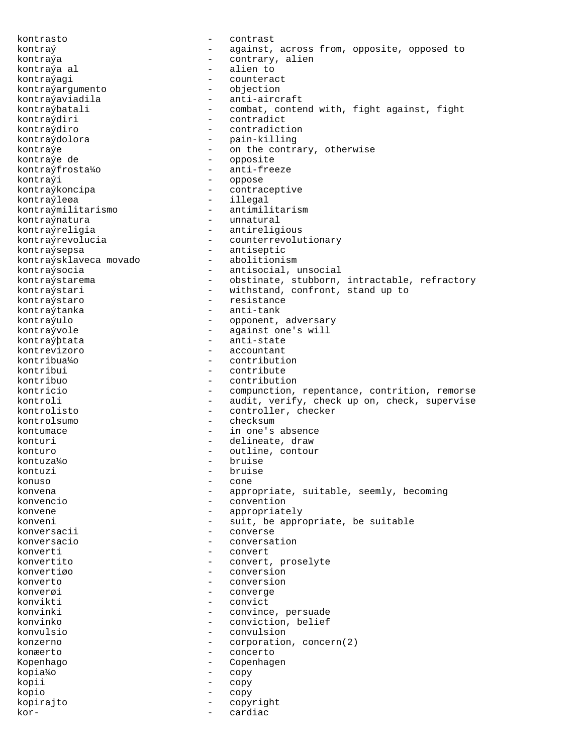kontrasto - contrast
kontraŭ - against, across from, opposite, opposed to
kontraŭa - contrary, alien
kontraŭa al - alien to
kontraŭagi - counteract
kontraŭargumento - objection
kontraŭaviadila - anti-aircraft
kontraŭbatali - combat, contend with, fight against, fight
kontraŭdiri - contradict
kontraŭdiro - contradiction
kontraŭdolora - pain-killing
kontraŭe - on the contrary, otherwise
kontraŭe de - opposite
kontraŭfrostaĵo - anti-freeze
kontraŭi - oppose
kontraŭkoncipa - contraceptive
kontraŭleĝa - illegal
kontraŭmilitarismo - antimilitarism
kontraŭnatura - unnatural
kontraŭreligia - antireligious
kontraŭrevolucia - counterrevolutionary
kontraŭsepsa - antiseptic
kontraŭsklaveca movado - abolitionism
kontraŭsocia - antisocial, unsocial
kontraŭstarema - obstinate, stubborn, intractable, refractory
kontraŭstari - withstand, confront, stand up to
kontraŭstaro - resistance
kontraŭtanka - anti-tank
kontraŭulo - opponent, adversary
kontraŭvole - against one's will
kontraŭŝtata - anti-state
kontrevizoro - accountant
kontribuaĵo - contribution
kontribui - contribute
kontribuo - contribution
kontricio - compunction, repentance, contrition, remorse
kontroli - audit, verify, check up on, check, supervise
kontrolisto - controller, checker
kontrolsumo - checksum
kontumace - in one's absence
konturi - delineate, draw
konturo - outline, contour
kontuzaĵo - bruise
kontuzi - bruise
konuso - cone
konvena - appropriate, suitable, seemly, becoming
konvencio - convention
konvene - appropriately
konveni - suit, be appropriate, be suitable
konversacii - converse
konversacio - conversation
konverti - convert
konvertito - convert, proselyte
konvertiĝo - conversion
konverto - conversion
konverĝi - converge
konvikti - convict
konvinki - convince, persuade
konvinko - conviction, belief
konvulsio - convulsion
konzerno - corporation, concern(2)
konĉerto - concerto
Kopenhago - Copenhagen
kopiaĵo - copy
kopii - copy
kopio - copy
kopirajto - copyright
kor- - cardiac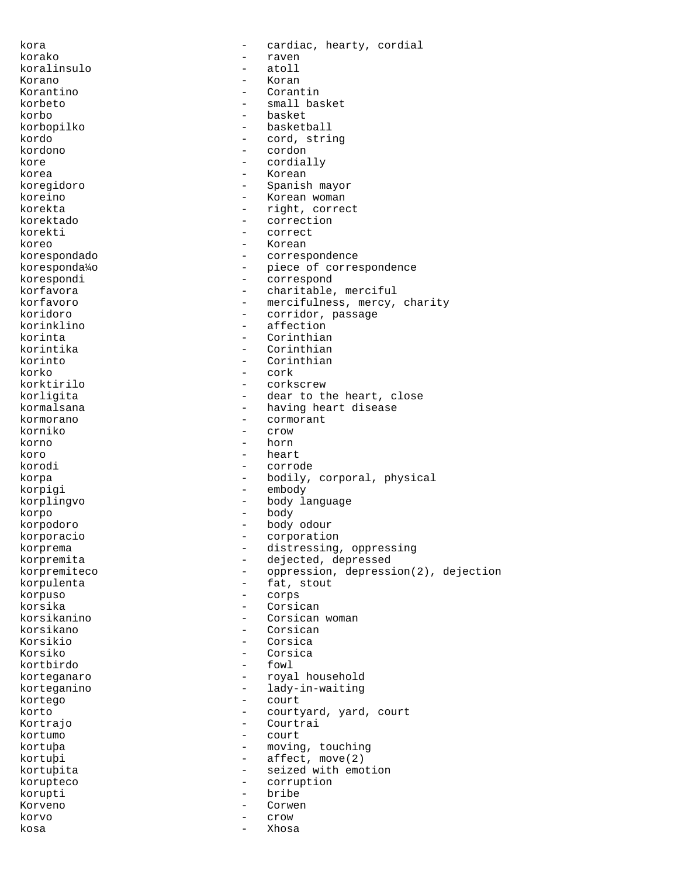kora - cardiac, hearty, cordial
korako - raven
koralinsulo - atoll
Korano - Koran
Korantino - Corantin
korbeto - small basket
korbo - basket
korbopilko - basketball
kordo - cord, string
kordono - cordon
kore - cordially
korea - Korean
koregidoro - Spanish mayor
koreino - Korean woman
korekta - right, correct
korektado - correction
korekti - correct
koreo - Korean
korespondado - correspondence
korespondaĵo - piece of correspondence
korespondi - correspond
korfavora - charitable, merciful
korfavoro - mercifulness, mercy, charity
koridoro - corridor, passage
korinklino - affection
korinta - Corinthian
korintika - Corinthian
korinto - Corinthian
korko - cork
korktirilo - corkscrew
korligita - dear to the heart, close
kormalsana - having heart disease
kormorano - cormorant
korniko - crow
korno - horn
koro - heart
korodi - corrode
korpa - bodily, corporal, physical
korpigi - embody
korplingvo - body language
korpo - body
korpodoro - body odour
korporacio - corporation
korprema - distressing, oppressing
korpremita - dejected, depressed
korpremiteco - oppression, depression(2), dejection
korpulenta - fat, stout
korpuso - corps
korsika - Corsican
korsikanino - Corsican woman
korsikano - Corsican
Korsikio - Corsica
Korsiko - Corsica
kortbirdo - fowl
korteganaro - royal household
korteganino - lady-in-waiting
kortego - court
korto - courtyard, yard, court
Kortrajo - Courtrai
kortumo - court
kortuþa - moving, touching
kortuþi - affect, move(2)
kortuþita - seized with emotion
korupteco - corruption
korupti - bribe
Korveno - Corwen
korvo - crow
kosa - Xhosa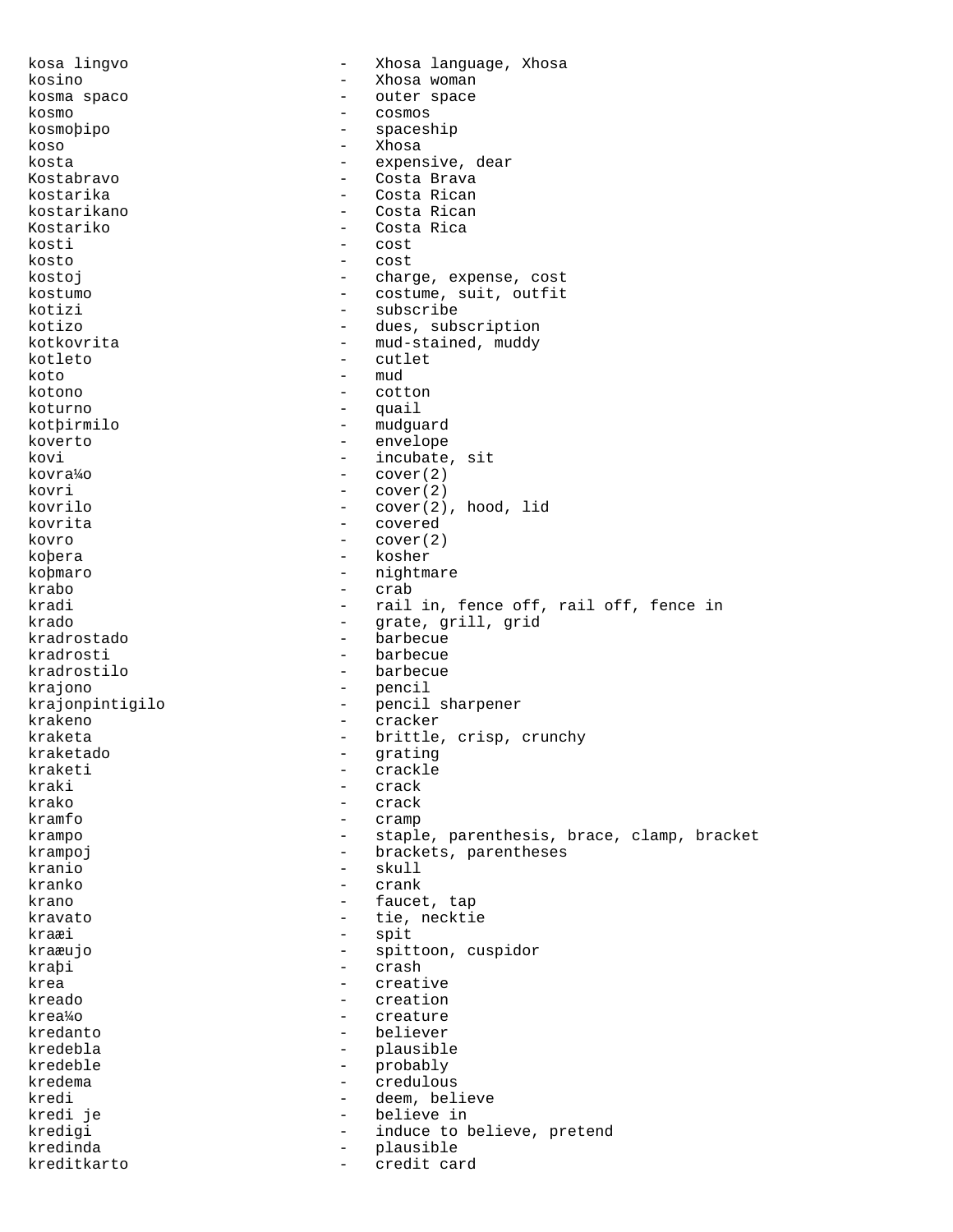kosa lingvo - Xhosa language, Xhosa
kosino - Xhosa woman
kosma spaco - outer space
kosmo - cosmos
kosmoþipo - spaceship
koso - Xhosa
kosta - expensive, dear
Kostabravo - Costa Brava
kostarika - Costa Rican
kostarikano - Costa Rican
Kostariko - Costa Rica
kosti - cost
kosto - cost
kostoj - charge, expense, cost
kostumo - costume, suit, outfit
kotizi - subscribe
kotizo - dues, subscription
kotkovrita - mud-stained, muddy
kotleto - cutlet
koto - mud
kotono - cotton
koturno - quail
kotþirmilo - mudguard
koverto - envelope
kovi - incubate, sit
kovra¼o - cover(2)
kovri - cover(2)
kovrilo - cover(2), hood, lid
kovrita - covered
kovro - cover(2)
koþera - kosher
koþmaro - nightmare
krabo - crab
kradi - rail in, fence off, rail off, fence in
krado - grate, grill, grid
kradrostado - barbecue
kradrosti - barbecue
kradrostilo - barbecue
krajono - pencil
krajonpintigilo - pencil sharpener
krakeno - cracker
kraketa - brittle, crisp, crunchy
kraketado - grating
kraketi - crackle
kraki - crack
krako - crack
kramfo - cramp
krampo - staple, parenthesis, brace, clamp, bracket
krampoj - brackets, parentheses
kranio - skull
kranko - crank
krano - faucet, tap
kravato - tie, necktie
kraæi - spit
kraæujo - spittoon, cuspidor
kraþi - crash
krea - creative
kreado - creation
krea¼o - creature
kredanto - believer
kredebla - plausible
kredeble - probably
kredema - credulous
kredi - deem, believe
kredi je - believe in
kredigi - induce to believe, pretend
kredinda - plausible
kreditkarto - credit card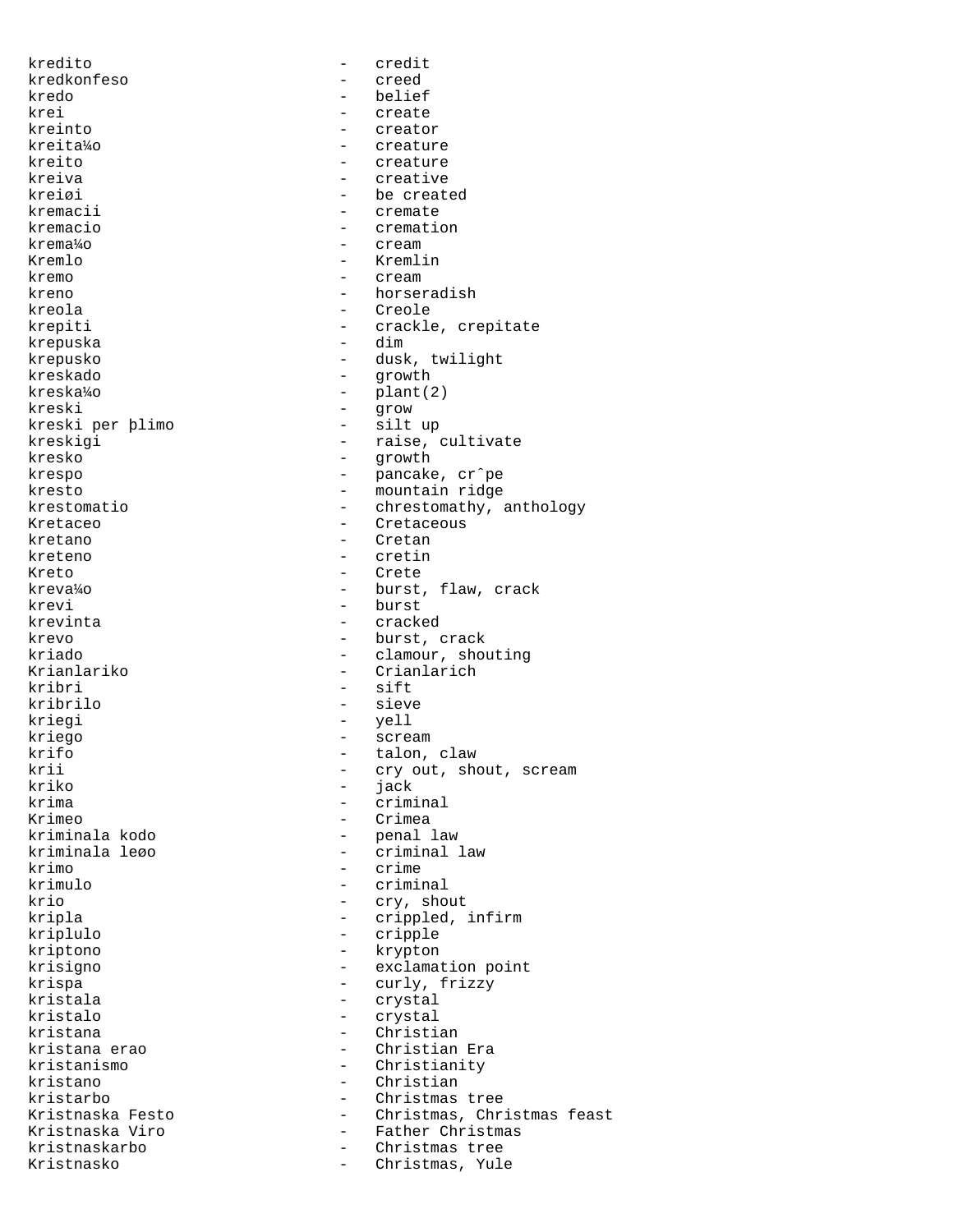kredito - credit
kredkonfeso - creed
kredo - belief
krei - create
kreinto - creator
kreita¼o - creature
kreito - creature
kreiva - creative
kreiøi - be created
kremacii - cremate
kremacio - cremation
krema¼o - cream
Kremlo - Kremlin
kremo - cream
kreno - horseradish
kreola - Creole
krepiti - crackle, crepitate
krepuska - dim
krepusko - dusk, twilight
kreskado - growth
kreska¼o - plant(2)
kreski - grow
kreski per þlimo - silt up
kreskigi - raise, cultivate
kresko - growth
krespo - pancake, crˆpe
kresto - mountain ridge
krestomatio - chrestomathy, anthology
Kretaceo - Cretaceous
kretano - Cretan
kreteno - cretin
Kreto - Crete
kreva¼o - burst, flaw, crack
krevi - burst
krevinta - cracked
krevo - burst, crack
kriado - clamour, shouting
Krianlariko - Crianlarich
kribri - sift
kribrilo - sieve
kriegi - yell
kriego - scream
krifo - talon, claw
krii - cry out, shout, scream
kriko - jack
krima - criminal
Krimeo - Crimea
kriminala kodo - penal law
kriminala leøo - criminal law
krimo - crime
krimulo - criminal
krio - cry, shout
kripla - crippled, infirm
kriplulo - cripple
kriptono - krypton
krisigno - exclamation point
krispa - curly, frizzy
kristala - crystal
kristalo - crystal
kristana - Christian
kristana erao - Christian Era
kristanismo - Christianity
kristano - Christian
kristarbo - Christmas tree
Kristnaska Festo - Christmas, Christmas feast
Kristnaska Viro - Father Christmas
kristnaskarbo - Christmas tree
Kristnasko - Christmas, Yule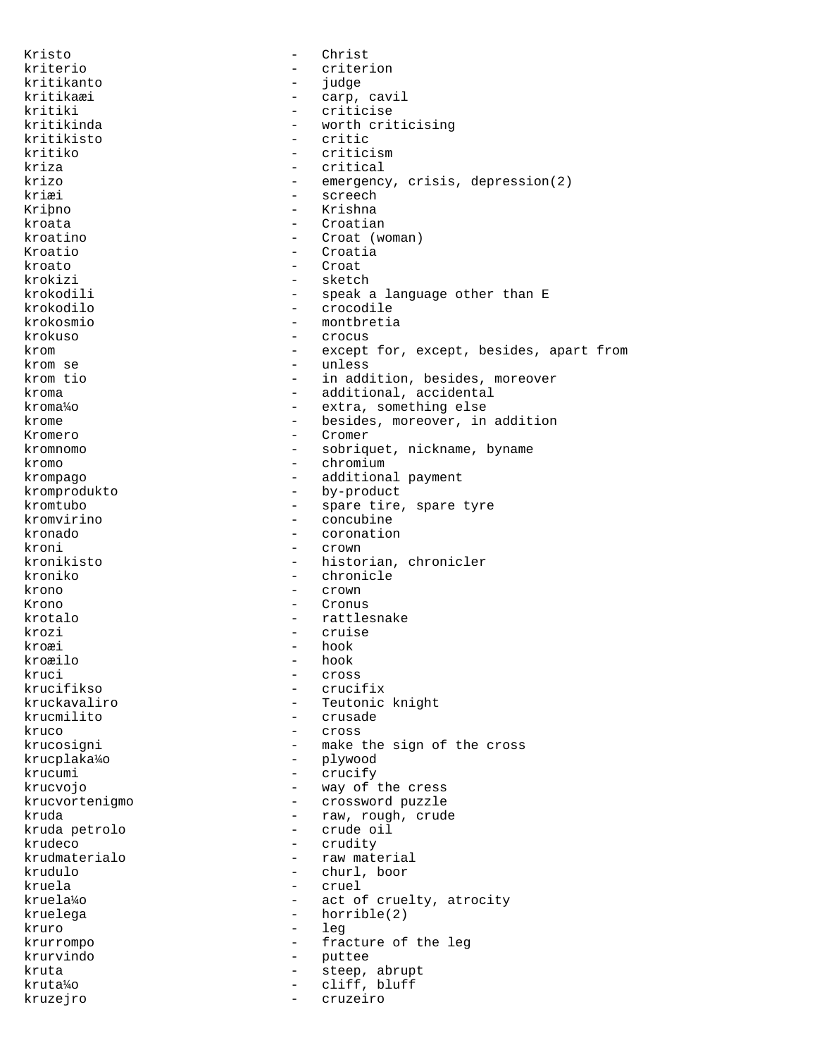Kristo - Christ
kriterio - criterion
kritikanto - judge
kritikaæi - carp, cavil
kritiki - criticise
kritikinda - worth criticising
kritikisto - critic
kritiko - criticism
kriza - critical
krizo - emergency, crisis, depression(2)
kriæi - screech
Kriþno - Krishna
kroata - Croatian
kroatino - Croat (woman)
Kroatio - Croatia
kroato - Croat
krokizi - sketch
krokodili - speak a language other than E
krokodilo - crocodile
krokosmio - montbretia
krokuso - crocus
krom - except for, except, besides, apart from
krom se - unless
krom tio - in addition, besides, moreover
kroma - additional, accidental
kroma¼o - extra, something else
krome - besides, moreover, in addition
Kromero - Cromer
kromnomo - sobriquet, nickname, byname
kromo - chromium
krompago - additional payment
kromprodukto - by-product
kromtubo - spare tire, spare tyre
kromvirino - concubine
kronado - coronation
kroni - crown
kronikisto - historian, chronicler
kroniko - chronicle
krono - crown
Krono - Cronus
krotalo - rattlesnake
krozi - cruise
kroæi - hook
kroæilo - hook
kruci - cross
krucifikso - crucifix
kruckavaliro - Teutonic knight
krucmilito - crusade
kruco - cross
krucosigni - make the sign of the cross
krucplaka¼o - plywood
krucumi - crucify
krucvojo - way of the cress
krucvortenigmo - crossword puzzle
kruda - raw, rough, crude
kruda petrolo - crude oil
krudeco - crudity
krudmaterialo - raw material
krudulo - churl, boor
kruela - cruel
kruela¼o - act of cruelty, atrocity
kruelega - horrible(2)
kruro - leg
krurrompo - fracture of the leg
krurvindo - puttee
kruta - steep, abrupt
kruta¼o - cliff, bluff
kruzejro - cruzeiro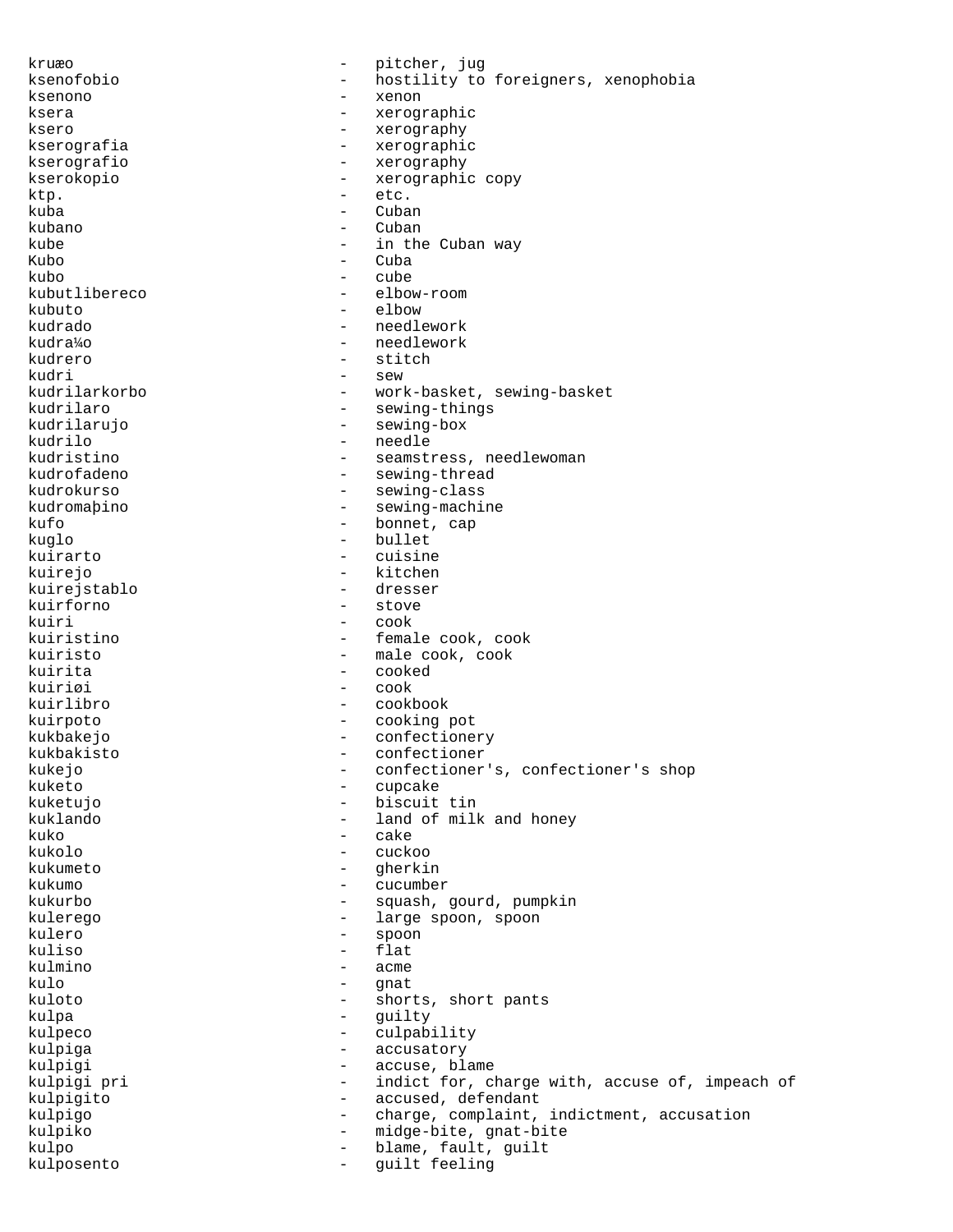kruæo - pitcher, jug
ksenofobio - hostility to foreigners, xenophobia
ksenono - xenon
ksera - xerographic
ksero - xerography
kserografia - xerographic
kserografio - xerography
kserokopio - xerographic copy
ktp. - etc.
kuba - Cuban
kubano - Cuban
kube - in the Cuban way
Kubo - Cuba
kubo - cube
kubutlibereco - elbow-room
kubuto - elbow
kudrado - needlework
kudra¼o - needlework
kudrero - stitch
kudri - sew
kudrilarkorbo - work-basket, sewing-basket
kudrilaro - sewing-things
kudrilarujo - sewing-box
kudrilo - needle
kudristino - seamstress, needlewoman
kudrofadeno - sewing-thread
kudrokurso - sewing-class
kudromaþino - sewing-machine
kufo - bonnet, cap
kuglo - bullet
kuirarto - cuisine
kuirejo - kitchen
kuirejstablo - dresser
kuirforno - stove
kuiri - cook
kuiristino - female cook, cook
kuiristo - male cook, cook
kuirita - cooked
kuiriøi - cook
kuirlibro - cookbook
kuirpoto - cooking pot
kukbakejo - confectionery
kukbakisto - confectioner
kukejo - confectioner's, confectioner's shop
kuketo - cupcake
kuketujo - biscuit tin
kuklando - land of milk and honey
kuko - cake
kukolo - cuckoo
kukumeto - gherkin
kukumo - cucumber
kukurbo - squash, gourd, pumpkin
kulerego - large spoon, spoon
kulero - spoon
kuliso - flat
kulmino - acme
kulo - gnat
kuloto - shorts, short pants
kulpa - guilty
kulpeco - culpability
kulpiga - accusatory
kulpigi - accuse, blame
kulpigi pri - indict for, charge with, accuse of, impeach of
kulpigito - accused, defendant
kulpigo - charge, complaint, indictment, accusation
kulpiko - midge-bite, gnat-bite
kulpo - blame, fault, guilt
kulposento - guilt feeling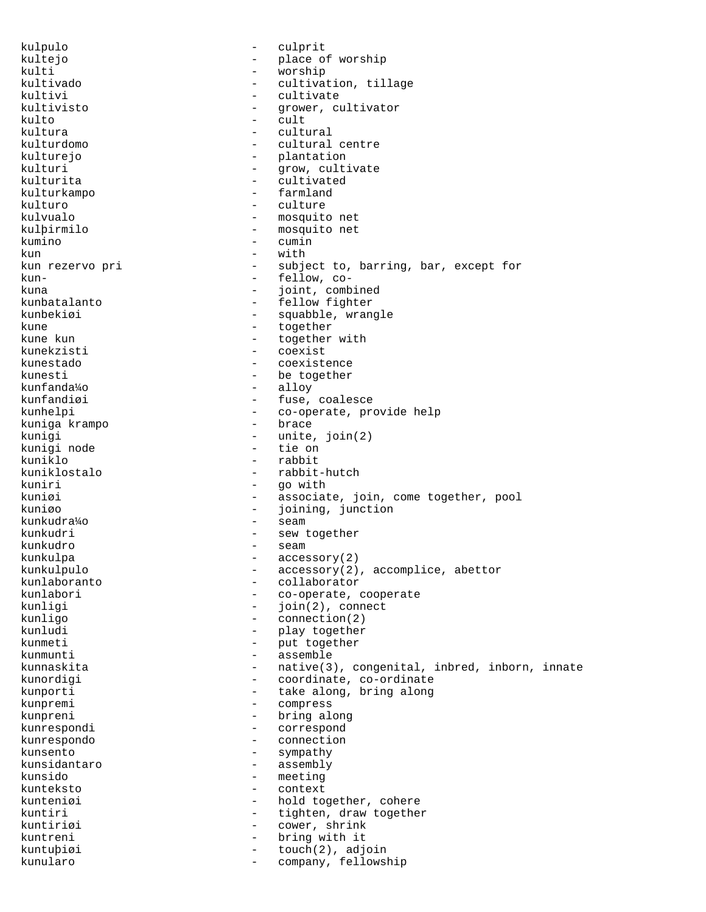kulpulo - culprit
kultejo - place of worship
kulti - worship
kultivado - cultivation, tillage
kultivi - cultivate
kultivisto - grower, cultivator
kulto - cult
kultura - cultural
kulturdomo - cultural centre
kulturejo - plantation
kulturi - grow, cultivate
kulturita - cultivated
kulturkampo - farmland
kulturo - culture
kulvualo - mosquito net
kulþirmilo - mosquito net
kumino - cumin
kun - with
kun rezervo pri - subject to, barring, bar, except for
kun- - fellow, co-
kuna - joint, combined
kunbatalanto - fellow fighter
kunbekiøi - squabble, wrangle
kune - together
kune kun - together with
kunekzisti - coexist
kunestado - coexistence
kunesti - be together
kunfanda¼o - alloy
kunfandiøi - fuse, coalesce
kunhelpi - co-operate, provide help
kuniga krampo - brace
kunigi - unite, join(2)
kunigi node - tie on
kuniklo - rabbit
kuniklostalo - rabbit-hutch
kuniri - go with
kuniøi - associate, join, come together, pool
kuniøo - joining, junction
kunkudra¼o - seam
kunkudri - sew together
kunkudro - seam
kunkulpa - accessory(2)
kunkulpulo - accessory(2), accomplice, abettor
kunlaboranto - collaborator
kunlabori - co-operate, cooperate
kunligi - join(2), connect
kunligo - connection(2)
kunludi - play together
kunmeti - put together
kunmunti - assemble
kunnaskita - native(3), congenital, inbred, inborn, innate
kunordigi - coordinate, co-ordinate
kunporti - take along, bring along
kunpremi - compress
kunpreni - bring along
kunrespondi - correspond
kunrespondo - connection
kunsento - sympathy
kunsidantaro - assembly
kunsido - meeting
kunteksto - context
kunteniøi - hold together, cohere
kuntiri - tighten, draw together
kuntiriøi - cower, shrink
kuntreni - bring with it
kuntuþiøi - touch(2), adjoin
kunularo - company, fellowship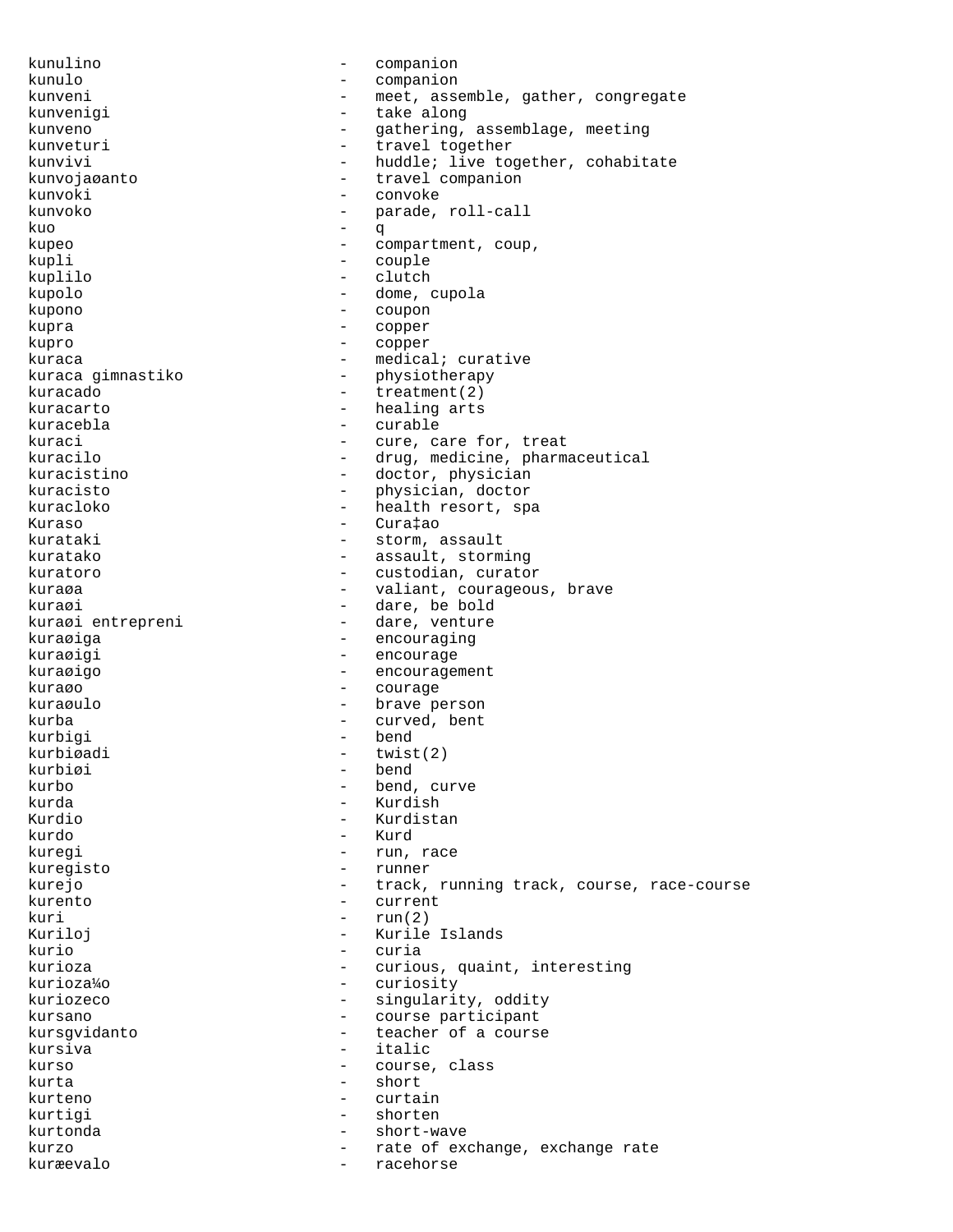kunulino - companion
kunulo - companion
kunveni - meet, assemble, gather, congregate
kunvenigi - take along
kunveno - gathering, assemblage, meeting
kunveturi - travel together
kunvivi - huddle; live together, cohabitate
kunvojaøanto - travel companion
kunvoki - convoke
kunvoko - parade, roll-call
kuo - q
kupeo - compartment, coup,
kupli - couple
kuplilo - clutch
kupolo - dome, cupola
kupono - coupon
kupra - copper
kupro - copper
kuraca - medical; curative
kuraca gimnastiko - physiotherapy
kuracado - treatment(2)
kuracarto - healing arts
kuracebla - curable
kuraci - cure, care for, treat
kuracilo - drug, medicine, pharmaceutical
kuracistino - doctor, physician
kuracisto - physician, doctor
kuracloko - health resort, spa
Kuraso - Cura‡ao
kurataki - storm, assault
kuratako - assault, storming
kuratoro - custodian, curator
kuraøa - valiant, courageous, brave
kuraøi - dare, be bold
kuraøi entrepreni - dare, venture
kuraøiga - encouraging
kuraøigi - encourage
kuraøigo - encouragement
kuraøo - courage
kuraøulo - brave person
kurba - curved, bent
kurbigi - bend
kurbiøadi - twist(2)
kurbiøi - bend
kurbo - bend, curve
kurda - Kurdish
Kurdio - Kurdistan
kurdo - Kurd
kuregi - run, race
kuregisto - runner
kurejo - track, running track, course, race-course
kurento - current
kuri - run(2)
Kuriloj - Kurile Islands
kurio - curia
kurioza - curious, quaint, interesting
kurioza¼o - curiosity
kuriozeco - singularity, oddity
kursano - course participant
kursgvidanto - teacher of a course
kursiva - italic
kurso - course, class
kurta - short
kurteno - curtain
kurtigi - shorten
kurtonda - short-wave
kurzo - rate of exchange, exchange rate
kuræevalo - racehorse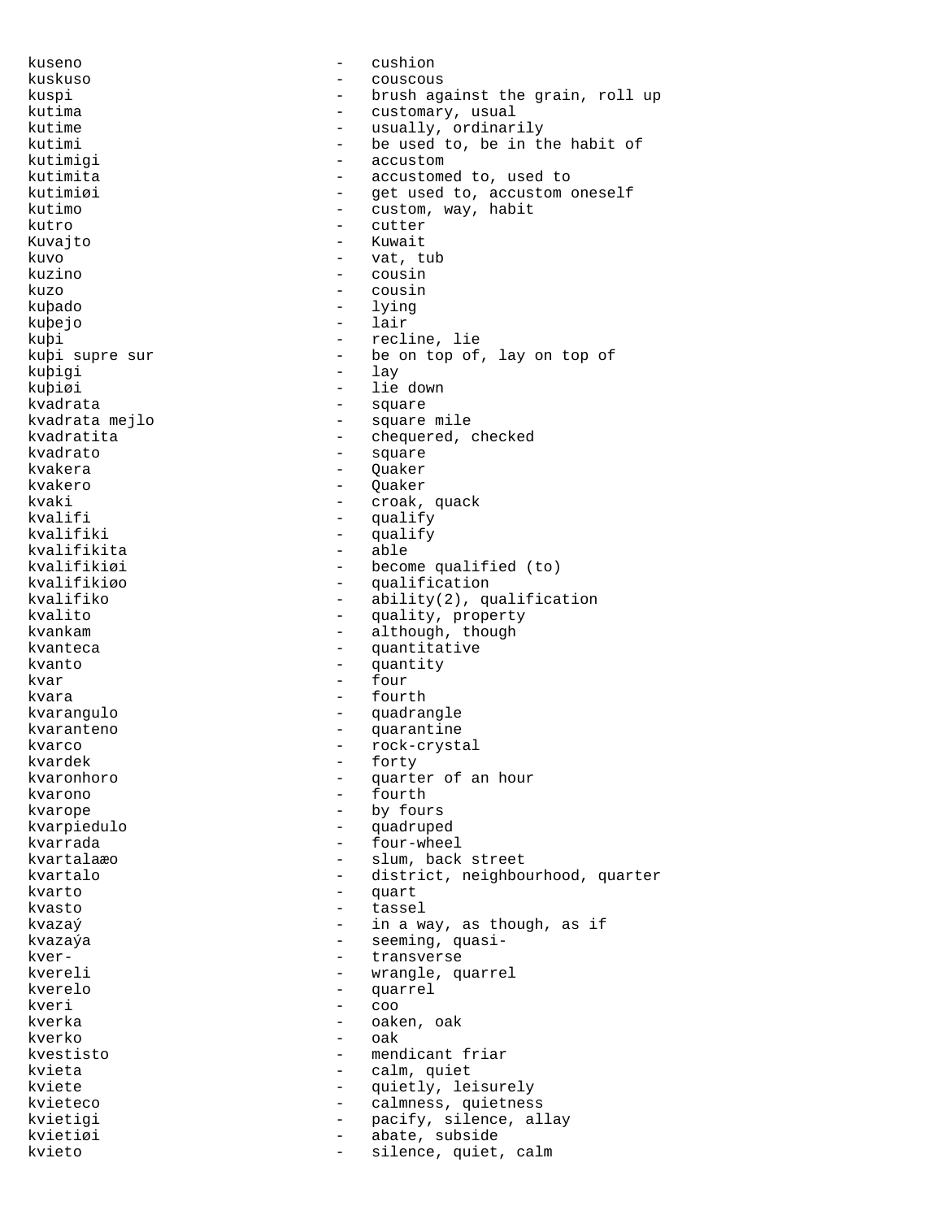kuseno - cushion
kuskuso - couscous
kuspi - brush against the grain, roll up
kutima - customary, usual
kutime - usually, ordinarily
kutimi - be used to, be in the habit of
kutimigi - accustom
kutimita - accustomed to, used to
kutimiøi - get used to, accustom oneself
kutimo - custom, way, habit
kutro - cutter
Kuvajto - Kuwait
kuvo - vat, tub
kuzino - cousin
kuzo - cousin
kuþado - lying
kuþejo - lair
kuþi - recline, lie
kuþi supre sur - be on top of, lay on top of
kuþigi - lay
kuþiøi - lie down
kvadrata - square
kvadrata mejlo - square mile
kvadratita - chequered, checked
kvadrato - square
kvakera - Quaker
kvakero - Quaker
kvaki - croak, quack
kvalifi - qualify
kvalifiki - qualify
kvalifikita - able
kvalifikiøi - become qualified (to)
kvalifikiøo - qualification
kvalifiko - ability(2), qualification
kvalito - quality, property
kvankam - although, though
kvanteca - quantitative
kvanto - quantity
kvar - four
kvara - fourth
kvarangulo - quadrangle
kvaranteno - quarantine
kvarco - rock-crystal
kvardek - forty
kvaronhoro - quarter of an hour
kvarono - fourth
kvarope - by fours
kvarpiedulo - quadruped
kvarrada - four-wheel
kvartalaæo - slum, back street
kvartalo - district, neighbourhood, quarter
kvarto - quart
kvasto - tassel
kvazaý - in a way, as though, as if
kvazaýa - seeming, quasi-
kver- - transverse
kvereli - wrangle, quarrel
kverelo - quarrel
kveri - coo
kverka - oaken, oak
kverko - oak
kvestisto - mendicant friar
kvieta - calm, quiet
kviete - quietly, leisurely
kvieteco - calmness, quietness
kvietigi - pacify, silence, allay
kvietiøi - abate, subside
kvieto - silence, quiet, calm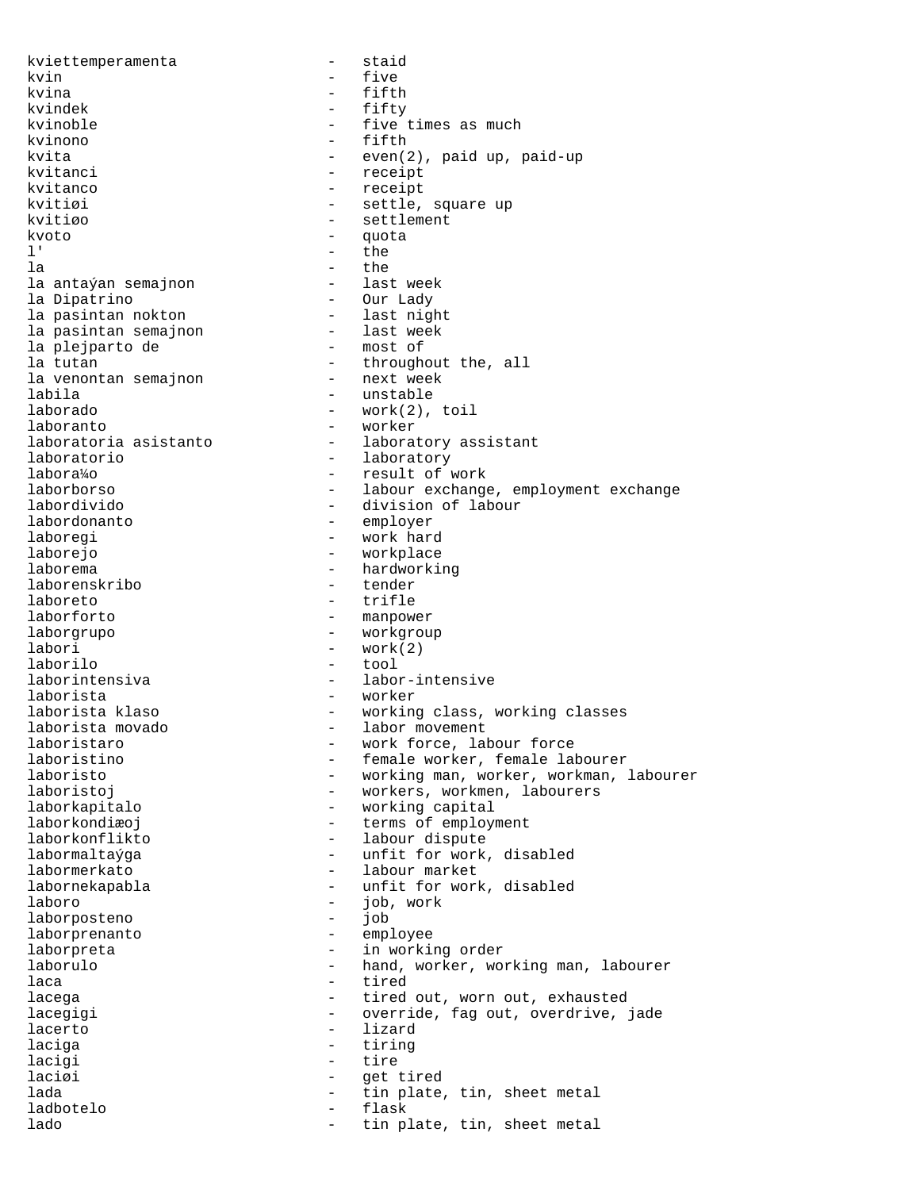kviettemperamenta - staid
kvin - five
kvina - fifth
kvindek - fifty
kvinoble - five times as much
kvinono - fifth
kvita - even(2), paid up, paid-up
kvitanci - receipt
kvitanco - receipt
kvitiøi - settle, square up
kvitiøo - settlement
kvoto - quota
l' - the
la - the
la antaýan semajnon - last week
la Dipatrino - Our Lady
la pasintan nokton - last night
la pasintan semajnon - last week
la plejparto de - most of
la tutan - throughout the, all
la venontan semajnon - next week
labila - unstable
laborado - work(2), toil
laboranto - worker
laboratoria asistanto - laboratory assistant
laboratorio - laboratory
labora¼o - result of work
laborborso - labour exchange, employment exchange
labordivido - division of labour
labordonanto - employer
laboregi - work hard
laborejo - workplace
laborema - hardworking
laborenskribo - tender
laboreto - trifle
laborforto - manpower
laborgrupo - workgroup
labori - work(2)
laborilo - tool
laborintensiva - labor-intensive
laborista - worker
laborista klaso - working class, working classes
laborista movado - labor movement
laboristaro - work force, labour force
laboristino - female worker, female labourer
laboristo - working man, worker, workman, labourer
laboristoj - workers, workmen, labourers
laborkapitalo - working capital
laborkondiæoj - terms of employment
laborkonflikto - labour dispute
labormaltaýga - unfit for work, disabled
labormerkato - labour market
labornekapabla - unfit for work, disabled
laboro - job, work
laborposteno - job
laborprenanto - employee
laborpreta - in working order
laborulo - hand, worker, working man, labourer
laca - tired
lacega - tired out, worn out, exhausted
lacegigi - override, fag out, overdrive, jade
lacerto - lizard
laciga - tiring
lacigi - tire
laciøi - get tired
lada - tin plate, tin, sheet metal
ladbotelo - flask
lado - tin plate, tin, sheet metal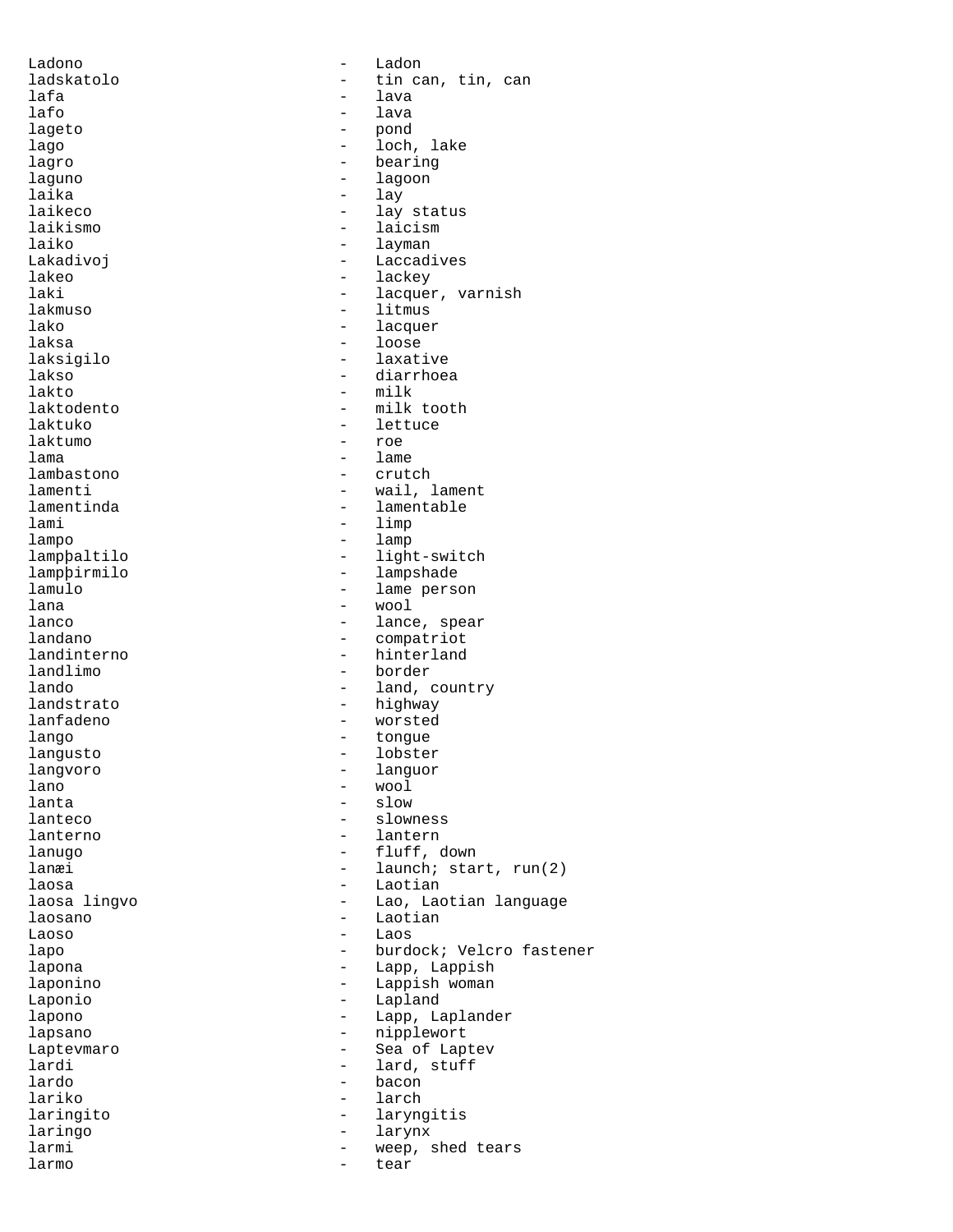Ladono - Ladon
ladskatolo - tin can, tin, can
lafa - lava
lafo - lava
lageto - pond
lago - loch, lake
lagro - bearing
laguno - lagoon
laika - lay
laikeco - lay status
laikismo - laicism
laiko - layman
Lakadivoj - Laccadives
lakeo - lackey
laki - lacquer, varnish
lakmuso - litmus
lako - lacquer
laksa - loose
laksigilo - laxative
lakso - diarrhoea
lakto - milk
laktodento - milk tooth
laktuko - lettuce
laktumo - roe
lama - lame
lambastono - crutch
lamenti - wail, lament
lamentinda - lamentable
lami - limp
lampo - lamp
lampþaltilo - light-switch
lampþirmilo - lampshade
lamulo - lame person
lana - wool
lanco - lance, spear
landano - compatriot
landinterno - hinterland
landlimo - border
lando - land, country
landstrato - highway
lanfadeno - worsted
lango - tongue
langusto - lobster
langvoro - languor
lano - wool
lanta - slow
lanteco - slowness
lanterno - lantern
lanugo - fluff, down
lanæi - launch; start, run(2)
laosa - Laotian
laosa lingvo - Lao, Laotian language
laosano - Laotian
Laoso - Laos
lapo - burdock; Velcro fastener
lapona - Lapp, Lappish
laponino - Lappish woman
Laponio - Lapland
lapono - Lapp, Laplander
lapsano - nipplewort
Laptevmaro - Sea of Laptev
lardi - lard, stuff
lardo - bacon
lariko - larch
laringito - laryngitis
laringo - larynx
larmi - weep, shed tears
larmo - tear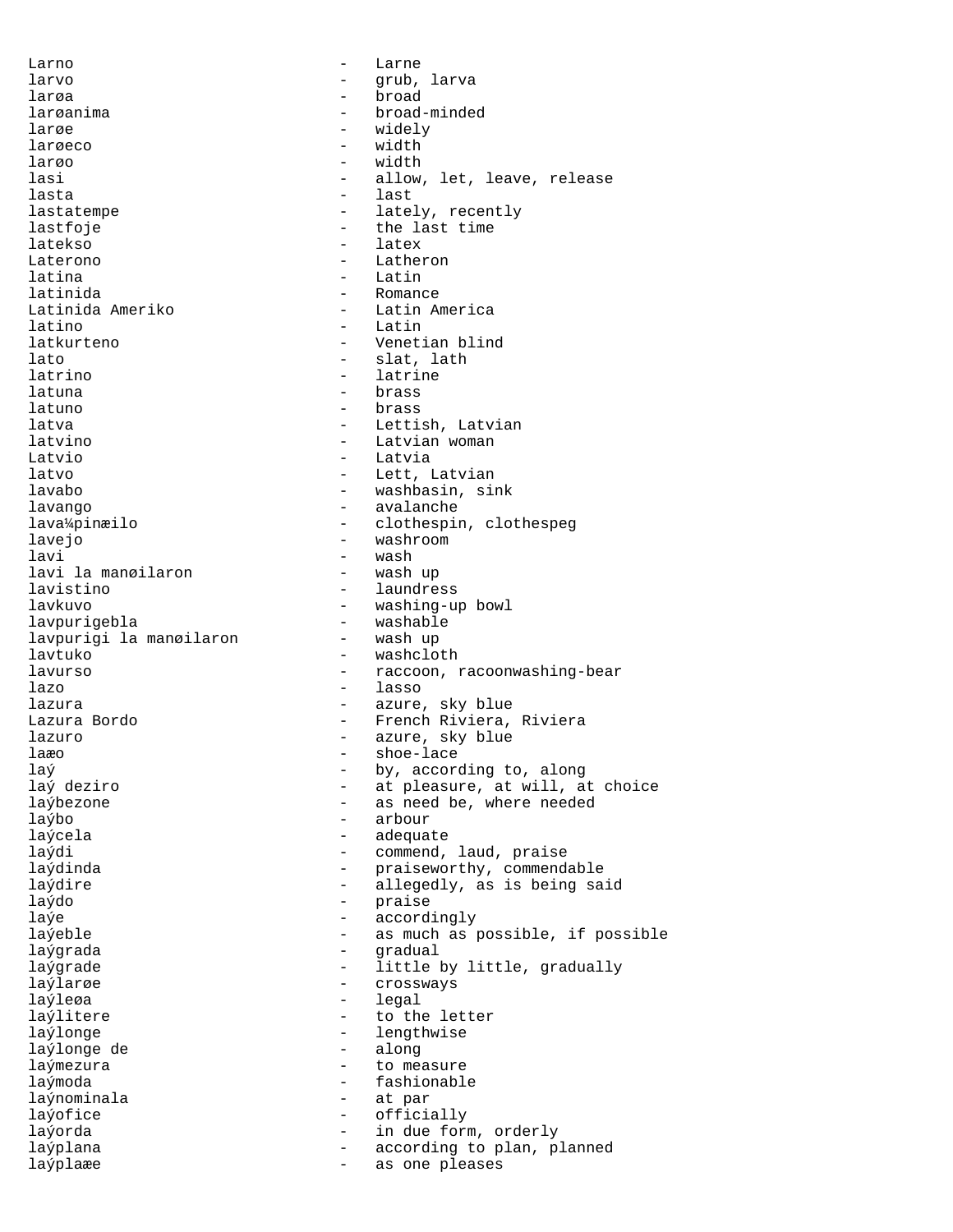Larno - Larne
larvo - grub, larva
larøa - broad
larøanima - broad-minded
larøe - widely
larøeco - width
larøo - width
lasi - allow, let, leave, release
lasta - last
lastatempe - lately, recently
lastfoje - the last time
latekso - latex
Laterono - Latheron
latina - Latin
latinida - Romance
Latinida Ameriko - Latin America
latino - Latin
latkurteno - Venetian blind
lato - slat, lath
latrino - latrine
latuna - brass
latuno - brass
latva - Lettish, Latvian
latvino - Latvian woman
Latvio - Latvia
latvo - Lett, Latvian
lavabo - washbasin, sink
lavango - avalanche
lava¼pinæilo - clothespin, clothespeg
lavejo - washroom
lavi - wash
lavi la manøilaron - wash up
lavistino - laundress
lavkuvo - washing-up bowl
lavpurigebla - washable
lavpurigi la manøilaron - wash up
lavtuko - washcloth
lavurso - raccoon, racoonwashing-bear
lazo - lasso
lazura - azure, sky blue
Lazura Bordo - French Riviera, Riviera
lazuro - azure, sky blue
laæo - shoe-lace
laý - by, according to, along
laý deziro - at pleasure, at will, at choice
laýbezone - as need be, where needed
laýbo - arbour
laýcela - adequate
laýdi - commend, laud, praise
laýdinda - praiseworthy, commendable
laýdire - allegedly, as is being said
laýdo - praise
laýe - accordingly
laýeble - as much as possible, if possible
laýgrada - gradual
laýgrade - little by little, gradually
laýlarøe - crossways
laýleøa - legal
laýlitere - to the letter
laýlonge - lengthwise
laýlonge de - along
laýmezura - to measure
laýmoda - fashionable
laýnominala - at par
laýofice - officially
laýorda - in due form, orderly
laýplana - according to plan, planned
laýplaæe - as one pleases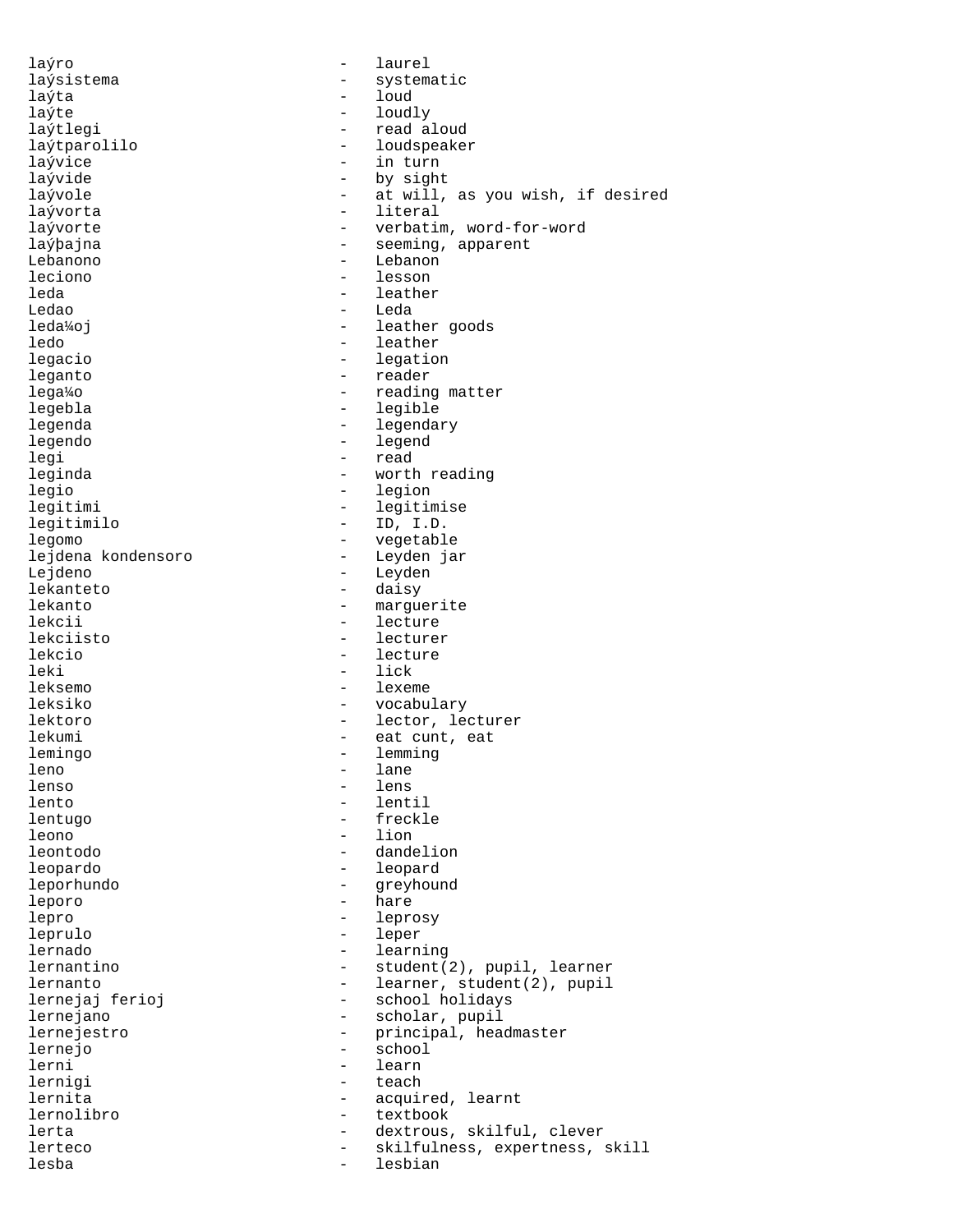laŷro - laurel
laŷsistema - systematic
laŷta - loud
laŷte - loudly
laŷtlegi - read aloud
laŷtparolilo - loudspeaker
laŷvice - in turn
laŷvide - by sight
laŷvole - at will, as you wish, if desired
laŷvorta - literal
laŷvorte - verbatim, word-for-word
laŷþajna - seeming, apparent
Lebanono - Lebanon
leciono - lesson
leda - leather
Ledao - Leda
leda¼oj - leather goods
ledo - leather
legacio - legation
leganto - reader
lega¼o - reading matter
legebla - legible
legenda - legendary
legendo - legend
legi - read
leginda - worth reading
legio - legion
legitimi - legitimise
legitimilo - ID, I.D.
legomo - vegetable
lejdena kondensoro - Leyden jar
Lejdeno - Leyden
lekanteto - daisy
lekanto - marguerite
lekcii - lecture
lekciisto - lecturer
lekcio - lecture
leki - lick
leksemo - lexeme
leksiko - vocabulary
lektoro - lector, lecturer
lekumi - eat cunt, eat
lemingo - lemming
leno - lane
lenso - lens
lento - lentil
lentugo - freckle
leono - lion
leontodo - dandelion
leopardo - leopard
leporhundo - greyhound
leporo - hare
lepro - leprosy
leprulo - leper
lernado - learning
lernantino - student(2), pupil, learner
lernanto - learner, student(2), pupil
lernejaj ferioj - school holidays
lernejano - scholar, pupil
lernejestro - principal, headmaster
lernejo - school
lerni - learn
lernigi - teach
lernita - acquired, learnt
lernolibro - textbook
lerta - dextrous, skilful, clever
lerteco - skilfulness, expertness, skill
lesba - lesbian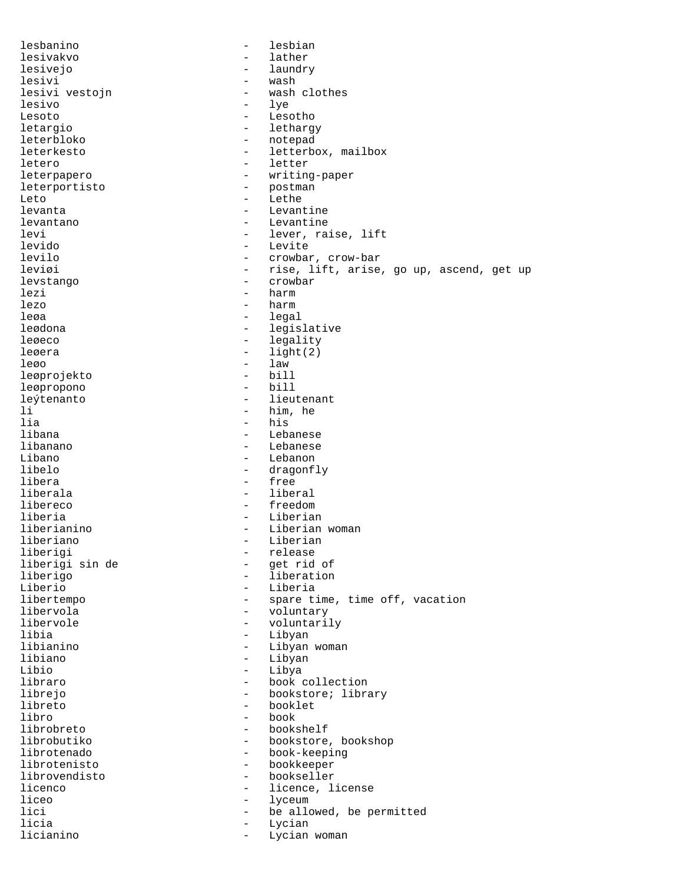lesbanino - lesbian
lesivakvo - lather
lesivejo - laundry
lesivi - wash
lesivi vestojn - wash clothes
lesivo - lye
Lesoto - Lesotho
letargio - lethargy
leterbloko - notepad
leterkesto - letterbox, mailbox
letero - letter
leterpapero - writing-paper
leterportisto - postman
Leto - Lethe
levanta - Levantine
levantano - Levantine
levi - lever, raise, lift
levido - Levite
levilo - crowbar, crow-bar
leviøi - rise, lift, arise, go up, ascend, get up
levstango - crowbar
lezi - harm
lezo - harm
leøa - legal
leødona - legislative
leøeco - legality
leøera - light(2)
leøo - law
leøprojekto - bill
leøpropono - bill
leýtenanto - lieutenant
li - him, he
lia - his
libana - Lebanese
libanano - Lebanese
Libano - Lebanon
libelo - dragonfly
libera - free
liberala - liberal
libereco - freedom
liberia - Liberian
liberianino - Liberian woman
liberiano - Liberian
liberigi - release
liberigi sin de - get rid of
liberigo - liberation
Liberio - Liberia
libertempo - spare time, time off, vacation
libervola - voluntary
libervole - voluntarily
libia - Libyan
libianino - Libyan woman
libiano - Libyan
Libio - Libya
libraro - book collection
librejo - bookstore; library
libreto - booklet
libro - book
librobreto - bookshelf
librobutiko - bookstore, bookshop
librotenado - book-keeping
librotenisto - bookkeeper
librovendisto - bookseller
licenco - licence, license
liceo - lyceum
lici - be allowed, be permitted
licia - Lycian
licianino - Lycian woman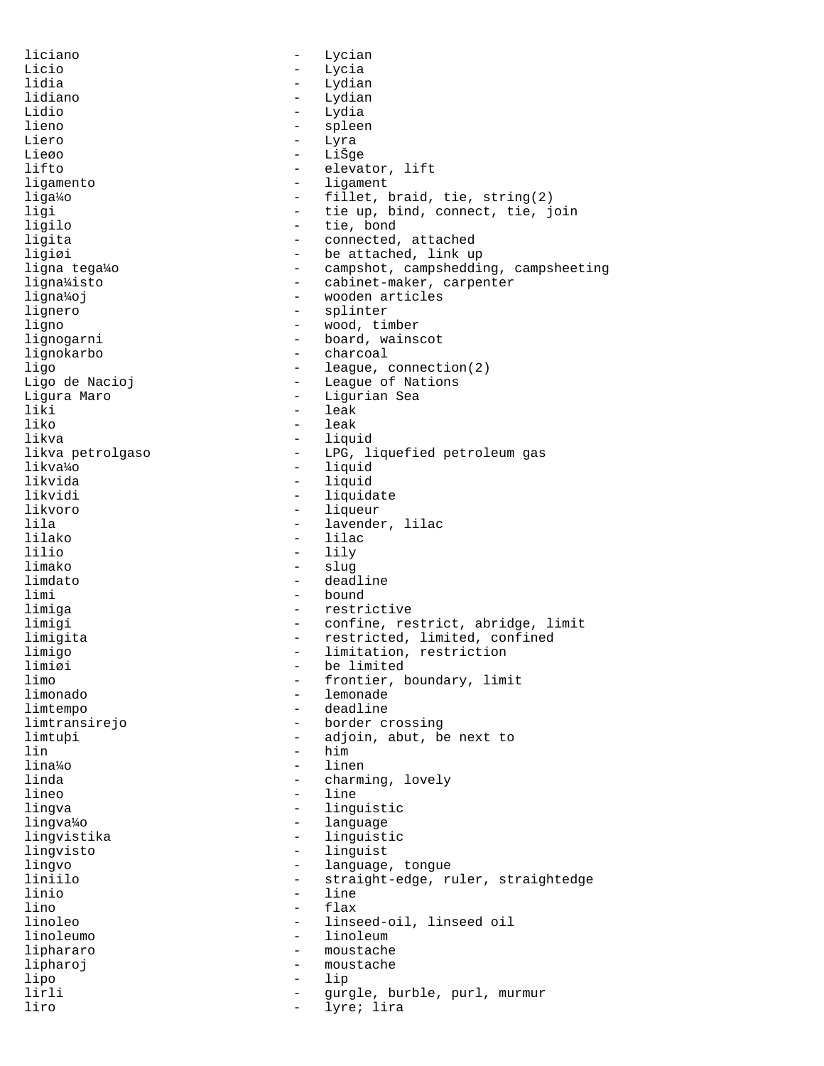liciano - Lycian
Licio - Lycia
lidia - Lydian
lidiano - Lydian
Lidio - Lydia
lieno - spleen
Liero - Lyra
Lieøo - LiŠge
lifto - elevator, lift
ligamento - ligament
liga¼o - fillet, braid, tie, string(2)
ligi - tie up, bind, connect, tie, join
ligilo - tie, bond
ligita - connected, attached
ligiøi - be attached, link up
ligna tega¼o - campshot, campshedding, campsheeting
ligna¼isto - cabinet-maker, carpenter
ligna¼oj - wooden articles
lignero - splinter
ligno - wood, timber
lignogarni - board, wainscot
lignokarbo - charcoal
ligo - league, connection(2)
Ligo de Nacioj - League of Nations
Ligura Maro - Ligurian Sea
liki - leak
liko - leak
likva - liquid
likva petrolgaso - LPG, liquefied petroleum gas
likva¼o - liquid
likvida - liquid
likvidi - liquidate
likvoro - liqueur
lila - lavender, lilac
lilako - lilac
lilio - lily
limako - slug
limdato - deadline
limi - bound
limiga - restrictive
limigi - confine, restrict, abridge, limit
limigita - restricted, limited, confined
limigo - limitation, restriction
limiøi - be limited
limo - frontier, boundary, limit
limonado - lemonade
limtempo - deadline
limtransirejo - border crossing
limtuþi - adjoin, abut, be next to
lin - him
lina¼o - linen
linda - charming, lovely
lineo - line
lingva - linguistic
lingva¼o - language
lingvistika - linguistic
lingvisto - linguist
lingvo - language, tongue
liniilo - straight-edge, ruler, straightedge
linio - line
lino - flax
linoleo - linseed-oil, linseed oil
linoleumo - linoleum
liphararo - moustache
lipharoj - moustache
lipo - lip
lirli - gurgle, burble, purl, murmur
liro - lyre; lira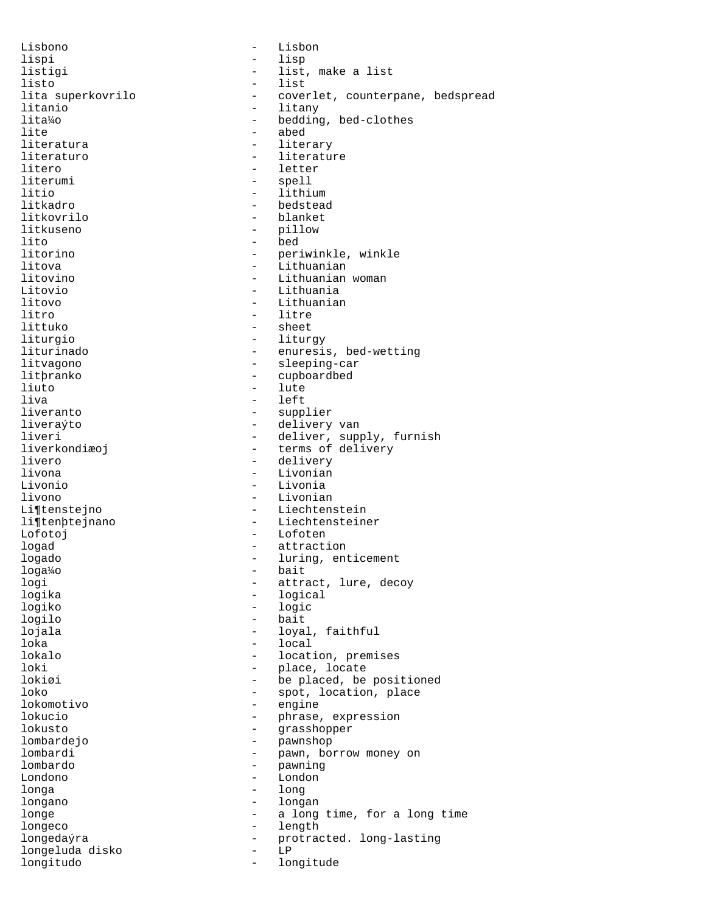Lisbono - Lisbon
lispi - lisp
listigi - list, make a list
listo - list
lita superkovrilo - coverlet, counterpane, bedspread
litanio - litany
lita¼o - bedding, bed-clothes
lite - abed
literatura - literary
literaturo - literature
litero - letter
literumi - spell
litio - lithium
litkadro - bedstead
litkovrilo - blanket
litkuseno - pillow
lito - bed
litorino - periwinkle, winkle
litova - Lithuanian
litovino - Lithuanian woman
Litovio - Lithuania
litovo - Lithuanian
litro - litre
littuko - sheet
liturgio - liturgy
liturinado - enuresis, bed-wetting
litvagono - sleeping-car
litþranko - cupboardbed
liuto - lute
liva - left
liveranto - supplier
liveraýto - delivery van
liveri - deliver, supply, furnish
liverkondiæoj - terms of delivery
livero - delivery
livona - Livonian
Livonio - Livonia
livono - Livonian
Li¶tenstejno - Liechtenstein
li¶tenþtejnano - Liechtensteiner
Lofotoj - Lofoten
logad - attraction
logado - luring, enticement
loga¼o - bait
logi - attract, lure, decoy
logika - logical
logiko - logic
logilo - bait
lojala - loyal, faithful
loka - local
lokalo - location, premises
loki - place, locate
lokiøi - be placed, be positioned
loko - spot, location, place
lokomotivo - engine
lokucio - phrase, expression
lokusto - grasshopper
lombardejo - pawnshop
lombardi - pawn, borrow money on
lombardo - pawning
Londono - London
longa - long
longano - longan
longe - a long time, for a long time
longeco - length
longedaýra - protracted. long-lasting
longeluda disko - LP
longitudo - longitude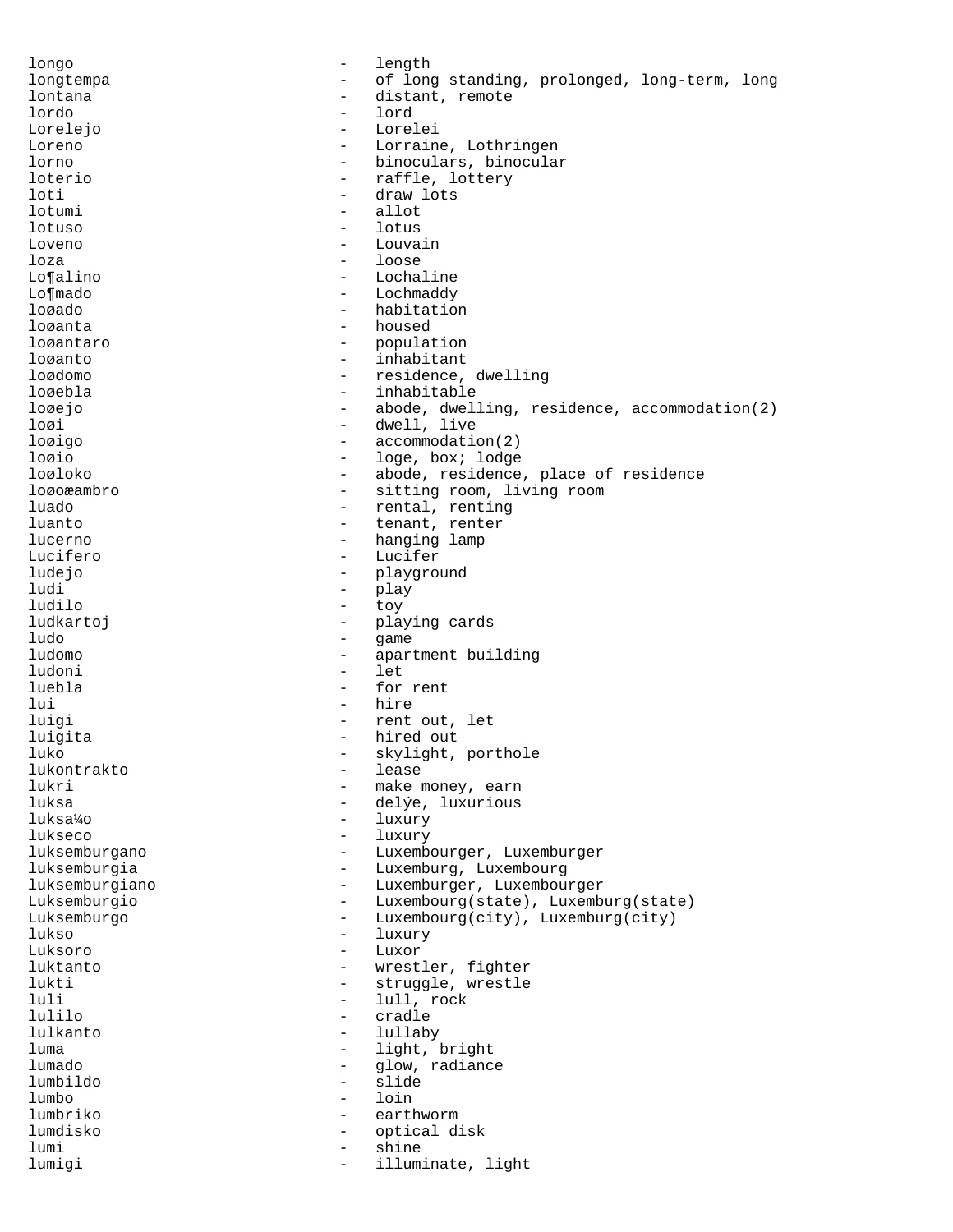longo - length
longtempa - of long standing, prolonged, long-term, long
lontana - distant, remote
lordo - lord
Lorelejo - Lorelei
Loreno - Lorraine, Lothringen
lorno - binoculars, binocular
loterio - raffle, lottery
loti - draw lots
lotumi - allot
lotuso - lotus
Loveno - Louvain
loza - loose
Lo¶alino - Lochaline
Lo¶mado - Lochmaddy
loøado - habitation
loøanta - housed
loøantaro - population
loøanto - inhabitant
loødomo - residence, dwelling
loøebla - inhabitable
loøejo - abode, dwelling, residence, accommodation(2)
loøi - dwell, live
loøigo - accommodation(2)
loøio - loge, box; lodge
loøloko - abode, residence, place of residence
loøoæambro - sitting room, living room
luado - rental, renting
luanto - tenant, renter
lucerno - hanging lamp
Lucifero - Lucifer
ludejo - playground
ludi - play
ludilo - toy
ludkartoj - playing cards
ludo - game
ludomo - apartment building
ludoni - let
luebla - for rent
lui - hire
luigi - rent out, let
luigita - hired out
luko - skylight, porthole
lukontrakto - lease
lukri - make money, earn
luksa - delýe, luxurious
luksa¼o - luxury
lukseco - luxury
luksemburgano - Luxembourger, Luxemburger
luksemburgia - Luxemburg, Luxembourg
luksemburgiano - Luxemburger, Luxembourger
Luksemburgio - Luxembourg(state), Luxemburg(state)
Luksemburgo - Luxembourg(city), Luxemburg(city)
lukso - luxury
Luksoro - Luxor
luktanto - wrestler, fighter
lukti - struggle, wrestle
luli - lull, rock
lulilo - cradle
lulkanto - lullaby
luma - light, bright
lumado - glow, radiance
lumbildo - slide
lumbo - loin
lumbriko - earthworm
lumdisko - optical disk
lumi - shine
lumigi - illuminate, light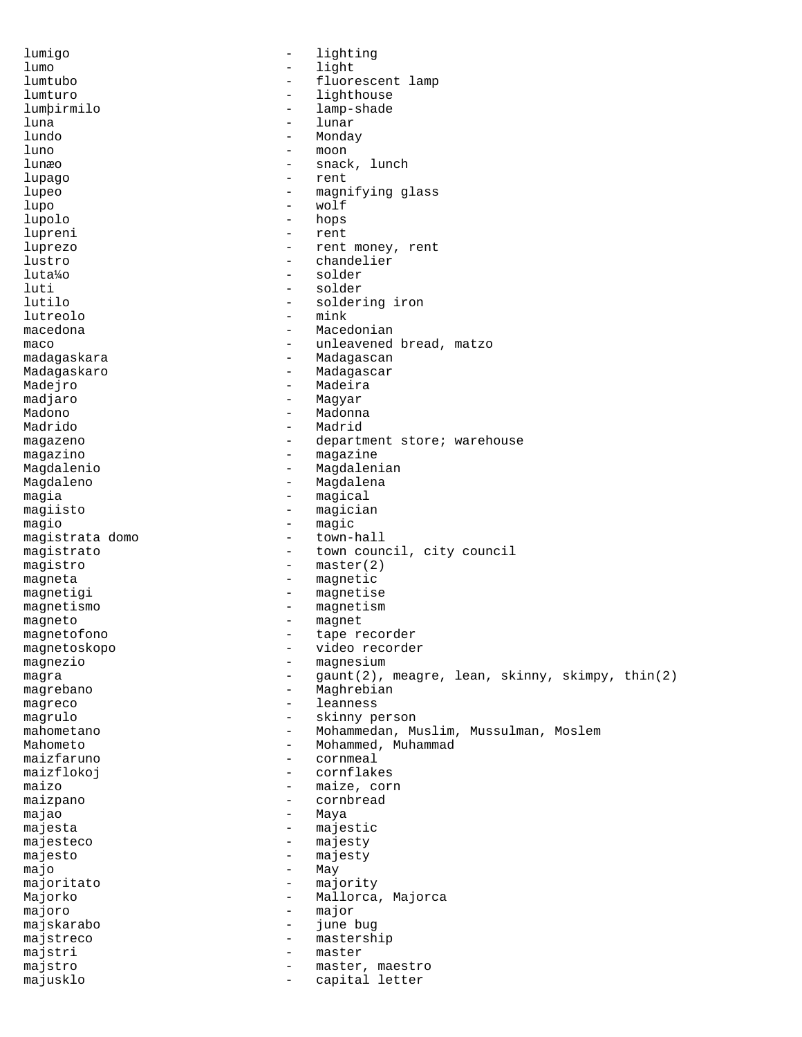lumigo - lighting
lumo - light
lumtubo - fluorescent lamp
lumturo - lighthouse
lumþirmilo - lamp-shade
luna - lunar
lundo - Monday
luno - moon
lunæo - snack, lunch
lupago - rent
lupeo - magnifying glass
lupo - wolf
lupolo - hops
lupreni - rent
luprezo - rent money, rent
lustro - chandelier
luta¼o - solder
luti - solder
lutilo - soldering iron
lutreolo - mink
macedona - Macedonian
maco - unleavened bread, matzo
madagaskara - Madagascan
Madagaskaro - Madagascar
Madejro - Madeira
madjaro - Magyar
Madono - Madonna
Madrido - Madrid
magazeno - department store; warehouse
magazino - magazine
Magdalenio - Magdalenian
Magdaleno - Magdalena
magia - magical
magiisto - magician
magio - magic
magistrata domo - town-hall
magistrato - town council, city council
magistro - master(2)
magneta - magnetic
magnetigi - magnetise
magnetismo - magnetism
magneto - magnet
magnetofono - tape recorder
magnetoskopo - video recorder
magnezio - magnesium
magra - gaunt(2), meagre, lean, skinny, skimpy, thin(2)
magrebano - Maghrebian
magreco - leanness
magrulo - skinny person
mahometano - Mohammedan, Muslim, Mussulman, Moslem
Mahometo - Mohammed, Muhammad
maizfaruno - cornmeal
maizflokoj - cornflakes
maizo - maize, corn
maizpano - cornbread
majao - Maya
majesta - majestic
majesteco - majesty
majesto - majesty
majo - May
majoritato - majority
Majorko - Mallorca, Majorca
majoro - major
majskarabo - june bug
majstreco - mastership
majstri - master
majstro - master, maestro
majusklo - capital letter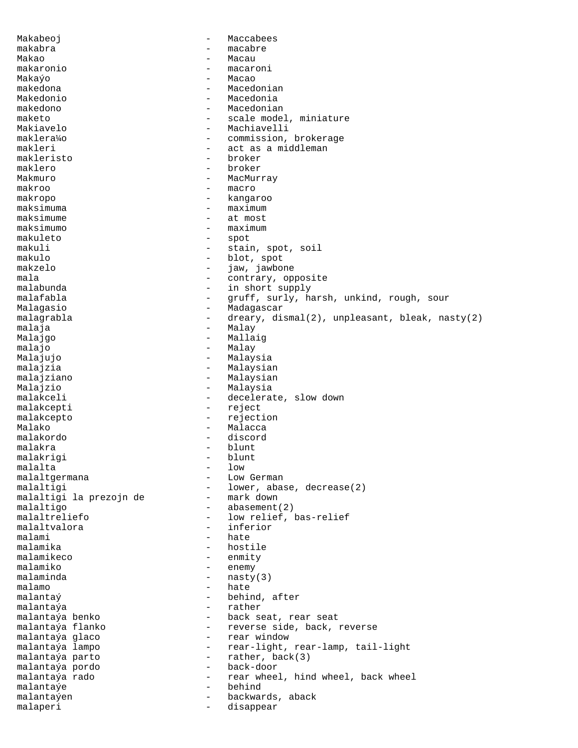Makabeoj - Maccabees
makabra - macabre
Makao - Macau
makaronio - macaroni
Makaŭo - Macao
makedona - Macedonian
Makedonio - Macedonia
makedono - Macedonian
maketo - scale model, miniature
Makiavelo - Machiavelli
maklera¼o - commission, brokerage
makleri - act as a middleman
makleristo - broker
maklero - broker
Makmuro - MacMurray
makroo - macro
makropo - kangaroo
maksimuma - maximum
maksimume - at most
maksimumo - maximum
makuleto - spot
makuli - stain, spot, soil
makulo - blot, spot
makzelo - jaw, jawbone
mala - contrary, opposite
malabunda - in short supply
malafabla - gruff, surly, harsh, unkind, rough, sour
Malagasio - Madagascar
malagrabla - dreary, dismal(2), unpleasant, bleak, nasty(2)
malaja - Malay
Malajgo - Mallaig
malajo - Malay
Malajujo - Malaysia
malajzia - Malaysian
malajziano - Malaysian
Malajzio - Malaysia
malakceli - decelerate, slow down
malakcepti - reject
malakcepto - rejection
Malako - Malacca
malakordo - discord
malakra - blunt
malakrigi - blunt
malalta - low
malaltgermana - Low German
malaltigi - lower, abase, decrease(2)
malaltigi la prezojn de - mark down
malaltigo - abasement(2)
malaltreliefo - low relief, bas-relief
malaltvalora - inferior
malami - hate
malamika - hostile
malamikeco - enmity
malamiko - enemy
malaminda - nasty(3)
malamo - hate
malantaŭ - behind, after
malantaŭa - rather
malantaŭa benko - back seat, rear seat
malantaŭa flanko - reverse side, back, reverse
malantaŭa glaco - rear window
malantaŭa lampo - rear-light, rear-lamp, tail-light
malantaŭa parto - rather, back(3)
malantaŭa pordo - back-door
malantaŭa rado - rear wheel, hind wheel, back wheel
malantaŭe - behind
malantaŭen - backwards, aback
malaperi - disappear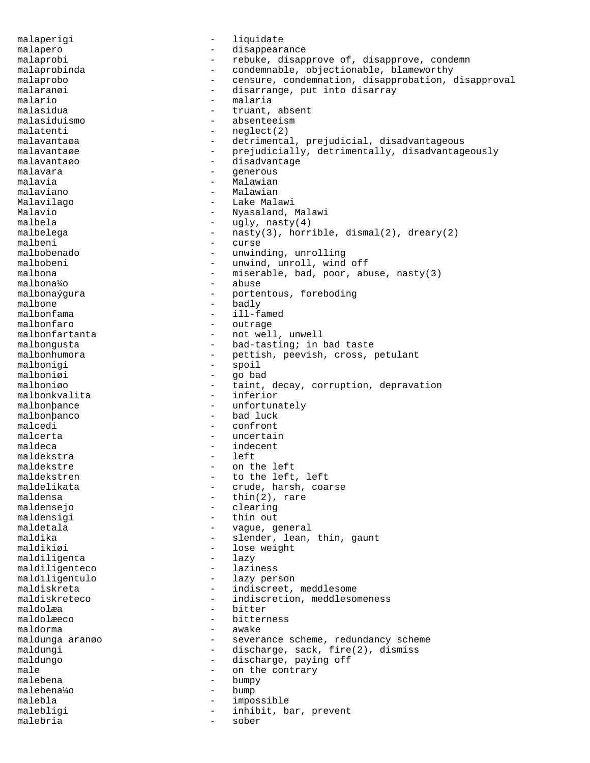malaperigi - liquidate
malapero - disappearance
malaprobi - rebuke, disapprove of, disapprove, condemn
malaprobinda - condemnable, objectionable, blameworthy
malaprobo - censure, condemnation, disapprobation, disapproval
malaranøi - disarrange, put into disarray
malario - malaria
malasidua - truant, absent
malasiduismo - absenteeism
malatenti - neglect(2)
malavantaøa - detrimental, prejudicial, disadvantageous
malavantaøe - prejudicially, detrimentally, disadvantageously
malavantaøo - disadvantage
malavara - generous
malavia - Malawian
malaviano - Malawian
Malavilago - Lake Malawi
Malavio - Nyasaland, Malawi
malbela - ugly, nasty(4)
malbelega - nasty(3), horrible, dismal(2), dreary(2)
malbeni - curse
malbobenado - unwinding, unrolling
malbobeni - unwind, unroll, wind off
malbona - miserable, bad, poor, abuse, nasty(3)
malbona¼o - abuse
malbonaýgura - portentous, foreboding
malbone - badly
malbonfama - ill-famed
malbonfaro - outrage
malbonfartanta - not well, unwell
malbongusta - bad-tasting; in bad taste
malbonhumora - pettish, peevish, cross, petulant
malbonigi - spoil
malboniøi - go bad
malboniøo - taint, decay, corruption, depravation
malbonkvalita - inferior
malbonþance - unfortunately
malbonþanco - bad luck
malcedi - confront
malcerta - uncertain
maldeca - indecent
maldekstra - left
maldekstre - on the left
maldekstren - to the left, left
maldelikata - crude, harsh, coarse
maldensa - thin(2), rare
maldensejo - clearing
maldensigi - thin out
maldetala - vague, general
maldika - slender, lean, thin, gaunt
maldikiøi - lose weight
maldiligenta - lazy
maldiligenteco - laziness
maldiligentulo - lazy person
maldiskreta - indiscreet, meddlesome
maldiskreteco - indiscretion, meddlesomeness
maldolæa - bitter
maldolæeco - bitterness
maldorma - awake
maldunga aranøo - severance scheme, redundancy scheme
maldungi - discharge, sack, fire(2), dismiss
maldungo - discharge, paying off
male - on the contrary
malebena - bumpy
malebena¼o - bump
malebla - impossible
malebligi - inhibit, bar, prevent
malebria - sober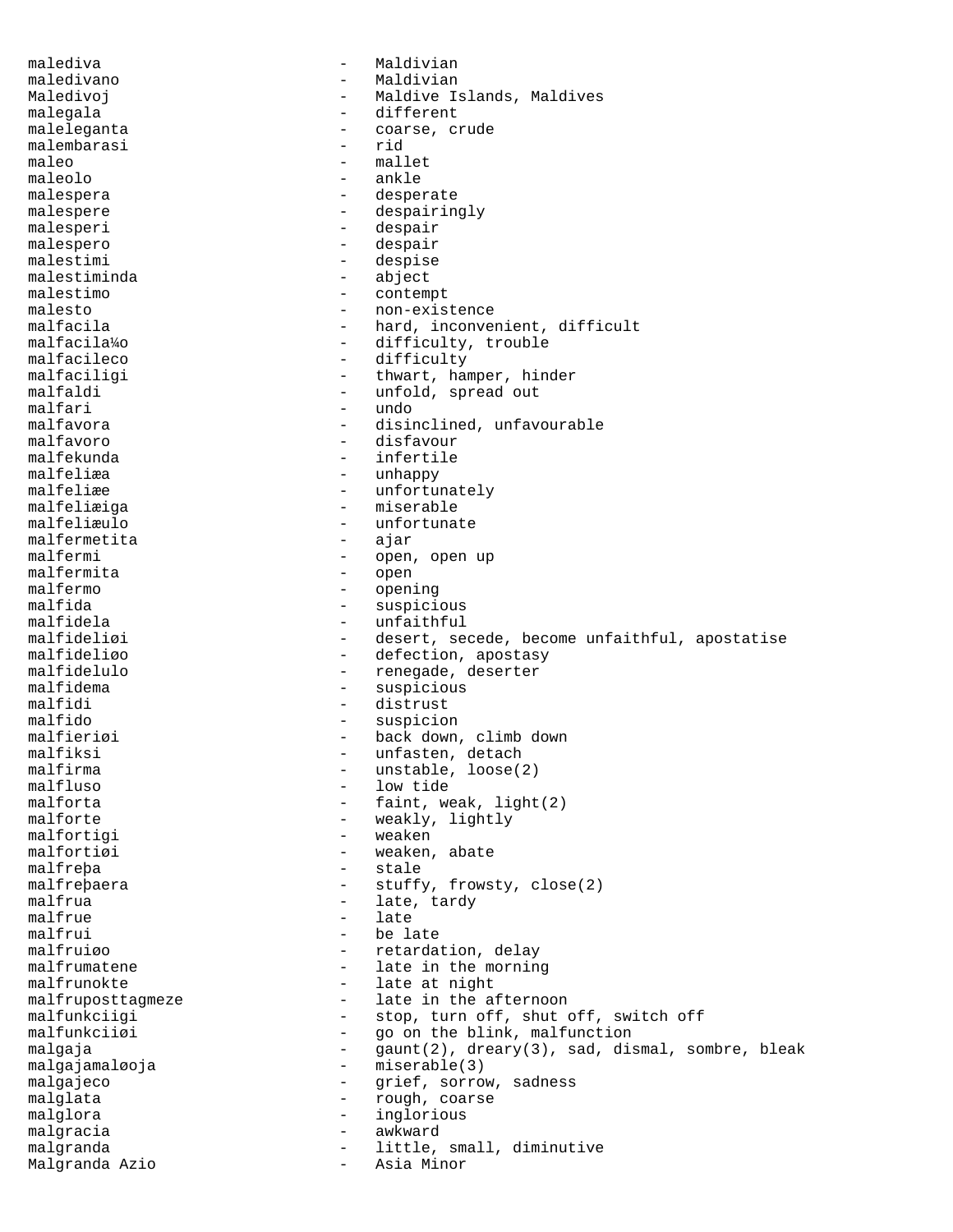```
malediva                    -   Maldivian
maledivano                  -   Maldivian
Maledivoj                   -   Maldive Islands, Maldives
malegala                    -   different
maleleganta                 -   coarse, crude
malembarasi                 -   rid
maleo                       -   mallet
maleolo                     -   ankle
malespera                   -   desperate
malespere                   -   despairingly
malesperi                   -   despair
malespero                   -   despair
malestimi                   -   despise
malestiminda                -   abject
malestimo                   -   contempt
malesto                     -   non-existence
malfacila                   -   hard, inconvenient, difficult
malfacila¼o                 -   difficulty, trouble
malfacileco                 -   difficulty
malfaciligi                 -   thwart, hamper, hinder
malfaldi                    -   unfold, spread out
malfari                     -   undo
malfavora                   -   disinclined, unfavourable
malfavoro                   -   disfavour
malfekunda                  -   infertile
malfeliæa                   -   unhappy
malfeliæe                   -   unfortunately
malfeliæiga                 -   miserable
malfeliæulo                 -   unfortunate
malfermetita                -   ajar
malfermi                    -   open, open up
malfermita                  -   open
malfermo                    -   opening
malfida                     -   suspicious
malfidela                   -   unfaithful
malfideliøi                 -   desert, secede, become unfaithful, apostatise
malfideliøo                 -   defection, apostasy
malfidelulo                 -   renegade, deserter
malfidema                   -   suspicious
malfidi                     -   distrust
malfido                     -   suspicion
malfieriøi                  -   back down, climb down
malfiksi                    -   unfasten, detach
malfirma                    -   unstable, loose(2)
malfluso                    -   low tide
malforta                    -   faint, weak, light(2)
malforte                    -   weakly, lightly
malfortigi                  -   weaken
malfortiøi                  -   weaken, abate
malfreþa                    -   stale
malfreþaera                 -   stuffy, frowsty, close(2)
malfrua                     -   late, tardy
malfrue                     -   late
malfrui                     -   be late
malfruiøo                   -   retardation, delay
malfrumatene                -   late in the morning
malfrunokte                 -   late at night
malfruposttagmeze           -   late in the afternoon
malfunkciigi                -   stop, turn off, shut off, switch off
malfunkciiøi                -   go on the blink, malfunction
malgaja                     -   gaunt(2), dreary(3), sad, dismal, sombre, bleak
malgajamaløoja              -   miserable(3)
malgajeco                   -   grief, sorrow, sadness
malglata                    -   rough, coarse
malglora                    -   inglorious
malgracia                   -   awkward
malgranda                   -   little, small, diminutive
Malgranda Azio              -   Asia Minor
```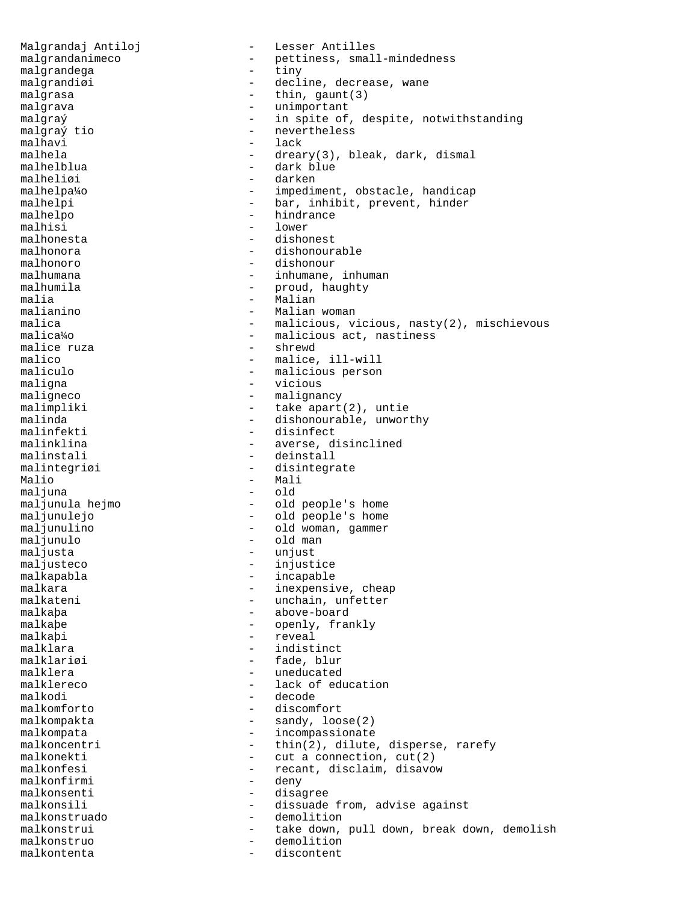Malgrandaj Antiloj - Lesser Antilles
malgrandanimeco - pettiness, small-mindedness
malgrandega - tiny
malgrandiøi - decline, decrease, wane
malgrasa - thin, gaunt(3)
malgrava - unimportant
malgraý - in spite of, despite, notwithstanding
malgraý tio - nevertheless
malhavi - lack
malhela - dreary(3), bleak, dark, dismal
malhelblua - dark blue
malheliøi - darken
malhelpa¼o - impediment, obstacle, handicap
malhelpi - bar, inhibit, prevent, hinder
malhelpo - hindrance
malhisi - lower
malhonesta - dishonest
malhonora - dishonourable
malhonoro - dishonour
malhumana - inhumane, inhuman
malhumila - proud, haughty
malia - Malian
malianino - Malian woman
malica - malicious, vicious, nasty(2), mischievous
malica¼o - malicious act, nastiness
malice ruza - shrewd
malico - malice, ill-will
maliculo - malicious person
maligna - vicious
maligneco - malignancy
malimpliki - take apart(2), untie
malinda - dishonourable, unworthy
malinfekti - disinfect
malinklina - averse, disinclined
malinstali - deinstall
malintegriøi - disintegrate
Malio - Mali
maljuna - old
maljunula hejmo - old people's home
maljunulejo - old people's home
maljunulino - old woman, gammer
maljunulo - old man
maljusta - unjust
maljusteco - injustice
malkapabla - incapable
malkara - inexpensive, cheap
malkateni - unchain, unfetter
malkaþa - above-board
malkaþe - openly, frankly
malkaþi - reveal
malklara - indistinct
malklariøi - fade, blur
malklera - uneducated
malklereco - lack of education
malkodi - decode
malkomforto - discomfort
malkompakta - sandy, loose(2)
malkompata - incompassionate
malkoncentri - thin(2), dilute, disperse, rarefy
malkonekti - cut a connection, cut(2)
malkonfesi - recant, disclaim, disavow
malkonfirmi - deny
malkonsenti - disagree
malkonsili - dissuade from, advise against
malkonstruado - demolition
malkonstrui - take down, pull down, break down, demolish
malkonstruo - demolition
malkontenta - discontent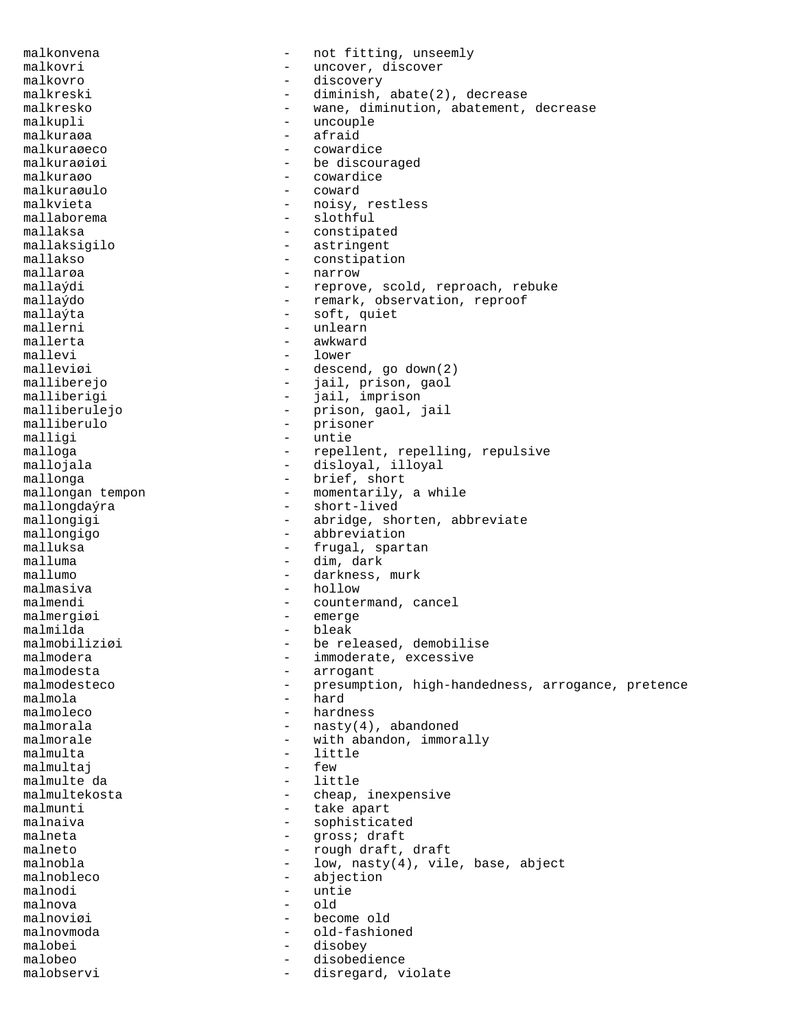malkonvena - not fitting, unseemly
malkovri - uncover, discover
malkovro - discovery
malkreski - diminish, abate(2), decrease
malkresko - wane, diminution, abatement, decrease
malkupli - uncouple
malkuraøa - afraid
malkuraøeco - cowardice
malkuraøiøi - be discouraged
malkuraøo - cowardice
malkuraøulo - coward
malkvieta - noisy, restless
mallaborema - slothful
mallaksa - constipated
mallaksigilo - astringent
mallakso - constipation
mallarøa - narrow
mallaýdi - reprove, scold, reproach, rebuke
mallaýdo - remark, observation, reproof
mallaýta - soft, quiet
mallerni - unlearn
mallerta - awkward
mallevi - lower
malleviøi - descend, go down(2)
malliberejo - jail, prison, gaol
malliberigi - jail, imprison
malliberulejo - prison, gaol, jail
malliberulo - prisoner
malligi - untie
malloga - repellent, repelling, repulsive
mallojala - disloyal, illoyal
mallonga - brief, short
mallongan tempon - momentarily, a while
mallongdaýra - short-lived
mallongigi - abridge, shorten, abbreviate
mallongigo - abbreviation
malluksa - frugal, spartan
malluma - dim, dark
mallumo - darkness, murk
malmasiva - hollow
malmendi - countermand, cancel
malmergiøi - emerge
malmilda - bleak
malmobiliziøi - be released, demobilise
malmodera - immoderate, excessive
malmodesta - arrogant
malmodesteco - presumption, high-handedness, arrogance, pretence
malmola - hard
malmoleco - hardness
malmorala - nasty(4), abandoned
malmorale - with abandon, immorally
malmulta - little
malmultaj - few
malmulte da - little
malmultekosta - cheap, inexpensive
malmunti - take apart
malnaiva - sophisticated
malneta - gross; draft
malneto - rough draft, draft
malnobla - low, nasty(4), vile, base, abject
malnobleco - abjection
malnodi - untie
malnova - old
malnoviøi - become old
malnovmoda - old-fashioned
malobei - disobey
malobeo - disobedience
malobservi - disregard, violate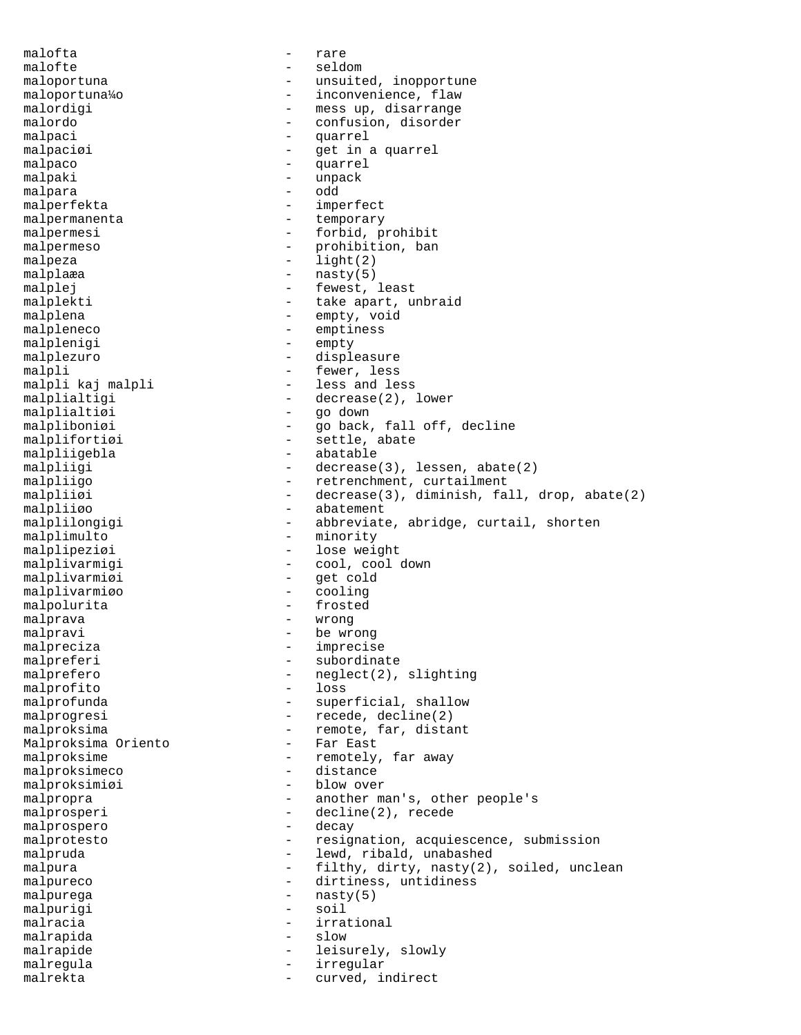malofta - rare
malofte - seldom
maloportuna - unsuited, inopportune
maloportuna¼o - inconvenience, flaw
malordigi - mess up, disarrange
malordo - confusion, disorder
malpaci - quarrel
malpaciøi - get in a quarrel
malpaco - quarrel
malpaki - unpack
malpara - odd
malperfekta - imperfect
malpermanenta - temporary
malpermesi - forbid, prohibit
malpermeso - prohibition, ban
malpeza - light(2)
malplaæa - nasty(5)
malplej - fewest, least
malplekti - take apart, unbraid
malplena - empty, void
malpleneco - emptiness
malplenigi - empty
malplezuro - displeasure
malpli - fewer, less
malpli kaj malpli - less and less
malplialtigi - decrease(2), lower
malplialtiøi - go down
malpliboniøi - go back, fall off, decline
malplifortiøi - settle, abate
malpliigebla - abatable
malpliigi - decrease(3), lessen, abate(2)
malpliigo - retrenchment, curtailment
malpliiøi - decrease(3), diminish, fall, drop, abate(2)
malpliiøo - abatement
malplilongigi - abbreviate, abridge, curtail, shorten
malplimulto - minority
malplipeziøi - lose weight
malplivarmigi - cool, cool down
malplivarmiøi - get cold
malplivarmiøo - cooling
malpolurita - frosted
malprava - wrong
malpravi - be wrong
malpreciza - imprecise
malpreferi - subordinate
malprefero - neglect(2), slighting
malprofito - loss
malprofunda - superficial, shallow
malprogresi - recede, decline(2)
malproksima - remote, far, distant
Malproksima Oriento - Far East
malproksime - remotely, far away
malproksimeco - distance
malproksimiøi - blow over
malpropra - another man's, other people's
malprosperi - decline(2), recede
malprospero - decay
malprotesto - resignation, acquiescence, submission
malpruda - lewd, ribald, unabashed
malpura - filthy, dirty, nasty(2), soiled, unclean
malpureco - dirtiness, untidiness
malpurega - nasty(5)
malpurigi - soil
malracia - irrational
malrapida - slow
malrapide - leisurely, slowly
malregula - irregular
malrekta - curved, indirect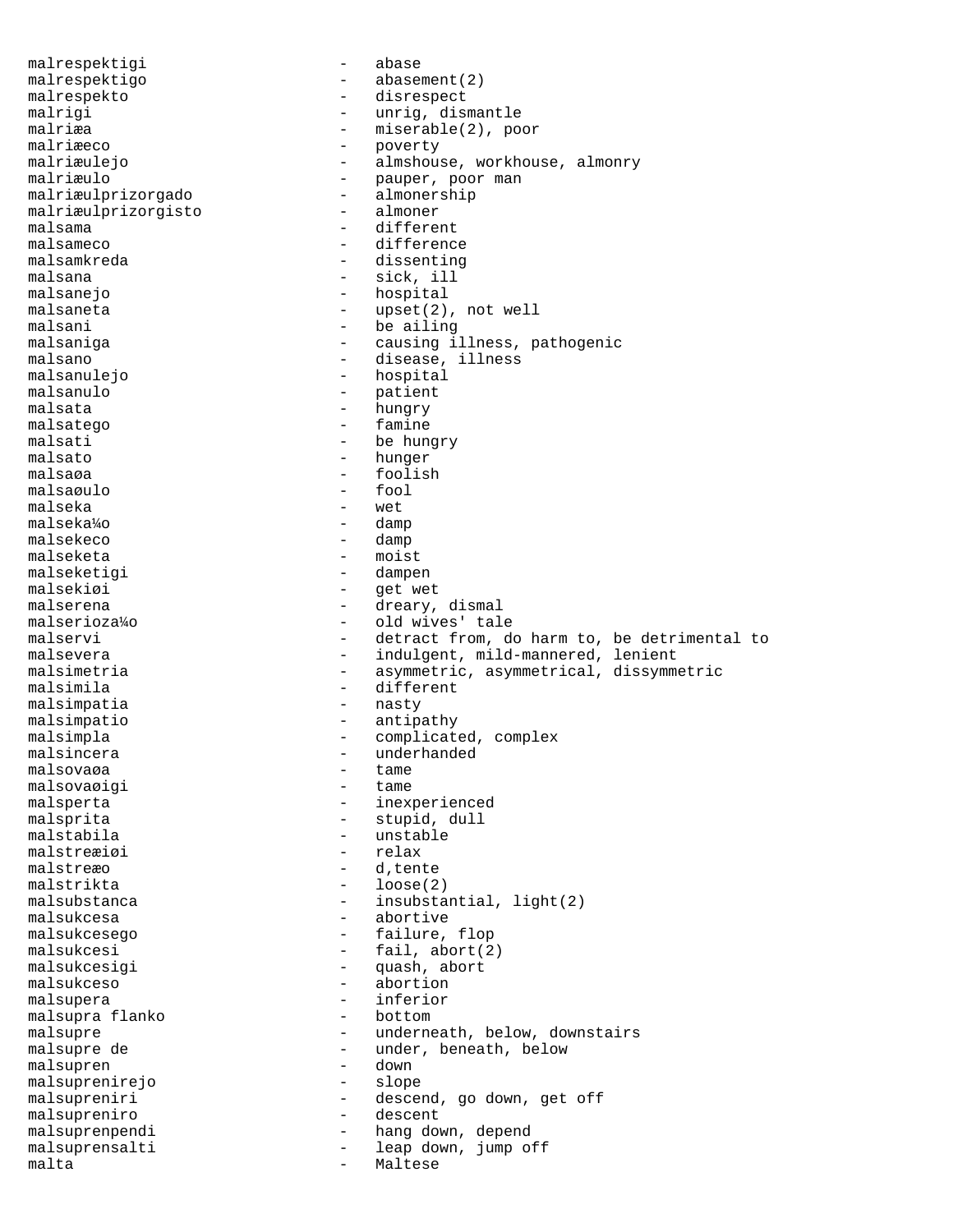malrespektigi - abase
malrespektigo - abasement(2)
malrespekto - disrespect
malrigi - unrig, dismantle
malriæa - miserable(2), poor
malriæeco - poverty
malriæulejo - almshouse, workhouse, almonry
malriæulo - pauper, poor man
malriæulprizorgado - almonership
malriæulprizorgisto - almoner
malsama - different
malsameco - difference
malsamkreda - dissenting
malsana - sick, ill
malsanejo - hospital
malsaneta - upset(2), not well
malsani - be ailing
malsaniga - causing illness, pathogenic
malsano - disease, illness
malsanulejo - hospital
malsanulo - patient
malsata - hungry
malsatego - famine
malsati - be hungry
malsato - hunger
malsaøa - foolish
malsaøulo - fool
malseka - wet
malseka¼o - damp
malsekeco - damp
malseketa - moist
malseketigi - dampen
malsekiøi - get wet
malserena - dreary, dismal
malserioza¼o - old wives' tale
malservi - detract from, do harm to, be detrimental to
malsevera - indulgent, mild-mannered, lenient
malsimetria - asymmetric, asymmetrical, dissymmetric
malsimila - different
malsimpatia - nasty
malsimpatio - antipathy
malsimpla - complicated, complex
malsincera - underhanded
malsovaøa - tame
malsovaøigi - tame
malsperta - inexperienced
malsprita - stupid, dull
malstabila - unstable
malstreæiøi - relax
malstreæo - d,tente
malstrikta - loose(2)
malsubstanca - insubstantial, light(2)
malsukcesa - abortive
malsukcesego - failure, flop
malsukcesi - fail, abort(2)
malsukcesigi - quash, abort
malsukceso - abortion
malsupera - inferior
malsupra flanko - bottom
malsupre - underneath, below, downstairs
malsupre de - under, beneath, below
malsupren - down
malsuprenirejo - slope
malsupreniri - descend, go down, get off
malsupreniro - descent
malsuprenpendi - hang down, depend
malsuprensalti - leap down, jump off
malta - Maltese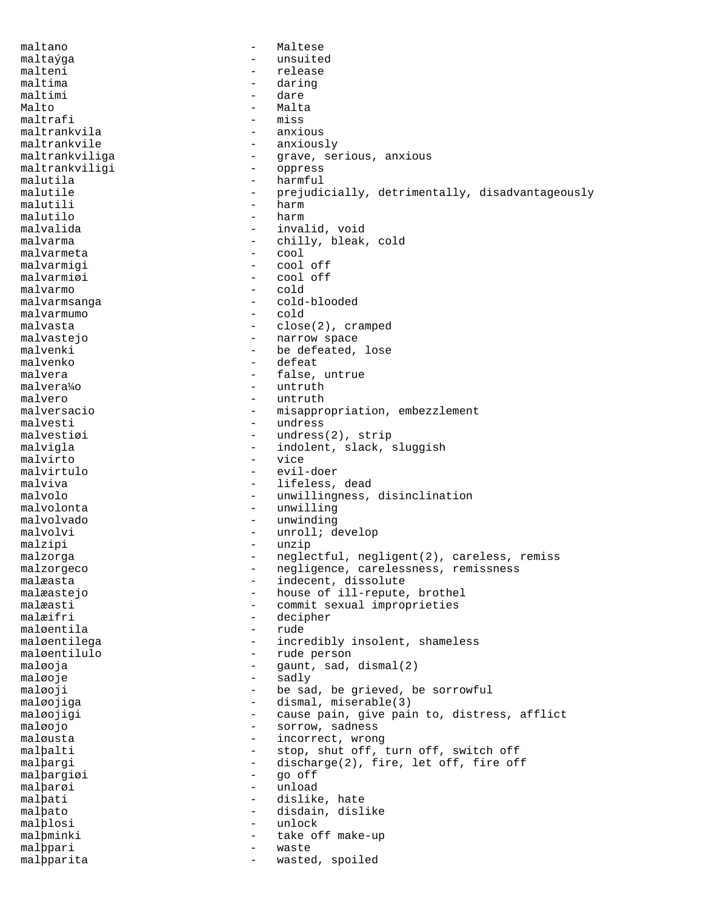maltano - Maltese
maltaýga - unsuited
malteni - release
maltima - daring
maltimi - dare
Malto - Malta
maltrafi - miss
maltrankvila - anxious
maltrankvile - anxiously
maltrankviliga - grave, serious, anxious
maltrankviligi - oppress
malutila - harmful
malutile - prejudicially, detrimentally, disadvantageously
malutili - harm
malutilo - harm
malvalida - invalid, void
malvarma - chilly, bleak, cold
malvarmeta - cool
malvarmigi - cool off
malvarmiøi - cool off
malvarmo - cold
malvarmsanga - cold-blooded
malvarmumo - cold
malvasta - close(2), cramped
malvastejo - narrow space
malvenki - be defeated, lose
malvenko - defeat
malvera - false, untrue
malvera¼o - untruth
malvero - untruth
malversacio - misappropriation, embezzlement
malvesti - undress
malvestiøi - undress(2), strip
malvigla - indolent, slack, sluggish
malvirto - vice
malvirtulo - evil-doer
malviva - lifeless, dead
malvolo - unwillingness, disinclination
malvolonta - unwilling
malvolvado - unwinding
malvolvi - unroll; develop
malzipi - unzip
malzorga - neglectful, negligent(2), careless, remiss
malzorgeco - negligence, carelessness, remissness
malæasta - indecent, dissolute
malæastejo - house of ill-repute, brothel
malæasti - commit sexual improprieties
malæifri - decipher
maløentila - rude
maløentilega - incredibly insolent, shameless
maløentilulo - rude person
maløoja - gaunt, sad, dismal(2)
maløoje - sadly
maløoji - be sad, be grieved, be sorrowful
maløojiga - dismal, miserable(3)
maløojigi - cause pain, give pain to, distress, afflict
maløojo - sorrow, sadness
maløusta - incorrect, wrong
malþalti - stop, shut off, turn off, switch off
malþargi - discharge(2), fire, let off, fire off
malþargiøi - go off
malþarøi - unload
malþati - dislike, hate
malþato - disdain, dislike
malþlosi - unlock
malþminki - take off make-up
malþpari - waste
malþparita - wasted, spoiled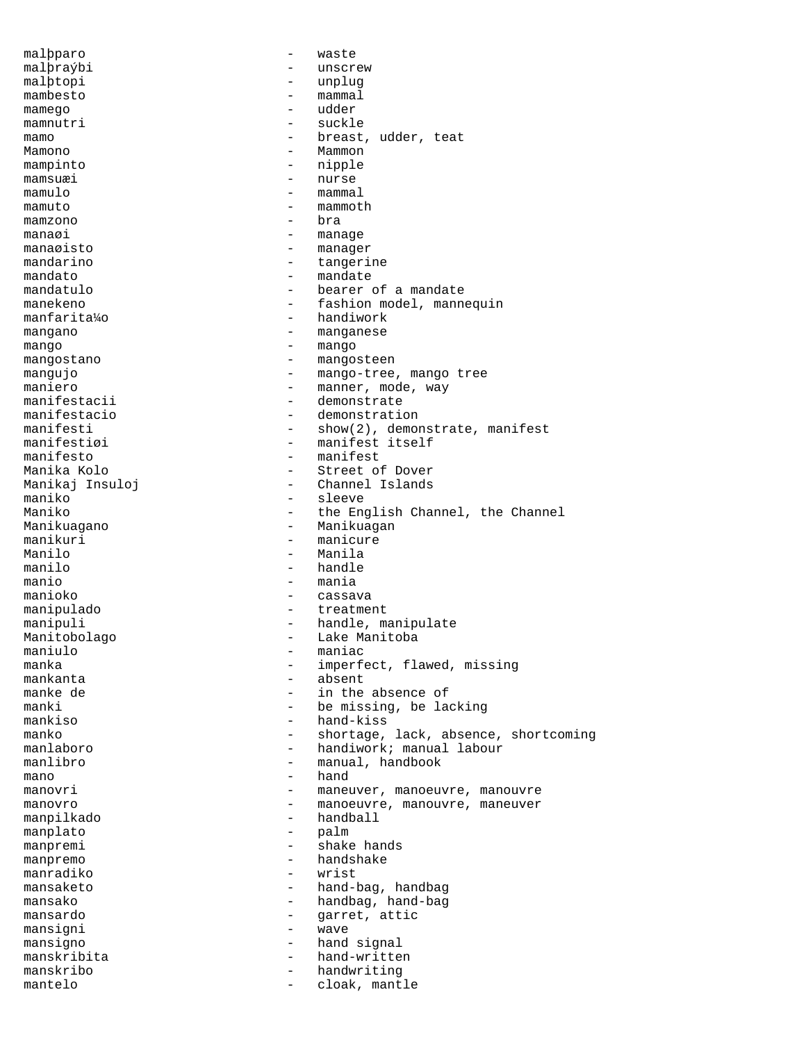malþparo - waste
malþraýbi - unscrew
malþtopi - unplug
mambesto - mammal
mamego - udder
mamnutri - suckle
mamo - breast, udder, teat
Mamono - Mammon
mampinto - nipple
mamsuæi - nurse
mamulo - mammal
mamuto - mammoth
mamzono - bra
manaøi - manage
manaøisto - manager
mandarino - tangerine
mandato - mandate
mandatulo - bearer of a mandate
manekeno - fashion model, mannequin
manfarita¼o - handiwork
mangano - manganese
mango - mango
mangostano - mangosteen
mangujo - mango-tree, mango tree
maniero - manner, mode, way
manifestacii - demonstrate
manifestacio - demonstration
manifesti - show(2), demonstrate, manifest
manifestiøi - manifest itself
manifesto - manifest
Manika Kolo - Street of Dover
Manikaj Insuloj - Channel Islands
maniko - sleeve
Maniko - the English Channel, the Channel
Manikuagano - Manikuagan
manikuri - manicure
Manilo - Manila
manilo - handle
manio - mania
manioko - cassava
manipulado - treatment
manipuli - handle, manipulate
Manitobolago - Lake Manitoba
maniulo - maniac
manka - imperfect, flawed, missing
mankanta - absent
manke de - in the absence of
manki - be missing, be lacking
mankiso - hand-kiss
manko - shortage, lack, absence, shortcoming
manlaboro - handiwork; manual labour
manlibro - manual, handbook
mano - hand
manovri - maneuver, manoeuvre, manouvre
manovro - manoeuvre, manouvre, maneuver
manpilkado - handball
manplato - palm
manpremi - shake hands
manpremo - handshake
manradiko - wrist
mansaketo - hand-bag, handbag
mansako - handbag, hand-bag
mansardo - garret, attic
mansigni - wave
mansigno - hand signal
manskribita - hand-written
manskribo - handwriting
mantelo - cloak, mantle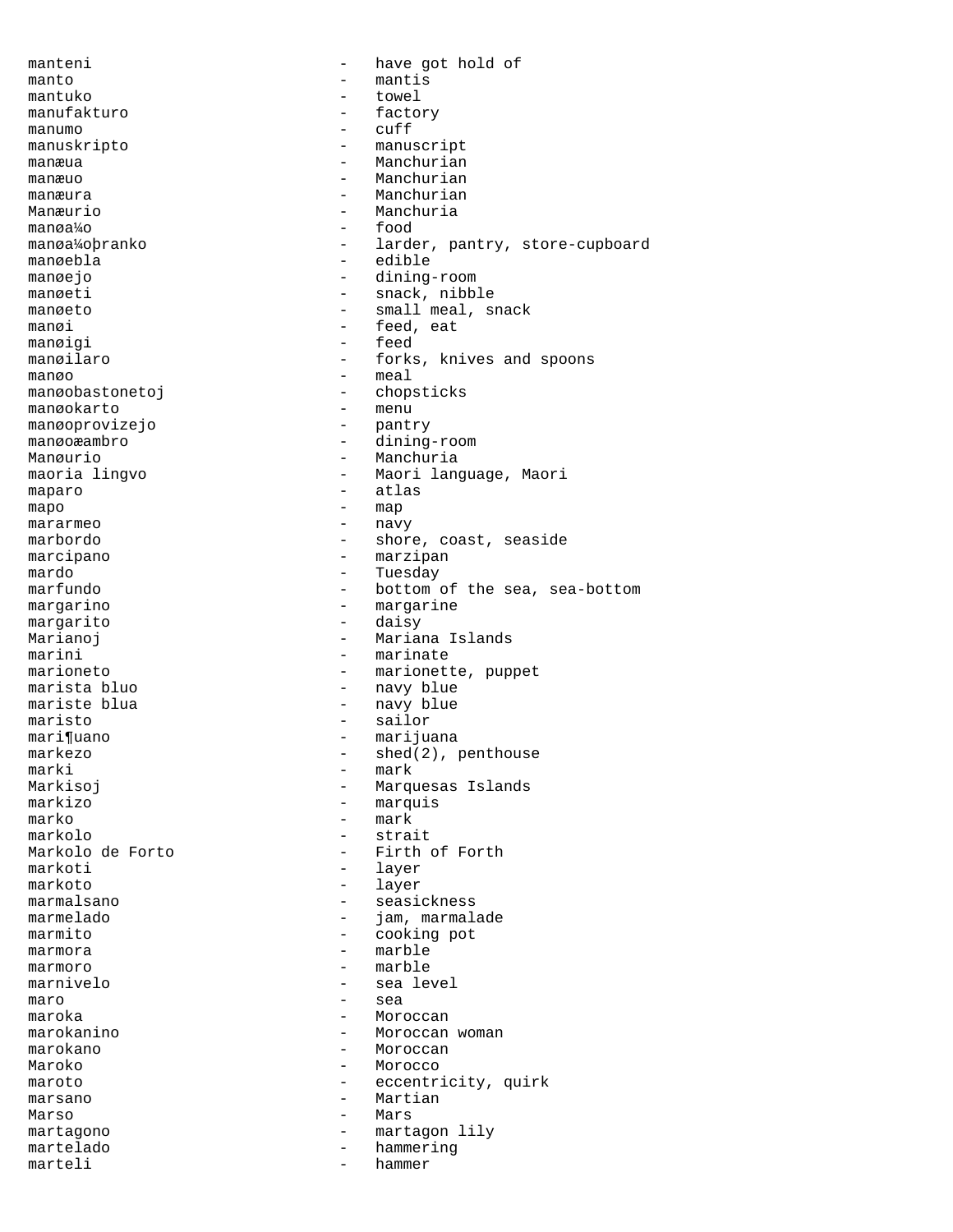```
manteni                     -   have got hold of
manto                       -   mantis
mantuko                     -   towel
manufakturo                 -   factory
manumo                      -   cuff
manuskripto                 -   manuscript
manæua                      -   Manchurian
manæuo                      -   Manchurian
manæura                     -   Manchurian
Manæurio                    -   Manchuria
manøa¼o                     -   food
manøa¼oþranko               -   larder, pantry, store-cupboard
manøebla                    -   edible
manøejo                     -   dining-room
manøeti                     -   snack, nibble
manøeto                     -   small meal, snack
manøi                       -   feed, eat
manøigi                     -   feed
manøilaro                   -   forks, knives and spoons
manøo                       -   meal
manøobastonetoj             -   chopsticks
manøokarto                  -   menu
manøoprovizejo              -   pantry
manøoæambro                 -   dining-room
Manøurio                    -   Manchuria
maoria lingvo               -   Maori language, Maori
maparo                      -   atlas
mapo                        -   map
mararmeo                    -   navy
marbordo                    -   shore, coast, seaside
marcipano                   -   marzipan
mardo                       -   Tuesday
marfundo                    -   bottom of the sea, sea-bottom
margarino                   -   margarine
margarito                   -   daisy
Marianoj                    -   Mariana Islands
marini                      -   marinate
marioneto                   -   marionette, puppet
marista bluo                -   navy blue
mariste blua                -   navy blue
maristo                     -   sailor
mari¶uano                   -   marijuana
markezo                     -   shed(2), penthouse
marki                       -   mark
Markisoj                    -   Marquesas Islands
markizo                     -   marquis
marko                       -   mark
markolo                     -   strait
Markolo de Forto            -   Firth of Forth
markoti                     -   layer
markoto                     -   layer
marmalsano                  -   seasickness
marmelado                   -   jam, marmalade
marmito                     -   cooking pot
marmora                     -   marble
marmoro                     -   marble
marnivelo                   -   sea level
maro                        -   sea
maroka                      -   Moroccan
marokanino                  -   Moroccan woman
marokano                    -   Moroccan
Maroko                      -   Morocco
maroto                      -   eccentricity, quirk
marsano                     -   Martian
Marso                       -   Mars
martagono                   -   martagon lily
martelado                   -   hammering
marteli                     -   hammer
```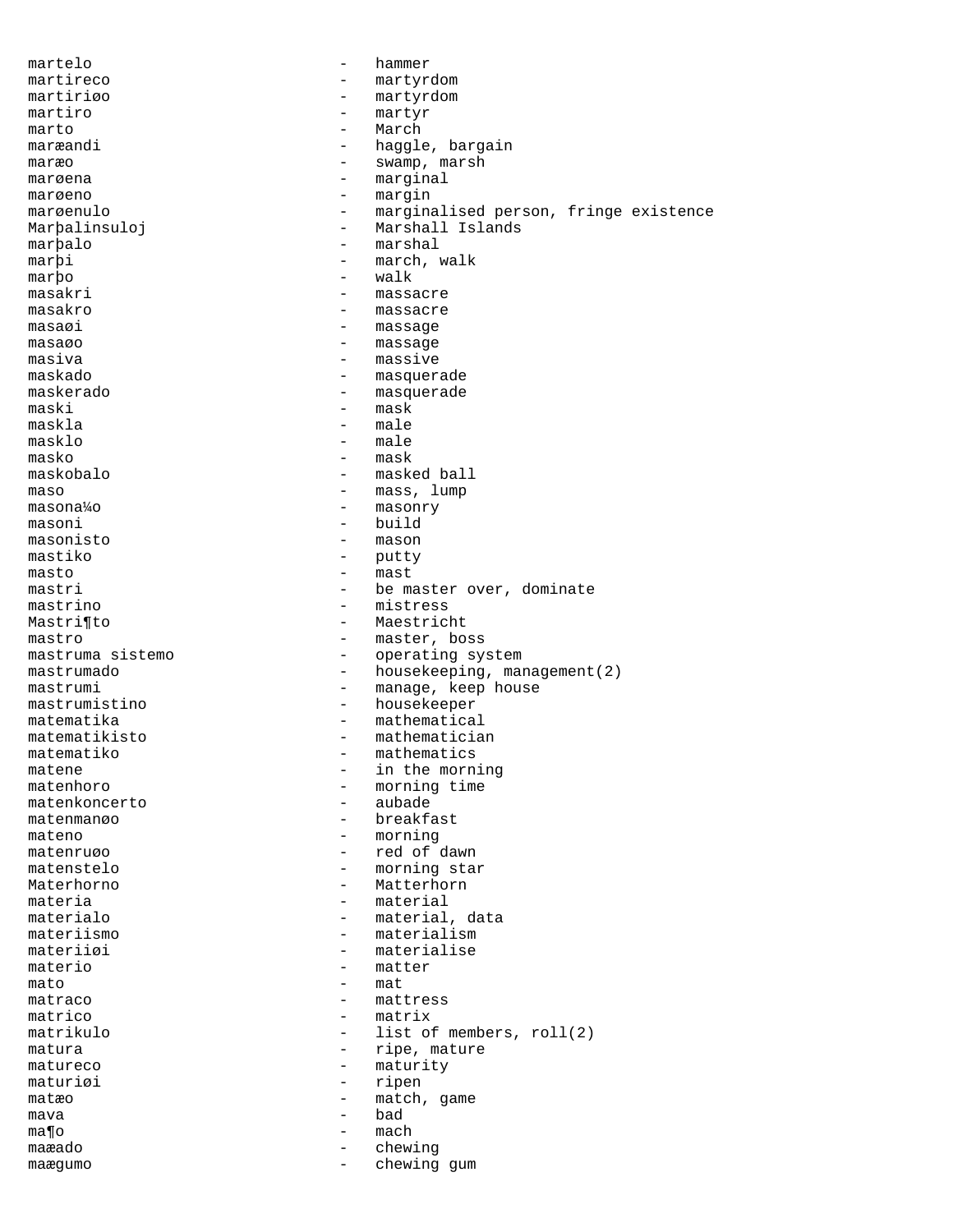```
martelo                    -   hammer
martireco                  -   martyrdom
martiriøo                  -   martyrdom
martiro                    -   martyr
marto                      -   March
maræandi                   -   haggle, bargain
maræo                      -   swamp, marsh
marøena                    -   marginal
marøeno                    -   margin
marøenulo                  -   marginalised person, fringe existence
Marþalinsuloj              -   Marshall Islands
marþalo                    -   marshal
marþi                      -   march, walk
marþo                      -   walk
masakri                    -   massacre
masakro                    -   massacre
masaøi                     -   massage
masaøo                     -   massage
masiva                     -   massive
maskado                    -   masquerade
maskerado                  -   masquerade
maski                      -   mask
maskla                     -   male
masklo                     -   male
masko                      -   mask
maskobalo                  -   masked ball
maso                       -   mass, lump
masona¼o                   -   masonry
masoni                     -   build
masonisto                  -   mason
mastiko                    -   putty
masto                      -   mast
mastri                     -   be master over, dominate
mastrino                   -   mistress
Mastri¶to                  -   Maestricht
mastro                     -   master, boss
mastruma sistemo           -   operating system
mastrumado                 -   housekeeping, management(2)
mastrumi                   -   manage, keep house
mastrumistino              -   housekeeper
matematika                 -   mathematical
matematikisto              -   mathematician
matematiko                 -   mathematics
matene                     -   in the morning
matenhoro                  -   morning time
matenkoncerto              -   aubade
matenmanøo                 -   breakfast
mateno                     -   morning
matenruøo                  -   red of dawn
matenstelo                 -   morning star
Materhorno                 -   Matterhorn
materia                    -   material
materialo                  -   material, data
materiismo                 -   materialism
materiiøi                  -   materialise
materio                    -   matter
mato                       -   mat
matraco                    -   mattress
matrico                    -   matrix
matrikulo                  -   list of members, roll(2)
matura                     -   ripe, mature
matureco                   -   maturity
maturiøi                   -   ripen
matæo                      -   match, game
mava                       -   bad
ma¶o                       -   mach
maæado                     -   chewing
maægumo                    -   chewing gum
```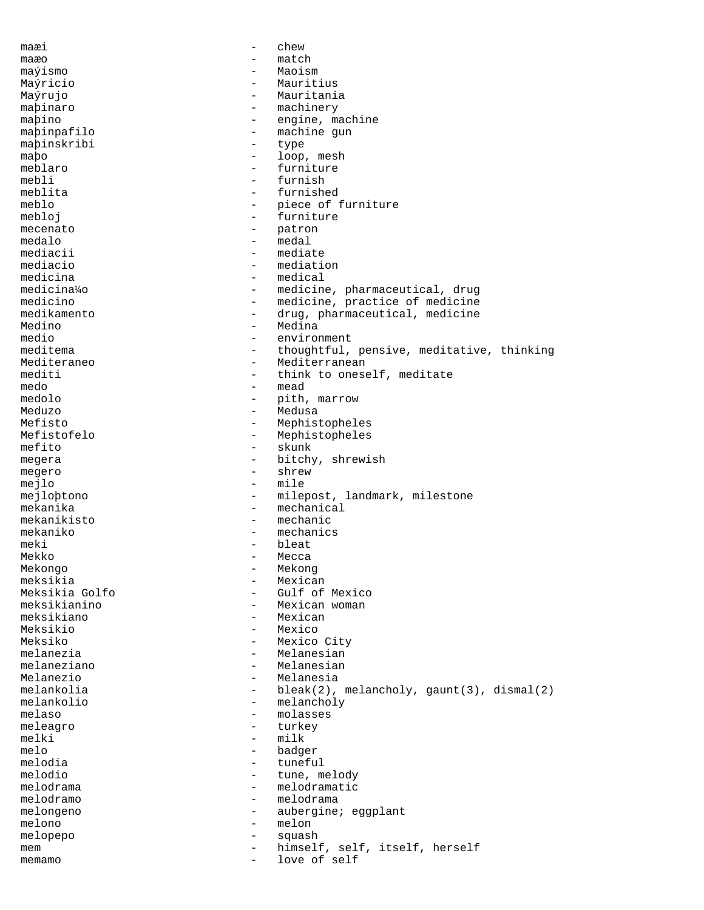maæi - chew
maæo - match
maýismo - Maoism
Maýricio - Mauritius
Maýrujo - Mauritania
maþinaro - machinery
maþino - engine, machine
maþinpafilo - machine gun
maþinskribi - type
maþo - loop, mesh
meblaro - furniture
mebli - furnish
meblita - furnished
meblo - piece of furniture
mebloj - furniture
mecenato - patron
medalo - medal
mediacii - mediate
mediacio - mediation
medicina - medical
medicina¼o - medicine, pharmaceutical, drug
medicino - medicine, practice of medicine
medikamento - drug, pharmaceutical, medicine
Medino - Medina
medio - environment
meditema - thoughtful, pensive, meditative, thinking
Mediteraneo - Mediterranean
mediti - think to oneself, meditate
medo - mead
medolo - pith, marrow
Meduzo - Medusa
Mefisto - Mephistopheles
Mefistofelo - Mephistopheles
mefito - skunk
megera - bitchy, shrewish
megero - shrew
mejlo - mile
mejloþtono - milepost, landmark, milestone
mekanika - mechanical
mekanikisto - mechanic
mekaniko - mechanics
meki - bleat
Mekko - Mecca
Mekongo - Mekong
meksikia - Mexican
Meksikia Golfo - Gulf of Mexico
meksikianino - Mexican woman
meksikiano - Mexican
Meksikio - Mexico
Meksiko - Mexico City
melanezia - Melanesian
melaneziano - Melanesian
Melanezio - Melanesia
melankolia - bleak(2), melancholy, gaunt(3), dismal(2)
melankolio - melancholy
melaso - molasses
meleagro - turkey
melki - milk
melo - badger
melodia - tuneful
melodio - tune, melody
melodrama - melodramatic
melodramo - melodrama
melongeno - aubergine; eggplant
melono - melon
melopepo - squash
mem - himself, self, itself, herself
memamo - love of self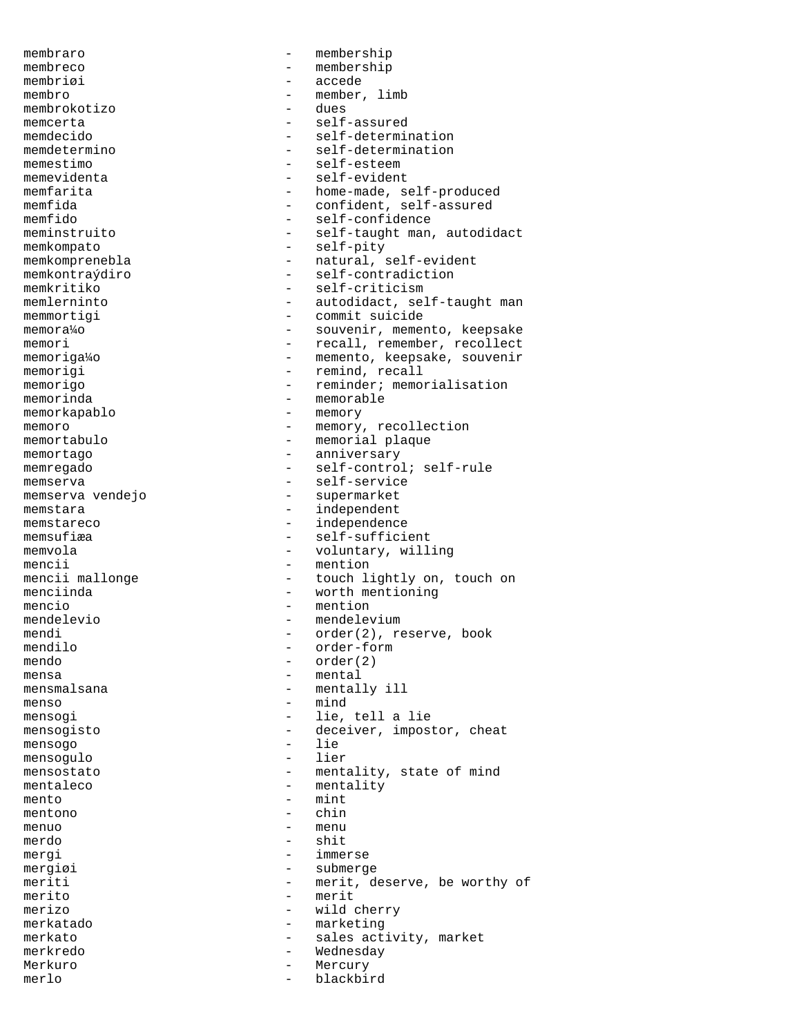membraro - membership
membreco - membership
membriøi - accede
membro - member, limb
membrokotizo - dues
memcerta - self-assured
memdecido - self-determination
memdetermino - self-determination
memestimo - self-esteem
memevidenta - self-evident
memfarita - home-made, self-produced
memfida - confident, self-assured
memfido - self-confidence
meminstruito - self-taught man, autodidact
memkompato - self-pity
memkomprenebla - natural, self-evident
memkontraýdiro - self-contradiction
memkritiko - self-criticism
memlerninto - autodidact, self-taught man
memmortigi - commit suicide
memora¼o - souvenir, memento, keepsake
memori - recall, remember, recollect
memoriga¼o - memento, keepsake, souvenir
memorigi - remind, recall
memorigo - reminder; memorialisation
memorinda - memorable
memorkapablo - memory
memoro - memory, recollection
memortabulo - memorial plaque
memortago - anniversary
memregado - self-control; self-rule
memserva - self-service
memserva vendejo - supermarket
memstara - independent
memstareco - independence
memsufiæa - self-sufficient
memvola - voluntary, willing
mencii - mention
mencii mallonge - touch lightly on, touch on
menciinda - worth mentioning
mencio - mention
mendelevio - mendelevium
mendi - order(2), reserve, book
mendilo - order-form
mendo - order(2)
mensa - mental
mensmalsana - mentally ill
menso - mind
mensogi - lie, tell a lie
mensogisto - deceiver, impostor, cheat
mensogo - lie
mensogulo - lier
mensostato - mentality, state of mind
mentaleco - mentality
mento - mint
mentono - chin
menuo - menu
merdo - shit
mergi - immerse
mergiøi - submerge
meriti - merit, deserve, be worthy of
merito - merit
merizo - wild cherry
merkatado - marketing
merkato - sales activity, market
merkredo - Wednesday
Merkuro - Mercury
merlo - blackbird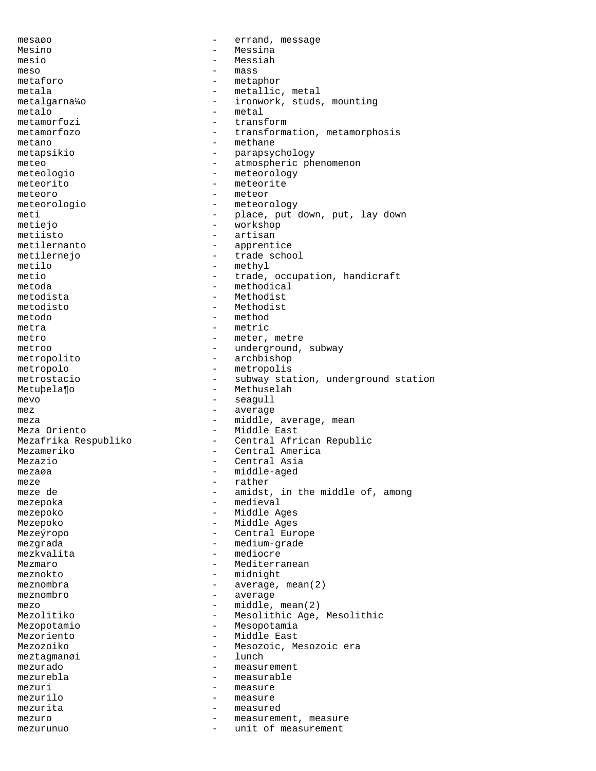mesaøo - errand, message
Mesino - Messina
mesio - Messiah
meso - mass
metaforo - metaphor
metala - metallic, metal
metalgarna¼o - ironwork, studs, mounting
metalo - metal
metamorfozi - transform
metamorfozo - transformation, metamorphosis
metano - methane
metapsikio - parapsychology
meteo - atmospheric phenomenon
meteologio - meteorology
meteorito - meteorite
meteoro - meteor
meteorologio - meteorology
meti - place, put down, put, lay down
metiejo - workshop
metiisto - artisan
metilernanto - apprentice
metilernejo - trade school
metilo - methyl
metio - trade, occupation, handicraft
metoda - methodical
metodista - Methodist
metodisto - Methodist
metodo - method
metra - metric
metro - meter, metre
metroo - underground, subway
metropolito - archbishop
metropolo - metropolis
metrostacio - subway station, underground station
Metuþela¶o - Methuselah
mevo - seagull
mez - average
meza - middle, average, mean
Meza Oriento - Middle East
Mezafrika Respubliko - Central African Republic
Mezameriko - Central America
Mezazio - Central Asia
mezaøa - middle-aged
meze - rather
meze de - amidst, in the middle of, among
mezepoka - medieval
mezepoko - Middle Ages
Mezepoko - Middle Ages
Mezeýropo - Central Europe
mezgrada - medium-grade
mezkvalita - mediocre
Mezmaro - Mediterranean
meznokto - midnight
meznombra - average, mean(2)
meznombro - average
mezo - middle, mean(2)
Mezolitiko - Mesolithic Age, Mesolithic
Mezopotamio - Mesopotamia
Mezoriento - Middle East
Mezozoiko - Mesozoic, Mesozoic era
meztagmanøi - lunch
mezurado - measurement
mezurebla - measurable
mezuri - measure
mezurilo - measure
mezurita - measured
mezuro - measurement, measure
mezurunuo - unit of measurement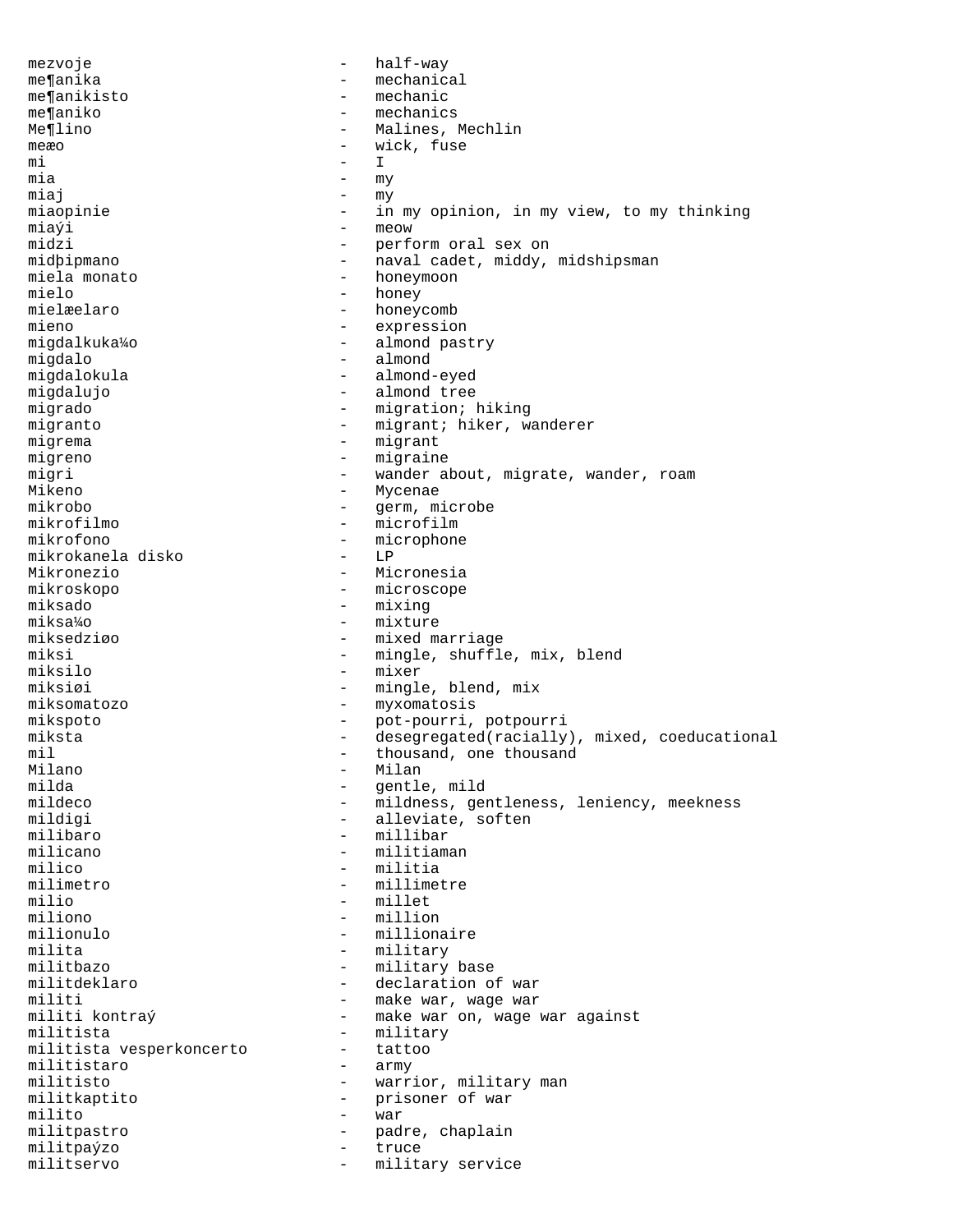mezvoje - half-way
me¶anika - mechanical
me¶anikisto - mechanic
me¶aniko - mechanics
Me¶lino - Malines, Mechlin
meæo - wick, fuse
mi - I
mia - my
miaj - my
miaopinie - in my opinion, in my view, to my thinking
miaýi - meow
midzi - perform oral sex on
midþipmano - naval cadet, middy, midshipsman
miela monato - honeymoon
mielo - honey
mielæelaro - honeycomb
mieno - expression
migdalkuka¼o - almond pastry
migdalo - almond
migdalokula - almond-eyed
migdalujo - almond tree
migrado - migration; hiking
migranto - migrant; hiker, wanderer
migrema - migrant
migreno - migraine
migri - wander about, migrate, wander, roam
Mikeno - Mycenae
mikrobo - germ, microbe
mikrofilmo - microfilm
mikrofono - microphone
mikrokanela disko - LP
Mikronezio - Micronesia
mikroskopo - microscope
miksado - mixing
miksa¼o - mixture
miksedziøo - mixed marriage
miksi - mingle, shuffle, mix, blend
miksilo - mixer
miksiøi - mingle, blend, mix
miksomatozo - myxomatosis
mikspoto - pot-pourri, potpourri
miksta - desegregated(racially), mixed, coeducational
mil - thousand, one thousand
Milano - Milan
milda - gentle, mild
mildeco - mildness, gentleness, leniency, meekness
mildigi - alleviate, soften
milibaro - millibar
milicano - militiaman
milico - militia
milimetro - millimetre
milio - millet
miliono - million
milionulo - millionaire
milita - military
militbazo - military base
militdeklaro - declaration of war
militi - make war, wage war
militi kontraý - make war on, wage war against
militista - military
militista vesperkoncerto - tattoo
militistaro - army
militisto - warrior, military man
militkaptito - prisoner of war
milito - war
militpastro - padre, chaplain
militpaýzo - truce
militservo - military service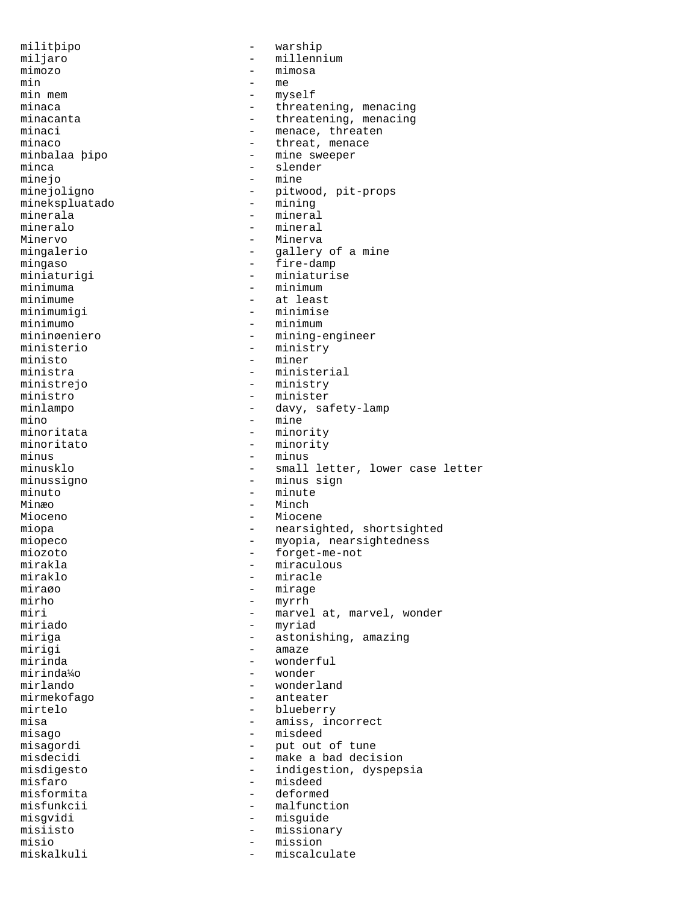militþipo - warship
miljaro - millennium
mimozo - mimosa
min - me
min mem - myself
minaca - threatening, menacing
minacanta - threatening, menacing
minaci - menace, threaten
minaco - threat, menace
minbalaa þipo - mine sweeper
minca - slender
minejo - mine
minejoligno - pitwood, pit-props
mineksplu­atado - mining
minerala - mineral
mineralo - mineral
Minervo - Minerva
mingalerio - gallery of a mine
mingaso - fire-damp
miniaturigi - miniaturise
minimuma - minimum
minimume - at least
minimumigi - minimise
minimumo - minimum
mininøeniero - mining-engineer
ministerio - ministry
ministo - miner
ministra - ministerial
ministrejo - ministry
ministro - minister
minlampo - davy, safety-lamp
mino - mine
minoritata - minority
minoritato - minority
minus - minus
minusklo - small letter, lower case letter
minussigno - minus sign
minuto - minute
Minæo - Minch
Mioceno - Miocene
miopa - nearsighted, shortsighted
miopeco - myopia, nearsightedness
miozoto - forget-me-not
mirakla - miraculous
miraklo - miracle
miraøo - mirage
mirho - myrrh
miri - marvel at, marvel, wonder
miriado - myriad
miriga - astonishing, amazing
mirigi - amaze
mirinda - wonderful
mirinda¼o - wonder
mirlando - wonderland
mirmekofago - anteater
mirtelo - blueberry
misa - amiss, incorrect
misago - misdeed
misagordi - put out of tune
misdecidi - make a bad decision
misdigesto - indigestion, dyspepsia
misfaro - misdeed
misformita - deformed
misfunkcii - malfunction
misgvidi - misguide
misiisto - missionary
misio - mission
miskalkuli - miscalculate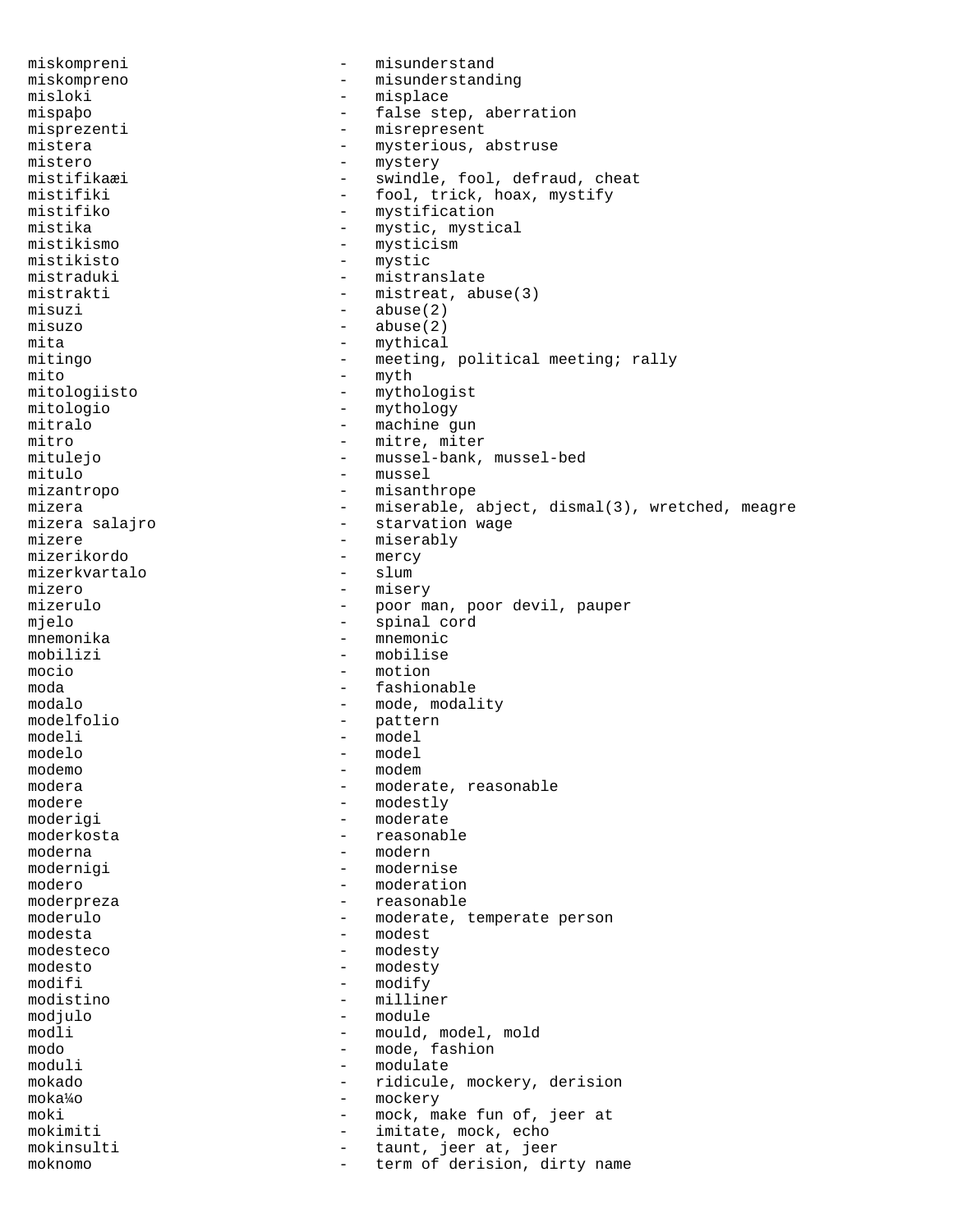miskompreni - misunderstand
miskompreno - misunderstanding
misloki - misplace
mispaþo - false step, aberration
misprezenti - misrepresent
mistera - mysterious, abstruse
mistero - mystery
mistifikaæi - swindle, fool, defraud, cheat
mistifiki - fool, trick, hoax, mystify
mistifiko - mystification
mistika - mystic, mystical
mistikismo - mysticism
mistikisto - mystic
mistraduki - mistranslate
mistrakti - mistreat, abuse(3)
misuzi - abuse(2)
misuzo - abuse(2)
mita - mythical
mitingo - meeting, political meeting; rally
mito - myth
mitologiisto - mythologist
mitologio - mythology
mitralo - machine gun
mitro - mitre, miter
mitulejo - mussel-bank, mussel-bed
mitulo - mussel
mizantropo - misanthrope
mizera - miserable, abject, dismal(3), wretched, meagre
mizera salajro - starvation wage
mizere - miserably
mizerikordo - mercy
mizerkvartalo - slum
mizero - misery
mizerulo - poor man, poor devil, pauper
mjelo - spinal cord
mnemonika - mnemonic
mobilizi - mobilise
mocio - motion
moda - fashionable
modalo - mode, modality
modelfolio - pattern
modeli - model
modelo - model
modemo - modem
modera - moderate, reasonable
modere - modestly
moderigi - moderate
moderkosta - reasonable
moderna - modern
modernigi - modernise
modero - moderation
moderpreza - reasonable
moderulo - moderate, temperate person
modesta - modest
modesteco - modesty
modesto - modesty
modifi - modify
modistino - milliner
modjulo - module
modli - mould, model, mold
modo - mode, fashion
moduli - modulate
mokado - ridicule, mockery, derision
moka¼o - mockery
moki - mock, make fun of, jeer at
mokimiti - imitate, mock, echo
mokinsulti - taunt, jeer at, jeer
moknomo - term of derision, dirty name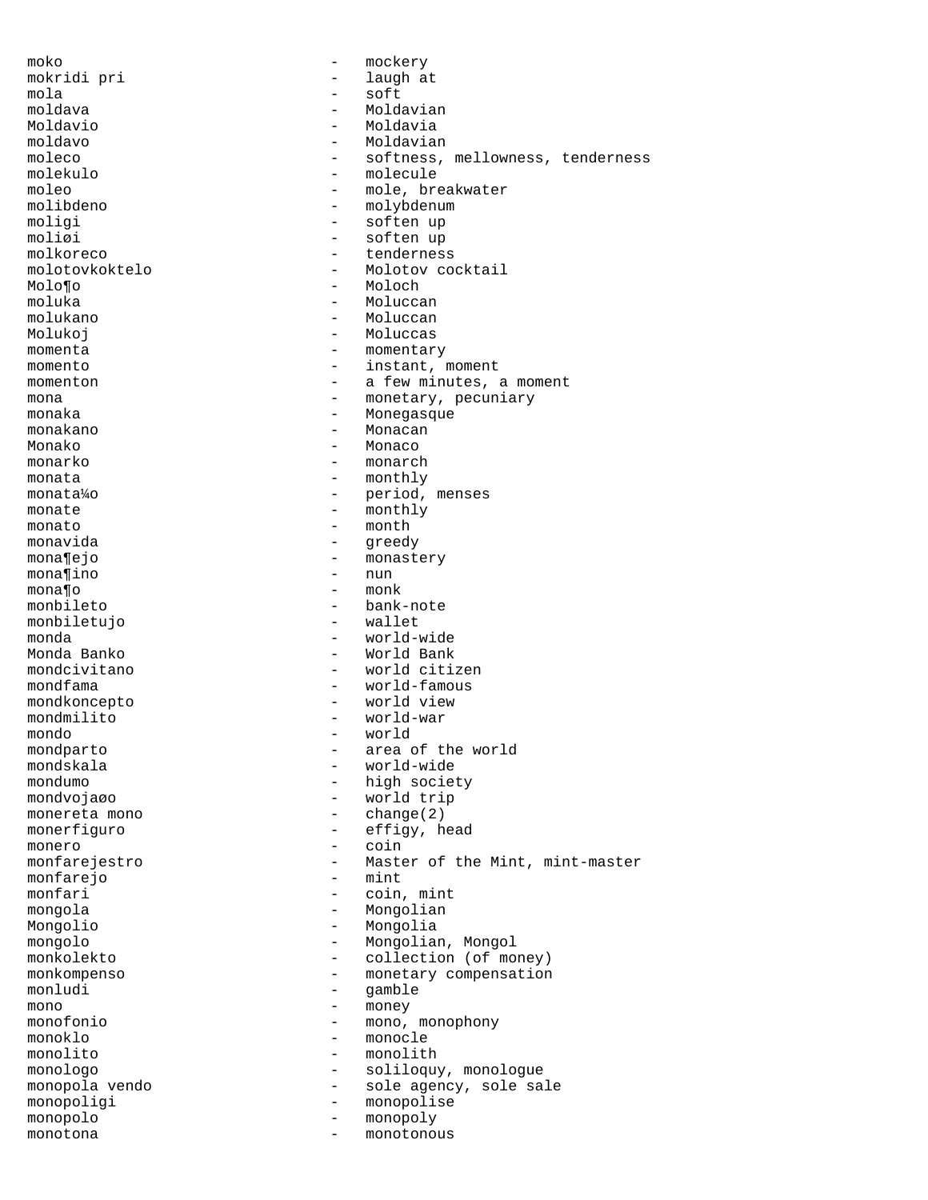moko - mockery
mokridi pri - laugh at
mola - soft
moldava - Moldavian
Moldavio - Moldavia
moldavo - Moldavian
moleco - softness, mellowness, tenderness
molekulo - molecule
moleo - mole, breakwater
molibdeno - molybdenum
moligi - soften up
moliøi - soften up
molkoreco - tenderness
molotovkoktelo - Molotov cocktail
Molo¶o - Moloch
moluka - Moluccan
molukano - Moluccan
Molukoj - Moluccas
momenta - momentary
momento - instant, moment
momenton - a few minutes, a moment
mona - monetary, pecuniary
monaka - Monegasque
monakano - Monacan
Monako - Monaco
monarko - monarch
monata - monthly
monata¼o - period, menses
monate - monthly
monato - month
monavida - greedy
mona¶ejo - monastery
mona¶ino - nun
mona¶o - monk
monbileto - bank-note
monbiletujo - wallet
monda - world-wide
Monda Banko - World Bank
mondcivitano - world citizen
mondfama - world-famous
mondkoncepto - world view
mondmilito - world-war
mondo - world
mondparto - area of the world
mondskala - world-wide
mondumo - high society
mondvojaøo - world trip
monereta mono - change(2)
monerfiguro - effigy, head
monero - coin
monfarejestro - Master of the Mint, mint-master
monfarejo - mint
monfari - coin, mint
mongola - Mongolian
Mongolio - Mongolia
mongolo - Mongolian, Mongol
monkolekto - collection (of money)
monkompenso - monetary compensation
monludi - gamble
mono - money
monofonio - mono, monophony
monoklo - monocle
monolito - monolith
monologo - soliloquy, monologue
monopola vendo - sole agency, sole sale
monopoligi - monopolise
monopolo - monopoly
monotona - monotonous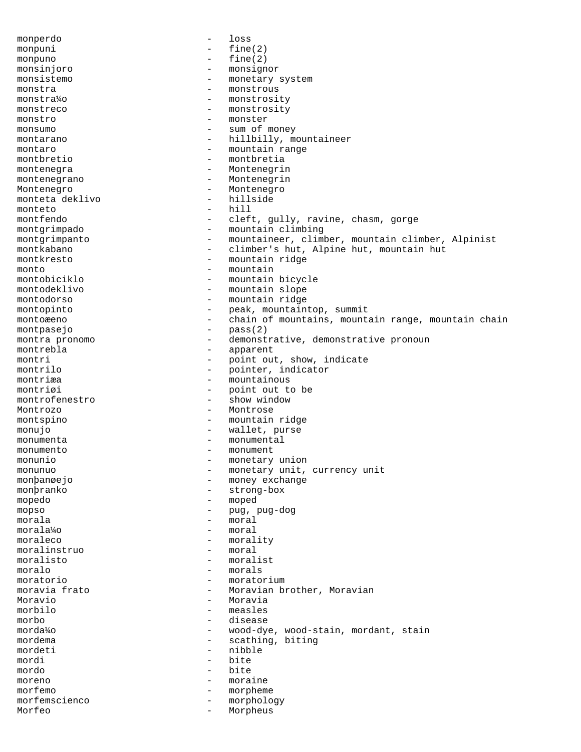```
monperdo                    -   loss
monpuni                     -   fine(2)
monpuno                     -   fine(2)
monsinjoro                  -   monsignor
monsistemo                  -   monetary system
monstra                     -   monstrous
monstra¼o                   -   monstrosity
monstreco                   -   monstrosity
monstro                     -   monster
monsumo                     -   sum of money
montarano                   -   hillbilly, mountaineer
montaro                     -   mountain range
montbretio                  -   montbretia
montenegra                  -   Montenegrin
montenegrano                -   Montenegrin
Montenegro                  -   Montenegro
monteta deklivo             -   hillside
monteto                     -   hill
montfendo                   -   cleft, gully, ravine, chasm, gorge
montgrimpado                -   mountain climbing
montgrimpanto               -   mountaineer, climber, mountain climber, Alpinist
montkabano                  -   climber's hut, Alpine hut, mountain hut
montkresto                  -   mountain ridge
monto                       -   mountain
montobiciklo                -   mountain bicycle
montodeklivo                -   mountain slope
montodorso                  -   mountain ridge
montopinto                  -   peak, mountaintop, summit
montoæeno                   -   chain of mountains, mountain range, mountain chain
montpasejo                  -   pass(2)
montra pronomo              -   demonstrative, demonstrative pronoun
montrebla                   -   apparent
montri                      -   point out, show, indicate
montrilo                    -   pointer, indicator
montriæa                    -   mountainous
montriøi                    -   point out to be
montrofenestro              -   show window
Montrozo                    -   Montrose
montspino                   -   mountain ridge
monujo                      -   wallet, purse
monumenta                   -   monumental
monumento                   -   monument
monunio                     -   monetary union
monunuo                     -   monetary unit, currency unit
monþanøejo                  -   money exchange
monþranko                   -   strong-box
mopedo                      -   moped
mopso                       -   pug, pug-dog
morala                      -   moral
morala¼o                    -   moral
moraleco                    -   morality
moralinstruo                -   moral
moralisto                   -   moralist
moralo                      -   morals
moratorio                   -   moratorium
moravia frato               -   Moravian brother, Moravian
Moravio                     -   Moravia
morbilo                     -   measles
morbo                       -   disease
morda¼o                     -   wood-dye, wood-stain, mordant, stain
mordema                     -   scathing, biting
mordeti                     -   nibble
mordi                       -   bite
mordo                       -   bite
moreno                      -   moraine
morfemo                     -   morpheme
morfemscienco               -   morphology
Morfeo                      -   Morpheus
```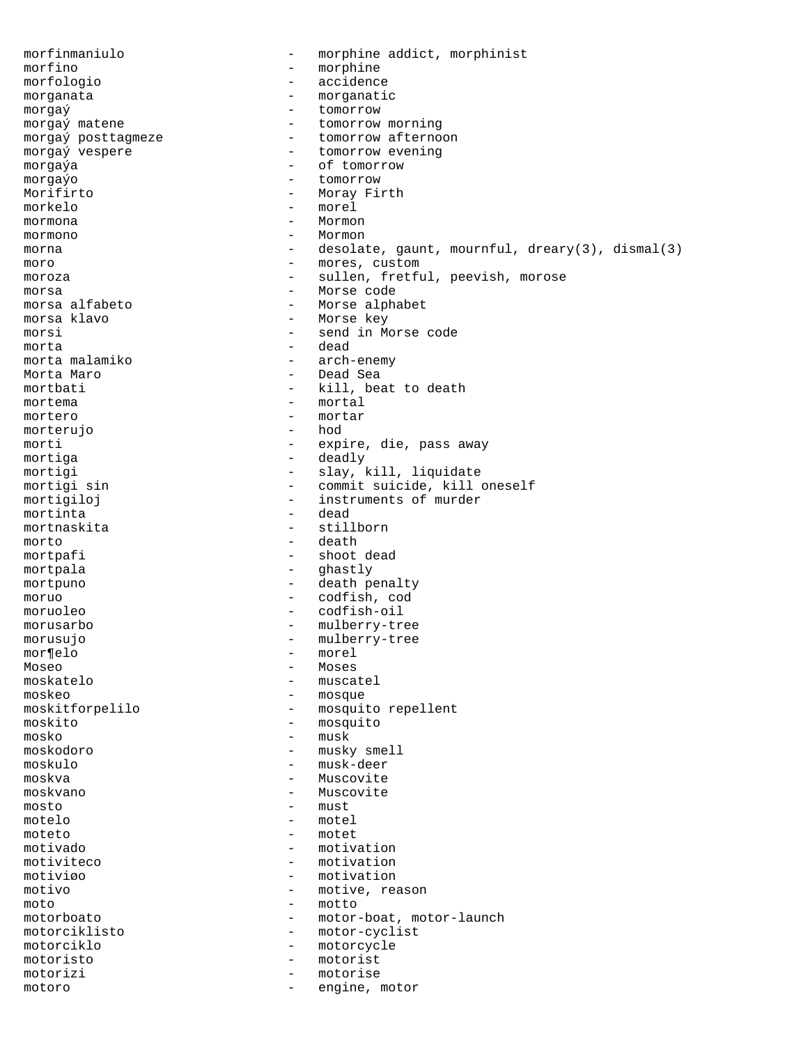morfinmaniulo - morphine addict, morphinist
morfino - morphine
morfologio - accidence
morganata - morganatic
morgaŭ - tomorrow
morgaŭ matene - tomorrow morning
morgaŭ posttagmeze - tomorrow afternoon
morgaŭ vespere - tomorrow evening
morgaŭa - of tomorrow
morgaŭo - tomorrow
Morifirto - Moray Firth
morkelo - morel
mormona - Mormon
mormono - Mormon
morna - desolate, gaunt, mournful, dreary(3), dismal(3)
moro - mores, custom
moroza - sullen, fretful, peevish, morose
morsa - Morse code
morsa alfabeto - Morse alphabet
morsa klavo - Morse key
morsi - send in Morse code
morta - dead
morta malamiko - arch-enemy
Morta Maro - Dead Sea
mortbati - kill, beat to death
mortema - mortal
mortero - mortar
morterujo - hod
morti - expire, die, pass away
mortiga - deadly
mortigi - slay, kill, liquidate
mortigi sin - commit suicide, kill oneself
mortigiloj - instruments of murder
mortinta - dead
mortnaskita - stillborn
morto - death
mortpafi - shoot dead
mortpala - ghastly
mortpuno - death penalty
moruo - codfish, cod
moruoleo - codfish-oil
morusarbo - mulberry-tree
morusujo - mulberry-tree
mor¶elo - morel
Moseo - Moses
moskatelo - muscatel
moskeo - mosque
moskitforpelilo - mosquito repellent
moskito - mosquito
mosko - musk
moskodoro - musky smell
moskulo - musk-deer
moskva - Muscovite
moskvano - Muscovite
mosto - must
motelo - motel
moteto - motet
motivado - motivation
motiviteco - motivation
motiviøo - motivation
motivo - motive, reason
moto - motto
motorboato - motor-boat, motor-launch
motorciklisto - motor-cyclist
motorciklo - motorcycle
motoristo - motorist
motorizi - motorise
motoro - engine, motor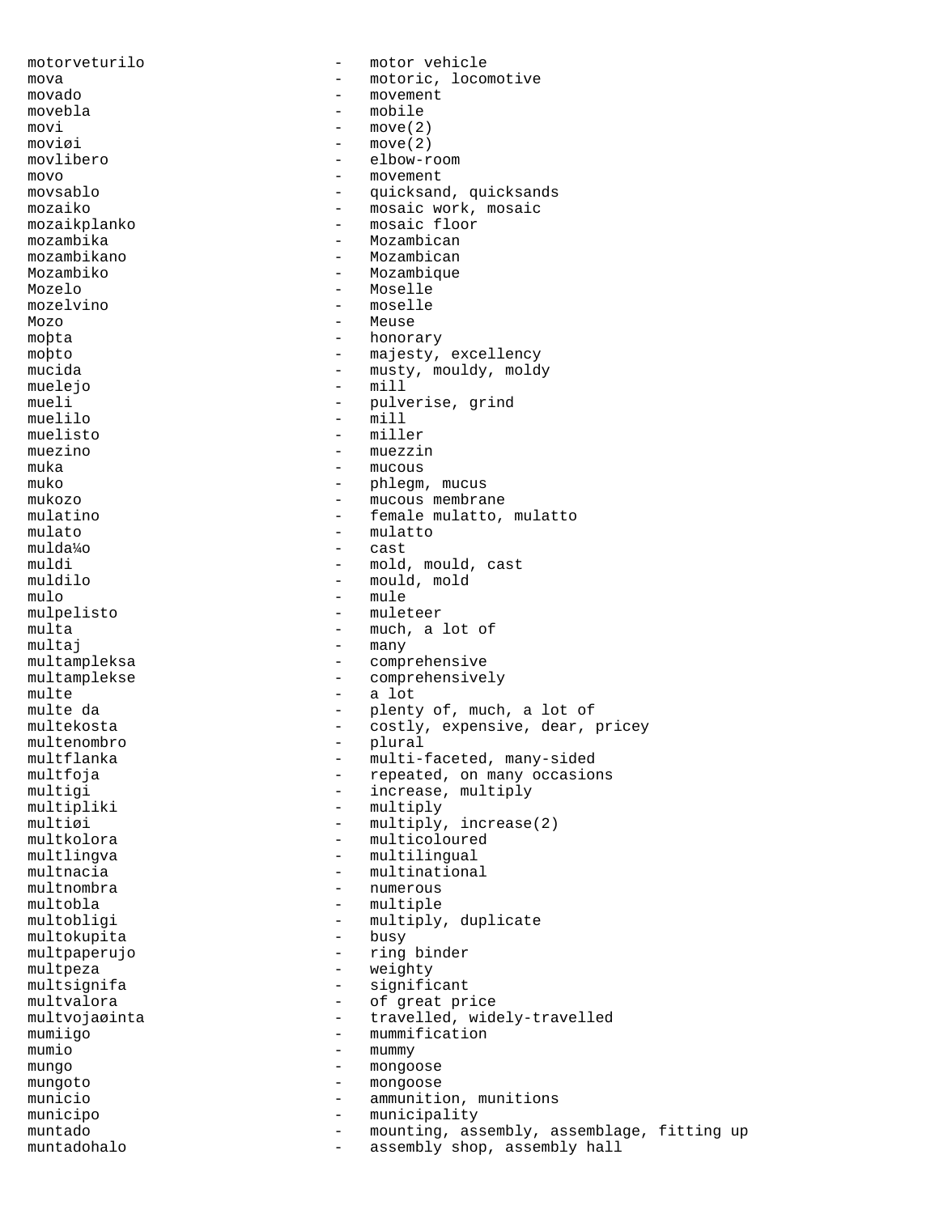motorveturilo - motor vehicle
mova - motoric, locomotive
movado - movement
movebla - mobile
movi - move(2)
moviøi - move(2)
movlibero - elbow-room
movo - movement
movsablo - quicksand, quicksands
mozaiko - mosaic work, mosaic
mozaikplanko - mosaic floor
mozambika - Mozambican
mozambikano - Mozambican
Mozambiko - Mozambique
Mozelo - Moselle
mozelvino - moselle
Mozo - Meuse
moþta - honorary
moþto - majesty, excellency
mucida - musty, mouldy, moldy
muelejo - mill
mueli - pulverise, grind
muelilo - mill
muelisto - miller
muezino - muezzin
muka - mucous
muko - phlegm, mucus
mukozo - mucous membrane
mulatino - female mulatto, mulatto
mulato - mulatto
mulda¼o - cast
muldi - mold, mould, cast
muldilo - mould, mold
mulo - mule
mulpelisto - muleteer
multa - much, a lot of
multaj - many
multampleksa - comprehensive
multamplekse - comprehensively
multe - a lot
multe da - plenty of, much, a lot of
multekosta - costly, expensive, dear, pricey
multenombro - plural
multflanka - multi-faceted, many-sided
multfoja - repeated, on many occasions
multigi - increase, multiply
multipliki - multiply
multiøi - multiply, increase(2)
multkolora - multicoloured
multlingva - multilingual
multnacia - multinational
multnombra - numerous
multobla - multiple
multobligi - multiply, duplicate
multokupita - busy
multpaperujo - ring binder
multpeza - weighty
multsignifa - significant
multvalora - of great price
multvojaøinta - travelled, widely-travelled
mumiigo - mummification
mumio - mummy
mungo - mongoose
mungoto - mongoose
municio - ammunition, munitions
municipo - municipality
muntado - mounting, assembly, assemblage, fitting up
muntadohalo - assembly shop, assembly hall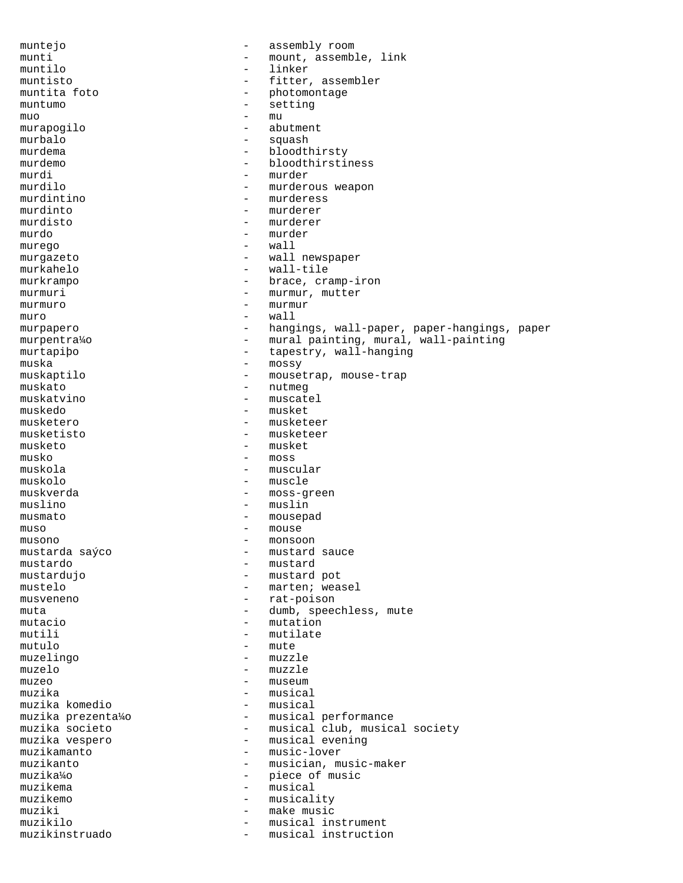muntejo - assembly room
munti - mount, assemble, link
muntilo - linker
muntisto - fitter, assembler
muntita foto - photomontage
muntumo - setting
muo - mu
murapogilo - abutment
murbalo - squash
murdema - bloodthirsty
murdemo - bloodthirstiness
murdi - murder
murdilo - murderous weapon
murdintino - murderess
murdinto - murderer
murdisto - murderer
murdo - murder
murego - wall
murgazeto - wall newspaper
murkahelo - wall-tile
murkrampo - brace, cramp-iron
murmuri - murmur, mutter
murmuro - murmur
muro - wall
murpapero - hangings, wall-paper, paper-hangings, paper
murpentra¼o - mural painting, mural, wall-painting
murtapiþo - tapestry, wall-hanging
muska - mossy
muskaptilo - mousetrap, mouse-trap
muskato - nutmeg
muskatvino - muscatel
muskedo - musket
musketero - musketeer
musketisto - musketeer
musketo - musket
musko - moss
muskola - muscular
muskolo - muscle
muskverda - moss-green
muslino - muslin
musmato - mousepad
muso - mouse
musono - monsoon
mustarda saýco - mustard sauce
mustardo - mustard
mustardujo - mustard pot
mustelo - marten; weasel
musveneno - rat-poison
muta - dumb, speechless, mute
mutacio - mutation
mutili - mutilate
mutulo - mute
muzelingo - muzzle
muzelo - muzzle
muzeo - museum
muzika - musical
muzika komedio - musical
muzika prezenta¼o - musical performance
muzika societo - musical club, musical society
muzika vespero - musical evening
muzikamanto - music-lover
muzikanto - musician, music-maker
muzika¼o - piece of music
muzikema - musical
muzikemo - musicality
muziki - make music
muzikilo - musical instrument
muzikinstruado - musical instruction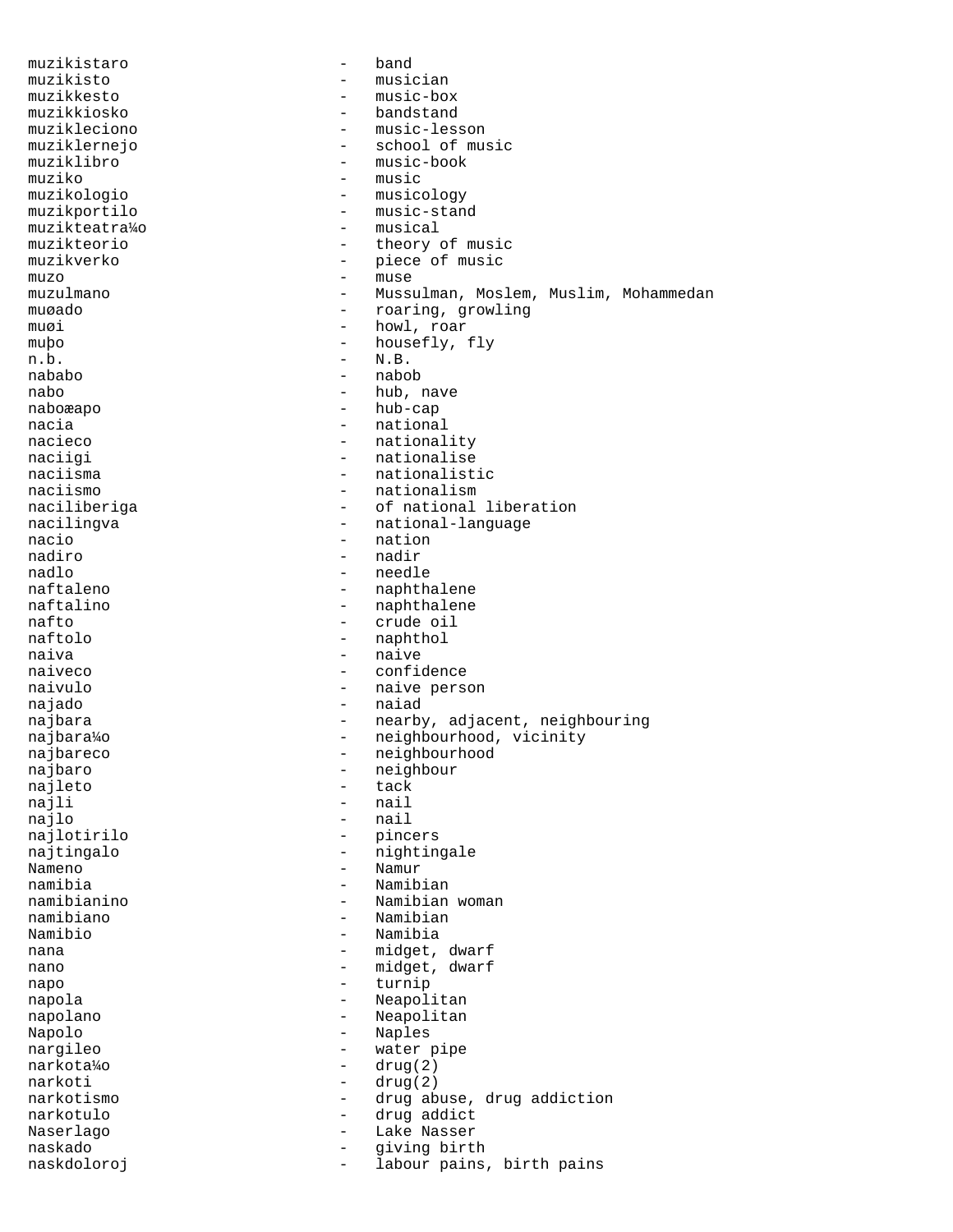muzikistaro - band
muzikisto - musician
muzikkesto - music-box
muzikkiosko - bandstand
muzikleciono - music-lesson
muziklernejo - school of music
muziklibro - music-book
muziko - music
muzikologio - musicology
muzikportilo - music-stand
muzikteatra¼o - musical
muzikteorio - theory of music
muzikverko - piece of music
muzo - muse
muzulmano - Mussulman, Moslem, Muslim, Mohammedan
muøado - roaring, growling
muøi - howl, roar
muþo - housefly, fly
n.b. - N.B.
nababo - nabob
nabo - hub, nave
naboæapo - hub-cap
nacia - national
nacieco - nationality
naciigi - nationalise
naciisma - nationalistic
naciismo - nationalism
naciliberiga - of national liberation
nacilingva - national-language
nacio - nation
nadiro - nadir
nadlo - needle
naftaleno - naphthalene
naftalino - naphthalene
nafto - crude oil
naftolo - naphthol
naiva - naive
naiveco - confidence
naivulo - naive person
najado - naiad
najbara - nearby, adjacent, neighbouring
najbara¼o - neighbourhood, vicinity
najbareco - neighbourhood
najbaro - neighbour
najleto - tack
najli - nail
najlo - nail
najlotirilo - pincers
najtingalo - nightingale
Nameno - Namur
namibia - Namibian
namibianino - Namibian woman
namibiano - Namibian
Namibio - Namibia
nana - midget, dwarf
nano - midget, dwarf
napo - turnip
napola - Neapolitan
napolano - Neapolitan
Napolo - Naples
nargileo - water pipe
narkota¼o - drug(2)
narkoti - drug(2)
narkotismo - drug abuse, drug addiction
narkotulo - drug addict
Naserlago - Lake Nasser
naskado - giving birth
naskdoloroj - labour pains, birth pains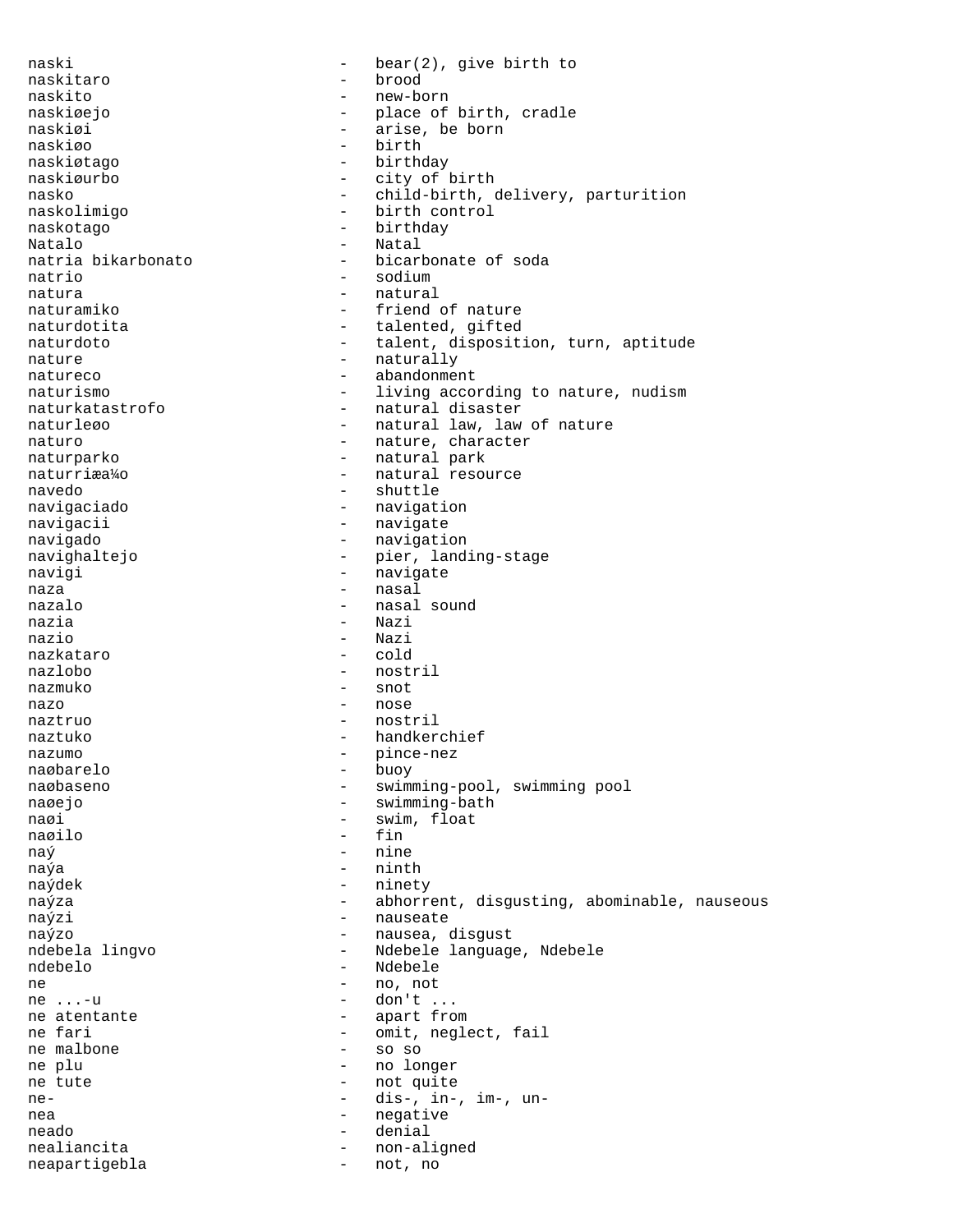naski - bear(2), give birth to
naskitaro - brood
naskito - new-born
naskiøejo - place of birth, cradle
naskiøi - arise, be born
naskiøo - birth
naskiøtago - birthday
naskiøurbo - city of birth
nasko - child-birth, delivery, parturition
naskolimigo - birth control
naskotago - birthday
Natalo - Natal
natria bikarbonato - bicarbonate of soda
natrio - sodium
natura - natural
naturamiko - friend of nature
naturdotita - talented, gifted
naturdoto - talent, disposition, turn, aptitude
nature - naturally
natureco - abandonment
naturismo - living according to nature, nudism
naturkatastrofo - natural disaster
naturleøo - natural law, law of nature
naturo - nature, character
naturparko - natural park
naturriæa¼o - natural resource
navedo - shuttle
navigaciado - navigation
navigacii - navigate
navigado - navigation
navighaltejo - pier, landing-stage
navigi - navigate
naza - nasal
nazalo - nasal sound
nazia - Nazi
nazio - Nazi
nazkataro - cold
nazlobo - nostril
nazmuko - snot
nazo - nose
naztruo - nostril
naztuko - handkerchief
nazumo - pince-nez
naøbarelo - buoy
naøbaseno - swimming-pool, swimming pool
naøejo - swimming-bath
naøi - swim, float
naøilo - fin
naý - nine
naýa - ninth
naýdek - ninety
naýza - abhorrent, disgusting, abominable, nauseous
naýzi - nauseate
naýzo - nausea, disgust
ndebela lingvo - Ndebele language, Ndebele
ndebelo - Ndebele
ne - no, not
ne ...-u - don't ...
ne atentante - apart from
ne fari - omit, neglect, fail
ne malbone - so so
ne plu - no longer
ne tute - not quite
ne- - dis-, in-, im-, un-
nea - negative
neado - denial
nealiancita - non-aligned
neapartigebla - not, no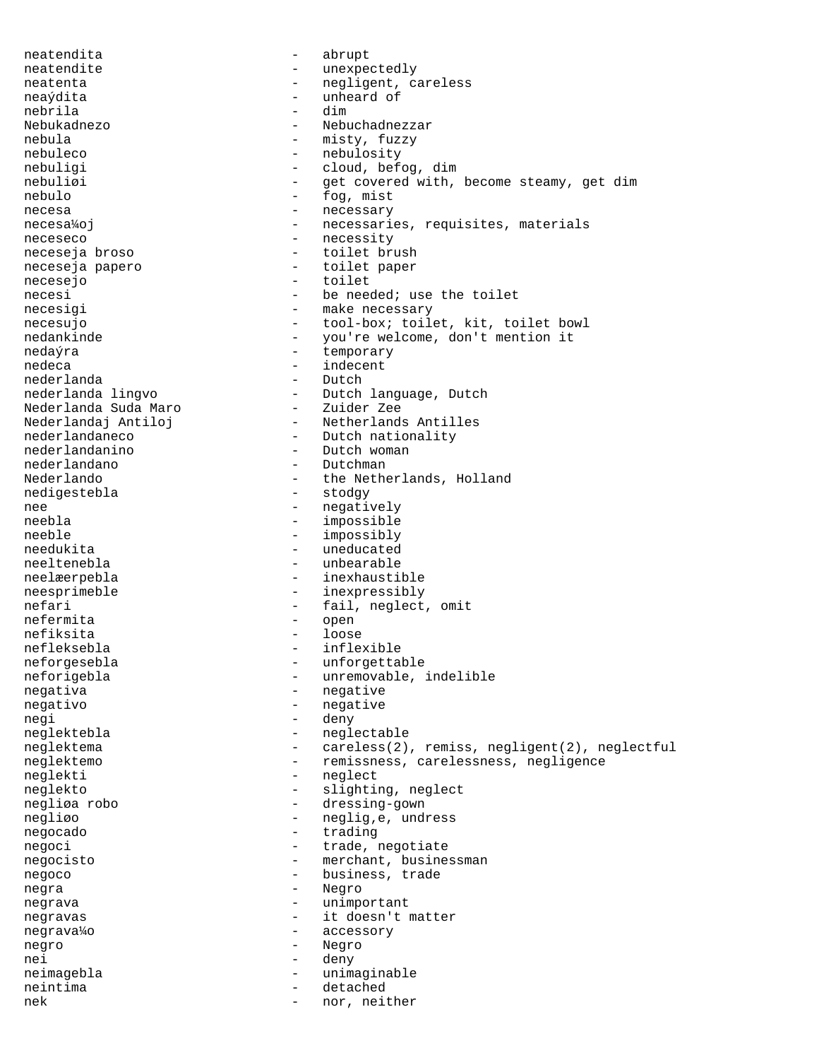neatendita - abrupt
neatendite - unexpectedly
neatenta - negligent, careless
neaýdita - unheard of
nebrila - dim
Nebukadnezo - Nebuchadnezzar
nebula - misty, fuzzy
nebuleco - nebulosity
nebuligi - cloud, befog, dim
nebuliøi - get covered with, become steamy, get dim
nebulo - fog, mist
necesa - necessary
necesa¼oj - necessaries, requisites, materials
neceseco - necessity
neceseja broso - toilet brush
neceseja papero - toilet paper
necesejo - toilet
necesi - be needed; use the toilet
necesigi - make necessary
necesujo - tool-box; toilet, kit, toilet bowl
nedankinde - you're welcome, don't mention it
nedaýra - temporary
nedeca - indecent
nederlanda - Dutch
nederlanda lingvo - Dutch language, Dutch
Nederlanda Suda Maro - Zuider Zee
Nederlandaj Antiloj - Netherlands Antilles
nederlandaneco - Dutch nationality
nederlandanino - Dutch woman
nederlandano - Dutchman
Nederlando - the Netherlands, Holland
nedigestebla - stodgy
nee - negatively
neebla - impossible
neeble - impossibly
needukita - uneducated
neeltenebla - unbearable
neelæerpebla - inexhaustible
neesprimeble - inexpressibly
nefari - fail, neglect, omit
nefermita - open
nefiksita - loose
nefleksebla - inflexible
neforgesebla - unforgettable
neforigebla - unremovable, indelible
negativa - negative
negativo - negative
negi - deny
neglektebla - neglectable
neglektema - careless(2), remiss, negligent(2), neglectful
neglektemo - remissness, carelessness, negligence
neglekti - neglect
neglekto - slighting, neglect
negliøa robo - dressing-gown
negliøo - neglig,e, undress
negocado - trading
negoci - trade, negotiate
negocisto - merchant, businessman
negoco - business, trade
negra - Negro
negrava - unimportant
negravas - it doesn't matter
negrava¼o - accessory
negro - Negro
nei - deny
neimagebla - unimaginable
neintima - detached
nek - nor, neither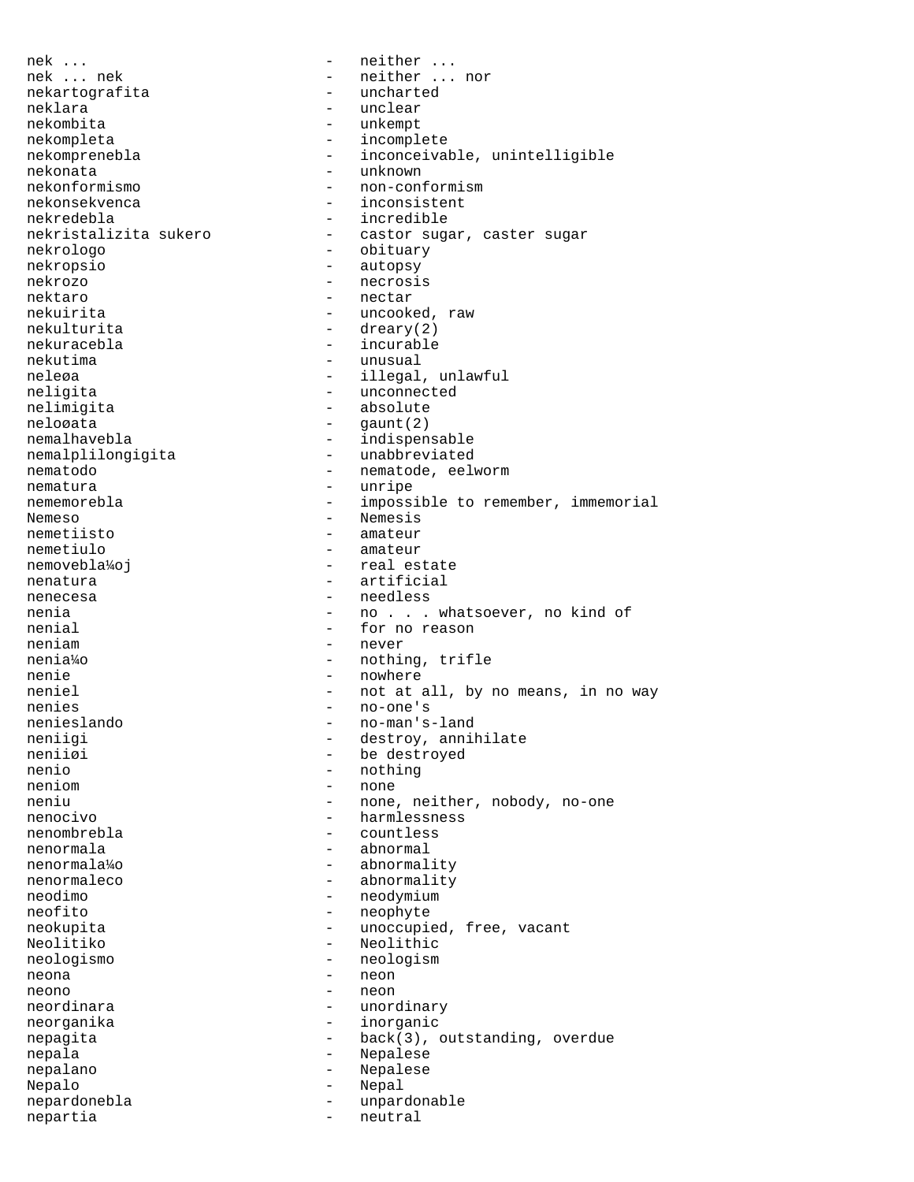nek ... - neither ...
nek ... nek - neither ... nor
nekartografita - uncharted
neklara - unclear
nekombita - unkempt
nekompleta - incomplete
nekomprenebla - inconceivable, unintelligible
nekonata - unknown
nekonformismo - non-conformism
nekonsekvenca - inconsistent
nekredebla - incredible
nekristalizita sukero - castor sugar, caster sugar
nekrologo - obituary
nekropsio - autopsy
nekrozo - necrosis
nektaro - nectar
nekuirita - uncooked, raw
nekulturita - dreary(2)
nekuracebla - incurable
nekutima - unusual
neleøa - illegal, unlawful
neligita - unconnected
nelimigita - absolute
neloøata - gaunt(2)
nemalhavebla - indispensable
nemalplilongigita - unabbreviated
nematodo - nematode, eelworm
nematura - unripe
nememorebla - impossible to remember, immemorial
Nemeso - Nemesis
nemetiisto - amateur
nemetiulo - amateur
nemovebla¼oj - real estate
nenatura - artificial
nenecesa - needless
nenia - no . . . whatsoever, no kind of
nenial - for no reason
neniam - never
nenia¼o - nothing, trifle
nenie - nowhere
neniel - not at all, by no means, in no way
nenies - no-one's
nenieslando - no-man's-land
neniigi - destroy, annihilate
neniiøi - be destroyed
nenio - nothing
neniom - none
neniu - none, neither, nobody, no-one
nenocivo - harmlessness
nenombrebla - countless
nenormala - abnormal
nenormala¼o - abnormality
nenormaleco - abnormality
neodimo - neodymium
neofito - neophyte
neokupita - unoccupied, free, vacant
Neolitiko - Neolithic
neologismo - neologism
neona - neon
neono - neon
neordinara - unordinary
neorganika - inorganic
nepagita - back(3), outstanding, overdue
nepala - Nepalese
nepalano - Nepalese
Nepalo - Nepal
nepardonebla - unpardonable
nepartia - neutral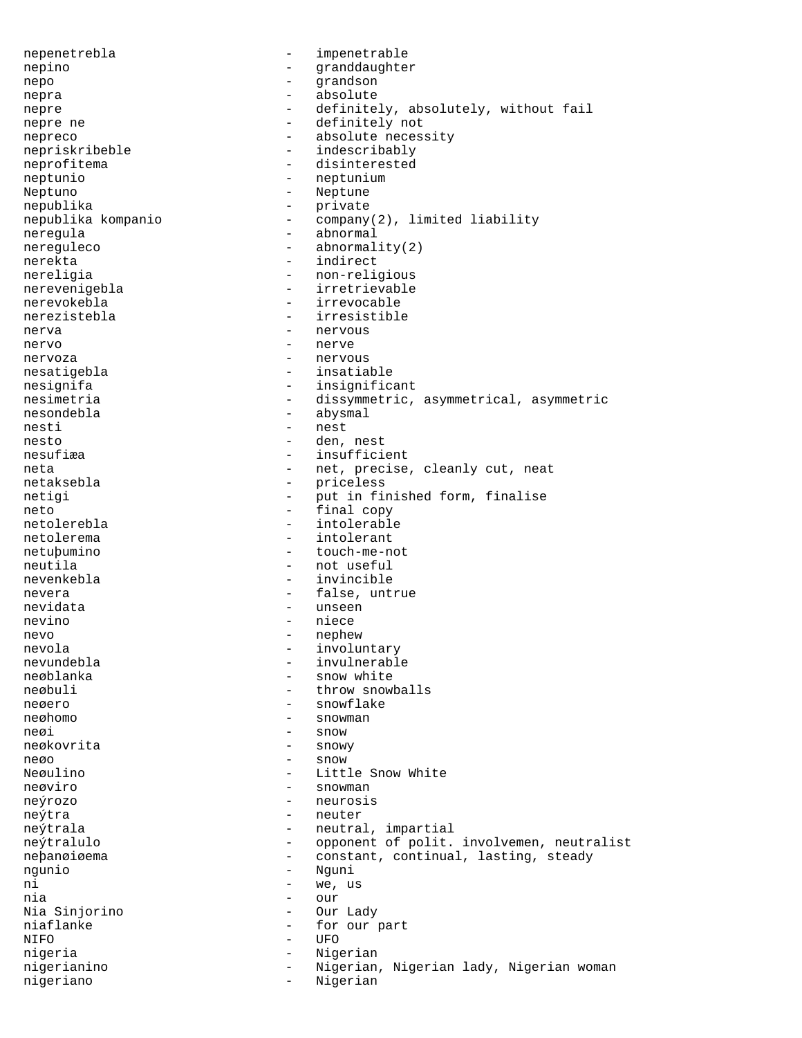nepenetrebla - impenetrable
nepino - granddaughter
nepo - grandson
nepra - absolute
nepre - definitely, absolutely, without fail
nepre ne - definitely not
nepreco - absolute necessity
nepriskribeble - indescribably
neprofitema - disinterested
neptunio - neptunium
Neptuno - Neptune
nepublika - private
nepublika kompanio - company(2), limited liability
neregula - abnormal
nereguleco - abnormality(2)
nerekta - indirect
nereligia - non-religious
nerevenigebla - irretrievable
nerevokebla - irrevocable
nerezistebla - irresistible
nerva - nervous
nervo - nerve
nervoza - nervous
nesatigebla - insatiable
nesignifa - insignificant
nesimetria - dissymmetric, asymmetrical, asymmetric
nesondebla - abysmal
nesti - nest
nesto - den, nest
nesufiæa - insufficient
neta - net, precise, cleanly cut, neat
netaksebla - priceless
netigi - put in finished form, finalise
neto - final copy
netolerebla - intolerable
netolerema - intolerant
netuþumino - touch-me-not
neutila - not useful
nevenkebla - invincible
nevera - false, untrue
nevidata - unseen
nevino - niece
nevo - nephew
nevola - involuntary
nevundebla - invulnerable
neøblanka - snow white
neøbuli - throw snowballs
neøero - snowflake
neøhomo - snowman
neøi - snow
neøkovrita - snowy
neøo - snow
Neøulino - Little Snow White
neøviro - snowman
neýrozo - neurosis
neýtra - neuter
neýtrala - neutral, impartial
neýtralulo - opponent of polit. involvemen, neutralist
neþanøiøema - constant, continual, lasting, steady
ngunio - Nguni
ni - we, us
nia - our
Nia Sinjorino - Our Lady
niaflanke - for our part
NIFO - UFO
nigeria - Nigerian
nigerianino - Nigerian, Nigerian lady, Nigerian woman
nigeriano - Nigerian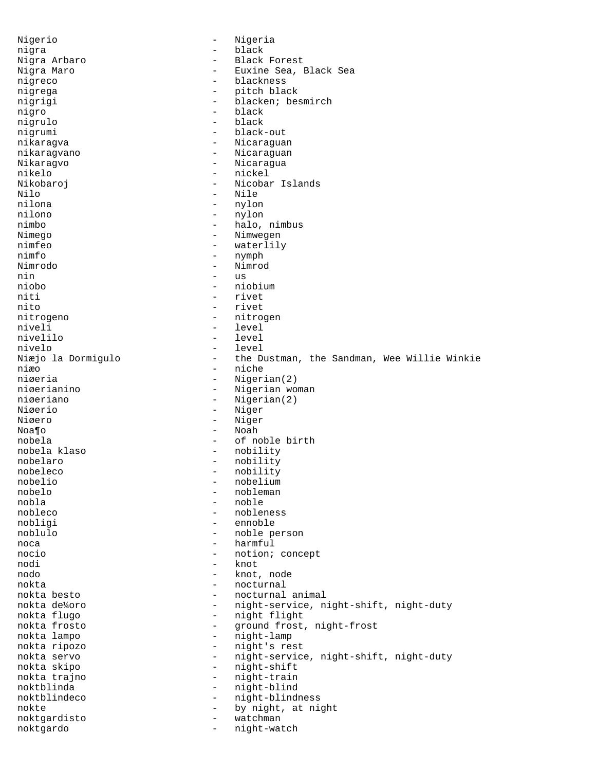```
Nigerio                          -   Nigeria
nigra                            -   black
Nigra Arbaro                     -   Black Forest
Nigra Maro                       -   Euxine Sea, Black Sea
nigreco                          -   blackness
nigrega                          -   pitch black
nigrigi                          -   blacken; besmirch
nigro                            -   black
nigrulo                          -   black
nigrumi                          -   black-out
nikaragva                        -   Nicaraguan
nikaragvano                      -   Nicaraguan
Nikaragvo                        -   Nicaragua
nikelo                           -   nickel
Nikobaroj                        -   Nicobar Islands
Nilo                             -   Nile
nilona                           -   nylon
nilono                           -   nylon
nimbo                            -   halo, nimbus
Nimego                           -   Nimwegen
nimfeo                           -   waterlily
nimfo                            -   nymph
Nimrodo                          -   Nimrod
nin                              -   us
niobo                            -   niobium
niti                             -   rivet
nito                             -   rivet
nitrogeno                        -   nitrogen
niveli                           -   level
nivelilo                         -   level
nivelo                           -   level
Niæjo la Dormigulo               -   the Dustman, the Sandman, Wee Willie Winkie
niæo                             -   niche
niøeria                          -   Nigerian(2)
niøerianino                      -   Nigerian woman
niøeriano                        -   Nigerian(2)
Niøerio                          -   Niger
Niøero                           -   Niger
Noa¶o                            -   Noah
nobela                           -   of noble birth
nobela klaso                     -   nobility
nobelaro                         -   nobility
nobeleco                         -   nobility
nobelio                          -   nobelium
nobelo                           -   nobleman
nobla                            -   noble
nobleco                          -   nobleness
nobligi                          -   ennoble
noblulo                          -   noble person
noca                             -   harmful
nocio                            -   notion; concept
nodi                             -   knot
nodo                             -   knot, node
nokta                            -   nocturnal
nokta besto                      -   nocturnal animal
nokta de¼oro                     -   night-service, night-shift, night-duty
nokta flugo                      -   night flight
nokta frosto                     -   ground frost, night-frost
nokta lampo                      -   night-lamp
nokta ripozo                     -   night's rest
nokta servo                      -   night-service, night-shift, night-duty
nokta skipo                      -   night-shift
nokta trajno                     -   night-train
noktblinda                       -   night-blind
noktblindeco                     -   night-blindness
nokte                            -   by night, at night
noktgardisto                     -   watchman
noktgardo                        -   night-watch
```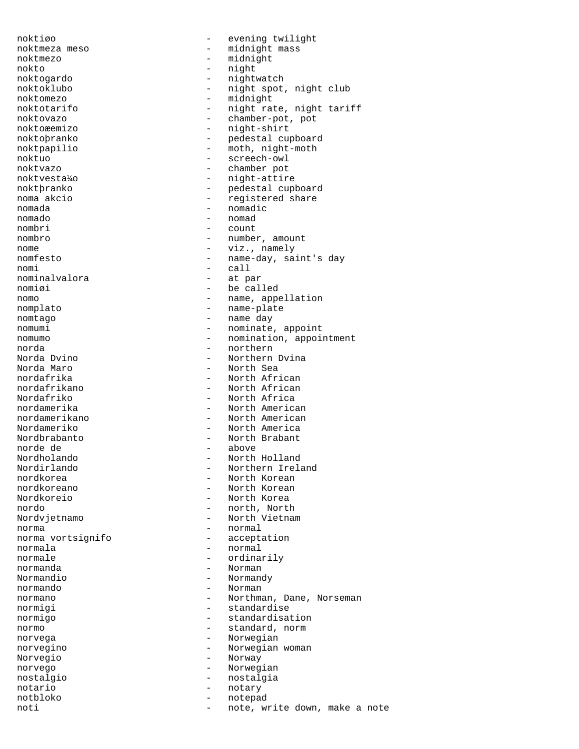noktiøo - evening twilight
noktmeza meso - midnight mass
noktmezo - midnight
nokto - night
noktogardo - nightwatch
noktoklubo - night spot, night club
noktomezo - midnight
noktotarifo - night rate, night tariff
noktovazo - chamber-pot, pot
noktoæemizo - night-shirt
noktoþranko - pedestal cupboard
noktpapilio - moth, night-moth
noktuo - screech-owl
noktvazo - chamber pot
noktvesta¼o - night-attire
noktþranko - pedestal cupboard
noma akcio - registered share
nomada - nomadic
nomado - nomad
nombri - count
nombro - number, amount
nome - viz., namely
nomfesto - name-day, saint's day
nomi - call
nominalvalora - at par
nomiøi - be called
nomo - name, appellation
nomplato - name-plate
nomtago - name day
nomumi - nominate, appoint
nomumo - nomination, appointment
norda - northern
Norda Dvino - Northern Dvina
Norda Maro - North Sea
nordafrika - North African
nordafrikano - North African
Nordafriko - North Africa
nordamerika - North American
nordamerikano - North American
Nordameriko - North America
Nordbrabanto - North Brabant
norde de - above
Nordholando - North Holland
Nordirlando - Northern Ireland
nordkorea - North Korean
nordkoreano - North Korean
Nordkoreio - North Korea
nordo - north, North
Nordvjetnamo - North Vietnam
norma - normal
norma vortsignifo - acceptation
normala - normal
normale - ordinarily
normanda - Norman
Normandio - Normandy
normando - Norman
normano - Northman, Dane, Norseman
normigi - standardise
normigo - standardisation
normo - standard, norm
norvega - Norwegian
norvegino - Norwegian woman
Norvegio - Norway
norvego - Norwegian
nostalgio - nostalgia
notario - notary
notbloko - notepad
noti - note, write down, make a note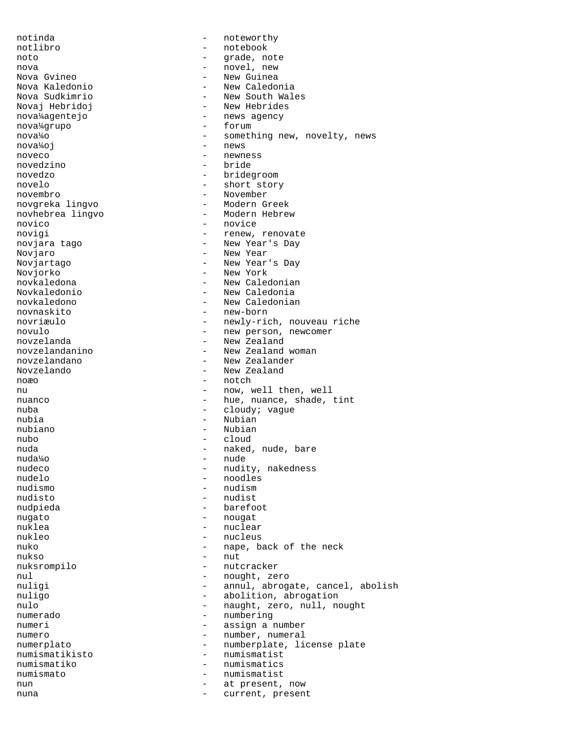notinda - noteworthy
notlibro - notebook
noto - grade, note
nova - novel, new
Nova Gvineo - New Guinea
Nova Kaledonio - New Caledonia
Nova Sudkimrio - New South Wales
Novaj Hebridoj - New Hebrides
nova¼agentejo - news agency
nova¼grupo - forum
nova¼o - something new, novelty, news
nova¼oj - news
noveco - newness
novedzino - bride
novedzo - bridegroom
novelo - short story
novembro - November
novgreka lingvo - Modern Greek
novhebrea lingvo - Modern Hebrew
novico - novice
novigi - renew, renovate
novjara tago - New Year's Day
Novjaro - New Year
Novjartago - New Year's Day
Novjorko - New York
novkaledona - New Caledonian
Novkaledonio - New Caledonia
novkaledono - New Caledonian
novnaskito - new-born
novriæulo - newly-rich, nouveau riche
novulo - new person, newcomer
novzelanda - New Zealand
novzelandanino - New Zealand woman
novzelandano - New Zealander
Novzelando - New Zealand
noæo - notch
nu - now, well then, well
nuanco - hue, nuance, shade, tint
nuba - cloudy; vague
nubia - Nubian
nubiano - Nubian
nubo - cloud
nuda - naked, nude, bare
nuda¼o - nude
nudeco - nudity, nakedness
nudelo - noodles
nudismo - nudism
nudisto - nudist
nudpieda - barefoot
nugato - nougat
nuklea - nuclear
nukleo - nucleus
nuko - nape, back of the neck
nukso - nut
nuksrompilo - nutcracker
nul - nought, zero
nuligi - annul, abrogate, cancel, abolish
nuligo - abolition, abrogation
nulo - naught, zero, null, nought
numerado - numbering
numeri - assign a number
numero - number, numeral
numerplato - numberplate, license plate
numismatikisto - numismatist
numismatiko - numismatics
numismato - numismatist
nun - at present, now
nuna - current, present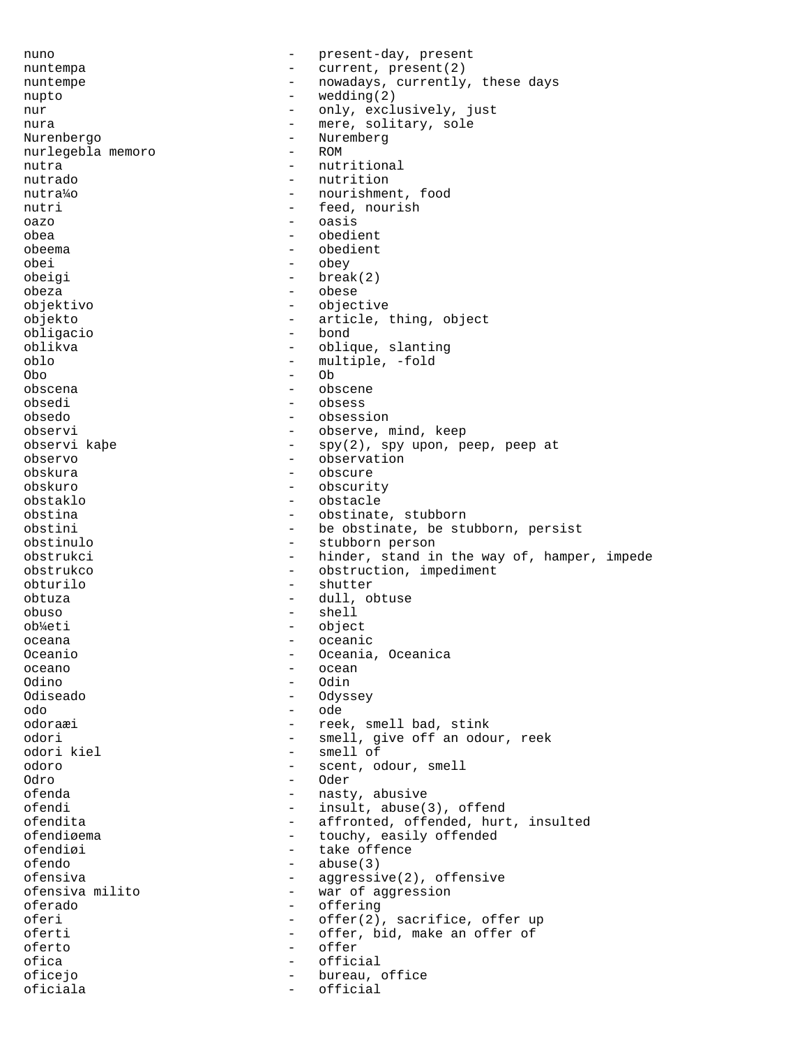```
nuno                          -   present-day, present
nuntempa                      -   current, present(2)
nuntempe                      -   nowadays, currently, these days
nupto                         -   wedding(2)
nur                           -   only, exclusively, just
nura                          -   mere, solitary, sole
Nurenbergo                    -   Nuremberg
nurlegebla memoro             -   ROM
nutra                         -   nutritional
nutrado                       -   nutrition
nutra¼o                       -   nourishment, food
nutri                         -   feed, nourish
oazo                          -   oasis
obea                          -   obedient
obeema                        -   obedient
obei                          -   obey
obeigi                        -   break(2)
obeza                         -   obese
objektivo                     -   objective
objekto                       -   article, thing, object
obligacio                     -   bond
oblikva                       -   oblique, slanting
oblo                          -   multiple, -fold
Obo                           -   Ob
obscena                       -   obscene
obsedi                        -   obsess
obsedo                        -   obsession
observi                       -   observe, mind, keep
observi kaþe                  -   spy(2), spy upon, peep, peep at
observo                       -   observation
obskura                       -   obscure
obskuro                       -   obscurity
obstaklo                      -   obstacle
obstina                       -   obstinate, stubborn
obstini                       -   be obstinate, be stubborn, persist
obstinulo                     -   stubborn person
obstrukci                     -   hinder, stand in the way of, hamper, impede
obstrukco                     -   obstruction, impediment
obturilo                      -   shutter
obtuza                        -   dull, obtuse
obuso                         -   shell
ob¼eti                        -   object
oceana                        -   oceanic
Oceanio                       -   Oceania, Oceanica
oceano                        -   ocean
Odino                         -   Odin
Odiseado                      -   Odyssey
odo                           -   ode
odoraæi                       -   reek, smell bad, stink
odori                         -   smell, give off an odour, reek
odori kiel                    -   smell of
odoro                         -   scent, odour, smell
Odro                          -   Oder
ofenda                        -   nasty, abusive
ofendi                        -   insult, abuse(3), offend
ofendita                      -   affronted, offended, hurt, insulted
ofendiøema                    -   touchy, easily offended
ofendiøi                      -   take offence
ofendo                        -   abuse(3)
ofensiva                      -   aggressive(2), offensive
ofensiva milito               -   war of aggression
oferado                       -   offering
oferi                         -   offer(2), sacrifice, offer up
oferti                        -   offer, bid, make an offer of
oferto                        -   offer
ofica                         -   official
oficejo                       -   bureau, office
oficiala                      -   official
```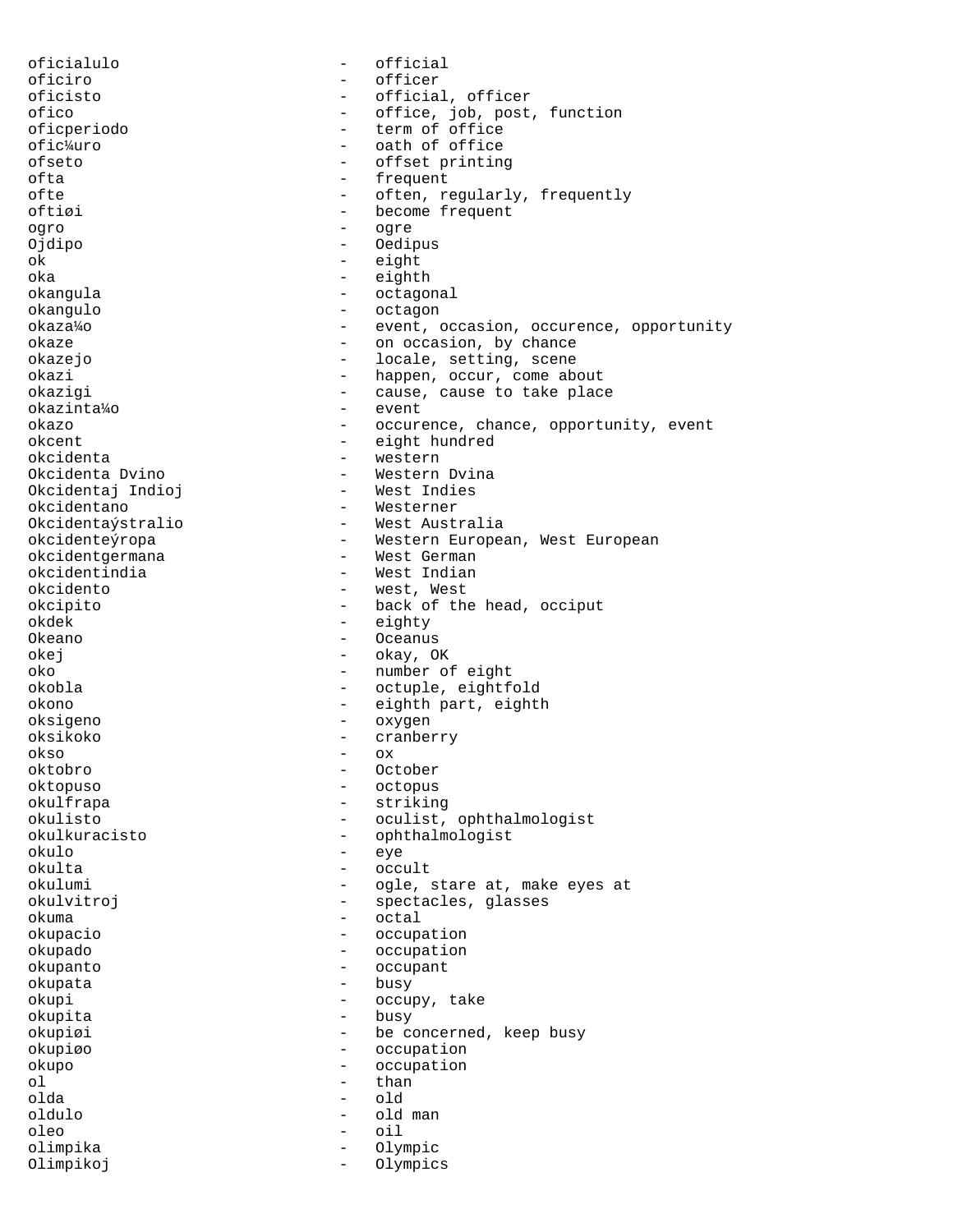oficialulo - official
oficiro - officer
oficisto - official, officer
ofico - office, job, post, function
oficperiodo - term of office
ofic¼uro - oath of office
ofseto - offset printing
ofta - frequent
ofte - often, regularly, frequently
oftiøi - become frequent
ogro - ogre
Ojdipo - Oedipus
ok - eight
oka - eighth
okangula - octagonal
okangulo - octagon
okaza¼o - event, occasion, occurence, opportunity
okaze - on occasion, by chance
okazejo - locale, setting, scene
okazi - happen, occur, come about
okazigi - cause, cause to take place
okazinta¼o - event
okazo - occurence, chance, opportunity, event
okcent - eight hundred
okcidenta - western
Okcidenta Dvino - Western Dvina
Okcidentaj Indioj - West Indies
okcidentano - Westerner
Okcidentaýstralio - West Australia
okcidenteýropa - Western European, West European
okcidentgermana - West German
okcidentindia - West Indian
okcidento - west, West
okcipito - back of the head, occiput
okdek - eighty
Okeano - Oceanus
okej - okay, OK
oko - number of eight
okobla - octuple, eightfold
okono - eighth part, eighth
oksigeno - oxygen
oksikoko - cranberry
okso - ox
oktobro - October
oktopuso - octopus
okulfrapa - striking
okulisto - oculist, ophthalmologist
okulkuracisto - ophthalmologist
okulo - eye
okulta - occult
okulumi - ogle, stare at, make eyes at
okulvitroj - spectacles, glasses
okuma - octal
okupacio - occupation
okupado - occupation
okupanto - occupant
okupata - busy
okupi - occupy, take
okupita - busy
okupiøi - be concerned, keep busy
okupiøo - occupation
okupo - occupation
ol - than
olda - old
oldulo - old man
oleo - oil
olimpika - Olympic
Olimpikoj - Olympics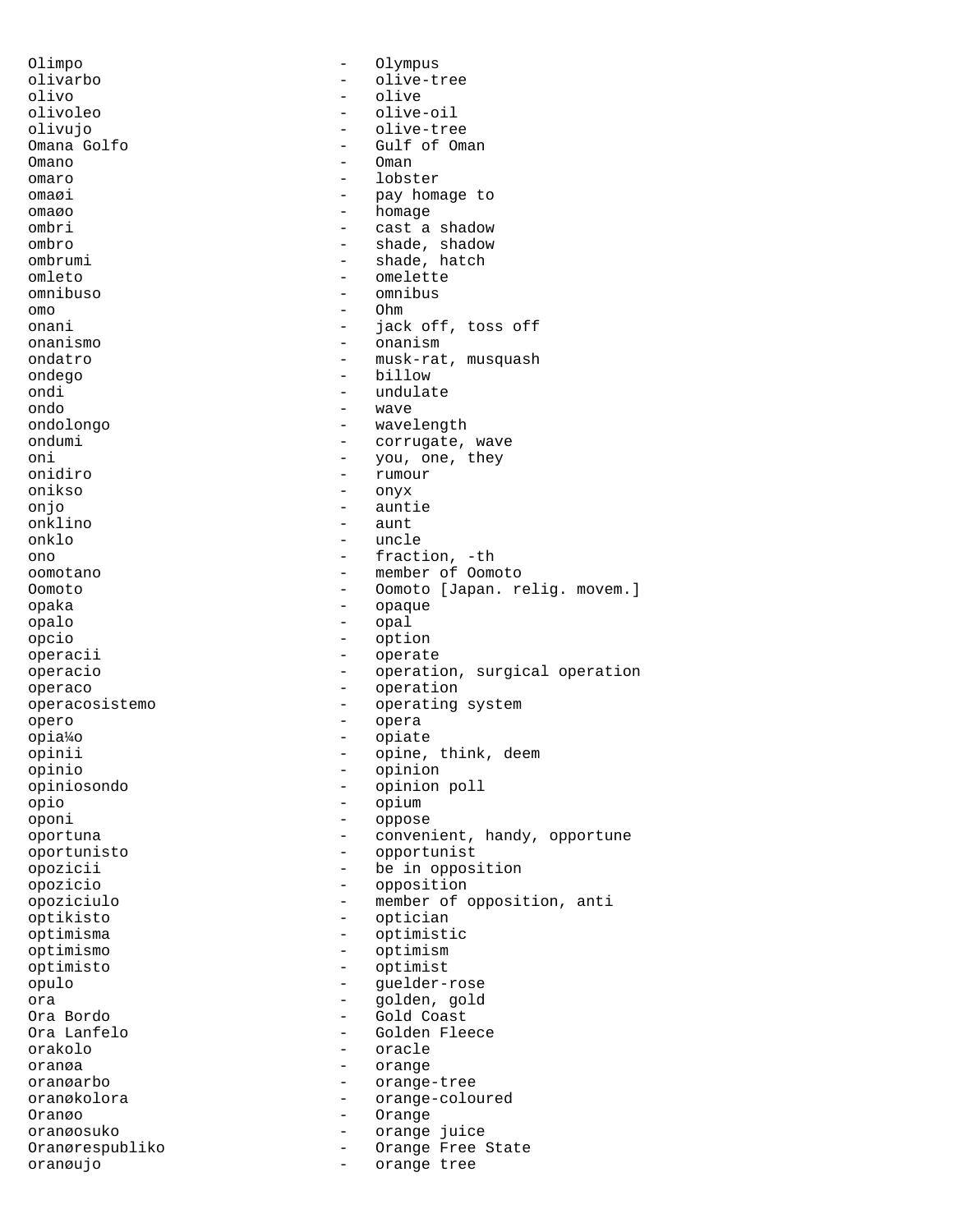Olimpo - Olympus
olivarbo - olive-tree
olivo - olive
olivoleo - olive-oil
olivujo - olive-tree
Omana Golfo - Gulf of Oman
Omano - Oman
omaro - lobster
omaøi - pay homage to
omaøo - homage
ombri - cast a shadow
ombro - shade, shadow
ombrumi - shade, hatch
omleto - omelette
omnibuso - omnibus
omo - Ohm
onani - jack off, toss off
onanismo - onanism
ondatro - musk-rat, musquash
ondego - billow
ondi - undulate
ondo - wave
ondolongo - wavelength
ondumi - corrugate, wave
oni - you, one, they
onidiro - rumour
onikso - onyx
onjo - auntie
onklino - aunt
onklo - uncle
ono - fraction, -th
oomotano - member of Oomoto
Oomoto - Oomoto [Japan. relig. movem.]
opaka - opaque
opalo - opal
opcio - option
operacii - operate
operacio - operation, surgical operation
operaco - operation
operacosistemo - operating system
opero - opera
opia¼o - opiate
opinii - opine, think, deem
opinio - opinion
opiniosondo - opinion poll
opio - opium
oponi - oppose
oportuna - convenient, handy, opportune
oportunisto - opportunist
opozicii - be in opposition
opozicio - opposition
opoziciulo - member of opposition, anti
optikisto - optician
optimisma - optimistic
optimismo - optimism
optimisto - optimist
opulo - guelder-rose
ora - golden, gold
Ora Bordo - Gold Coast
Ora Lanfelo - Golden Fleece
orakolo - oracle
oranøa - orange
oranøarbo - orange-tree
oranøkolora - orange-coloured
Oranøo - Orange
oranøosuko - orange juice
Oranørespubliko - Orange Free State
oranøujo - orange tree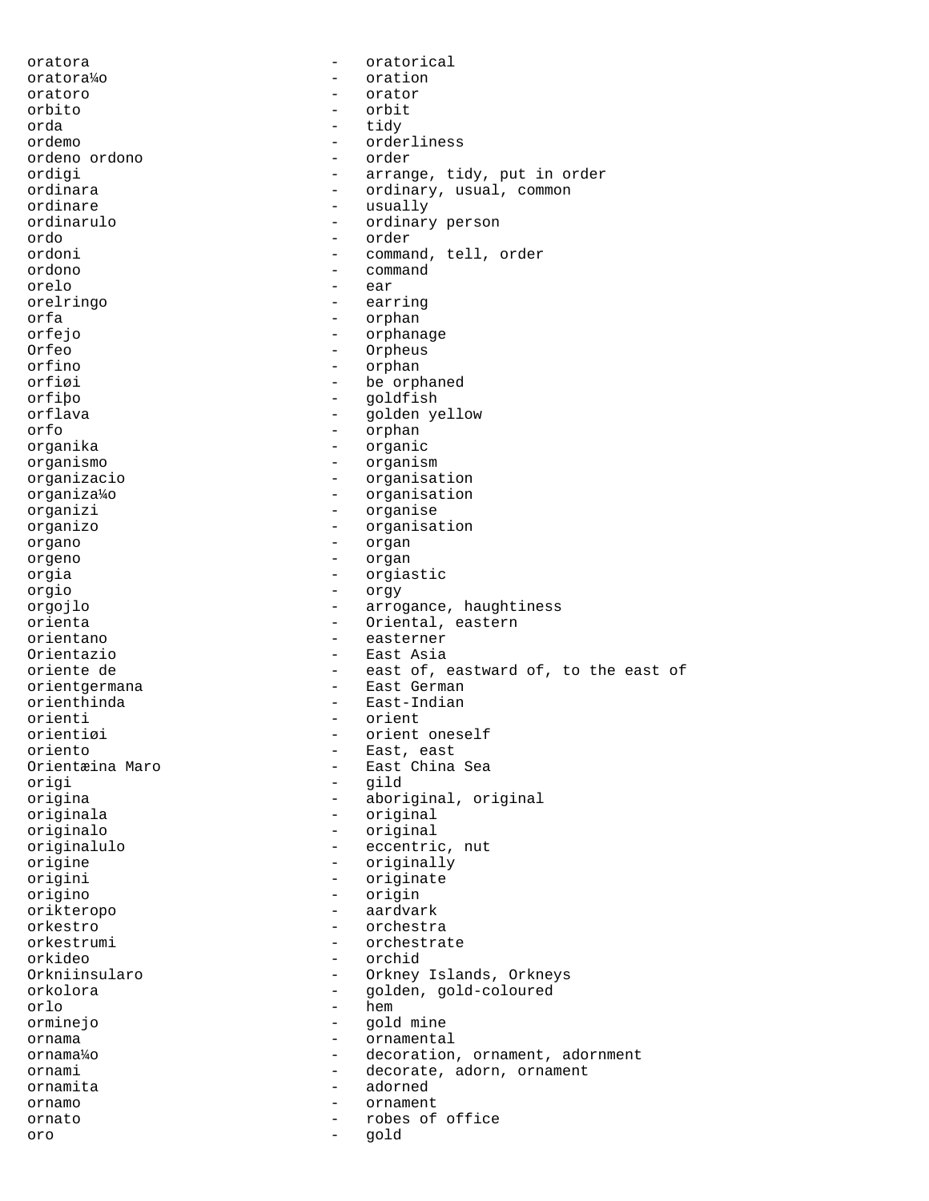oratora - oratorical
oratora¼o - oration
oratoro - orator
orbito - orbit
orda - tidy
ordemo - orderliness
ordeno ordono - order
ordigi - arrange, tidy, put in order
ordinara - ordinary, usual, common
ordinare - usually
ordinarulo - ordinary person
ordo - order
ordoni - command, tell, order
ordono - command
orelo - ear
orelringo - earring
orfa - orphan
orfejo - orphanage
Orfeo - Orpheus
orfino - orphan
orfiøi - be orphaned
orfiþo - goldfish
orflava - golden yellow
orfo - orphan
organika - organic
organismo - organism
organizacio - organisation
organiza¼o - organisation
organizi - organise
organizo - organisation
organo - organ
orgeno - organ
orgia - orgiastic
orgio - orgy
orgojlo - arrogance, haughtiness
orienta - Oriental, eastern
orientano - easterner
Orientazio - East Asia
oriente de - east of, eastward of, to the east of
orientgermana - East German
orienthinda - East-Indian
orienti - orient
orientiøi - orient oneself
oriento - East, east
Orientæina Maro - East China Sea
origi - gild
origina - aboriginal, original
originala - original
originalo - original
originalulo - eccentric, nut
origine - originally
origini - originate
origino - origin
orikteropo - aardvark
orkestro - orchestra
orkestrumi - orchestrate
orkideo - orchid
Orkniinsularo - Orkney Islands, Orkneys
orkolora - golden, gold-coloured
orlo - hem
orminejo - gold mine
ornama - ornamental
ornama¼o - decoration, ornament, adornment
ornami - decorate, adorn, ornament
ornamita - adorned
ornamo - ornament
ornato - robes of office
oro - gold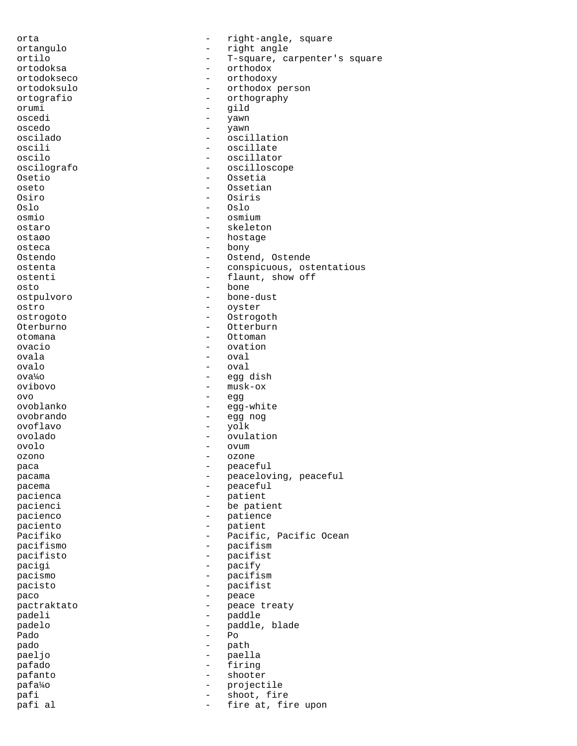orta - right-angle, square
ortangulo - right angle
ortilo - T-square, carpenter's square
ortodoksa - orthodox
ortodokseco - orthodoxy
ortodoksulo - orthodox person
ortografio - orthography
orumi - gild
oscedi - yawn
oscedo - yawn
oscilado - oscillation
oscili - oscillate
oscilo - oscillator
oscilografo - oscilloscope
Osetio - Ossetia
oseto - Ossetian
Osiro - Osiris
Oslo - Oslo
osmio - osmium
ostaro - skeleton
ostaøo - hostage
osteca - bony
Ostendo - Ostend, Ostende
ostenta - conspicuous, ostentatious
ostenti - flaunt, show off
osto - bone
ostpulvoro - bone-dust
ostro - oyster
ostrogoto - Ostrogoth
Oterburno - Otterburn
otomana - Ottoman
ovacio - ovation
ovala - oval
ovalo - oval
ova¼o - egg dish
ovibovo - musk-ox
ovo - egg
ovoblanko - egg-white
ovobrando - egg nog
ovoflavo - yolk
ovolado - ovulation
ovolo - ovum
ozono - ozone
paca - peaceful
pacama - peaceloving, peaceful
pacema - peaceful
pacienca - patient
pacienci - be patient
pacienco - patience
paciento - patient
Pacifiko - Pacific, Pacific Ocean
pacifismo - pacifism
pacifisto - pacifist
pacigi - pacify
pacismo - pacifism
pacisto - pacifist
paco - peace
pactraktato - peace treaty
padeli - paddle
padelo - paddle, blade
Pado - Po
pado - path
paeljo - paella
pafado - firing
pafanto - shooter
pafa¼o - projectile
pafi - shoot, fire
pafi al - fire at, fire upon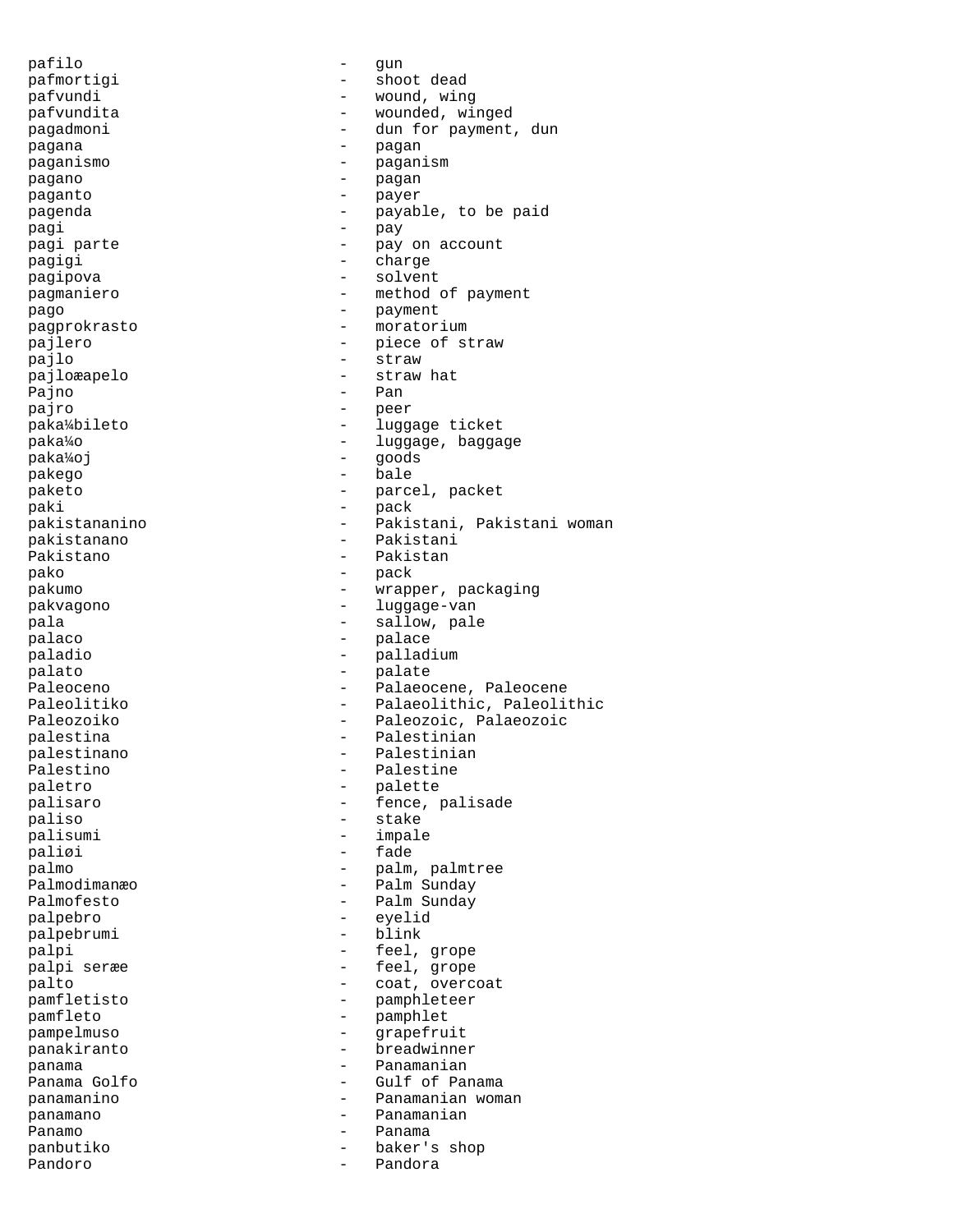pafilo - gun
pafmortigi - shoot dead
pafvundi - wound, wing
pafvundita - wounded, winged
pagadmoni - dun for payment, dun
pagana - pagan
paganismo - paganism
pagano - pagan
paganto - payer
pagenda - payable, to be paid
pagi - pay
pagi parte - pay on account
pagigi - charge
pagipova - solvent
pagmaniero - method of payment
pago - payment
pagprokrasto - moratorium
pajlero - piece of straw
pajlo - straw
pajloæapelo - straw hat
Pajno - Pan
pajro - peer
paka¼bileto - luggage ticket
paka¼o - luggage, baggage
paka¼oj - goods
pakego - bale
paketo - parcel, packet
paki - pack
pakistananino - Pakistani, Pakistani woman
pakistanano - Pakistani
Pakistano - Pakistan
pako - pack
pakumo - wrapper, packaging
pakvagono - luggage-van
pala - sallow, pale
palaco - palace
paladio - palladium
palato - palate
Paleoceno - Palaeocene, Paleocene
Paleolitiko - Palaeolithic, Paleolithic
Paleozoiko - Paleozoic, Palaeozoic
palestina - Palestinian
palestinano - Palestinian
Palestino - Palestine
paletro - palette
palisaro - fence, palisade
paliso - stake
palisumi - impale
paliøi - fade
palmo - palm, palmtree
Palmodimanæo - Palm Sunday
Palmofesto - Palm Sunday
palpebro - eyelid
palpebrumi - blink
palpi - feel, grope
palpi seræe - feel, grope
palto - coat, overcoat
pamfletisto - pamphleteer
pamfleto - pamphlet
pampelmuso - grapefruit
panakiranto - breadwinner
panama - Panamanian
Panama Golfo - Gulf of Panama
panamanino - Panamanian woman
panamano - Panamanian
Panamo - Panama
panbutiko - baker's shop
Pandoro - Pandora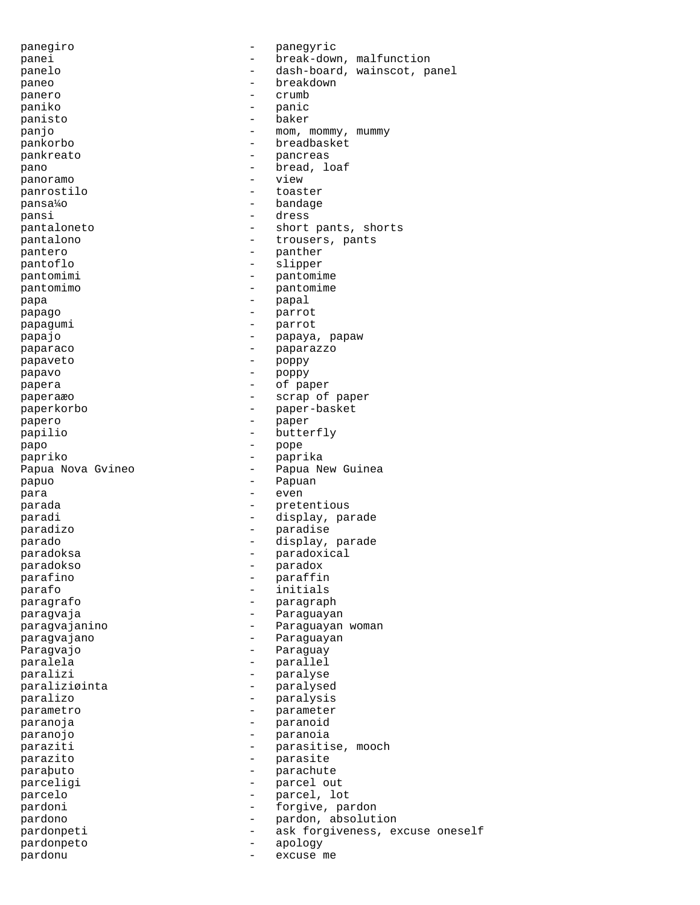panegiro - panegyric
panei - break-down, malfunction
panelo - dash-board, wainscot, panel
paneo - breakdown
panero - crumb
paniko - panic
panisto - baker
panjo - mom, mommy, mummy
pankorbo - breadbasket
pankreato - pancreas
pano - bread, loaf
panoramo - view
panrostilo - toaster
pansa¼o - bandage
pansi - dress
pantaloneto - short pants, shorts
pantalono - trousers, pants
pantero - panther
pantoflo - slipper
pantomimi - pantomime
pantomimo - pantomime
papa - papal
papago - parrot
papagumi - parrot
papajo - papaya, papaw
paparaco - paparazzo
papaveto - poppy
papavo - poppy
papera - of paper
paperaæo - scrap of paper
paperkorbo - paper-basket
papero - paper
papilio - butterfly
papo - pope
papriko - paprika
Papua Nova Gvineo - Papua New Guinea
papuo - Papuan
para - even
parada - pretentious
paradi - display, parade
paradizo - paradise
parado - display, parade
paradoksa - paradoxical
paradokso - paradox
parafino - paraffin
parafo - initials
paragrafo - paragraph
paragvaja - Paraguayan
paragvajanino - Paraguayan woman
paragvajano - Paraguayan
Paragvajo - Paraguay
paralela - parallel
paralizi - paralyse
paraliziøinta - paralysed
paralizo - paralysis
parametro - parameter
paranoja - paranoid
paranojo - paranoia
paraziti - parasitise, mooch
parazito - parasite
paraþuto - parachute
parceligi - parcel out
parcelo - parcel, lot
pardoni - forgive, pardon
pardono - pardon, absolution
pardonpeti - ask forgiveness, excuse oneself
pardonpeto - apology
pardonu - excuse me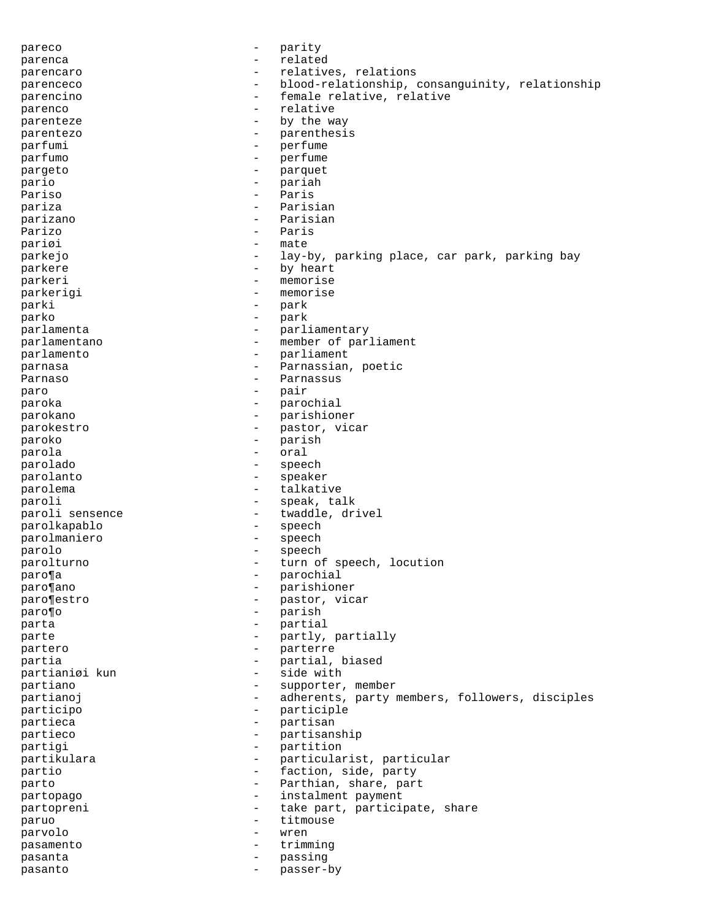pareco - parity
parenca - related
parencaro - relatives, relations
parenceco - blood-relationship, consanguinity, relationship
parencino - female relative, relative
parenco - relative
parenteze - by the way
parentezo - parenthesis
parfumi - perfume
parfumo - perfume
pargeto - parquet
pario - pariah
Pariso - Paris
pariza - Parisian
parizano - Parisian
Parizo - Paris
pariøi - mate
parkejo - lay-by, parking place, car park, parking bay
parkere - by heart
parkeri - memorise
parkerigi - memorise
parki - park
parko - park
parlamenta - parliamentary
parlamentano - member of parliament
parlamento - parliament
parnasa - Parnassian, poetic
Parnaso - Parnassus
paro - pair
paroka - parochial
parokano - parishioner
parokestro - pastor, vicar
paroko - parish
parola - oral
parolado - speech
parolanto - speaker
parolema - talkative
paroli - speak, talk
paroli sensence - twaddle, drivel
parolkapablo - speech
parolmaniero - speech
parolo - speech
parolturno - turn of speech, locution
paro¶a - parochial
paro¶ano - parishioner
paro¶estro - pastor, vicar
paro¶o - parish
parta - partial
parte - partly, partially
partero - parterre
partia - partial, biased
partianiøi kun - side with
partiano - supporter, member
partianoj - adherents, party members, followers, disciples
participo - participle
partieca - partisan
partieco - partisanship
partigi - partition
partikulara - particularist, particular
partio - faction, side, party
parto - Parthian, share, part
partopago - instalment payment
partopreni - take part, participate, share
paruo - titmouse
parvolo - wren
pasamento - trimming
pasanta - passing
pasanto - passer-by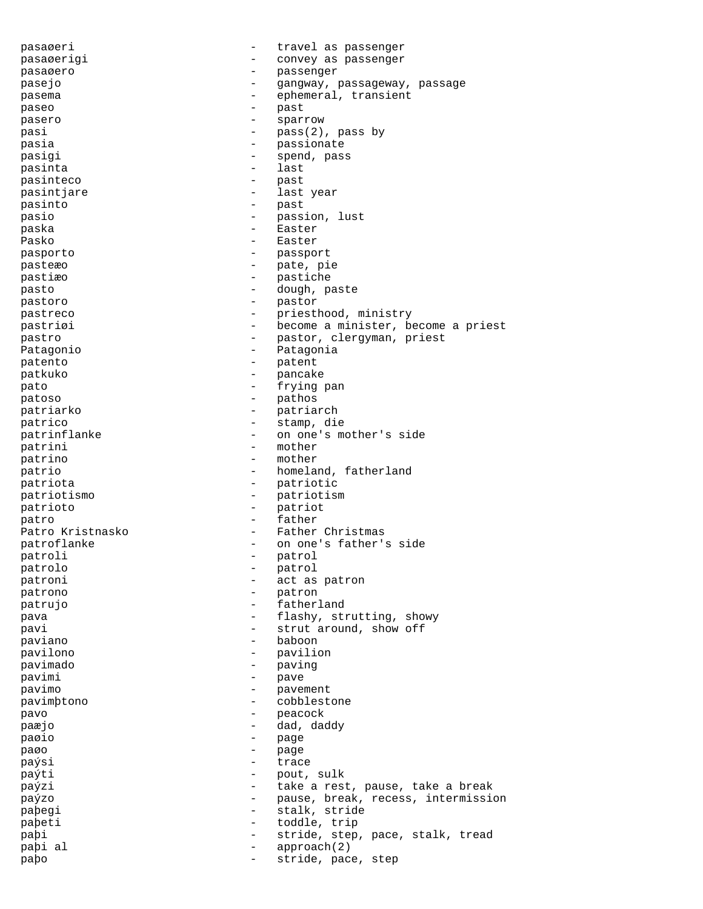pasaøeri - travel as passenger
pasaøerigi - convey as passenger
pasaøero - passenger
pasejo - gangway, passageway, passage
pasema - ephemeral, transient
paseo - past
pasero - sparrow
pasi - pass(2), pass by
pasia - passionate
pasigi - spend, pass
pasinta - last
pasinteco - past
pasintjare - last year
pasinto - past
pasio - passion, lust
paska - Easter
Pasko - Easter
pasporto - passport
pasteæo - pate, pie
pastiæo - pastiche
pasto - dough, paste
pastoro - pastor
pastreco - priesthood, ministry
pastriøi - become a minister, become a priest
pastro - pastor, clergyman, priest
Patagonio - Patagonia
patento - patent
patkuko - pancake
pato - frying pan
patoso - pathos
patriarko - patriarch
patrico - stamp, die
patrinflanke - on one's mother's side
patrini - mother
patrino - mother
patrio - homeland, fatherland
patriota - patriotic
patriotismo - patriotism
patrioto - patriot
patro - father
Patro Kristnasko - Father Christmas
patroflanke - on one's father's side
patroli - patrol
patrolo - patrol
patroni - act as patron
patrono - patron
patrujo - fatherland
pava - flashy, strutting, showy
pavi - strut around, show off
paviano - baboon
pavilono - pavilion
pavimado - paving
pavimi - pave
pavimo - pavement
pavimþtono - cobblestone
pavo - peacock
paæjo - dad, daddy
paøio - page
paøo - page
paýsi - trace
paýti - pout, sulk
paýzi - take a rest, pause, take a break
paýzo - pause, break, recess, intermission
paþegi - stalk, stride
paþeti - toddle, trip
paþi - stride, step, pace, stalk, tread
paþi al - approach(2)
paþo - stride, pace, step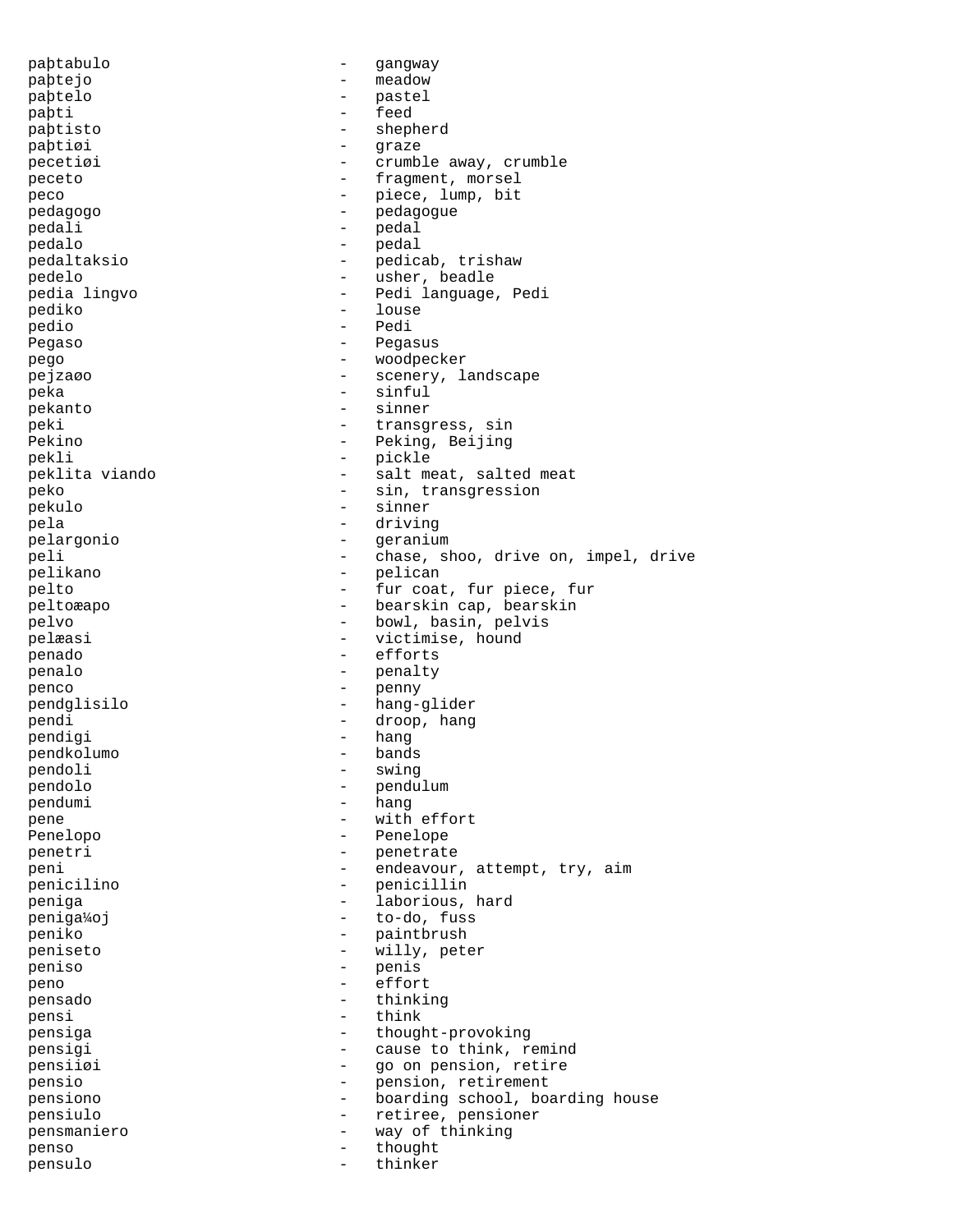paþtabulo - gangway
paþtejo - meadow
paþtelo - pastel
paþti - feed
paþtisto - shepherd
paþtiøi - graze
pecetiøi - crumble away, crumble
peceto - fragment, morsel
peco - piece, lump, bit
pedagogo - pedagogue
pedali - pedal
pedalo - pedal
pedaltaksio - pedicab, trishaw
pedelo - usher, beadle
pedia lingvo - Pedi language, Pedi
pediko - louse
pedio - Pedi
Pegaso - Pegasus
pego - woodpecker
pejzaøo - scenery, landscape
peka - sinful
pekanto - sinner
peki - transgress, sin
Pekino - Peking, Beijing
pekli - pickle
peklita viando - salt meat, salted meat
peko - sin, transgression
pekulo - sinner
pela - driving
pelargonio - geranium
peli - chase, shoo, drive on, impel, drive
pelikano - pelican
pelto - fur coat, fur piece, fur
peltoæapo - bearskin cap, bearskin
pelvo - bowl, basin, pelvis
pelæasi - victimise, hound
penado - efforts
penalo - penalty
penco - penny
pendglisilo - hang-glider
pendi - droop, hang
pendigi - hang
pendkolumo - bands
pendoli - swing
pendolo - pendulum
pendumi - hang
pene - with effort
Penelopo - Penelope
penetri - penetrate
peni - endeavour, attempt, try, aim
penicilino - penicillin
peniga - laborious, hard
peniga¼oj - to-do, fuss
peniko - paintbrush
peniseto - willy, peter
peniso - penis
peno - effort
pensado - thinking
pensi - think
pensiga - thought-provoking
pensigi - cause to think, remind
pensiiøi - go on pension, retire
pensio - pension, retirement
pensiono - boarding school, boarding house
pensiulo - retiree, pensioner
pensmaniero - way of thinking
penso - thought
pensulo - thinker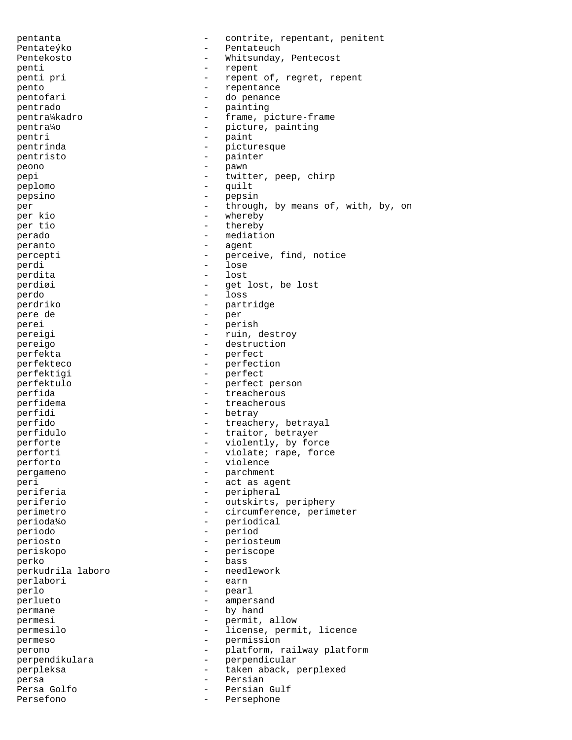pentanta - contrite, repentant, penitent
Pentateýko - Pentateuch
Pentekosto - Whitsunday, Pentecost
penti - repent
penti pri - repent of, regret, repent
pento - repentance
pentofari - do penance
pentrado - painting
pentra¼kadro - frame, picture-frame
pentra¼o - picture, painting
pentri - paint
pentrinda - picturesque
pentristo - painter
peono - pawn
pepi - twitter, peep, chirp
peplomo - quilt
pepsino - pepsin
per - through, by means of, with, by, on
per kio - whereby
per tio - thereby
perado - mediation
peranto - agent
percepti - perceive, find, notice
perdi - lose
perdita - lost
perdiøi - get lost, be lost
perdo - loss
perdriko - partridge
pere de - per
perei - perish
pereigi - ruin, destroy
pereigo - destruction
perfekta - perfect
perfekteco - perfection
perfektigi - perfect
perfektulo - perfect person
perfida - treacherous
perfidema - treacherous
perfidi - betray
perfido - treachery, betrayal
perfidulo - traitor, betrayer
perforte - violently, by force
perforti - violate; rape, force
perforto - violence
pergameno - parchment
peri - act as agent
periferia - peripheral
periferio - outskirts, periphery
perimetro - circumference, perimeter
perioda¼o - periodical
periodo - period
periosto - periosteum
periskopo - periscope
perko - bass
perkudrila laboro - needlework
perlabori - earn
perlo - pearl
perlueto - ampersand
permane - by hand
permesi - permit, allow
permesilo - license, permit, licence
permeso - permission
perono - platform, railway platform
perpendikulara - perpendicular
perpleksa - taken aback, perplexed
persa - Persian
Persa Golfo - Persian Gulf
Persefono - Persephone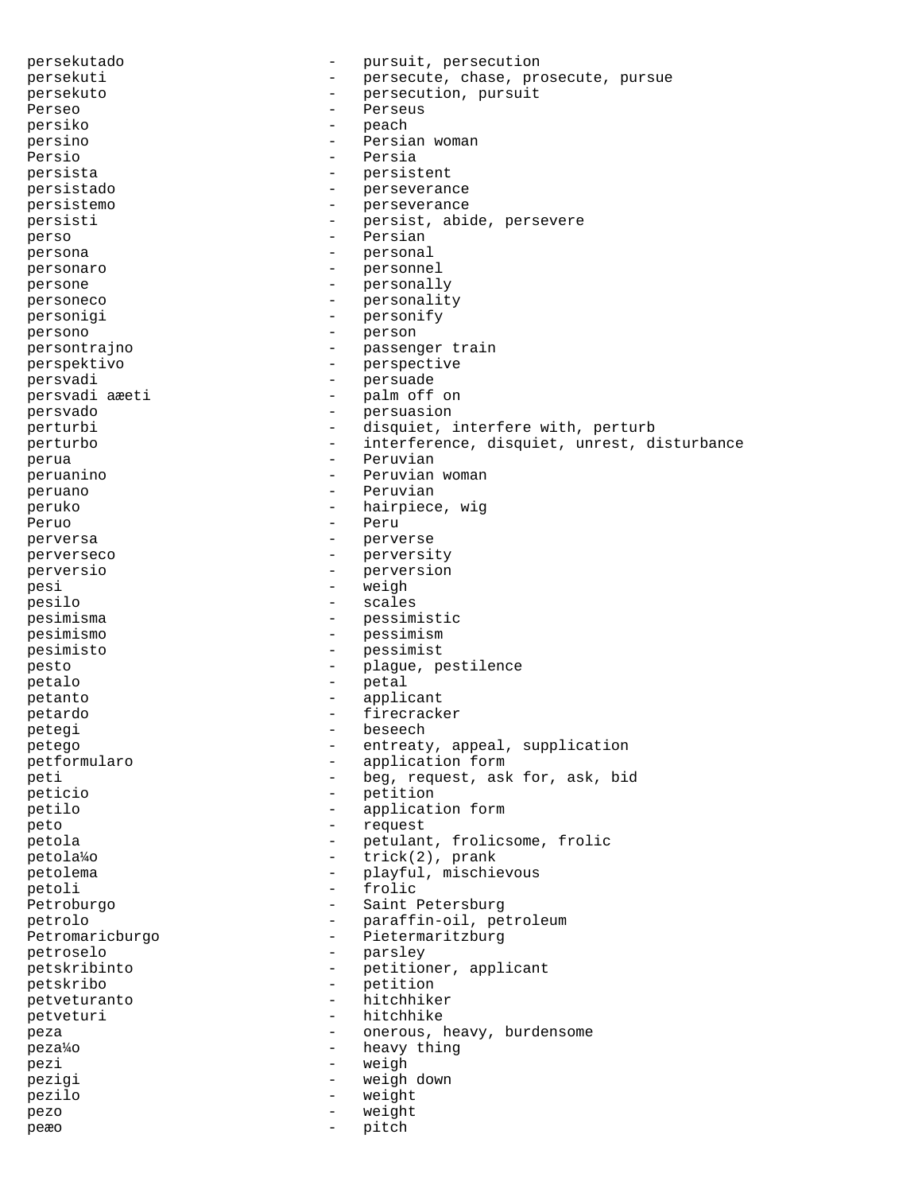persekutado - pursuit, persecution
persekuti - persecute, chase, prosecute, pursue
persekuto - persecution, pursuit
Perseo - Perseus
persiko - peach
persino - Persian woman
Persio - Persia
persista - persistent
persistado - perseverance
persistemo - perseverance
persisti - persist, abide, persevere
perso - Persian
persona - personal
personaro - personnel
persone - personally
personeco - personality
personigi - personify
persono - person
persontrajno - passenger train
perspektivo - perspective
persvadi - persuade
persvadi aæeti - palm off on
persvado - persuasion
perturbi - disquiet, interfere with, perturb
perturbo - interference, disquiet, unrest, disturbance
perua - Peruvian
peruanino - Peruvian woman
peruano - Peruvian
peruko - hairpiece, wig
Peruo - Peru
perversa - perverse
perverseco - perversity
perversio - perversion
pesi - weigh
pesilo - scales
pesimisma - pessimistic
pesimismo - pessimism
pesimisto - pessimist
pesto - plague, pestilence
petalo - petal
petanto - applicant
petardo - firecracker
petegi - beseech
petego - entreaty, appeal, supplication
petformularo - application form
peti - beg, request, ask for, ask, bid
peticio - petition
petilo - application form
peto - request
petola - petulant, frolicsome, frolic
petola¼o - trick(2), prank
petolema - playful, mischievous
petoli - frolic
Petroburgo - Saint Petersburg
petrolo - paraffin-oil, petroleum
Petromaricburgo - Pietermaritzburg
petroselo - parsley
petskribinto - petitioner, applicant
petskribo - petition
petveturanto - hitchhiker
petveturi - hitchhike
peza - onerous, heavy, burdensome
peza¼o - heavy thing
pezi - weigh
pezigi - weigh down
pezilo - weight
pezo - weight
peæo - pitch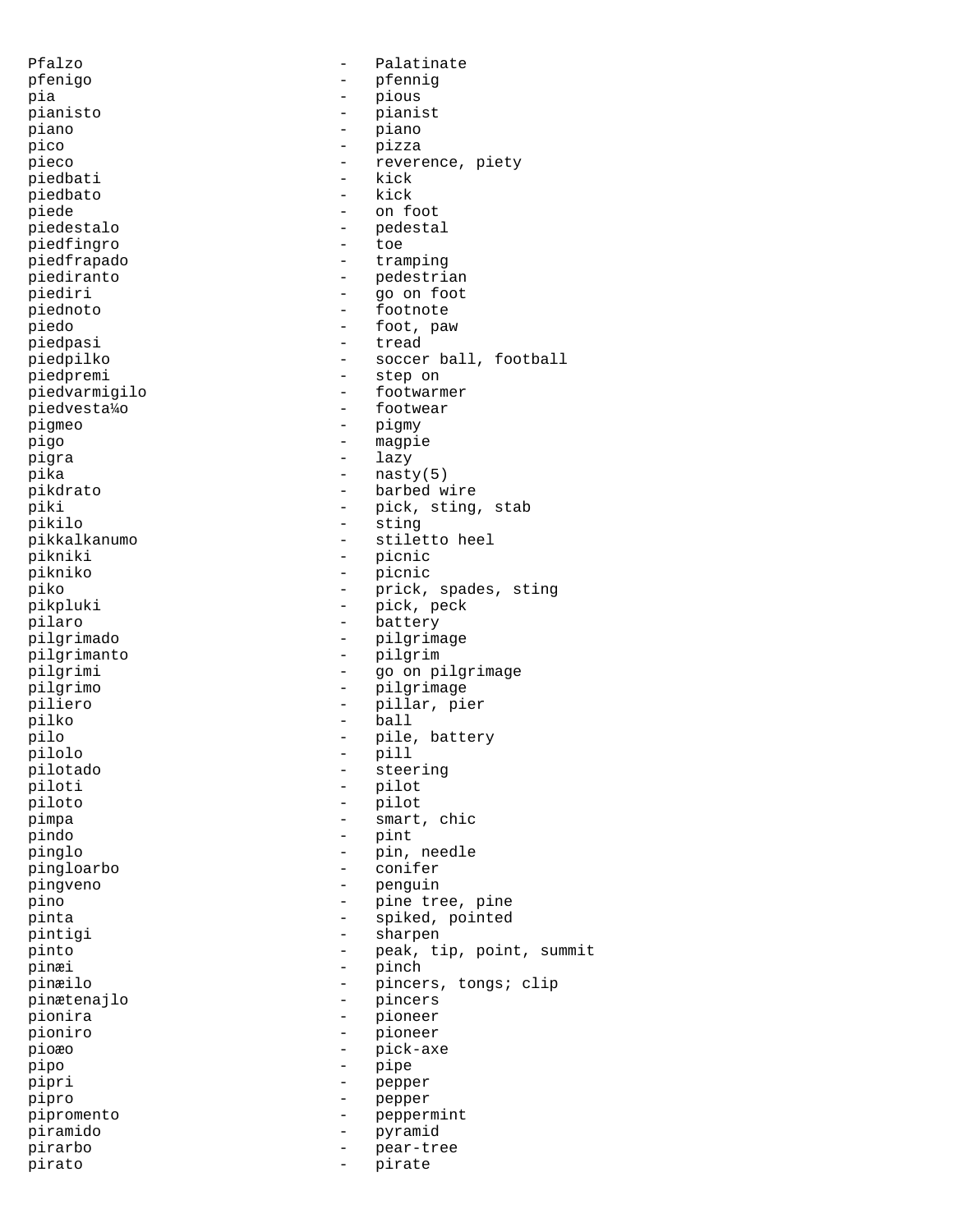Pfalzo - Palatinate
pfenigo - pfennig
pia - pious
pianisto - pianist
piano - piano
pico - pizza
pieco - reverence, piety
piedbati - kick
piedbato - kick
piede - on foot
piedestalo - pedestal
piedfingro - toe
piedfrapado - tramping
piediranto - pedestrian
piediri - go on foot
piednoto - footnote
piedo - foot, paw
piedpasi - tread
piedpilko - soccer ball, football
piedpremi - step on
piedvarmigilo - footwarmer
piedvesta¼o - footwear
pigmeo - pigmy
pigo - magpie
pigra - lazy
pika - nasty(5)
pikdrato - barbed wire
piki - pick, sting, stab
pikilo - sting
pikkalkanumo - stiletto heel
pikniki - picnic
pikniko - picnic
piko - prick, spades, sting
pikpluki - pick, peck
pilaro - battery
pilgrimado - pilgrimage
pilgrimanto - pilgrim
pilgrimi - go on pilgrimage
pilgrimo - pilgrimage
piliero - pillar, pier
pilko - ball
pilo - pile, battery
pilolo - pill
pilotado - steering
piloti - pilot
piloto - pilot
pimpa - smart, chic
pindo - pint
pinglo - pin, needle
pingloarbo - conifer
pingveno - penguin
pino - pine tree, pine
pinta - spiked, pointed
pintigi - sharpen
pinto - peak, tip, point, summit
pinæi - pinch
pinæilo - pincers, tongs; clip
pinætenajlo - pincers
pionira - pioneer
pioniro - pioneer
pioæo - pick-axe
pipo - pipe
pipri - pepper
pipro - pepper
pipromento - peppermint
piramido - pyramid
pirarbo - pear-tree
pirato - pirate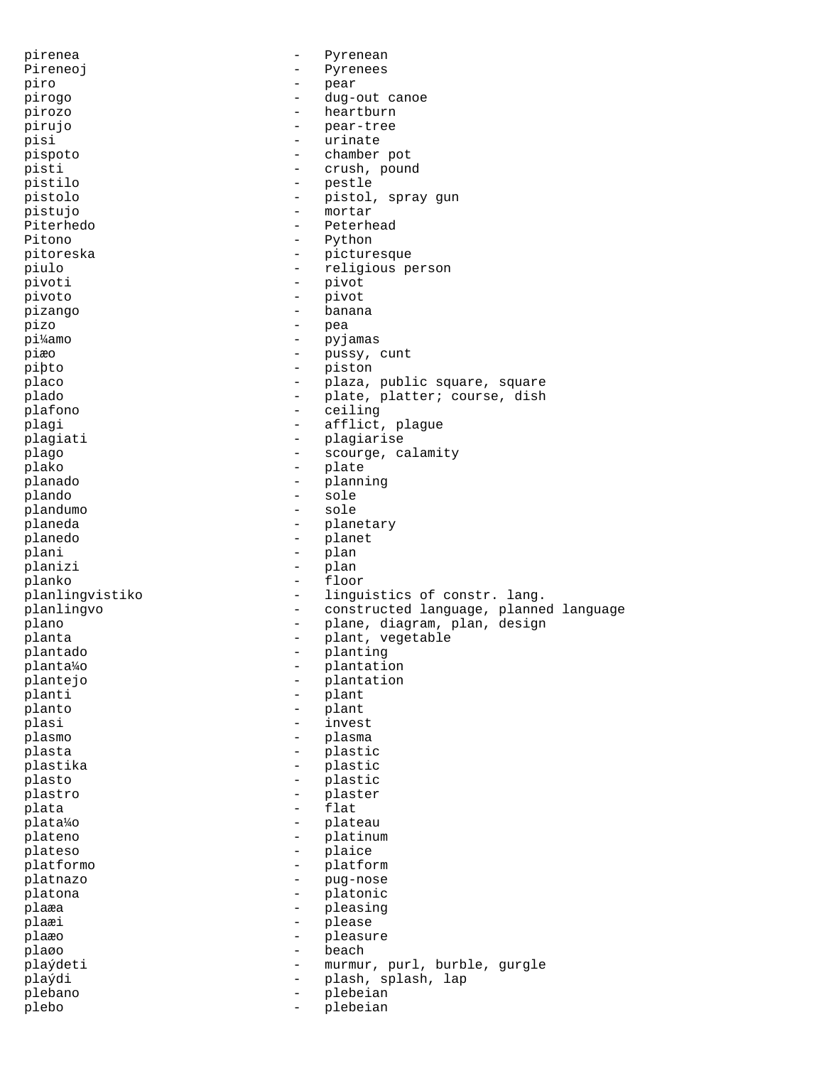pirenea - Pyrenean
Pireneoj - Pyrenees
piro - pear
pirogo - dug-out canoe
pirozo - heartburn
pirujo - pear-tree
pisi - urinate
pispoto - chamber pot
pisti - crush, pound
pistilo - pestle
pistolo - pistol, spray gun
pistujo - mortar
Piterhedo - Peterhead
Pitono - Python
pitoreska - picturesque
piulo - religious person
pivoti - pivot
pivoto - pivot
pizango - banana
pizo - pea
pi¼amo - pyjamas
piæo - pussy, cunt
piþto - piston
placo - plaza, public square, square
plado - plate, platter; course, dish
plafono - ceiling
plagi - afflict, plague
plagiati - plagiarise
plago - scourge, calamity
plako - plate
planado - planning
plando - sole
plandumo - sole
planeda - planetary
planedo - planet
plani - plan
planizi - plan
planko - floor
planlingvistiko - linguistics of constr. lang.
planlingvo - constructed language, planned language
plano - plane, diagram, plan, design
planta - plant, vegetable
plantado - planting
planta¼o - plantation
plantejo - plantation
planti - plant
planto - plant
plasi - invest
plasmo - plasma
plasta - plastic
plastika - plastic
plasto - plastic
plastro - plaster
plata - flat
plata¼o - plateau
plateno - platinum
plateso - plaice
platformo - platform
platnazo - pug-nose
platona - platonic
plaæa - pleasing
plaæi - please
plaæo - pleasure
plaøo - beach
plaýdeti - murmur, purl, burble, gurgle
plaýdi - plash, splash, lap
plebano - plebeian
plebo - plebeian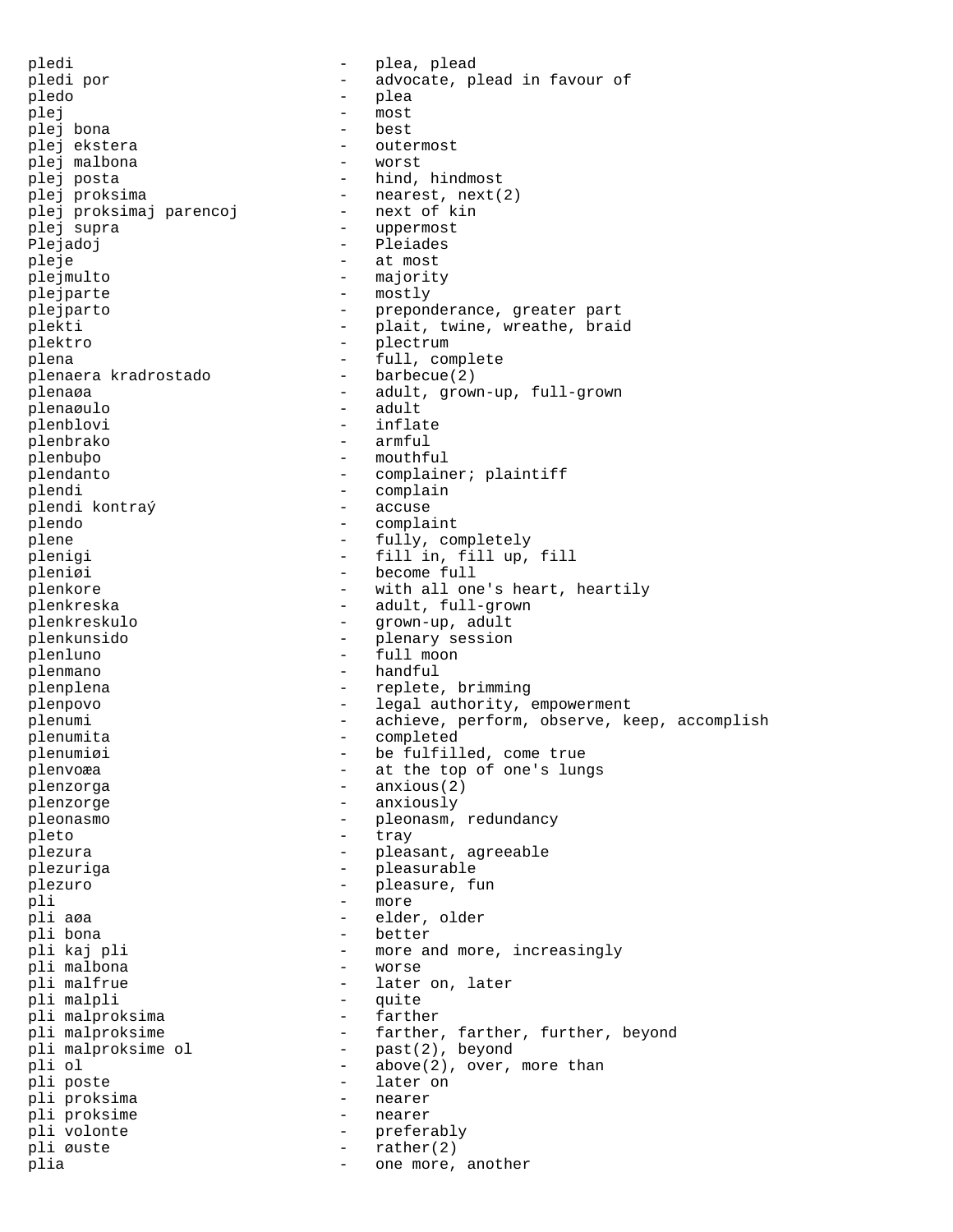pledi - plea, plead
pledi por - advocate, plead in favour of
pledo - plea
plej - most
plej bona - best
plej ekstera - outermost
plej malbona - worst
plej posta - hind, hindmost
plej proksima - nearest, next(2)
plej proksimaj parencoj - next of kin
plej supra - uppermost
Plejadoj - Pleiades
pleje - at most
plejmulto - majority
plejparte - mostly
plejparto - preponderance, greater part
plekti - plait, twine, wreathe, braid
plektro - plectrum
plena - full, complete
plenaera kradrostado - barbecue(2)
plenaøa - adult, grown-up, full-grown
plenaøulo - adult
plenblovi - inflate
plenbrako - armful
plenbuþo - mouthful
plendanto - complainer; plaintiff
plendi - complain
plendi kontraý - accuse
plendo - complaint
plene - fully, completely
plenigi - fill in, fill up, fill
pleniøi - become full
plenkore - with all one's heart, heartily
plenkreska - adult, full-grown
plenkreskulo - grown-up, adult
plenkunsido - plenary session
plenluno - full moon
plenmano - handful
plenplena - replete, brimming
plenpovo - legal authority, empowerment
plenumi - achieve, perform, observe, keep, accomplish
plenumita - completed
plenumiøi - be fulfilled, come true
plenvoæa - at the top of one's lungs
plenzorga - anxious(2)
plenzorge - anxiously
pleonasmo - pleonasm, redundancy
pleto - tray
plezura - pleasant, agreeable
plezuriga - pleasurable
plezuro - pleasure, fun
pli - more
pli aøa - elder, older
pli bona - better
pli kaj pli - more and more, increasingly
pli malbona - worse
pli malfrue - later on, later
pli malpli - quite
pli malproksima - farther
pli malproksime - farther, farther, further, beyond
pli malproksime ol - past(2), beyond
pli ol - above(2), over, more than
pli poste - later on
pli proksima - nearer
pli proksime - nearer
pli volonte - preferably
pli øuste - rather(2)
plia - one more, another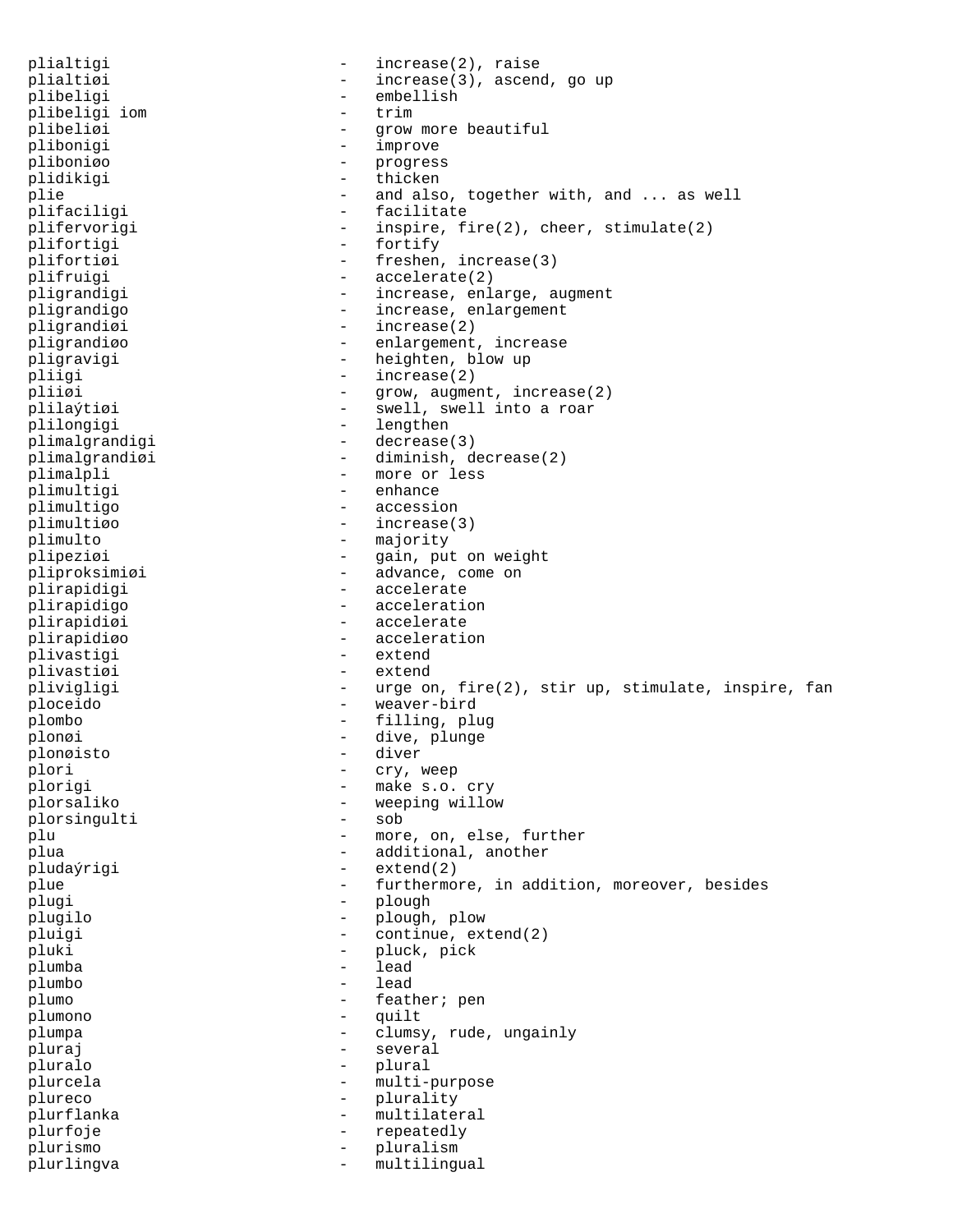plialtigi - increase(2), raise
plialtiøi - increase(3), ascend, go up
plibeligi - embellish
plibeligi iom - trim
plibeliøi - grow more beautiful
plibonigi - improve
pliboniøo - progress
plidikigi - thicken
plie - and also, together with, and ... as well
plifaciligi - facilitate
plifervorigi - inspire, fire(2), cheer, stimulate(2)
plifortigi - fortify
plifortiøi - freshen, increase(3)
plifruigi - accelerate(2)
pligrandigi - increase, enlarge, augment
pligrandigo - increase, enlargement
pligrandiøi - increase(2)
pligrandiøo - enlargement, increase
pligravigi - heighten, blow up
pliigi - increase(2)
pliiøi - grow, augment, increase(2)
plilaýtiøi - swell, swell into a roar
plilongigi - lengthen
plimalgrandigi - decrease(3)
plimalgrandiøi - diminish, decrease(2)
plimalpli - more or less
plimultigi - enhance
plimultigo - accession
plimultiøo - increase(3)
plimulto - majority
plipeziøi - gain, put on weight
pliproksimiøi - advance, come on
plirapidigi - accelerate
plirapidigo - acceleration
plirapidiøi - accelerate
plirapidiøo - acceleration
plivastigi - extend
plivastiøi - extend
plivigligi - urge on, fire(2), stir up, stimulate, inspire, fan
ploceido - weaver-bird
plombo - filling, plug
plonøi - dive, plunge
plonøisto - diver
plori - cry, weep
plorigi - make s.o. cry
plorsaliko - weeping willow
plorsingulti - sob
plu - more, on, else, further
plua - additional, another
pludaýrigi - extend(2)
plue - furthermore, in addition, moreover, besides
plugi - plough
plugilo - plough, plow
pluigi - continue, extend(2)
pluki - pluck, pick
plumba - lead
plumbo - lead
plumo - feather; pen
plumono - quilt
plumpa - clumsy, rude, ungainly
pluraj - several
pluralo - plural
plurcela - multi-purpose
plureco - plurality
plurflanka - multilateral
plurfoje - repeatedly
plurismo - pluralism
plurlingva - multilingual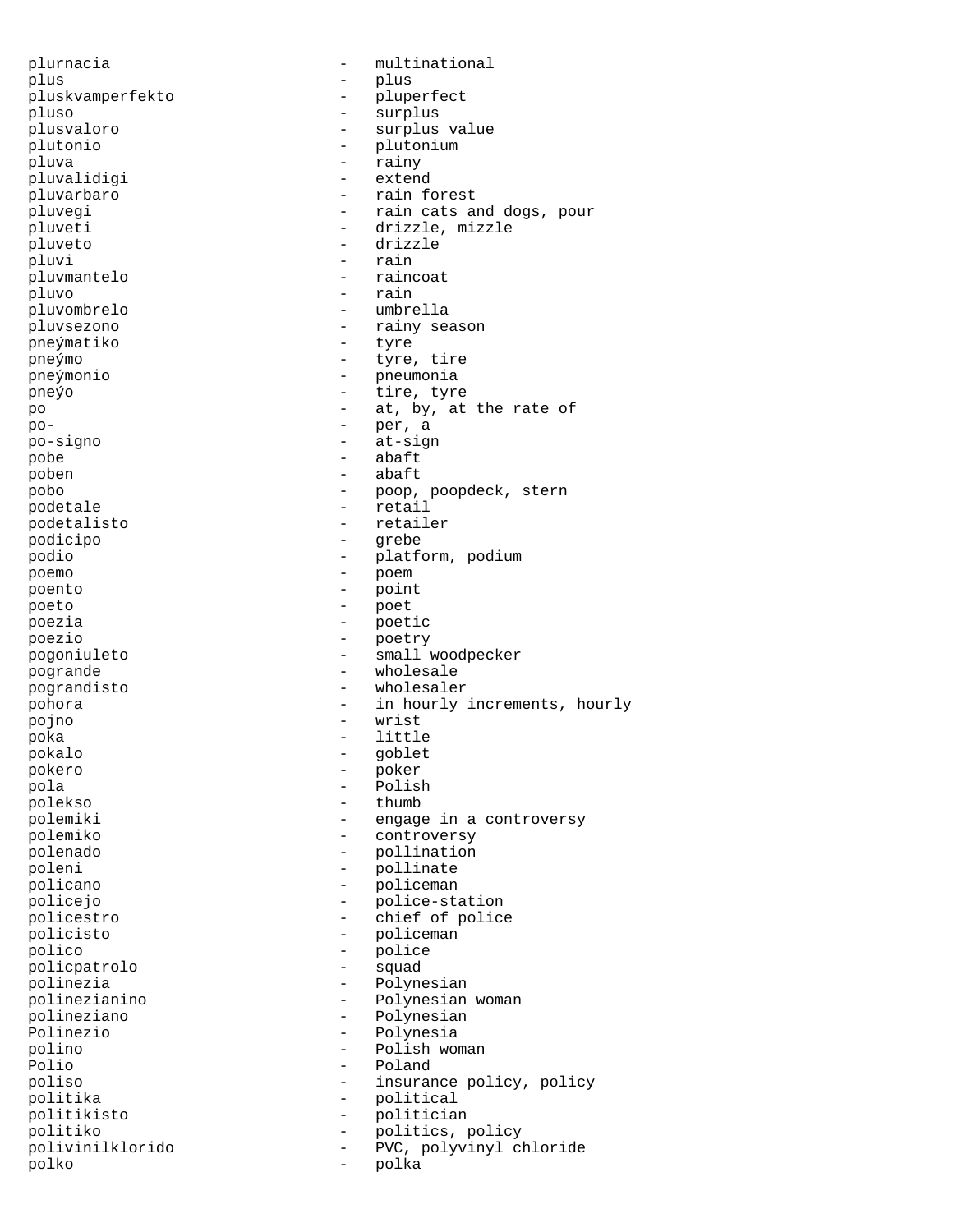plurnacia - multinational
plus - plus
pluskvamperfekto - pluperfect
pluso - surplus
plusvaloro - surplus value
plutonio - plutonium
pluva - rainy
pluvalidigi - extend
pluvarbaro - rain forest
pluvegi - rain cats and dogs, pour
pluveti - drizzle, mizzle
pluveto - drizzle
pluvi - rain
pluvmantelo - raincoat
pluvo - rain
pluvombrelo - umbrella
pluvsezono - rainy season
pneýmatiko - tyre
pneýmo - tyre, tire
pneýmonio - pneumonia
pneýo - tire, tyre
po - at, by, at the rate of
po- - per, a
po-signo - at-sign
pobe - abaft
poben - abaft
pobo - poop, poopdeck, stern
podetale - retail
podetalisto - retailer
podicipo - grebe
podio - platform, podium
poemo - poem
poento - point
poeto - poet
poezia - poetic
poezio - poetry
pogoniuleto - small woodpecker
pogrande - wholesale
pograndisto - wholesaler
pohora - in hourly increments, hourly
pojno - wrist
poka - little
pokalo - goblet
pokero - poker
pola - Polish
polekso - thumb
polemiki - engage in a controversy
polemiko - controversy
polenado - pollination
poleni - pollinate
policano - policeman
policejo - police-station
policestro - chief of police
policisto - policeman
polico - police
policpatrolo - squad
polinezia - Polynesian
polinezianino - Polynesian woman
polineziano - Polynesian
Polinezio - Polynesia
polino - Polish woman
Polio - Poland
poliso - insurance policy, policy
politika - political
politikisto - politician
politiko - politics, policy
polivinilklorido - PVC, polyvinyl chloride
polko - polka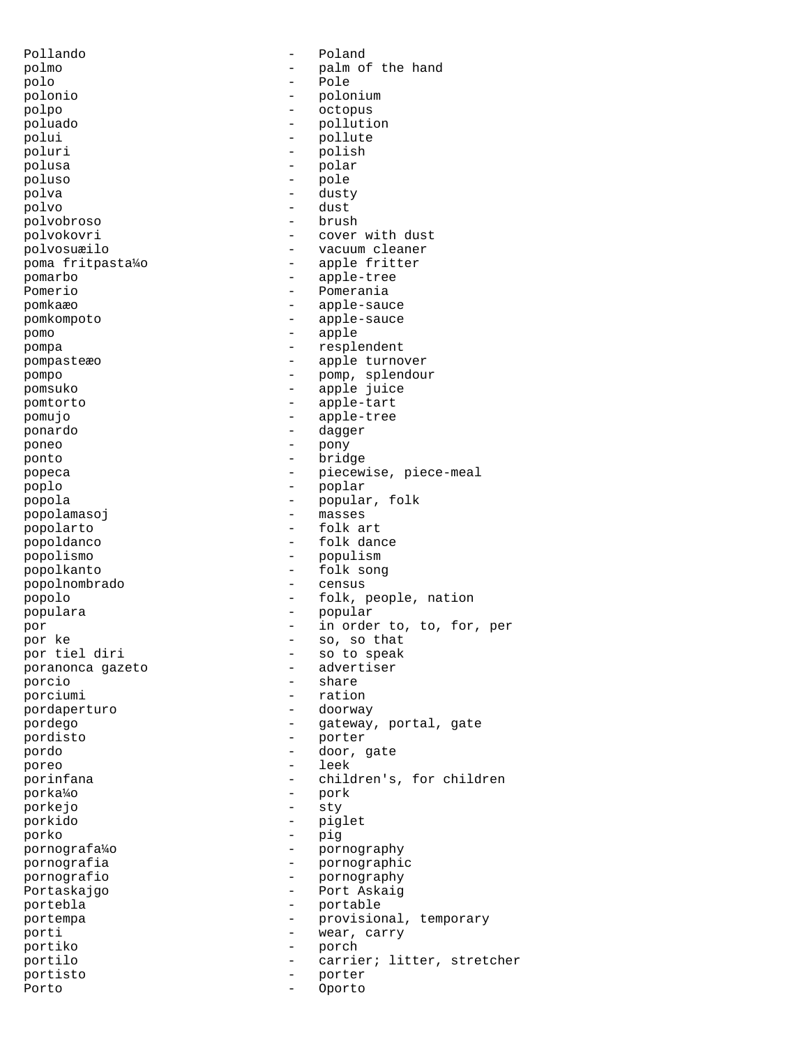Pollando - Poland
polmo - palm of the hand
polo - Pole
polonio - polonium
polpo - octopus
poluado - pollution
polui - pollute
poluri - polish
polusa - polar
poluso - pole
polva - dusty
polvo - dust
polvobroso - brush
polvokovri - cover with dust
polvosuæilo - vacuum cleaner
poma fritpasta¼o - apple fritter
pomarbo - apple-tree
Pomerio - Pomerania
pomkaæo - apple-sauce
pomkompoto - apple-sauce
pomo - apple
pompa - resplendent
pompasteæo - apple turnover
pompo - pomp, splendour
pomsuko - apple juice
pomtorto - apple-tart
pomujo - apple-tree
ponardo - dagger
poneo - pony
ponto - bridge
popeca - piecewise, piece-meal
poplo - poplar
popola - popular, folk
popolamasoj - masses
popolarto - folk art
popoldanco - folk dance
popolismo - populism
popolkanto - folk song
popolnombrado - census
popolo - folk, people, nation
populara - popular
por - in order to, to, for, per
por ke - so, so that
por tiel diri - so to speak
poranonca gazeto - advertiser
porcio - share
porciumi - ration
pordaperturo - doorway
pordego - gateway, portal, gate
pordisto - porter
pordo - door, gate
poreo - leek
porinfana - children's, for children
porka¼o - pork
porkejo - sty
porkido - piglet
porko - pig
pornografa¼o - pornography
pornografia - pornographic
pornografio - pornography
Portaskajgo - Port Askaig
portebla - portable
portempa - provisional, temporary
porti - wear, carry
portiko - porch
portilo - carrier; litter, stretcher
portisto - porter
Porto - Oporto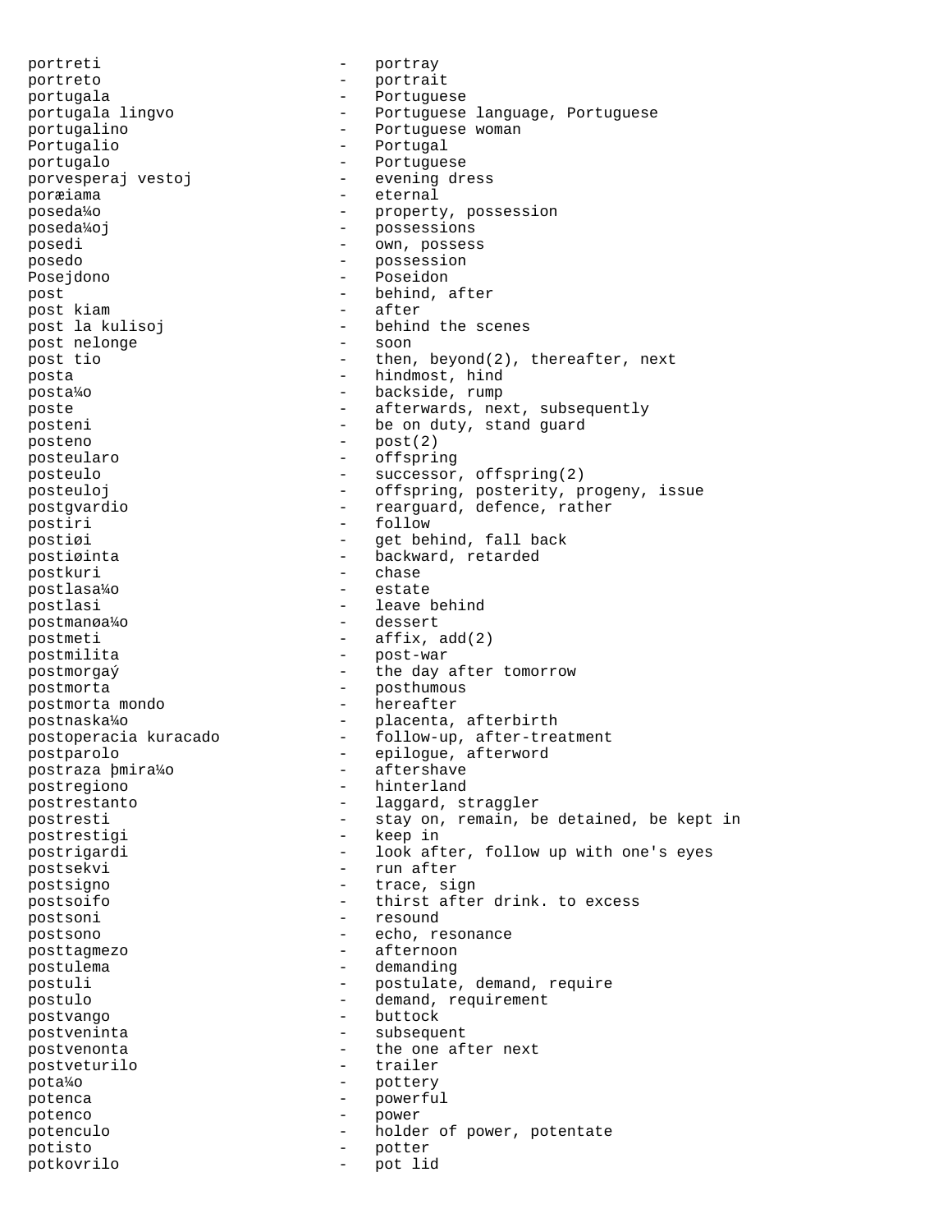portreti - portray
portreto - portrait
portugala - Portuguese
portugala lingvo - Portuguese language, Portuguese
portugalino - Portuguese woman
Portugalio - Portugal
portugalo - Portuguese
porvesperaj vestoj - evening dress
poræiama - eternal
poseda¼o - property, possession
poseda¼oj - possessions
posedi - own, possess
posedo - possession
Posejdono - Poseidon
post - behind, after
post kiam - after
post la kulisoj - behind the scenes
post nelonge - soon
post tio - then, beyond(2), thereafter, next
posta - hindmost, hind
posta¼o - backside, rump
poste - afterwards, next, subsequently
posteni - be on duty, stand guard
posteno - post(2)
posteularo - offspring
posteulo - successor, offspring(2)
posteuloj - offspring, posterity, progeny, issue
postgvardio - rearguard, defence, rather
postiri - follow
postiøi - get behind, fall back
postiøinta - backward, retarded
postkuri - chase
postlasa¼o - estate
postlasi - leave behind
postmanøa¼o - dessert
postmeti - affix, add(2)
postmilita - post-war
postmorgaý - the day after tomorrow
postmorta - posthumous
postmorta mondo - hereafter
postnaska¼o - placenta, afterbirth
postoperacia kuracado - follow-up, after-treatment
postparolo - epilogue, afterword
postraza þmira¼o - aftershave
postregiono - hinterland
postrestanto - laggard, straggler
postresti - stay on, remain, be detained, be kept in
postrestigi - keep in
postrigardi - look after, follow up with one's eyes
postsekvi - run after
postsigno - trace, sign
postsoifo - thirst after drink. to excess
postsoni - resound
postsono - echo, resonance
posttagmezo - afternoon
postulema - demanding
postuli - postulate, demand, require
postulo - demand, requirement
postvango - buttock
postveninta - subsequent
postvenonta - the one after next
postveturilo - trailer
pota¼o - pottery
potenca - powerful
potenco - power
potenculo - holder of power, potentate
potisto - potter
potkovrilo - pot lid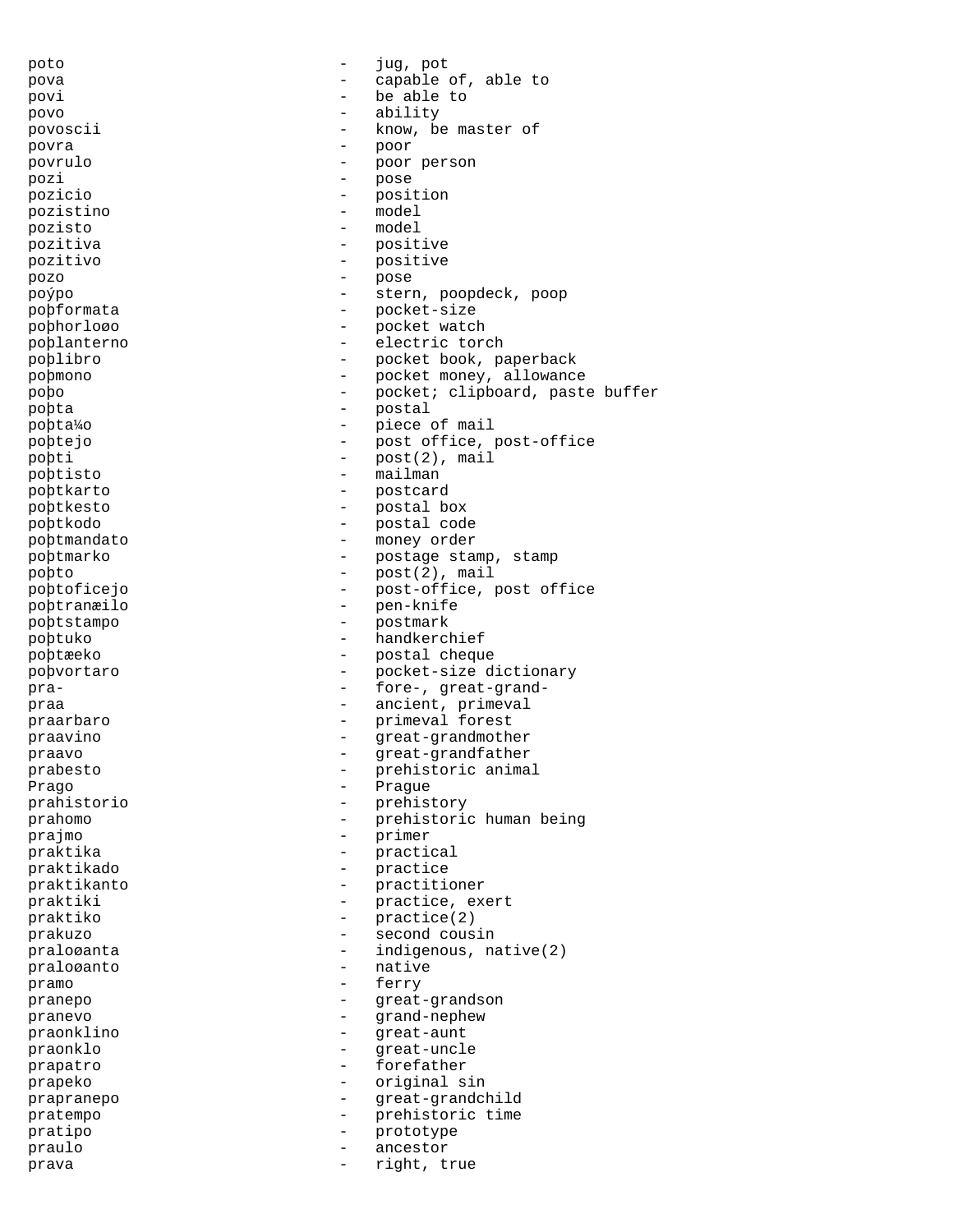poto - jug, pot
pova - capable of, able to
povi - be able to
povo - ability
povoscii - know, be master of
povra - poor
povrulo - poor person
pozi - pose
pozicio - position
pozistino - model
pozisto - model
pozitiva - positive
pozitivo - positive
pozo - pose
poýpo - stern, poopdeck, poop
poþformata - pocket-size
poþhorloøo - pocket watch
poþlanterno - electric torch
poþlibro - pocket book, paperback
poþmono - pocket money, allowance
poþo - pocket; clipboard, paste buffer
poþta - postal
poþta¼o - piece of mail
poþtejo - post office, post-office
poþti - post(2), mail
poþtisto - mailman
poþtkarto - postcard
poþtkesto - postal box
poþtkodo - postal code
poþtmandato - money order
poþtmarko - postage stamp, stamp
poþto - post(2), mail
poþtoficejo - post-office, post office
poþtranæilo - pen-knife
poþtstampo - postmark
poþtuko - handkerchief
poþtæeko - postal cheque
poþvortaro - pocket-size dictionary
pra- - fore-, great-grand-
praa - ancient, primeval
praarbaro - primeval forest
praavino - great-grandmother
praavo - great-grandfather
prabesto - prehistoric animal
Prago - Prague
prahistorio - prehistory
prahomo - prehistoric human being
prajmo - primer
praktika - practical
praktikado - practice
praktikanto - practitioner
praktiki - practice, exert
praktiko - practice(2)
prakuzo - second cousin
praloøanta - indigenous, native(2)
praloøanto - native
pramo - ferry
pranepo - great-grandson
pranevo - grand-nephew
praonklino - great-aunt
praonklo - great-uncle
prapatro - forefather
prapeko - original sin
prapranepo - great-grandchild
pratempo - prehistoric time
pratipo - prototype
praulo - ancestor
prava - right, true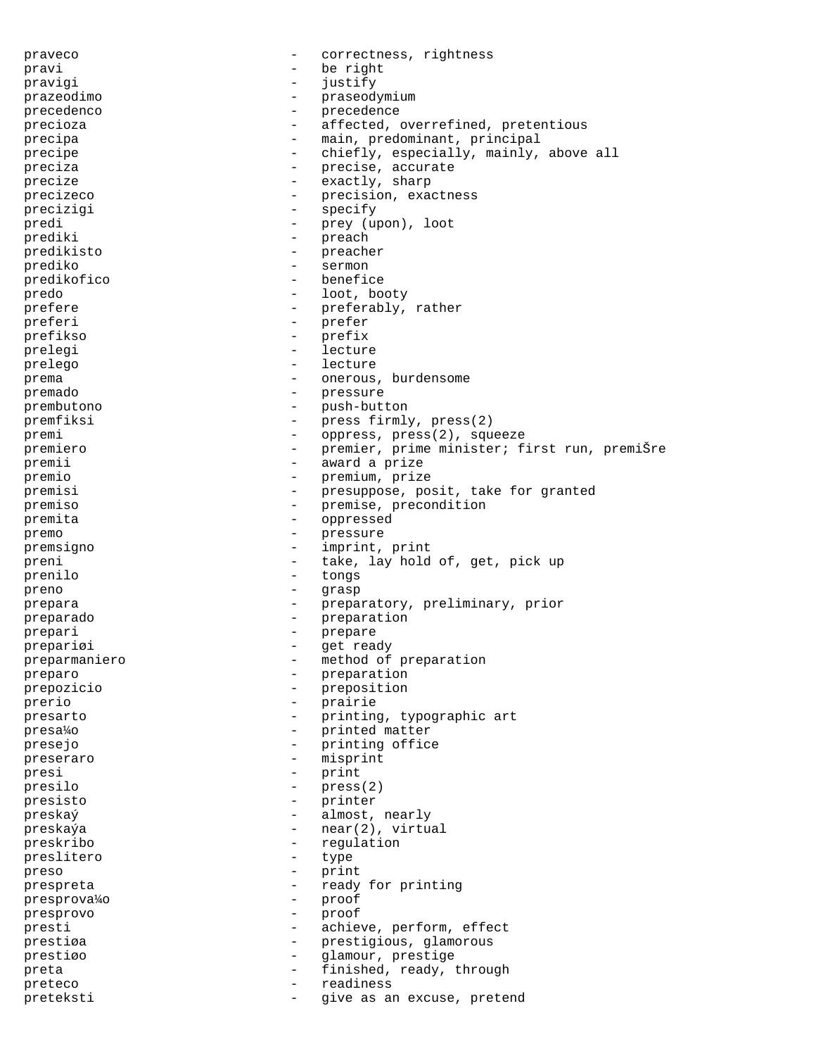praveco - correctness, rightness
pravi - be right
pravigi - justify
prazeodimo - praseodymium
precedenco - precedence
precioza - affected, overrefined, pretentious
precipa - main, predominant, principal
precipe - chiefly, especially, mainly, above all
preciza - precise, accurate
precize - exactly, sharp
precizeco - precision, exactness
precizigi - specify
predi - prey (upon), loot
prediki - preach
predikisto - preacher
prediko - sermon
predikofico - benefice
predo - loot, booty
prefere - preferably, rather
preferi - prefer
prefikso - prefix
prelegi - lecture
prelego - lecture
prema - onerous, burdensome
premado - pressure
prembutono - push-button
premfiksi - press firmly, press(2)
premi - oppress, press(2), squeeze
premiero - premier, prime minister; first run, premiŠre
premii - award a prize
premio - premium, prize
premisi - presuppose, posit, take for granted
premiso - premise, precondition
premita - oppressed
premo - pressure
premsigno - imprint, print
preni - take, lay hold of, get, pick up
prenilo - tongs
preno - grasp
prepara - preparatory, preliminary, prior
preparado - preparation
prepari - prepare
prepariøi - get ready
preparmaniero - method of preparation
preparo - preparation
prepozicio - preposition
prerio - prairie
presarto - printing, typographic art
presa¼o - printed matter
presejo - printing office
preseraro - misprint
presi - print
presilo - press(2)
presisto - printer
preskaý - almost, nearly
preskaýa - near(2), virtual
preskribo - regulation
preslitero - type
preso - print
prespreta - ready for printing
presprova¼o - proof
presprovo - proof
presti - achieve, perform, effect
prestiøa - prestigious, glamorous
prestiøo - glamour, prestige
preta - finished, ready, through
preteco - readiness
preteksti - give as an excuse, pretend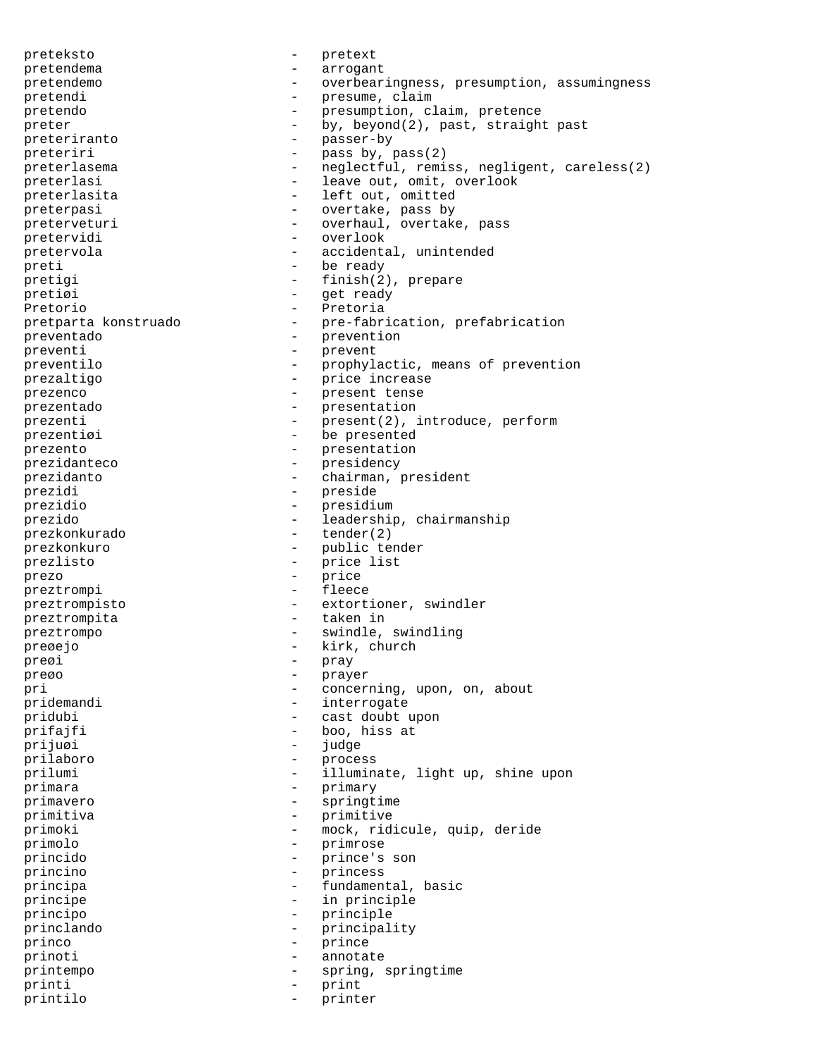pretekso - pretext
pretendema - arrogant
pretendemo - overbearingness, presumption, assumingness
pretendi - presume, claim
pretendo - presumption, claim, pretence
preter - by, beyond(2), past, straight past
preteriranto - passer-by
preteriri - pass by, pass(2)
preterlasema - neglectful, remiss, negligent, careless(2)
preterlasi - leave out, omit, overlook
preterlasita - left out, omitted
preterpasi - overtake, pass by
preterveturi - overhaul, overtake, pass
pretervidi - overlook
pretervola - accidental, unintended
preti - be ready
pretigi - finish(2), prepare
pretiøi - get ready
Pretorio - Pretoria
pretparta konstruado - pre-fabrication, prefabrication
preventado - prevention
preventi - prevent
preventilo - prophylactic, means of prevention
prezaltigo - price increase
prezenco - present tense
prezentado - presentation
prezenti - present(2), introduce, perform
prezentiøi - be presented
prezento - presentation
prezidanteco - presidency
prezidanto - chairman, president
prezidi - preside
prezidio - presidium
prezido - leadership, chairmanship
prezkonkurado - tender(2)
prezkonkuro - public tender
prezlisto - price list
prezo - price
preztrompi - fleece
preztrompisto - extortioner, swindler
preztrompita - taken in
preztrompo - swindle, swindling
preøejo - kirk, church
preøi - pray
preøo - prayer
pri - concerning, upon, on, about
pridemandi - interrogate
pridubi - cast doubt upon
prifajfi - boo, hiss at
prijuøi - judge
prilaboro - process
prilumi - illuminate, light up, shine upon
primara - primary
primavero - springtime
primitiva - primitive
primoki - mock, ridicule, quip, deride
primolo - primrose
princido - prince's son
princino - princess
principa - fundamental, basic
principe - in principle
principo - principle
princlando - principality
princo - prince
prinoti - annotate
printempo - spring, springtime
printi - print
printilo - printer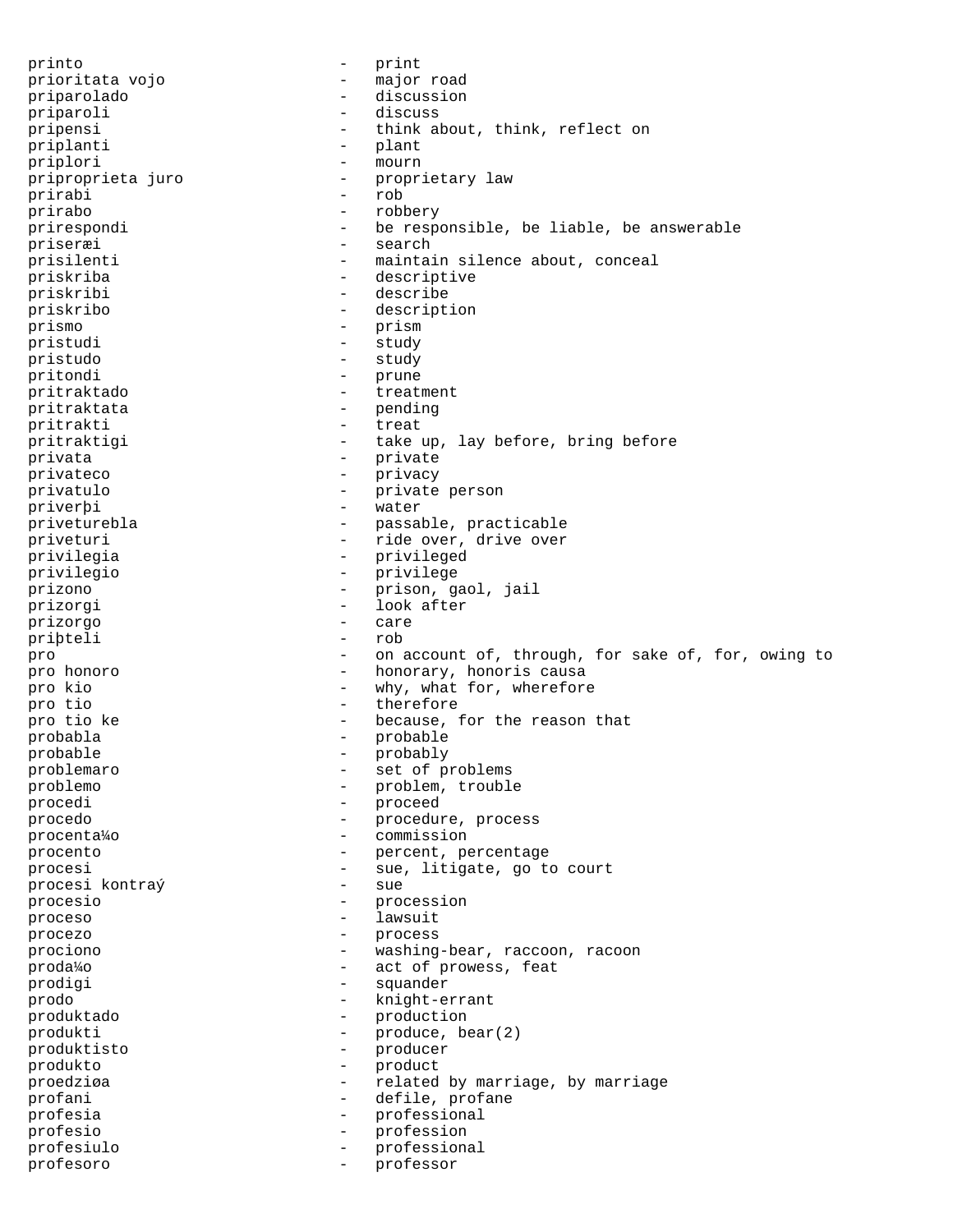printo - print
prioritata vojo - major road
priparolado - discussion
priparoli - discuss
pripensi - think about, think, reflect on
priplanti - plant
priplori - mourn
priproprieta juro - proprietary law
prirabi - rob
prirabo - robbery
prirespondi - be responsible, be liable, be answerable
priseræi - search
prisilenti - maintain silence about, conceal
priskriba - descriptive
priskribi - describe
priskribo - description
prismo - prism
pristudi - study
pristudo - study
pritondi - prune
pritraktado - treatment
pritraktata - pending
pritrakti - treat
pritraktigi - take up, lay before, bring before
privata - private
privateco - privacy
privatulo - private person
priverþi - water
priveturebla - passable, practicable
priveturi - ride over, drive over
privilegia - privileged
privilegio - privilege
prizono - prison, gaol, jail
prizorgi - look after
prizorgo - care
priþteli - rob
pro - on account of, through, for sake of, for, owing to
pro honoro - honorary, honoris causa
pro kio - why, what for, wherefore
pro tio - therefore
pro tio ke - because, for the reason that
probabla - probable
probable - probably
problemaro - set of problems
problemo - problem, trouble
procedi - proceed
procedo - procedure, process
procenta¼o - commission
procento - percent, percentage
procesi - sue, litigate, go to court
procesi kontraý - sue
procesio - procession
proceso - lawsuit
procezo - process
prociono - washing-bear, raccoon, racoon
proda¼o - act of prowess, feat
prodigi - squander
prodo - knight-errant
produktado - production
produkti - produce, bear(2)
produktisto - producer
produkto - product
proedziøa - related by marriage, by marriage
profani - defile, profane
profesia - professional
profesio - profession
profesiulo - professional
profesoro - professor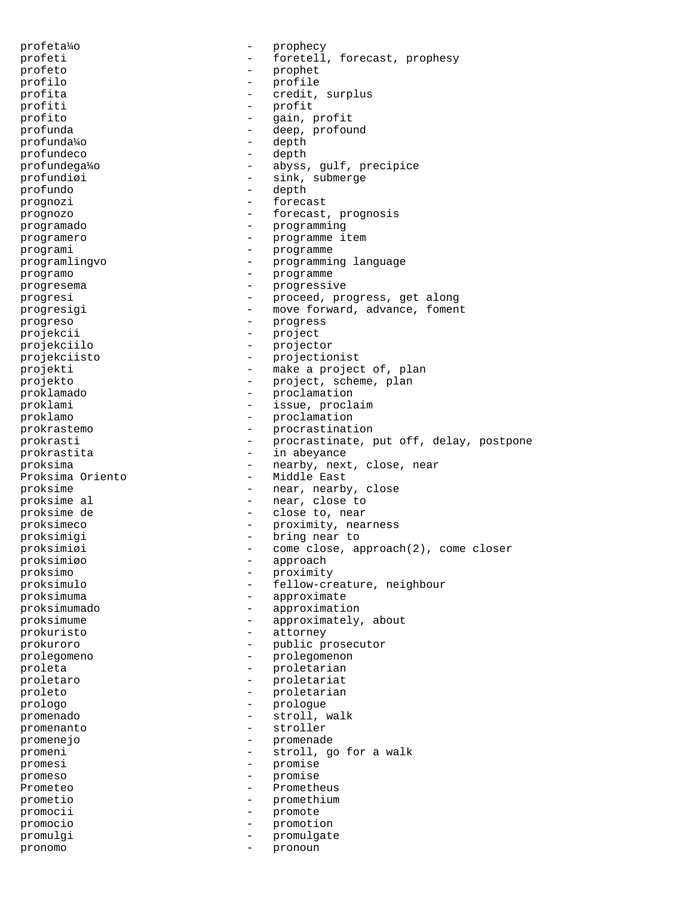profeta¼o - prophecy
profeti - foretell, forecast, prophesy
profeto - prophet
profilo - profile
profita - credit, surplus
profiti - profit
profito - gain, profit
profunda - deep, profound
profunda¼o - depth
profundeco - depth
profundega¼o - abyss, gulf, precipice
profundiøi - sink, submerge
profundo - depth
prognozi - forecast
prognozo - forecast, prognosis
programado - programming
programero - programme item
programi - programme
programlingvo - programming language
programo - programme
progresema - progressive
progresi - proceed, progress, get along
progresigi - move forward, advance, foment
progreso - progress
projekcii - project
projekciilo - projector
projekciisto - projectionist
projekti - make a project of, plan
projekto - project, scheme, plan
proklamado - proclamation
proklami - issue, proclaim
proklamo - proclamation
prokrastemo - procrastination
prokrasti - procrastinate, put off, delay, postpone
prokrastita - in abeyance
proksima - nearby, next, close, near
Proksima Oriento - Middle East
proksime - near, nearby, close
proksime al - near, close to
proksime de - close to, near
proksimeco - proximity, nearness
proksimigi - bring near to
proksimiøi - come close, approach(2), come closer
proksimiøo - approach
proksimo - proximity
proksimulo - fellow-creature, neighbour
proksimuma - approximate
proksimumado - approximation
proksimume - approximately, about
prokuristo - attorney
prokuroro - public prosecutor
prolegomeno - prolegomenon
proleta - proletarian
proletaro - proletariat
proleto - proletarian
prologo - prologue
promenado - stroll, walk
promenanto - stroller
promenejo - promenade
promeni - stroll, go for a walk
promesi - promise
promeso - promise
Prometeo - Prometheus
prometio - promethium
promocii - promote
promocio - promotion
promulgi - promulgate
pronomo - pronoun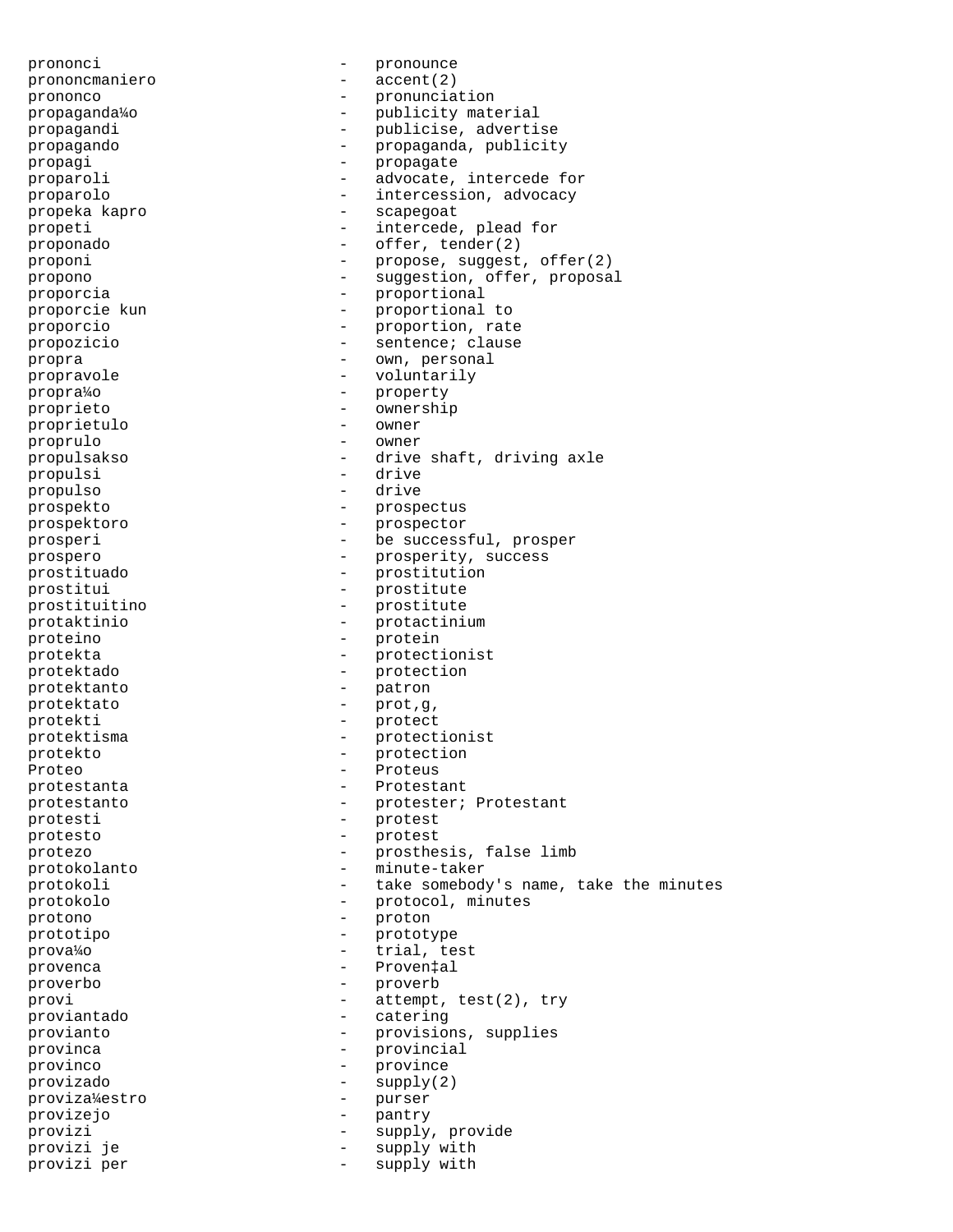prononci - pronounce
prononcmaniero - accent(2)
prononco - pronunciation
propaganda¼o - publicity material
propagandi - publicise, advertise
propagando - propaganda, publicity
propagi - propagate
proparoli - advocate, intercede for
proparolo - intercession, advocacy
propeka kapro - scapegoat
propeti - intercede, plead for
proponado - offer, tender(2)
proponi - propose, suggest, offer(2)
propono - suggestion, offer, proposal
proporcia - proportional
proporcie kun - proportional to
proporcio - proportion, rate
propozicio - sentence; clause
propra - own, personal
propravole - voluntarily
propra¼o - property
proprieto - ownership
proprietulo - owner
proprulo - owner
propulsakso - drive shaft, driving axle
propulsi - drive
propulso - drive
prospekto - prospectus
prospektoro - prospector
prosperi - be successful, prosper
prospero - prosperity, success
prostituado - prostitution
prostitui - prostitute
prostituitino - prostitute
protaktinio - protactinium
proteino - protein
protekta - protectionist
protektado - protection
protektanto - patron
protektato - prot,g,
protekti - protect
protektisma - protectionist
protekto - protection
Proteo - Proteus
protestanta - Protestant
protestanto - protester; Protestant
protesti - protest
protesto - protest
protezo - prosthesis, false limb
protokolanto - minute-taker
protokoli - take somebody's name, take the minutes
protokolo - protocol, minutes
protono - proton
prototipo - prototype
prova¼o - trial, test
provenca - Proven‡al
proverbo - proverb
provi - attempt, test(2), try
proviantado - catering
provianto - provisions, supplies
provinca - provincial
provinco - province
provizado - supply(2)
proviza¼estro - purser
provizejo - pantry
provizi - supply, provide
provizi je - supply with
provizi per - supply with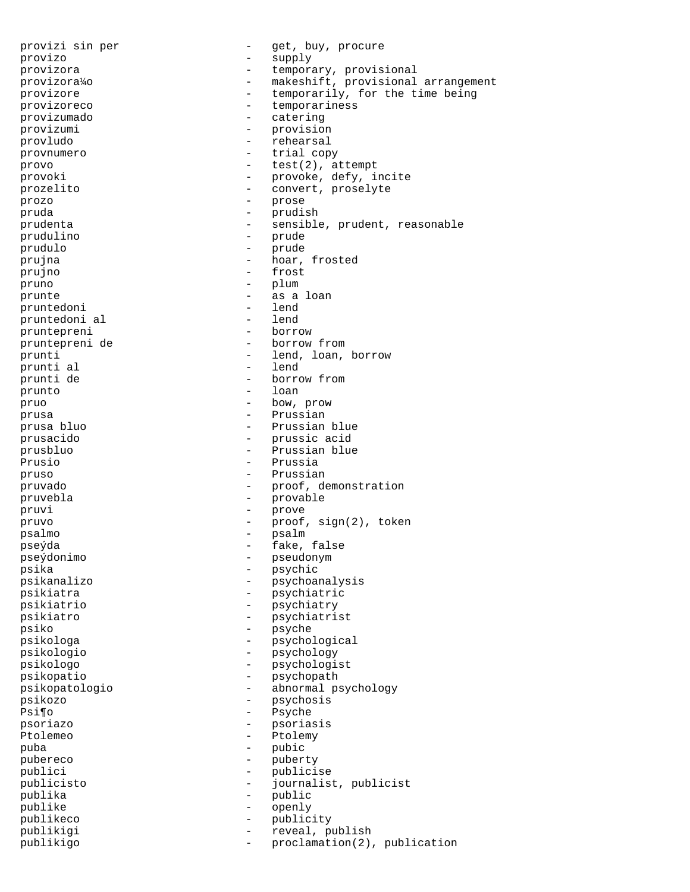```
provizi sin per              -   get, buy, procure
provizo                      -   supply
provizora                    -   temporary, provisional
provizora¼o                  -   makeshift, provisional arrangement
provizore                    -   temporarily, for the time being
provizoreco                  -   temporariness
provizumado                  -   catering
provizumi                    -   provision
provludo                     -   rehearsal
provnumero                   -   trial copy
provo                        -   test(2), attempt
provoki                      -   provoke, defy, incite
prozelito                    -   convert, proselyte
prozo                        -   prose
pruda                        -   prudish
prudenta                     -   sensible, prudent, reasonable
prudulino                    -   prude
prudulo                      -   prude
prujna                       -   hoar, frosted
prujno                       -   frost
pruno                        -   plum
prunte                       -   as a loan
pruntedoni                   -   lend
pruntedoni al                -   lend
pruntepreni                  -   borrow
pruntepreni de               -   borrow from
prunti                       -   lend, loan, borrow
prunti al                    -   lend
prunti de                    -   borrow from
prunto                       -   loan
pruo                         -   bow, prow
prusa                        -   Prussian
prusa bluo                   -   Prussian blue
prusacido                    -   prussic acid
prusbluo                     -   Prussian blue
Prusio                       -   Prussia
pruso                        -   Prussian
pruvado                      -   proof, demonstration
pruvebla                     -   provable
pruvi                        -   prove
pruvo                        -   proof, sign(2), token
psalmo                       -   psalm
pseýda                       -   fake, false
pseýdonimo                   -   pseudonym
psika                        -   psychic
psikanalizo                  -   psychoanalysis
psikiatra                    -   psychiatric
psikiatrio                   -   psychiatry
psikiatro                    -   psychiatrist
psiko                        -   psyche
psikologa                    -   psychological
psikologio                   -   psychology
psikologo                    -   psychologist
psikopatio                   -   psychopath
psikopatologio               -   abnormal psychology
psikozo                      -   psychosis
Psi¶o                        -   Psyche
psoriazo                     -   psoriasis
Ptolemeo                     -   Ptolemy
puba                         -   pubic
pubereco                     -   puberty
publici                      -   publicise
publicisto                   -   journalist, publicist
publika                      -   public
publike                      -   openly
publikeco                    -   publicity
publikigi                    -   reveal, publish
publikigo                    -   proclamation(2), publication
```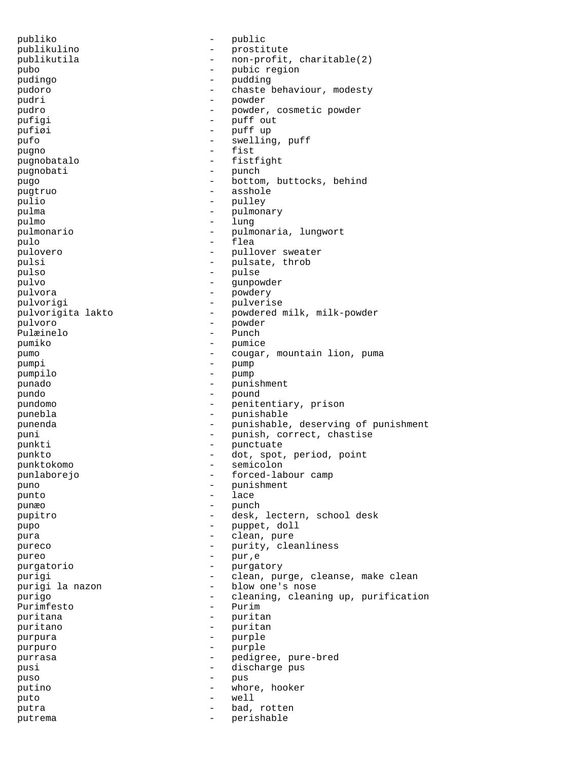publiko - public
publikulino - prostitute
publikutila - non-profit, charitable(2)
pubo - pubic region
pudingo - pudding
pudoro - chaste behaviour, modesty
pudri - powder
pudro - powder, cosmetic powder
pufigi - puff out
pufiøi - puff up
pufo - swelling, puff
pugno - fist
pugnobatalo - fistfight
pugnobati - punch
pugo - bottom, buttocks, behind
pugtruo - asshole
pulio - pulley
pulma - pulmonary
pulmo - lung
pulmonario - pulmonaria, lungwort
pulo - flea
pulovero - pullover sweater
pulsi - pulsate, throb
pulso - pulse
pulvo - gunpowder
pulvora - powdery
pulvorigi - pulverise
pulvorigita lakto - powdered milk, milk-powder
pulvoro - powder
Pulæinelo - Punch
pumiko - pumice
pumo - cougar, mountain lion, puma
pumpi - pump
pumpilo - pump
punado - punishment
pundo - pound
pundomo - penitentiary, prison
punebla - punishable
punenda - punishable, deserving of punishment
puni - punish, correct, chastise
punkti - punctuate
punkto - dot, spot, period, point
punktokomo - semicolon
punlaborejo - forced-labour camp
puno - punishment
punto - lace
punæo - punch
pupitro - desk, lectern, school desk
pupo - puppet, doll
pura - clean, pure
pureco - purity, cleanliness
pureo - pur,e
purgatorio - purgatory
purigi - clean, purge, cleanse, make clean
purigi la nazon - blow one's nose
purigo - cleaning, cleaning up, purification
Purimfesto - Purim
puritana - puritan
puritano - puritan
purpura - purple
purpuro - purple
purrasa - pedigree, pure-bred
pusi - discharge pus
puso - pus
putino - whore, hooker
puto - well
putra - bad, rotten
putrema - perishable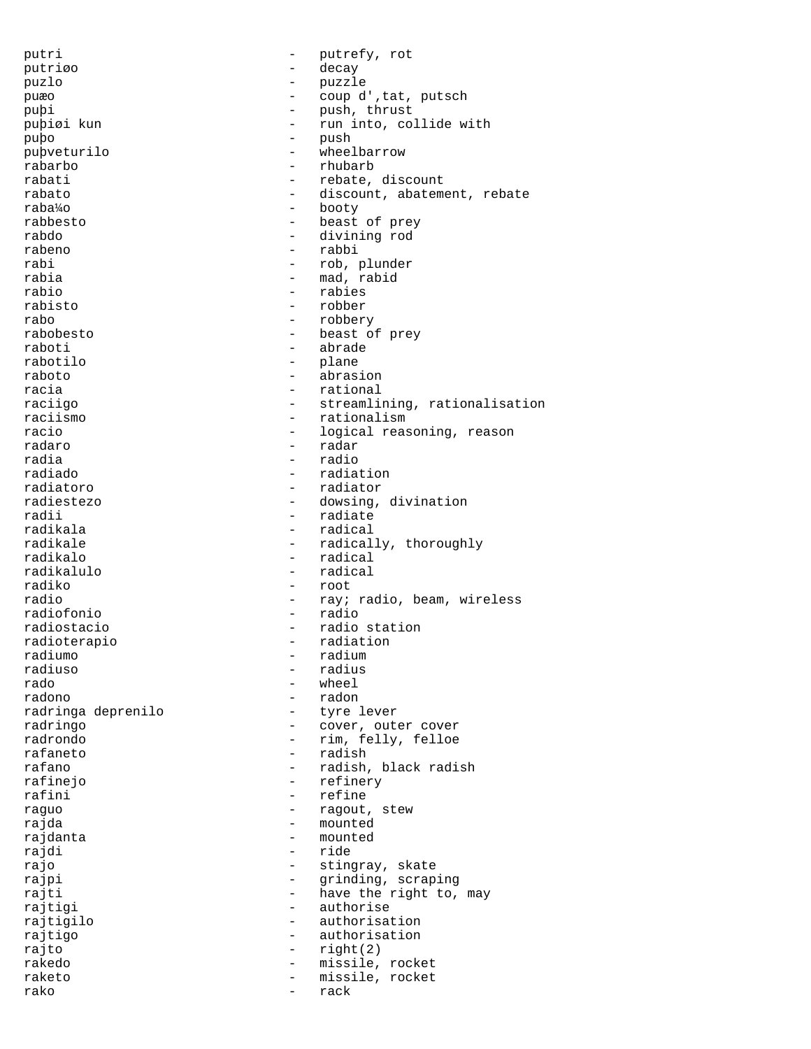putri - putrefy, rot
putriøo - decay
puzlo - puzzle
puæo - coup d',tat, putsch
puþi - push, thrust
puþiøi kun - run into, collide with
puþo - push
puþveturilo - wheelbarrow
rabarbo - rhubarb
rabati - rebate, discount
rabato - discount, abatement, rebate
raba¼o - booty
rabbesto - beast of prey
rabdo - divining rod
rabeno - rabbi
rabi - rob, plunder
rabia - mad, rabid
rabio - rabies
rabisto - robber
rabo - robbery
rabobesto - beast of prey
raboti - abrade
rabotilo - plane
raboto - abrasion
racia - rational
raciigo - streamlining, rationalisation
raciismo - rationalism
racio - logical reasoning, reason
radaro - radar
radia - radio
radiado - radiation
radiatoro - radiator
radiestezo - dowsing, divination
radii - radiate
radikala - radical
radikale - radically, thoroughly
radikalo - radical
radikalulo - radical
radiko - root
radio - ray; radio, beam, wireless
radiofonio - radio
radiostacio - radio station
radioterapio - radiation
radiumo - radium
radiuso - radius
rado - wheel
radono - radon
radringa deprenilo - tyre lever
radringo - cover, outer cover
radrondo - rim, felly, felloe
rafaneto - radish
rafano - radish, black radish
rafinejo - refinery
rafini - refine
raguo - ragout, stew
rajda - mounted
rajdanta - mounted
rajdi - ride
rajo - stingray, skate
rajpi - grinding, scraping
rajti - have the right to, may
rajtigi - authorise
rajtigilo - authorisation
rajtigo - authorisation
rajto - right(2)
rakedo - missile, rocket
raketo - missile, rocket
rako - rack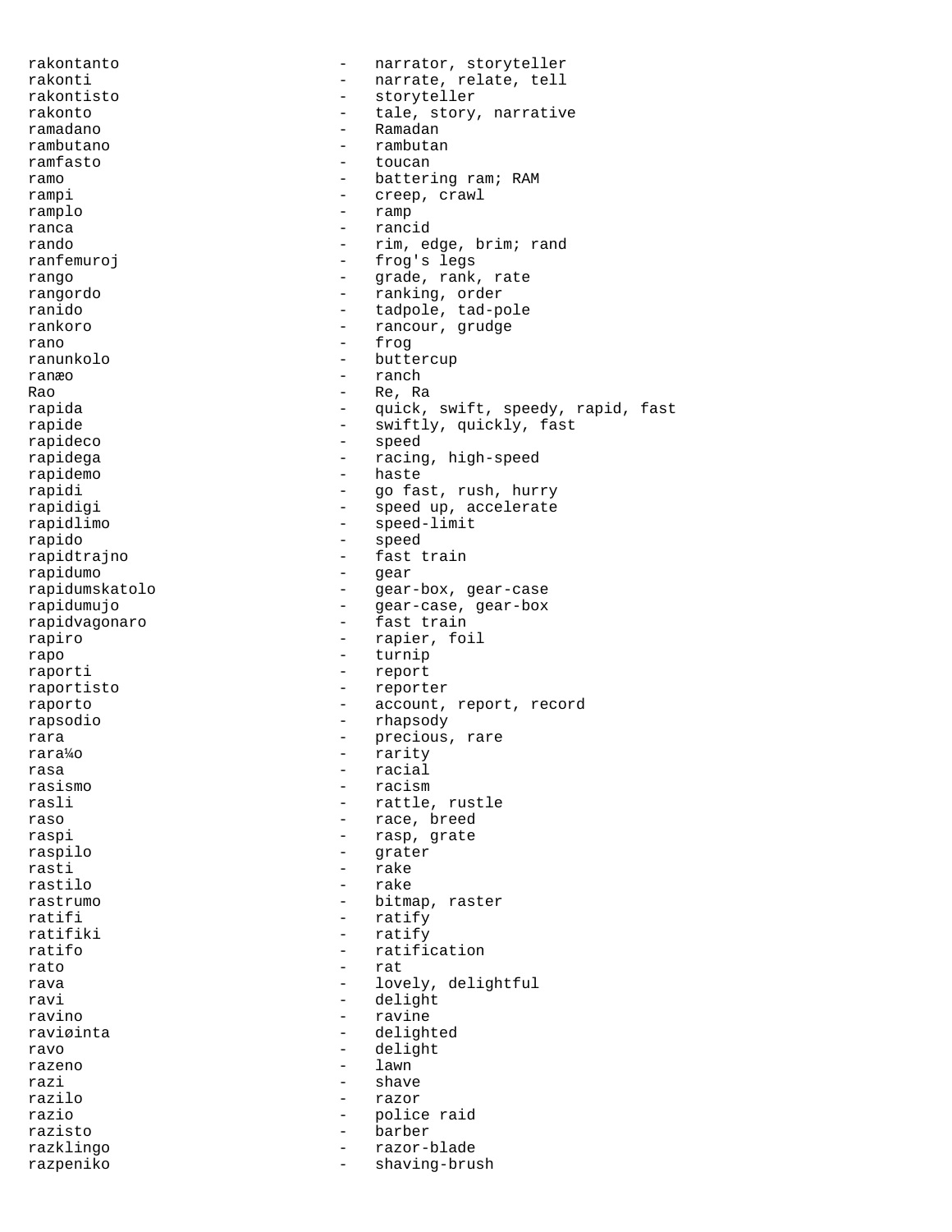rakontanto - narrator, storyteller
rakonti - narrate, relate, tell
rakontisto - storyteller
rakonto - tale, story, narrative
ramadano - Ramadan
rambutano - rambutan
ramfasto - toucan
ramo - battering ram; RAM
rampi - creep, crawl
ramplo - ramp
ranca - rancid
rando - rim, edge, brim; rand
ranfemuroj - frog's legs
rango - grade, rank, rate
rangordo - ranking, order
ranido - tadpole, tad-pole
rankoro - rancour, grudge
rano - frog
ranunkolo - buttercup
ranæo - ranch
Rao - Re, Ra
rapida - quick, swift, speedy, rapid, fast
rapide - swiftly, quickly, fast
rapideco - speed
rapidega - racing, high-speed
rapidemo - haste
rapidi - go fast, rush, hurry
rapidigi - speed up, accelerate
rapidlimo - speed-limit
rapido - speed
rapidtrajno - fast train
rapidumo - gear
rapidumskatolo - gear-box, gear-case
rapidumujo - gear-case, gear-box
rapidvagonaro - fast train
rapiro - rapier, foil
rapo - turnip
raporti - report
raportisto - reporter
raporto - account, report, record
rapsodio - rhapsody
rara - precious, rare
rara¼o - rarity
rasa - racial
rasismo - racism
rasli - rattle, rustle
raso - race, breed
raspi - rasp, grate
raspilo - grater
rasti - rake
rastilo - rake
rastrumo - bitmap, raster
ratifi - ratify
ratifiki - ratify
ratifo - ratification
rato - rat
rava - lovely, delightful
ravi - delight
ravino - ravine
raviøinta - delighted
ravo - delight
razeno - lawn
razi - shave
razilo - razor
razio - police raid
razisto - barber
razklingo - razor-blade
razpeniko - shaving-brush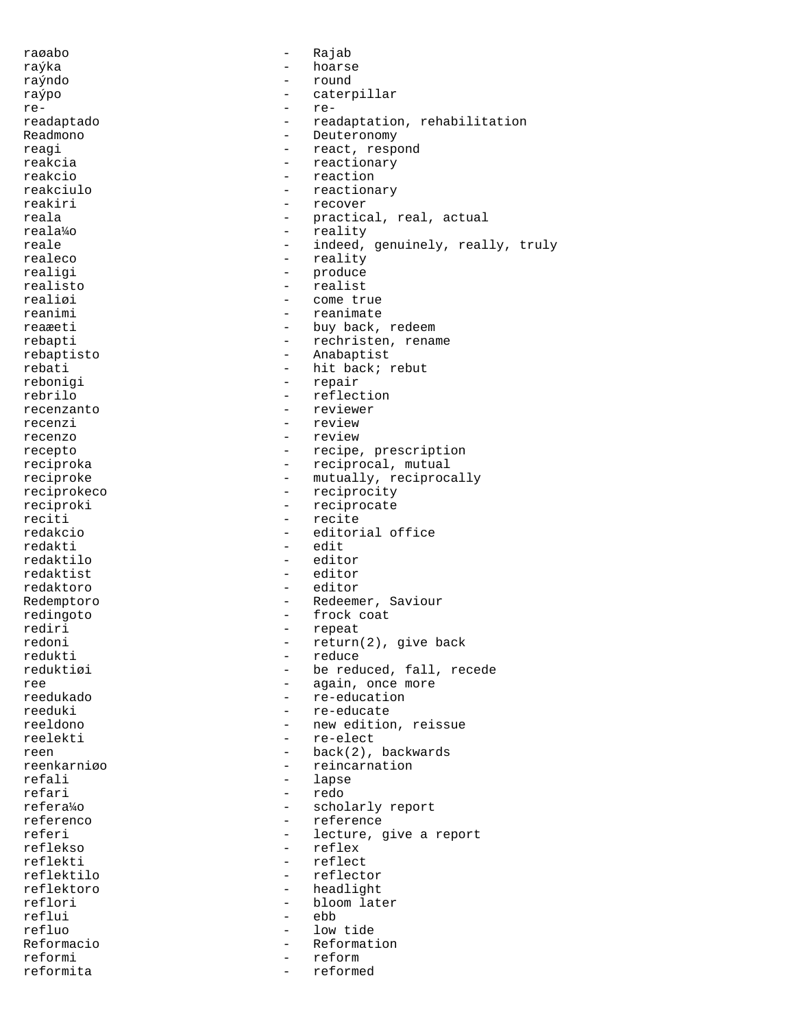raøabo - Rajab
raýka - hoarse
raýndo - round
raýpo - caterpillar
re- - re-
readaptado - readaptation, rehabilitation
Readmono - Deuteronomy
reagi - react, respond
reakcia - reactionary
reakcio - reaction
reakciulo - reactionary
reakiri - recover
reala - practical, real, actual
reala¼o - reality
reale - indeed, genuinely, really, truly
realeco - reality
realigi - produce
realisto - realist
realiøi - come true
reanimi - reanimate
reaæeti - buy back, redeem
rebapti - rechristen, rename
rebaptisto - Anabaptist
rebati - hit back; rebut
rebonigi - repair
rebrilo - reflection
recenzanto - reviewer
recenzi - review
recenzo - review
recepto - recipe, prescription
reciproka - reciprocal, mutual
reciproke - mutually, reciprocally
reciprokeco - reciprocity
reciproki - reciprocate
reciti - recite
redakcio - editorial office
redakti - edit
redaktilo - editor
redaktist - editor
redaktoro - editor
Redemptoro - Redeemer, Saviour
redingoto - frock coat
rediri - repeat
redoni - return(2), give back
redukti - reduce
reduktiøi - be reduced, fall, recede
ree - again, once more
reedukado - re-education
reeduki - re-educate
reeldono - new edition, reissue
reelekti - re-elect
reen - back(2), backwards
reenkarniøo - reincarnation
refali - lapse
refari - redo
refera¼o - scholarly report
referenco - reference
referi - lecture, give a report
reflekso - reflex
reflekti - reflect
reflektilo - reflector
reflektoro - headlight
reflori - bloom later
reflui - ebb
refluo - low tide
Reformacio - Reformation
reformi - reform
reformita - reformed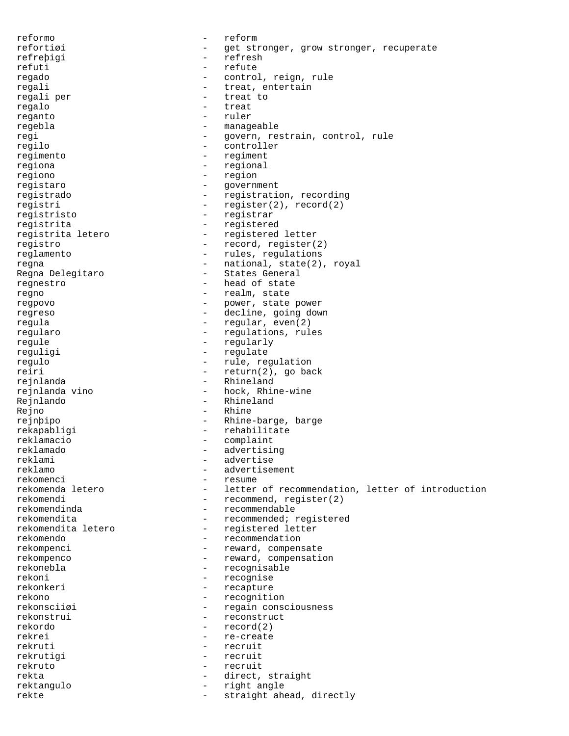reformo - reform
refortiøi - get stronger, grow stronger, recuperate
refreþigi - refresh
refuti - refute
regado - control, reign, rule
regali - treat, entertain
regali per - treat to
regalo - treat
reganto - ruler
regebla - manageable
regi - govern, restrain, control, rule
regilo - controller
regimento - regiment
regiona - regional
regiono - region
registaro - government
registrado - registration, recording
registri - register(2), record(2)
registristo - registrar
registrita - registered
registrita letero - registered letter
registro - record, register(2)
reglamento - rules, regulations
regna - national, state(2), royal
Regna Delegitaro - States General
regnestro - head of state
regno - realm, state
regpovo - power, state power
regreso - decline, going down
regula - regular, even(2)
regularo - regulations, rules
regule - regularly
reguligi - regulate
regulo - rule, regulation
reiri - return(2), go back
rejnlanda - Rhineland
rejnlanda vino - hock, Rhine-wine
Rejnlando - Rhineland
Rejno - Rhine
rejnþipo - Rhine-barge, barge
rekapabligi - rehabilitate
reklamacio - complaint
reklamado - advertising
reklami - advertise
reklamo - advertisement
rekomenci - resume
rekomenda letero - letter of recommendation, letter of introduction
rekomendi - recommend, register(2)
rekomendinda - recommendable
rekomendita - recommended; registered
rekomendita letero - registered letter
rekomendo - recommendation
rekompenci - reward, compensate
rekompenco - reward, compensation
rekonebla - recognisable
rekoni - recognise
rekonkeri - recapture
rekono - recognition
rekonsciiøi - regain consciousness
rekonstrui - reconstruct
rekordo - record(2)
rekrei - re-create
rekruti - recruit
rekrutigi - recruit
rekruto - recruit
rekta - direct, straight
rektangulo - right angle
rekte - straight ahead, directly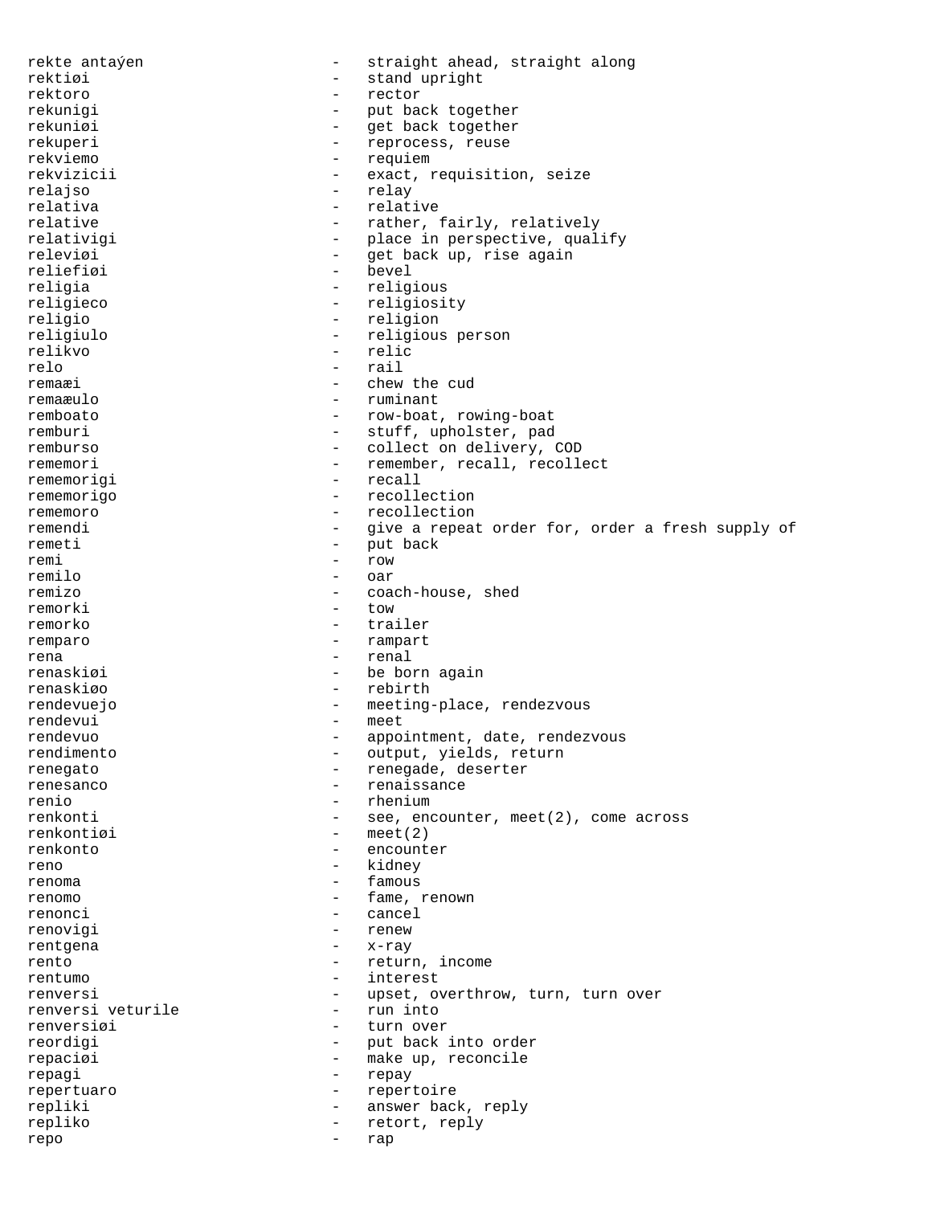rekte antaŭen - straight ahead, straight along
rektiĝi - stand upright
rektoro - rector
rekunigi - put back together
rekuniĝi - get back together
rekuperi - reprocess, reuse
rekviemo - requiem
rekvizicii - exact, requisition, seize
relajso - relay
relativa - relative
relative - rather, fairly, relatively
relativigi - place in perspective, qualify
releviĝi - get back up, rise again
reliefiĝi - bevel
religia - religious
religieco - religiosity
religio - religion
religiulo - religious person
relikvo - relic
relo - rail
remaĉi - chew the cud
remaĉulo - ruminant
remboato - row-boat, rowing-boat
remburi - stuff, upholster, pad
rembursо - collect on delivery, COD
rememori - remember, recall, recollect
rememorigi - recall
rememorigo - recollection
rememoro - recollection
remendi - give a repeat order for, order a fresh supply of
remeti - put back
remi - row
remilo - oar
remizo - coach-house, shed
remorki - tow
remorko - trailer
remparo - rampart
rena - renal
renaskiĝi - be born again
renaskiĝo - rebirth
rendevuejo - meeting-place, rendezvous
rendevui - meet
rendevuo - appointment, date, rendezvous
rendimento - output, yields, return
renegato - renegade, deserter
renesanco - renaissance
renio - rhenium
renkonti - see, encounter, meet(2), come across
renkontiĝi - meet(2)
renkonto - encounter
reno - kidney
renoma - famous
renomo - fame, renown
renonci - cancel
renovigi - renew
rentgena - x-ray
rento - return, income
rentumo - interest
renversi - upset, overthrow, turn, turn over
renversi veturile - run into
renversiĝi - turn over
reordigi - put back into order
repaciĝi - make up, reconcile
repagi - repay
repertuaro - repertoire
repliki - answer back, reply
repliko - retort, reply
repo - rap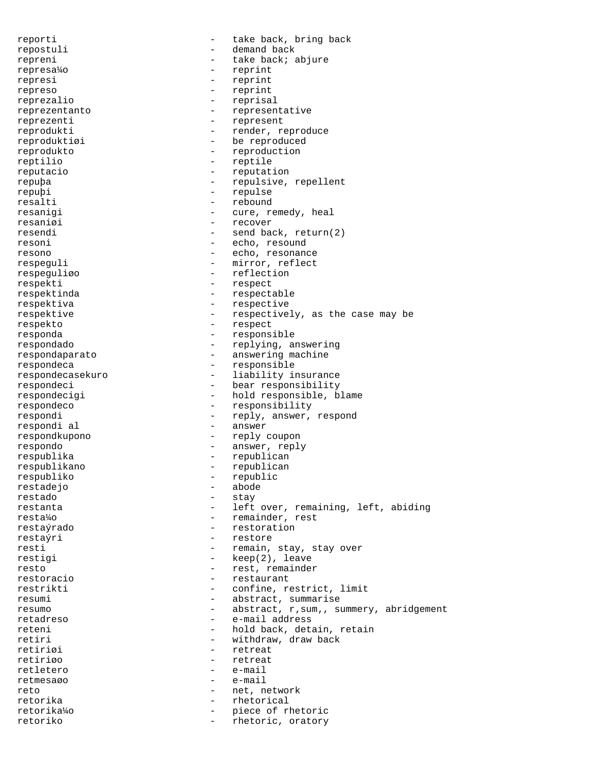```
reporti                        -   take back, bring back
repostuli                      -   demand back
repreni                        -   take back; abjure
represa¼o                      -   reprint
represi                        -   reprint
represo                        -   reprint
reprezalio                     -   reprisal
reprezentanto                  -   representative
reprezenti                     -   represent
reprodukti                     -   render, reproduce
reproduktiøi                   -   be reproduced
reprodukto                     -   reproduction
reptilio                       -   reptile
reputacio                      -   reputation
repuþa                         -   repulsive, repellent
repuþi                         -   repulse
resalti                        -   rebound
resanigi                       -   cure, remedy, heal
resaniøi                       -   recover
resendi                        -   send back, return(2)
resoni                         -   echo, resound
resono                         -   echo, resonance
respeguli                      -   mirror, reflect
respeguliøo                    -   reflection
respekti                       -   respect
respektinda                    -   respectable
respektiva                     -   respective
respektive                     -   respectively, as the case may be
respekto                       -   respect
responda                       -   responsible
respondado                     -   replying, answering
respondaparato                 -   answering machine
respondeca                     -   responsible
respondecasekuro               -   liability insurance
respondeci                     -   bear responsibility
respondecigi                   -   hold responsible, blame
respondeco                     -   responsibility
respondi                       -   reply, answer, respond
respondi al                    -   answer
respondkupono                  -   reply coupon
respondo                       -   answer, reply
respublika                     -   republican
respublikano                   -   republican
respubliko                     -   republic
restadejo                      -   abode
restado                        -   stay
restanta                       -   left over, remaining, left, abiding
resta¼o                        -   remainder, rest
restaýrado                     -   restoration
restaýri                       -   restore
resti                          -   remain, stay, stay over
restigi                        -   keep(2), leave
resto                          -   rest, remainder
restoracio                     -   restaurant
restrikti                      -   confine, restrict, limit
resumi                         -   abstract, summarise
resumo                         -   abstract, r,sum,, summery, abridgement
retadreso                      -   e-mail address
reteni                         -   hold back, detain, retain
retiri                         -   withdraw, draw back
retiriøi                       -   retreat
retiriøo                       -   retreat
retletero                      -   e-mail
retmesaøo                      -   e-mail
reto                           -   net, network
retorika                       -   rhetorical
retorika¼o                     -   piece of rhetoric
retoriko                       -   rhetoric, oratory
```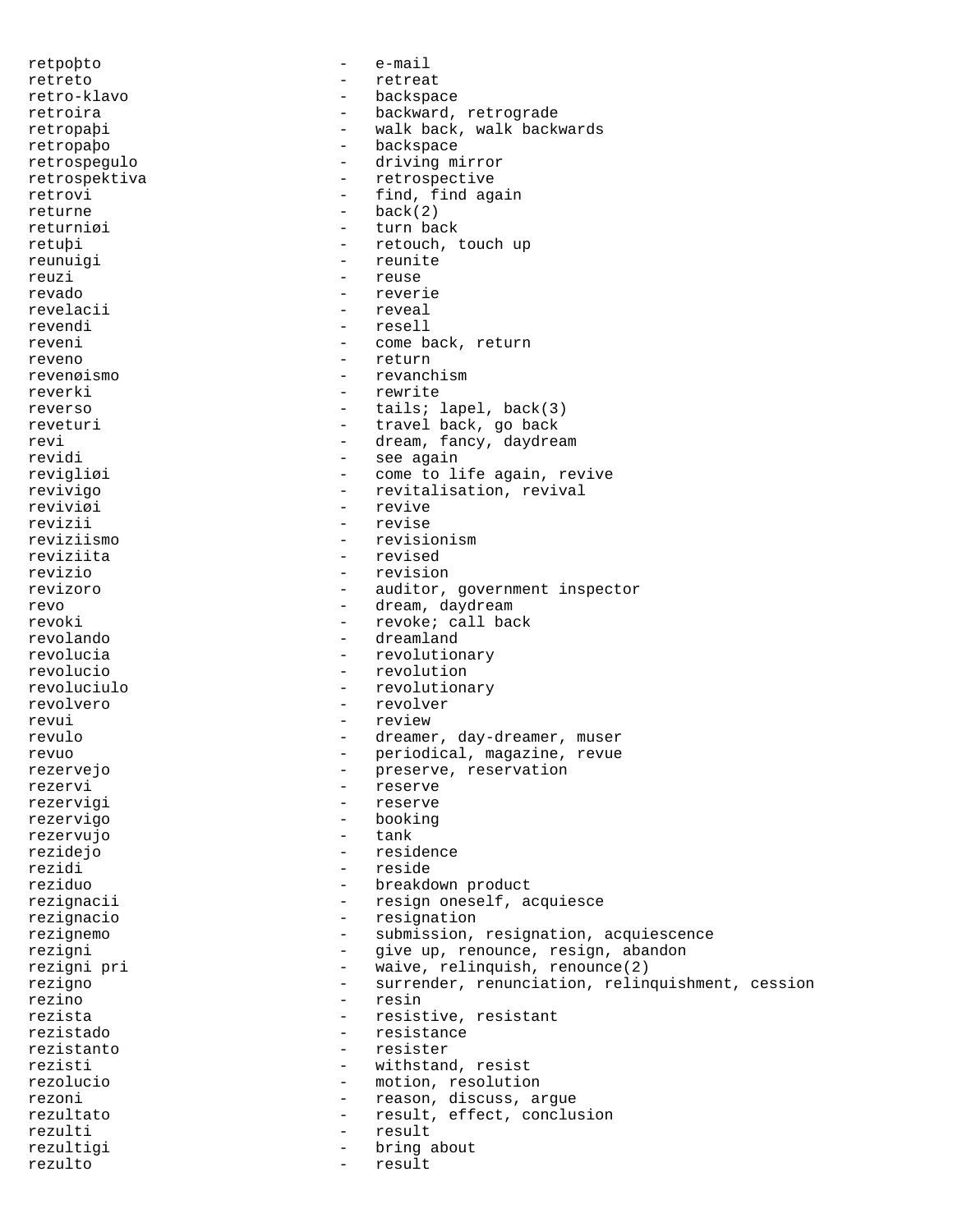retpoþto - e-mail
retreto - retreat
retro-klavo - backspace
retroira - backward, retrograde
retropaþi - walk back, walk backwards
retropaþo - backspace
retrospegulo - driving mirror
retrospektiva - retrospective
retrovi - find, find again
returne - back(2)
returniøi - turn back
retuþi - retouch, touch up
reunuigi - reunite
reuzi - reuse
revado - reverie
revelacii - reveal
revendi - resell
reveni - come back, return
reveno - return
revenøismo - revanchism
reverki - rewrite
reverso - tails; lapel, back(3)
reveturi - travel back, go back
revi - dream, fancy, daydream
revidi - see again
revigliøi - come to life again, revive
revivigo - revitalisation, revival
reviviøi - revive
revizii - revise
reviziismo - revisionism
reviziita - revised
revizio - revision
revizoro - auditor, government inspector
revo - dream, daydream
revoki - revoke; call back
revolando - dreamland
revolucia - revolutionary
revolucio - revolution
revoluciulo - revolutionary
revolvero - revolver
revui - review
revulo - dreamer, day-dreamer, muser
revuo - periodical, magazine, revue
rezervejo - preserve, reservation
rezervi - reserve
rezervigi - reserve
rezervigo - booking
rezervujo - tank
rezidejo - residence
rezidi - reside
reziduo - breakdown product
rezignacii - resign oneself, acquiesce
rezignacio - resignation
rezignemo - submission, resignation, acquiescence
rezigni - give up, renounce, resign, abandon
rezigni pri - waive, relinquish, renounce(2)
rezigno - surrender, renunciation, relinquishment, cession
rezino - resin
rezista - resistive, resistant
rezistado - resistance
rezistanto - resister
rezisti - withstand, resist
rezolucio - motion, resolution
rezoni - reason, discuss, argue
rezultato - result, effect, conclusion
rezulti - result
rezultigi - bring about
rezulto - result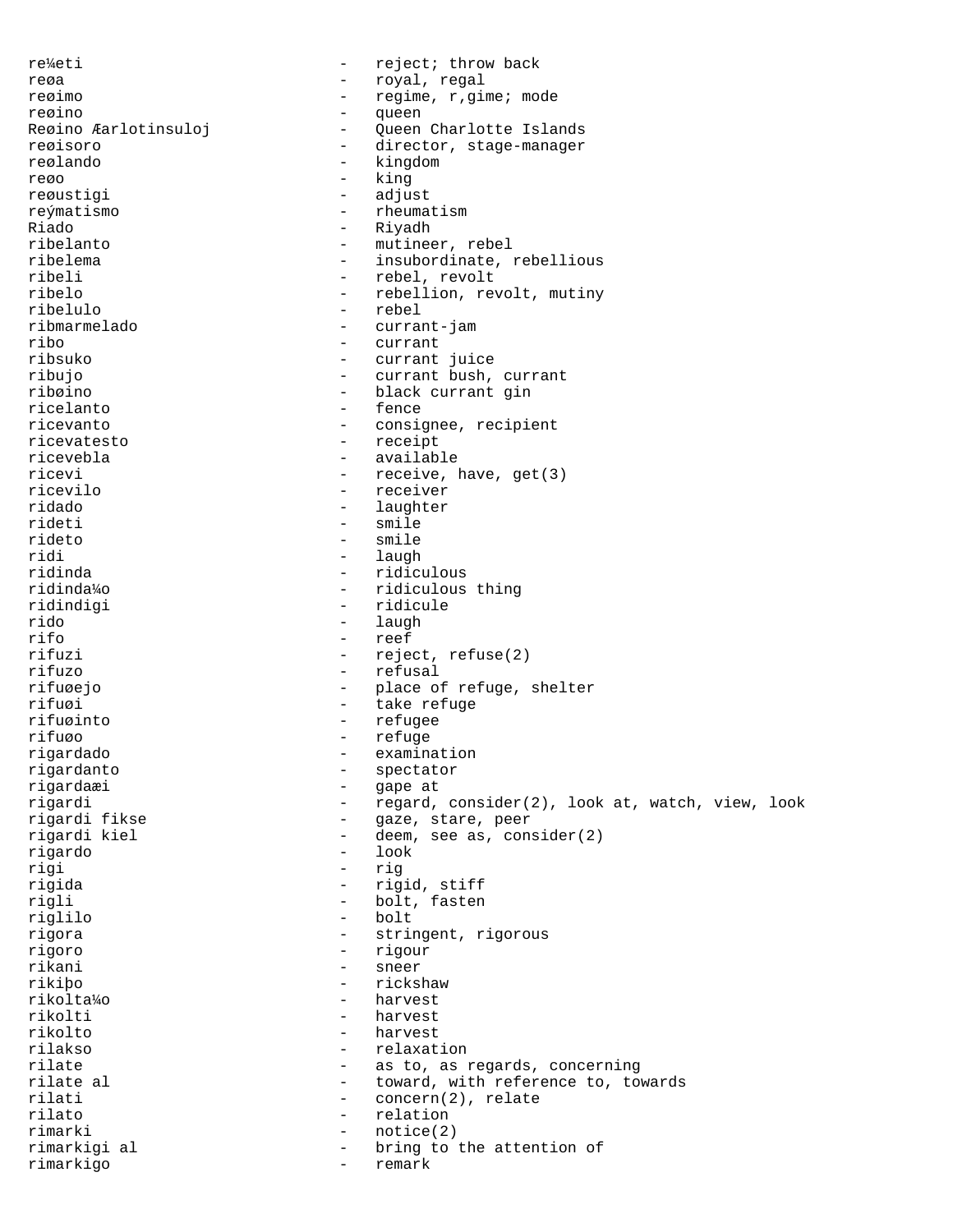re¼eti - reject; throw back
reøa - royal, regal
reøimo - regime, r,gime; mode
reøino - queen
Reøino Æarlotinsuloj - Queen Charlotte Islands
reøisoro - director, stage-manager
reølando - kingdom
reøo - king
reøustigi - adjust
reýmatismo - rheumatism
Riado - Riyadh
ribelanto - mutineer, rebel
ribelema - insubordinate, rebellious
ribeli - rebel, revolt
ribelo - rebellion, revolt, mutiny
ribelulo - rebel
ribmarmelado - currant-jam
ribo - currant
ribsuko - currant juice
ribujo - currant bush, currant
ribøino - black currant gin
ricelanto - fence
ricevanto - consignee, recipient
ricevatesto - receipt
ricevebla - available
ricevi - receive, have, get(3)
ricevilo - receiver
ridado - laughter
rideti - smile
rideto - smile
ridi - laugh
ridinda - ridiculous
ridinda¼o - ridiculous thing
ridindigi - ridicule
rido - laugh
rifo - reef
rifuzi - reject, refuse(2)
rifuzo - refusal
rifuøejo - place of refuge, shelter
rifuøi - take refuge
rifuøinto - refugee
rifuøo - refuge
rigardado - examination
rigardanto - spectator
rigardaæi - gape at
rigardi - regard, consider(2), look at, watch, view, look
rigardi fikse - gaze, stare, peer
rigardi kiel - deem, see as, consider(2)
rigardo - look
rigi - rig
rigida - rigid, stiff
rigli - bolt, fasten
riglilo - bolt
rigora - stringent, rigorous
rigoro - rigour
rikani - sneer
rikiþo - rickshaw
rikolta¼o - harvest
rikolti - harvest
rikolto - harvest
rilakso - relaxation
rilate - as to, as regards, concerning
rilate al - toward, with reference to, towards
rilati - concern(2), relate
rilato - relation
rimarki - notice(2)
rimarkigi al - bring to the attention of
rimarkigo - remark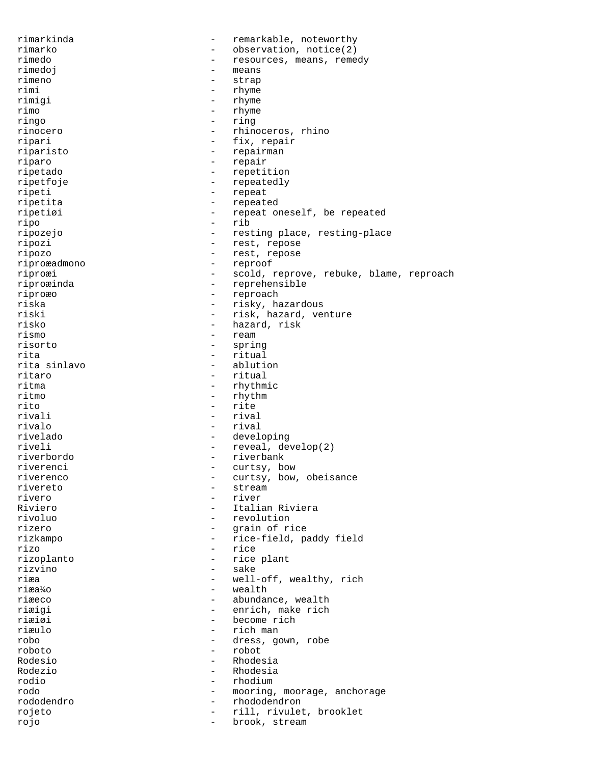rimarkinda - remarkable, noteworthy
rimarko - observation, notice(2)
rimedo - resources, means, remedy
rimedoj - means
rimeno - strap
rimi - rhyme
rimigi - rhyme
rimo - rhyme
ringo - ring
rinocero - rhinoceros, rhino
ripari - fix, repair
riparisto - repairman
riparo - repair
ripetado - repetition
ripetfoje - repeatedly
ripeti - repeat
ripetita - repeated
ripetiøi - repeat oneself, be repeated
ripo - rib
ripozejo - resting place, resting-place
ripozi - rest, repose
ripozo - rest, repose
riproæadmono - reproof
riproæi - scold, reprove, rebuke, blame, reproach
riproæinda - reprehensible
riproæo - reproach
riska - risky, hazardous
riski - risk, hazard, venture
risko - hazard, risk
rismo - ream
risorto - spring
rita - ritual
rita sinlavo - ablution
ritaro - ritual
ritma - rhythmic
ritmo - rhythm
rito - rite
rivali - rival
rivalo - rival
rivelado - developing
riveli - reveal, develop(2)
riverbordo - riverbank
riverenci - curtsy, bow
riverenco - curtsy, bow, obeisance
rivereto - stream
rivero - river
Riviero - Italian Riviera
rivoluo - revolution
rizero - grain of rice
rizkampo - rice-field, paddy field
rizo - rice
rizoplanto - rice plant
rizvino - sake
riæa - well-off, wealthy, rich
riæa¼o - wealth
riæeco - abundance, wealth
riæigi - enrich, make rich
riæiøi - become rich
riæulo - rich man
robo - dress, gown, robe
roboto - robot
Rodesio - Rhodesia
Rodezio - Rhodesia
rodio - rhodium
rodo - mooring, moorage, anchorage
rododendro - rhododendron
rojeto - rill, rivulet, brooklet
rojo - brook, stream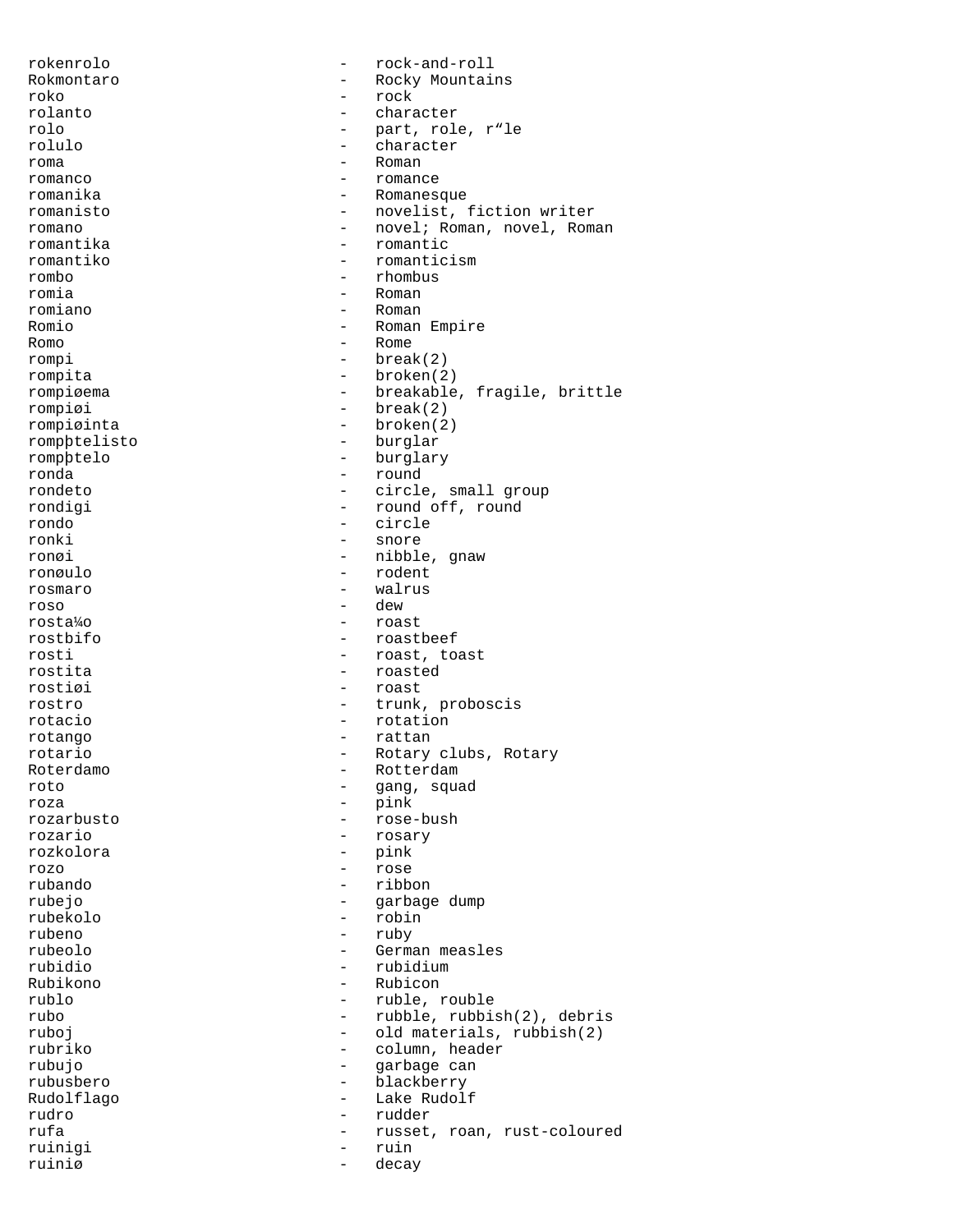```
rokenrolo                    -   rock-and-roll
Rokmontaro                   -   Rocky Mountains
roko                         -   rock
rolanto                      -   character
rolo                         -   part, role, r“le
rolulo                       -   character
roma                         -   Roman
romanco                      -   romance
romanika                     -   Romanesque
romanisto                    -   novelist, fiction writer
romano                       -   novel; Roman, novel, Roman
romantika                    -   romantic
romantiko                    -   romanticism
rombo                        -   rhombus
romia                        -   Roman
romiano                      -   Roman
Romio                        -   Roman Empire
Romo                         -   Rome
rompi                        -   break(2)
rompita                      -   broken(2)
rompiøema                    -   breakable, fragile, brittle
rompiøi                      -   break(2)
rompiøinta                   -   broken(2)
rompþtelisto                 -   burglar
rompþtelo                    -   burglary
ronda                        -   round
rondeto                      -   circle, small group
rondigi                      -   round off, round
rondo                        -   circle
ronki                        -   snore
ronøi                        -   nibble, gnaw
ronøulo                      -   rodent
rosmaro                      -   walrus
roso                         -   dew
rosta¼o                      -   roast
rostbifo                     -   roastbeef
rosti                        -   roast, toast
rostita                      -   roasted
rostiøi                      -   roast
rostro                       -   trunk, proboscis
rotacio                      -   rotation
rotango                      -   rattan
rotario                      -   Rotary clubs, Rotary
Roterdamo                    -   Rotterdam
roto                         -   gang, squad
roza                         -   pink
rozarbusto                   -   rose-bush
rozario                      -   rosary
rozkolora                    -   pink
rozo                         -   rose
rubando                      -   ribbon
rubejo                       -   garbage dump
rubekolo                     -   robin
rubeno                       -   ruby
rubeolo                      -   German measles
rubidio                      -   rubidium
Rubikono                     -   Rubicon
rublo                        -   ruble, rouble
rubo                         -   rubble, rubbish(2), debris
ruboj                        -   old materials, rubbish(2)
rubriko                      -   column, header
rubujo                       -   garbage can
rubusbero                    -   blackberry
Rudolflago                   -   Lake Rudolf
rudro                        -   rudder
rufa                         -   russet, roan, rust-coloured
ruinigi                      -   ruin
ruiniø                       -   decay
```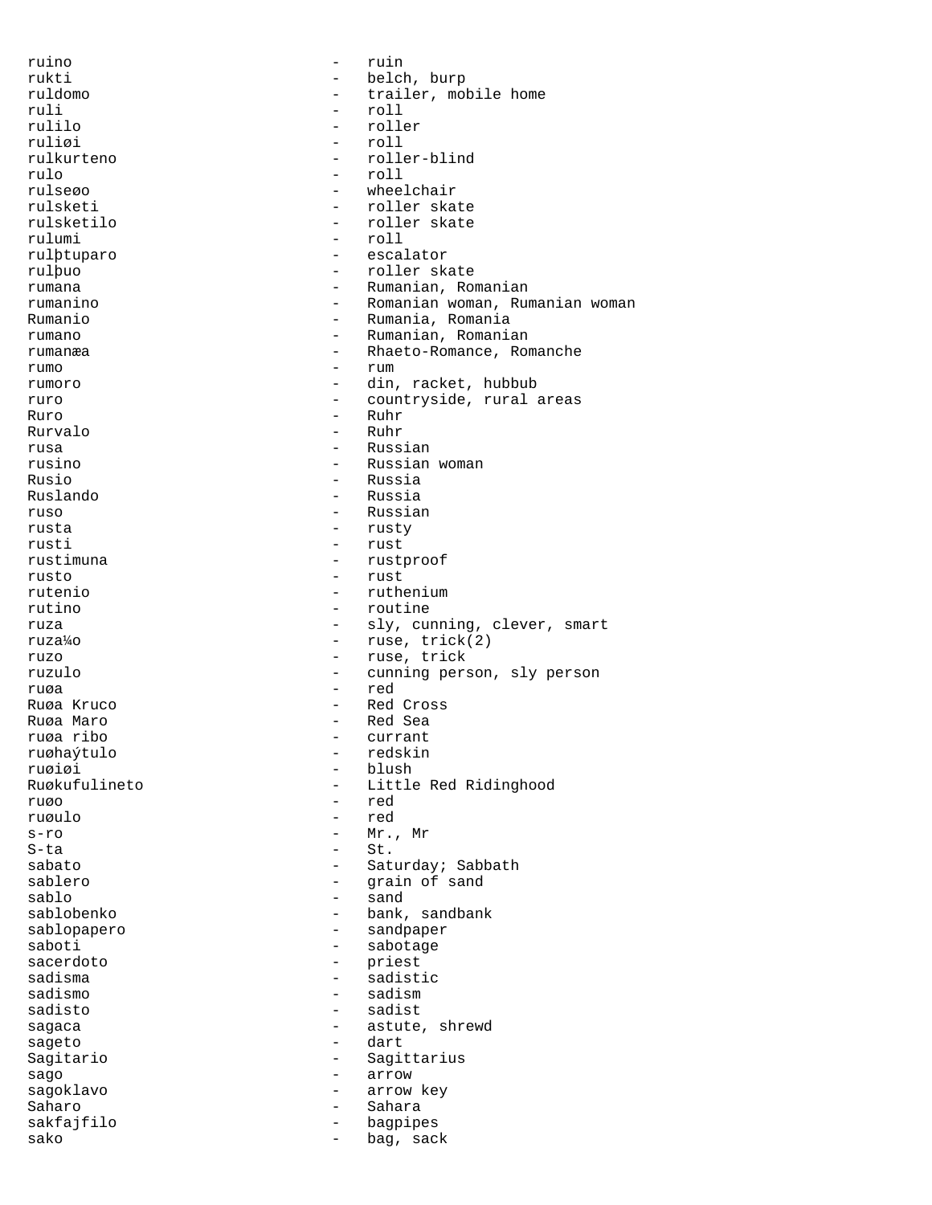ruino - ruin
rukti - belch, burp
ruldomo - trailer, mobile home
ruli - roll
rulilo - roller
ruliøi - roll
rulkurteno - roller-blind
rulo - roll
rulseøo - wheelchair
rulsketi - roller skate
rulsketilo - roller skate
rulumi - roll
rulþtuparo - escalator
rulþuo - roller skate
rumana - Rumanian, Romanian
rumanino - Romanian woman, Rumanian woman
Rumanio - Rumania, Romania
rumano - Rumanian, Romanian
rumanæa - Rhaeto-Romance, Romanche
rumo - rum
rumoro - din, racket, hubbub
ruro - countryside, rural areas
Ruro - Ruhr
Rurvalo - Ruhr
rusa - Russian
rusino - Russian woman
Rusio - Russia
Ruslando - Russia
ruso - Russian
rusta - rusty
rusti - rust
rustimuna - rustproof
rusto - rust
rutenio - ruthenium
rutino - routine
ruza - sly, cunning, clever, smart
ruza¼o - ruse, trick(2)
ruzo - ruse, trick
ruzulo - cunning person, sly person
ruøa - red
Ruøa Kruco - Red Cross
Ruøa Maro - Red Sea
ruøa ribo - currant
ruøhaýtulo - redskin
ruøiøi - blush
Ruøkufulineto - Little Red Ridinghood
ruøo - red
ruøulo - red
s-ro - Mr., Mr
S-ta - St.
sabato - Saturday; Sabbath
sablero - grain of sand
sablo - sand
sablobenko - bank, sandbank
sablopapero - sandpaper
saboti - sabotage
sacerdoto - priest
sadisma - sadistic
sadismo - sadism
sadisto - sadist
sagaca - astute, shrewd
sageto - dart
Sagitario - Sagittarius
sago - arrow
sagoklavo - arrow key
Saharo - Sahara
sakfajfilo - bagpipes
sako - bag, sack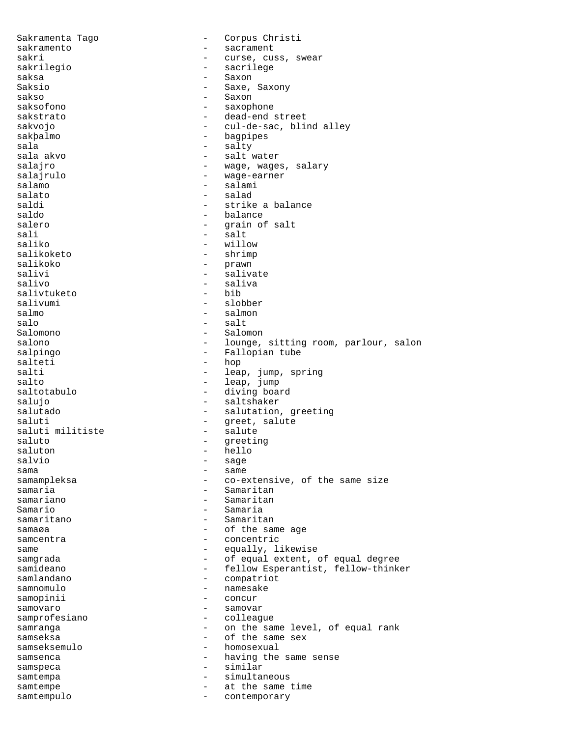Sakramenta Tago - Corpus Christi
sakramento - sacrament
sakri - curse, cuss, swear
sakrilegio - sacrilege
saksa - Saxon
Saksio - Saxe, Saxony
sakso - Saxon
saksofono - saxophone
sakstrato - dead-end street
sakvojo - cul-de-sac, blind alley
sakþalmo - bagpipes
sala - salty
sala akvo - salt water
salajro - wage, wages, salary
salajrulo - wage-earner
salamo - salami
salato - salad
saldi - strike a balance
saldo - balance
salero - grain of salt
sali - salt
saliko - willow
salikoketo - shrimp
salikoko - prawn
salivi - salivate
salivo - saliva
salivtuketo - bib
salivumi - slobber
salmo - salmon
salo - salt
Salomono - Salomon
salono - lounge, sitting room, parlour, salon
salpingo - Fallopian tube
salteti - hop
salti - leap, jump, spring
salto - leap, jump
saltotabulo - diving board
salujo - saltshaker
salutado - salutation, greeting
saluti - greet, salute
saluti militiste - salute
saluto - greeting
saluton - hello
salvio - sage
sama - same
samampleksa - co-extensive, of the same size
samaria - Samaritan
samariano - Samaritan
Samario - Samaria
samaritano - Samaritan
samaøa - of the same age
samcentra - concentric
same - equally, likewise
samgrada - of equal extent, of equal degree
samideano - fellow Esperantist, fellow-thinker
samlandano - compatriot
samnomulo - namesake
samopinii - concur
samovaro - samovar
samprofesiano - colleague
samranga - on the same level, of equal rank
samseksa - of the same sex
samseksemulo - homosexual
samsenca - having the same sense
samspeca - similar
samtempa - simultaneous
samtempe - at the same time
samtempulo - contemporary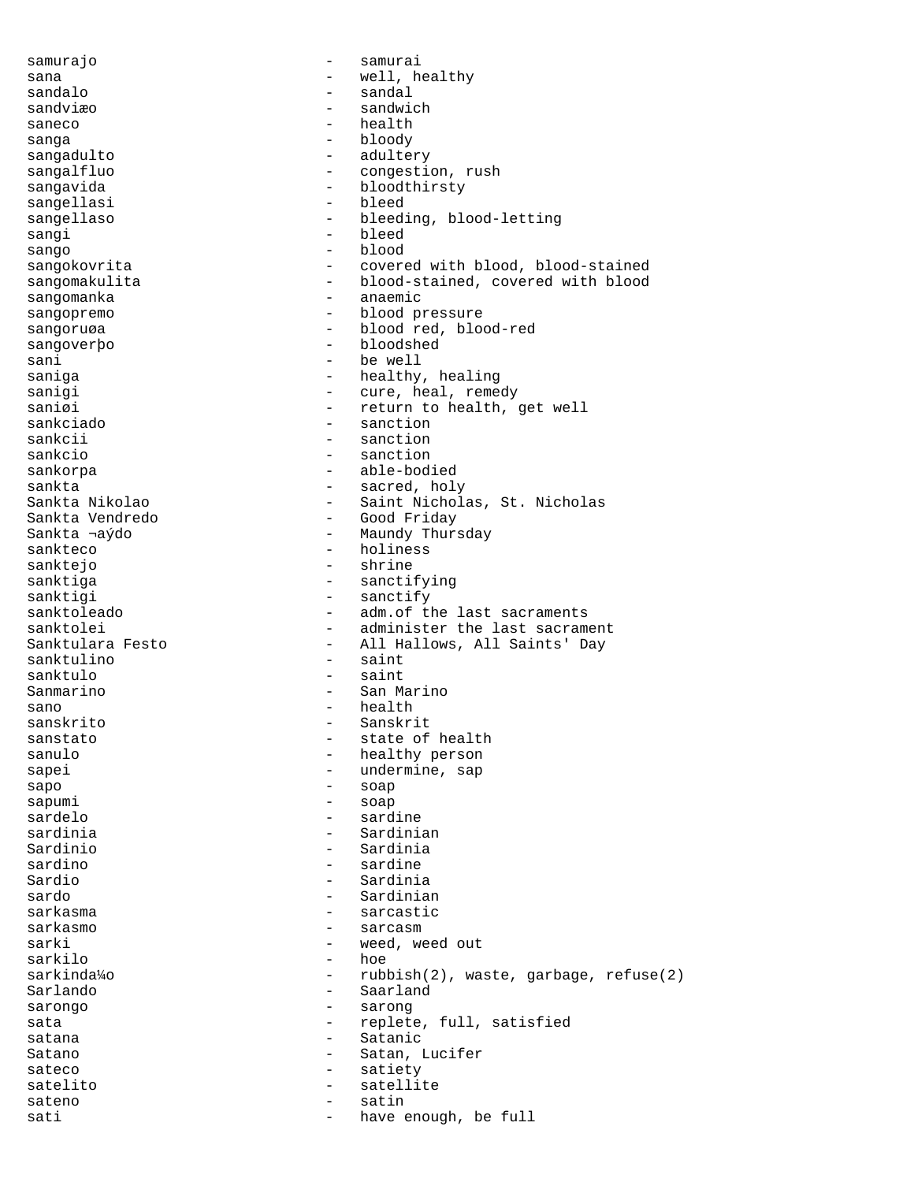samurajo - samurai
sana - well, healthy
sandalo - sandal
sandviæo - sandwich
saneco - health
sanga - bloody
sangadulto - adultery
sangalfluo - congestion, rush
sangavida - bloodthirsty
sangellasi - bleed
sangellaso - bleeding, blood-letting
sangi - bleed
sango - blood
sangokovrita - covered with blood, blood-stained
sangomakulita - blood-stained, covered with blood
sangomanka - anaemic
sangopremo - blood pressure
sangoruøa - blood red, blood-red
sangoverþo - bloodshed
sani - be well
saniga - healthy, healing
sanigi - cure, heal, remedy
saniøi - return to health, get well
sankciado - sanction
sankcii - sanction
sankcio - sanction
sankorpa - able-bodied
sankta - sacred, holy
Sankta Nikolao - Saint Nicholas, St. Nicholas
Sankta Vendredo - Good Friday
Sankta ¬aýdo - Maundy Thursday
sankteco - holiness
sanktejo - shrine
sanktiga - sanctifying
sanktigi - sanctify
sanktoleado - adm.of the last sacraments
sanktolei - administer the last sacrament
Sanktulara Festo - All Hallows, All Saints' Day
sanktulino - saint
sanktulo - saint
Sanmarino - San Marino
sano - health
sanskrito - Sanskrit
sanstato - state of health
sanulo - healthy person
sapei - undermine, sap
sapo - soap
sapumi - soap
sardelo - sardine
sardinia - Sardinian
Sardinio - Sardinia
sardino - sardine
Sardio - Sardinia
sardo - Sardinian
sarkasma - sarcastic
sarkasmo - sarcasm
sarki - weed, weed out
sarkilo - hoe
sarkinda¼o - rubbish(2), waste, garbage, refuse(2)
Sarlando - Saarland
sarongo - sarong
sata - replete, full, satisfied
satana - Satanic
Satano - Satan, Lucifer
sateco - satiety
satelito - satellite
sateno - satin
sati - have enough, be full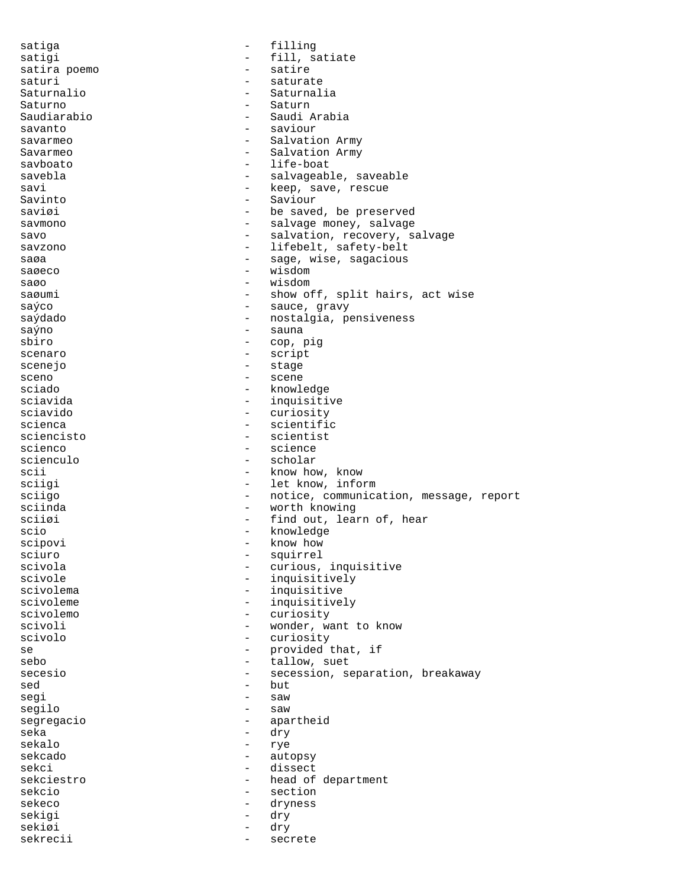satiga - filling
satigi - fill, satiate
satira poemo - satire
saturi - saturate
Saturnalio - Saturnalia
Saturno - Saturn
Saudiarabio - Saudi Arabia
savanto - saviour
savarmeo - Salvation Army
Savarmeo - Salvation Army
savboato - life-boat
savebla - salvageable, saveable
savi - keep, save, rescue
Savinto - Saviour
saviøi - be saved, be preserved
savmono - salvage money, salvage
savo - salvation, recovery, salvage
savzono - lifebelt, safety-belt
saøa - sage, wise, sagacious
saøeco - wisdom
saøo - wisdom
saøumi - show off, split hairs, act wise
saýco - sauce, gravy
saýdado - nostalgia, pensiveness
saýno - sauna
sbiro - cop, pig
scenaro - script
scenejo - stage
sceno - scene
sciado - knowledge
sciavida - inquisitive
sciavido - curiosity
scienca - scientific
sciencisto - scientist
scienco - science
scienculo - scholar
scii - know how, know
sciigi - let know, inform
sciigo - notice, communication, message, report
sciinda - worth knowing
sciiøi - find out, learn of, hear
scio - knowledge
scipovi - know how
sciuro - squirrel
scivola - curious, inquisitive
scivole - inquisitively
scivolema - inquisitive
scivoleme - inquisitively
scivolemo - curiosity
scivoli - wonder, want to know
scivolo - curiosity
se - provided that, if
sebo - tallow, suet
secesio - secession, separation, breakaway
sed - but
segi - saw
segilo - saw
segregacio - apartheid
seka - dry
sekalo - rye
sekcado - autopsy
sekci - dissect
sekciestro - head of department
sekcio - section
sekeco - dryness
sekigi - dry
sekiøi - dry
sekrecii - secrete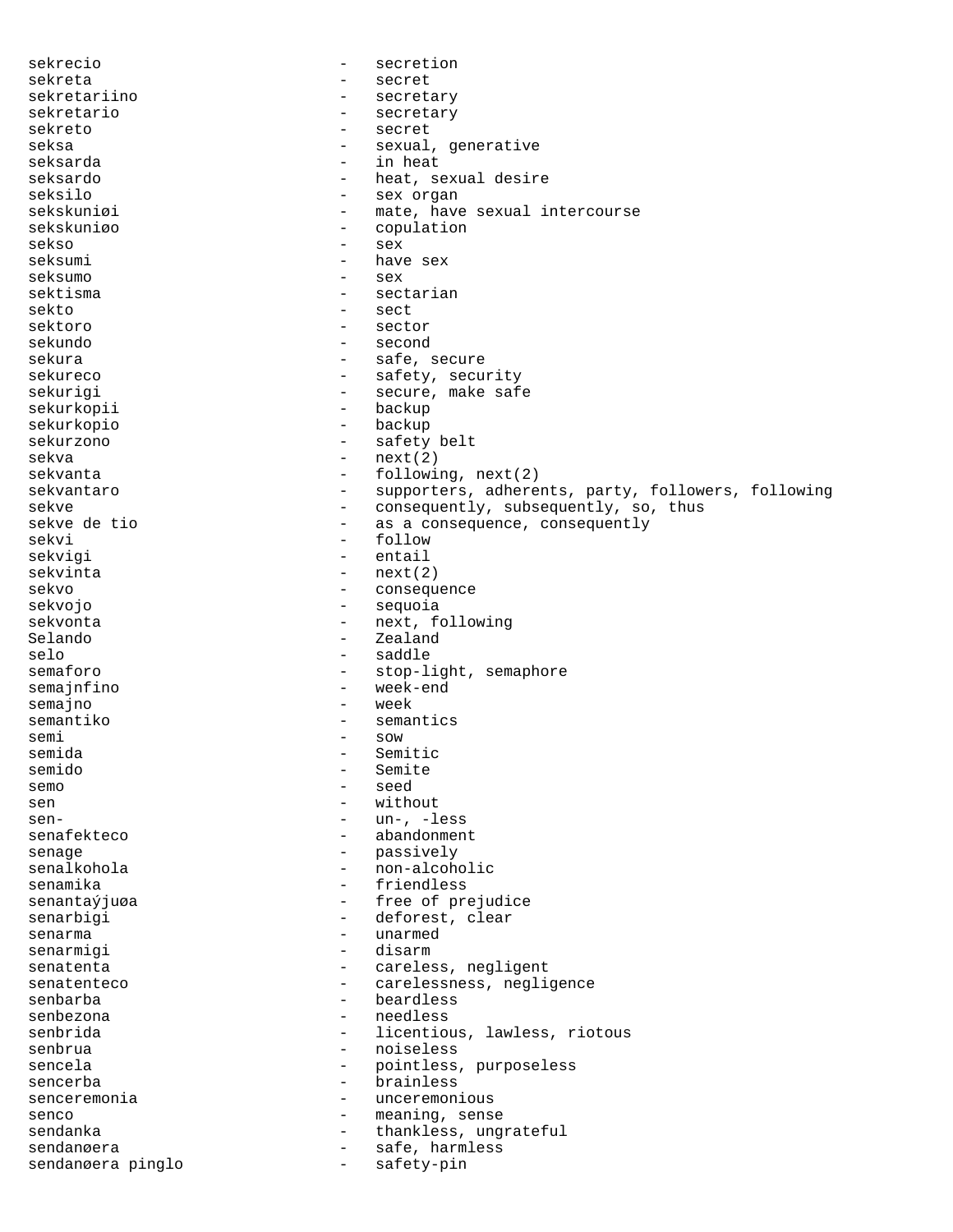sekrecio - secretion
sekreta - secret
sekretariino - secretary
sekretario - secretary
sekreto - secret
seksa - sexual, generative
seksarda - in heat
seksardo - heat, sexual desire
seksilo - sex organ
sekskuniøi - mate, have sexual intercourse
sekskuniøo - copulation
sekso - sex
seksumi - have sex
seksumo - sex
sektisma - sectarian
sekto - sect
sektoro - sector
sekundo - second
sekura - safe, secure
sekureco - safety, security
sekurigi - secure, make safe
sekurkopii - backup
sekurkopio - backup
sekurzono - safety belt
sekva - next(2)
sekvanta - following, next(2)
sekvantaro - supporters, adherents, party, followers, following
sekve - consequently, subsequently, so, thus
sekve de tio - as a consequence, consequently
sekvi - follow
sekvigi - entail
sekvinta - next(2)
sekvo - consequence
sekvojo - sequoia
sekvonta - next, following
Selando - Zealand
selo - saddle
semaforo - stop-light, semaphore
semajnfino - week-end
semajno - week
semantiko - semantics
semi - sow
semida - Semitic
semido - Semite
semo - seed
sen - without
sen- - un-, -less
senafekteco - abandonment
senage - passively
senalkohola - non-alcoholic
senamika - friendless
senantaýjuøa - free of prejudice
senarbigi - deforest, clear
senarma - unarmed
senarmigi - disarm
senatenta - careless, negligent
senatenteco - carelessness, negligence
senbarba - beardless
senbezona - needless
senbrida - licentious, lawless, riotous
senbrua - noiseless
sencela - pointless, purposeless
sencerba - brainless
senceremonia - unceremonious
senco - meaning, sense
sendanka - thankless, ungrateful
sendanøera - safe, harmless
sendanøera pinglo - safety-pin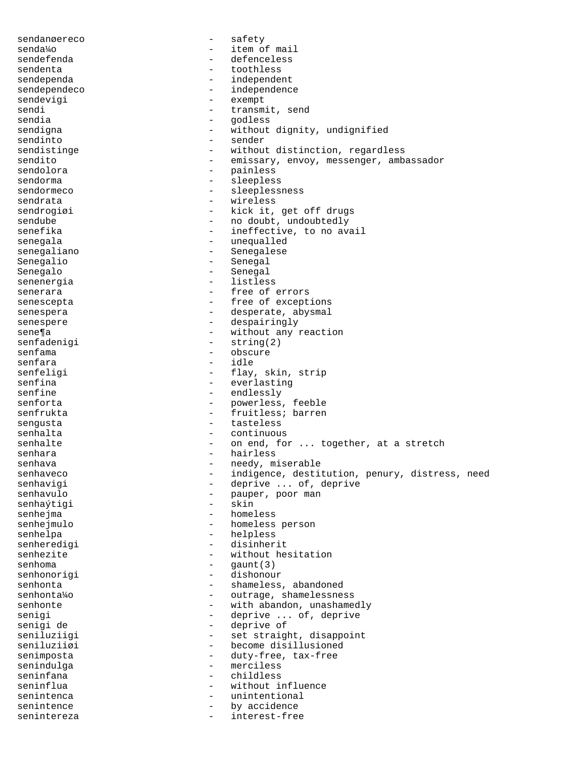sendanøereco - safety
senda¼o - item of mail
sendefenda - defenceless
sendenta - toothless
sendependa - independent
sendependeco - independence
sendevigi - exempt
sendi - transmit, send
sendia - godless
sendigna - without dignity, undignified
sendinto - sender
sendistinge - without distinction, regardless
sendito - emissary, envoy, messenger, ambassador
sendolora - painless
sendorma - sleepless
sendormeco - sleeplessness
sendrata - wireless
sendrogiøi - kick it, get off drugs
sendube - no doubt, undoubtedly
senefika - ineffective, to no avail
senegala - unequalled
senegaliano - Senegalese
Senegalio - Senegal
Senegalo - Senegal
senenergia - listless
senerara - free of errors
senescepta - free of exceptions
senespera - desperate, abysmal
senespere - despairingly
sene¶a - without any reaction
senfadenigi - string(2)
senfama - obscure
senfara - idle
senfeligi - flay, skin, strip
senfina - everlasting
senfine - endlessly
senforta - powerless, feeble
senfrukta - fruitless; barren
sengusta - tasteless
senhalta - continuous
senhalte - on end, for ... together, at a stretch
senhara - hairless
senhava - needy, miserable
senhaveco - indigence, destitution, penury, distress, need
senhavigi - deprive ... of, deprive
senhavulo - pauper, poor man
senhaýtigi - skin
senhejma - homeless
senhejmulo - homeless person
senhelpa - helpless
senheredigi - disinherit
senhezite - without hesitation
senhoma - gaunt(3)
senhonorigi - dishonour
senhonta - shameless, abandoned
senhonta¼o - outrage, shamelessness
senhonte - with abandon, unashamedly
senigi - deprive ... of, deprive
senigi de - deprive of
seniluziigi - set straight, disappoint
seniluziiøi - become disillusioned
senimposta - duty-free, tax-free
senindulga - merciless
seninfana - childless
seninflua - without influence
senintenca - unintentional
senintence - by accidence
senintereza - interest-free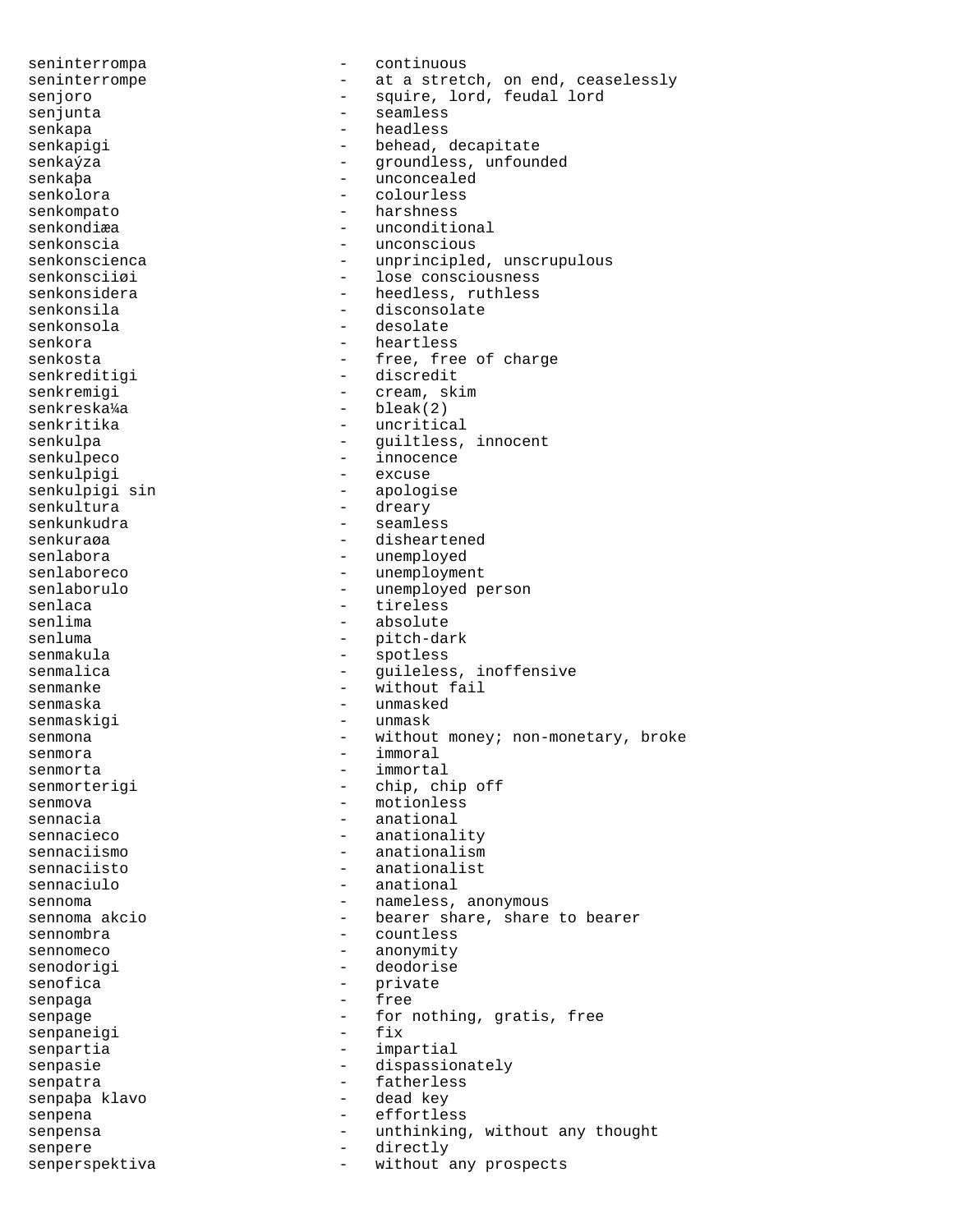seninterrompa - continuous
seninterrompe - at a stretch, on end, ceaselessly
senjoro - squire, lord, feudal lord
senjunta - seamless
senkapa - headless
senkapigi - behead, decapitate
senkaýza - groundless, unfounded
senkaþa - unconcealed
senkolora - colourless
senkompato - harshness
senkondiæa - unconditional
senkonscia - unconscious
senkonscienca - unprincipled, unscrupulous
senkonsciiøi - lose consciousness
senkonsidera - heedless, ruthless
senkonsila - disconsolate
senkonsola - desolate
senkora - heartless
senkosta - free, free of charge
senkreditigi - discredit
senkremigi - cream, skim
senkreska¼a - bleak(2)
senkritika - uncritical
senkulpa - guiltless, innocent
senkulpeco - innocence
senkulpigi - excuse
senkulpigi sin - apologise
senkultura - dreary
senkunkudra - seamless
senkuraøa - disheartened
senlabora - unemployed
senlaboreco - unemployment
senlaborulo - unemployed person
senlaca - tireless
senlima - absolute
senluma - pitch-dark
senmakula - spotless
senmalica - guileless, inoffensive
senmanke - without fail
senmaska - unmasked
senmaskigi - unmask
senmona - without money; non-monetary, broke
senmora - immoral
senmorta - immortal
senmorterigi - chip, chip off
senmova - motionless
sennacia - anational
sennacieco - anationality
sennaciismo - anationalism
sennaciisto - anationalist
sennaciulo - anational
sennoma - nameless, anonymous
sennoma akcio - bearer share, share to bearer
sennombra - countless
sennomeco - anonymity
senodorigi - deodorise
senofica - private
senpaga - free
senpage - for nothing, gratis, free
senpaneigi - fix
senpartia - impartial
senpasie - dispassionately
senpatra - fatherless
senpaþa klavo - dead key
senpena - effortless
senpensa - unthinking, without any thought
senpere - directly
senperspektiva - without any prospects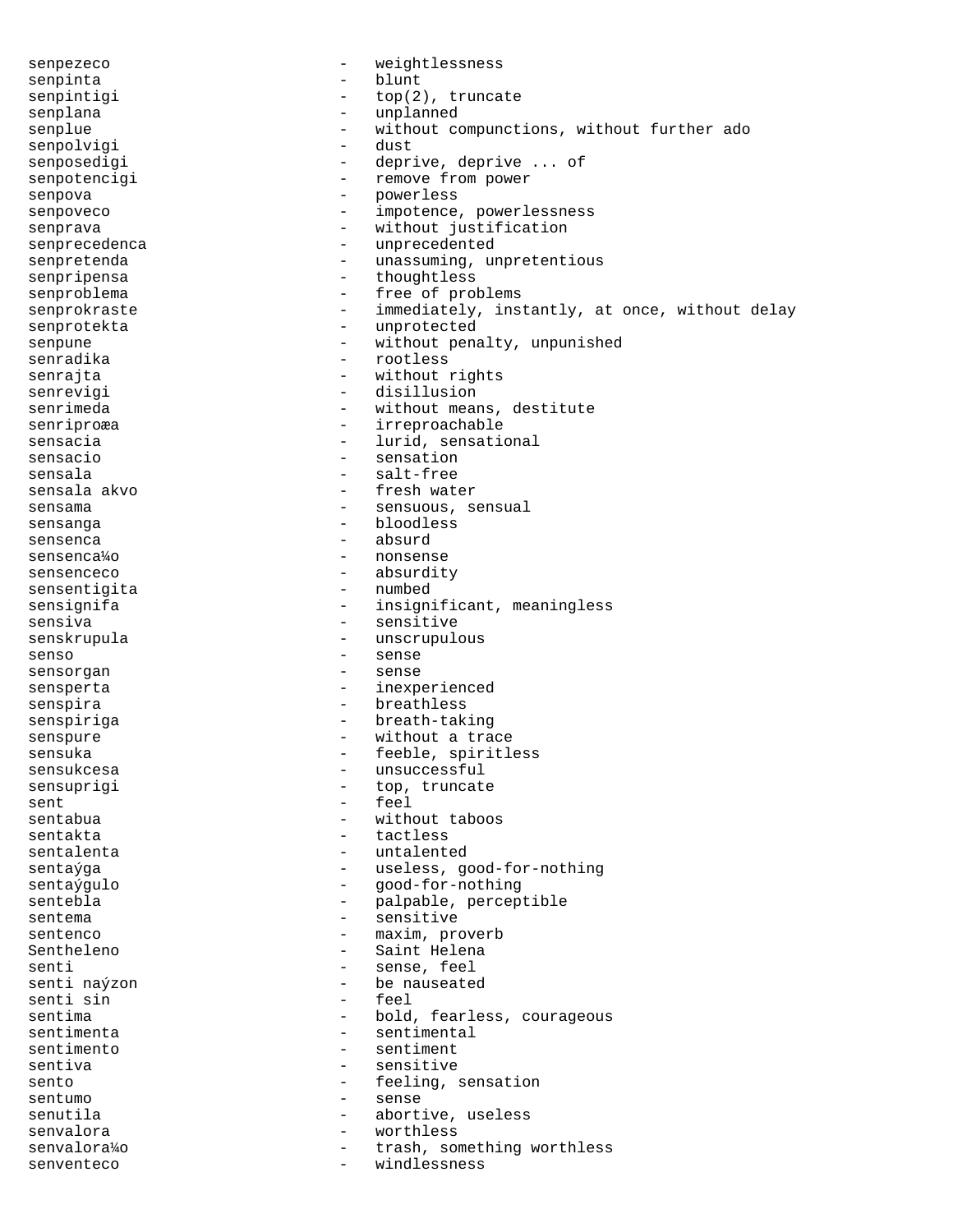senpezeco - weightlessness
senpinta - blunt
senpintigi - top(2), truncate
senplana - unplanned
senplue - without compunctions, without further ado
senpolvigi - dust
senposedigi - deprive, deprive ... of
senpotencigi - remove from power
senpova - powerless
senpoveco - impotence, powerlessness
senprava - without justification
senprecedenca - unprecedented
senpretenda - unassuming, unpretentious
senpripensa - thoughtless
senproblema - free of problems
senprokraste - immediately, instantly, at once, without delay
senprotekta - unprotected
senpune - without penalty, unpunished
senradika - rootless
senrajta - without rights
senrevigi - disillusion
senrimeda - without means, destitute
senriproæa - irreproachable
sensacia - lurid, sensational
sensacio - sensation
sensala - salt-free
sensala akvo - fresh water
sensama - sensuous, sensual
sensanga - bloodless
sensenca - absurd
sensenca¼o - nonsense
sensenceco - absurdity
sensentigita - numbed
sensignifa - insignificant, meaningless
sensiva - sensitive
senskrupula - unscrupulous
senso - sense
sensorgan - sense
sensperta - inexperienced
senspira - breathless
senspiriga - breath-taking
senspure - without a trace
sensuka - feeble, spiritless
sensukcesa - unsuccessful
sensuprigi - top, truncate
sent - feel
sentabua - without taboos
sentakta - tactless
sentalenta - untalented
sentaýga - useless, good-for-nothing
sentaýgulo - good-for-nothing
sentebla - palpable, perceptible
sentema - sensitive
sentenco - maxim, proverb
Sentheleno - Saint Helena
senti - sense, feel
senti naýzon - be nauseated
senti sin - feel
sentima - bold, fearless, courageous
sentimenta - sentimental
sentimento - sentiment
sentiva - sensitive
sento - feeling, sensation
sentumo - sense
senutila - abortive, useless
senvalora - worthless
senvalora¼o - trash, something worthless
senventeco - windlessness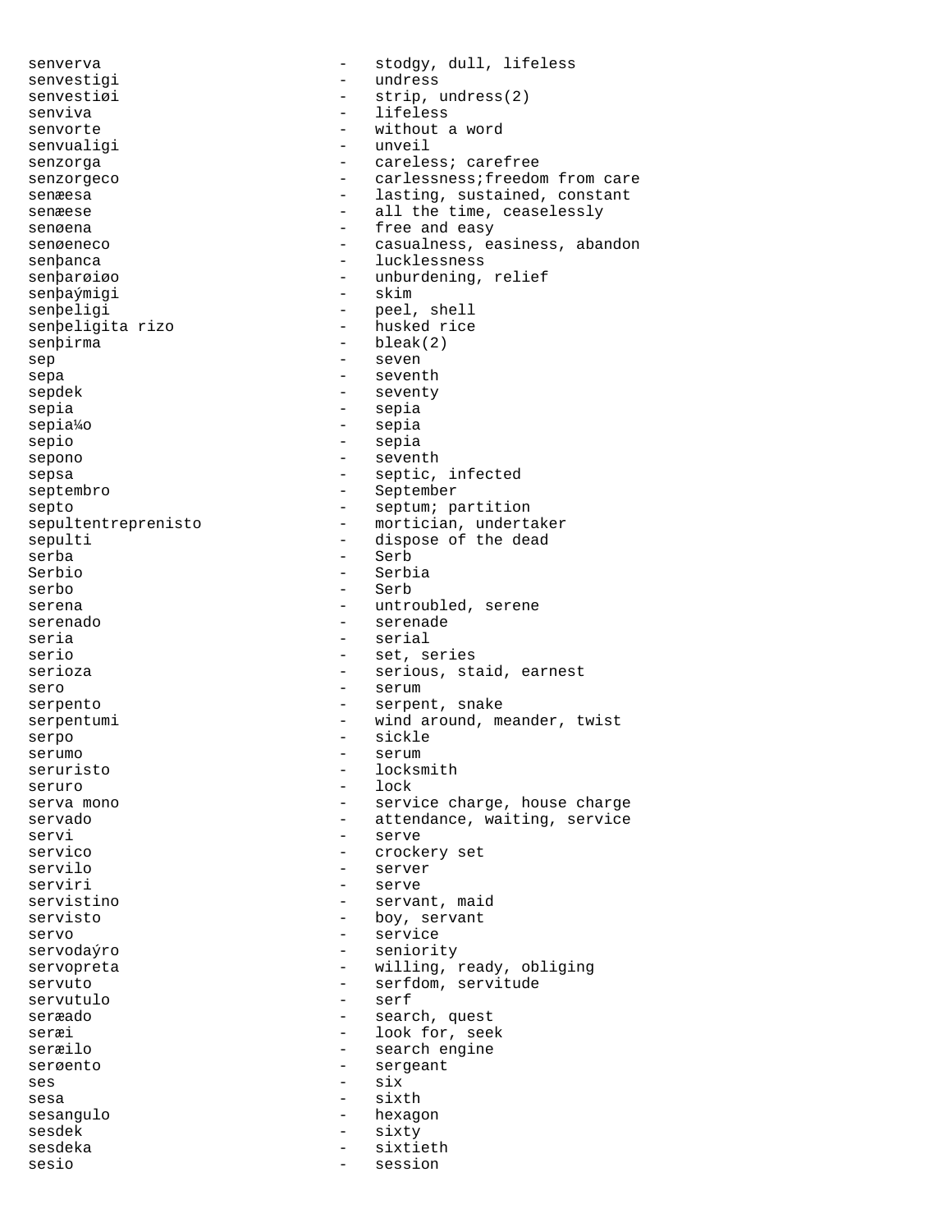senverva - stodgy, dull, lifeless
senvestigi - undress
senvestiøi - strip, undress(2)
senviva - lifeless
senvorte - without a word
senvualigi - unveil
senzorga - careless; carefree
senzorgeco - carlessness;freedom from care
senæesa - lasting, sustained, constant
senæese - all the time, ceaselessly
senøena - free and easy
senøeneco - casualness, easiness, abandon
senþanca - lucklessness
senþarøiøo - unburdening, relief
senþaýmigi - skim
senþeligi - peel, shell
senþeligita rizo - husked rice
senþirma - bleak(2)
sep - seven
sepa - seventh
sepdek - seventy
sepia - sepia
sepia¼o - sepia
sepio - sepia
sepono - seventh
sepsa - septic, infected
septembro - September
septo - septum; partition
sepultentreprenisto - mortician, undertaker
sepulti - dispose of the dead
serba - Serb
Serbio - Serbia
serbo - Serb
serena - untroubled, serene
serenado - serenade
seria - serial
serio - set, series
serioza - serious, staid, earnest
sero - serum
serpento - serpent, snake
serpentumi - wind around, meander, twist
serpo - sickle
serumo - serum
seruristo - locksmith
seruro - lock
serva mono - service charge, house charge
servado - attendance, waiting, service
servi - serve
servico - crockery set
servilo - server
serviri - serve
servistino - servant, maid
servisto - boy, servant
servo - service
servodaýro - seniority
servopreta - willing, ready, obliging
servuto - serfdom, servitude
servutulo - serf
seræado - search, quest
seræi - look for, seek
seræilo - search engine
serøento - sergeant
ses - six
sesa - sixth
sesangulo - hexagon
sesdek - sixty
sesdeka - sixtieth
sesio - session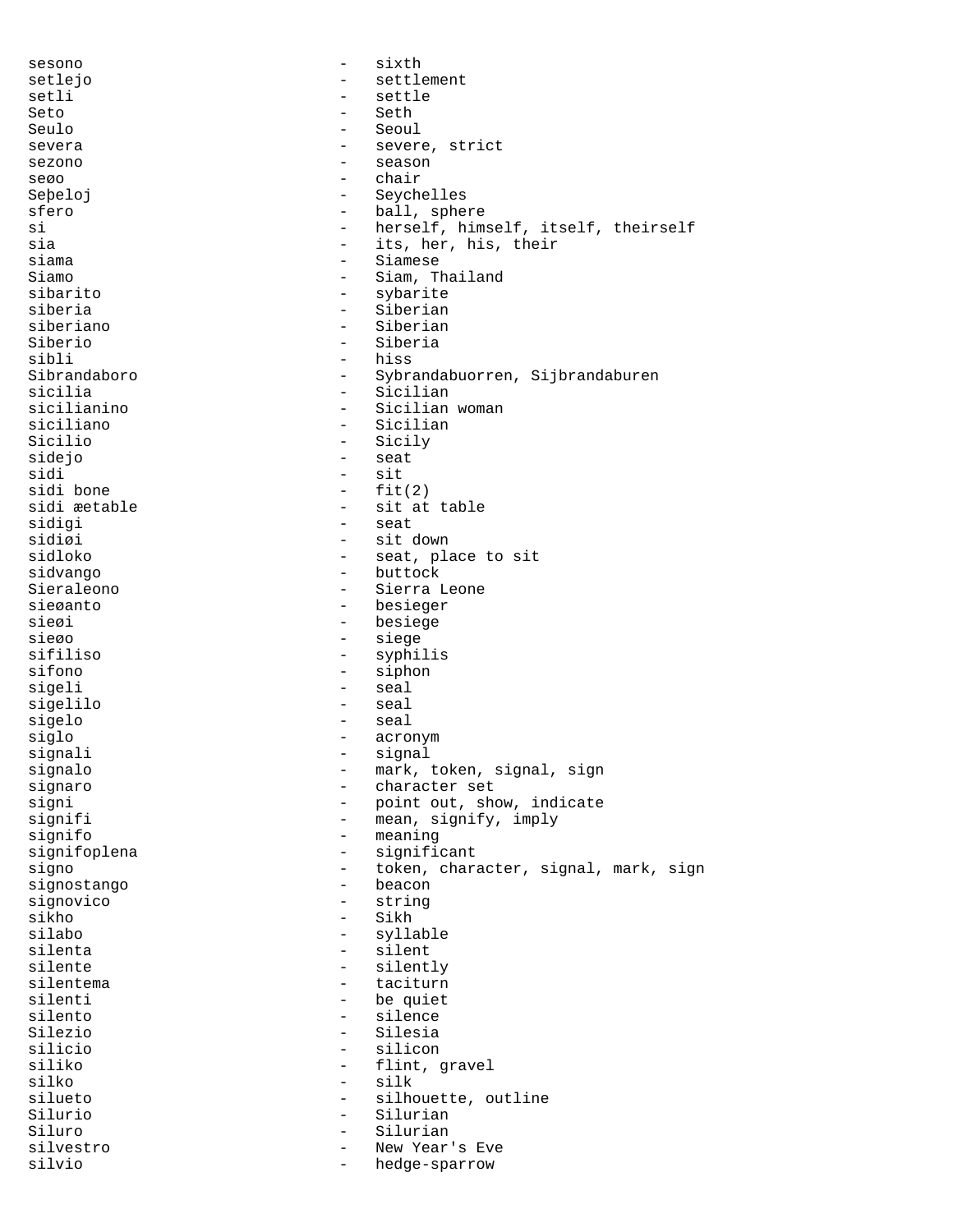sesono - sixth
setlejo - settlement
setli - settle
Seto - Seth
Seulo - Seoul
severa - severe, strict
sezono - season
seøo - chair
Seþeloj - Seychelles
sfero - ball, sphere
si - herself, himself, itself, theirself
sia - its, her, his, their
siama - Siamese
Siamo - Siam, Thailand
sibarito - sybarite
siberia - Siberian
siberiano - Siberian
Siberio - Siberia
sibli - hiss
Sibrandaboro - Sybrandabuorren, Sijbrandaburen
sicilia - Sicilian
sicilianino - Sicilian woman
siciliano - Sicilian
Sicilio - Sicily
sidejo - seat
sidi - sit
sidi bone - fit(2)
sidi æetable - sit at table
sidigi - seat
sidiøi - sit down
sidloko - seat, place to sit
sidvango - buttock
Sieraleono - Sierra Leone
sieøanto - besieger
sieøi - besiege
sieøo - siege
sifiliso - syphilis
sifono - siphon
sigeli - seal
sigelilo - seal
sigelo - seal
siglo - acronym
signali - signal
signalo - mark, token, signal, sign
signaro - character set
signi - point out, show, indicate
signifi - mean, signify, imply
signifo - meaning
signifoplena - significant
signo - token, character, signal, mark, sign
signostango - beacon
signovico - string
sikho - Sikh
silabo - syllable
silenta - silent
silente - silently
silentema - taciturn
silenti - be quiet
silento - silence
Silezio - Silesia
silicio - silicon
siliko - flint, gravel
silko - silk
silueto - silhouette, outline
Silurio - Silurian
Siluro - Silurian
silvestro - New Year's Eve
silvio - hedge-sparrow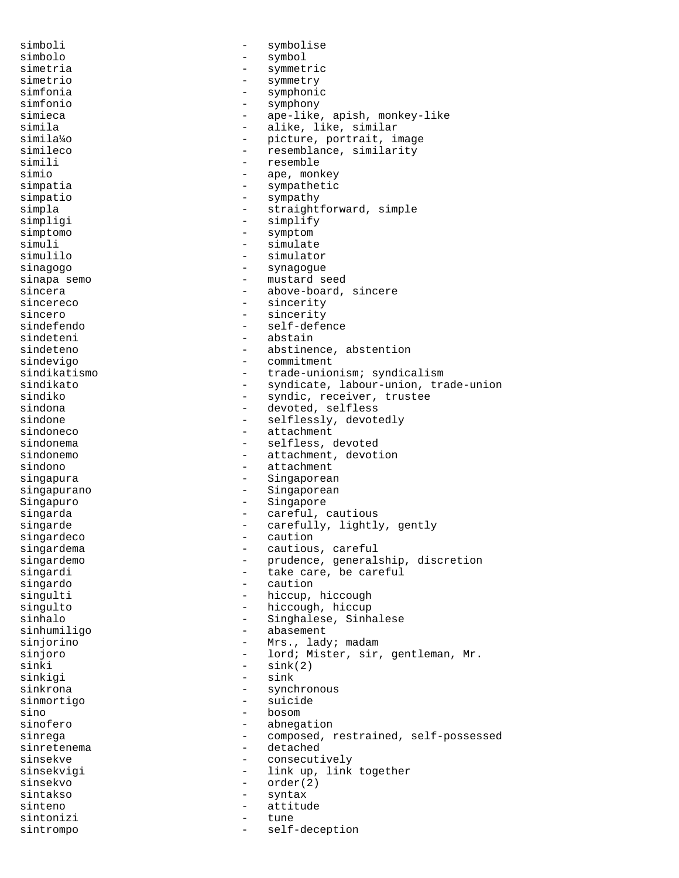simboli - symbolise
simbolo - symbol
simetria - symmetric
simetrio - symmetry
simfonia - symphonic
simfonio - symphony
simieca - ape-like, apish, monkey-like
simila - alike, like, similar
simila¼o - picture, portrait, image
simileco - resemblance, similarity
simili - resemble
simio - ape, monkey
simpatia - sympathetic
simpatio - sympathy
simpla - straightforward, simple
simpligi - simplify
simptomo - symptom
simuli - simulate
simulilo - simulator
sinagogo - synagogue
sinapa semo - mustard seed
sincera - above-board, sincere
sincereco - sincerity
sincero - sincerity
sindefendo - self-defence
sindeteni - abstain
sindeteno - abstinence, abstention
sindevigo - commitment
sindikatismo - trade-unionism; syndicalism
sindikato - syndicate, labour-union, trade-union
sindiko - syndic, receiver, trustee
sindona - devoted, selfless
sindone - selflessly, devotedly
sindoneco - attachment
sindonema - selfless, devoted
sindonemo - attachment, devotion
sindono - attachment
singapura - Singaporean
singapurano - Singaporean
Singapuro - Singapore
singarda - careful, cautious
singarde - carefully, lightly, gently
singardeco - caution
singardema - cautious, careful
singardemo - prudence, generalship, discretion
singardi - take care, be careful
singardo - caution
singulti - hiccup, hiccough
singulto - hiccough, hiccup
sinhalo - Singhalese, Sinhalese
sinhumiligo - abasement
sinjorino - Mrs., lady; madam
sinjoro - lord; Mister, sir, gentleman, Mr.
sinki - sink(2)
sinkigi - sink
sinkrona - synchronous
sinmortigo - suicide
sino - bosom
sinofero - abnegation
sinrega - composed, restrained, self-possessed
sinretenema - detached
sinsekve - consecutively
sinsekvigi - link up, link together
sinsekvo - order(2)
sintakso - syntax
sinteno - attitude
sintonizi - tune
sintrompo - self-deception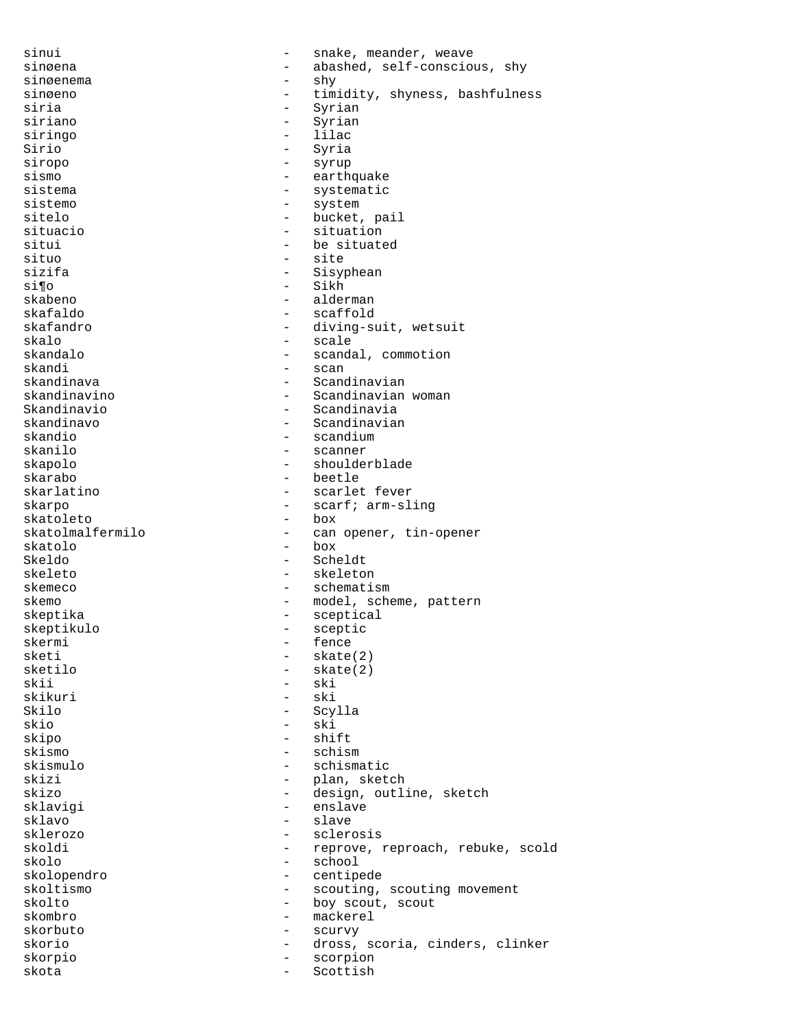sinui - snake, meander, weave
sinøena - abashed, self-conscious, shy
sinøenema - shy
sinøeno - timidity, shyness, bashfulness
siria - Syrian
siriano - Syrian
siringo - lilac
Sirio - Syria
siropo - syrup
sismo - earthquake
sistema - systematic
sistemo - system
sitelo - bucket, pail
situacio - situation
situi - be situated
situo - site
sizifa - Sisyphean
si¶o - Sikh
skabeno - alderman
skafaldo - scaffold
skafandro - diving-suit, wetsuit
skalo - scale
skandalo - scandal, commotion
skandi - scan
skandinava - Scandinavian
skandinavino - Scandinavian woman
Skandinavio - Scandinavia
skandinavo - Scandinavian
skandio - scandium
skanilo - scanner
skapolo - shoulderblade
skarabo - beetle
skarlatino - scarlet fever
skarpo - scarf; arm-sling
skatoleto - box
skatolmalfermilo - can opener, tin-opener
skatolo - box
Skeldo - Scheldt
skeleto - skeleton
skemeco - schematism
skemo - model, scheme, pattern
skeptika - sceptical
skeptikulo - sceptic
skermi - fence
sketi - skate(2)
sketilo - skate(2)
skii - ski
skikuri - ski
Skilo - Scylla
skio - ski
skipo - shift
skismo - schism
skismulo - schismatic
skizi - plan, sketch
skizo - design, outline, sketch
sklavigi - enslave
sklavo - slave
sklerozo - sclerosis
skoldi - reprove, reproach, rebuke, scold
skolo - school
skolopendro - centipede
skoltismo - scouting, scouting movement
skolto - boy scout, scout
skombro - mackerel
skorbuto - scurvy
skorio - dross, scoria, cinders, clinker
skorpio - scorpion
skota - Scottish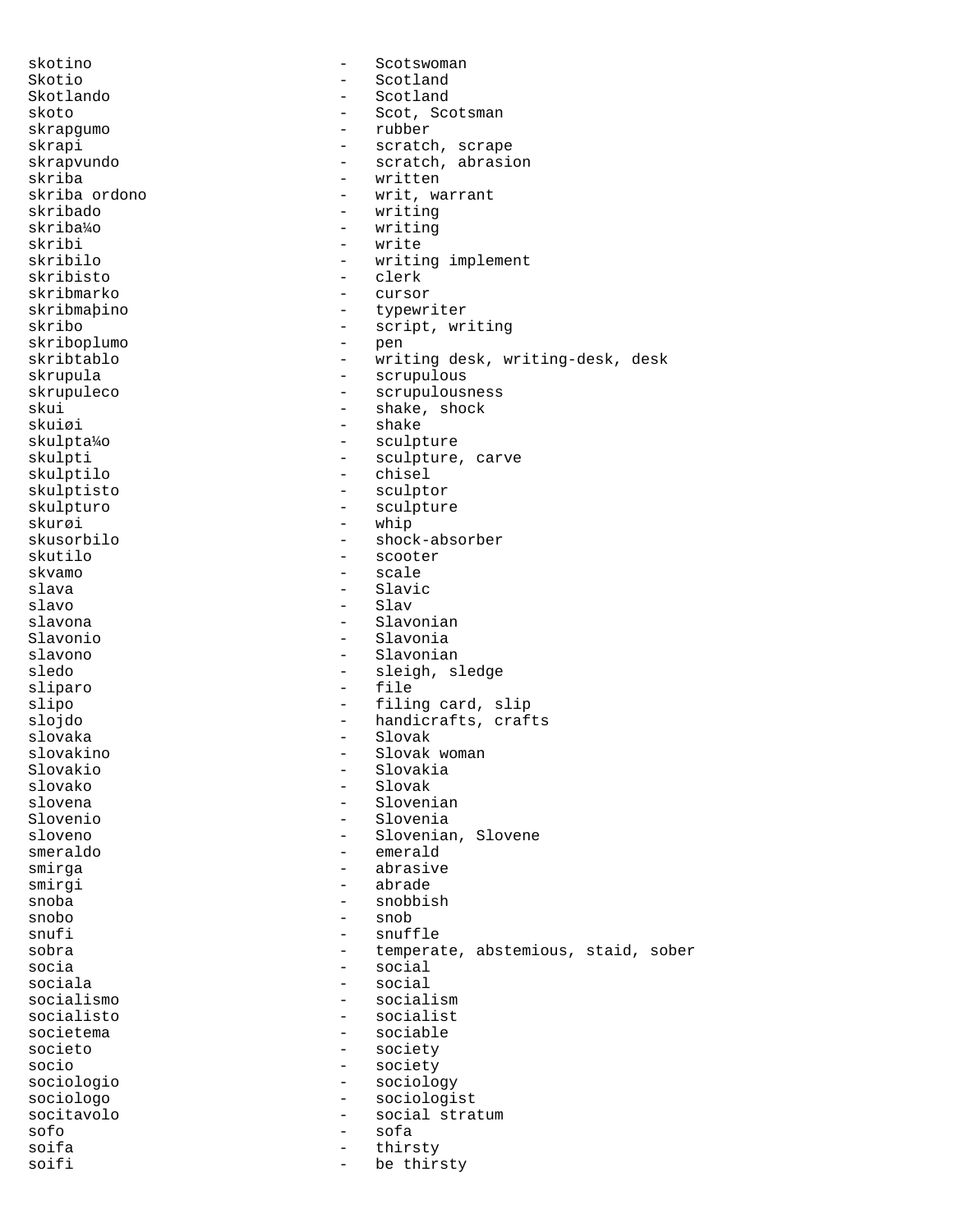skotino - Scotswoman
Skotio - Scotland
Skotlando - Scotland
skoto - Scot, Scotsman
skrapgumo - rubber
skrapi - scratch, scrape
skrapvundo - scratch, abrasion
skriba - written
skriba ordono - writ, warrant
skribado - writing
skriba¼o - writing
skribi - write
skribilo - writing implement
skribisto - clerk
skribmarko - cursor
skribmaþino - typewriter
skribo - script, writing
skriboplumo - pen
skribtablo - writing desk, writing-desk, desk
skrupula - scrupulous
skrupuleco - scrupulousness
skui - shake, shock
skuiøi - shake
skulpta¼o - sculpture
skulpti - sculpture, carve
skulptilo - chisel
skulptisto - sculptor
skulpturo - sculpture
skurøi - whip
skusorbilo - shock-absorber
skutilo - scooter
skvamo - scale
slava - Slavic
slavo - Slav
slavona - Slavonian
Slavonio - Slavonia
slavono - Slavonian
sledo - sleigh, sledge
sliparo - file
slipo - filing card, slip
slojdo - handicrafts, crafts
slovaka - Slovak
slovakino - Slovak woman
Slovakio - Slovakia
slovako - Slovak
slovena - Slovenian
Slovenio - Slovenia
sloveno - Slovenian, Slovene
smeraldo - emerald
smirga - abrasive
smirgi - abrade
snoba - snobbish
snobo - snob
snufi - snuffle
sobra - temperate, abstemious, staid, sober
socia - social
sociala - social
socialismo - socialism
socialisto - socialist
societema - sociable
societo - society
socio - society
sociologio - sociology
sociologo - sociologist
socitavolo - social stratum
sofo - sofa
soifa - thirsty
soifi - be thirsty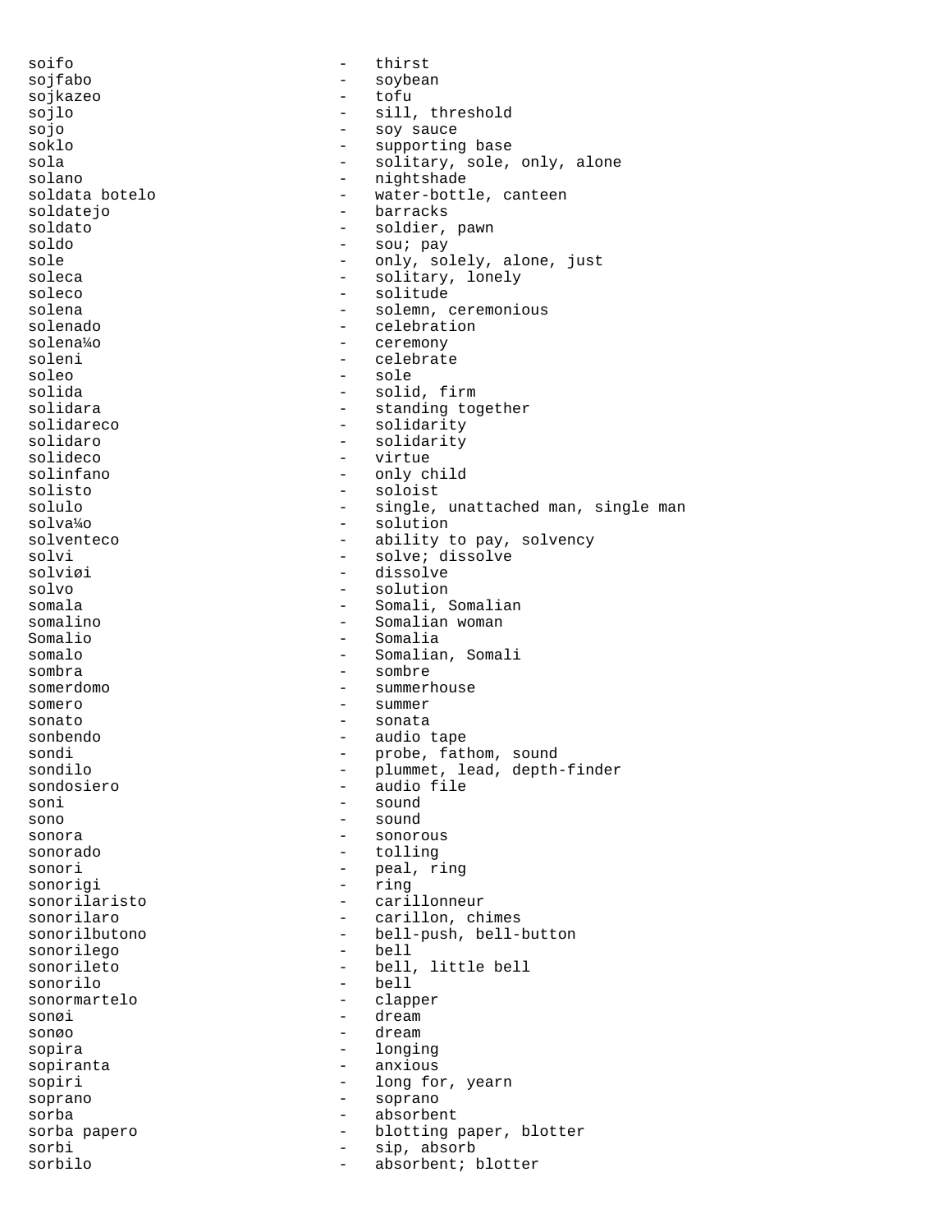soifo - thirst
sojfabo - soybean
sojkazeo - tofu
sojlo - sill, threshold
sojo - soy sauce
soklo - supporting base
sola - solitary, sole, only, alone
solano - nightshade
soldata botelo - water-bottle, canteen
soldatejo - barracks
soldato - soldier, pawn
soldo - sou; pay
sole - only, solely, alone, just
soleca - solitary, lonely
soleco - solitude
solena - solemn, ceremonious
solenado - celebration
solena¼o - ceremony
soleni - celebrate
soleo - sole
solida - solid, firm
solidara - standing together
solidareco - solidarity
solidaro - solidarity
solideco - virtue
solinfano - only child
solisto - soloist
solulo - single, unattached man, single man
solva¼o - solution
solventeco - ability to pay, solvency
solvi - solve; dissolve
solviøi - dissolve
solvo - solution
somala - Somali, Somalian
somalino - Somalian woman
Somalio - Somalia
somalo - Somalian, Somali
sombra - sombre
somerdomo - summerhouse
somero - summer
sonato - sonata
sonbendo - audio tape
sondi - probe, fathom, sound
sondilo - plummet, lead, depth-finder
sondosiero - audio file
soni - sound
sono - sound
sonora - sonorous
sonorado - tolling
sonori - peal, ring
sonorigi - ring
sonorilaristo - carillonneur
sonorilaro - carillon, chimes
sonorilbutono - bell-push, bell-button
sonorilego - bell
sonorileto - bell, little bell
sonorilo - bell
sonormartelo - clapper
sonøi - dream
sonøo - dream
sopira - longing
sopiranta - anxious
sopiri - long for, yearn
soprano - soprano
sorba - absorbent
sorba papero - blotting paper, blotter
sorbi - sip, absorb
sorbilo - absorbent; blotter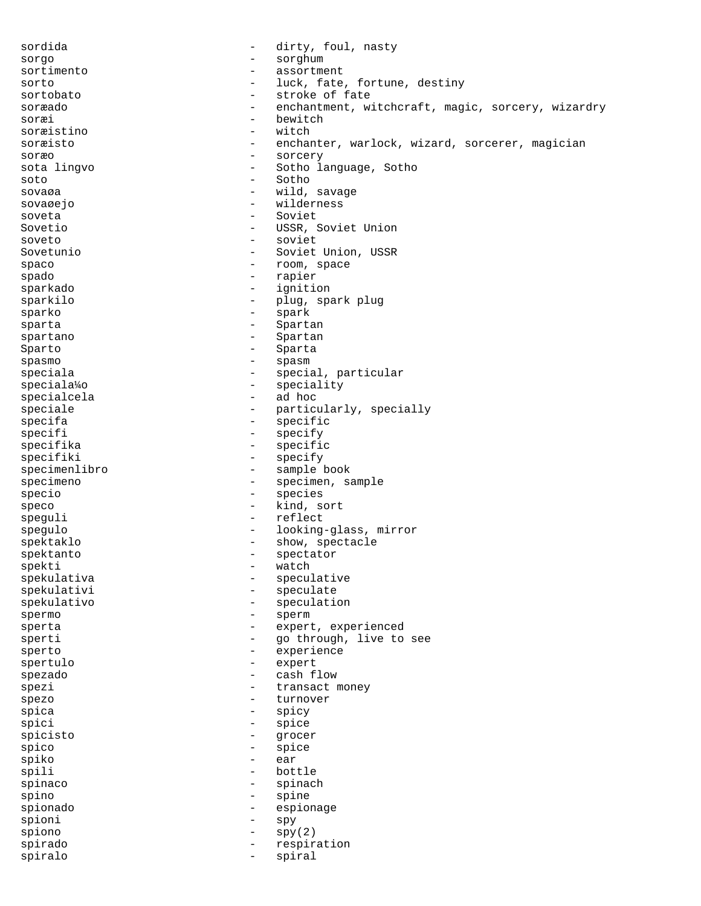sordida - dirty, foul, nasty
sorgo - sorghum
sortimento - assortment
sorto - luck, fate, fortune, destiny
sortobato - stroke of fate
soræado - enchantment, witchcraft, magic, sorcery, wizardry
soræi - bewitch
soræistino - witch
soræisto - enchanter, warlock, wizard, sorcerer, magician
soræo - sorcery
sota lingvo - Sotho language, Sotho
soto - Sotho
sovaøa - wild, savage
sovaøejo - wilderness
soveta - Soviet
Sovetio - USSR, Soviet Union
soveto - soviet
Sovetunio - Soviet Union, USSR
spaco - room, space
spado - rapier
sparkado - ignition
sparkilo - plug, spark plug
sparko - spark
sparta - Spartan
spartano - Spartan
Sparto - Sparta
spasmo - spasm
speciala - special, particular
speciala¼o - speciality
specialcela - ad hoc
speciale - particularly, specially
specifa - specific
specifi - specify
specifika - specific
specifiki - specify
specimenlibro - sample book
specimeno - specimen, sample
specio - species
speco - kind, sort
speguli - reflect
spegulo - looking-glass, mirror
spektaklo - show, spectacle
spektanto - spectator
spekti - watch
spekulativa - speculative
spekulativi - speculate
spekulativo - speculation
spermo - sperm
sperta - expert, experienced
sperti - go through, live to see
sperto - experience
spertulo - expert
spezado - cash flow
spezi - transact money
spezo - turnover
spica - spicy
spici - spice
spicisto - grocer
spico - spice
spiko - ear
spili - bottle
spinaco - spinach
spino - spine
spionado - espionage
spioni - spy
spiono - spy(2)
spirado - respiration
spiralo - spiral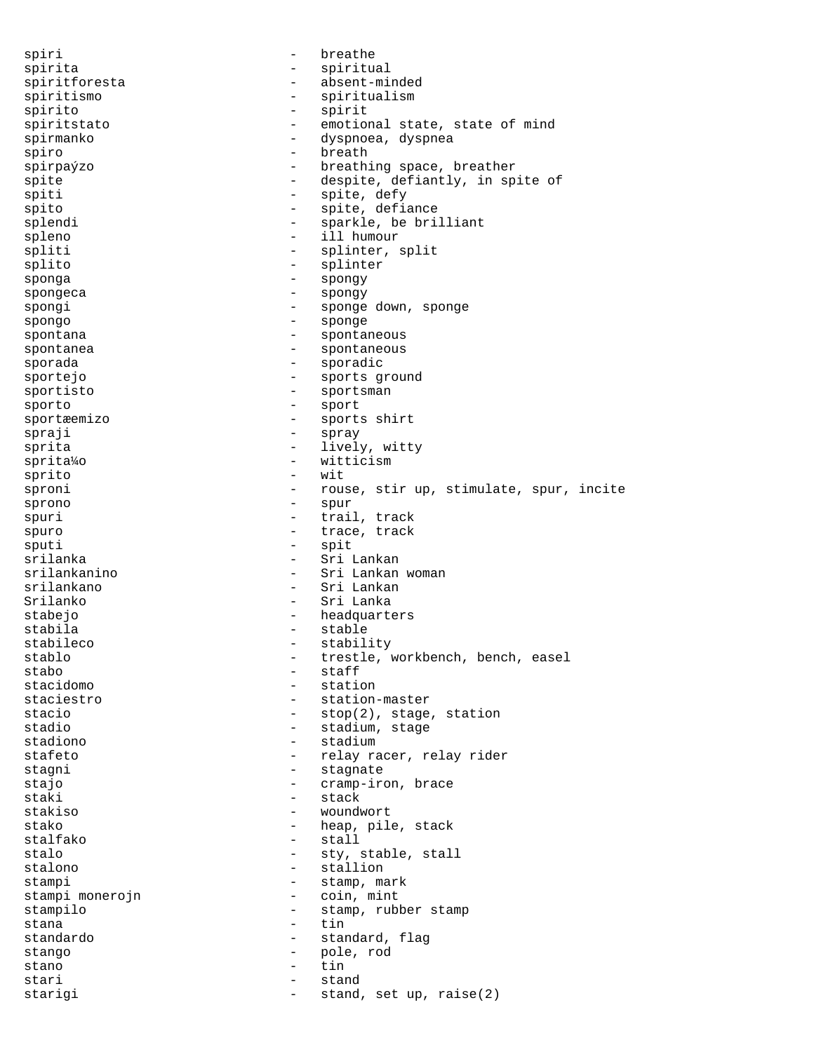spiri - breathe
spirita - spiritual
spiritforesta - absent-minded
spiritismo - spiritualism
spirito - spirit
spiritstato - emotional state, state of mind
spirmanko - dyspnoea, dyspnea
spiro - breath
spirpaýzo - breathing space, breather
spite - despite, defiantly, in spite of
spiti - spite, defy
spito - spite, defiance
splendi - sparkle, be brilliant
spleno - ill humour
spliti - splinter, split
splito - splinter
sponga - spongy
spongeca - spongy
spongi - sponge down, sponge
spongo - sponge
spontana - spontaneous
spontanea - spontaneous
sporada - sporadic
sportejo - sports ground
sportisto - sportsman
sporto - sport
sportæemizo - sports shirt
spraji - spray
sprita - lively, witty
sprita¼o - witticism
sprito - wit
sproni - rouse, stir up, stimulate, spur, incite
sprono - spur
spuri - trail, track
spuro - trace, track
sputi - spit
srilanka - Sri Lankan
srilankanino - Sri Lankan woman
srilankano - Sri Lankan
Srilanko - Sri Lanka
stabejo - headquarters
stabila - stable
stabileco - stability
stablo - trestle, workbench, bench, easel
stabo - staff
stacidomo - station
staciestro - station-master
stacio - stop(2), stage, station
stadio - stadium, stage
stadiono - stadium
stafeto - relay racer, relay rider
stagni - stagnate
stajo - cramp-iron, brace
staki - stack
stakiso - woundwort
stako - heap, pile, stack
stalfako - stall
stalo - sty, stable, stall
stalono - stallion
stampi - stamp, mark
stampi monerojn - coin, mint
stampilo - stamp, rubber stamp
stana - tin
standardo - standard, flag
stango - pole, rod
stano - tin
stari - stand
starigi - stand, set up, raise(2)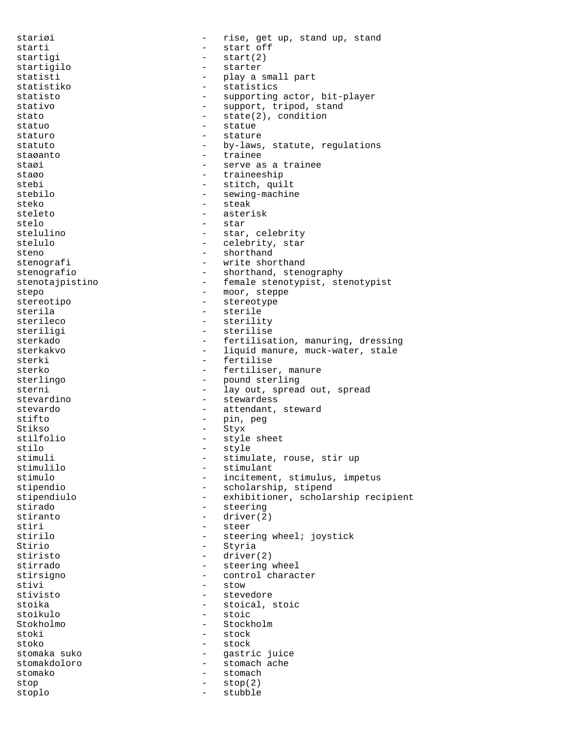stariøi - rise, get up, stand up, stand
starti - start off
startigi - start(2)
startigilo - starter
statisti - play a small part
statistiko - statistics
statisto - supporting actor, bit-player
stativo - support, tripod, stand
stato - state(2), condition
statuo - statue
staturo - stature
statuto - by-laws, statute, regulations
staøanto - trainee
staøi - serve as a trainee
staøo - traineeship
stebi - stitch, quilt
stebilo - sewing-machine
steko - steak
steleto - asterisk
stelo - star
stelulino - star, celebrity
stelulo - celebrity, star
steno - shorthand
stenografi - write shorthand
stenografio - shorthand, stenography
stenotajpistino - female stenotypist, stenotypist
stepo - moor, steppe
stereotipo - stereotype
sterila - sterile
sterileco - sterility
steriligi - sterilise
sterkado - fertilisation, manuring, dressing
sterkakvo - liquid manure, muck-water, stale
sterki - fertilise
sterko - fertiliser, manure
sterlingo - pound sterling
sterni - lay out, spread out, spread
stevardino - stewardess
stevardo - attendant, steward
stifto - pin, peg
Stikso - Styx
stilfolio - style sheet
stilo - style
stimuli - stimulate, rouse, stir up
stimulilo - stimulant
stimulo - incitement, stimulus, impetus
stipendio - scholarship, stipend
stipendiulo - exhibitioner, scholarship recipient
stirado - steering
stiranto - driver(2)
stiri - steer
stirilo - steering wheel; joystick
Stirio - Styria
stiristo - driver(2)
stirrado - steering wheel
stirsigno - control character
stivi - stow
stivisto - stevedore
stoika - stoical, stoic
stoikulo - stoic
Stokholmo - Stockholm
stoki - stock
stoko - stock
stomaka suko - gastric juice
stomakdoloro - stomach ache
stomako - stomach
stop - stop(2)
stoplo - stubble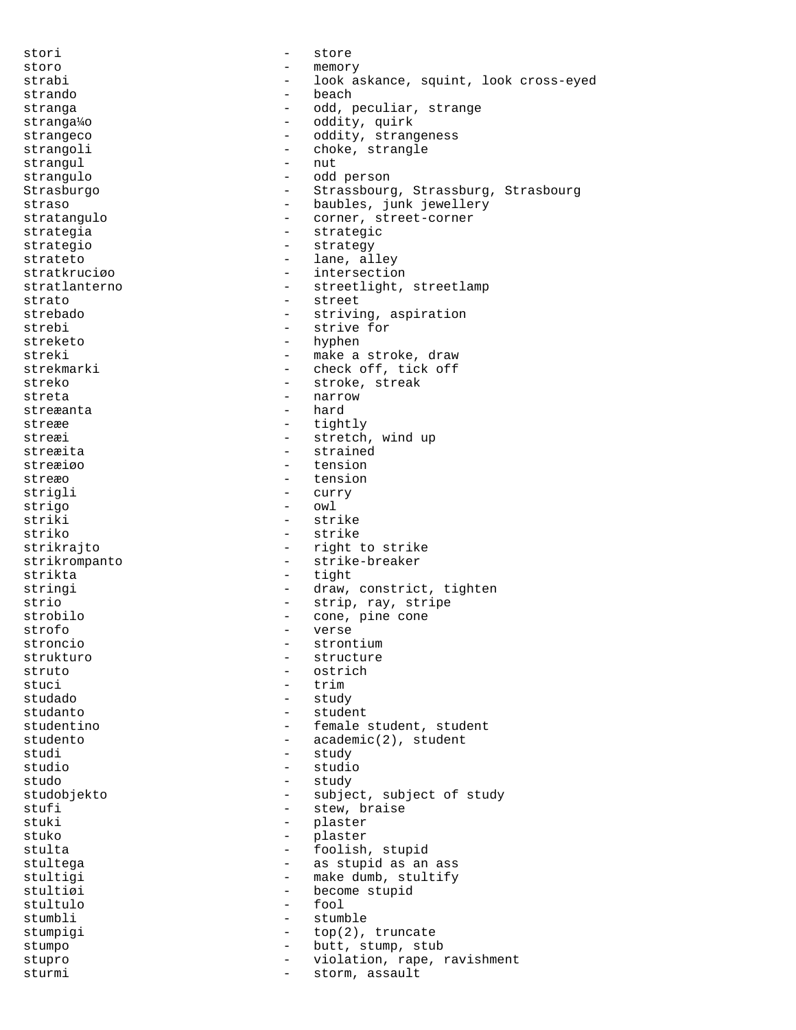stori - store
storo - memory
strabi - look askance, squint, look cross-eyed
strando - beach
stranga - odd, peculiar, strange
stranga¼o - oddity, quirk
strangeco - oddity, strangeness
strangoli - choke, strangle
strangul - nut
strangulo - odd person
Strasburgo - Strassbourg, Strassburg, Strasbourg
straso - baubles, junk jewellery
stratangulo - corner, street-corner
strategia - strategic
strategio - strategy
strateto - lane, alley
stratkruciøo - intersection
stratlanterno - streetlight, streetlamp
strato - street
strebado - striving, aspiration
strebi - strive for
streketo - hyphen
streki - make a stroke, draw
strekmarki - check off, tick off
streko - stroke, streak
streta - narrow
streæanta - hard
streæe - tightly
streæi - stretch, wind up
streæita - strained
streæiøo - tension
streæo - tension
strigli - curry
strigo - owl
striki - strike
striko - strike
strikrajto - right to strike
strikrompanto - strike-breaker
strikta - tight
stringi - draw, constrict, tighten
strio - strip, ray, stripe
strobilo - cone, pine cone
strofo - verse
stroncio - strontium
strukturo - structure
struto - ostrich
stuci - trim
studado - study
studanto - student
studentino - female student, student
studento - academic(2), student
studi - study
studio - studio
studo - study
studobjekto - subject, subject of study
stufi - stew, braise
stuki - plaster
stuko - plaster
stulta - foolish, stupid
stultega - as stupid as an ass
stultigi - make dumb, stultify
stultiøi - become stupid
stultulo - fool
stumbli - stumble
stumpigi - top(2), truncate
stumpo - butt, stump, stub
stupro - violation, rape, ravishment
sturmi - storm, assault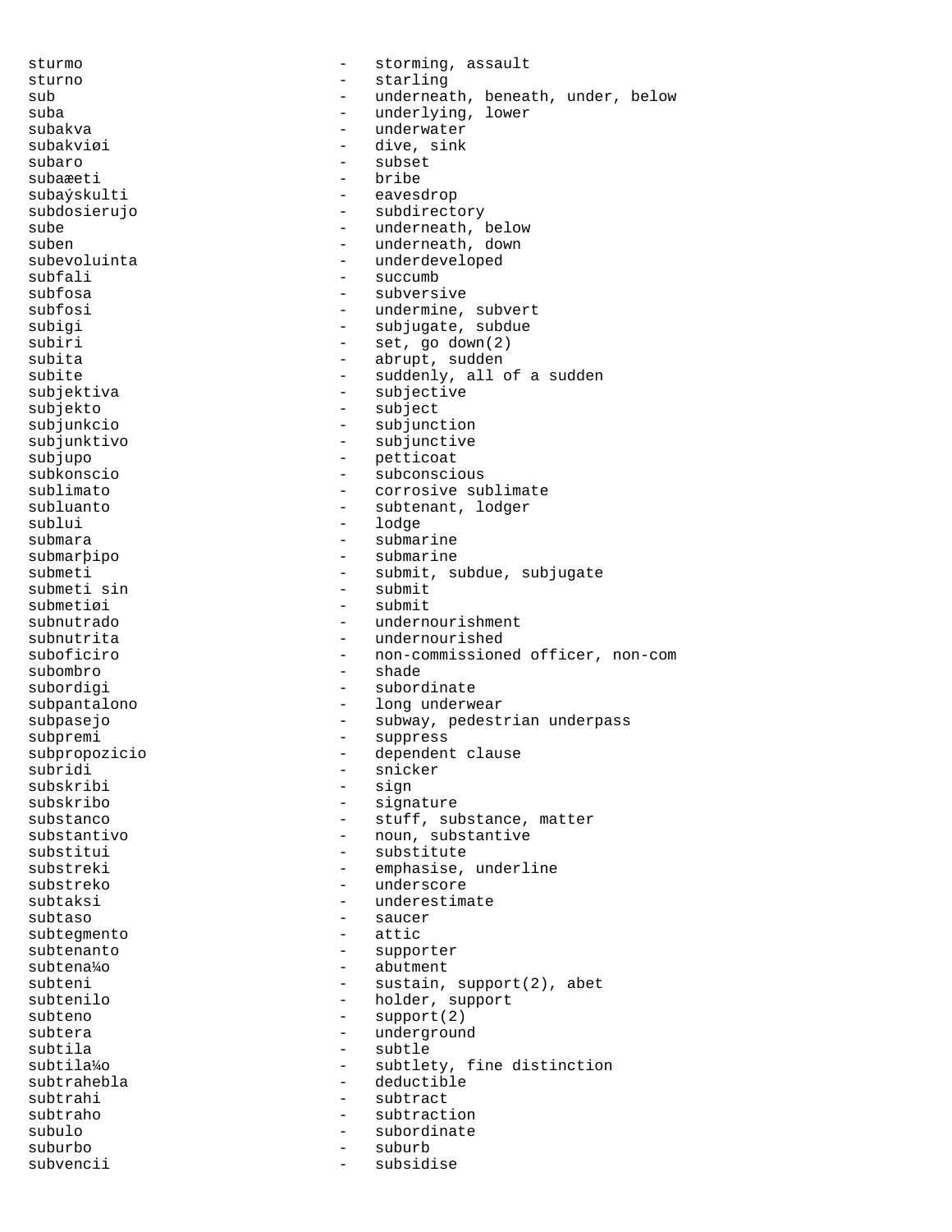sturmo - storming, assault
sturno - starling
sub - underneath, beneath, under, below
suba - underlying, lower
subakva - underwater
subakviøi - dive, sink
subaro - subset
subaæeti - bribe
subaýskulti - eavesdrop
subdosierujo - subdirectory
sube - underneath, below
suben - underneath, down
subevoluinta - underdeveloped
subfali - succumb
subfosa - subversive
subfosi - undermine, subvert
subigi - subjugate, subdue
subiri - set, go down(2)
subita - abrupt, sudden
subite - suddenly, all of a sudden
subjektiva - subjective
subjekto - subject
subjunkcio - subjunction
subjunktivo - subjunctive
subjupo - petticoat
subkonscio - subconscious
sublimato - corrosive sublimate
subluanto - subtenant, lodger
sublui - lodge
submara - submarine
submarþipo - submarine
submeti - submit, subdue, subjugate
submeti sin - submit
submetiøi - submit
subnutrado - undernourishment
subnutrita - undernourished
suboficiro - non-commissioned officer, non-com
subombro - shade
subordigi - subordinate
subpantalono - long underwear
subpasejo - subway, pedestrian underpass
subpremi - suppress
subpropozicio - dependent clause
subridi - snicker
subskribi - sign
subskribo - signature
substanco - stuff, substance, matter
substantivo - noun, substantive
substitui - substitute
substreki - emphasise, underline
substreko - underscore
subtaksi - underestimate
subtaso - saucer
subtegmento - attic
subtenanto - supporter
subtena¼o - abutment
subteni - sustain, support(2), abet
subtenilo - holder, support
subteno - support(2)
subtera - underground
subtila - subtle
subtila¼o - subtlety, fine distinction
subtrahebla - deductible
subtrahi - subtract
subtraho - subtraction
subulo - subordinate
suburbo - suburb
subvencii - subsidise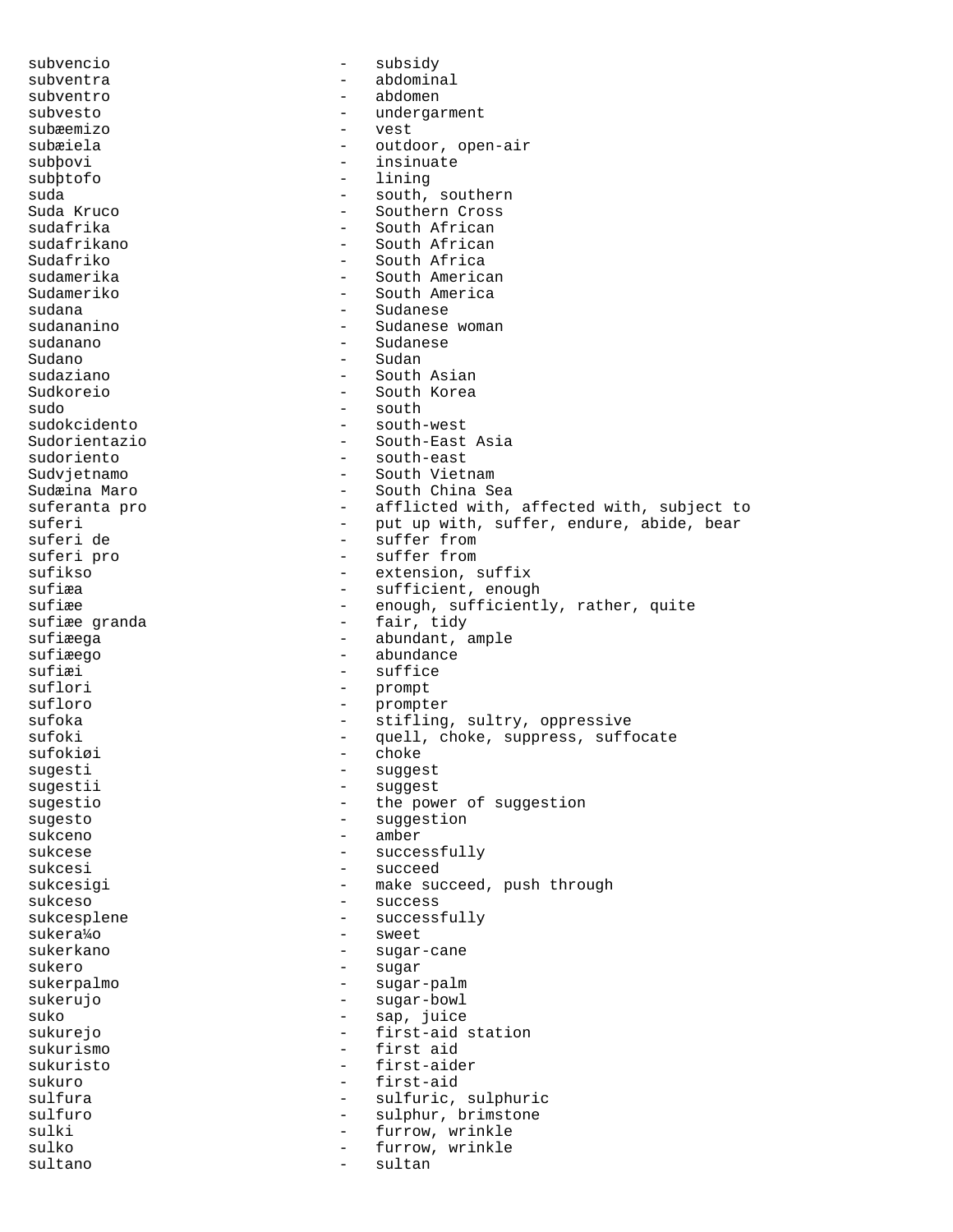subvencio - subsidy
subventra - abdominal
subventro - abdomen
subvesto - undergarment
subæemizo - vest
subæiela - outdoor, open-air
subþovi - insinuate
subþtofo - lining
suda - south, southern
Suda Kruco - Southern Cross
sudafrika - South African
sudafrikano - South African
Sudafriko - South Africa
sudamerika - South American
Sudameriko - South America
sudana - Sudanese
sudananino - Sudanese woman
sudanano - Sudanese
Sudano - Sudan
sudaziano - South Asian
Sudkoreio - South Korea
sudo - south
sudokcidento - south-west
Sudorientazio - South-East Asia
sudoriento - south-east
Sudvjetnamo - South Vietnam
Sudæina Maro - South China Sea
suferanta pro - afflicted with, affected with, subject to
suferi - put up with, suffer, endure, abide, bear
suferi de - suffer from
suferi pro - suffer from
sufikso - extension, suffix
sufiæa - sufficient, enough
sufiæe - enough, sufficiently, rather, quite
sufiæe granda - fair, tidy
sufiæega - abundant, ample
sufiæego - abundance
sufiæi - suffice
suflori - prompt
sufloro - prompter
sufoka - stifling, sultry, oppressive
sufoki - quell, choke, suppress, suffocate
sufokiøi - choke
sugesti - suggest
sugestii - suggest
sugestio - the power of suggestion
sugesto - suggestion
sukceno - amber
sukcese - successfully
sukcesi - succeed
sukcesigi - make succeed, push through
sukceso - success
sukcesplene - successfully
sukera¼o - sweet
sukerkano - sugar-cane
sukero - sugar
sukerpalmo - sugar-palm
sukerujo - sugar-bowl
suko - sap, juice
sukurejo - first-aid station
sukurismo - first aid
sukuristo - first-aider
sukuro - first-aid
sulfura - sulfuric, sulphuric
sulfuro - sulphur, brimstone
sulki - furrow, wrinkle
sulko - furrow, wrinkle
sultano - sultan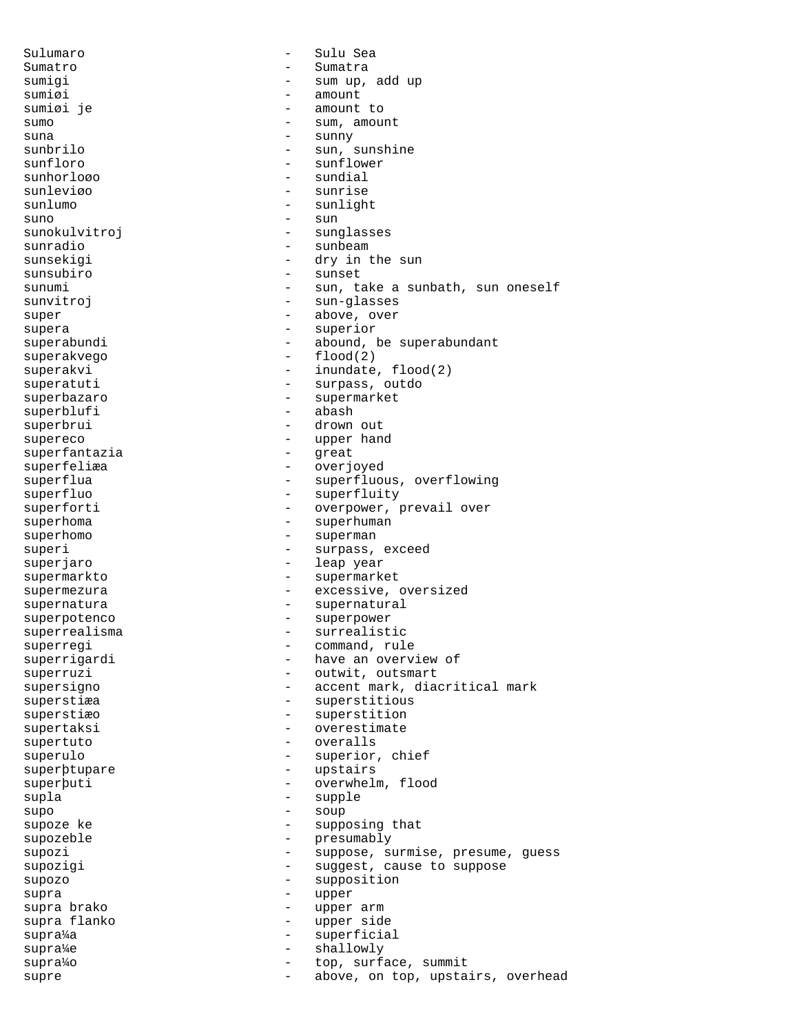Sulumaro - Sulu Sea
Sumatro - Sumatra
sumigi - sum up, add up
sumiøi - amount
sumiøi je - amount to
sumo - sum, amount
suna - sunny
sunbrilo - sun, sunshine
sunfloro - sunflower
sunhorloøo - sundial
sunleviøo - sunrise
sunlumo - sunlight
suno - sun
sunokulvitroj - sunglasses
sunradio - sunbeam
sunsekigi - dry in the sun
sunsubiro - sunset
sunumi - sun, take a sunbath, sun oneself
sunvitroj - sun-glasses
super - above, over
supera - superior
superabundi - abound, be superabundant
superakvego - flood(2)
superakvi - inundate, flood(2)
superatuti - surpass, outdo
superbazaro - supermarket
superblufi - abash
superbrui - drown out
supereco - upper hand
superfantazia - great
superfeliæa - overjoyed
superflua - superfluous, overflowing
superfluo - superfluity
superforti - overpower, prevail over
superhoma - superhuman
superhomo - superman
superi - surpass, exceed
superjaro - leap year
supermarkto - supermarket
supermezura - excessive, oversized
supernatura - supernatural
superpotenco - superpower
superrealisma - surrealistic
superregi - command, rule
superrigardi - have an overview of
superruzi - outwit, outsmart
supersigno - accent mark, diacritical mark
superstiæa - superstitious
superstiæo - superstition
supertaksi - overestimate
supertuto - overalls
superulo - superior, chief
superþtupare - upstairs
superþuti - overwhelm, flood
supla - supple
supo - soup
supoze ke - supposing that
supozeble - presumably
supozi - suppose, surmise, presume, guess
supozigi - suggest, cause to suppose
supozo - supposition
supra - upper
supra brako - upper arm
supra flanko - upper side
supra¼a - superficial
supra¼e - shallowly
supra¼o - top, surface, summit
supre - above, on top, upstairs, overhead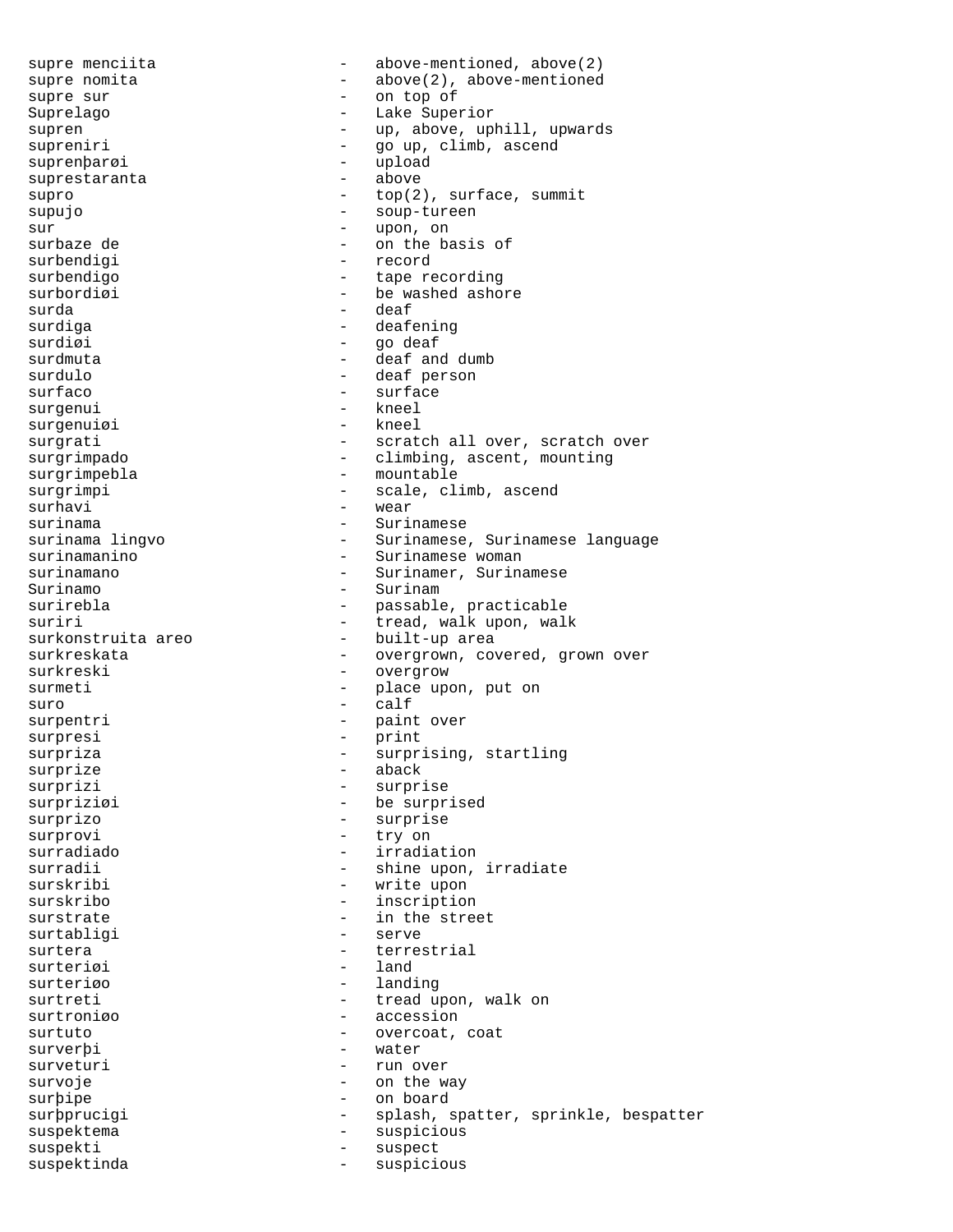```
supre menciita              -   above-mentioned, above(2)
supre nomita                -   above(2), above-mentioned
supre sur                   -   on top of
Suprelago                   -   Lake Superior
supren                      -   up, above, uphill, upwards
supreniri                   -   go up, climb, ascend
suprenþarøi                 -   upload
suprestaranta               -   above
supro                       -   top(2), surface, summit
supujo                      -   soup-tureen
sur                         -   upon, on
surbaze de                  -   on the basis of
surbendigi                  -   record
surbendigo                  -   tape recording
surbordiøi                  -   be washed ashore
surda                       -   deaf
surdiga                     -   deafening
surdiøi                     -   go deaf
surdmuta                    -   deaf and dumb
surdulo                     -   deaf person
surfaco                     -   surface
surgenui                    -   kneel
surgenuiøi                  -   kneel
surgrati                    -   scratch all over, scratch over
surgrimpado                 -   climbing, ascent, mounting
surgrimpebla                -   mountable
surgrimpi                   -   scale, climb, ascend
surhavi                     -   wear
surinama                    -   Surinamese
surinama lingvo             -   Surinamese, Surinamese language
surinamanino                -   Surinamese woman
surinamano                  -   Surinamer, Surinamese
Surinamo                    -   Surinam
surirebla                   -   passable, practicable
suriri                      -   tread, walk upon, walk
surkonstruita areo          -   built-up area
surkreskata                 -   overgrown, covered, grown over
surkreski                   -   overgrow
surmeti                     -   place upon, put on
suro                        -   calf
surpentri                   -   paint over
surpresi                    -   print
surpriza                    -   surprising, startling
surprize                    -   aback
surprizi                    -   surprise
surpriziøi                  -   be surprised
surprizo                    -   surprise
surprovi                    -   try on
surradiado                  -   irradiation
surradii                    -   shine upon, irradiate
surskribi                   -   write upon
surskribo                   -   inscription
surstrate                   -   in the street
surtabligi                  -   serve
surtera                     -   terrestrial
surteriøi                   -   land
surteriøo                   -   landing
surtreti                    -   tread upon, walk on
surtroniøo                  -   accession
surtuto                     -   overcoat, coat
surverþi                    -   water
surveturi                   -   run over
survoje                     -   on the way
surþipe                     -   on board
surþprucigi                 -   splash, spatter, sprinkle, bespatter
suspektema                  -   suspicious
suspekti                    -   suspect
suspektinda                 -   suspicious
```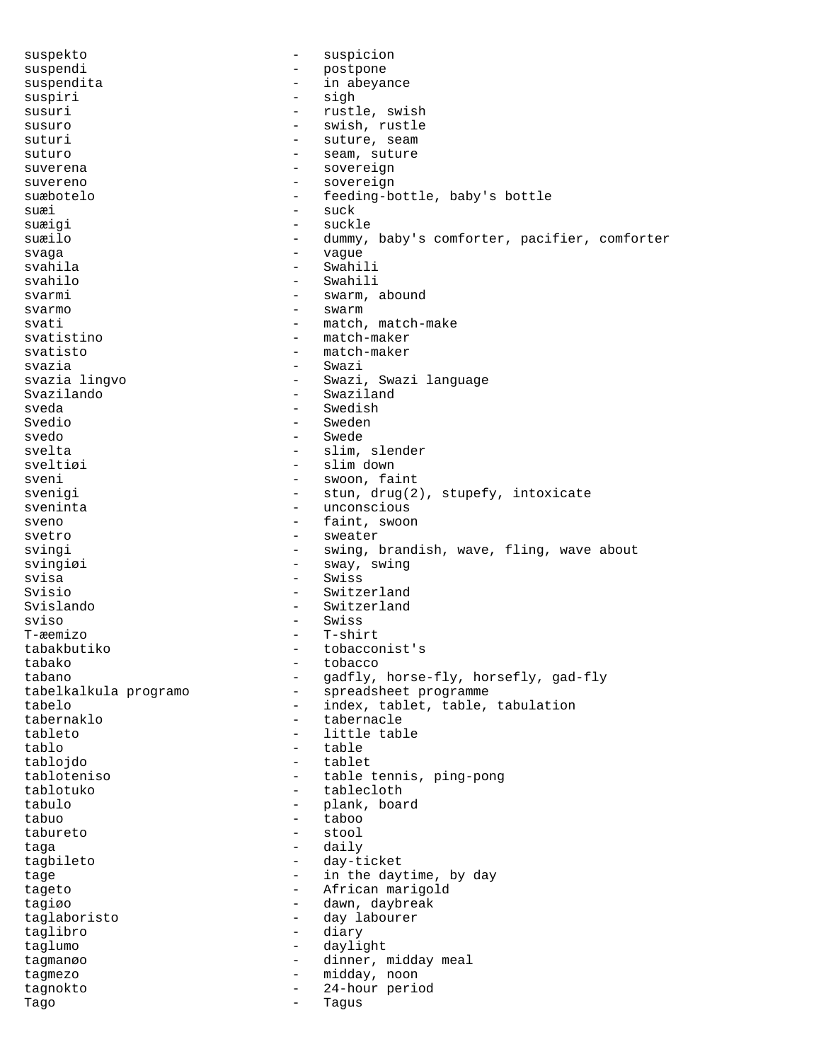suspekto - suspicion
suspendi - postpone
suspendita - in abeyance
suspiri - sigh
susuri - rustle, swish
susuro - swish, rustle
suturi - suture, seam
suturo - seam, suture
suverena - sovereign
suvereno - sovereign
suæbotelo - feeding-bottle, baby's bottle
suæi - suck
suæigi - suckle
suæilo - dummy, baby's comforter, pacifier, comforter
svaga - vague
svahila - Swahili
svahilo - Swahili
svarmi - swarm, abound
svarmo - swarm
svati - match, match-make
svatistino - match-maker
svatisto - match-maker
svazia - Swazi
svazia lingvo - Swazi, Swazi language
Svazilando - Swaziland
sveda - Swedish
Svedio - Sweden
svedo - Swede
svelta - slim, slender
sveltiøi - slim down
sveni - swoon, faint
svenigi - stun, drug(2), stupefy, intoxicate
sveninta - unconscious
sveno - faint, swoon
svetro - sweater
svingi - swing, brandish, wave, fling, wave about
svingiøi - sway, swing
svisa - Swiss
Svisio - Switzerland
Svislando - Switzerland
sviso - Swiss
T-æemizo - T-shirt
tabakbutiko - tobacconist's
tabako - tobacco
tabano - gadfly, horse-fly, horsefly, gad-fly
tabelkalkula programo - spreadsheet programme
tabelo - index, tablet, table, tabulation
tabernaklo - tabernacle
tableto - little table
tablo - table
tablojdo - tablet
tabloteniso - table tennis, ping-pong
tablotuko - tablecloth
tabulo - plank, board
tabuo - taboo
tabureto - stool
taga - daily
tagbileto - day-ticket
tage - in the daytime, by day
tageto - African marigold
tagiøo - dawn, daybreak
taglaboristo - day labourer
taglibro - diary
taglumo - daylight
tagmanøo - dinner, midday meal
tagmezo - midday, noon
tagnokto - 24-hour period
Tago - Tagus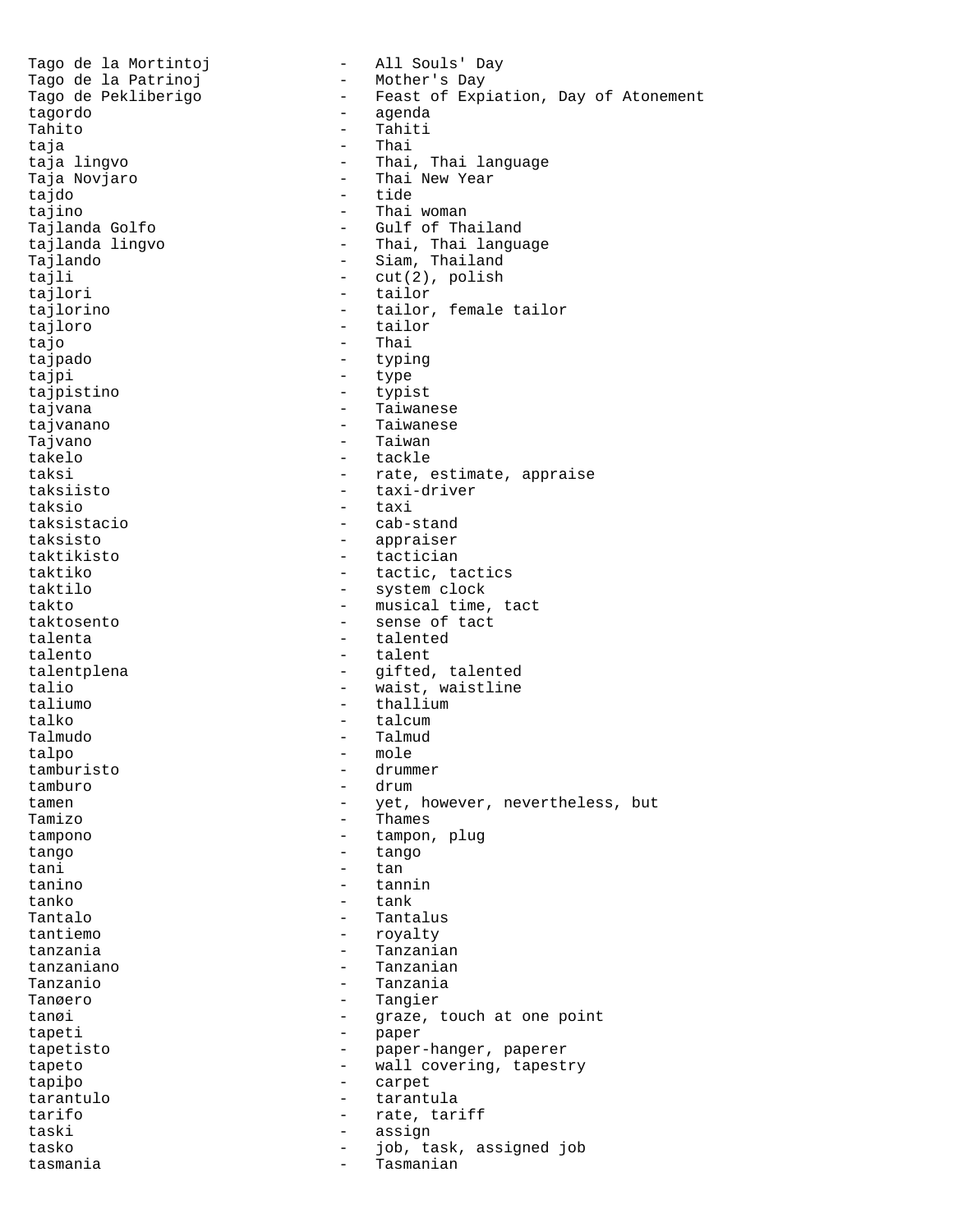Tago de la Mortintoj - All Souls' Day
Tago de la Patrinoj - Mother's Day
Tago de Pekliberigo - Feast of Expiation, Day of Atonement
tagordo - agenda
Tahito - Tahiti
taja - Thai
taja lingvo - Thai, Thai language
Taja Novjaro - Thai New Year
tajdo - tide
tajino - Thai woman
Tajlanda Golfo - Gulf of Thailand
tajlanda lingvo - Thai, Thai language
Tajlando - Siam, Thailand
tajli - cut(2), polish
tajlori - tailor
tajlorino - tailor, female tailor
tajloro - tailor
tajo - Thai
tajpado - typing
tajpi - type
tajpistino - typist
tajvana - Taiwanese
tajvanano - Taiwanese
Tajvano - Taiwan
takelo - tackle
taksi - rate, estimate, appraise
taksiisto - taxi-driver
taksio - taxi
taksistacio - cab-stand
taksisto - appraiser
taktikisto - tactician
taktiko - tactic, tactics
taktilo - system clock
takto - musical time, tact
taktosento - sense of tact
talenta - talented
talento - talent
talentplena - gifted, talented
talio - waist, waistline
taliumo - thallium
talko - talcum
Talmudo - Talmud
talpo - mole
tamburisto - drummer
tamburo - drum
tamen - yet, however, nevertheless, but
Tamizo - Thames
tampono - tampon, plug
tango - tango
tani - tan
tanino - tannin
tanko - tank
Tantalo - Tantalus
tantiemo - royalty
tanzania - Tanzanian
tanzaniano - Tanzanian
Tanzanio - Tanzania
Tanøero - Tangier
tanøi - graze, touch at one point
tapeti - paper
tapetisto - paper-hanger, paperer
tapeto - wall covering, tapestry
tapiþo - carpet
tarantulo - tarantula
tarifo - rate, tariff
taski - assign
tasko - job, task, assigned job
tasmania - Tasmanian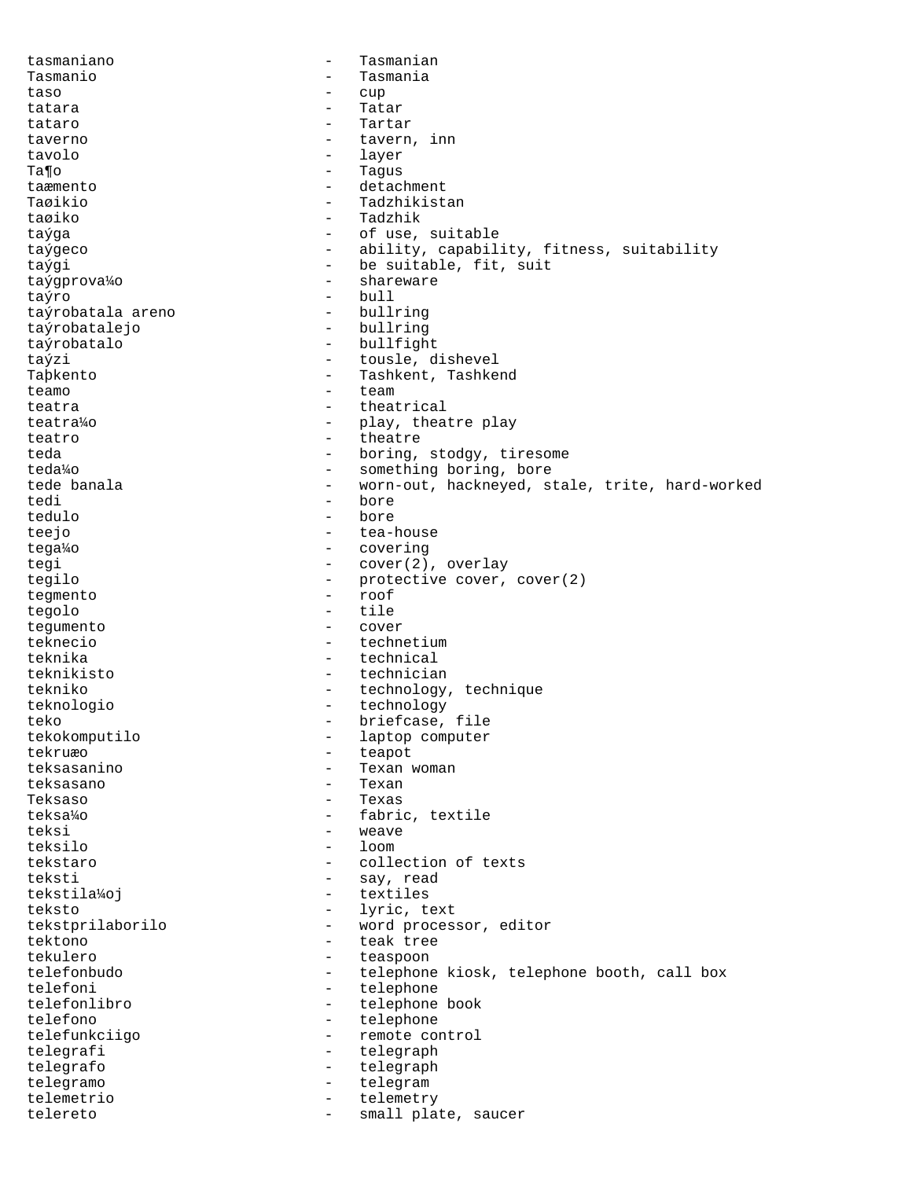tasmaniano - Tasmanian
Tasmanio - Tasmania
taso - cup
tatara - Tatar
tataro - Tartar
taverno - tavern, inn
tavolo - layer
Ta¶o - Tagus
taæmento - detachment
Taøikio - Tadzhikistan
taøiko - Tadzhik
taýga - of use, suitable
taýgeco - ability, capability, fitness, suitability
taýgi - be suitable, fit, suit
taýgprova¼o - shareware
taýro - bull
taýrobatala areno - bullring
taýrobatalejo - bullring
taýrobatalo - bullfight
taýzi - tousle, dishevel
Taþkento - Tashkent, Tashkend
teamo - team
teatra - theatrical
teatra¼o - play, theatre play
teatro - theatre
teda - boring, stodgy, tiresome
teda¼o - something boring, bore
tede banala - worn-out, hackneyed, stale, trite, hard-worked
tedi - bore
tedulo - bore
teejo - tea-house
tega¼o - covering
tegi - cover(2), overlay
tegilo - protective cover, cover(2)
tegmento - roof
tegolo - tile
tegumento - cover
teknecio - technetium
teknika - technical
teknikisto - technician
tekniko - technology, technique
teknologio - technology
teko - briefcase, file
tekokomputilo - laptop computer
tekruæo - teapot
teksasanino - Texan woman
teksasano - Texan
Teksaso - Texas
teksa¼o - fabric, textile
teksi - weave
teksilo - loom
tekstaro - collection of texts
teksti - say, read
tekstila¼oj - textiles
teksto - lyric, text
tekstprilaborilo - word processor, editor
tektono - teak tree
tekulero - teaspoon
telefonbudo - telephone kiosk, telephone booth, call box
telefoni - telephone
telefonlibro - telephone book
telefono - telephone
telefunkciigo - remote control
telegrafi - telegraph
telegrafo - telegraph
telegramo - telegram
telemetrio - telemetry
telereto - small plate, saucer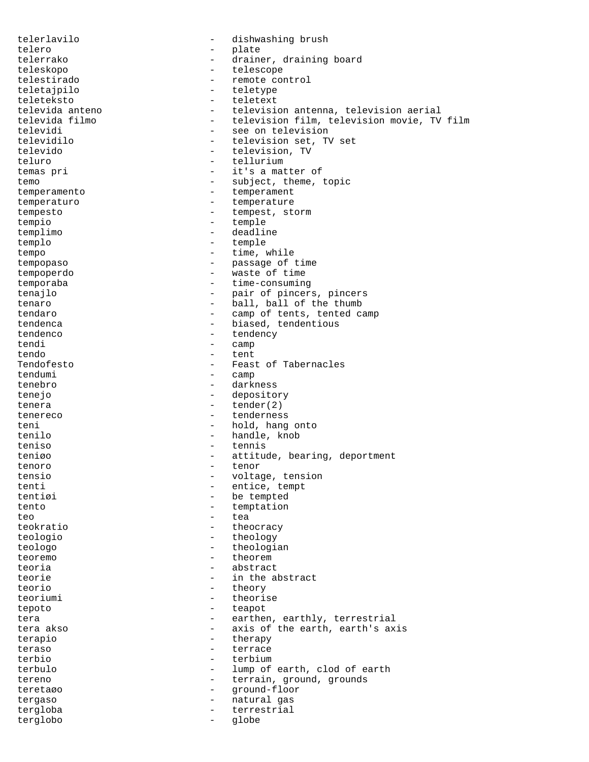telerlavilo - dishwashing brush
telero - plate
telerrako - drainer, draining board
teleskopo - telescope
telestirado - remote control
teletajpilo - teletype
teleteksto - teletext
televida anteno - television antenna, television aerial
televida filmo - television film, television movie, TV film
televidi - see on television
televidilo - television set, TV set
televido - television, TV
teluro - tellurium
temas pri - it's a matter of
temo - subject, theme, topic
temperamento - temperament
temperaturo - temperature
tempesto - tempest, storm
tempio - temple
templimo - deadline
templo - temple
tempo - time, while
tempopaso - passage of time
tempoperdo - waste of time
temporaba - time-consuming
tenajlo - pair of pincers, pincers
tenaro - ball, ball of the thumb
tendaro - camp of tents, tented camp
tendenca - biased, tendentious
tendenco - tendency
tendi - camp
tendo - tent
Tendofesto - Feast of Tabernacles
tendumi - camp
tenebro - darkness
tenejo - depository
tenera - tender(2)
tenereco - tenderness
teni - hold, hang onto
tenilo - handle, knob
teniso - tennis
teniøo - attitude, bearing, deportment
tenoro - tenor
tensio - voltage, tension
tenti - entice, tempt
tentiøi - be tempted
tento - temptation
teo - tea
teokratio - theocracy
teologio - theology
teologo - theologian
teoremo - theorem
teoria - abstract
teorie - in the abstract
teorio - theory
teoriumi - theorise
tepoto - teapot
tera - earthen, earthly, terrestrial
tera akso - axis of the earth, earth's axis
terapio - therapy
teraso - terrace
terbio - terbium
terbulo - lump of earth, clod of earth
tereno - terrain, ground, grounds
teretaøo - ground-floor
tergaso - natural gas
tergloba - terrestrial
terglobo - globe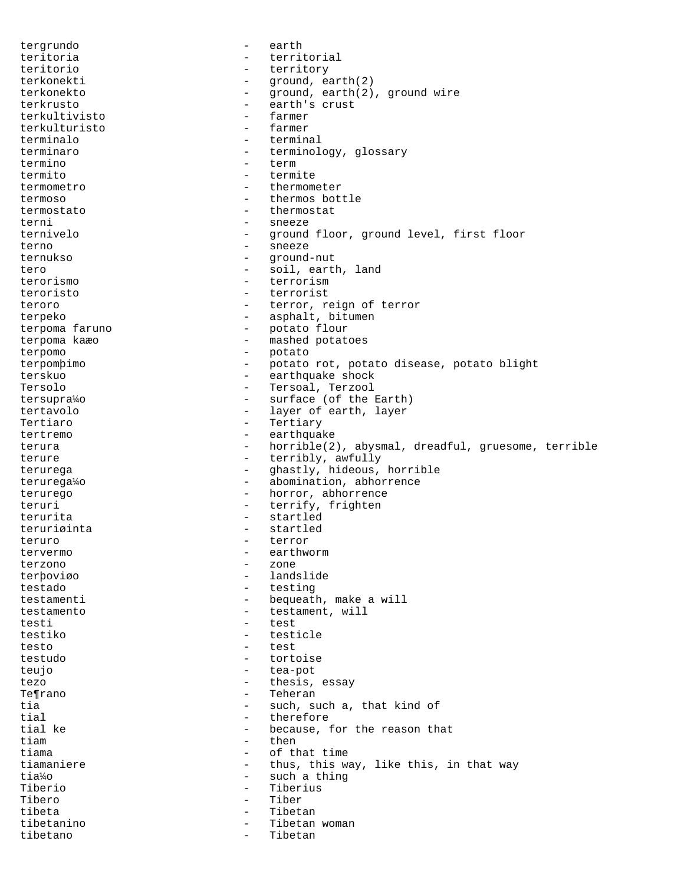tergrundo - earth
teritoria - territorial
teritorio - territory
terkonekti - ground, earth(2)
terkonekto - ground, earth(2), ground wire
terkrusto - earth's crust
terkultivisto - farmer
terkulturisto - farmer
terminalo - terminal
terminaro - terminology, glossary
termino - term
termito - termite
termometro - thermometer
termoso - thermos bottle
termostato - thermostat
terni - sneeze
ternivelo - ground floor, ground level, first floor
terno - sneeze
ternukso - ground-nut
tero - soil, earth, land
terorismo - terrorism
teroristo - terrorist
teroro - terror, reign of terror
terpeko - asphalt, bitumen
terpoma faruno - potato flour
terpoma kaæo - mashed potatoes
terpomo - potato
terpomþimo - potato rot, potato disease, potato blight
terskuo - earthquake shock
Tersolo - Tersoal, Terzool
tersupra¼o - surface (of the Earth)
tertavolo - layer of earth, layer
Tertiaro - Tertiary
tertremo - earthquake
terura - horrible(2), abysmal, dreadful, gruesome, terrible
terure - terribly, awfully
terurega - ghastly, hideous, horrible
teruregaÌo - abomination, abhorrence
terurego - horror, abhorrence
teruri - terrify, frighten
terurita - startled
teruriøinta - startled
teruro - terror
tervermo - earthworm
terzono - zone
terþoviøo - landslide
testado - testing
testamenti - bequeath, make a will
testamento - testament, will
testi - test
testiko - testicle
testo - test
testudo - tortoise
teujo - tea-pot
tezo - thesis, essay
Te¶rano - Teheran
tia - such, such a, that kind of
tial - therefore
tial ke - because, for the reason that
tiam - then
tiama - of that time
tiamaniere - thus, this way, like this, in that way
tia¼o - such a thing
Tiberio - Tiberius
Tibero - Tiber
tibeta - Tibetan
tibetanino - Tibetan woman
tibetano - Tibetan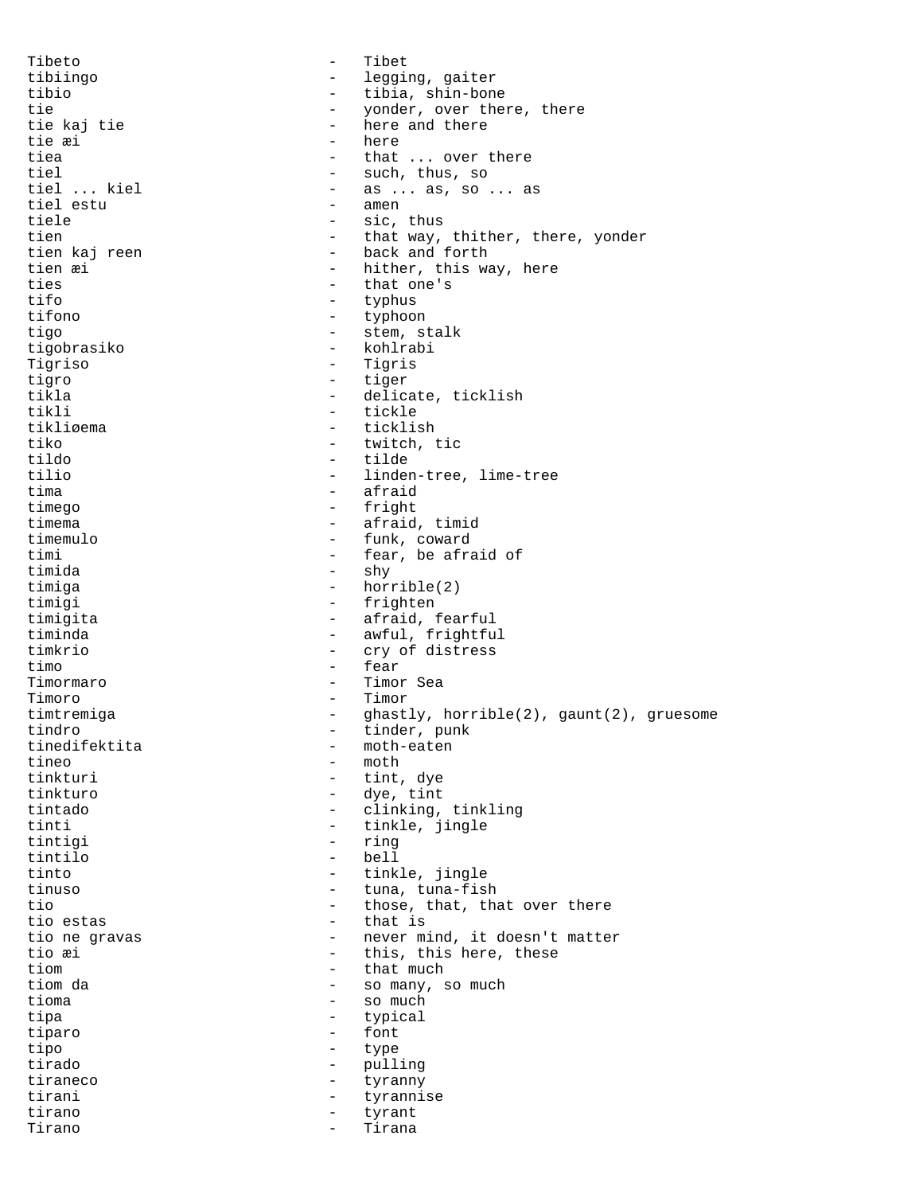Tibeto - Tibet
tibiingo - legging, gaiter
tibio - tibia, shin-bone
tie - yonder, over there, there
tie kaj tie - here and there
tie æi - here
tiea - that ... over there
tiel - such, thus, so
tiel ... kiel - as ... as, so ... as
tiel estu - amen
tiele - sic, thus
tien - that way, thither, there, yonder
tien kaj reen - back and forth
tien æi - hither, this way, here
ties - that one's
tifo - typhus
tifono - typhoon
tigo - stem, stalk
tigobrasiko - kohlrabi
Tigriso - Tigris
tigro - tiger
tikla - delicate, ticklish
tikli - tickle
tikliøema - ticklish
tiko - twitch, tic
tildo - tilde
tilio - linden-tree, lime-tree
tima - afraid
timego - fright
timema - afraid, timid
timemulo - funk, coward
timi - fear, be afraid of
timida - shy
timiga - horrible(2)
timigi - frighten
timigita - afraid, fearful
timinda - awful, frightful
timkrio - cry of distress
timo - fear
Timormaro - Timor Sea
Timoro - Timor
timtremiga - ghastly, horrible(2), gaunt(2), gruesome
tindro - tinder, punk
tinedifektita - moth-eaten
tineo - moth
tinkturi - tint, dye
tinkturo - dye, tint
tintado - clinking, tinkling
tinti - tinkle, jingle
tintigi - ring
tintilo - bell
tinto - tinkle, jingle
tinuso - tuna, tuna-fish
tio - those, that, that over there
tio estas - that is
tio ne gravas - never mind, it doesn't matter
tio æi - this, this here, these
tiom - that much
tiom da - so many, so much
tioma - so much
tipa - typical
tiparo - font
tipo - type
tirado - pulling
tiraneco - tyranny
tirani - tyrannise
tirano - tyrant
Tirano - Tirana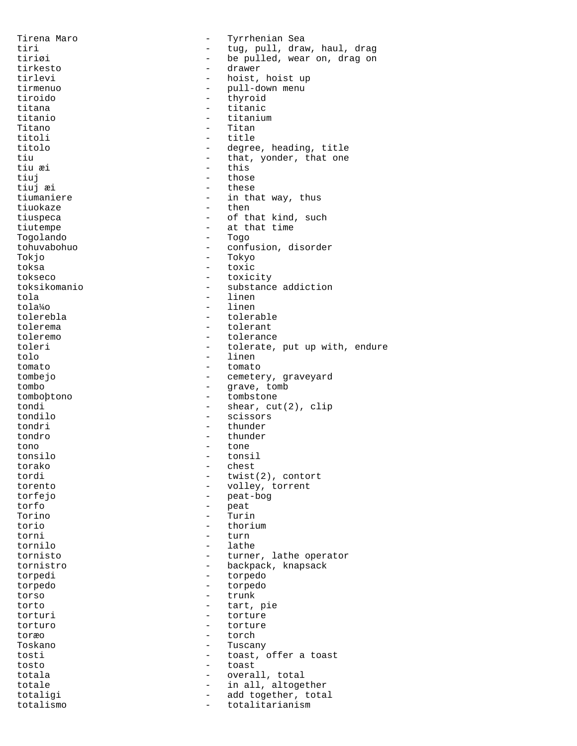Tirena Maro - Tyrrhenian Sea
tiri - tug, pull, draw, haul, drag
tiriøi - be pulled, wear on, drag on
tirkesto - drawer
tirlevi - hoist, hoist up
tirmenuo - pull-down menu
tiroido - thyroid
titana - titanic
titanio - titanium
Titano - Titan
titoli - title
titolo - degree, heading, title
tiu - that, yonder, that one
tiu æi - this
tiuj - those
tiuj æi - these
tiumaniere - in that way, thus
tiuokaze - then
tiuspeca - of that kind, such
tiutempe - at that time
Togolando - Togo
tohuvabohuo - confusion, disorder
Tokjo - Tokyo
toksa - toxic
tokseco - toxicity
toksikomanio - substance addiction
tola - linen
tola¼o - linen
tolerebla - tolerable
tolerema - tolerant
toleremo - tolerance
toleri - tolerate, put up with, endure
tolo - linen
tomato - tomato
tombejo - cemetery, graveyard
tombo - grave, tomb
tomboþtono - tombstone
tondi - shear, cut(2), clip
tondilo - scissors
tondri - thunder
tondro - thunder
tono - tone
tonsilo - tonsil
torako - chest
tordi - twist(2), contort
torento - volley, torrent
torfejo - peat-bog
torfo - peat
Torino - Turin
torio - thorium
torni - turn
tornilo - lathe
tornisto - turner, lathe operator
tornistro - backpack, knapsack
torpedi - torpedo
torpedo - torpedo
torso - trunk
torto - tart, pie
torturi - torture
torturo - torture
toræo - torch
Toskano - Tuscany
tosti - toast, offer a toast
tosto - toast
totala - overall, total
totale - in all, altogether
totaligi - add together, total
totalismo - totalitarianism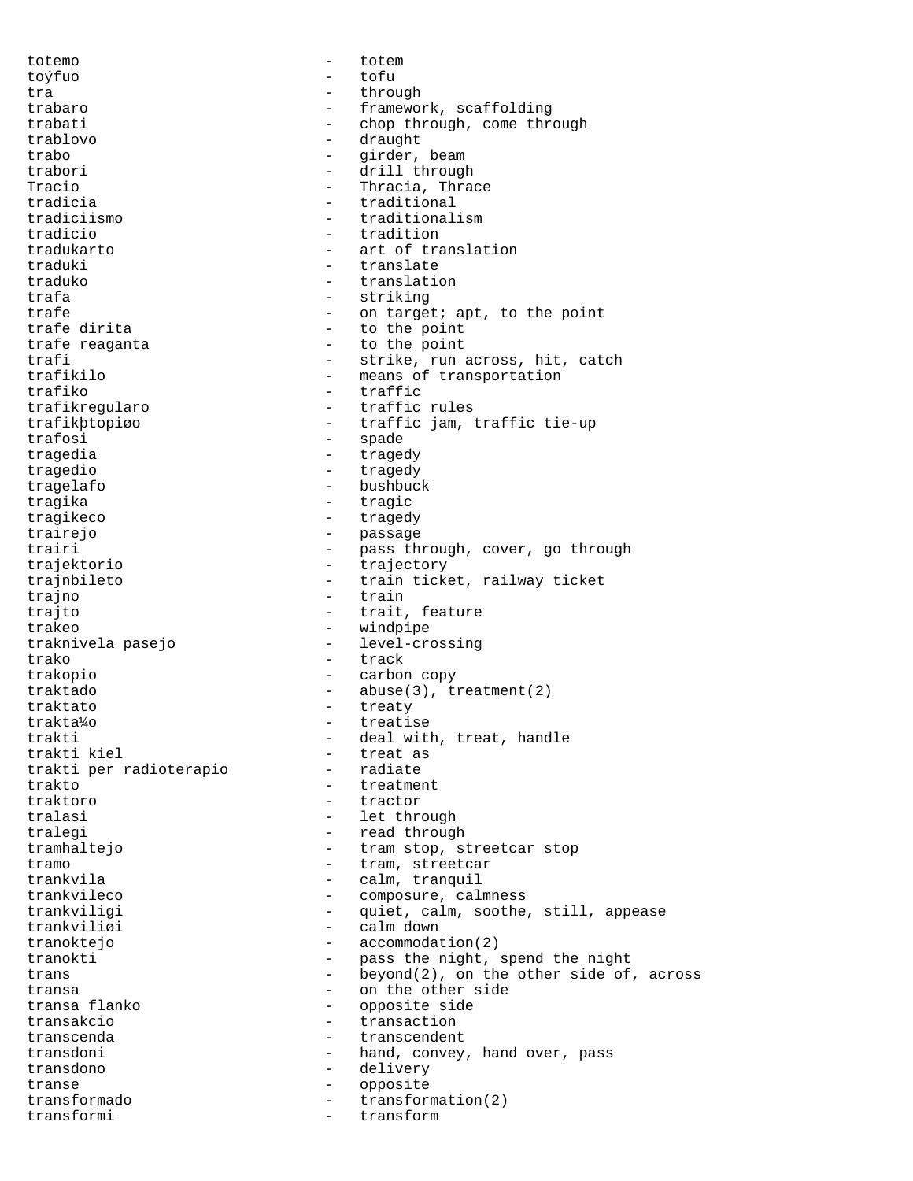totemo - totem
toýfuo - tofu
tra - through
trabaro - framework, scaffolding
trabati - chop through, come through
trablovo - draught
trabo - girder, beam
trabori - drill through
Tracio - Thracia, Thrace
tradicia - traditional
tradiciismo - traditionalism
tradicio - tradition
tradukarto - art of translation
traduki - translate
traduko - translation
trafa - striking
trafe - on target; apt, to the point
trafe dirita - to the point
trafe reaganta - to the point
trafi - strike, run across, hit, catch
trafikilo - means of transportation
trafiko - traffic
trafikregularo - traffic rules
trafikþtopiøo - traffic jam, traffic tie-up
trafosi - spade
tragedia - tragedy
tragedio - tragedy
tragelafo - bushbuck
tragika - tragic
tragikeco - tragedy
trairejo - passage
trairi - pass through, cover, go through
trajektorio - trajectory
trajnbileto - train ticket, railway ticket
trajno - train
trajto - trait, feature
trakeo - windpipe
traknivela pasejo - level-crossing
trako - track
trakopio - carbon copy
traktado - abuse(3), treatment(2)
traktato - treaty
trakta¼o - treatise
trakti - deal with, treat, handle
trakti kiel - treat as
trakti per radioterapio - radiate
trakto - treatment
traktoro - tractor
tralasi - let through
tralegi - read through
tramhaltejo - tram stop, streetcar stop
tramo - tram, streetcar
trankvila - calm, tranquil
trankvileco - composure, calmness
trankviligi - quiet, calm, soothe, still, appease
trankviliøi - calm down
tranoktejo - accommodation(2)
tranokti - pass the night, spend the night
trans - beyond(2), on the other side of, across
transa - on the other side
transa flanko - opposite side
transakcio - transaction
transcenda - transcendent
transdoni - hand, convey, hand over, pass
transdono - delivery
transe - opposite
transformado - transformation(2)
transformi - transform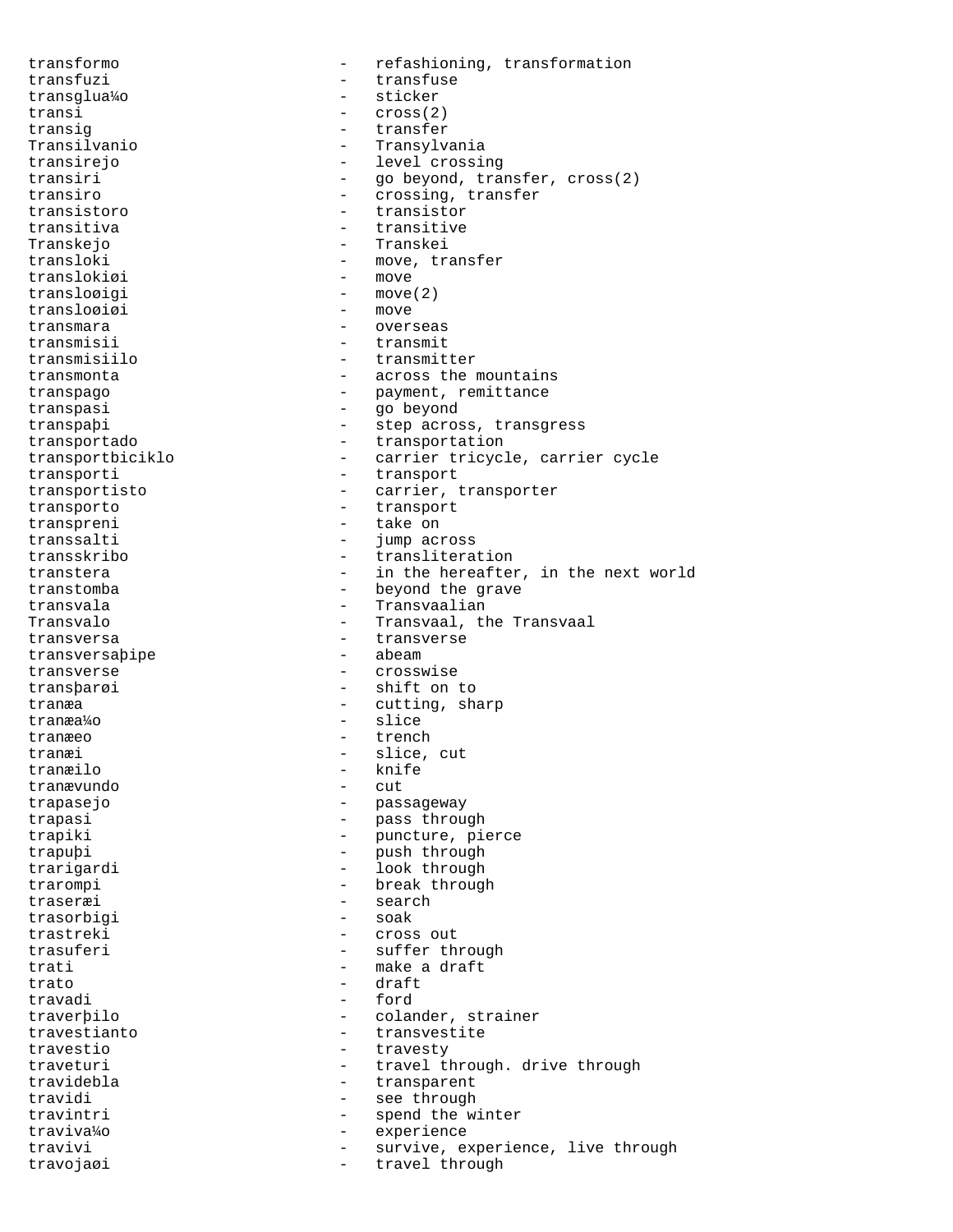transformo - refashioning, transformation
transfuzi - transfuse
transglua¼o - sticker
transi - cross(2)
transig - transfer
Transilvanio - Transylvania
transirejo - level crossing
transiri - go beyond, transfer, cross(2)
transiro - crossing, transfer
transistoro - transistor
transitiva - transitive
Transkejo - Transkei
transloki - move, transfer
translokiøi - move
transloøigi - move(2)
transloøiøi - move
transmara - overseas
transmisii - transmit
transmisiilo - transmitter
transmonta - across the mountains
transpago - payment, remittance
transpasi - go beyond
transpaþi - step across, transgress
transportado - transportation
transportbiciklo - carrier tricycle, carrier cycle
transporti - transport
transportisto - carrier, transporter
transporto - transport
transpreni - take on
transsalti - jump across
transskribo - transliteration
transtera - in the hereafter, in the next world
transtomba - beyond the grave
transvala - Transvaalian
Transvalo - Transvaal, the Transvaal
transversa - transverse
transversaþipe - abeam
transverse - crosswise
transþarøi - shift on to
tranæa - cutting, sharp
tranæa¼o - slice
tranæeo - trench
tranæi - slice, cut
tranæilo - knife
tranævundo - cut
trapasejo - passageway
trapasi - pass through
trapiki - puncture, pierce
trapuþi - push through
trarigardi - look through
trarompi - break through
traseræi - search
trasorbigi - soak
trastreki - cross out
trasuferi - suffer through
trati - make a draft
trato - draft
travadi - ford
traverþilo - colander, strainer
travestianto - transvestite
travestio - travesty
traveturi - travel through. drive through
travidebla - transparent
travidi - see through
travintri - spend the winter
traviva¼o - experience
travivi - survive, experience, live through
travojaøi - travel through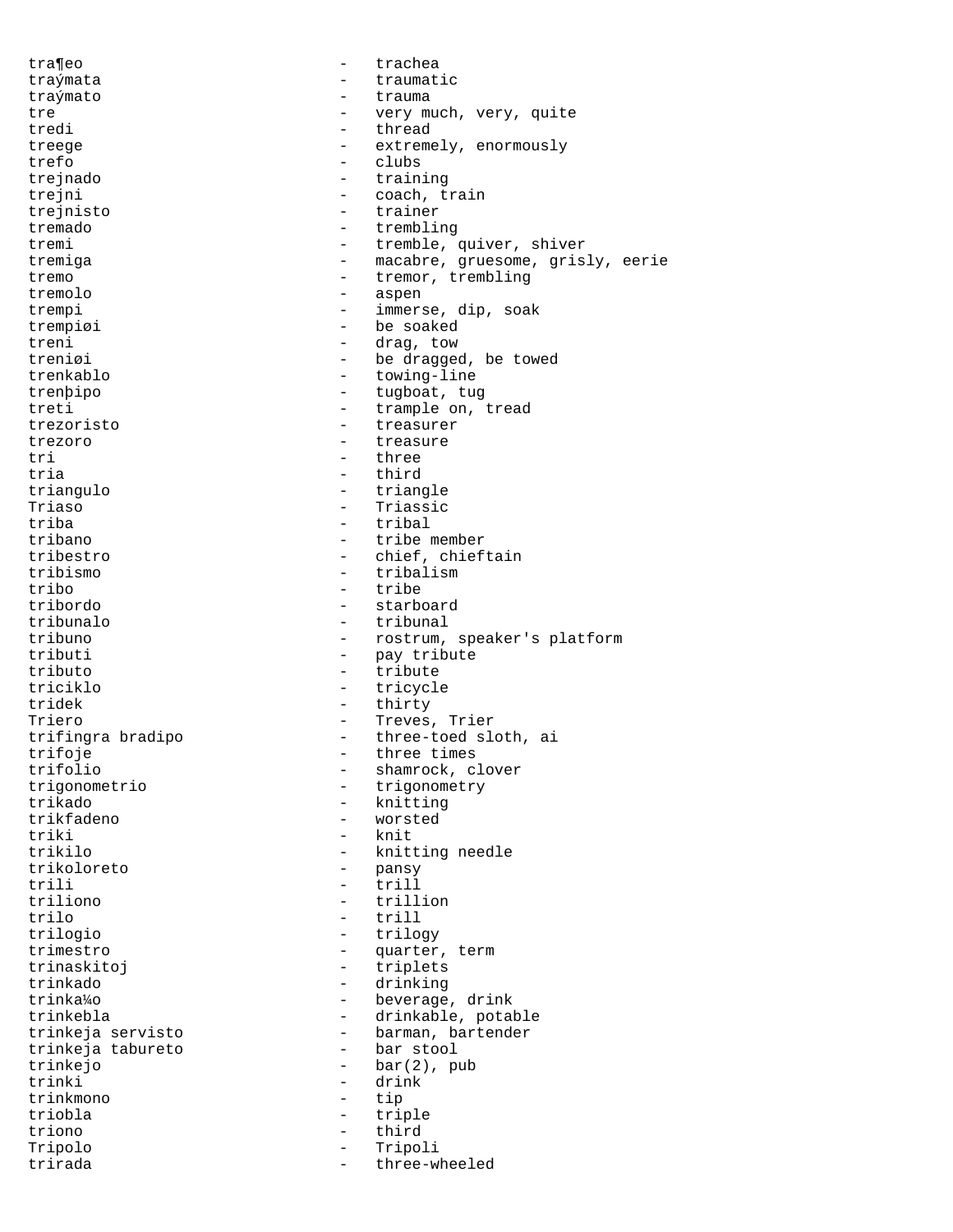tra¶eo - trachea
traýmata - traumatic
traýmato - trauma
tre - very much, very, quite
tredi - thread
treege - extremely, enormously
trefo - clubs
trejnado - training
trejni - coach, train
trejnisto - trainer
tremado - trembling
tremi - tremble, quiver, shiver
tremiga - macabre, gruesome, grisly, eerie
tremo - tremor, trembling
tremolo - aspen
trempi - immerse, dip, soak
trempiøi - be soaked
treni - drag, tow
treniøi - be dragged, be towed
trenkablo - towing-line
trenþipo - tugboat, tug
treti - trample on, tread
trezoristo - treasurer
trezoro - treasure
tri - three
tria - third
triangulo - triangle
Triaso - Triassic
triba - tribal
tribano - tribe member
tribestro - chief, chieftain
tribismo - tribalism
tribo - tribe
tribordo - starboard
tribunalo - tribunal
tribuno - rostrum, speaker's platform
tributi - pay tribute
tributo - tribute
triciklo - tricycle
tridek - thirty
Triero - Treves, Trier
trifingra bradipo - three-toed sloth, ai
trifoje - three times
trifolio - shamrock, clover
trigonometrio - trigonometry
trikado - knitting
trikfadeno - worsted
triki - knit
trikilo - knitting needle
trikoloreto - pansy
trili - trill
triliono - trillion
trilo - trill
trilogio - trilogy
trimestro - quarter, term
trinaskitoj - triplets
trinkado - drinking
trinka¼o - beverage, drink
trinkebla - drinkable, potable
trinkeja servisto - barman, bartender
trinkeja tabureto - bar stool
trinkejo - bar(2), pub
trinki - drink
trinkmono - tip
triobla - triple
triono - third
Tripolo - Tripoli
trirada - three-wheeled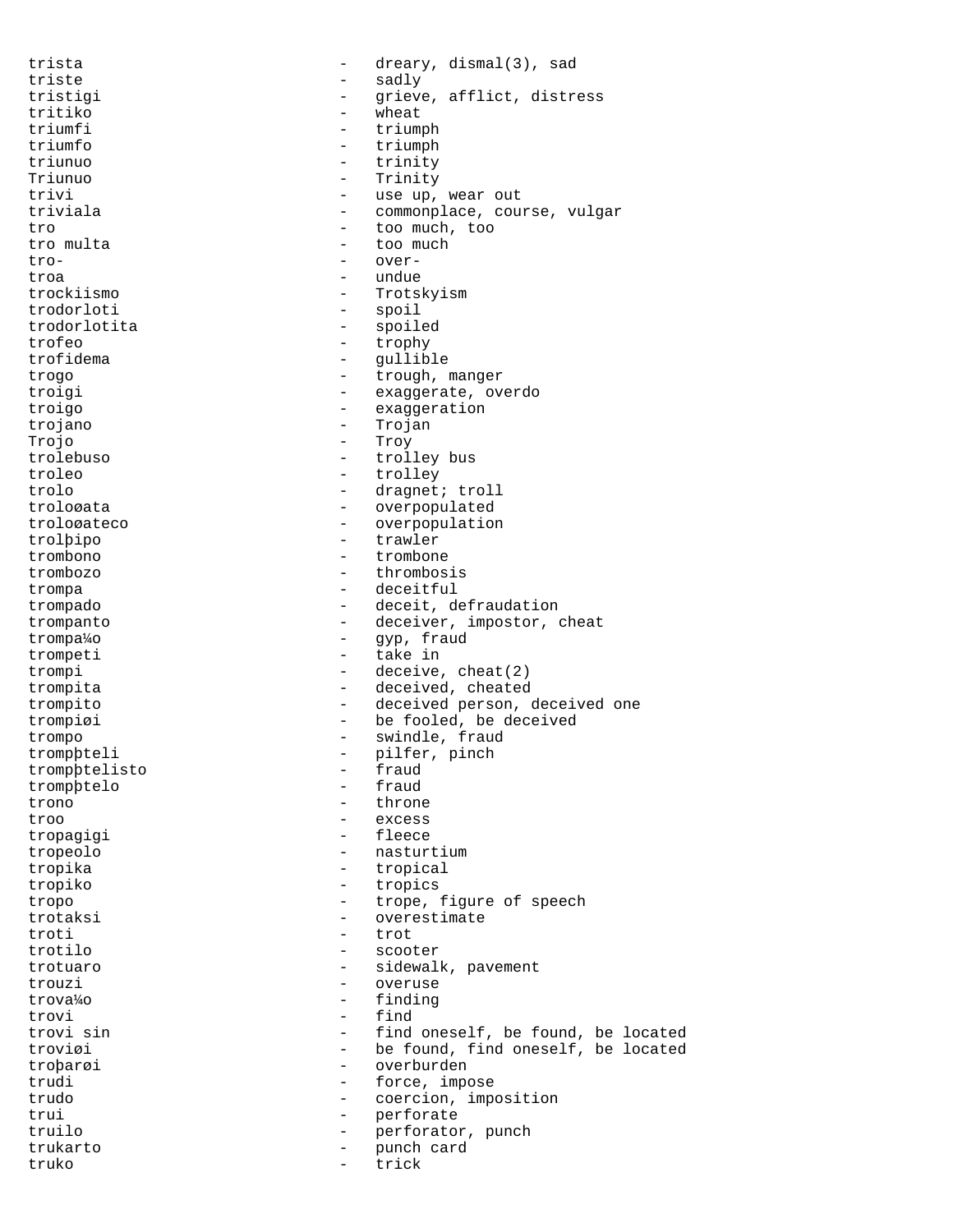trista - dreary, dismal(3), sad
triste - sadly
tristigi - grieve, afflict, distress
tritiko - wheat
triumfi - triumph
triumfo - triumph
triunuo - trinity
Triunuo - Trinity
trivi - use up, wear out
triviala - commonplace, course, vulgar
tro - too much, too
tro multa - too much
tro- - over-
troa - undue
trockiismo - Trotskyism
trodorloti - spoil
trodorlotita - spoiled
trofeo - trophy
trofidema - gullible
trogo - trough, manger
troigi - exaggerate, overdo
troigo - exaggeration
trojano - Trojan
Trojo - Troy
trolebuso - trolley bus
troleo - trolley
trolo - dragnet; troll
troloøata - overpopulated
troloøateco - overpopulation
trolþipo - trawler
trombono - trombone
trombozo - thrombosis
trompa - deceitful
trompado - deceit, defraudation
trompanto - deceiver, impostor, cheat
trompa¼o - gyp, fraud
trompeti - take in
trompi - deceive, cheat(2)
trompita - deceived, cheated
trompito - deceived person, deceived one
trompiøi - be fooled, be deceived
trompo - swindle, fraud
trompþteli - pilfer, pinch
trompþtelisto - fraud
trompþtelo - fraud
trono - throne
troo - excess
tropagigi - fleece
tropeolo - nasturtium
tropika - tropical
tropiko - tropics
tropo - trope, figure of speech
trotaksi - overestimate
troti - trot
trotilo - scooter
trotuaro - sidewalk, pavement
trouzi - overuse
trova¼o - finding
trovi - find
trovi sin - find oneself, be found, be located
troviøi - be found, find oneself, be located
troþarøi - overburden
trudi - force, impose
trudo - coercion, imposition
trui - perforate
truilo - perforator, punch
trukarto - punch card
truko - trick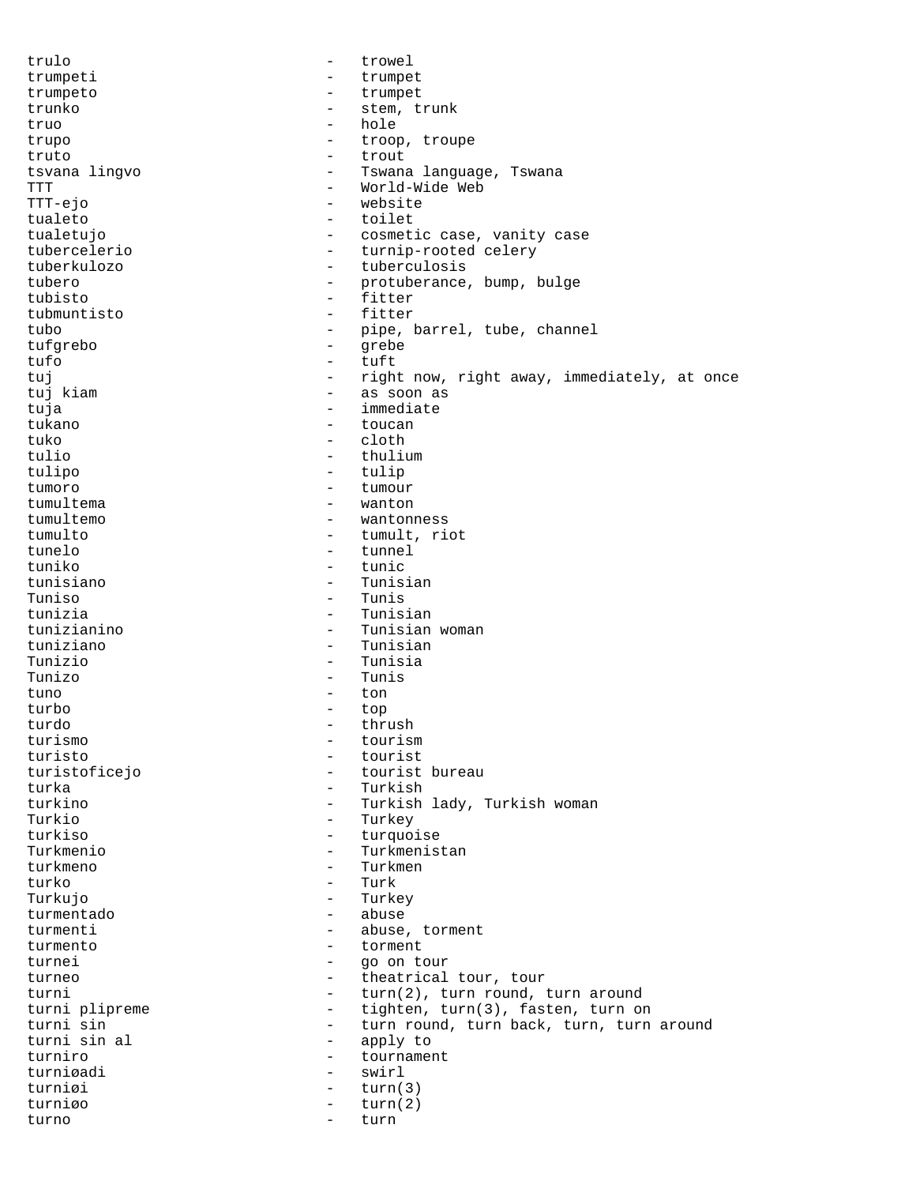trulo - trowel
trumpeti - trumpet
trumpeto - trumpet
trunko - stem, trunk
truo - hole
trupo - troop, troupe
truto - trout
tsvana lingvo - Tswana language, Tswana
TTT - World-Wide Web
TTT-ejo - website
tualeto - toilet
tualetujo - cosmetic case, vanity case
tubercelerio - turnip-rooted celery
tuberkulozo - tuberculosis
tubero - protuberance, bump, bulge
tubisto - fitter
tubmuntisto - fitter
tubo - pipe, barrel, tube, channel
tufgrebo - grebe
tufo - tuft
tuj - right now, right away, immediately, at once
tuj kiam - as soon as
tuja - immediate
tukano - toucan
tuko - cloth
tulio - thulium
tulipo - tulip
tumoro - tumour
tumultema - wanton
tumultemo - wantonness
tumulto - tumult, riot
tunelo - tunnel
tuniko - tunic
tunisiano - Tunisian
Tuniso - Tunis
tunizia - Tunisian
tunizianino - Tunisian woman
tuniziano - Tunisian
Tunizio - Tunisia
Tunizo - Tunis
tuno - ton
turbo - top
turdo - thrush
turismo - tourism
turisto - tourist
turistoficejo - tourist bureau
turka - Turkish
turkino - Turkish lady, Turkish woman
Turkio - Turkey
turkiso - turquoise
Turkmenio - Turkmenistan
turkmeno - Turkmen
turko - Turk
Turkujo - Turkey
turmentado - abuse
turmenti - abuse, torment
turmento - torment
turnei - go on tour
turneo - theatrical tour, tour
turni - turn(2), turn round, turn around
turni plipreme - tighten, turn(3), fasten, turn on
turni sin - turn round, turn back, turn, turn around
turni sin al - apply to
turniro - tournament
turniøadi - swirl
turniøi - turn(3)
turniøo - turn(2)
turno - turn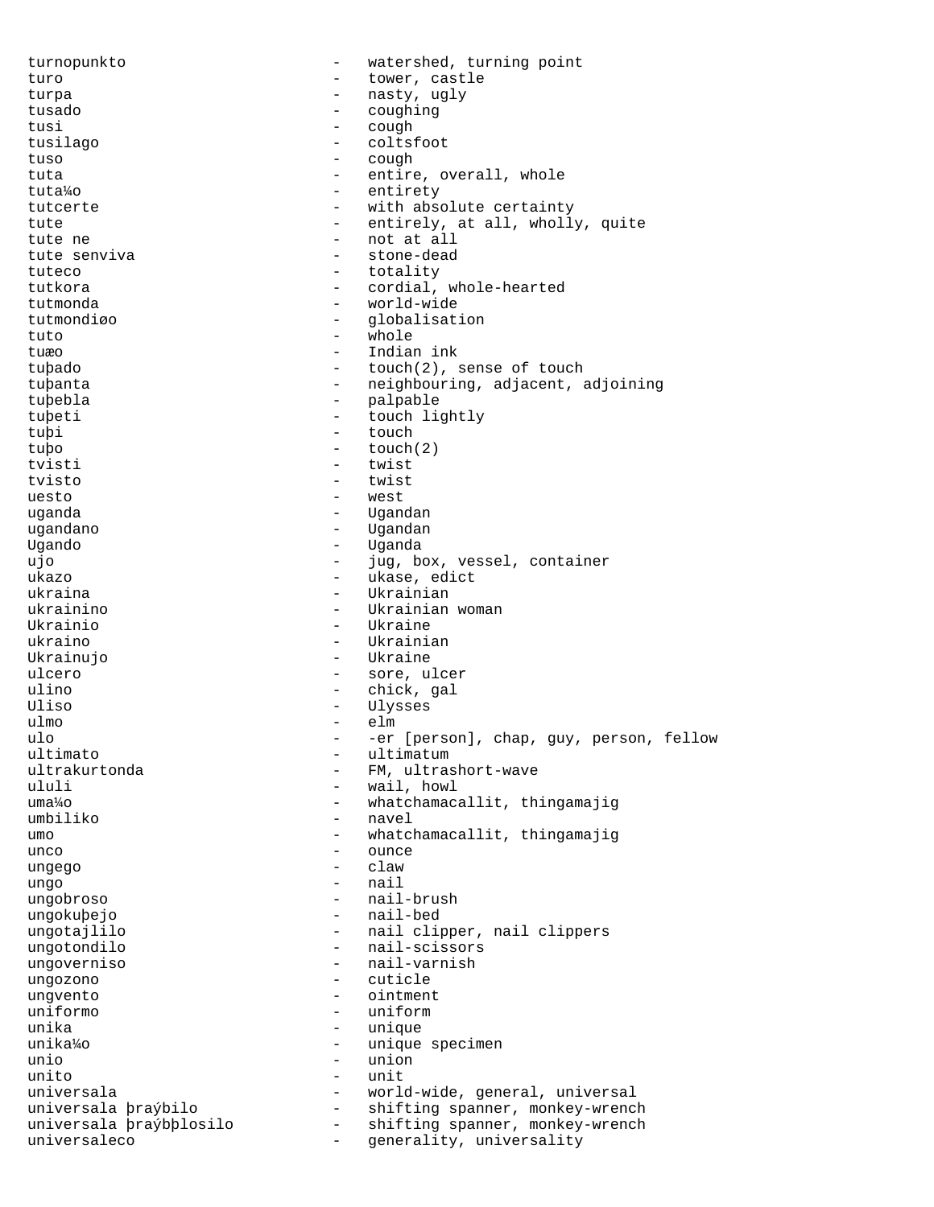turnopunkto - watershed, turning point
turo - tower, castle
turpa - nasty, ugly
tusado - coughing
tusi - cough
tusilago - coltsfoot
tuso - cough
tuta - entire, overall, whole
tuta¼o - entirety
tutcerte - with absolute certainty
tute - entirely, at all, wholly, quite
tute ne - not at all
tute senviva - stone-dead
tuteco - totality
tutkora - cordial, whole-hearted
tutmonda - world-wide
tutmondiøo - globalisation
tuto - whole
tuæo - Indian ink
tuþado - touch(2), sense of touch
tuþanta - neighbouring, adjacent, adjoining
tuþebla - palpable
tuþeti - touch lightly
tuþi - touch
tuþo - touch(2)
tvisti - twist
tvisto - twist
uesto - west
uganda - Ugandan
ugandano - Ugandan
Ugando - Uganda
ujo - jug, box, vessel, container
ukazo - ukase, edict
ukraina - Ukrainian
ukrainino - Ukrainian woman
Ukrainio - Ukraine
ukraino - Ukrainian
Ukrainujo - Ukraine
ulcero - sore, ulcer
ulino - chick, gal
Uliso - Ulysses
ulmo - elm
ulo - -er [person], chap, guy, person, fellow
ultimato - ultimatum
ultrakurtonda - FM, ultrashort-wave
ululi - wail, howl
uma¼o - whatchamacallit, thingamajig
umbiliko - navel
umo - whatchamacallit, thingamajig
unco - ounce
ungego - claw
ungo - nail
ungobroso - nail-brush
ungokuþejo - nail-bed
ungotajlilo - nail clipper, nail clippers
ungotondilo - nail-scissors
ungoverniso - nail-varnish
ungozono - cuticle
ungvento - ointment
uniformo - uniform
unika - unique
unika¼o - unique specimen
unio - union
unito - unit
universala - world-wide, general, universal
universala þraýbilo - shifting spanner, monkey-wrench
universala þraýbþlosilo - shifting spanner, monkey-wrench
universaleco - generality, universality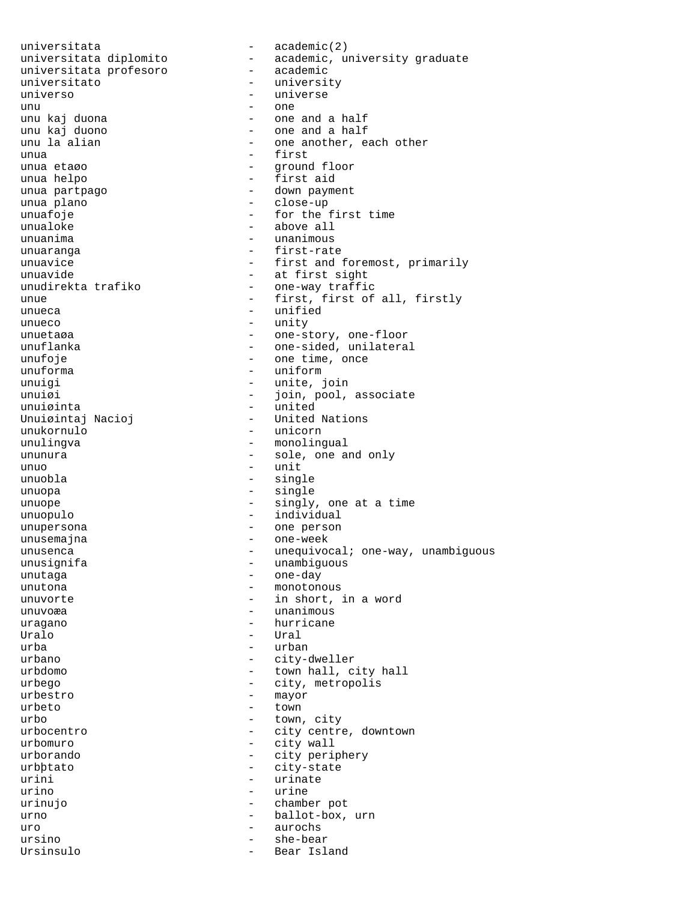universitata - academic(2)
universitata diplomito - academic, university graduate
universitata profesoro - academic
universitato - university
universo - universe
unu - one
unu kaj duona - one and a half
unu kaj duono - one and a half
unu la alian - one another, each other
unua - first
unua etaøo - ground floor
unua helpo - first aid
unua partpago - down payment
unua plano - close-up
unuafoje - for the first time
unualoke - above all
unuanima - unanimous
unuaranga - first-rate
unuavice - first and foremost, primarily
unuavide - at first sight
unudirekta trafiko - one-way traffic
unue - first, first of all, firstly
unueca - unified
unueco - unity
unuetaøa - one-story, one-floor
unuflanka - one-sided, unilateral
unufoje - one time, once
unuforma - uniform
unuigi - unite, join
unuiøi - join, pool, associate
unuiøinta - united
Unuiøintaj Nacioj - United Nations
unukornulo - unicorn
unulingva - monolingual
ununura - sole, one and only
unuo - unit
unuobla - single
unuopa - single
unuope - singly, one at a time
unuopulo - individual
unupersona - one person
unusemajna - one-week
unusenca - unequivocal; one-way, unambiguous
unusignifa - unambiguous
unutaga - one-day
unutona - monotonous
unuvorte - in short, in a word
unuvoæa - unanimous
uragano - hurricane
Uralo - Ural
urba - urban
urbano - city-dweller
urbdomo - town hall, city hall
urbego - city, metropolis
urbestro - mayor
urbeto - town
urbo - town, city
urbocentro - city centre, downtown
urbomuro - city wall
urborando - city periphery
urbþtato - city-state
urini - urinate
urino - urine
urinujo - chamber pot
urno - ballot-box, urn
uro - aurochs
ursino - she-bear
Ursinsulo - Bear Island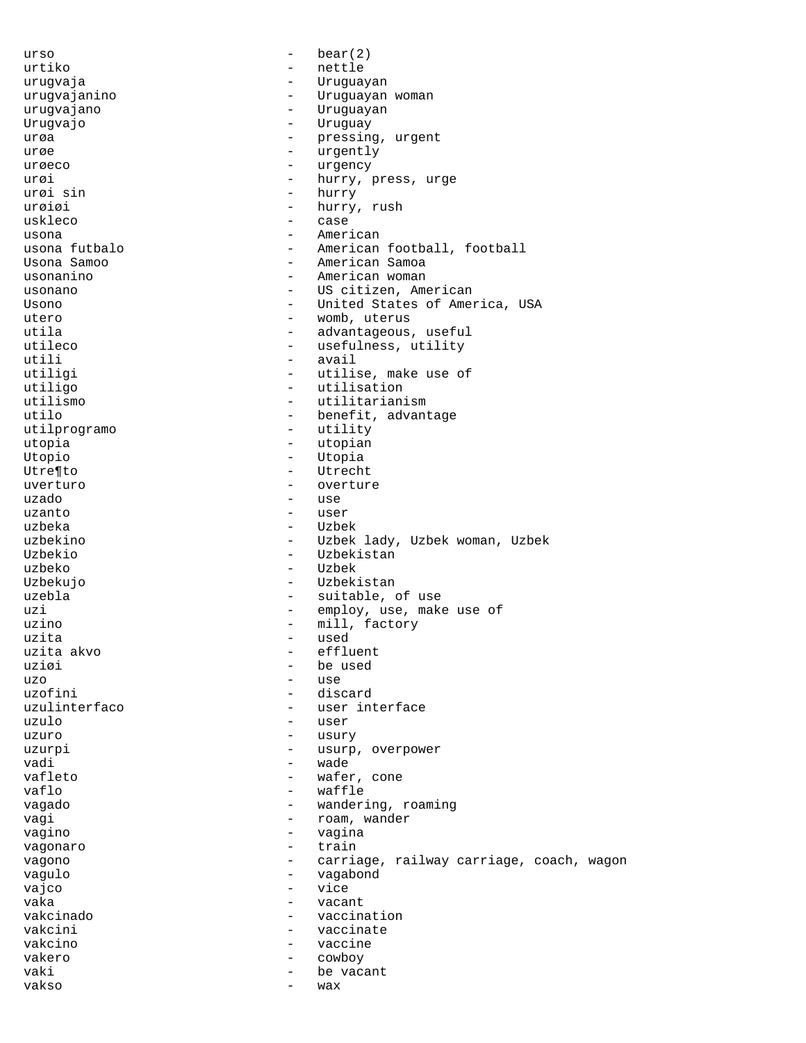```
urso                          -   bear(2)
urtiko                        -   nettle
urugvaja                      -   Uruguayan
urugvajanino                  -   Uruguayan woman
urugvajano                    -   Uruguayan
Urugvajo                      -   Uruguay
urøa                          -   pressing, urgent
urøe                          -   urgently
urøeco                        -   urgency
urøi                          -   hurry, press, urge
urøi sin                      -   hurry
urøiøi                        -   hurry, rush
uskleco                       -   case
usona                         -   American
usona futbalo                 -   American football, football
Usona Samoo                   -   American Samoa
usonanino                     -   American woman
usonano                       -   US citizen, American
Usono                         -   United States of America, USA
utero                         -   womb, uterus
utila                         -   advantageous, useful
utileco                       -   usefulness, utility
utili                         -   avail
utiligi                       -   utilise, make use of
utiligo                       -   utilisation
utilismo                      -   utilitarianism
utilo                         -   benefit, advantage
utilprogramo                  -   utility
utopia                        -   utopian
Utopio                        -   Utopia
Utre¶to                       -   Utrecht
uverturo                      -   overture
uzado                         -   use
uzanto                        -   user
uzbeka                        -   Uzbek
uzbekino                      -   Uzbek lady, Uzbek woman, Uzbek
Uzbekio                       -   Uzbekistan
uzbeko                        -   Uzbek
Uzbekujo                      -   Uzbekistan
uzebla                        -   suitable, of use
uzi                           -   employ, use, make use of
uzino                         -   mill, factory
uzita                         -   used
uzita akvo                    -   effluent
uziøi                         -   be used
uzo                           -   use
uzofini                       -   discard
uzulinterfaco                 -   user interface
uzulo                         -   user
uzuro                         -   usury
uzurpi                        -   usurp, overpower
vadi                          -   wade
vafleto                       -   wafer, cone
vaflo                         -   waffle
vagado                        -   wandering, roaming
vagi                          -   roam, wander
vagino                        -   vagina
vagonaro                      -   train
vagono                        -   carriage, railway carriage, coach, wagon
vagulo                        -   vagabond
vajco                         -   vice
vaka                          -   vacant
vakcinado                     -   vaccination
vakcini                       -   vaccinate
vakcino                       -   vaccine
vakero                        -   cowboy
vaki                          -   be vacant
vakso                         -   wax
```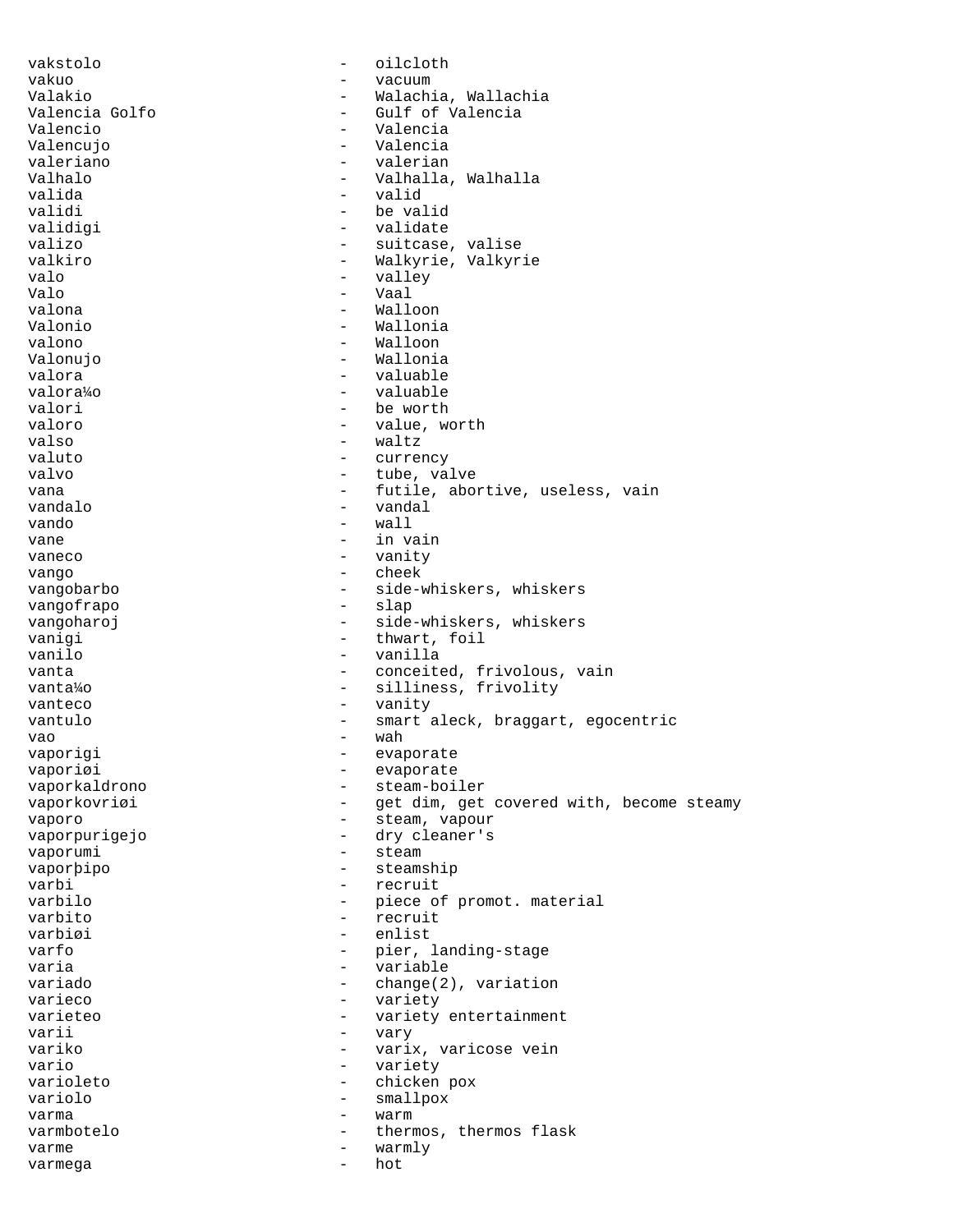vakstolo - oilcloth
vakuo - vacuum
Valakio - Walachia, Wallachia
Valencia Golfo - Gulf of Valencia
Valencio - Valencia
Valencujo - Valencia
valeriano - valerian
Valhalo - Valhalla, Walhalla
valida - valid
validi - be valid
validigi - validate
valizo - suitcase, valise
valkiro - Walkyrie, Valkyrie
valo - valley
Valo - Vaal
valona - Walloon
Valonio - Wallonia
valono - Walloon
Valonujo - Wallonia
valora - valuable
valora¼o - valuable
valori - be worth
valoro - value, worth
valso - waltz
valuto - currency
valvo - tube, valve
vana - futile, abortive, useless, vain
vandalo - vandal
vando - wall
vane - in vain
vaneco - vanity
vango - cheek
vangobarbo - side-whiskers, whiskers
vangofrapo - slap
vangoharoj - side-whiskers, whiskers
vanigi - thwart, foil
vanilo - vanilla
vanta - conceited, frivolous, vain
vanta¼o - silliness, frivolity
vanteco - vanity
vantulo - smart aleck, braggart, egocentric
vao - wah
vaporigi - evaporate
vaporiøi - evaporate
vaporkaldrono - steam-boiler
vaporkovriøi - get dim, get covered with, become steamy
vaporo - steam, vapour
vaporpurigejo - dry cleaner's
vaporumi - steam
vaporþipo - steamship
varbi - recruit
varbilo - piece of promot. material
varbito - recruit
varbiøi - enlist
varfo - pier, landing-stage
varia - variable
variado - change(2), variation
varieco - variety
varieteo - variety entertainment
varii - vary
variko - varix, varicose vein
vario - variety
varioleto - chicken pox
variolo - smallpox
varma - warm
varmbotelo - thermos, thermos flask
varme - warmly
varmega - hot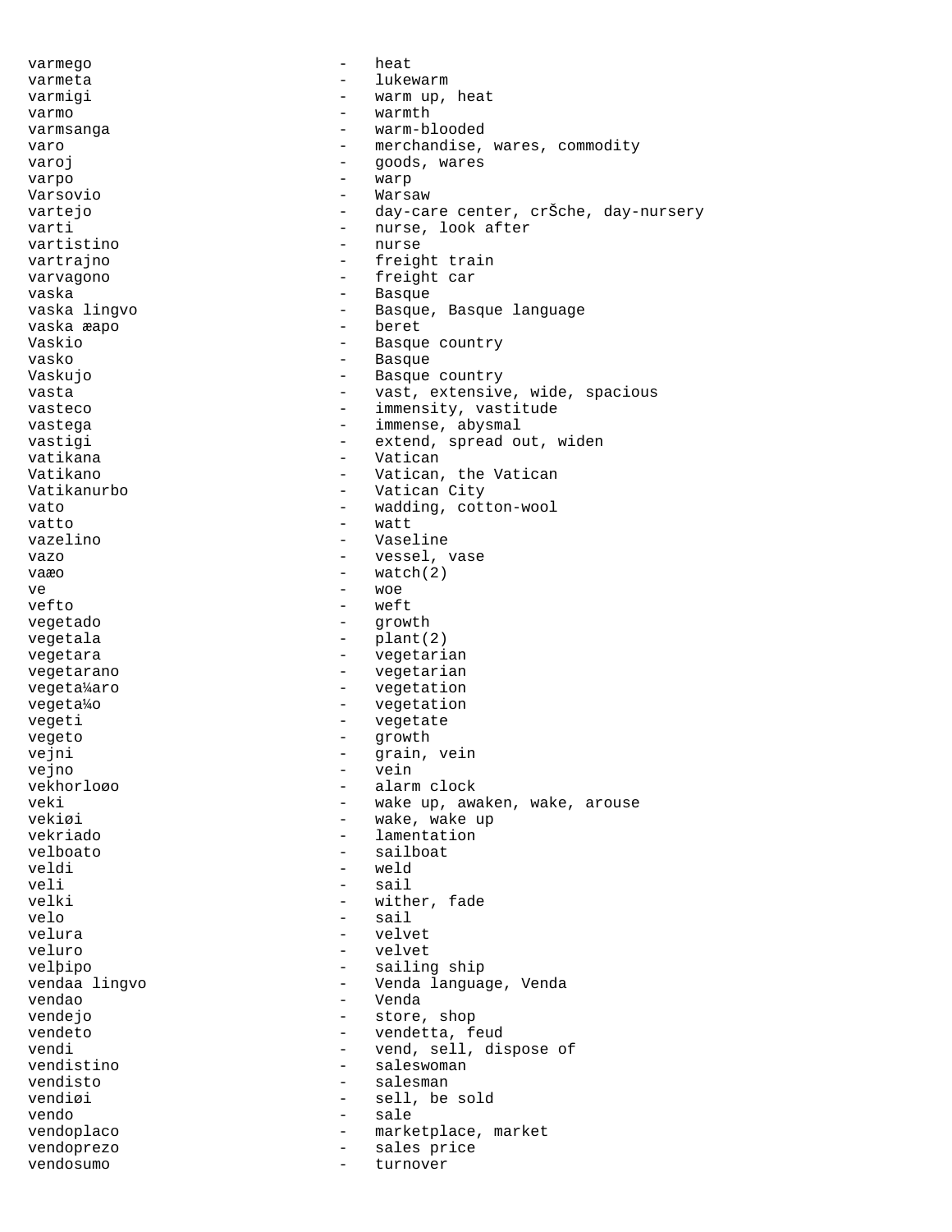varmego - heat
varmeta - lukewarm
varmigi - warm up, heat
varmo - warmth
varmsanga - warm-blooded
varo - merchandise, wares, commodity
varoj - goods, wares
varpo - warp
Varsovio - Warsaw
vartejo - day-care center, crŠche, day-nursery
varti - nurse, look after
vartistino - nurse
vartrajno - freight train
varvagono - freight car
vaska - Basque
vaska lingvo - Basque, Basque language
vaska æapo - beret
Vaskio - Basque country
vasko - Basque
Vaskujo - Basque country
vasta - vast, extensive, wide, spacious
vasteco - immensity, vastitude
vastega - immense, abysmal
vastigi - extend, spread out, widen
vatikana - Vatican
Vatikano - Vatican, the Vatican
Vatikanurbo - Vatican City
vato - wadding, cotton-wool
vatto - watt
vazelino - Vaseline
vazo - vessel, vase
vaæo - watch(2)
ve - woe
vefto - weft
vegetado - growth
vegetala - plant(2)
vegetara - vegetarian
vegetarano - vegetarian
vegeta¼aro - vegetation
vegeta¼o - vegetation
vegeti - vegetate
vegeto - growth
vejni - grain, vein
vejno - vein
vekhorloøo - alarm clock
veki - wake up, awaken, wake, arouse
vekiøi - wake, wake up
vekriado - lamentation
velboato - sailboat
veldi - weld
veli - sail
velki - wither, fade
velo - sail
velura - velvet
veluro - velvet
velþipo - sailing ship
vendaa lingvo - Venda language, Venda
vendao - Venda
vendejo - store, shop
vendeto - vendetta, feud
vendi - vend, sell, dispose of
vendistino - saleswoman
vendisto - salesman
vendiøi - sell, be sold
vendo - sale
vendoplaco - marketplace, market
vendoprezo - sales price
vendosumo - turnover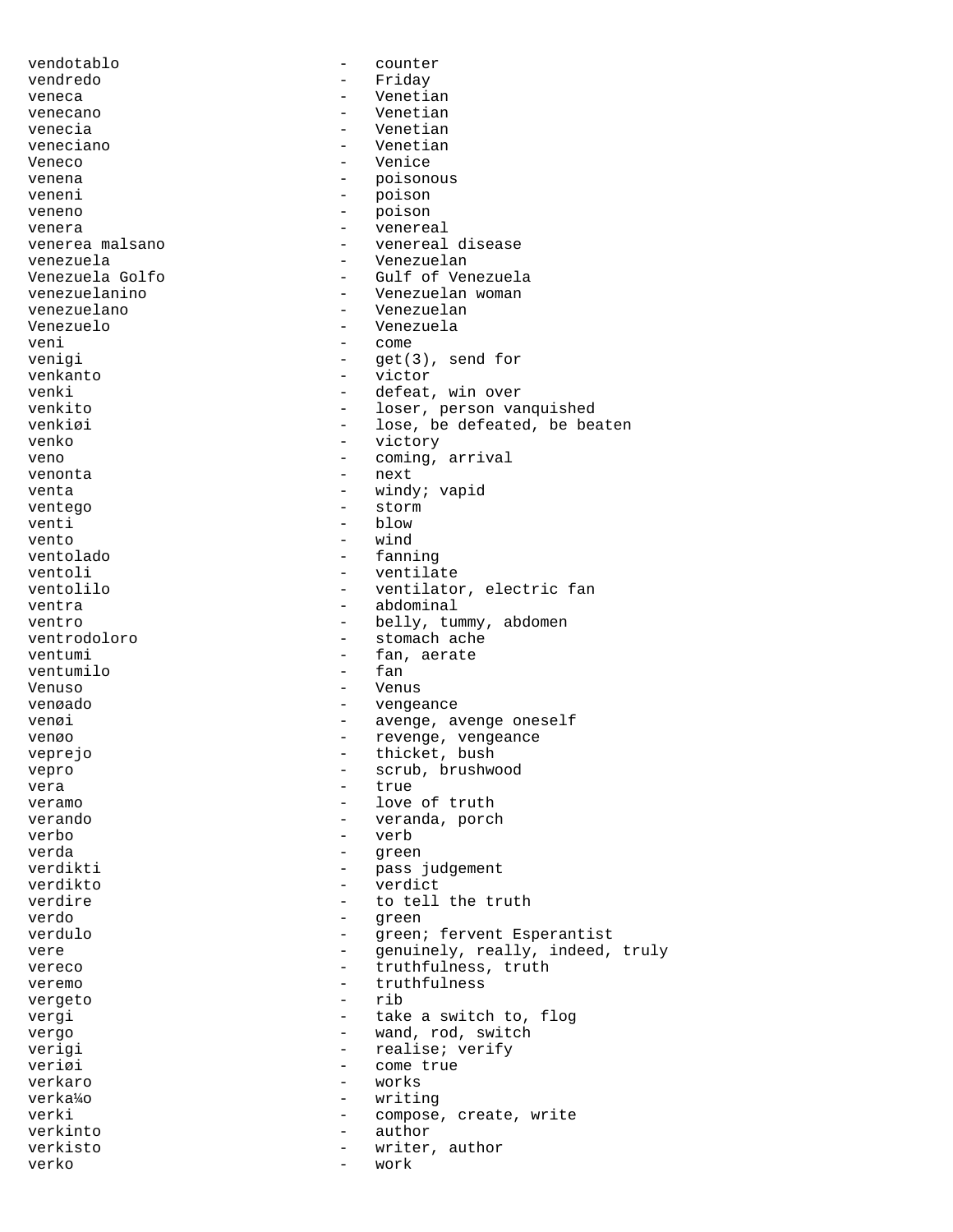vendotablo - counter
vendredo - Friday
veneca - Venetian
venecano - Venetian
venecia - Venetian
veneciano - Venetian
Veneco - Venice
venena - poisonous
veneni - poison
veneno - poison
venera - venereal
venerea malsano - venereal disease
venezuela - Venezuelan
Venezuela Golfo - Gulf of Venezuela
venezuelanino - Venezuelan woman
venezuelano - Venezuelan
Venezuelo - Venezuela
veni - come
venigi - get(3), send for
venkanto - victor
venki - defeat, win over
venkito - loser, person vanquished
venkiøi - lose, be defeated, be beaten
venko - victory
veno - coming, arrival
venonta - next
venta - windy; vapid
ventego - storm
venti - blow
vento - wind
ventolado - fanning
ventoli - ventilate
ventolilo - ventilator, electric fan
ventra - abdominal
ventro - belly, tummy, abdomen
ventrodoloro - stomach ache
ventumi - fan, aerate
ventumilo - fan
Venuso - Venus
venøado - vengeance
venøi - avenge, avenge oneself
venøo - revenge, vengeance
veprejo - thicket, bush
vepro - scrub, brushwood
vera - true
veramo - love of truth
verando - veranda, porch
verbo - verb
verda - green
verdikti - pass judgement
verdikto - verdict
verdire - to tell the truth
verdo - green
verdulo - green; fervent Esperantist
vere - genuinely, really, indeed, truly
vereco - truthfulness, truth
veremo - truthfulness
vergeto - rib
vergi - take a switch to, flog
vergo - wand, rod, switch
verigi - realise; verify
veriøi - come true
verkaro - works
verka¼o - writing
verki - compose, create, write
verkinto - author
verkisto - writer, author
verko - work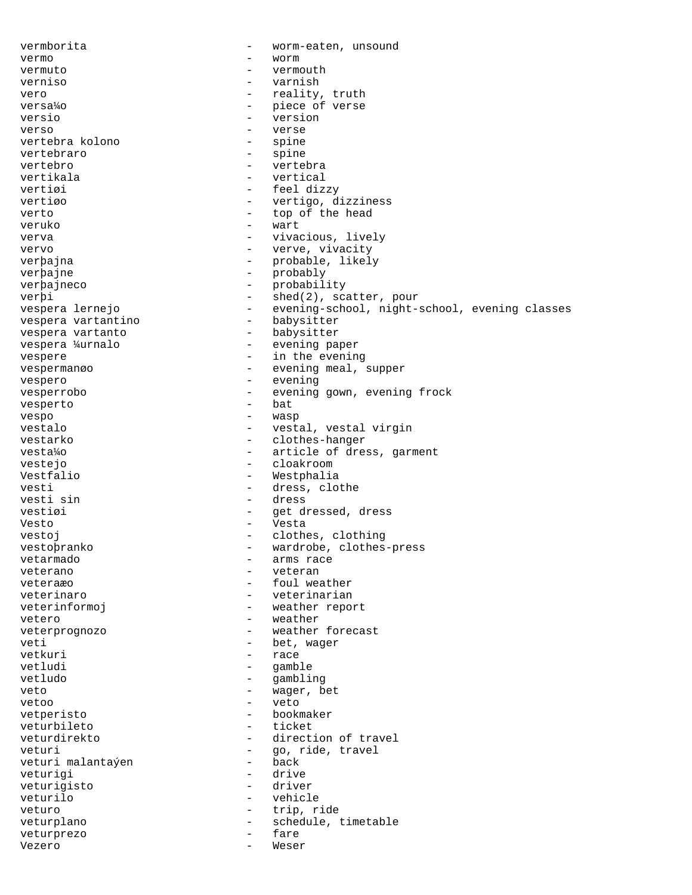vermborita - worm-eaten, unsound
vermo - worm
vermuto - vermouth
verniso - varnish
vero - reality, truth
versa¼o - piece of verse
versio - version
verso - verse
vertebra kolono - spine
vertebraro - spine
vertebro - vertebra
vertikala - vertical
vertiøi - feel dizzy
vertiøo - vertigo, dizziness
verto - top of the head
veruko - wart
verva - vivacious, lively
vervo - verve, vivacity
verþajna - probable, likely
verþajne - probably
verþajneco - probability
verþi - shed(2), scatter, pour
vespera lernejo - evening-school, night-school, evening classes
vespera vartantino - babysitter
vespera vartanto - babysitter
vespera ¼urnalo - evening paper
vespere - in the evening
vespermanøo - evening meal, supper
vespero - evening
vesperrobo - evening gown, evening frock
vesperto - bat
vespo - wasp
vestalo - vestal, vestal virgin
vestarko - clothes-hanger
vesta¼o - article of dress, garment
vestejo - cloakroom
Vestfalio - Westphalia
vesti - dress, clothe
vesti sin - dress
vestiøi - get dressed, dress
Vesto - Vesta
vestoj - clothes, clothing
vestoþranko - wardrobe, clothes-press
vetarmado - arms race
veterano - veteran
veteraæo - foul weather
veterinaro - veterinarian
veterinformoj - weather report
vetero - weather
veterprognozo - weather forecast
veti - bet, wager
vetkuri - race
vetludi - gamble
vetludo - gambling
veto - wager, bet
vetoo - veto
vetperisto - bookmaker
veturbileto - ticket
veturdirekto - direction of travel
veturi - go, ride, travel
veturi malantaýen - back
veturigi - drive
veturigisto - driver
veturilo - vehicle
veturo - trip, ride
veturplano - schedule, timetable
veturprezo - fare
Vezero - Weser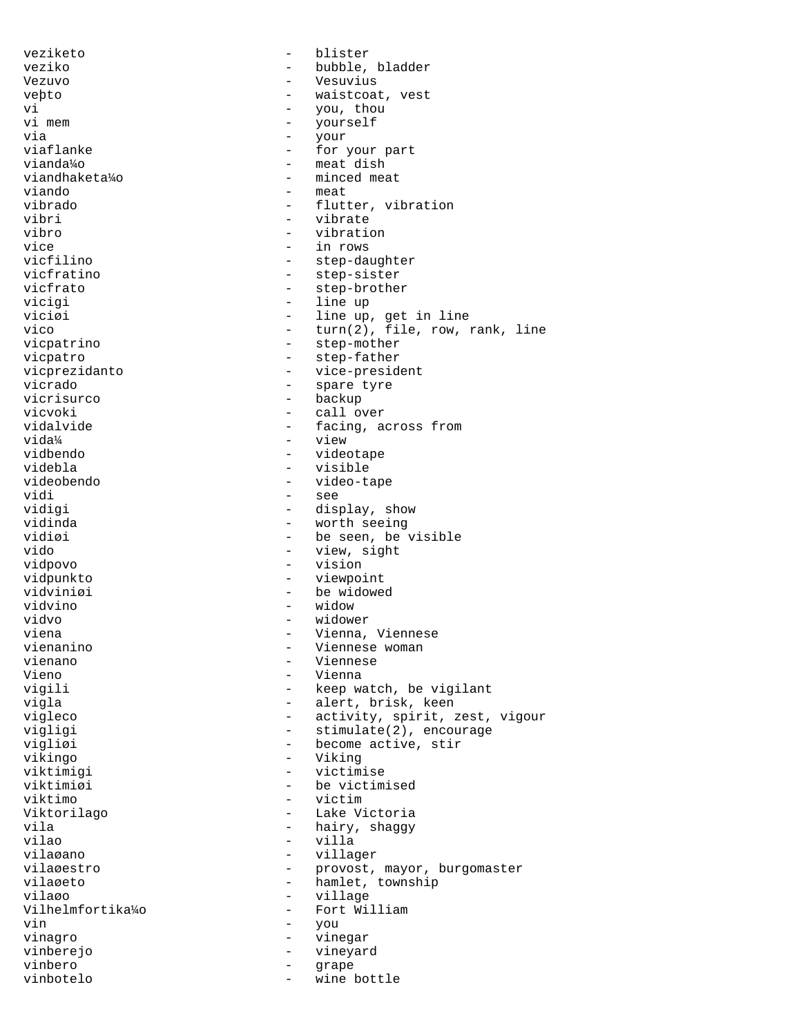veziketo - blister
veziko - bubble, bladder
Vezuvo - Vesuvius
veþto - waistcoat, vest
vi - you, thou
vi mem - yourself
via - your
viaflanke - for your part
vianda¼o - meat dish
viandhaketa¼o - minced meat
viando - meat
vibrado - flutter, vibration
vibri - vibrate
vibro - vibration
vice - in rows
vicfilino - step-daughter
vicfratino - step-sister
vicfrato - step-brother
vicigi - line up
viciøi - line up, get in line
vico - turn(2), file, row, rank, line
vicpatrino - step-mother
vicpatro - step-father
vicprezidanto - vice-president
vicrado - spare tyre
vicrisurco - backup
vicvoki - call over
vidalvide - facing, across from
vida¼ - view
vidbendo - videotape
videbla - visible
videobendo - video-tape
vidi - see
vidigi - display, show
vidinda - worth seeing
vidiøi - be seen, be visible
vido - view, sight
vidpovo - vision
vidpunkto - viewpoint
vidviniøi - be widowed
vidvino - widow
vidvo - widower
viena - Vienna, Viennese
vienanino - Viennese woman
vienano - Viennese
Vieno - Vienna
vigili - keep watch, be vigilant
vigla - alert, brisk, keen
vigleco - activity, spirit, zest, vigour
vigligi - stimulate(2), encourage
vigliøi - become active, stir
vikingo - Viking
viktimigi - victimise
viktimiøi - be victimised
viktimo - victim
Viktorilago - Lake Victoria
vila - hairy, shaggy
vilao - villa
vilaøano - villager
vilaøestro - provost, mayor, burgomaster
vilaøeto - hamlet, township
vilaøo - village
Vilhelmfortika¼o - Fort William
vin - you
vinagro - vinegar
vinberejo - vineyard
vinbero - grape
vinbotelo - wine bottle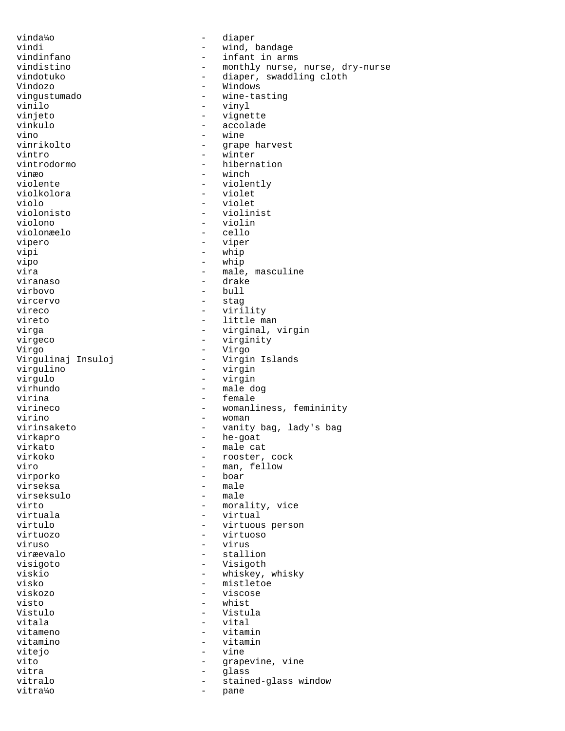vinda¼o - diaper
vindi - wind, bandage
vindinfano - infant in arms
vindistino - monthly nurse, nurse, dry-nurse
vindotuko - diaper, swaddling cloth
Vindozo - Windows
vingustumado - wine-tasting
vinilo - vinyl
vinjeto - vignette
vinkulo - accolade
vino - wine
vinrikolto - grape harvest
vintro - winter
vintrodormo - hibernation
vinæo - winch
violente - violently
violkolora - violet
violo - violet
violonisto - violinist
violono - violin
violonæelo - cello
vipero - viper
vipi - whip
vipo - whip
vira - male, masculine
viranaso - drake
virbovo - bull
vircervo - stag
vireco - virility
vireto - little man
virga - virginal, virgin
virgeco - virginity
Virgo - Virgo
Virgulinaj Insuloj - Virgin Islands
virgulino - virgin
virgulo - virgin
virhundo - male dog
virina - female
virineco - womanliness, femininity
virino - woman
virinsaketo - vanity bag, lady's bag
virkapro - he-goat
virkato - male cat
virkoko - rooster, cock
viro - man, fellow
virporko - boar
virseksa - male
virseksulo - male
virto - morality, vice
virtuala - virtual
virtulo - virtuous person
virtuozo - virtuoso
viruso - virus
viræevalo - stallion
visigoto - Visigoth
viskio - whiskey, whisky
visko - mistletoe
viskozo - viscose
visto - whist
Vistulo - Vistula
vitala - vital
vitameno - vitamin
vitamino - vitamin
vitejo - vine
vito - grapevine, vine
vitra - glass
vitralo - stained-glass window
vitra¼o - pane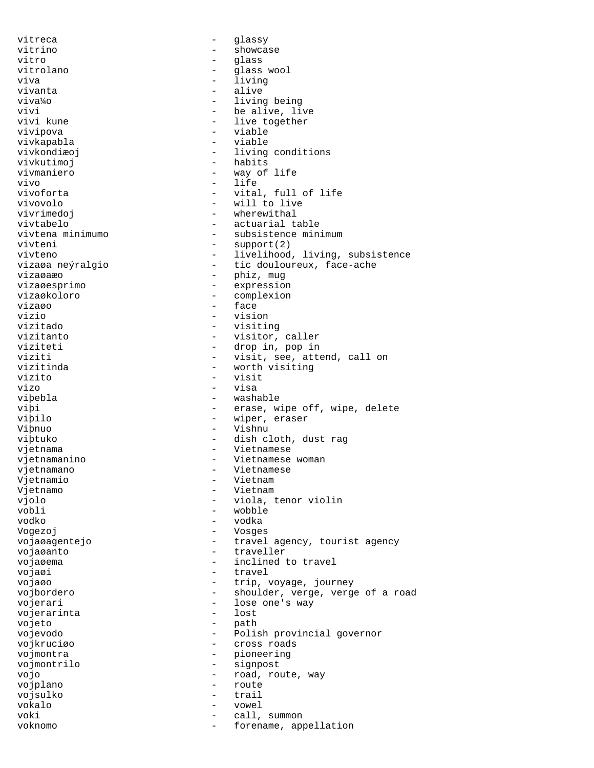vitreca - glassy
vitrino - showcase
vitro - glass
vitrolano - glass wool
viva - living
vivanta - alive
viva¼o - living being
vivi - be alive, live
vivi kune - live together
vivipova - viable
vivkapabla - viable
vivkondiæoj - living conditions
vivkutimoj - habits
vivmaniero - way of life
vivo - life
vivoforta - vital, full of life
vivovolo - will to live
vivrimedoj - wherewithal
vivtabelo - actuarial table
vivtena minimumo - subsistence minimum
vivteni - support(2)
vivteno - livelihood, living, subsistence
vizaøa neýralgio - tic douloureux, face-ache
vizaøaæo - phiz, mug
vizaøesprimo - expression
vizaøkoloro - complexion
vizaøo - face
vizio - vision
vizitado - visiting
vizitanto - visitor, caller
viziteti - drop in, pop in
viziti - visit, see, attend, call on
vizitinda - worth visiting
vizito - visit
vizo - visa
viþebla - washable
viþi - erase, wipe off, wipe, delete
viþilo - wiper, eraser
Viþnuo - Vishnu
viþtuko - dish cloth, dust rag
vjetnama - Vietnamese
vjetnamanino - Vietnamese woman
vjetnamano - Vietnamese
Vjetnamio - Vietnam
Vjetnamo - Vietnam
vjolo - viola, tenor violin
vobli - wobble
vodko - vodka
Vogezoj - Vosges
vojaøagentejo - travel agency, tourist agency
vojaøanto - traveller
vojaøema - inclined to travel
vojaøi - travel
vojaøo - trip, voyage, journey
vojbordero - shoulder, verge, verge of a road
vojerari - lose one's way
vojerarinta - lost
vojeto - path
vojevodo - Polish provincial governor
vojkruciøo - cross roads
vojmontra - pioneering
vojmontrilo - signpost
vojo - road, route, way
vojplano - route
vojsulko - trail
vokalo - vowel
voki - call, summon
voknomo - forename, appellation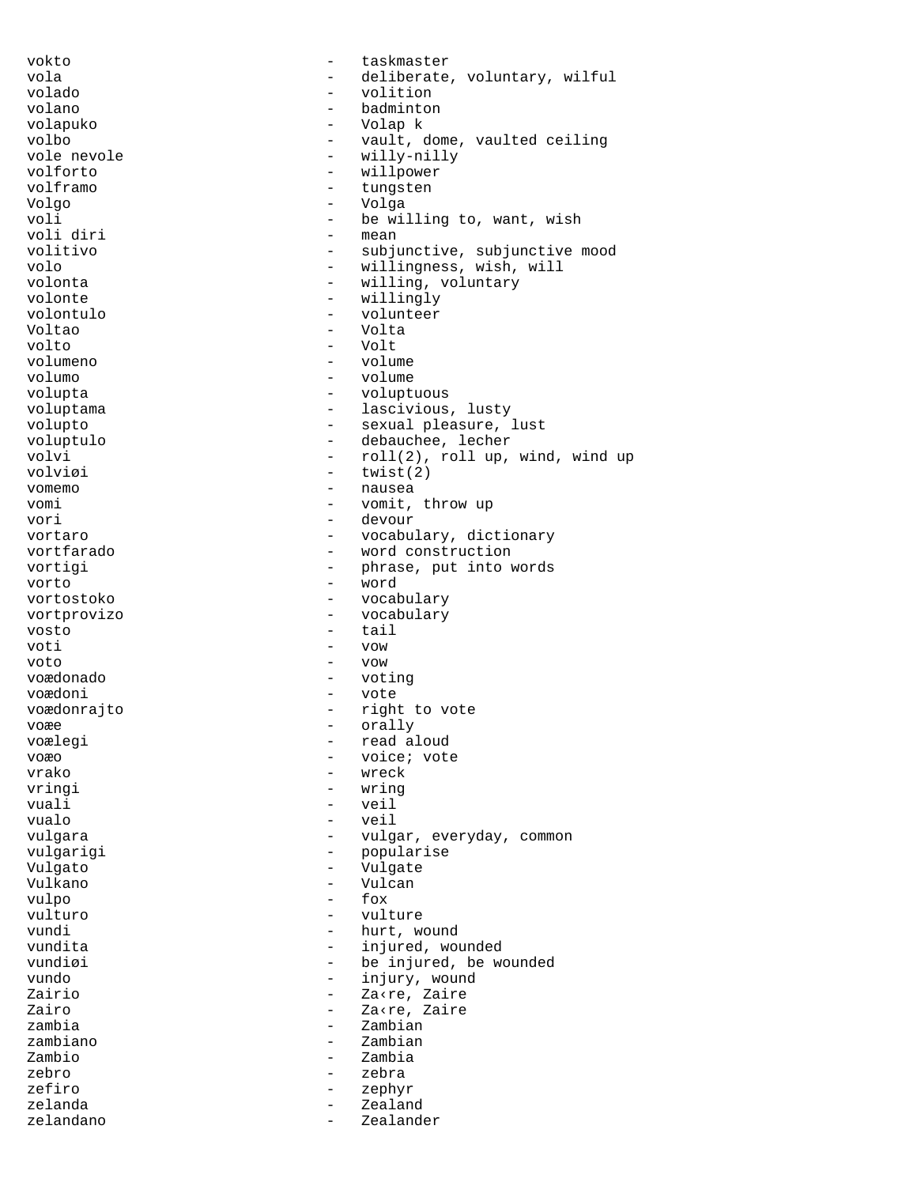vokto - taskmaster
vola - deliberate, voluntary, wilful
volado - volition
volano - badminton
volapuko - Volap k
volbo - vault, dome, vaulted ceiling
vole nevole - willy-nilly
volforto - willpower
volframo - tungsten
Volgo - Volga
voli - be willing to, want, wish
voli diri - mean
volitivo - subjunctive, subjunctive mood
volo - willingness, wish, will
volonta - willing, voluntary
volonte - willingly
volontulo - volunteer
Voltao - Volta
volto - Volt
volumeno - volume
volumo - volume
volupta - voluptuous
voluptama - lascivious, lusty
volupto - sexual pleasure, lust
voluptulo - debauchee, lecher
volvi - roll(2), roll up, wind, wind up
volviøi - twist(2)
vomemo - nausea
vomi - vomit, throw up
vori - devour
vortaro - vocabulary, dictionary
vortfarado - word construction
vortigi - phrase, put into words
vorto - word
vortostoko - vocabulary
vortprovizo - vocabulary
vosto - tail
voti - vow
voto - vow
voædonado - voting
voædoni - vote
voædonrajto - right to vote
voæe - orally
voælegi - read aloud
voæo - voice; vote
vrako - wreck
vringi - wring
vuali - veil
vualo - veil
vulgara - vulgar, everyday, common
vulgarigi - popularise
Vulgato - Vulgate
Vulkano - Vulcan
vulpo - fox
vulturo - vulture
vundi - hurt, wound
vundita - injured, wounded
vundiøi - be injured, be wounded
vundo - injury, wound
Zairio - Za‹re, Zaire
Zairo - Za‹re, Zaire
zambia - Zambian
zambiano - Zambian
Zambio - Zambia
zebro - zebra
zefiro - zephyr
zelanda - Zealand
zelandano - Zealander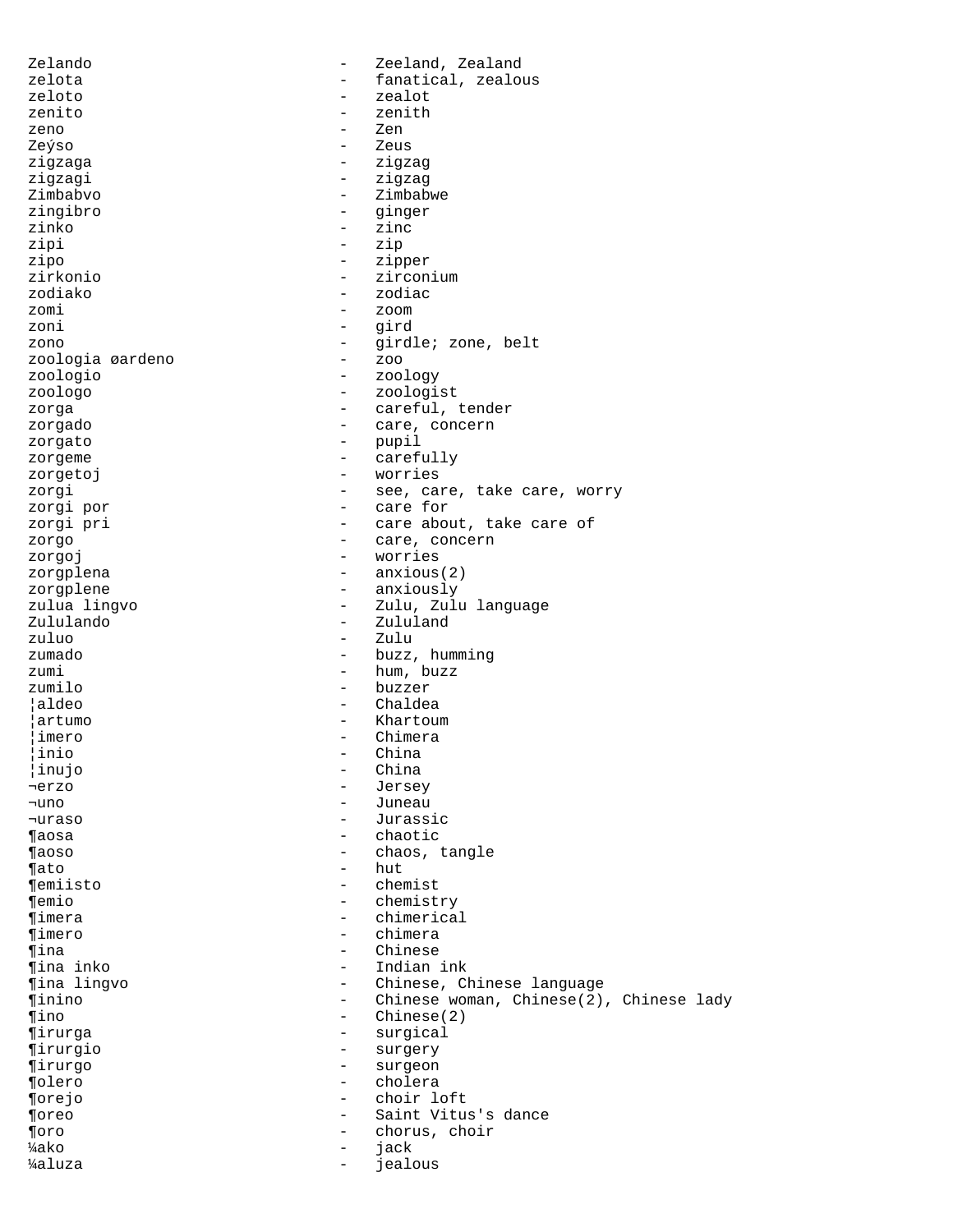Zelando - Zeeland, Zealand
zelota - fanatical, zealous
zeloto - zealot
zenito - zenith
zeno - Zen
Zeýso - Zeus
zigzaga - zigzag
zigzagi - zigzag
Zimbabvo - Zimbabwe
zingibro - ginger
zinko - zinc
zipi - zip
zipo - zipper
zirkonio - zirconium
zodiako - zodiac
zomi - zoom
zoni - gird
zono - girdle; zone, belt
zoologia øardeno - zoo
zoologio - zoology
zoologo - zoologist
zorga - careful, tender
zorgado - care, concern
zorgato - pupil
zorgeme - carefully
zorgetoj - worries
zorgi - see, care, take care, worry
zorgi por - care for
zorgi pri - care about, take care of
zorgo - care, concern
zorgoj - worries
zorgplena - anxious(2)
zorgplene - anxiously
zulua lingvo - Zulu, Zulu language
Zululando - Zululand
zuluo - Zulu
zumado - buzz, humming
zumi - hum, buzz
zumilo - buzzer
¦aldeo - Chaldea
¦artumo - Khartoum
¦imero - Chimera
¦inio - China
¦inujo - China
¬erzo - Jersey
¬uno - Juneau
¬uraso - Jurassic
¶aosa - chaotic
¶aoso - chaos, tangle
¶ato - hut
¶emiisto - chemist
¶emio - chemistry
¶imera - chimerical
¶imero - chimera
¶ina - Chinese
¶ina inko - Indian ink
¶ina lingvo - Chinese, Chinese language
¶inino - Chinese woman, Chinese(2), Chinese lady
¶ino - Chinese(2)
¶irurga - surgical
¶irurgio - surgery
¶irurgo - surgeon
¶olero - cholera
¶orejo - choir loft
¶oreo - Saint Vitus's dance
¶oro - chorus, choir
¼ako - jack
¼aluza - jealous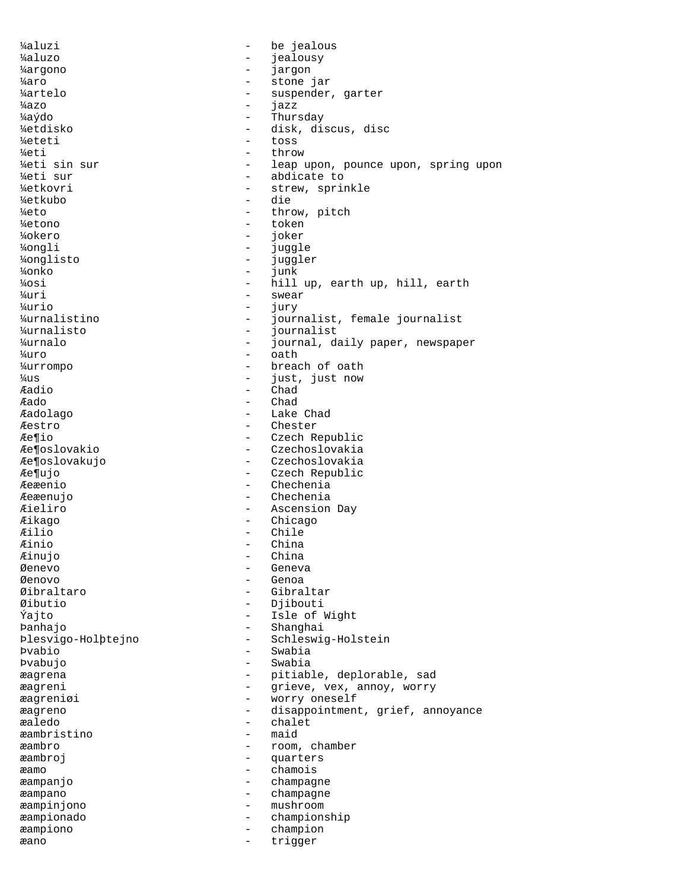¼aluzi - be jealous
¼aluzo - jealousy
¼argono - jargon
¼aro - stone jar
¼artelo - suspender, garter
¼azo - jazz
¼aýdo - Thursday
¼etdisko - disk, discus, disc
¼eteti - toss
¼eti - throw
¼eti sin sur - leap upon, pounce upon, spring upon
¼eti sur - abdicate to
¼etkovri - strew, sprinkle
¼etkubo - die
¼eto - throw, pitch
¼etono - token
¼okero - joker
¼ongli - juggle
¼onglisto - juggler
¼onko - junk
¼osi - hill up, earth up, hill, earth
¼uri - swear
¼urio - jury
¼urnalistino - journalist, female journalist
¼urnalisto - journalist
¼urnalo - journal, daily paper, newspaper
¼uro - oath
¼urrompo - breach of oath
¼us - just, just now
Æadio - Chad
Æado - Chad
Æadolago - Lake Chad
Æestro - Chester
Æe¶io - Czech Republic
Æe¶oslovakio - Czechoslovakia
Æe¶oslovakujo - Czechoslovakia
Æe¶ujo - Czech Republic
Æeæenio - Chechenia
Æeæenujo - Chechenia
Æieliro - Ascension Day
Æikago - Chicago
Æilio - Chile
Æinio - China
Æinujo - China
Øenevo - Geneva
Øenovo - Genoa
Øibraltaro - Gibraltar
Øibutio - Djibouti
Ýajto - Isle of Wight
Þanhajo - Shanghai
Þlesvigo-Holþtejno - Schleswig-Holstein
Þvabio - Swabia
Þvabujo - Swabia
æagrena - pitiable, deplorable, sad
æagreni - grieve, vex, annoy, worry
æagreniøi - worry oneself
æagreno - disappointment, grief, annoyance
æaledo - chalet
æambristino - maid
æambro - room, chamber
æambroj - quarters
æamo - chamois
æampanjo - champagne
æampano - champagne
æampinjono - mushroom
æampionado - championship
æampiono - champion
æano - trigger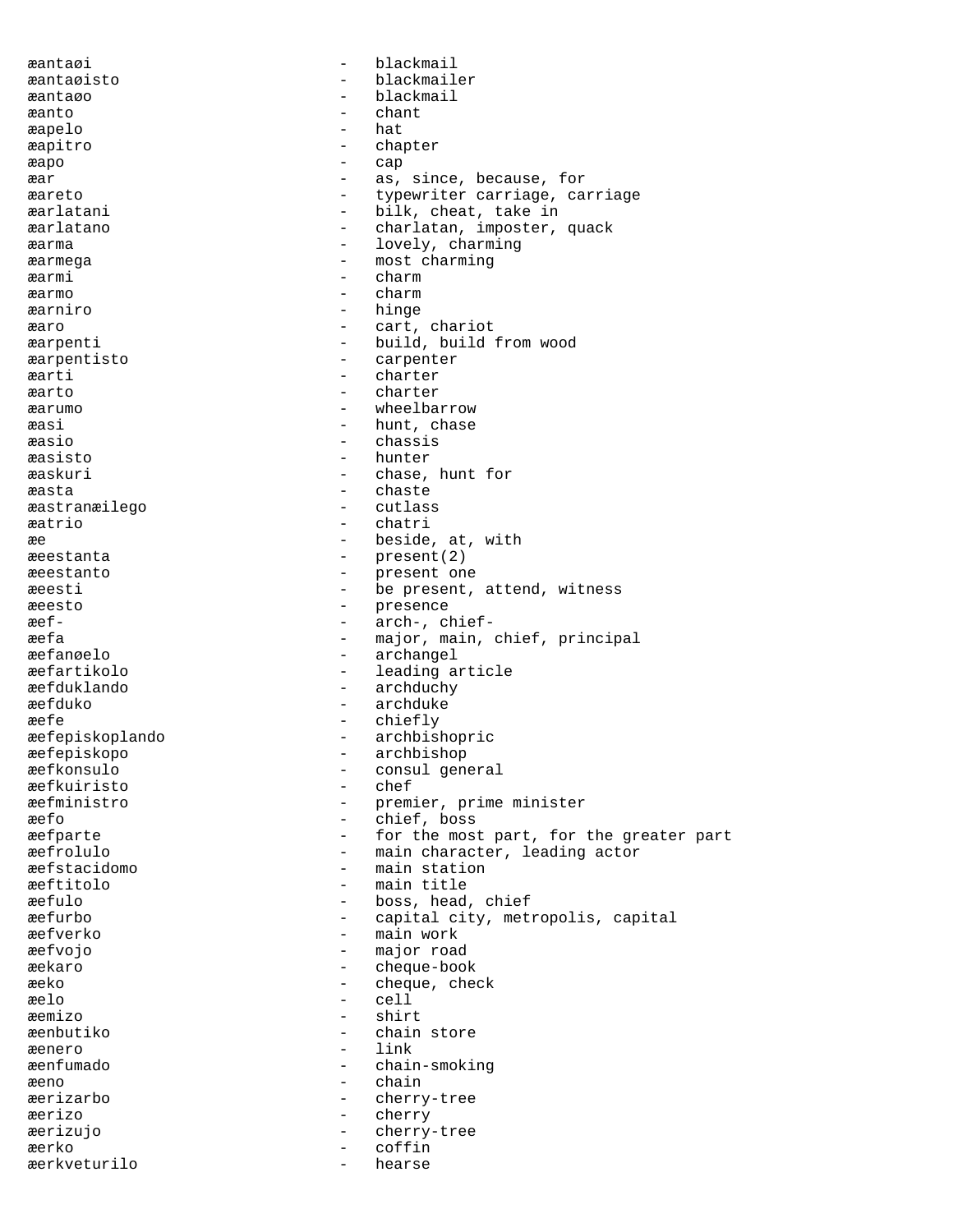æantaøi - blackmail
æantaøisto - blackmailer
æantaøo - blackmail
æanto - chant
æapelo - hat
æapitro - chapter
æapo - cap
æar - as, since, because, for
æareto - typewriter carriage, carriage
æarlatani - bilk, cheat, take in
æarlatano - charlatan, imposter, quack
æarma - lovely, charming
æarmega - most charming
æarmi - charm
æarmo - charm
æarniro - hinge
æaro - cart, chariot
æarpenti - build, build from wood
æarpentisto - carpenter
æarti - charter
æarto - charter
æarumo - wheelbarrow
æasi - hunt, chase
æasio - chassis
æasisto - hunter
æaskuri - chase, hunt for
æasta - chaste
æastranæilego - cutlass
æatrio - chatri
æe - beside, at, with
æeestanta - present(2)
æeestanto - present one
æeesti - be present, attend, witness
æeesto - presence
æef- - arch-, chief-
æefa - major, main, chief, principal
æefanøelo - archangel
æefartikolo - leading article
æefduklando - archduchy
æefduko - archduke
æefe - chiefly
æefepiskoplando - archbishopric
æefepiskopo - archbishop
æefkonsulo - consul general
æefkuiristo - chef
æefministro - premier, prime minister
æefo - chief, boss
æefparte - for the most part, for the greater part
æefrolulo - main character, leading actor
æefstacidomo - main station
æeftitolo - main title
æefulo - boss, head, chief
æefurbo - capital city, metropolis, capital
æefverko - main work
æefvojo - major road
æekaro - cheque-book
æeko - cheque, check
æelo - cell
æemizo - shirt
æenbutiko - chain store
æenero - link
æenfumado - chain-smoking
æeno - chain
æerizarbo - cherry-tree
æerizo - cherry
æerizujo - cherry-tree
æerko - coffin
æerkveturilo - hearse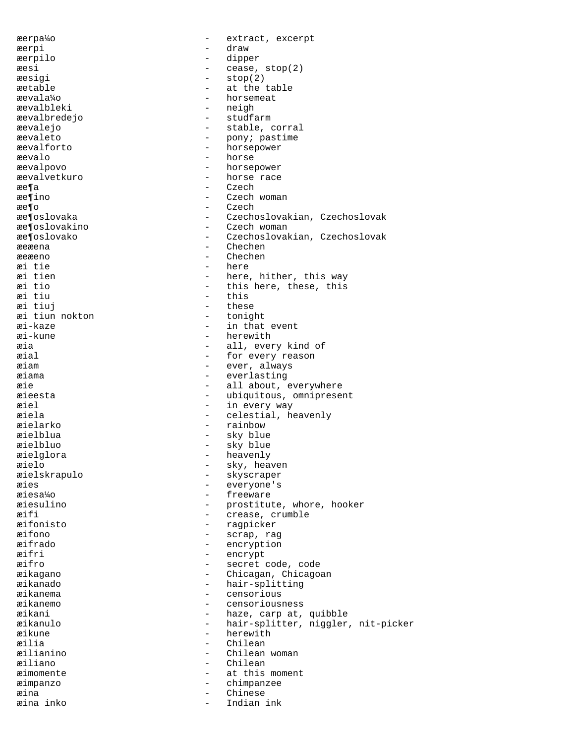æerpa¼o - extract, excerpt
æerpi - draw
æerpilo - dipper
æesi - cease, stop(2)
æesigi - stop(2)
æetable - at the table
æevala¼o - horsemeat
æevalbleki - neigh
æevalbredejo - studfarm
æevalejo - stable, corral
æevaleto - pony; pastime
æevalforto - horsepower
æevalo - horse
æevalpovo - horsepower
æevalvetkuro - horse race
æe¶a - Czech
æe¶ino - Czech woman
æe¶o - Czech
æe¶oslovaka - Czechoslovakian, Czechoslovak
æe¶oslovakino - Czech woman
æe¶oslovako - Czechoslovakian, Czechoslovak
æeæena - Chechen
æeæeno - Chechen
æi tie - here
æi tien - here, hither, this way
æi tio - this here, these, this
æi tiu - this
æi tiuj - these
æi tiun nokton - tonight
æi-kaze - in that event
æi-kune - herewith
æia - all, every kind of
æial - for every reason
æiam - ever, always
æiama - everlasting
æie - all about, everywhere
æieesta - ubiquitous, omnipresent
æiel - in every way
æiela - celestial, heavenly
æielarko - rainbow
æielblua - sky blue
æielbluo - sky blue
æielglora - heavenly
æielo - sky, heaven
æielskrapulo - skyscraper
æies - everyone's
æiesa¼o - freeware
æiesulino - prostitute, whore, hooker
æifi - crease, crumble
æifonisto - ragpicker
æifono - scrap, rag
æifrado - encryption
æifri - encrypt
æifro - secret code, code
æikagano - Chicagan, Chicagoan
æikanado - hair-splitting
æikanema - censorious
æikanemo - censoriousness
æikani - haze, carp at, quibble
æikanulo - hair-splitter, niggler, nit-picker
æikune - herewith
æilia - Chilean
æilianino - Chilean woman
æiliano - Chilean
æimomente - at this moment
æimpanzo - chimpanzee
æina - Chinese
æina inko - Indian ink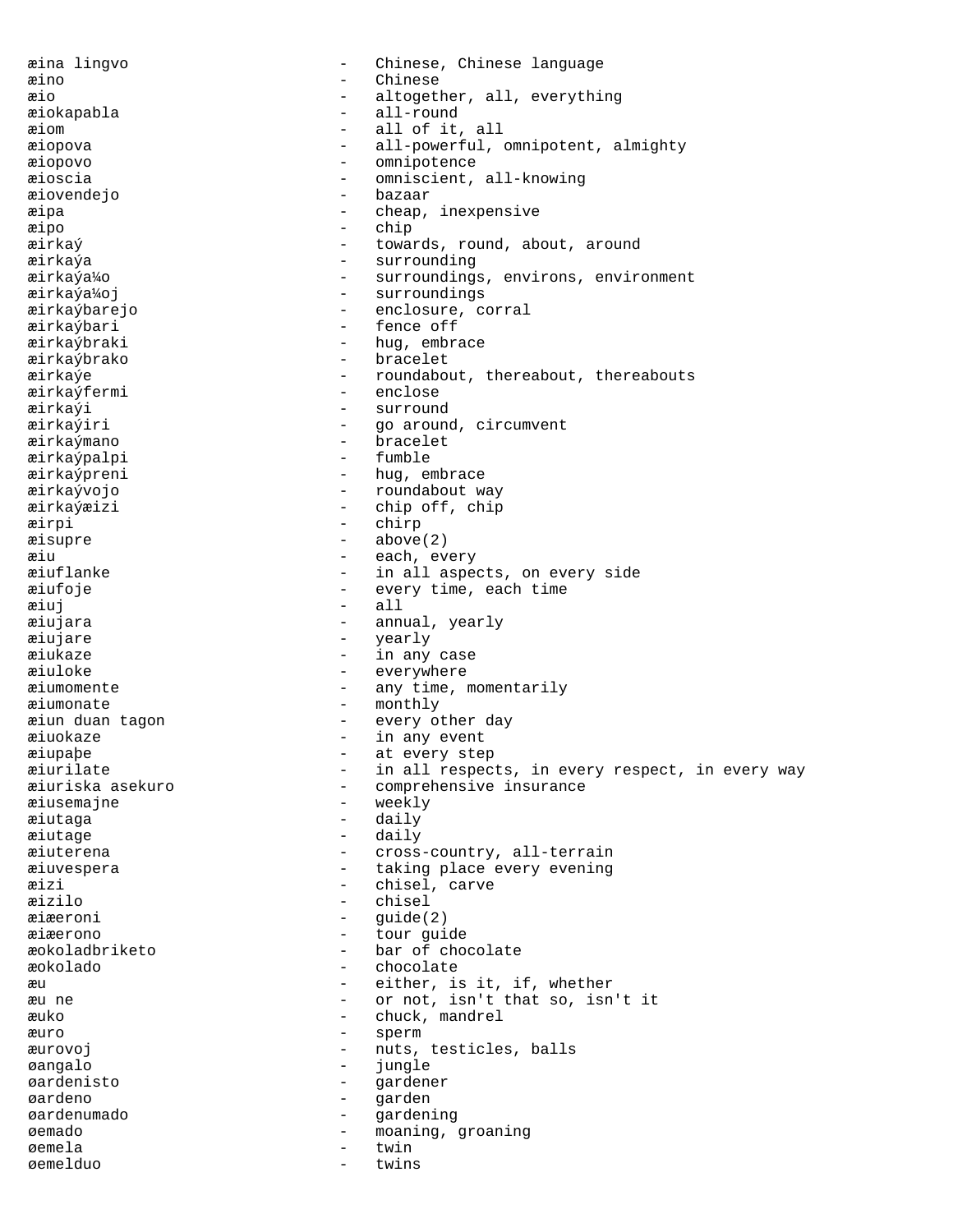æina lingvo - Chinese, Chinese language
æino - Chinese
æio - altogether, all, everything
æiokapabla - all-round
æiom - all of it, all
æiopova - all-powerful, omnipotent, almighty
æiopovo - omnipotence
æioscia - omniscient, all-knowing
æiovendejo - bazaar
æipa - cheap, inexpensive
æipo - chip
æirkaý - towards, round, about, around
æirkaýa - surrounding
æirkaýa¼o - surroundings, environs, environment
æirkaýa¼oj - surroundings
æirkaýbarejo - enclosure, corral
æirkaýbari - fence off
æirkaýbraki - hug, embrace
æirkaýbrako - bracelet
æirkaýe - roundabout, thereabout, thereabouts
æirkaýfermi - enclose
æirkaýi - surround
æirkaýiri - go around, circumvent
æirkaýmano - bracelet
æirkaýpalpi - fumble
æirkaýpreni - hug, embrace
æirkaývojo - roundabout way
æirkaýæizi - chip off, chip
æirpi - chirp
æisupre - above(2)
æiu - each, every
æiuflanke - in all aspects, on every side
æiufoje - every time, each time
æiuj - all
æiujara - annual, yearly
æiujare - yearly
æiukaze - in any case
æiuloke - everywhere
æiumomente - any time, momentarily
æiumonate - monthly
æiun duan tagon - every other day
æiuokaze - in any event
æiupaþe - at every step
æiurilate - in all respects, in every respect, in every way
æiuriska asekuro - comprehensive insurance
æiusemajne - weekly
æiutaga - daily
æiutage - daily
æiuterena - cross-country, all-terrain
æiuvespera - taking place every evening
æizi - chisel, carve
æizilo - chisel
æiæeroni - guide(2)
æiæerono - tour guide
æokoladbriketo - bar of chocolate
æokolado - chocolate
æu - either, is it, if, whether
æu ne - or not, isn't that so, isn't it
æuko - chuck, mandrel
æuro - sperm
æurovoj - nuts, testicles, balls
øangalo - jungle
øardenisto - gardener
øardeno - garden
øardenumado - gardening
øemado - moaning, groaning
øemela - twin
øemelduo - twins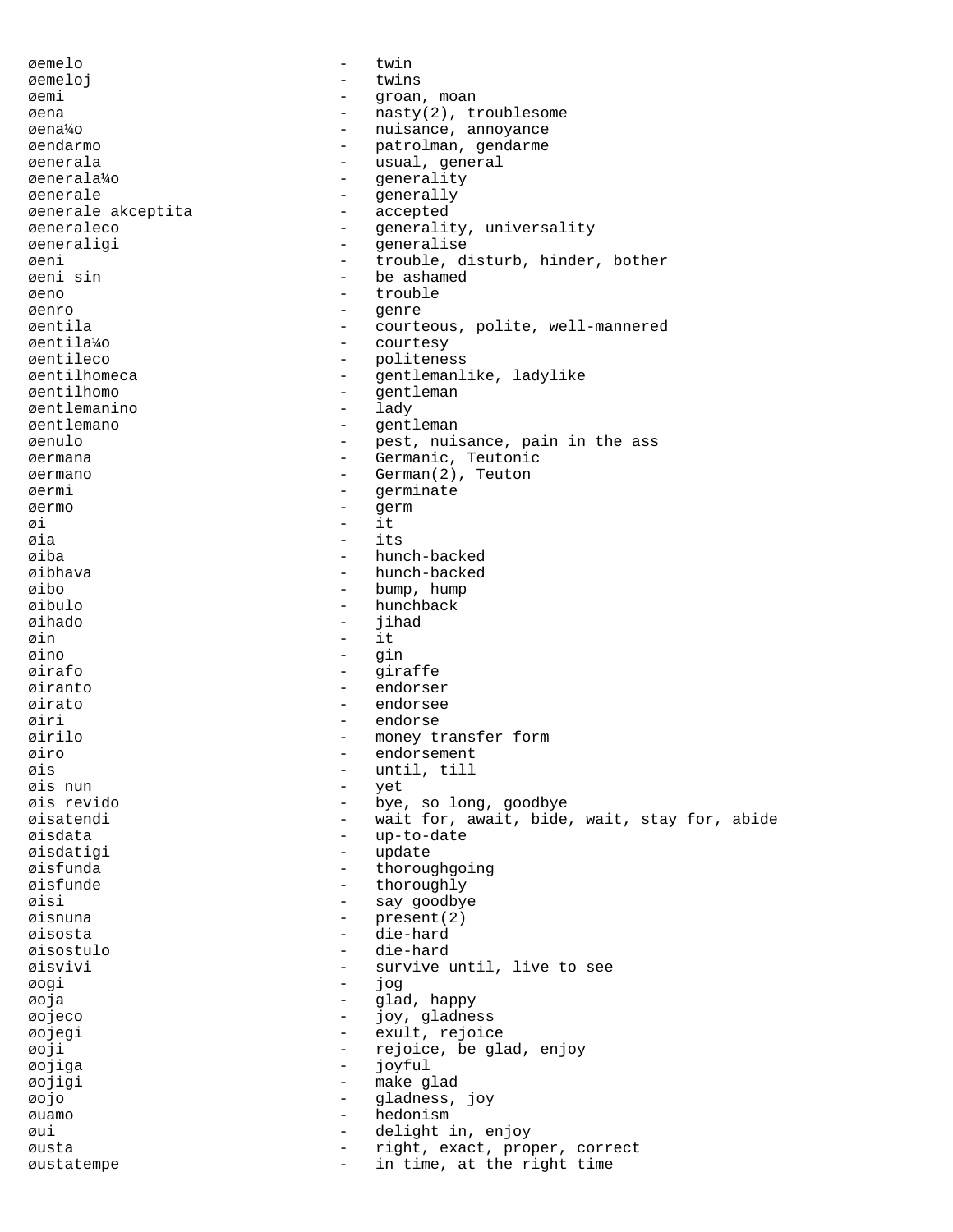```
øemelo                    -   twin
øemeloj                   -   twins
øemi                      -   groan, moan
øena                      -   nasty(2), troublesome
øena¼o                    -   nuisance, annoyance
øendarmo                  -   patrolman, gendarme
øenerala                  -   usual, general
øenerala¼o                -   generality
øenerale                  -   generally
øenerale akceptita        -   accepted
øeneraleco                -   generality, universality
øeneraligi                -   generalise
øeni                      -   trouble, disturb, hinder, bother
øeni sin                  -   be ashamed
øeno                      -   trouble
øenro                     -   genre
øentila                   -   courteous, polite, well-mannered
øentila¼o                 -   courtesy
øentileco                 -   politeness
øentilhomeca              -   gentlemanlike, ladylike
øentilhomo                -   gentleman
øentlemanino              -   lady
øentlemano                -   gentleman
øenulo                    -   pest, nuisance, pain in the ass
øermana                   -   Germanic, Teutonic
øermano                   -   German(2), Teuton
øermi                     -   germinate
øermo                     -   germ
øi                        -   it
øia                       -   its
øiba                      -   hunch-backed
øibhava                   -   hunch-backed
øibo                      -   bump, hump
øibulo                    -   hunchback
øihado                    -   jihad
øin                       -   it
øino                      -   gin
øirafo                    -   giraffe
øiranto                   -   endorser
øirato                    -   endorsee
øiri                      -   endorse
øirilo                    -   money transfer form
øiro                      -   endorsement
øis                       -   until, till
øis nun                   -   yet
øis revido                -   bye, so long, goodbye
øisatendi                 -   wait for, await, bide, wait, stay for, abide
øisdata                   -   up-to-date
øisdatigi                 -   update
øisfunda                  -   thoroughgoing
øisfunde                  -   thoroughly
øisi                      -   say goodbye
øisnuna                   -   present(2)
øisosta                   -   die-hard
øisostulo                 -   die-hard
øisvivi                   -   survive until, live to see
øogi                      -   jog
øoja                      -   glad, happy
øojeco                    -   joy, gladness
øojegi                    -   exult, rejoice
øoji                      -   rejoice, be glad, enjoy
øojiga                    -   joyful
øojigi                    -   make glad
øojo                      -   gladness, joy
øuamo                     -   hedonism
øui                       -   delight in, enjoy
øusta                     -   right, exact, proper, correct
øustatempe                -   in time, at the right time
```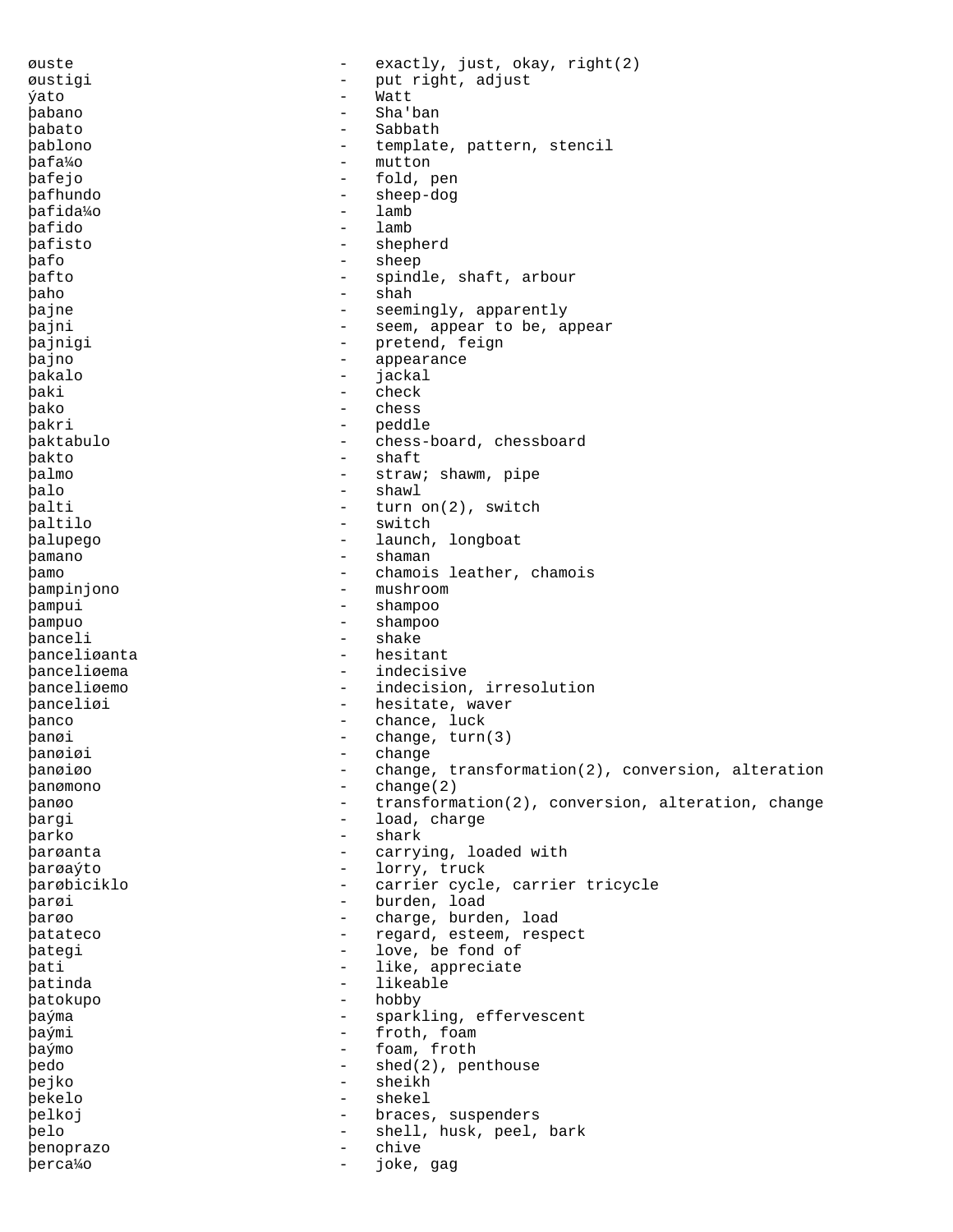øuste - exactly, just, okay, right(2)
øustigi - put right, adjust
ýato - Watt
þabano - Sha'ban
þabato - Sabbath
þablono - template, pattern, stencil
þafa¼o - mutton
þafejo - fold, pen
þafhundo - sheep-dog
þafida¼o - lamb
þafido - lamb
þafisto - shepherd
þafo - sheep
þafto - spindle, shaft, arbour
þaho - shah
þajne - seemingly, apparently
þajni - seem, appear to be, appear
þajnigi - pretend, feign
þajno - appearance
þakalo - jackal
þaki - check
þako - chess
þakri - peddle
þaktabulo - chess-board, chessboard
þakto - shaft
þalmo - straw; shawm, pipe
þalo - shawl
þalti - turn on(2), switch
þaltilo - switch
þalupego - launch, longboat
þamano - shaman
þamo - chamois leather, chamois
þampinjono - mushroom
þampui - shampoo
þampuo - shampoo
þanceli - shake
þanceliøanta - hesitant
þanceliøema - indecisive
þanceliøemo - indecision, irresolution
þanceliøi - hesitate, waver
þanco - chance, luck
þanøi - change, turn(3)
þanøiøi - change
þanøiøo - change, transformation(2), conversion, alteration
þanømono - change(2)
þanøo - transformation(2), conversion, alteration, change
þargi - load, charge
þarko - shark
þarøanta - carrying, loaded with
þarøaýto - lorry, truck
þarøbiciklo - carrier cycle, carrier tricycle
þarøi - burden, load
þarøo - charge, burden, load
þatateco - regard, esteem, respect
þategi - love, be fond of
þati - like, appreciate
þatinda - likeable
þatokupo - hobby
þaýma - sparkling, effervescent
þaými - froth, foam
þaýmo - foam, froth
þedo - shed(2), penthouse
þejko - sheikh
þekelo - shekel
þelkoj - braces, suspenders
þelo - shell, husk, peel, bark
þenoprazo - chive
þerca¼o - joke, gag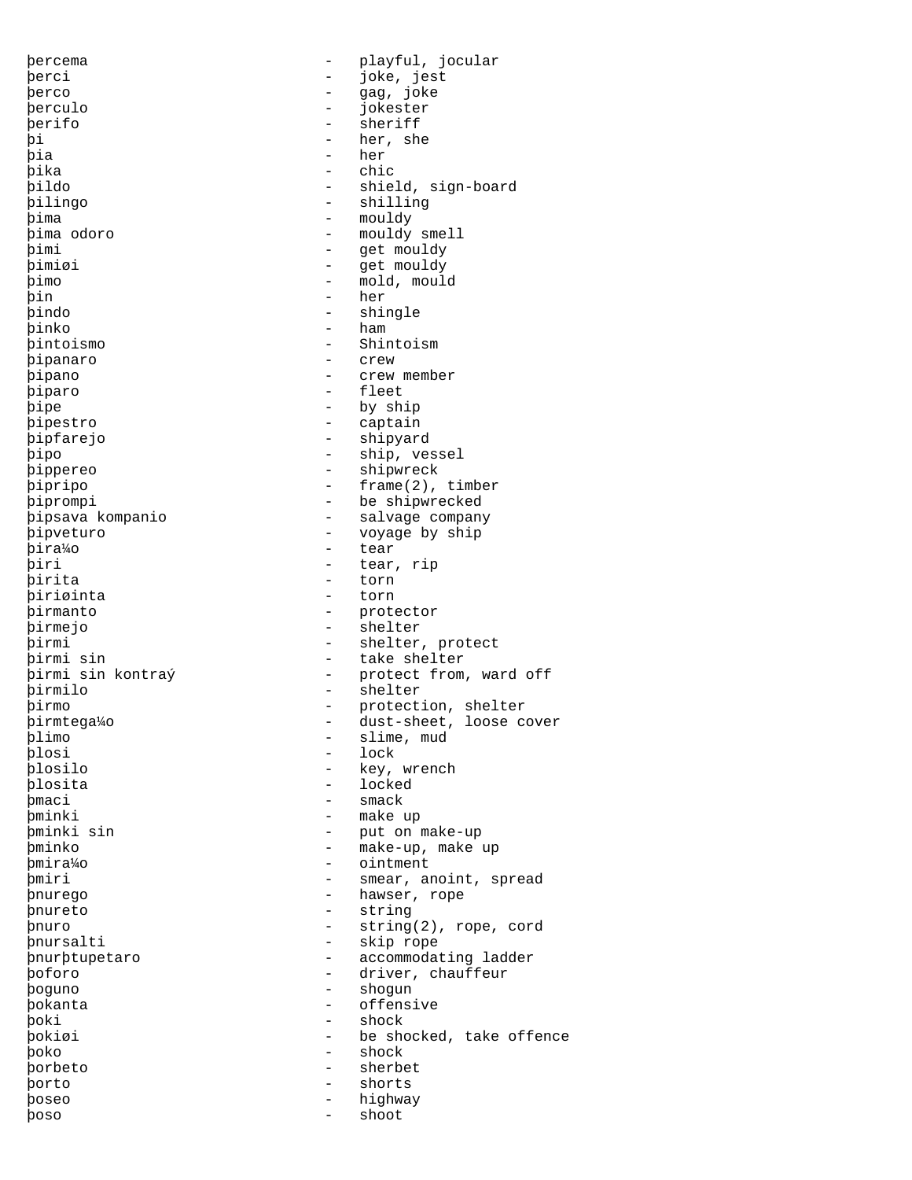þercema - playful, jocular
þerci - joke, jest
þerco - gag, joke
þerculo - jokester
þerifo - sheriff
þi - her, she
þia - her
þika - chic
þildo - shield, sign-board
þilingo - shilling
þima - mouldy
þima odoro - mouldy smell
þimi - get mouldy
þimiøi - get mouldy
þimo - mold, mould
þin - her
þindo - shingle
þinko - ham
þintoismo - Shintoism
þipanaro - crew
þipano - crew member
þiparo - fleet
þipe - by ship
þipestro - captain
þipfarejo - shipyard
þipo - ship, vessel
þippereo - shipwreck
þipripo - frame(2), timber
þiprompi - be shipwrecked
þipsava kompanio - salvage company
þipveturo - voyage by ship
þira¼o - tear
þiri - tear, rip
þirita - torn
þiriøinta - torn
þirmanto - protector
þirmejo - shelter
þirmi - shelter, protect
þirmi sin - take shelter
þirmi sin kontraý - protect from, ward off
þirmilo - shelter
þirmo - protection, shelter
þirmtega¼o - dust-sheet, loose cover
þlimo - slime, mud
þlosi - lock
þlosilo - key, wrench
þlosita - locked
þmaci - smack
þminki - make up
þminki sin - put on make-up
þminko - make-up, make up
þmira¼o - ointment
þmiri - smear, anoint, spread
þnurego - hawser, rope
þnureto - string
þnuro - string(2), rope, cord
þnursalti - skip rope
þnurþtupetaro - accommodating ladder
þoforo - driver, chauffeur
þoguno - shogun
þokanta - offensive
þoki - shock
þokiøi - be shocked, take offence
þoko - shock
þorbeto - sherbet
þorto - shorts
þoseo - highway
þoso - shoot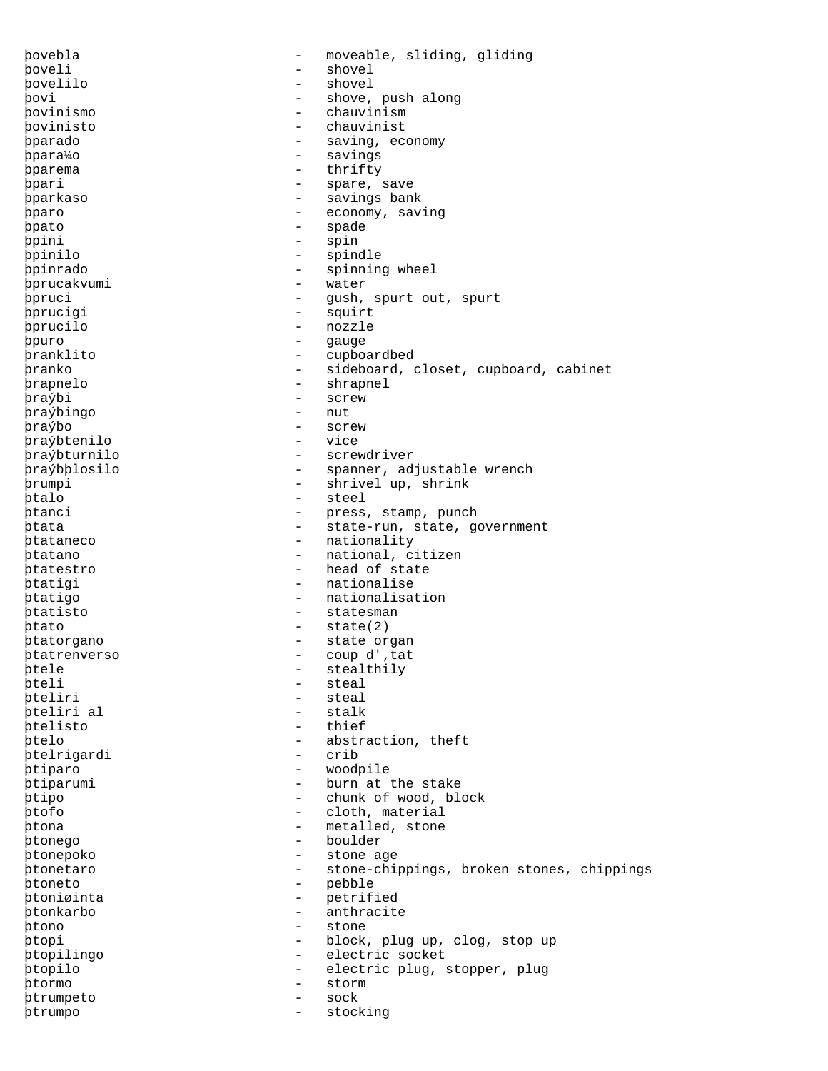þovebla - moveable, sliding, gliding
þoveli - shovel
þovelilo - shovel
þovi - shove, push along
þovinismo - chauvinism
þovinisto - chauvinist
þparado - saving, economy
þpara¼o - savings
þparema - thrifty
þpari - spare, save
þparkaso - savings bank
þparo - economy, saving
þpato - spade
þpini - spin
þpinilo - spindle
þpinrado - spinning wheel
þprucakvumi - water
þpruci - gush, spurt out, spurt
þprucigi - squirt
þprucilo - nozzle
þpuro - gauge
þranklito - cupboardbed
þranko - sideboard, closet, cupboard, cabinet
þrapnelo - shrapnel
þraýbi - screw
þraýbingo - nut
þraýbo - screw
þraýbtenilo - vice
þraýbturnilo - screwdriver
þraýbþlosilo - spanner, adjustable wrench
þrumpi - shrivel up, shrink
þtalo - steel
þtanci - press, stamp, punch
þtata - state-run, state, government
þtataneco - nationality
þtatano - national, citizen
þtatestro - head of state
þtatigi - nationalise
þtatigo - nationalisation
þtatisto - statesman
þtato - state(2)
þtatorgano - state organ
þtatrenverso - coup d',tat
þtele - stealthily
þteli - steal
þteliri - steal
þteliri al - stalk
þtelisto - thief
þtelo - abstraction, theft
þtelrigardi - crib
þtiparo - woodpile
þtiparumi - burn at the stake
þtipo - chunk of wood, block
þtofo - cloth, material
þtona - metalled, stone
þtonego - boulder
þtonepoko - stone age
þtonetaro - stone-chippings, broken stones, chippings
þtoneto - pebble
þtoniøinta - petrified
þtonkarbo - anthracite
þtono - stone
þtopi - block, plug up, clog, stop up
þtopilingo - electric socket
þtopilo - electric plug, stopper, plug
þtormo - storm
þtrumpeto - sock
þtrumpo - stocking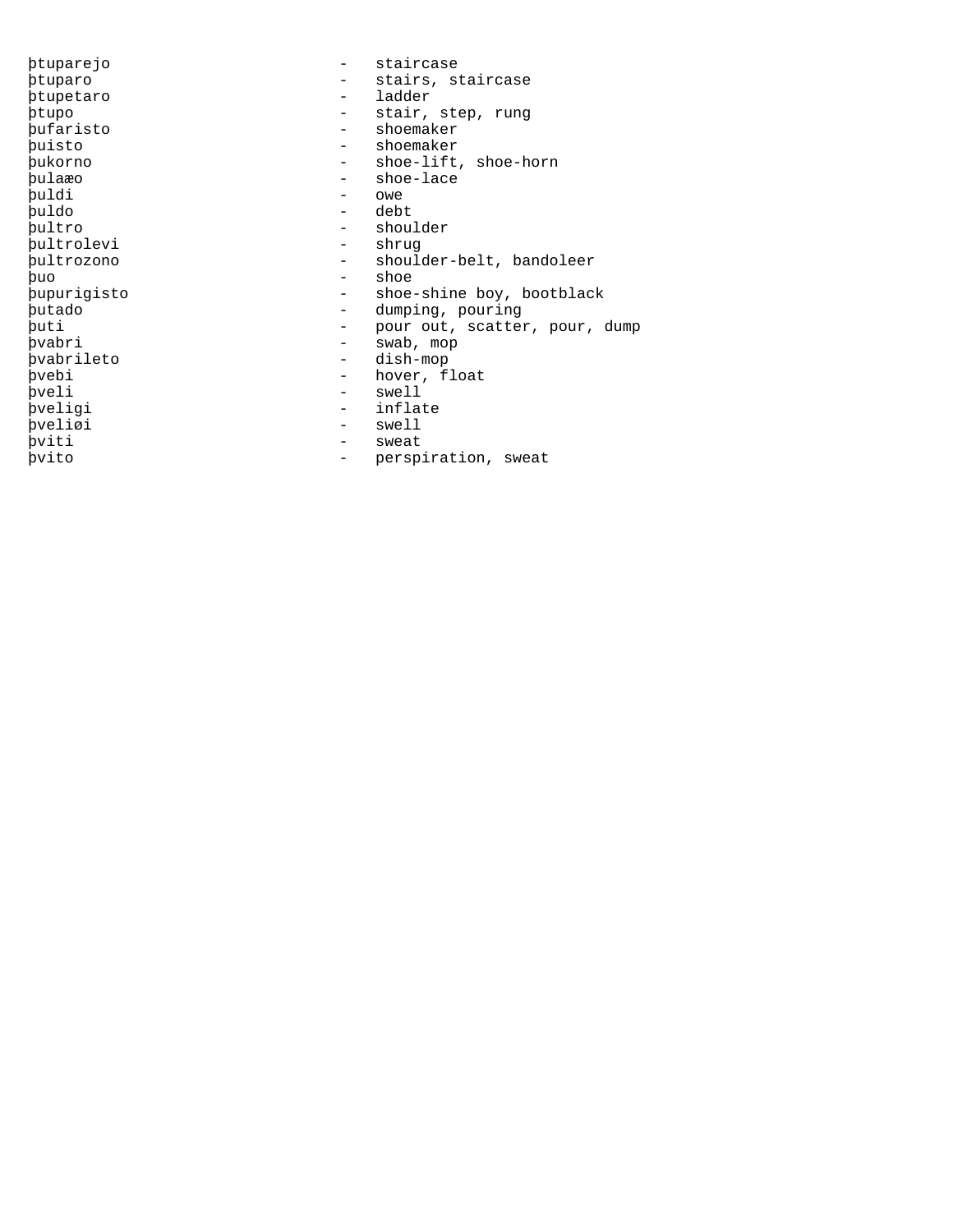þtuparejo - staircase
þtuparo - stairs, staircase
þtupetaro - ladder
þtupo - stair, step, rung
þufaristo - shoemaker
þuisto - shoemaker
þukorno - shoe-lift, shoe-horn
þulaæo - shoe-lace
þuldi - owe
þuldo - debt
þultro - shoulder
þultrolevi - shrug
þultrozono - shoulder-belt, bandoleer
þuo - shoe
þupurigisto - shoe-shine boy, bootblack
þutado - dumping, pouring
þuti - pour out, scatter, pour, dump
þvabri - swab, mop
þvabrileto - dish-mop
þvebi - hover, float
þveli - swell
þveligi - inflate
þveliøi - swell
þviti - sweat
þvito - perspiration, sweat